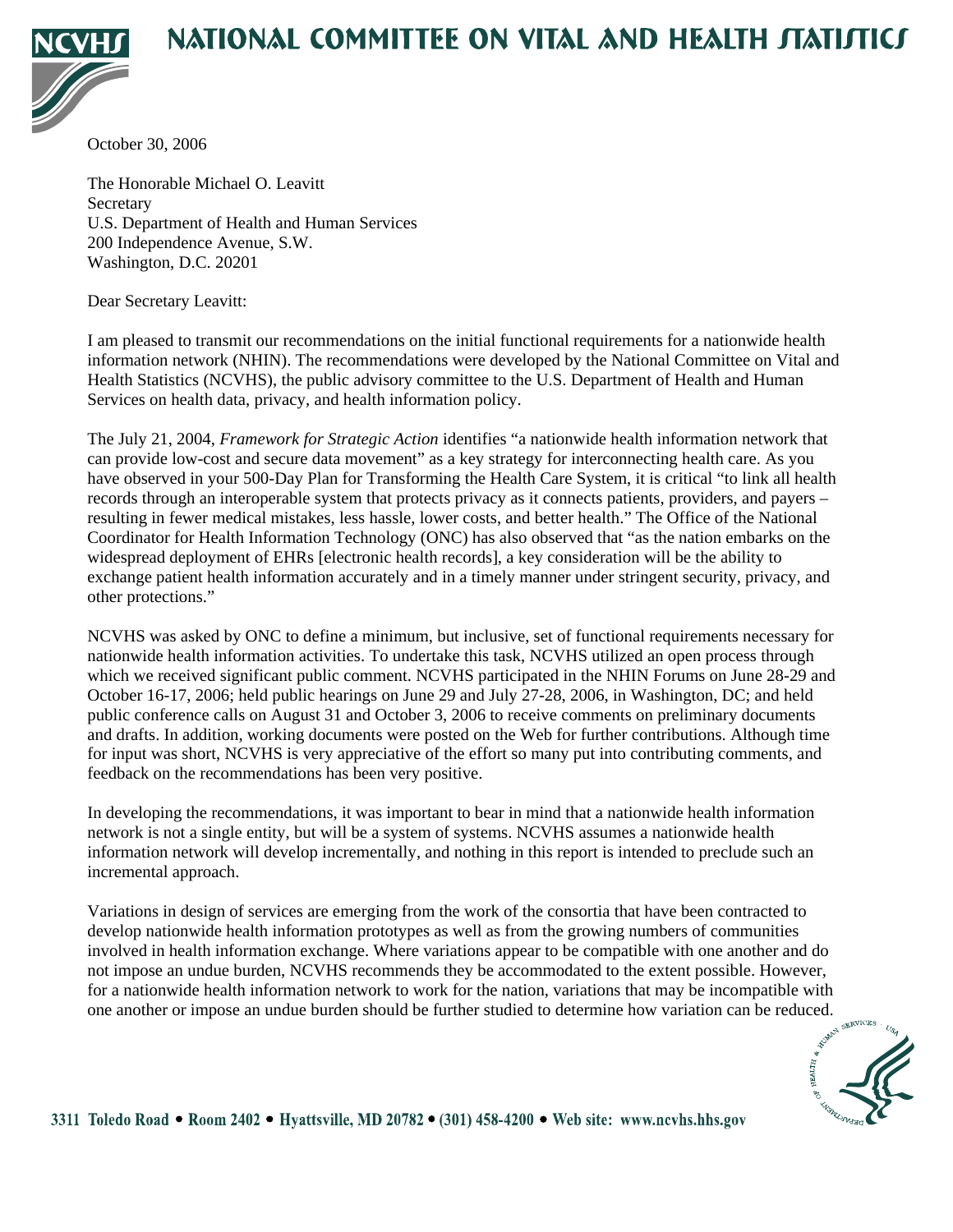# NATIONAL COMMITTEE ON VITAL AND HEALTH STATISTICS

October 30, 2006

The Honorable Michael O. Leavitt
Secretary
U.S. Department of Health and Human Services
200 Independence Avenue, S.W.
Washington, D.C. 20201

Dear Secretary Leavitt:

I am pleased to transmit our recommendations on the initial functional requirements for a nationwide health information network (NHIN). The recommendations were developed by the National Committee on Vital and Health Statistics (NCVHS), the public advisory committee to the U.S. Department of Health and Human Services on health data, privacy, and health information policy.

The July 21, 2004, *Framework for Strategic Action* identifies "a nationwide health information network that can provide low-cost and secure data movement" as a key strategy for interconnecting health care. As you have observed in your 500-Day Plan for Transforming the Health Care System, it is critical "to link all health records through an interoperable system that protects privacy as it connects patients, providers, and payers – resulting in fewer medical mistakes, less hassle, lower costs, and better health." The Office of the National Coordinator for Health Information Technology (ONC) has also observed that "as the nation embarks on the widespread deployment of EHRs [electronic health records], a key consideration will be the ability to exchange patient health information accurately and in a timely manner under stringent security, privacy, and other protections."

NCVHS was asked by ONC to define a minimum, but inclusive, set of functional requirements necessary for nationwide health information activities. To undertake this task, NCVHS utilized an open process through which we received significant public comment. NCVHS participated in the NHIN Forums on June 28-29 and October 16-17, 2006; held public hearings on June 29 and July 27-28, 2006, in Washington, DC; and held public conference calls on August 31 and October 3, 2006 to receive comments on preliminary documents and drafts. In addition, working documents were posted on the Web for further contributions. Although time for input was short, NCVHS is very appreciative of the effort so many put into contributing comments, and feedback on the recommendations has been very positive.

In developing the recommendations, it was important to bear in mind that a nationwide health information network is not a single entity, but will be a system of systems. NCVHS assumes a nationwide health information network will develop incrementally, and nothing in this report is intended to preclude such an incremental approach.

Variations in design of services are emerging from the work of the consortia that have been contracted to develop nationwide health information prototypes as well as from the growing numbers of communities involved in health information exchange. Where variations appear to be compatible with one another and do not impose an undue burden, NCVHS recommends they be accommodated to the extent possible. However, for a nationwide health information network to work for the nation, variations that may be incompatible with one another or impose an undue burden should be further studied to determine how variation can be reduced.

3311 Toledo Road • Room 2402 • Hyattsville, MD 20782 • (301) 458-4200 • Web site: www.ncvhs.hhs.gov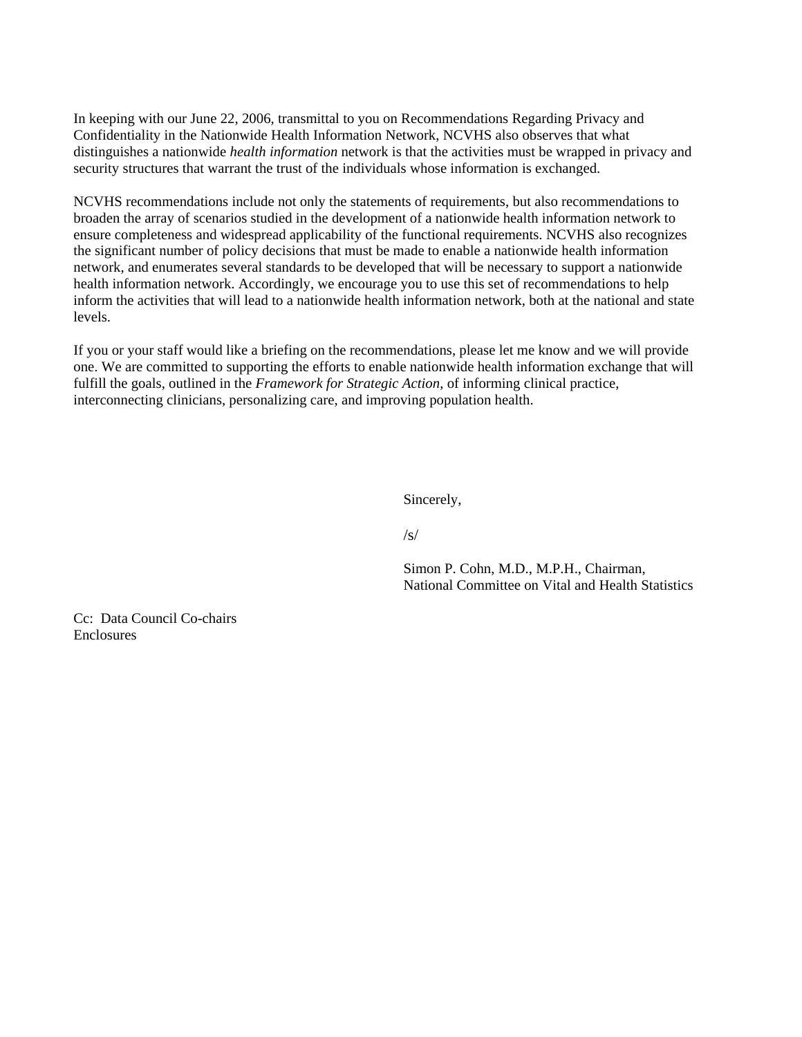In keeping with our June 22, 2006, transmittal to you on Recommendations Regarding Privacy and Confidentiality in the Nationwide Health Information Network, NCVHS also observes that what distinguishes a nationwide *health information* network is that the activities must be wrapped in privacy and security structures that warrant the trust of the individuals whose information is exchanged.

NCVHS recommendations include not only the statements of requirements, but also recommendations to broaden the array of scenarios studied in the development of a nationwide health information network to ensure completeness and widespread applicability of the functional requirements. NCVHS also recognizes the significant number of policy decisions that must be made to enable a nationwide health information network, and enumerates several standards to be developed that will be necessary to support a nationwide health information network. Accordingly, we encourage you to use this set of recommendations to help inform the activities that will lead to a nationwide health information network, both at the national and state levels.

If you or your staff would like a briefing on the recommendations, please let me know and we will provide one. We are committed to supporting the efforts to enable nationwide health information exchange that will fulfill the goals, outlined in the *Framework for Strategic Action*, of informing clinical practice, interconnecting clinicians, personalizing care, and improving population health.

Sincerely,

/s/

Simon P. Cohn, M.D., M.P.H., Chairman,
National Committee on Vital and Health Statistics

Cc: Data Council Co-chairs
Enclosures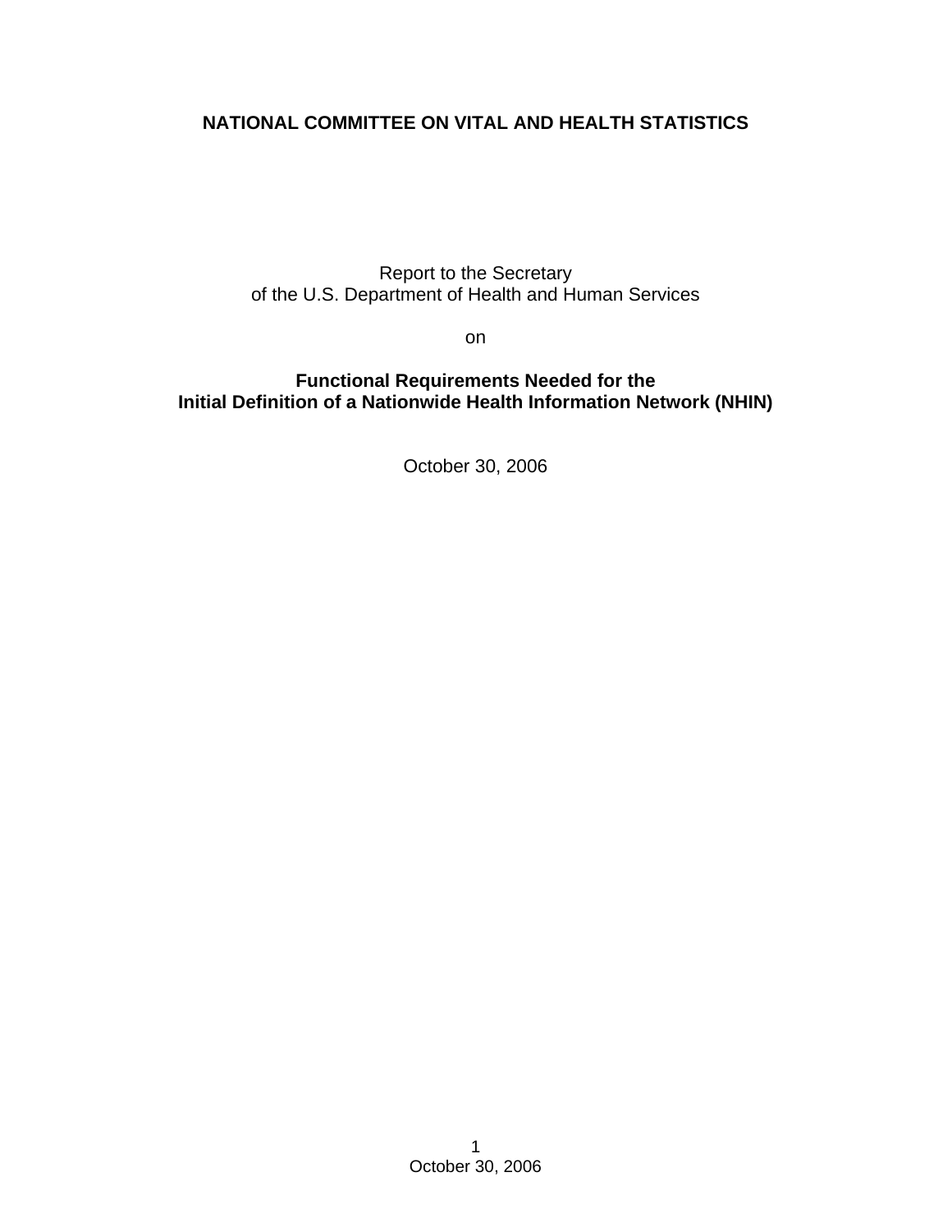# NATIONAL COMMITTEE ON VITAL AND HEALTH STATISTICS

Report to the Secretary
of the U.S. Department of Health and Human Services

on

**Functional Requirements Needed for the Initial Definition of a Nationwide Health Information Network (NHIN)**

October 30, 2006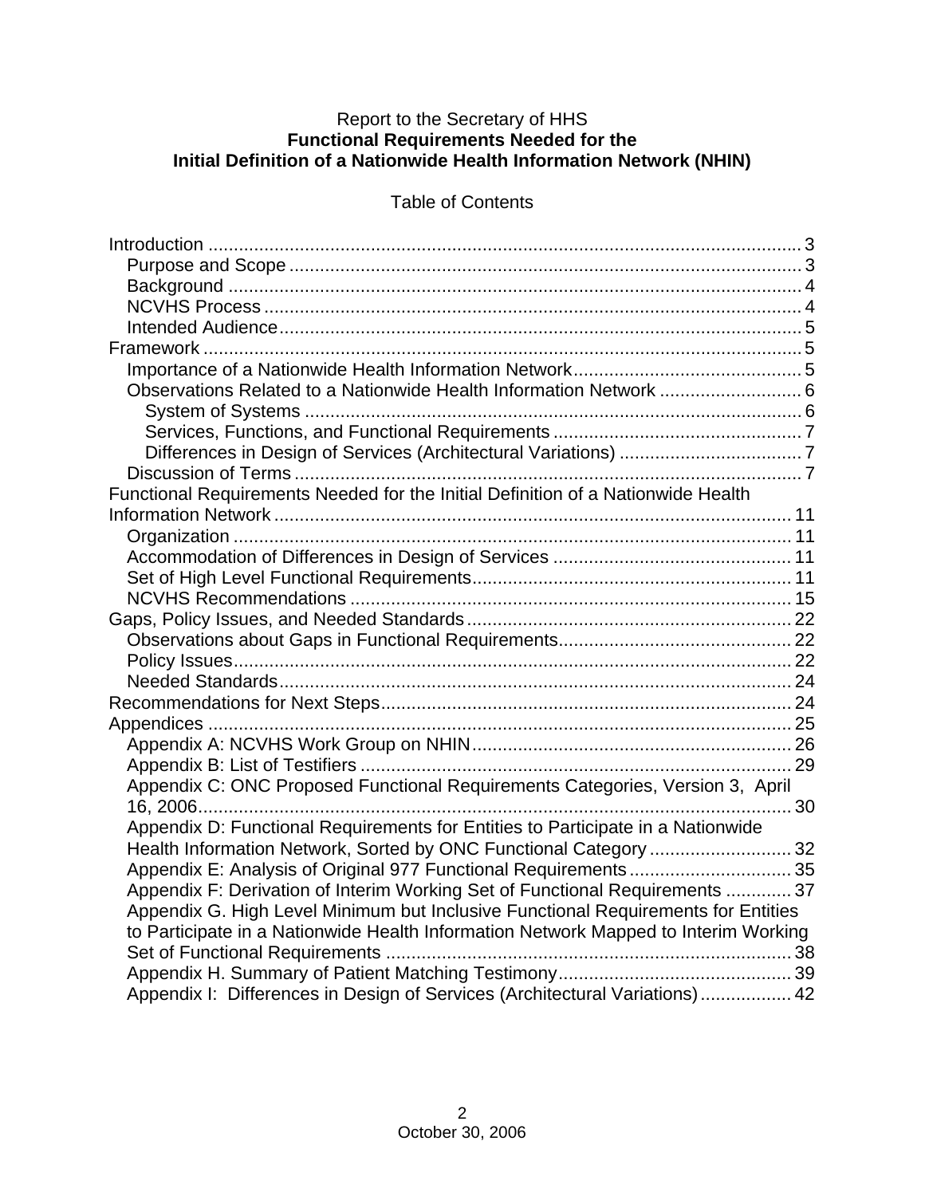Report to the Secretary of HHS

**Functional Requirements Needed for the Initial Definition of a Nationwide Health Information Network (NHIN)**

Table of Contents

- Introduction ..... 3
  - Purpose and Scope ..... 3
  - Background ..... 4
  - NCVHS Process ..... 4
  - Intended Audience ..... 5
- Framework ..... 5
  - Importance of a Nationwide Health Information Network ..... 5
  - Observations Related to a Nationwide Health Information Network ..... 6
    - System of Systems ..... 6
    - Services, Functions, and Functional Requirements ..... 7
    - Differences in Design of Services (Architectural Variations) ..... 7
  - Discussion of Terms ..... 7
- Functional Requirements Needed for the Initial Definition of a Nationwide Health Information Network ..... 11
  - Organization ..... 11
  - Accommodation of Differences in Design of Services ..... 11
  - Set of High Level Functional Requirements ..... 11
  - NCVHS Recommendations ..... 15
- Gaps, Policy Issues, and Needed Standards ..... 22
  - Observations about Gaps in Functional Requirements ..... 22
  - Policy Issues ..... 22
  - Needed Standards ..... 24
- Recommendations for Next Steps ..... 24
- Appendices ..... 25
  - Appendix A: NCVHS Work Group on NHIN ..... 26
  - Appendix B: List of Testifiers ..... 29
  - Appendix C: ONC Proposed Functional Requirements Categories, Version 3, April 16, 2006 ..... 30
  - Appendix D: Functional Requirements for Entities to Participate in a Nationwide Health Information Network, Sorted by ONC Functional Category ..... 32
  - Appendix E: Analysis of Original 977 Functional Requirements ..... 35
  - Appendix F: Derivation of Interim Working Set of Functional Requirements ..... 37
  - Appendix G. High Level Minimum but Inclusive Functional Requirements for Entities to Participate in a Nationwide Health Information Network Mapped to Interim Working Set of Functional Requirements ..... 38
  - Appendix H. Summary of Patient Matching Testimony ..... 39
  - Appendix I: Differences in Design of Services (Architectural Variations) ..... 42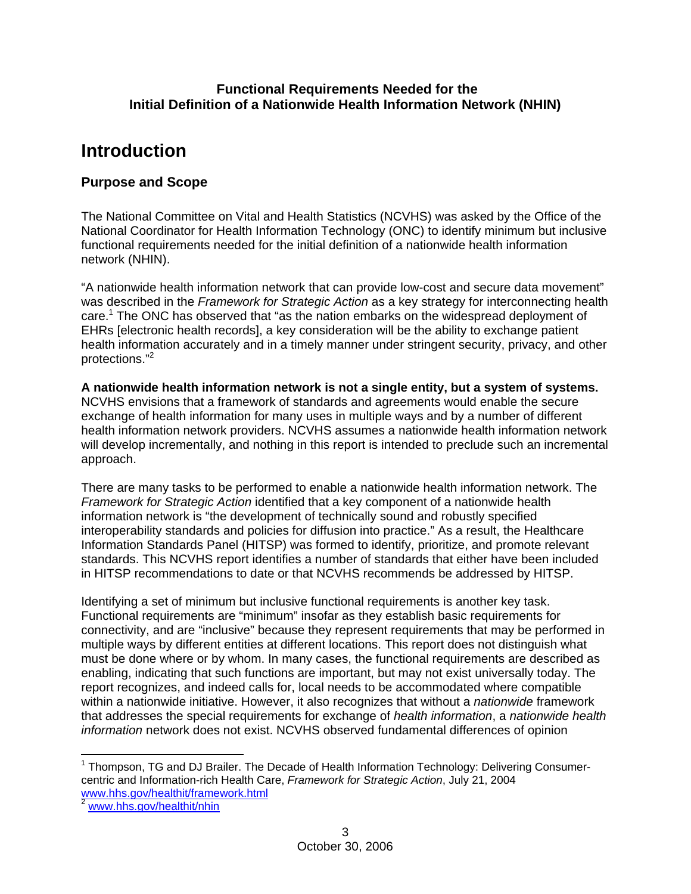**Functional Requirements Needed for the Initial Definition of a Nationwide Health Information Network (NHIN)**

# Introduction

## Purpose and Scope

The National Committee on Vital and Health Statistics (NCVHS) was asked by the Office of the National Coordinator for Health Information Technology (ONC) to identify minimum but inclusive functional requirements needed for the initial definition of a nationwide health information network (NHIN).

"A nationwide health information network that can provide low-cost and secure data movement" was described in the *Framework for Strategic Action* as a key strategy for interconnecting health care.[1] The ONC has observed that "as the nation embarks on the widespread deployment of EHRs [electronic health records], a key consideration will be the ability to exchange patient health information accurately and in a timely manner under stringent security, privacy, and other protections."[2]

**A nationwide health information network is not a single entity, but a system of systems.** NCVHS envisions that a framework of standards and agreements would enable the secure exchange of health information for many uses in multiple ways and by a number of different health information network providers. NCVHS assumes a nationwide health information network will develop incrementally, and nothing in this report is intended to preclude such an incremental approach.

There are many tasks to be performed to enable a nationwide health information network. The *Framework for Strategic Action* identified that a key component of a nationwide health information network is "the development of technically sound and robustly specified interoperability standards and policies for diffusion into practice." As a result, the Healthcare Information Standards Panel (HITSP) was formed to identify, prioritize, and promote relevant standards. This NCVHS report identifies a number of standards that either have been included in HITSP recommendations to date or that NCVHS recommends be addressed by HITSP.

Identifying a set of minimum but inclusive functional requirements is another key task. Functional requirements are "minimum" insofar as they establish basic requirements for connectivity, and are "inclusive" because they represent requirements that may be performed in multiple ways by different entities at different locations. This report does not distinguish what must be done where or by whom. In many cases, the functional requirements are described as enabling, indicating that such functions are important, but may not exist universally today. The report recognizes, and indeed calls for, local needs to be accommodated where compatible within a nationwide initiative. However, it also recognizes that without a *nationwide* framework that addresses the special requirements for exchange of *health information*, a *nationwide health information* network does not exist. NCVHS observed fundamental differences of opinion

---

[1] Thompson, TG and DJ Brailer. The Decade of Health Information Technology: Delivering Consumer-centric and Information-rich Health Care, *Framework for Strategic Action*, July 21, 2004 www.hhs.gov/healthit/framework.html

[2] www.hhs.gov/healthit/nhin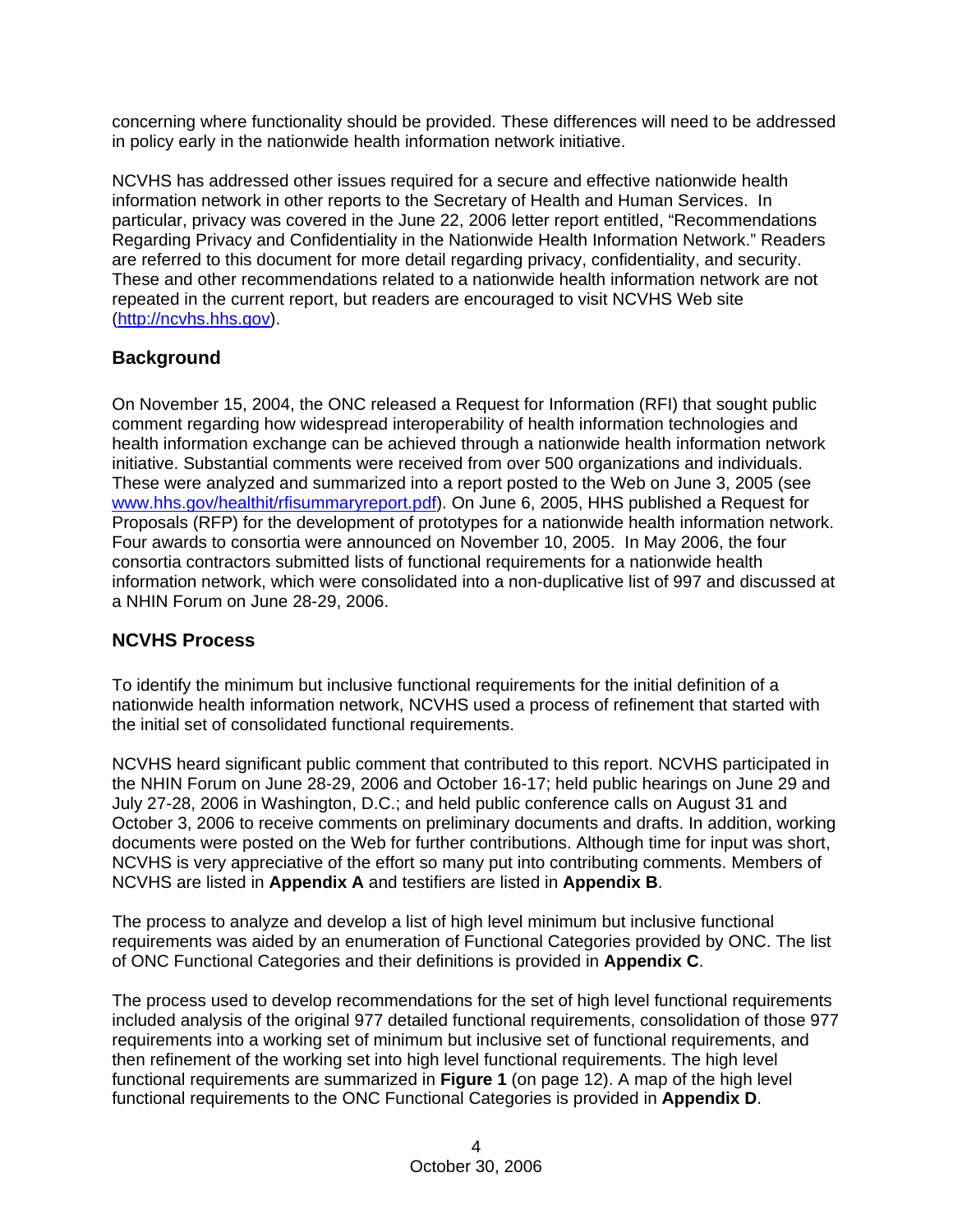concerning where functionality should be provided. These differences will need to be addressed in policy early in the nationwide health information network initiative.

NCVHS has addressed other issues required for a secure and effective nationwide health information network in other reports to the Secretary of Health and Human Services. In particular, privacy was covered in the June 22, 2006 letter report entitled, "Recommendations Regarding Privacy and Confidentiality in the Nationwide Health Information Network." Readers are referred to this document for more detail regarding privacy, confidentiality, and security. These and other recommendations related to a nationwide health information network are not repeated in the current report, but readers are encouraged to visit NCVHS Web site (http://ncvhs.hhs.gov).

## Background

On November 15, 2004, the ONC released a Request for Information (RFI) that sought public comment regarding how widespread interoperability of health information technologies and health information exchange can be achieved through a nationwide health information network initiative. Substantial comments were received from over 500 organizations and individuals. These were analyzed and summarized into a report posted to the Web on June 3, 2005 (see www.hhs.gov/healthit/rfisummaryreport.pdf). On June 6, 2005, HHS published a Request for Proposals (RFP) for the development of prototypes for a nationwide health information network. Four awards to consortia were announced on November 10, 2005. In May 2006, the four consortia contractors submitted lists of functional requirements for a nationwide health information network, which were consolidated into a non-duplicative list of 997 and discussed at a NHIN Forum on June 28-29, 2006.

## NCVHS Process

To identify the minimum but inclusive functional requirements for the initial definition of a nationwide health information network, NCVHS used a process of refinement that started with the initial set of consolidated functional requirements.

NCVHS heard significant public comment that contributed to this report. NCVHS participated in the NHIN Forum on June 28-29, 2006 and October 16-17; held public hearings on June 29 and July 27-28, 2006 in Washington, D.C.; and held public conference calls on August 31 and October 3, 2006 to receive comments on preliminary documents and drafts. In addition, working documents were posted on the Web for further contributions. Although time for input was short, NCVHS is very appreciative of the effort so many put into contributing comments. Members of NCVHS are listed in **Appendix A** and testifiers are listed in **Appendix B**.

The process to analyze and develop a list of high level minimum but inclusive functional requirements was aided by an enumeration of Functional Categories provided by ONC. The list of ONC Functional Categories and their definitions is provided in **Appendix C**.

The process used to develop recommendations for the set of high level functional requirements included analysis of the original 977 detailed functional requirements, consolidation of those 977 requirements into a working set of minimum but inclusive set of functional requirements, and then refinement of the working set into high level functional requirements. The high level functional requirements are summarized in **Figure 1** (on page 12). A map of the high level functional requirements to the ONC Functional Categories is provided in **Appendix D**.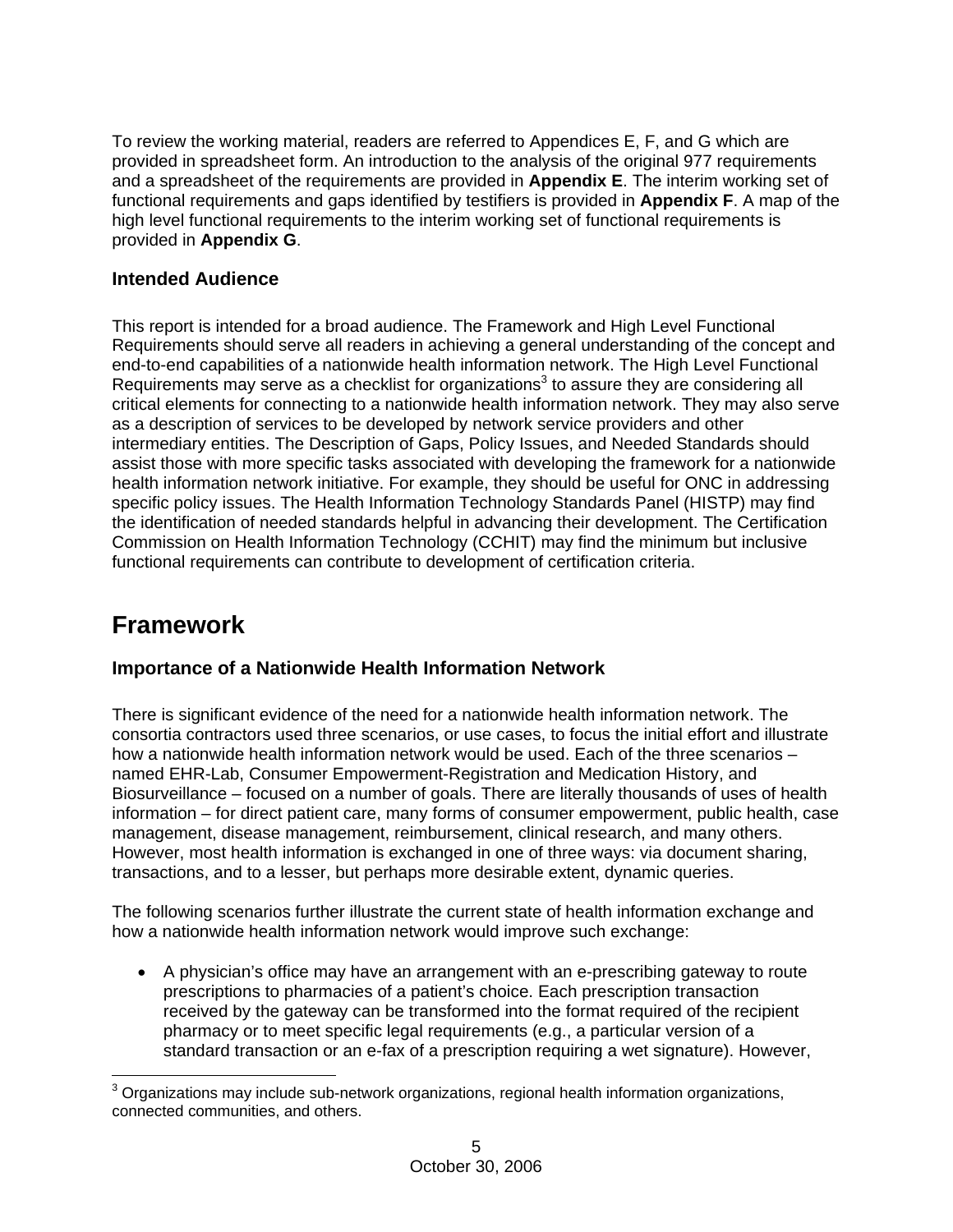To review the working material, readers are referred to Appendices E, F, and G which are provided in spreadsheet form. An introduction to the analysis of the original 977 requirements and a spreadsheet of the requirements are provided in **Appendix E**. The interim working set of functional requirements and gaps identified by testifiers is provided in **Appendix F**. A map of the high level functional requirements to the interim working set of functional requirements is provided in **Appendix G**.

### Intended Audience

This report is intended for a broad audience. The Framework and High Level Functional Requirements should serve all readers in achieving a general understanding of the concept and end-to-end capabilities of a nationwide health information network. The High Level Functional Requirements may serve as a checklist for organizations[3] to assure they are considering all critical elements for connecting to a nationwide health information network. They may also serve as a description of services to be developed by network service providers and other intermediary entities. The Description of Gaps, Policy Issues, and Needed Standards should assist those with more specific tasks associated with developing the framework for a nationwide health information network initiative. For example, they should be useful for ONC in addressing specific policy issues. The Health Information Technology Standards Panel (HISTP) may find the identification of needed standards helpful in advancing their development. The Certification Commission on Health Information Technology (CCHIT) may find the minimum but inclusive functional requirements can contribute to development of certification criteria.

## Framework

### Importance of a Nationwide Health Information Network

There is significant evidence of the need for a nationwide health information network. The consortia contractors used three scenarios, or use cases, to focus the initial effort and illustrate how a nationwide health information network would be used. Each of the three scenarios – named EHR-Lab, Consumer Empowerment-Registration and Medication History, and Biosurveillance – focused on a number of goals. There are literally thousands of uses of health information – for direct patient care, many forms of consumer empowerment, public health, case management, disease management, reimbursement, clinical research, and many others. However, most health information is exchanged in one of three ways: via document sharing, transactions, and to a lesser, but perhaps more desirable extent, dynamic queries.

The following scenarios further illustrate the current state of health information exchange and how a nationwide health information network would improve such exchange:

- A physician's office may have an arrangement with an e-prescribing gateway to route prescriptions to pharmacies of a patient's choice. Each prescription transaction received by the gateway can be transformed into the format required of the recipient pharmacy or to meet specific legal requirements (e.g., a particular version of a standard transaction or an e-fax of a prescription requiring a wet signature). However,

[3] Organizations may include sub-network organizations, regional health information organizations, connected communities, and others.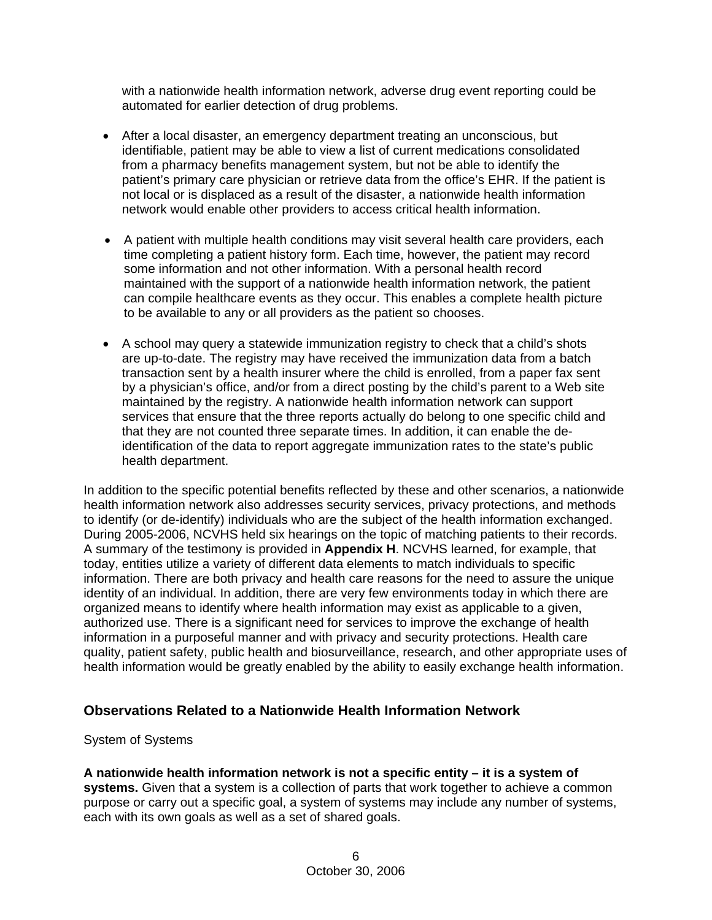with a nationwide health information network, adverse drug event reporting could be automated for earlier detection of drug problems.

- After a local disaster, an emergency department treating an unconscious, but identifiable, patient may be able to view a list of current medications consolidated from a pharmacy benefits management system, but not be able to identify the patient's primary care physician or retrieve data from the office's EHR. If the patient is not local or is displaced as a result of the disaster, a nationwide health information network would enable other providers to access critical health information.
- A patient with multiple health conditions may visit several health care providers, each time completing a patient history form. Each time, however, the patient may record some information and not other information. With a personal health record maintained with the support of a nationwide health information network, the patient can compile healthcare events as they occur. This enables a complete health picture to be available to any or all providers as the patient so chooses.
- A school may query a statewide immunization registry to check that a child's shots are up-to-date. The registry may have received the immunization data from a batch transaction sent by a health insurer where the child is enrolled, from a paper fax sent by a physician's office, and/or from a direct posting by the child's parent to a Web site maintained by the registry. A nationwide health information network can support services that ensure that the three reports actually do belong to one specific child and that they are not counted three separate times. In addition, it can enable the de-identification of the data to report aggregate immunization rates to the state's public health department.

In addition to the specific potential benefits reflected by these and other scenarios, a nationwide health information network also addresses security services, privacy protections, and methods to identify (or de-identify) individuals who are the subject of the health information exchanged. During 2005-2006, NCVHS held six hearings on the topic of matching patients to their records. A summary of the testimony is provided in **Appendix H**. NCVHS learned, for example, that today, entities utilize a variety of different data elements to match individuals to specific information. There are both privacy and health care reasons for the need to assure the unique identity of an individual. In addition, there are very few environments today in which there are organized means to identify where health information may exist as applicable to a given, authorized use. There is a significant need for services to improve the exchange of health information in a purposeful manner and with privacy and security protections. Health care quality, patient safety, public health and biosurveillance, research, and other appropriate uses of health information would be greatly enabled by the ability to easily exchange health information.

## Observations Related to a Nationwide Health Information Network

System of Systems

**A nationwide health information network is not a specific entity – it is a system of systems.** Given that a system is a collection of parts that work together to achieve a common purpose or carry out a specific goal, a system of systems may include any number of systems, each with its own goals as well as a set of shared goals.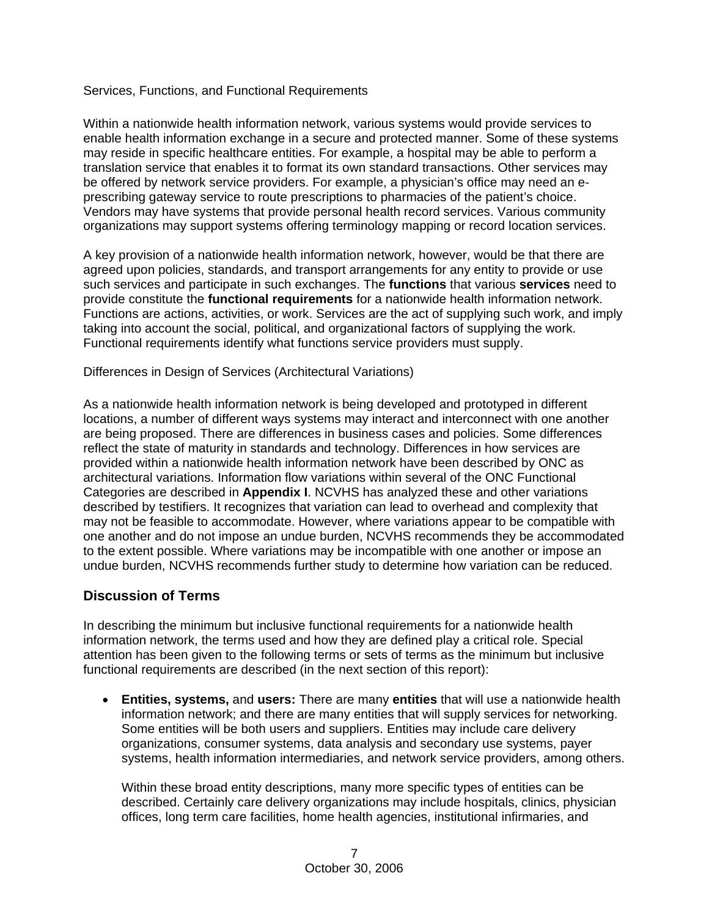Services, Functions, and Functional Requirements

Within a nationwide health information network, various systems would provide services to enable health information exchange in a secure and protected manner. Some of these systems may reside in specific healthcare entities. For example, a hospital may be able to perform a translation service that enables it to format its own standard transactions. Other services may be offered by network service providers. For example, a physician's office may need an e-prescribing gateway service to route prescriptions to pharmacies of the patient's choice. Vendors may have systems that provide personal health record services. Various community organizations may support systems offering terminology mapping or record location services.

A key provision of a nationwide health information network, however, would be that there are agreed upon policies, standards, and transport arrangements for any entity to provide or use such services and participate in such exchanges. The **functions** that various **services** need to provide constitute the **functional requirements** for a nationwide health information network. Functions are actions, activities, or work. Services are the act of supplying such work, and imply taking into account the social, political, and organizational factors of supplying the work. Functional requirements identify what functions service providers must supply.

Differences in Design of Services (Architectural Variations)

As a nationwide health information network is being developed and prototyped in different locations, a number of different ways systems may interact and interconnect with one another are being proposed. There are differences in business cases and policies. Some differences reflect the state of maturity in standards and technology. Differences in how services are provided within a nationwide health information network have been described by ONC as architectural variations. Information flow variations within several of the ONC Functional Categories are described in **Appendix I**. NCVHS has analyzed these and other variations described by testifiers. It recognizes that variation can lead to overhead and complexity that may not be feasible to accommodate. However, where variations appear to be compatible with one another and do not impose an undue burden, NCVHS recommends they be accommodated to the extent possible. Where variations may be incompatible with one another or impose an undue burden, NCVHS recommends further study to determine how variation can be reduced.

## Discussion of Terms

In describing the minimum but inclusive functional requirements for a nationwide health information network, the terms used and how they are defined play a critical role. Special attention has been given to the following terms or sets of terms as the minimum but inclusive functional requirements are described (in the next section of this report):

- **Entities, systems,** and **users:** There are many **entities** that will use a nationwide health information network; and there are many entities that will supply services for networking. Some entities will be both users and suppliers. Entities may include care delivery organizations, consumer systems, data analysis and secondary use systems, payer systems, health information intermediaries, and network service providers, among others.

  Within these broad entity descriptions, many more specific types of entities can be described. Certainly care delivery organizations may include hospitals, clinics, physician offices, long term care facilities, home health agencies, institutional infirmaries, and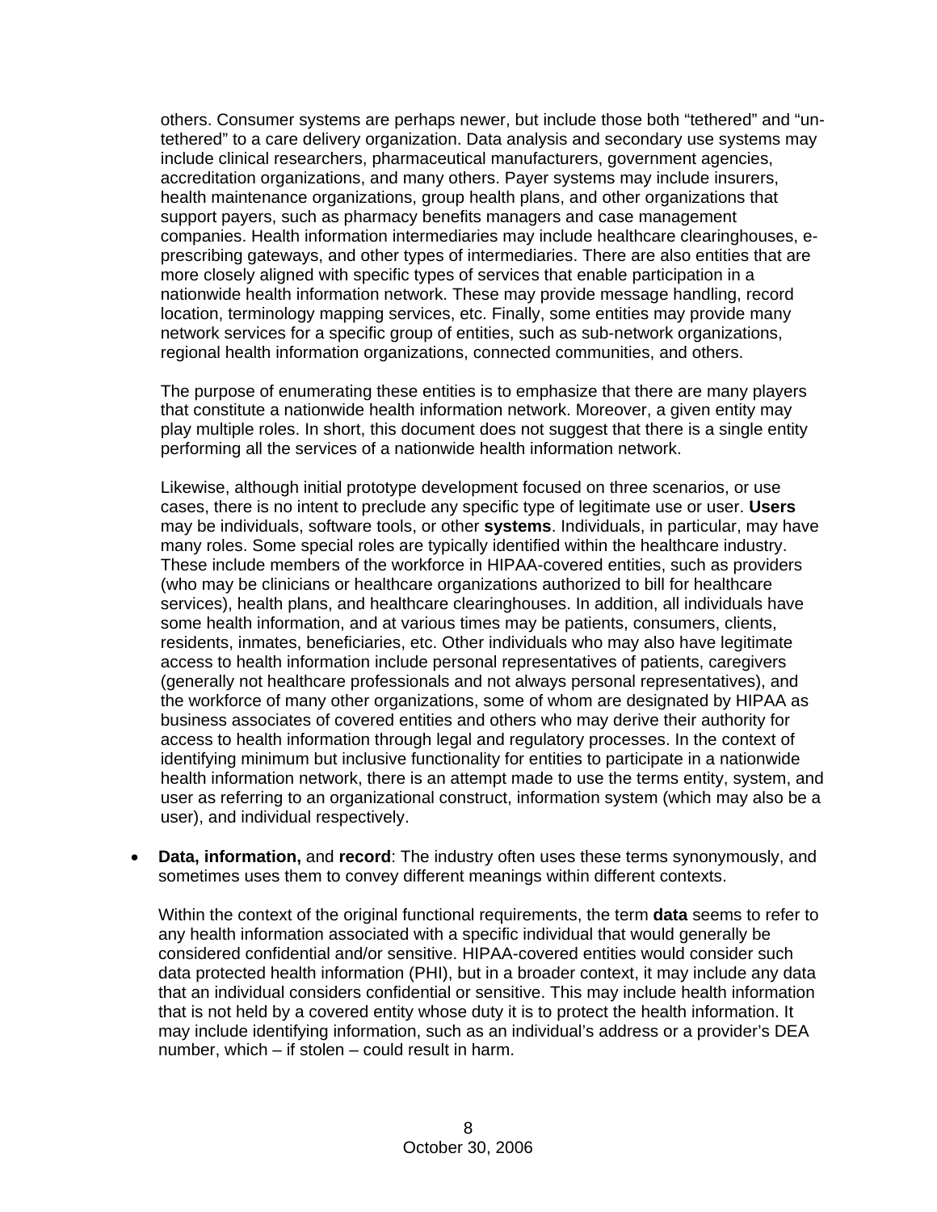others. Consumer systems are perhaps newer, but include those both "tethered" and "un-tethered" to a care delivery organization. Data analysis and secondary use systems may include clinical researchers, pharmaceutical manufacturers, government agencies, accreditation organizations, and many others. Payer systems may include insurers, health maintenance organizations, group health plans, and other organizations that support payers, such as pharmacy benefits managers and case management companies. Health information intermediaries may include healthcare clearinghouses, e-prescribing gateways, and other types of intermediaries. There are also entities that are more closely aligned with specific types of services that enable participation in a nationwide health information network. These may provide message handling, record location, terminology mapping services, etc. Finally, some entities may provide many network services for a specific group of entities, such as sub-network organizations, regional health information organizations, connected communities, and others.

The purpose of enumerating these entities is to emphasize that there are many players that constitute a nationwide health information network. Moreover, a given entity may play multiple roles. In short, this document does not suggest that there is a single entity performing all the services of a nationwide health information network.

Likewise, although initial prototype development focused on three scenarios, or use cases, there is no intent to preclude any specific type of legitimate use or user. **Users** may be individuals, software tools, or other **systems**. Individuals, in particular, may have many roles. Some special roles are typically identified within the healthcare industry. These include members of the workforce in HIPAA-covered entities, such as providers (who may be clinicians or healthcare organizations authorized to bill for healthcare services), health plans, and healthcare clearinghouses. In addition, all individuals have some health information, and at various times may be patients, consumers, clients, residents, inmates, beneficiaries, etc. Other individuals who may also have legitimate access to health information include personal representatives of patients, caregivers (generally not healthcare professionals and not always personal representatives), and the workforce of many other organizations, some of whom are designated by HIPAA as business associates of covered entities and others who may derive their authority for access to health information through legal and regulatory processes. In the context of identifying minimum but inclusive functionality for entities to participate in a nationwide health information network, there is an attempt made to use the terms entity, system, and user as referring to an organizational construct, information system (which may also be a user), and individual respectively.

- **Data, information,** and **record**: The industry often uses these terms synonymously, and sometimes uses them to convey different meanings within different contexts.

  Within the context of the original functional requirements, the term **data** seems to refer to any health information associated with a specific individual that would generally be considered confidential and/or sensitive. HIPAA-covered entities would consider such data protected health information (PHI), but in a broader context, it may include any data that an individual considers confidential or sensitive. This may include health information that is not held by a covered entity whose duty it is to protect the health information. It may include identifying information, such as an individual's address or a provider's DEA number, which – if stolen – could result in harm.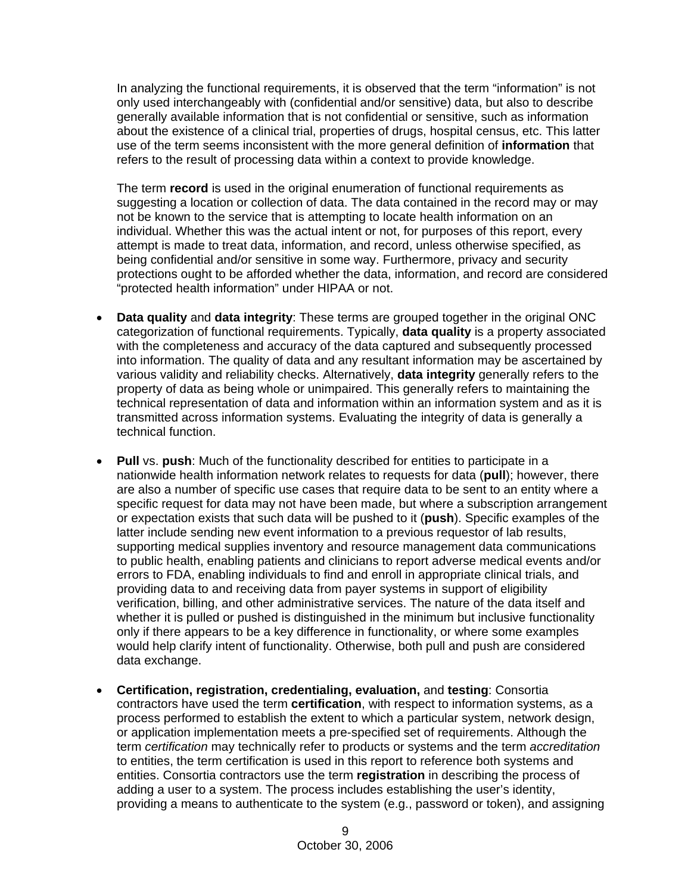In analyzing the functional requirements, it is observed that the term "information" is not only used interchangeably with (confidential and/or sensitive) data, but also to describe generally available information that is not confidential or sensitive, such as information about the existence of a clinical trial, properties of drugs, hospital census, etc. This latter use of the term seems inconsistent with the more general definition of **information** that refers to the result of processing data within a context to provide knowledge.

The term **record** is used in the original enumeration of functional requirements as suggesting a location or collection of data. The data contained in the record may or may not be known to the service that is attempting to locate health information on an individual. Whether this was the actual intent or not, for purposes of this report, every attempt is made to treat data, information, and record, unless otherwise specified, as being confidential and/or sensitive in some way. Furthermore, privacy and security protections ought to be afforded whether the data, information, and record are considered "protected health information" under HIPAA or not.

- **Data quality** and **data integrity**: These terms are grouped together in the original ONC categorization of functional requirements. Typically, **data quality** is a property associated with the completeness and accuracy of the data captured and subsequently processed into information. The quality of data and any resultant information may be ascertained by various validity and reliability checks. Alternatively, **data integrity** generally refers to the property of data as being whole or unimpaired. This generally refers to maintaining the technical representation of data and information within an information system and as it is transmitted across information systems. Evaluating the integrity of data is generally a technical function.

- **Pull** vs. **push**: Much of the functionality described for entities to participate in a nationwide health information network relates to requests for data (**pull**); however, there are also a number of specific use cases that require data to be sent to an entity where a specific request for data may not have been made, but where a subscription arrangement or expectation exists that such data will be pushed to it (**push**). Specific examples of the latter include sending new event information to a previous requestor of lab results, supporting medical supplies inventory and resource management data communications to public health, enabling patients and clinicians to report adverse medical events and/or errors to FDA, enabling individuals to find and enroll in appropriate clinical trials, and providing data to and receiving data from payer systems in support of eligibility verification, billing, and other administrative services. The nature of the data itself and whether it is pulled or pushed is distinguished in the minimum but inclusive functionality only if there appears to be a key difference in functionality, or where some examples would help clarify intent of functionality. Otherwise, both pull and push are considered data exchange.

- **Certification, registration, credentialing, evaluation,** and **testing**: Consortia contractors have used the term **certification**, with respect to information systems, as a process performed to establish the extent to which a particular system, network design, or application implementation meets a pre-specified set of requirements. Although the term *certification* may technically refer to products or systems and the term *accreditation* to entities, the term certification is used in this report to reference both systems and entities. Consortia contractors use the term **registration** in describing the process of adding a user to a system. The process includes establishing the user's identity, providing a means to authenticate to the system (e.g., password or token), and assigning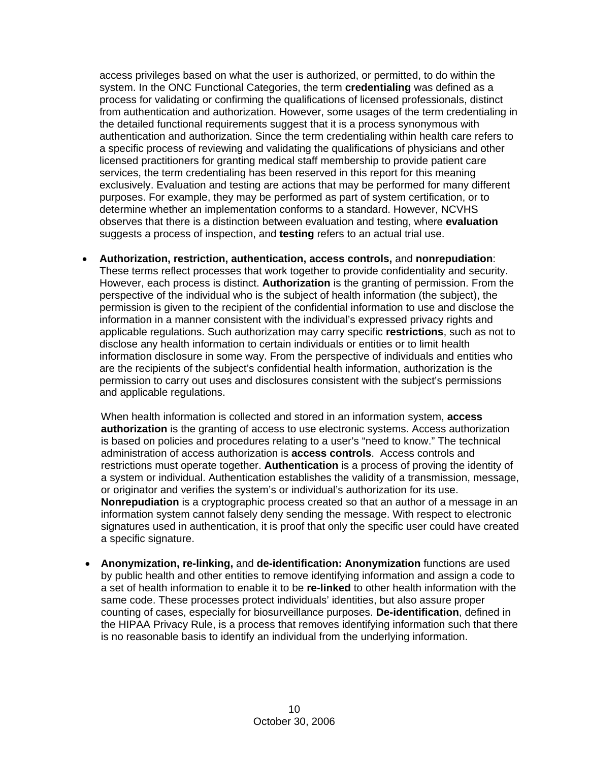access privileges based on what the user is authorized, or permitted, to do within the system. In the ONC Functional Categories, the term **credentialing** was defined as a process for validating or confirming the qualifications of licensed professionals, distinct from authentication and authorization. However, some usages of the term credentialing in the detailed functional requirements suggest that it is a process synonymous with authentication and authorization. Since the term credentialing within health care refers to a specific process of reviewing and validating the qualifications of physicians and other licensed practitioners for granting medical staff membership to provide patient care services, the term credentialing has been reserved in this report for this meaning exclusively. Evaluation and testing are actions that may be performed for many different purposes. For example, they may be performed as part of system certification, or to determine whether an implementation conforms to a standard. However, NCVHS observes that there is a distinction between evaluation and testing, where **evaluation** suggests a process of inspection, and **testing** refers to an actual trial use.

- **Authorization, restriction, authentication, access controls,** and **nonrepudiation**: These terms reflect processes that work together to provide confidentiality and security. However, each process is distinct. **Authorization** is the granting of permission. From the perspective of the individual who is the subject of health information (the subject), the permission is given to the recipient of the confidential information to use and disclose the information in a manner consistent with the individual's expressed privacy rights and applicable regulations. Such authorization may carry specific **restrictions**, such as not to disclose any health information to certain individuals or entities or to limit health information disclosure in some way. From the perspective of individuals and entities who are the recipients of the subject's confidential health information, authorization is the permission to carry out uses and disclosures consistent with the subject's permissions and applicable regulations.

  When health information is collected and stored in an information system, **access authorization** is the granting of access to use electronic systems. Access authorization is based on policies and procedures relating to a user's "need to know." The technical administration of access authorization is **access controls**. Access controls and restrictions must operate together. **Authentication** is a process of proving the identity of a system or individual. Authentication establishes the validity of a transmission, message, or originator and verifies the system's or individual's authorization for its use. **Nonrepudiation** is a cryptographic process created so that an author of a message in an information system cannot falsely deny sending the message. With respect to electronic signatures used in authentication, it is proof that only the specific user could have created a specific signature.

- **Anonymization, re-linking,** and **de-identification: Anonymization** functions are used by public health and other entities to remove identifying information and assign a code to a set of health information to enable it to be **re-linked** to other health information with the same code. These processes protect individuals' identities, but also assure proper counting of cases, especially for biosurveillance purposes. **De-identification**, defined in the HIPAA Privacy Rule, is a process that removes identifying information such that there is no reasonable basis to identify an individual from the underlying information.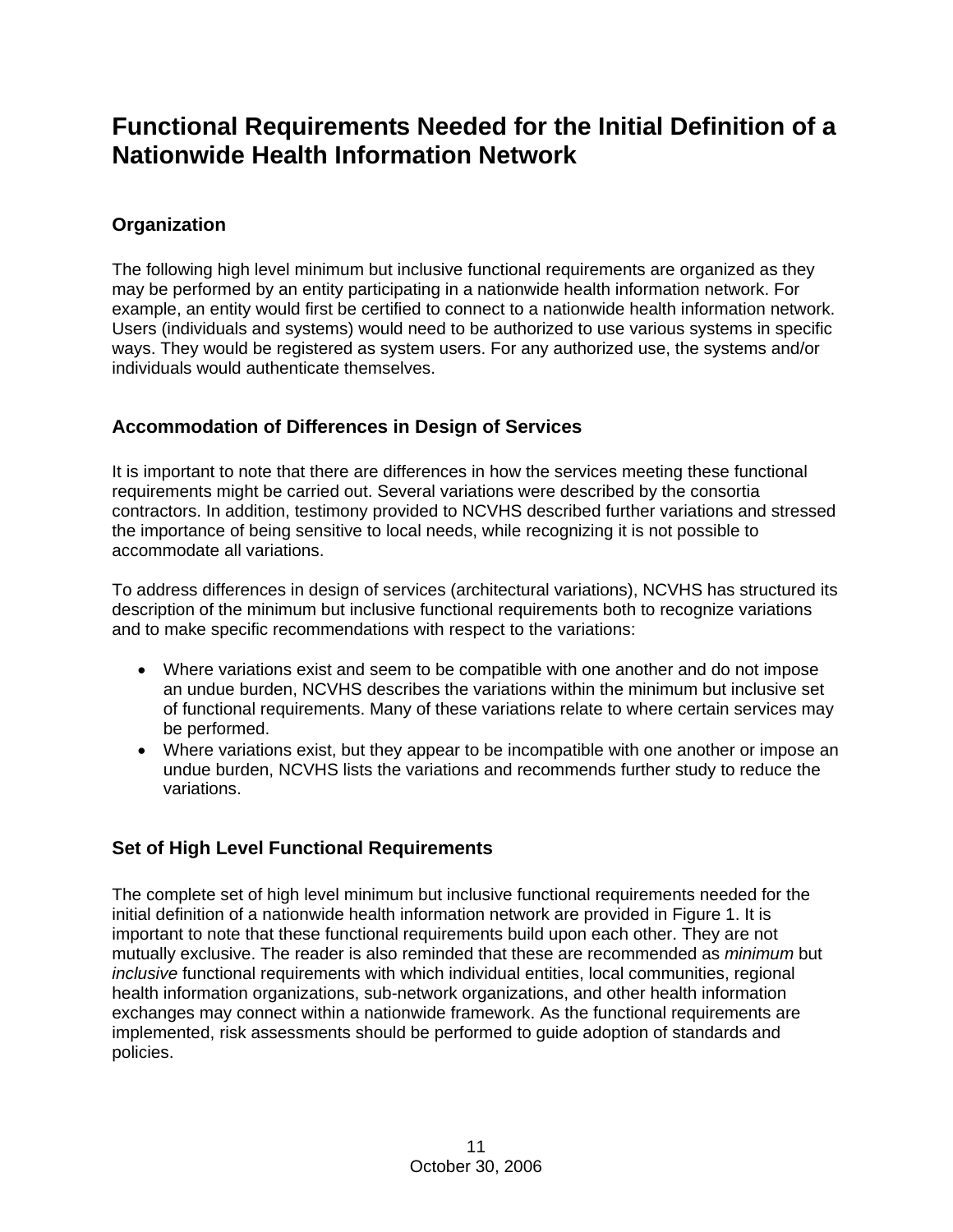# Functional Requirements Needed for the Initial Definition of a Nationwide Health Information Network

## Organization

The following high level minimum but inclusive functional requirements are organized as they may be performed by an entity participating in a nationwide health information network. For example, an entity would first be certified to connect to a nationwide health information network. Users (individuals and systems) would need to be authorized to use various systems in specific ways. They would be registered as system users. For any authorized use, the systems and/or individuals would authenticate themselves.

## Accommodation of Differences in Design of Services

It is important to note that there are differences in how the services meeting these functional requirements might be carried out. Several variations were described by the consortia contractors. In addition, testimony provided to NCVHS described further variations and stressed the importance of being sensitive to local needs, while recognizing it is not possible to accommodate all variations.

To address differences in design of services (architectural variations), NCVHS has structured its description of the minimum but inclusive functional requirements both to recognize variations and to make specific recommendations with respect to the variations:

- Where variations exist and seem to be compatible with one another and do not impose an undue burden, NCVHS describes the variations within the minimum but inclusive set of functional requirements. Many of these variations relate to where certain services may be performed.
- Where variations exist, but they appear to be incompatible with one another or impose an undue burden, NCVHS lists the variations and recommends further study to reduce the variations.

## Set of High Level Functional Requirements

The complete set of high level minimum but inclusive functional requirements needed for the initial definition of a nationwide health information network are provided in Figure 1. It is important to note that these functional requirements build upon each other. They are not mutually exclusive. The reader is also reminded that these are recommended as *minimum* but *inclusive* functional requirements with which individual entities, local communities, regional health information organizations, sub-network organizations, and other health information exchanges may connect within a nationwide framework. As the functional requirements are implemented, risk assessments should be performed to guide adoption of standards and policies.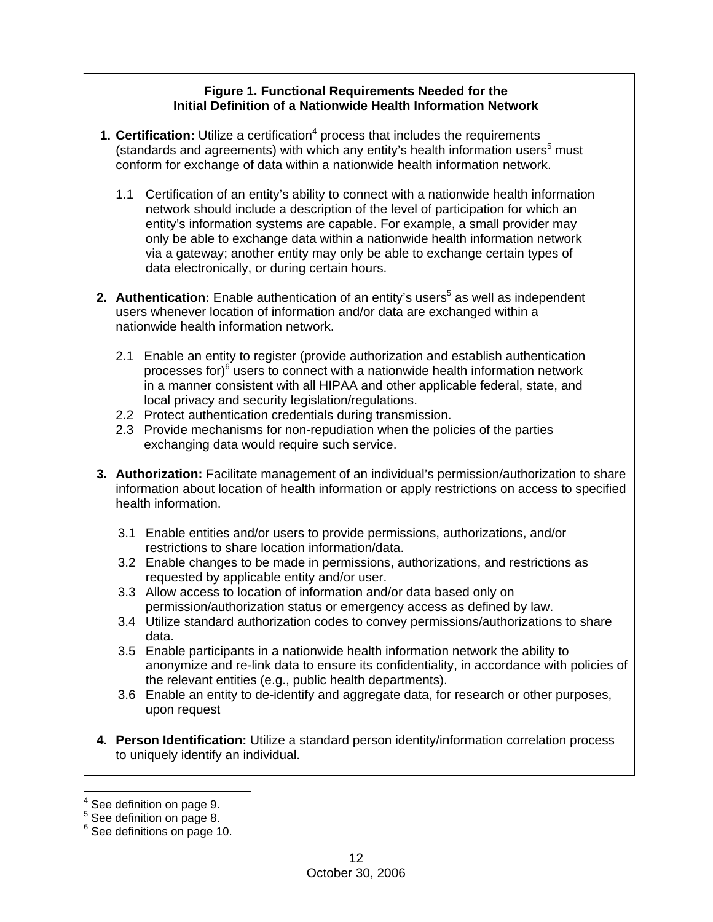**Figure 1. Functional Requirements Needed for the Initial Definition of a Nationwide Health Information Network**

1. **Certification:** Utilize a certification[4] process that includes the requirements (standards and agreements) with which any entity's health information users[5] must conform for exchange of data within a nationwide health information network.

   1.1 Certification of an entity's ability to connect with a nationwide health information network should include a description of the level of participation for which an entity's information systems are capable. For example, a small provider may only be able to exchange data within a nationwide health information network via a gateway; another entity may only be able to exchange certain types of data electronically, or during certain hours.

2. **Authentication:** Enable authentication of an entity's users[5] as well as independent users whenever location of information and/or data are exchanged within a nationwide health information network.

   2.1 Enable an entity to register (provide authorization and establish authentication processes for)[6] users to connect with a nationwide health information network in a manner consistent with all HIPAA and other applicable federal, state, and local privacy and security legislation/regulations.
   2.2 Protect authentication credentials during transmission.
   2.3 Provide mechanisms for non-repudiation when the policies of the parties exchanging data would require such service.

3. **Authorization:** Facilitate management of an individual's permission/authorization to share information about location of health information or apply restrictions on access to specified health information.

   3.1 Enable entities and/or users to provide permissions, authorizations, and/or restrictions to share location information/data.
   3.2 Enable changes to be made in permissions, authorizations, and restrictions as requested by applicable entity and/or user.
   3.3 Allow access to location of information and/or data based only on permission/authorization status or emergency access as defined by law.
   3.4 Utilize standard authorization codes to convey permissions/authorizations to share data.
   3.5 Enable participants in a nationwide health information network the ability to anonymize and re-link data to ensure its confidentiality, in accordance with policies of the relevant entities (e.g., public health departments).
   3.6 Enable an entity to de-identify and aggregate data, for research or other purposes, upon request

4. **Person Identification:** Utilize a standard person identity/information correlation process to uniquely identify an individual.

---

[4] See definition on page 9.
[5] See definition on page 8.
[6] See definitions on page 10.

October 30, 2006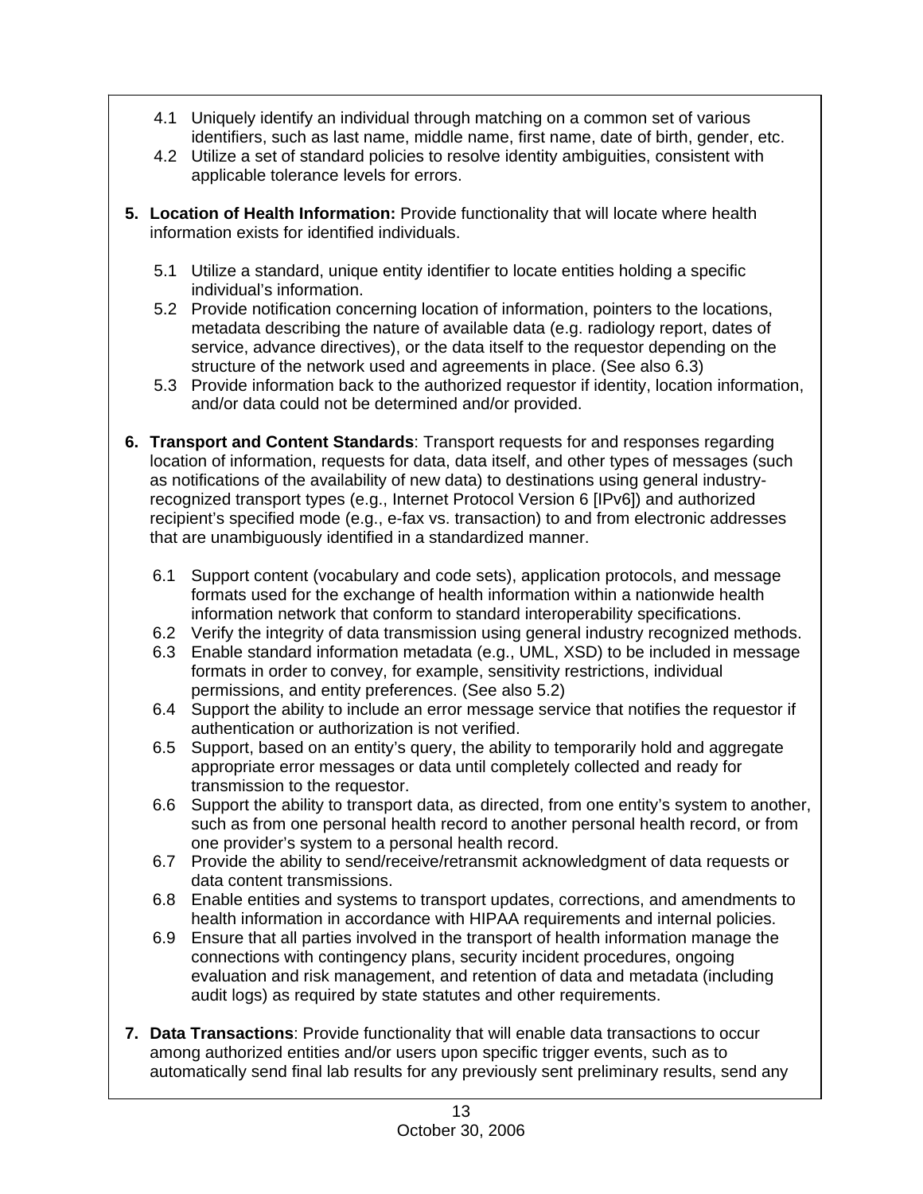4.1 Uniquely identify an individual through matching on a common set of various identifiers, such as last name, middle name, first name, date of birth, gender, etc.

4.2 Utilize a set of standard policies to resolve identity ambiguities, consistent with applicable tolerance levels for errors.

5. **Location of Health Information:** Provide functionality that will locate where health information exists for identified individuals.

   5.1 Utilize a standard, unique entity identifier to locate entities holding a specific individual's information.

   5.2 Provide notification concerning location of information, pointers to the locations, metadata describing the nature of available data (e.g. radiology report, dates of service, advance directives), or the data itself to the requestor depending on the structure of the network used and agreements in place. (See also 6.3)

   5.3 Provide information back to the authorized requestor if identity, location information, and/or data could not be determined and/or provided.

6. **Transport and Content Standards**: Transport requests for and responses regarding location of information, requests for data, data itself, and other types of messages (such as notifications of the availability of new data) to destinations using general industry-recognized transport types (e.g., Internet Protocol Version 6 [IPv6]) and authorized recipient's specified mode (e.g., e-fax vs. transaction) to and from electronic addresses that are unambiguously identified in a standardized manner.

   6.1 Support content (vocabulary and code sets), application protocols, and message formats used for the exchange of health information within a nationwide health information network that conform to standard interoperability specifications.

   6.2 Verify the integrity of data transmission using general industry recognized methods.

   6.3 Enable standard information metadata (e.g., UML, XSD) to be included in message formats in order to convey, for example, sensitivity restrictions, individual permissions, and entity preferences. (See also 5.2)

   6.4 Support the ability to include an error message service that notifies the requestor if authentication or authorization is not verified.

   6.5 Support, based on an entity's query, the ability to temporarily hold and aggregate appropriate error messages or data until completely collected and ready for transmission to the requestor.

   6.6 Support the ability to transport data, as directed, from one entity's system to another, such as from one personal health record to another personal health record, or from one provider's system to a personal health record.

   6.7 Provide the ability to send/receive/retransmit acknowledgment of data requests or data content transmissions.

   6.8 Enable entities and systems to transport updates, corrections, and amendments to health information in accordance with HIPAA requirements and internal policies.

   6.9 Ensure that all parties involved in the transport of health information manage the connections with contingency plans, security incident procedures, ongoing evaluation and risk management, and retention of data and metadata (including audit logs) as required by state statutes and other requirements.

7. **Data Transactions**: Provide functionality that will enable data transactions to occur among authorized entities and/or users upon specific trigger events, such as to automatically send final lab results for any previously sent preliminary results, send any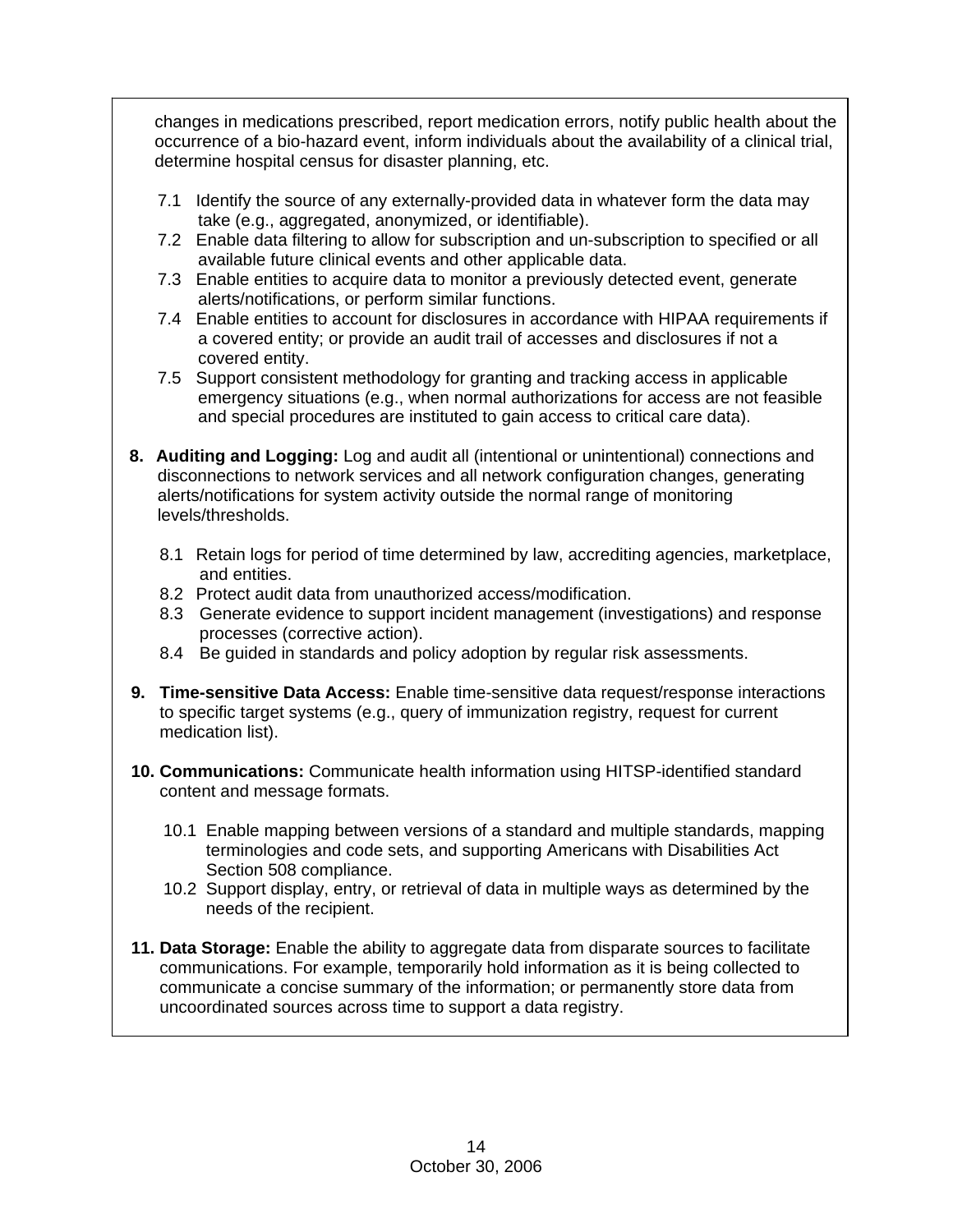changes in medications prescribed, report medication errors, notify public health about the occurrence of a bio-hazard event, inform individuals about the availability of a clinical trial, determine hospital census for disaster planning, etc.

7.1 Identify the source of any externally-provided data in whatever form the data may take (e.g., aggregated, anonymized, or identifiable).
7.2 Enable data filtering to allow for subscription and un-subscription to specified or all available future clinical events and other applicable data.
7.3 Enable entities to acquire data to monitor a previously detected event, generate alerts/notifications, or perform similar functions.
7.4 Enable entities to account for disclosures in accordance with HIPAA requirements if a covered entity; or provide an audit trail of accesses and disclosures if not a covered entity.
7.5 Support consistent methodology for granting and tracking access in applicable emergency situations (e.g., when normal authorizations for access are not feasible and special procedures are instituted to gain access to critical care data).

8. **Auditing and Logging:** Log and audit all (intentional or unintentional) connections and disconnections to network services and all network configuration changes, generating alerts/notifications for system activity outside the normal range of monitoring levels/thresholds.

8.1 Retain logs for period of time determined by law, accrediting agencies, marketplace, and entities.
8.2 Protect audit data from unauthorized access/modification.
8.3 Generate evidence to support incident management (investigations) and response processes (corrective action).
8.4 Be guided in standards and policy adoption by regular risk assessments.

9. **Time-sensitive Data Access:** Enable time-sensitive data request/response interactions to specific target systems (e.g., query of immunization registry, request for current medication list).

10. **Communications:** Communicate health information using HITSP-identified standard content and message formats.

10.1 Enable mapping between versions of a standard and multiple standards, mapping terminologies and code sets, and supporting Americans with Disabilities Act Section 508 compliance.
10.2 Support display, entry, or retrieval of data in multiple ways as determined by the needs of the recipient.

11. **Data Storage:** Enable the ability to aggregate data from disparate sources to facilitate communications. For example, temporarily hold information as it is being collected to communicate a concise summary of the information; or permanently store data from uncoordinated sources across time to support a data registry.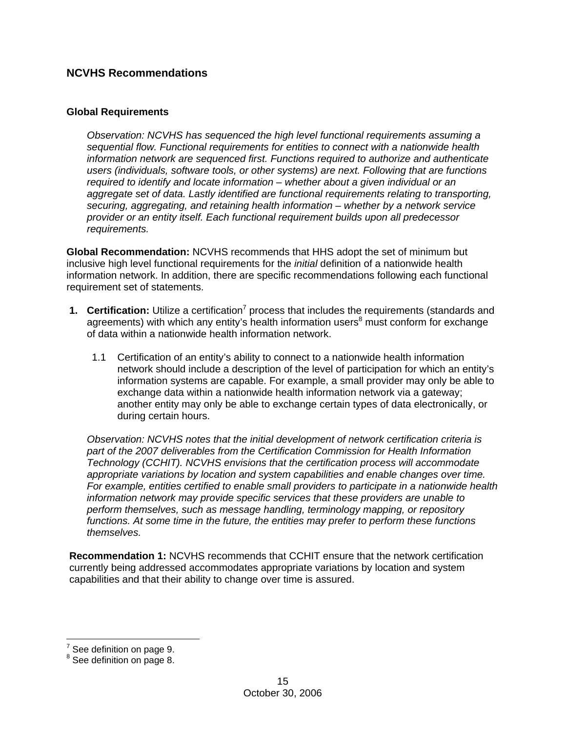## NCVHS Recommendations

### Global Requirements

*Observation: NCVHS has sequenced the high level functional requirements assuming a sequential flow. Functional requirements for entities to connect with a nationwide health information network are sequenced first. Functions required to authorize and authenticate users (individuals, software tools, or other systems) are next. Following that are functions required to identify and locate information – whether about a given individual or an aggregate set of data. Lastly identified are functional requirements relating to transporting, securing, aggregating, and retaining health information – whether by a network service provider or an entity itself. Each functional requirement builds upon all predecessor requirements.*

**Global Recommendation:** NCVHS recommends that HHS adopt the set of minimum but inclusive high level functional requirements for the *initial* definition of a nationwide health information network. In addition, there are specific recommendations following each functional requirement set of statements.

1. **Certification:** Utilize a certification[7] process that includes the requirements (standards and agreements) with which any entity's health information users[8] must conform for exchange of data within a nationwide health information network.

   1.1 Certification of an entity's ability to connect to a nationwide health information network should include a description of the level of participation for which an entity's information systems are capable. For example, a small provider may only be able to exchange data within a nationwide health information network via a gateway; another entity may only be able to exchange certain types of data electronically, or during certain hours.

   *Observation: NCVHS notes that the initial development of network certification criteria is part of the 2007 deliverables from the Certification Commission for Health Information Technology (CCHIT). NCVHS envisions that the certification process will accommodate appropriate variations by location and system capabilities and enable changes over time. For example, entities certified to enable small providers to participate in a nationwide health information network may provide specific services that these providers are unable to perform themselves, such as message handling, terminology mapping, or repository functions. At some time in the future, the entities may prefer to perform these functions themselves.*

**Recommendation 1:** NCVHS recommends that CCHIT ensure that the network certification currently being addressed accommodates appropriate variations by location and system capabilities and that their ability to change over time is assured.

---

[7] See definition on page 9.
[8] See definition on page 8.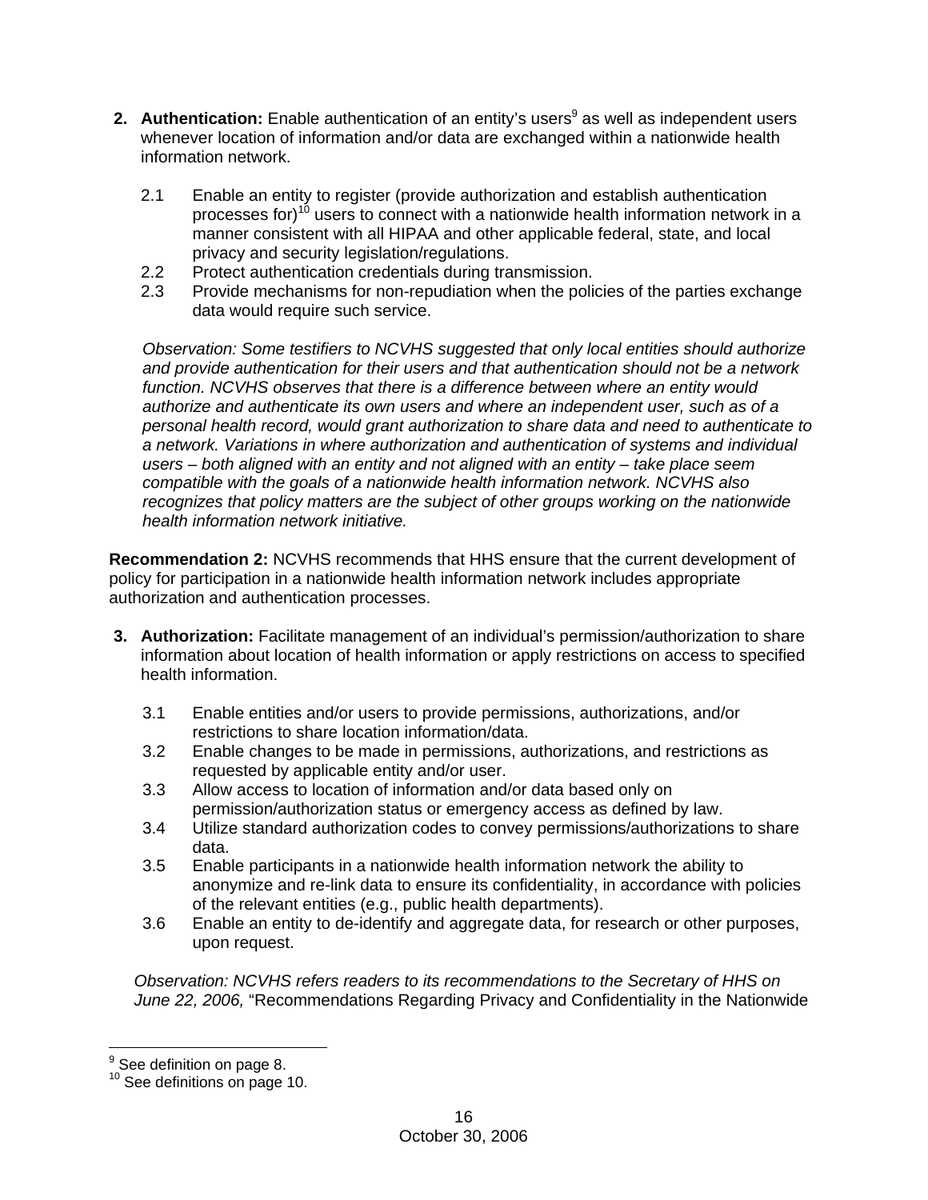2. **Authentication:** Enable authentication of an entity's users[9] as well as independent users whenever location of information and/or data are exchanged within a nationwide health information network.

   2.1 Enable an entity to register (provide authorization and establish authentication processes for)[10] users to connect with a nationwide health information network in a manner consistent with all HIPAA and other applicable federal, state, and local privacy and security legislation/regulations.
   2.2 Protect authentication credentials during transmission.
   2.3 Provide mechanisms for non-repudiation when the policies of the parties exchange data would require such service.

   *Observation: Some testifiers to NCVHS suggested that only local entities should authorize and provide authentication for their users and that authentication should not be a network function. NCVHS observes that there is a difference between where an entity would authorize and authenticate its own users and where an independent user, such as of a personal health record, would grant authorization to share data and need to authenticate to a network. Variations in where authorization and authentication of systems and individual users – both aligned with an entity and not aligned with an entity – take place seem compatible with the goals of a nationwide health information network. NCVHS also recognizes that policy matters are the subject of other groups working on the nationwide health information network initiative.*

**Recommendation 2:** NCVHS recommends that HHS ensure that the current development of policy for participation in a nationwide health information network includes appropriate authorization and authentication processes.

3. **Authorization:** Facilitate management of an individual's permission/authorization to share information about location of health information or apply restrictions on access to specified health information.

   3.1 Enable entities and/or users to provide permissions, authorizations, and/or restrictions to share location information/data.
   3.2 Enable changes to be made in permissions, authorizations, and restrictions as requested by applicable entity and/or user.
   3.3 Allow access to location of information and/or data based only on permission/authorization status or emergency access as defined by law.
   3.4 Utilize standard authorization codes to convey permissions/authorizations to share data.
   3.5 Enable participants in a nationwide health information network the ability to anonymize and re-link data to ensure its confidentiality, in accordance with policies of the relevant entities (e.g., public health departments).
   3.6 Enable an entity to de-identify and aggregate data, for research or other purposes, upon request.

   *Observation: NCVHS refers readers to its recommendations to the Secretary of HHS on June 22, 2006,* "Recommendations Regarding Privacy and Confidentiality in the Nationwide

[9] See definition on page 8.
[10] See definitions on page 10.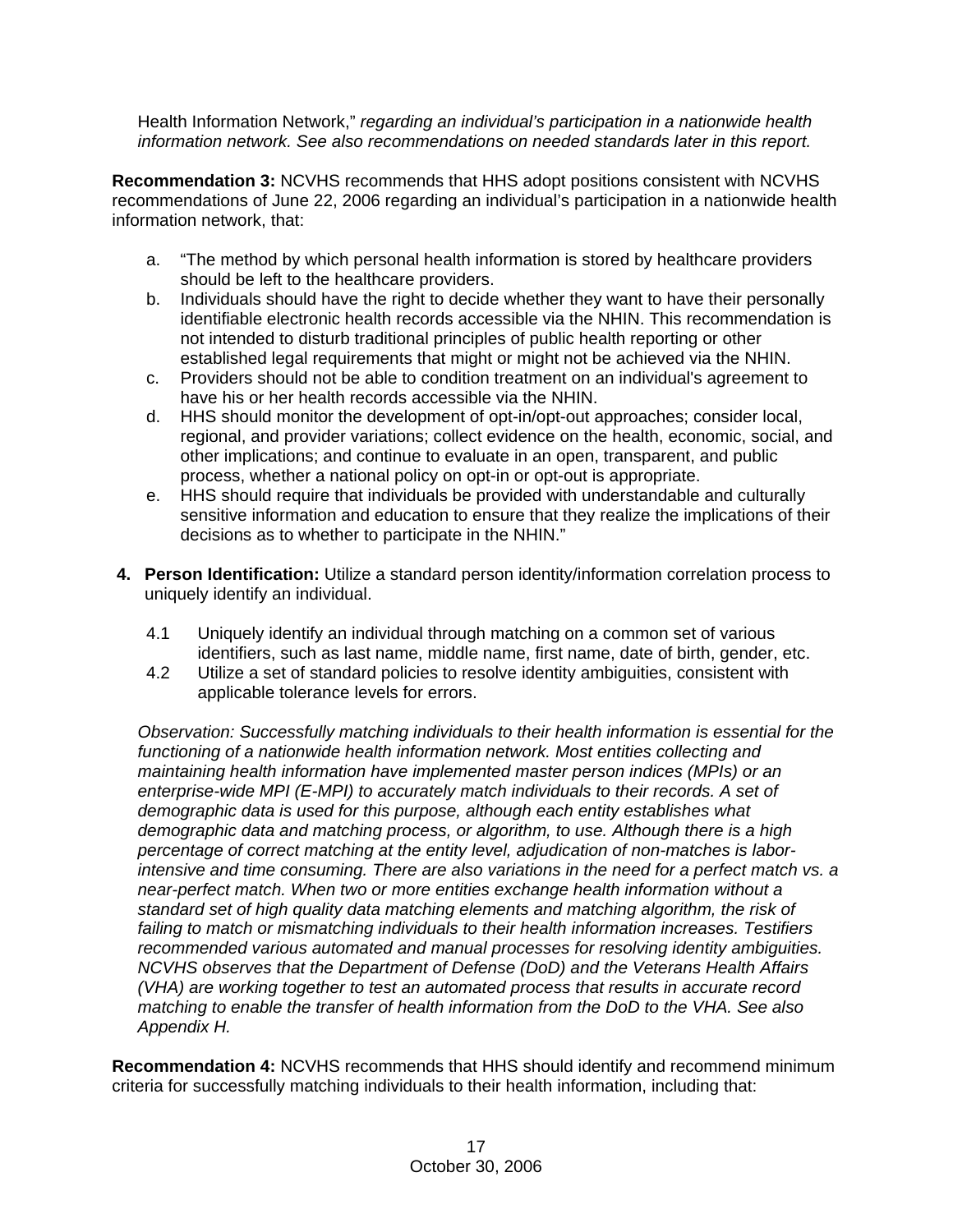Health Information Network," *regarding an individual's participation in a nationwide health information network. See also recommendations on needed standards later in this report.*

**Recommendation 3:** NCVHS recommends that HHS adopt positions consistent with NCVHS recommendations of June 22, 2006 regarding an individual's participation in a nationwide health information network, that:

a. "The method by which personal health information is stored by healthcare providers should be left to the healthcare providers.
b. Individuals should have the right to decide whether they want to have their personally identifiable electronic health records accessible via the NHIN. This recommendation is not intended to disturb traditional principles of public health reporting or other established legal requirements that might or might not be achieved via the NHIN.
c. Providers should not be able to condition treatment on an individual's agreement to have his or her health records accessible via the NHIN.
d. HHS should monitor the development of opt-in/opt-out approaches; consider local, regional, and provider variations; collect evidence on the health, economic, social, and other implications; and continue to evaluate in an open, transparent, and public process, whether a national policy on opt-in or opt-out is appropriate.
e. HHS should require that individuals be provided with understandable and culturally sensitive information and education to ensure that they realize the implications of their decisions as to whether to participate in the NHIN."

4. **Person Identification:** Utilize a standard person identity/information correlation process to uniquely identify an individual.

   4.1 Uniquely identify an individual through matching on a common set of various identifiers, such as last name, middle name, first name, date of birth, gender, etc.
   4.2 Utilize a set of standard policies to resolve identity ambiguities, consistent with applicable tolerance levels for errors.

*Observation: Successfully matching individuals to their health information is essential for the functioning of a nationwide health information network. Most entities collecting and maintaining health information have implemented master person indices (MPIs) or an enterprise-wide MPI (E-MPI) to accurately match individuals to their records. A set of demographic data is used for this purpose, although each entity establishes what demographic data and matching process, or algorithm, to use. Although there is a high percentage of correct matching at the entity level, adjudication of non-matches is labor-intensive and time consuming. There are also variations in the need for a perfect match vs. a near-perfect match. When two or more entities exchange health information without a standard set of high quality data matching elements and matching algorithm, the risk of failing to match or mismatching individuals to their health information increases. Testifiers recommended various automated and manual processes for resolving identity ambiguities. NCVHS observes that the Department of Defense (DoD) and the Veterans Health Affairs (VHA) are working together to test an automated process that results in accurate record matching to enable the transfer of health information from the DoD to the VHA. See also Appendix H.*

**Recommendation 4:** NCVHS recommends that HHS should identify and recommend minimum criteria for successfully matching individuals to their health information, including that: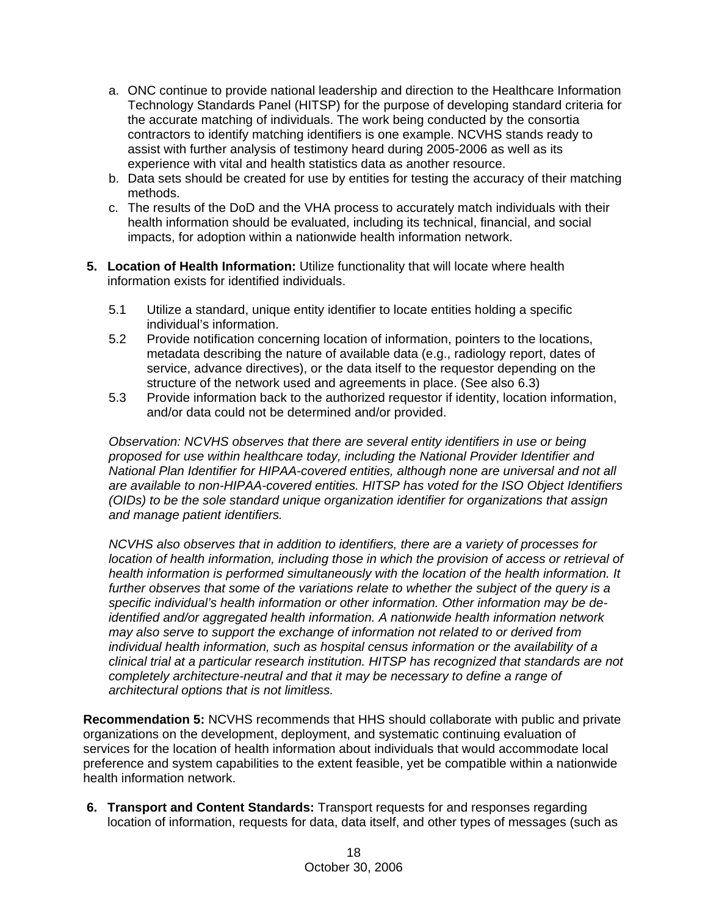a. ONC continue to provide national leadership and direction to the Healthcare Information Technology Standards Panel (HITSP) for the purpose of developing standard criteria for the accurate matching of individuals. The work being conducted by the consortia contractors to identify matching identifiers is one example. NCVHS stands ready to assist with further analysis of testimony heard during 2005-2006 as well as its experience with vital and health statistics data as another resource.
b. Data sets should be created for use by entities for testing the accuracy of their matching methods.
c. The results of the DoD and the VHA process to accurately match individuals with their health information should be evaluated, including its technical, financial, and social impacts, for adoption within a nationwide health information network.

5. **Location of Health Information:** Utilize functionality that will locate where health information exists for identified individuals.

   5.1 Utilize a standard, unique entity identifier to locate entities holding a specific individual's information.
   
   5.2 Provide notification concerning location of information, pointers to the locations, metadata describing the nature of available data (e.g., radiology report, dates of service, advance directives), or the data itself to the requestor depending on the structure of the network used and agreements in place. (See also 6.3)
   
   5.3 Provide information back to the authorized requestor if identity, location information, and/or data could not be determined and/or provided.

   *Observation: NCVHS observes that there are several entity identifiers in use or being proposed for use within healthcare today, including the National Provider Identifier and National Plan Identifier for HIPAA-covered entities, although none are universal and not all are available to non-HIPAA-covered entities. HITSP has voted for the ISO Object Identifiers (OIDs) to be the sole standard unique organization identifier for organizations that assign and manage patient identifiers.*

   *NCVHS also observes that in addition to identifiers, there are a variety of processes for location of health information, including those in which the provision of access or retrieval of health information is performed simultaneously with the location of the health information. It further observes that some of the variations relate to whether the subject of the query is a specific individual's health information or other information. Other information may be de-identified and/or aggregated health information. A nationwide health information network may also serve to support the exchange of information not related to or derived from individual health information, such as hospital census information or the availability of a clinical trial at a particular research institution. HITSP has recognized that standards are not completely architecture-neutral and that it may be necessary to define a range of architectural options that is not limitless.*

**Recommendation 5:** NCVHS recommends that HHS should collaborate with public and private organizations on the development, deployment, and systematic continuing evaluation of services for the location of health information about individuals that would accommodate local preference and system capabilities to the extent feasible, yet be compatible within a nationwide health information network.

6. **Transport and Content Standards:** Transport requests for and responses regarding location of information, requests for data, data itself, and other types of messages (such as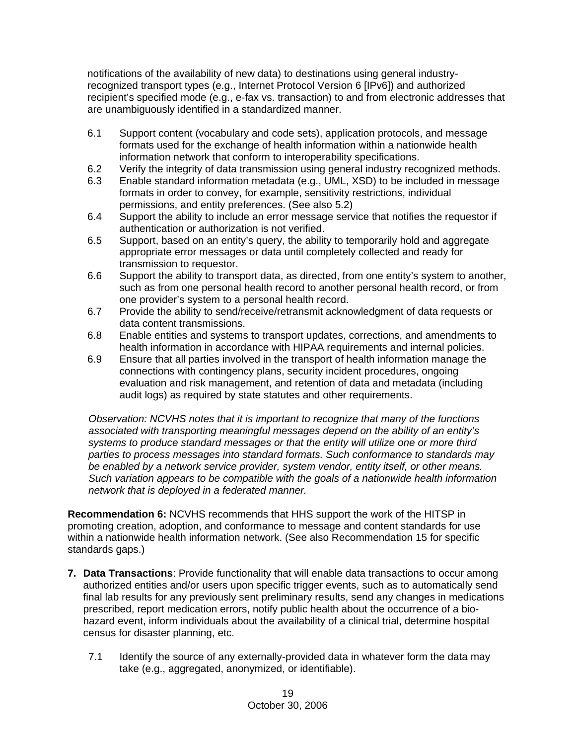notifications of the availability of new data) to destinations using general industry-recognized transport types (e.g., Internet Protocol Version 6 [IPv6]) and authorized recipient's specified mode (e.g., e-fax vs. transaction) to and from electronic addresses that are unambiguously identified in a standardized manner.

6.1 Support content (vocabulary and code sets), application protocols, and message formats used for the exchange of health information within a nationwide health information network that conform to interoperability specifications.

6.2 Verify the integrity of data transmission using general industry recognized methods.

6.3 Enable standard information metadata (e.g., UML, XSD) to be included in message formats in order to convey, for example, sensitivity restrictions, individual permissions, and entity preferences. (See also 5.2)

6.4 Support the ability to include an error message service that notifies the requestor if authentication or authorization is not verified.

6.5 Support, based on an entity's query, the ability to temporarily hold and aggregate appropriate error messages or data until completely collected and ready for transmission to requestor.

6.6 Support the ability to transport data, as directed, from one entity's system to another, such as from one personal health record to another personal health record, or from one provider's system to a personal health record.

6.7 Provide the ability to send/receive/retransmit acknowledgment of data requests or data content transmissions.

6.8 Enable entities and systems to transport updates, corrections, and amendments to health information in accordance with HIPAA requirements and internal policies.

6.9 Ensure that all parties involved in the transport of health information manage the connections with contingency plans, security incident procedures, ongoing evaluation and risk management, and retention of data and metadata (including audit logs) as required by state statutes and other requirements.

*Observation: NCVHS notes that it is important to recognize that many of the functions associated with transporting meaningful messages depend on the ability of an entity's systems to produce standard messages or that the entity will utilize one or more third parties to process messages into standard formats. Such conformance to standards may be enabled by a network service provider, system vendor, entity itself, or other means. Such variation appears to be compatible with the goals of a nationwide health information network that is deployed in a federated manner.*

**Recommendation 6:** NCVHS recommends that HHS support the work of the HITSP in promoting creation, adoption, and conformance to message and content standards for use within a nationwide health information network. (See also Recommendation 15 for specific standards gaps.)

7. **Data Transactions**: Provide functionality that will enable data transactions to occur among authorized entities and/or users upon specific trigger events, such as to automatically send final lab results for any previously sent preliminary results, send any changes in medications prescribed, report medication errors, notify public health about the occurrence of a bio-hazard event, inform individuals about the availability of a clinical trial, determine hospital census for disaster planning, etc.

7.1 Identify the source of any externally-provided data in whatever form the data may take (e.g., aggregated, anonymized, or identifiable).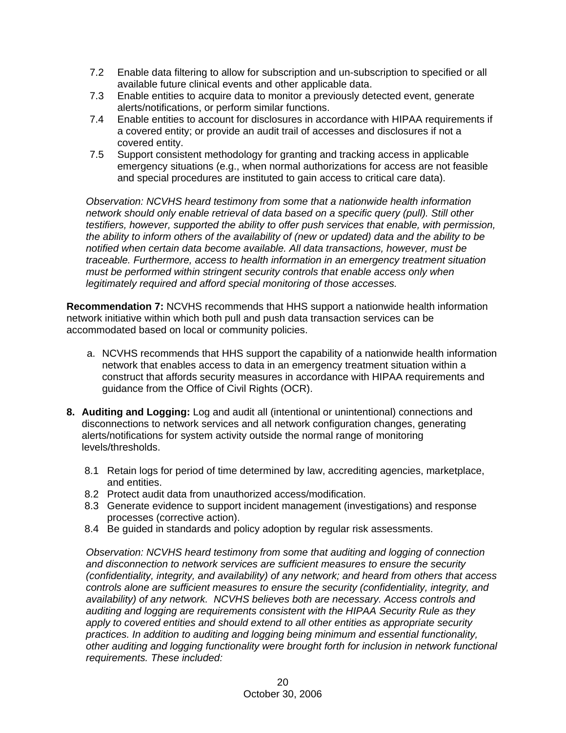7.2 Enable data filtering to allow for subscription and un-subscription to specified or all available future clinical events and other applicable data.

7.3 Enable entities to acquire data to monitor a previously detected event, generate alerts/notifications, or perform similar functions.

7.4 Enable entities to account for disclosures in accordance with HIPAA requirements if a covered entity; or provide an audit trail of accesses and disclosures if not a covered entity.

7.5 Support consistent methodology for granting and tracking access in applicable emergency situations (e.g., when normal authorizations for access are not feasible and special procedures are instituted to gain access to critical care data).

*Observation: NCVHS heard testimony from some that a nationwide health information network should only enable retrieval of data based on a specific query (pull). Still other testifiers, however, supported the ability to offer push services that enable, with permission, the ability to inform others of the availability of (new or updated) data and the ability to be notified when certain data become available. All data transactions, however, must be traceable. Furthermore, access to health information in an emergency treatment situation must be performed within stringent security controls that enable access only when legitimately required and afford special monitoring of those accesses.*

**Recommendation 7:** NCVHS recommends that HHS support a nationwide health information network initiative within which both pull and push data transaction services can be accommodated based on local or community policies.

a. NCVHS recommends that HHS support the capability of a nationwide health information network that enables access to data in an emergency treatment situation within a construct that affords security measures in accordance with HIPAA requirements and guidance from the Office of Civil Rights (OCR).

**8. Auditing and Logging:** Log and audit all (intentional or unintentional) connections and disconnections to network services and all network configuration changes, generating alerts/notifications for system activity outside the normal range of monitoring levels/thresholds.

8.1 Retain logs for period of time determined by law, accrediting agencies, marketplace, and entities.

8.2 Protect audit data from unauthorized access/modification.

8.3 Generate evidence to support incident management (investigations) and response processes (corrective action).

8.4 Be guided in standards and policy adoption by regular risk assessments.

*Observation: NCVHS heard testimony from some that auditing and logging of connection and disconnection to network services are sufficient measures to ensure the security (confidentiality, integrity, and availability) of any network; and heard from others that access controls alone are sufficient measures to ensure the security (confidentiality, integrity, and availability) of any network. NCVHS believes both are necessary. Access controls and auditing and logging are requirements consistent with the HIPAA Security Rule as they apply to covered entities and should extend to all other entities as appropriate security practices. In addition to auditing and logging being minimum and essential functionality, other auditing and logging functionality were brought forth for inclusion in network functional requirements. These included:*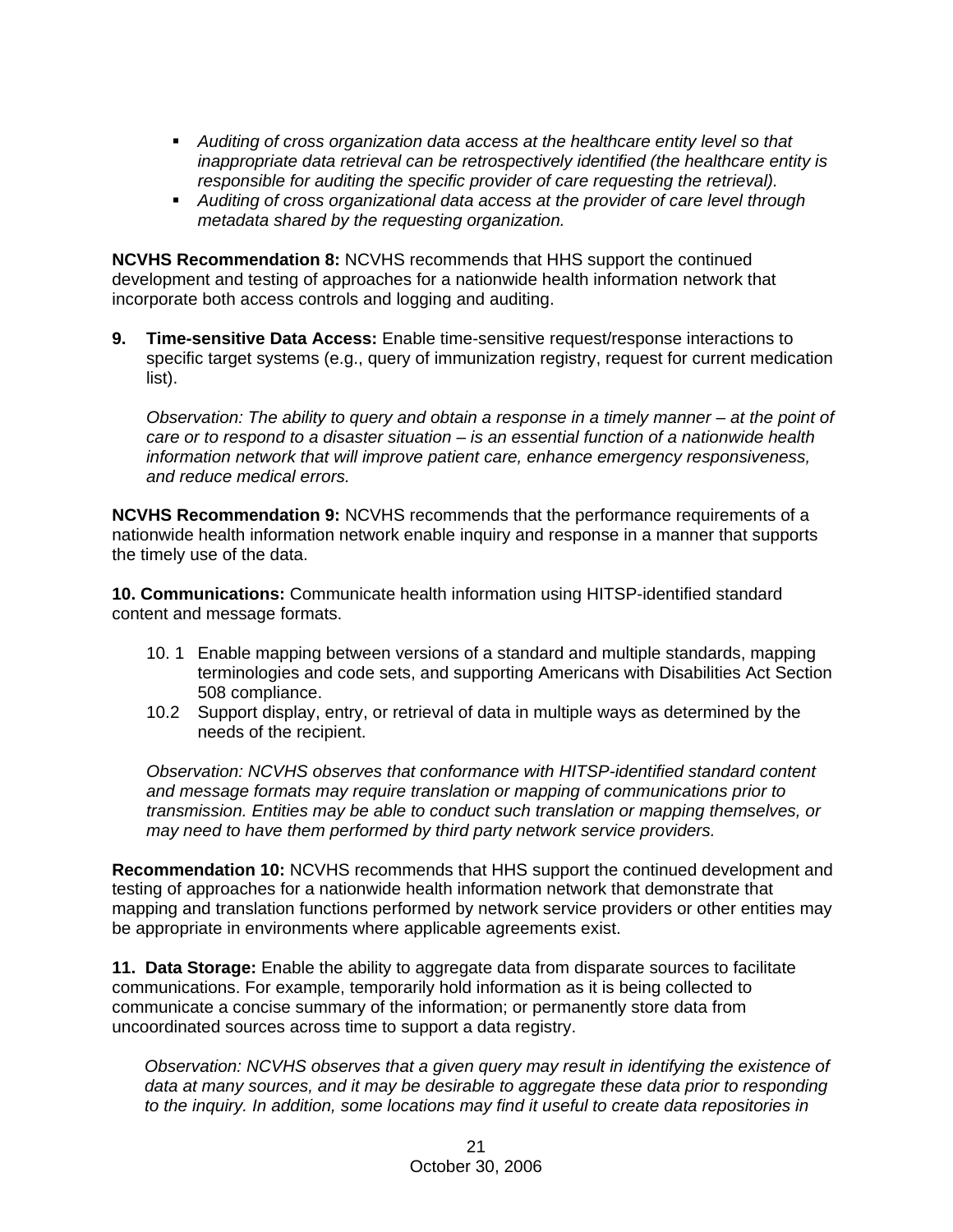- *Auditing of cross organization data access at the healthcare entity level so that inappropriate data retrieval can be retrospectively identified (the healthcare entity is responsible for auditing the specific provider of care requesting the retrieval).*
- *Auditing of cross organizational data access at the provider of care level through metadata shared by the requesting organization.*

**NCVHS Recommendation 8:** NCVHS recommends that HHS support the continued development and testing of approaches for a nationwide health information network that incorporate both access controls and logging and auditing.

**9. Time-sensitive Data Access:** Enable time-sensitive request/response interactions to specific target systems (e.g., query of immunization registry, request for current medication list).

*Observation: The ability to query and obtain a response in a timely manner – at the point of care or to respond to a disaster situation – is an essential function of a nationwide health information network that will improve patient care, enhance emergency responsiveness, and reduce medical errors.*

**NCVHS Recommendation 9:** NCVHS recommends that the performance requirements of a nationwide health information network enable inquiry and response in a manner that supports the timely use of the data.

**10. Communications:** Communicate health information using HITSP-identified standard content and message formats.

10.1 Enable mapping between versions of a standard and multiple standards, mapping terminologies and code sets, and supporting Americans with Disabilities Act Section 508 compliance.

10.2 Support display, entry, or retrieval of data in multiple ways as determined by the needs of the recipient.

*Observation: NCVHS observes that conformance with HITSP-identified standard content and message formats may require translation or mapping of communications prior to transmission. Entities may be able to conduct such translation or mapping themselves, or may need to have them performed by third party network service providers.*

**Recommendation 10:** NCVHS recommends that HHS support the continued development and testing of approaches for a nationwide health information network that demonstrate that mapping and translation functions performed by network service providers or other entities may be appropriate in environments where applicable agreements exist.

**11. Data Storage:** Enable the ability to aggregate data from disparate sources to facilitate communications. For example, temporarily hold information as it is being collected to communicate a concise summary of the information; or permanently store data from uncoordinated sources across time to support a data registry.

*Observation: NCVHS observes that a given query may result in identifying the existence of data at many sources, and it may be desirable to aggregate these data prior to responding to the inquiry. In addition, some locations may find it useful to create data repositories in*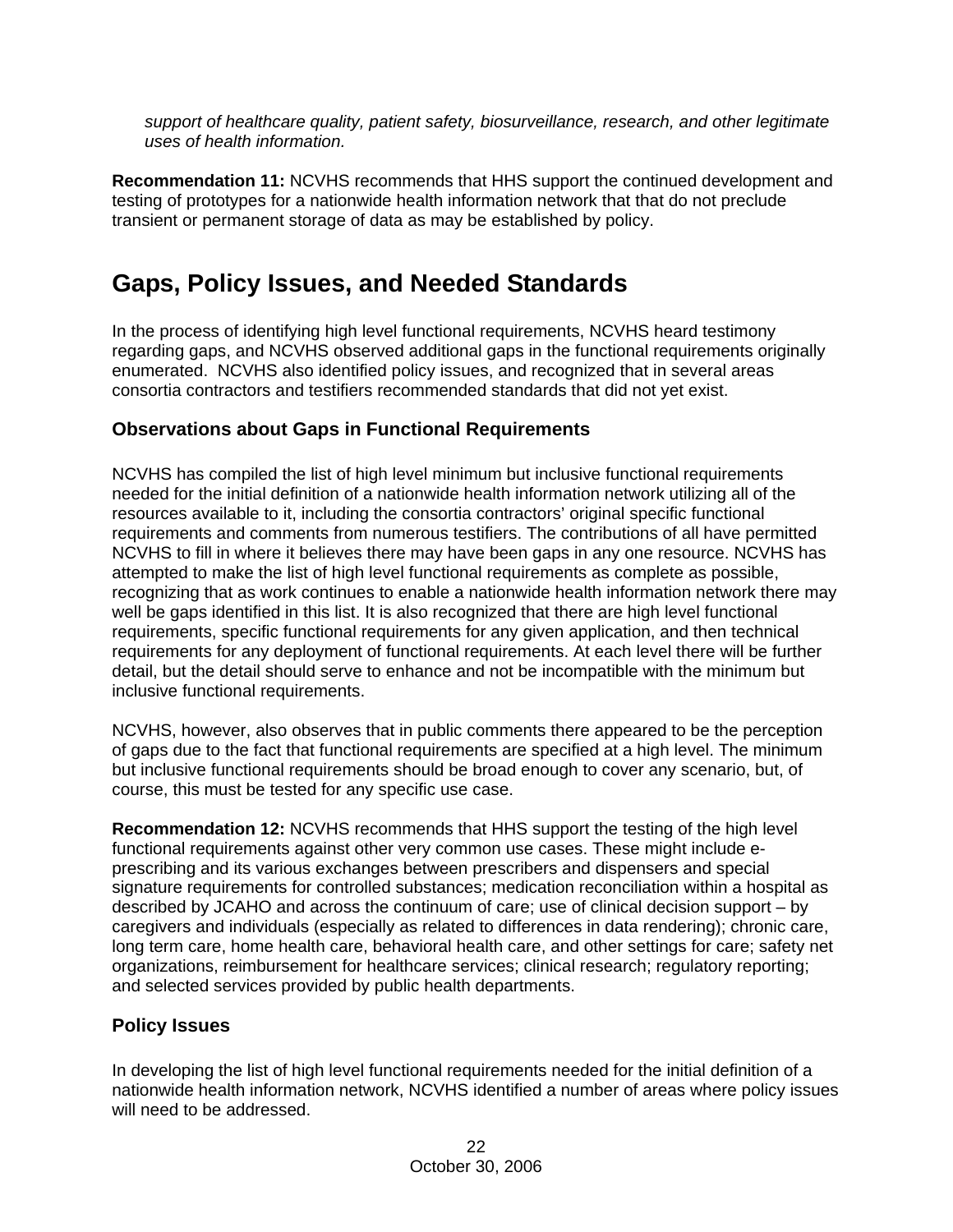*support of healthcare quality, patient safety, biosurveillance, research, and other legitimate uses of health information.*

**Recommendation 11:** NCVHS recommends that HHS support the continued development and testing of prototypes for a nationwide health information network that that do not preclude transient or permanent storage of data as may be established by policy.

# Gaps, Policy Issues, and Needed Standards

In the process of identifying high level functional requirements, NCVHS heard testimony regarding gaps, and NCVHS observed additional gaps in the functional requirements originally enumerated. NCVHS also identified policy issues, and recognized that in several areas consortia contractors and testifiers recommended standards that did not yet exist.

## Observations about Gaps in Functional Requirements

NCVHS has compiled the list of high level minimum but inclusive functional requirements needed for the initial definition of a nationwide health information network utilizing all of the resources available to it, including the consortia contractors' original specific functional requirements and comments from numerous testifiers. The contributions of all have permitted NCVHS to fill in where it believes there may have been gaps in any one resource. NCVHS has attempted to make the list of high level functional requirements as complete as possible, recognizing that as work continues to enable a nationwide health information network there may well be gaps identified in this list. It is also recognized that there are high level functional requirements, specific functional requirements for any given application, and then technical requirements for any deployment of functional requirements. At each level there will be further detail, but the detail should serve to enhance and not be incompatible with the minimum but inclusive functional requirements.

NCVHS, however, also observes that in public comments there appeared to be the perception of gaps due to the fact that functional requirements are specified at a high level. The minimum but inclusive functional requirements should be broad enough to cover any scenario, but, of course, this must be tested for any specific use case.

**Recommendation 12:** NCVHS recommends that HHS support the testing of the high level functional requirements against other very common use cases. These might include e-prescribing and its various exchanges between prescribers and dispensers and special signature requirements for controlled substances; medication reconciliation within a hospital as described by JCAHO and across the continuum of care; use of clinical decision support – by caregivers and individuals (especially as related to differences in data rendering); chronic care, long term care, home health care, behavioral health care, and other settings for care; safety net organizations, reimbursement for healthcare services; clinical research; regulatory reporting; and selected services provided by public health departments.

## Policy Issues

In developing the list of high level functional requirements needed for the initial definition of a nationwide health information network, NCVHS identified a number of areas where policy issues will need to be addressed.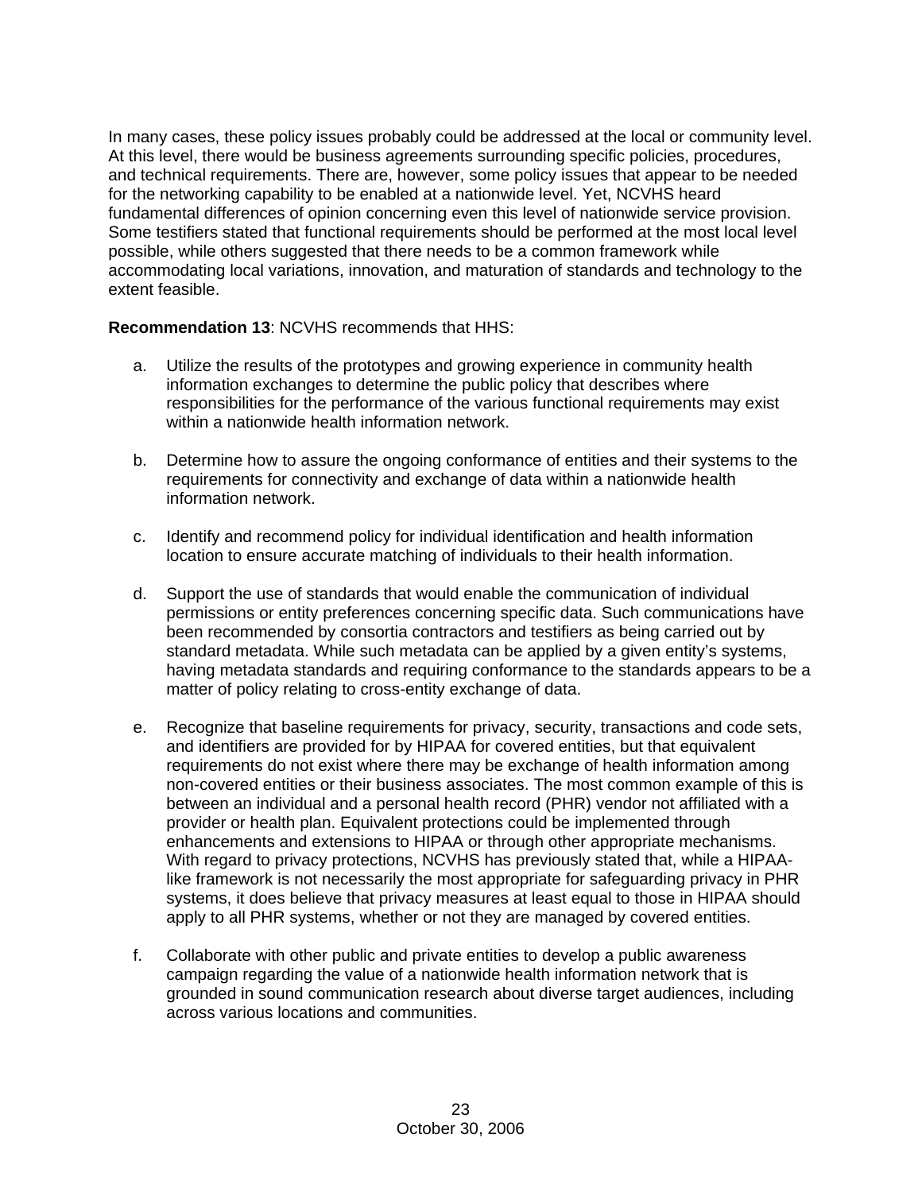In many cases, these policy issues probably could be addressed at the local or community level. At this level, there would be business agreements surrounding specific policies, procedures, and technical requirements. There are, however, some policy issues that appear to be needed for the networking capability to be enabled at a nationwide level. Yet, NCVHS heard fundamental differences of opinion concerning even this level of nationwide service provision. Some testifiers stated that functional requirements should be performed at the most local level possible, while others suggested that there needs to be a common framework while accommodating local variations, innovation, and maturation of standards and technology to the extent feasible.

**Recommendation 13**: NCVHS recommends that HHS:

a. Utilize the results of the prototypes and growing experience in community health information exchanges to determine the public policy that describes where responsibilities for the performance of the various functional requirements may exist within a nationwide health information network.

b. Determine how to assure the ongoing conformance of entities and their systems to the requirements for connectivity and exchange of data within a nationwide health information network.

c. Identify and recommend policy for individual identification and health information location to ensure accurate matching of individuals to their health information.

d. Support the use of standards that would enable the communication of individual permissions or entity preferences concerning specific data. Such communications have been recommended by consortia contractors and testifiers as being carried out by standard metadata. While such metadata can be applied by a given entity's systems, having metadata standards and requiring conformance to the standards appears to be a matter of policy relating to cross-entity exchange of data.

e. Recognize that baseline requirements for privacy, security, transactions and code sets, and identifiers are provided for by HIPAA for covered entities, but that equivalent requirements do not exist where there may be exchange of health information among non-covered entities or their business associates. The most common example of this is between an individual and a personal health record (PHR) vendor not affiliated with a provider or health plan. Equivalent protections could be implemented through enhancements and extensions to HIPAA or through other appropriate mechanisms. With regard to privacy protections, NCVHS has previously stated that, while a HIPAA-like framework is not necessarily the most appropriate for safeguarding privacy in PHR systems, it does believe that privacy measures at least equal to those in HIPAA should apply to all PHR systems, whether or not they are managed by covered entities.

f. Collaborate with other public and private entities to develop a public awareness campaign regarding the value of a nationwide health information network that is grounded in sound communication research about diverse target audiences, including across various locations and communities.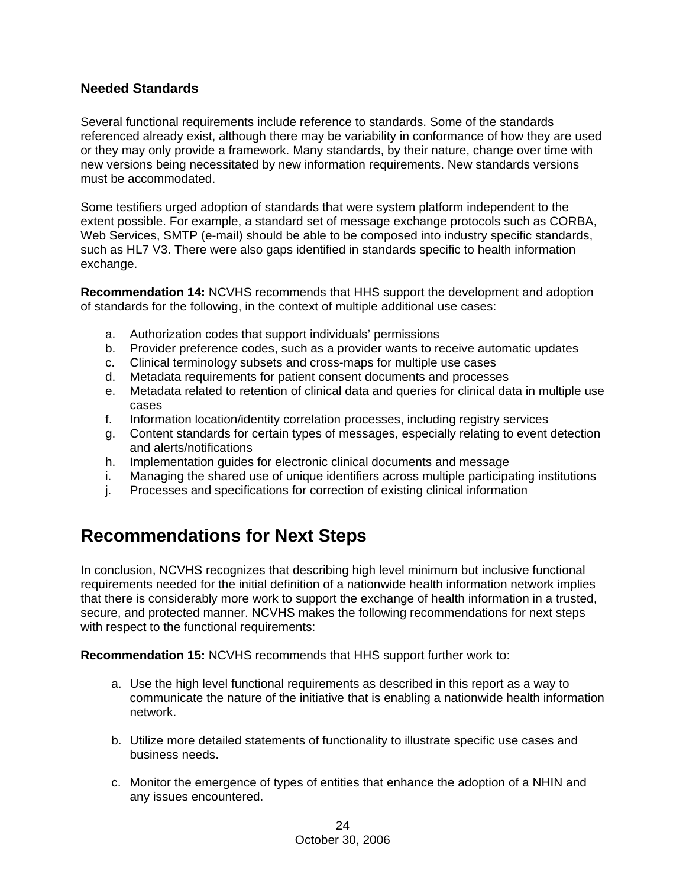### Needed Standards

Several functional requirements include reference to standards. Some of the standards referenced already exist, although there may be variability in conformance of how they are used or they may only provide a framework. Many standards, by their nature, change over time with new versions being necessitated by new information requirements. New standards versions must be accommodated.

Some testifiers urged adoption of standards that were system platform independent to the extent possible. For example, a standard set of message exchange protocols such as CORBA, Web Services, SMTP (e-mail) should be able to be composed into industry specific standards, such as HL7 V3. There were also gaps identified in standards specific to health information exchange.

**Recommendation 14:** NCVHS recommends that HHS support the development and adoption of standards for the following, in the context of multiple additional use cases:

a. Authorization codes that support individuals' permissions
b. Provider preference codes, such as a provider wants to receive automatic updates
c. Clinical terminology subsets and cross-maps for multiple use cases
d. Metadata requirements for patient consent documents and processes
e. Metadata related to retention of clinical data and queries for clinical data in multiple use cases
f. Information location/identity correlation processes, including registry services
g. Content standards for certain types of messages, especially relating to event detection and alerts/notifications
h. Implementation guides for electronic clinical documents and message
i. Managing the shared use of unique identifiers across multiple participating institutions
j. Processes and specifications for correction of existing clinical information

## Recommendations for Next Steps

In conclusion, NCVHS recognizes that describing high level minimum but inclusive functional requirements needed for the initial definition of a nationwide health information network implies that there is considerably more work to support the exchange of health information in a trusted, secure, and protected manner. NCVHS makes the following recommendations for next steps with respect to the functional requirements:

**Recommendation 15:** NCVHS recommends that HHS support further work to:

a. Use the high level functional requirements as described in this report as a way to communicate the nature of the initiative that is enabling a nationwide health information network.

b. Utilize more detailed statements of functionality to illustrate specific use cases and business needs.

c. Monitor the emergence of types of entities that enhance the adoption of a NHIN and any issues encountered.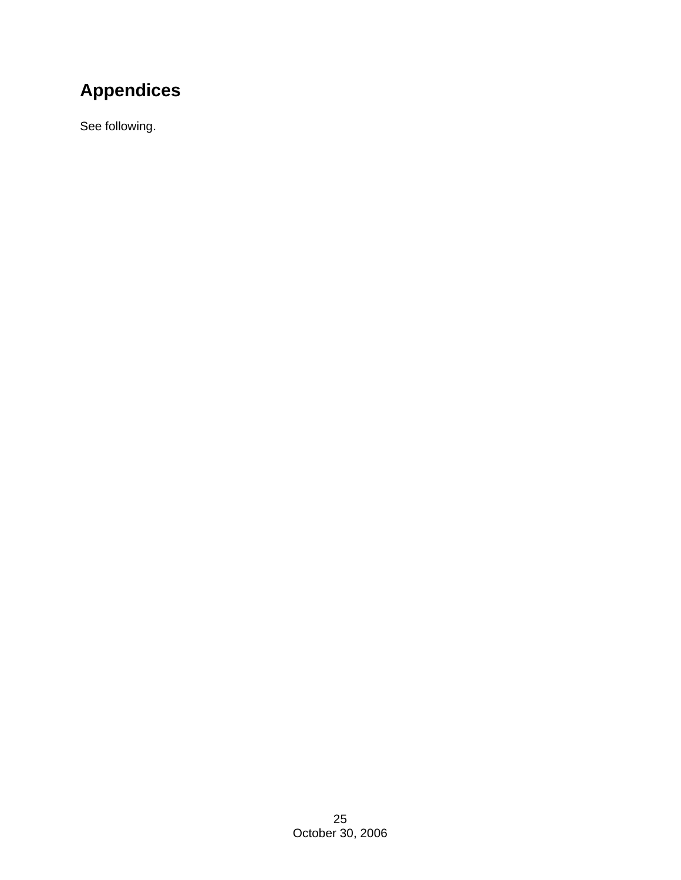# Appendices

See following.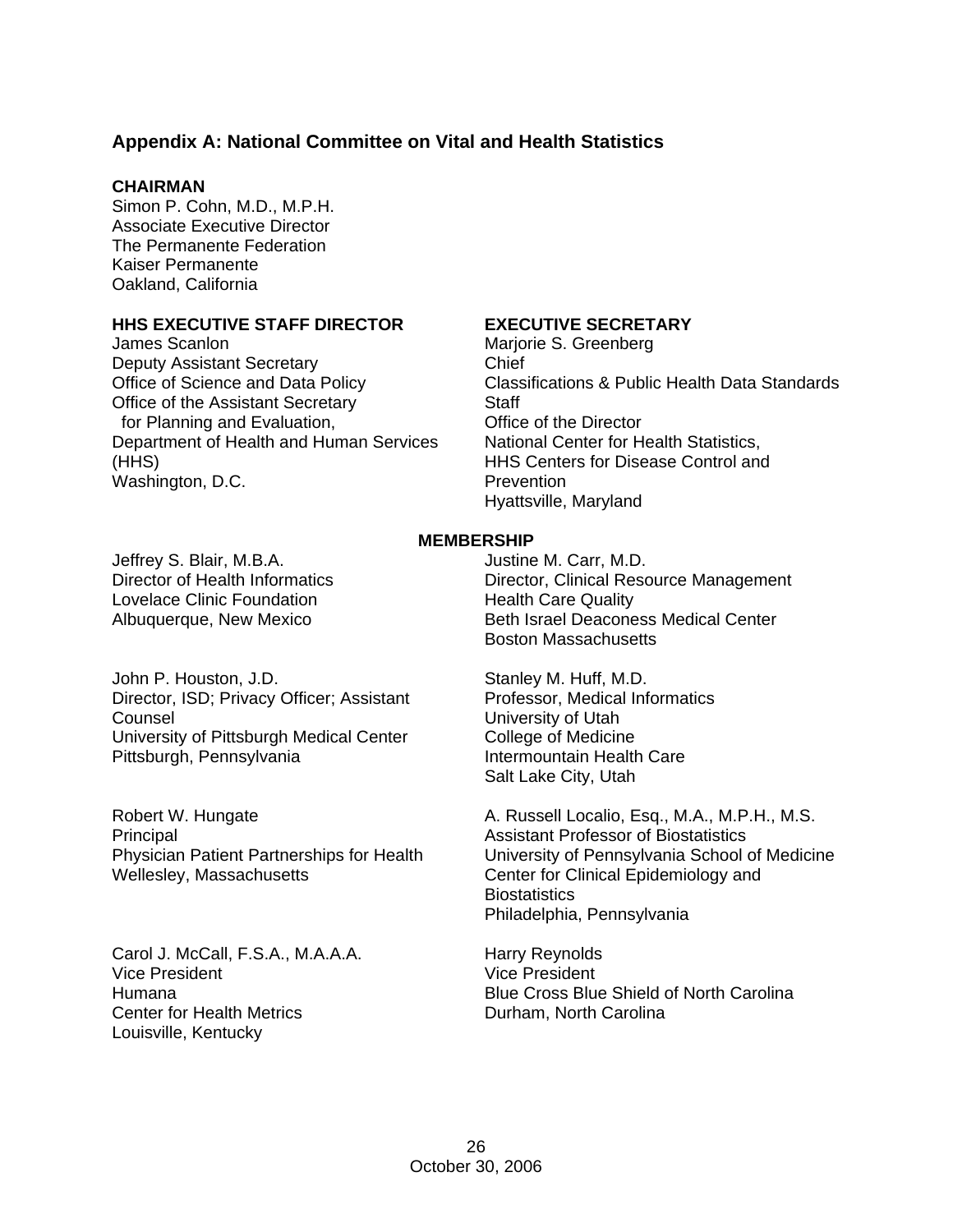## Appendix A: National Committee on Vital and Health Statistics

**CHAIRMAN**
Simon P. Cohn, M.D., M.P.H.
Associate Executive Director
The Permanente Federation
Kaiser Permanente
Oakland, California

**HHS EXECUTIVE STAFF DIRECTOR**
James Scanlon
Deputy Assistant Secretary
Office of Science and Data Policy
Office of the Assistant Secretary
for Planning and Evaluation,
Department of Health and Human Services (HHS)
Washington, D.C.

**EXECUTIVE SECRETARY**
Marjorie S. Greenberg
Chief
Classifications & Public Health Data Standards Staff
Office of the Director
National Center for Health Statistics,
HHS Centers for Disease Control and Prevention
Hyattsville, Maryland

**MEMBERSHIP**

Jeffrey S. Blair, M.B.A.
Director of Health Informatics
Lovelace Clinic Foundation
Albuquerque, New Mexico

Justine M. Carr, M.D.
Director, Clinical Resource Management
Health Care Quality
Beth Israel Deaconess Medical Center
Boston Massachusetts

John P. Houston, J.D.
Director, ISD; Privacy Officer; Assistant Counsel
University of Pittsburgh Medical Center
Pittsburgh, Pennsylvania

Stanley M. Huff, M.D.
Professor, Medical Informatics
University of Utah
College of Medicine
Intermountain Health Care
Salt Lake City, Utah

Robert W. Hungate
Principal
Physician Patient Partnerships for Health
Wellesley, Massachusetts

A. Russell Localio, Esq., M.A., M.P.H., M.S.
Assistant Professor of Biostatistics
University of Pennsylvania School of Medicine
Center for Clinical Epidemiology and Biostatistics
Philadelphia, Pennsylvania

Carol J. McCall, F.S.A., M.A.A.A.
Vice President
Humana
Center for Health Metrics
Louisville, Kentucky

Harry Reynolds
Vice President
Blue Cross Blue Shield of North Carolina
Durham, North Carolina

October 30, 2006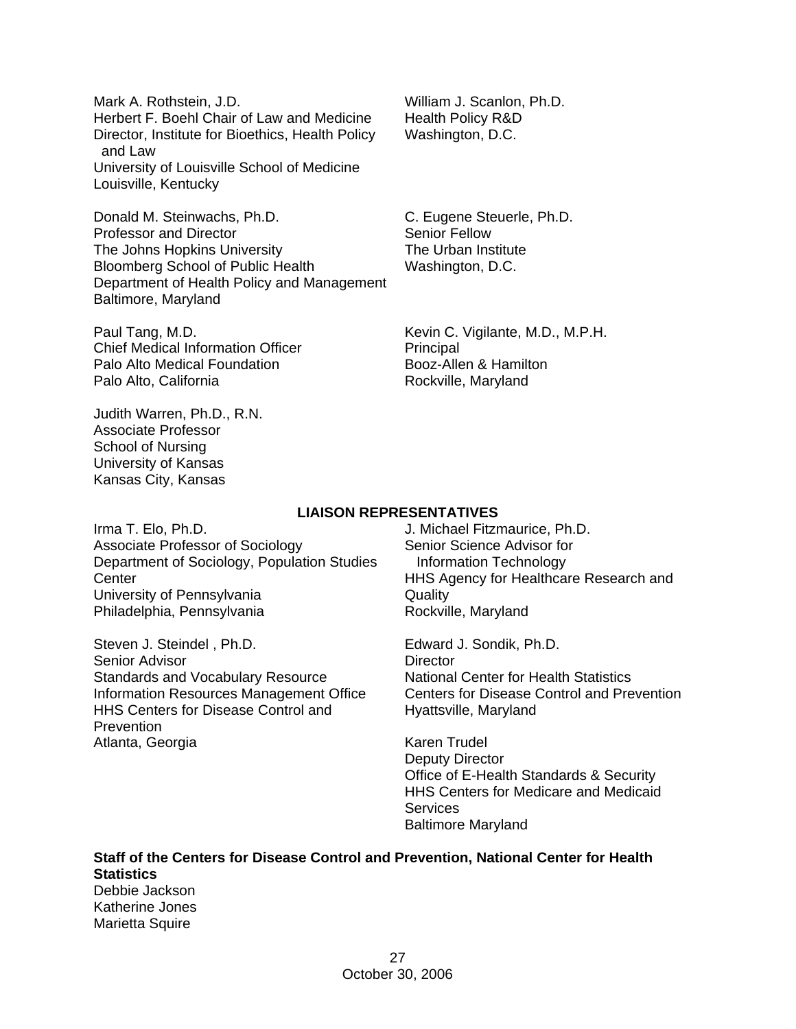Mark A. Rothstein, J.D.
Herbert F. Boehl Chair of Law and Medicine
Director, Institute for Bioethics, Health Policy and Law
University of Louisville School of Medicine
Louisville, Kentucky

William J. Scanlon, Ph.D.
Health Policy R&D
Washington, D.C.

Donald M. Steinwachs, Ph.D.
Professor and Director
The Johns Hopkins University
Bloomberg School of Public Health
Department of Health Policy and Management
Baltimore, Maryland

C. Eugene Steuerle, Ph.D.
Senior Fellow
The Urban Institute
Washington, D.C.

Paul Tang, M.D.
Chief Medical Information Officer
Palo Alto Medical Foundation
Palo Alto, California

Kevin C. Vigilante, M.D., M.P.H.
Principal
Booz-Allen & Hamilton
Rockville, Maryland

Judith Warren, Ph.D., R.N.
Associate Professor
School of Nursing
University of Kansas
Kansas City, Kansas

**LIAISON REPRESENTATIVES**

Irma T. Elo, Ph.D.
Associate Professor of Sociology
Department of Sociology, Population Studies Center
University of Pennsylvania
Philadelphia, Pennsylvania

J. Michael Fitzmaurice, Ph.D.
Senior Science Advisor for Information Technology
HHS Agency for Healthcare Research and Quality
Rockville, Maryland

Steven J. Steindel , Ph.D.
Senior Advisor
Standards and Vocabulary Resource
Information Resources Management Office
HHS Centers for Disease Control and Prevention
Atlanta, Georgia

Edward J. Sondik, Ph.D.
Director
National Center for Health Statistics
Centers for Disease Control and Prevention
Hyattsville, Maryland

Karen Trudel
Deputy Director
Office of E-Health Standards & Security
HHS Centers for Medicare and Medicaid Services
Baltimore Maryland

**Staff of the Centers for Disease Control and Prevention, National Center for Health Statistics**
Debbie Jackson
Katherine Jones
Marietta Squire

October 30, 2006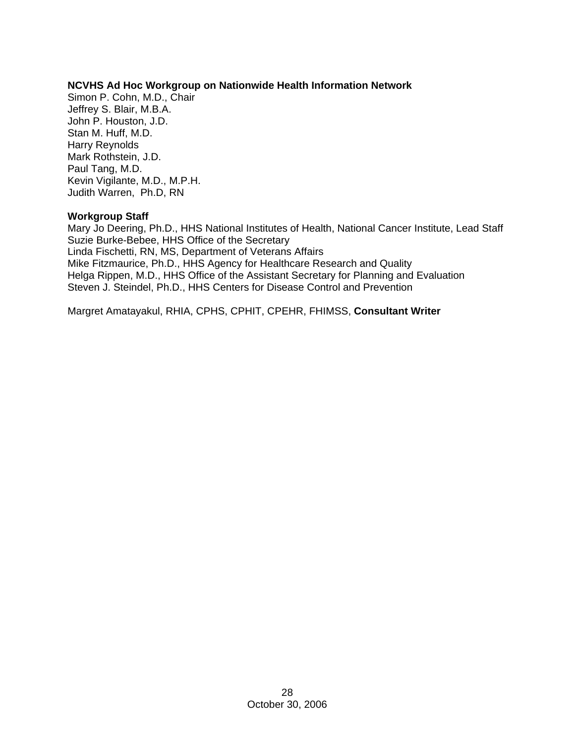**NCVHS Ad Hoc Workgroup on Nationwide Health Information Network**

Simon P. Cohn, M.D., Chair
Jeffrey S. Blair, M.B.A.
John P. Houston, J.D.
Stan M. Huff, M.D.
Harry Reynolds
Mark Rothstein, J.D.
Paul Tang, M.D.
Kevin Vigilante, M.D., M.P.H.
Judith Warren, Ph.D, RN

**Workgroup Staff**

Mary Jo Deering, Ph.D., HHS National Institutes of Health, National Cancer Institute, Lead Staff
Suzie Burke-Bebee, HHS Office of the Secretary
Linda Fischetti, RN, MS, Department of Veterans Affairs
Mike Fitzmaurice, Ph.D., HHS Agency for Healthcare Research and Quality
Helga Rippen, M.D., HHS Office of the Assistant Secretary for Planning and Evaluation
Steven J. Steindel, Ph.D., HHS Centers for Disease Control and Prevention

Margret Amatayakul, RHIA, CPHS, CPHIT, CPEHR, FHIMSS, **Consultant Writer**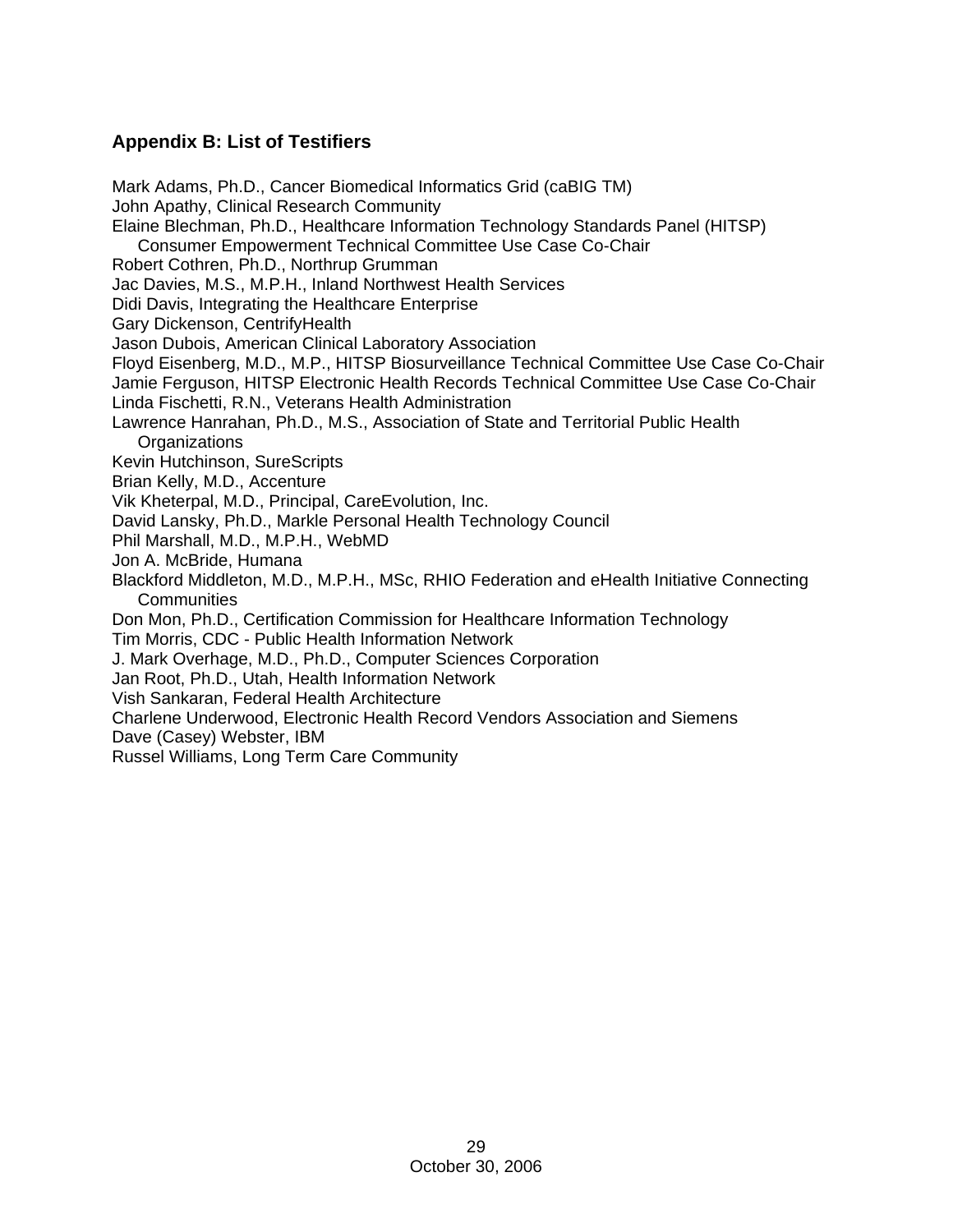## Appendix B: List of Testifiers

Mark Adams, Ph.D., Cancer Biomedical Informatics Grid (caBIG TM)
John Apathy, Clinical Research Community
Elaine Blechman, Ph.D., Healthcare Information Technology Standards Panel (HITSP) Consumer Empowerment Technical Committee Use Case Co-Chair
Robert Cothren, Ph.D., Northrup Grumman
Jac Davies, M.S., M.P.H., Inland Northwest Health Services
Didi Davis, Integrating the Healthcare Enterprise
Gary Dickenson, CentrifyHealth
Jason Dubois, American Clinical Laboratory Association
Floyd Eisenberg, M.D., M.P., HITSP Biosurveillance Technical Committee Use Case Co-Chair
Jamie Ferguson, HITSP Electronic Health Records Technical Committee Use Case Co-Chair
Linda Fischetti, R.N., Veterans Health Administration
Lawrence Hanrahan, Ph.D., M.S., Association of State and Territorial Public Health Organizations
Kevin Hutchinson, SureScripts
Brian Kelly, M.D., Accenture
Vik Kheterpal, M.D., Principal, CareEvolution, Inc.
David Lansky, Ph.D., Markle Personal Health Technology Council
Phil Marshall, M.D., M.P.H., WebMD
Jon A. McBride, Humana
Blackford Middleton, M.D., M.P.H., MSc, RHIO Federation and eHealth Initiative Connecting Communities
Don Mon, Ph.D., Certification Commission for Healthcare Information Technology
Tim Morris, CDC - Public Health Information Network
J. Mark Overhage, M.D., Ph.D., Computer Sciences Corporation
Jan Root, Ph.D., Utah, Health Information Network
Vish Sankaran, Federal Health Architecture
Charlene Underwood, Electronic Health Record Vendors Association and Siemens
Dave (Casey) Webster, IBM
Russel Williams, Long Term Care Community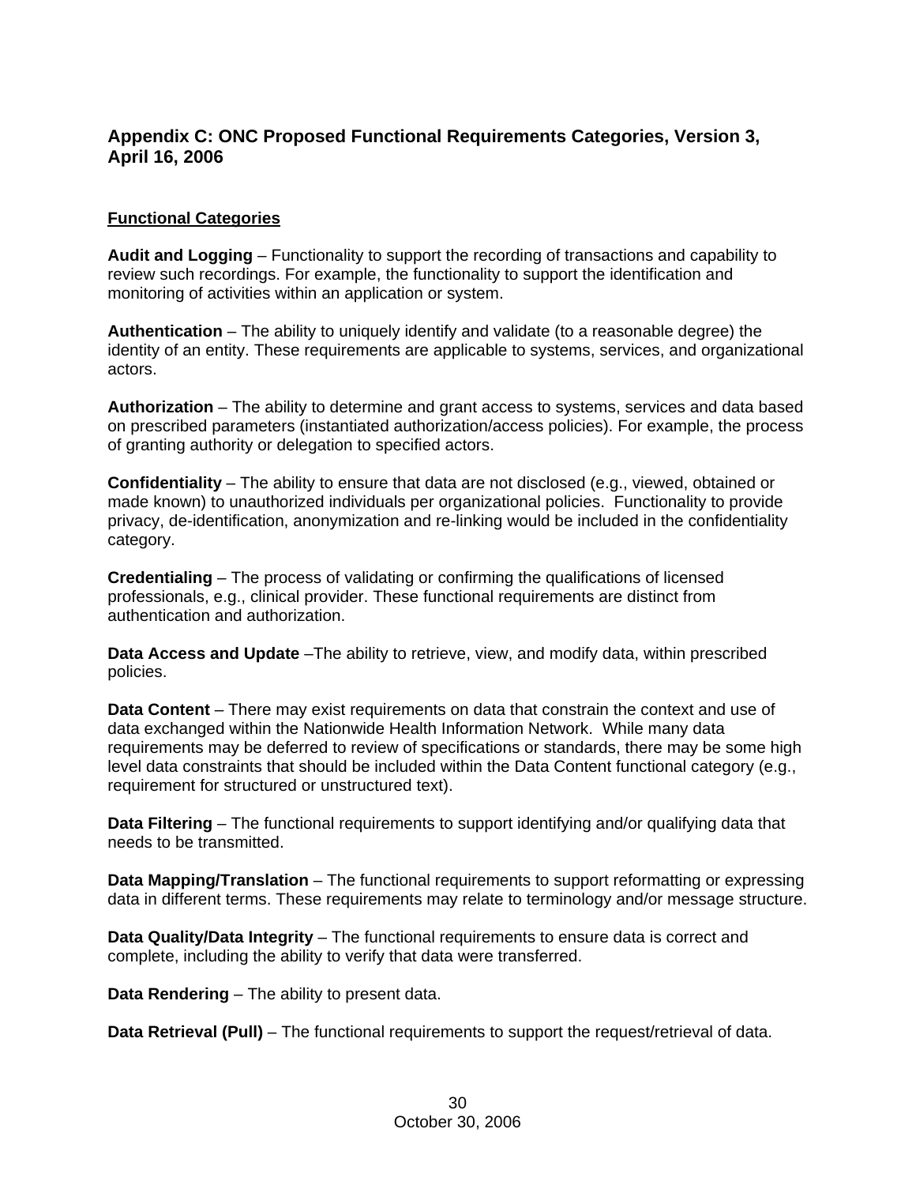## Appendix C: ONC Proposed Functional Requirements Categories, Version 3, April 16, 2006

**Functional Categories**

**Audit and Logging** – Functionality to support the recording of transactions and capability to review such recordings. For example, the functionality to support the identification and monitoring of activities within an application or system.

**Authentication** – The ability to uniquely identify and validate (to a reasonable degree) the identity of an entity. These requirements are applicable to systems, services, and organizational actors.

**Authorization** – The ability to determine and grant access to systems, services and data based on prescribed parameters (instantiated authorization/access policies). For example, the process of granting authority or delegation to specified actors.

**Confidentiality** – The ability to ensure that data are not disclosed (e.g., viewed, obtained or made known) to unauthorized individuals per organizational policies. Functionality to provide privacy, de-identification, anonymization and re-linking would be included in the confidentiality category.

**Credentialing** – The process of validating or confirming the qualifications of licensed professionals, e.g., clinical provider. These functional requirements are distinct from authentication and authorization.

**Data Access and Update** –The ability to retrieve, view, and modify data, within prescribed policies.

**Data Content** – There may exist requirements on data that constrain the context and use of data exchanged within the Nationwide Health Information Network. While many data requirements may be deferred to review of specifications or standards, there may be some high level data constraints that should be included within the Data Content functional category (e.g., requirement for structured or unstructured text).

**Data Filtering** – The functional requirements to support identifying and/or qualifying data that needs to be transmitted.

**Data Mapping/Translation** – The functional requirements to support reformatting or expressing data in different terms. These requirements may relate to terminology and/or message structure.

**Data Quality/Data Integrity** – The functional requirements to ensure data is correct and complete, including the ability to verify that data were transferred.

**Data Rendering** – The ability to present data.

**Data Retrieval (Pull)** – The functional requirements to support the request/retrieval of data.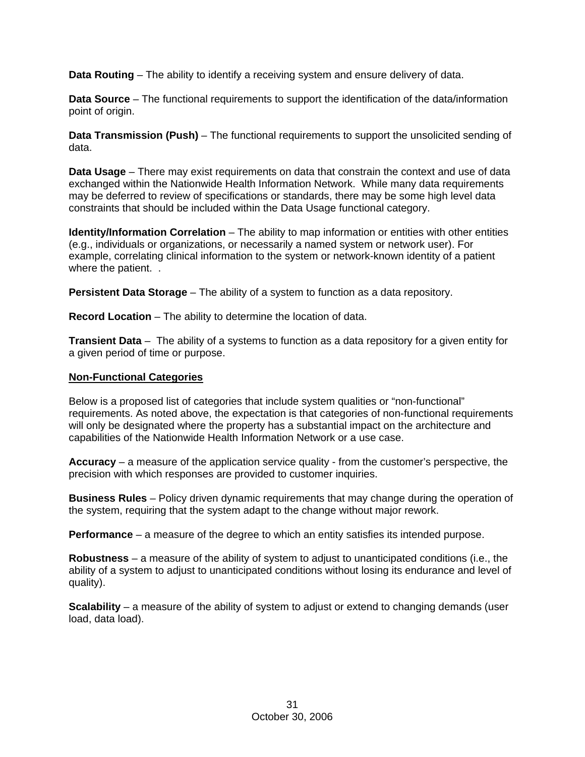**Data Routing** – The ability to identify a receiving system and ensure delivery of data.

**Data Source** – The functional requirements to support the identification of the data/information point of origin.

**Data Transmission (Push)** – The functional requirements to support the unsolicited sending of data.

**Data Usage** – There may exist requirements on data that constrain the context and use of data exchanged within the Nationwide Health Information Network. While many data requirements may be deferred to review of specifications or standards, there may be some high level data constraints that should be included within the Data Usage functional category.

**Identity/Information Correlation** – The ability to map information or entities with other entities (e.g., individuals or organizations, or necessarily a named system or network user). For example, correlating clinical information to the system or network-known identity of a patient where the patient. .

**Persistent Data Storage** – The ability of a system to function as a data repository.

**Record Location** – The ability to determine the location of data.

**Transient Data** – The ability of a systems to function as a data repository for a given entity for a given period of time or purpose.

**Non-Functional Categories**

Below is a proposed list of categories that include system qualities or "non-functional" requirements. As noted above, the expectation is that categories of non-functional requirements will only be designated where the property has a substantial impact on the architecture and capabilities of the Nationwide Health Information Network or a use case.

**Accuracy** – a measure of the application service quality - from the customer's perspective, the precision with which responses are provided to customer inquiries.

**Business Rules** – Policy driven dynamic requirements that may change during the operation of the system, requiring that the system adapt to the change without major rework.

**Performance** – a measure of the degree to which an entity satisfies its intended purpose.

**Robustness** – a measure of the ability of system to adjust to unanticipated conditions (i.e., the ability of a system to adjust to unanticipated conditions without losing its endurance and level of quality).

**Scalability** – a measure of the ability of system to adjust or extend to changing demands (user load, data load).

October 30, 2006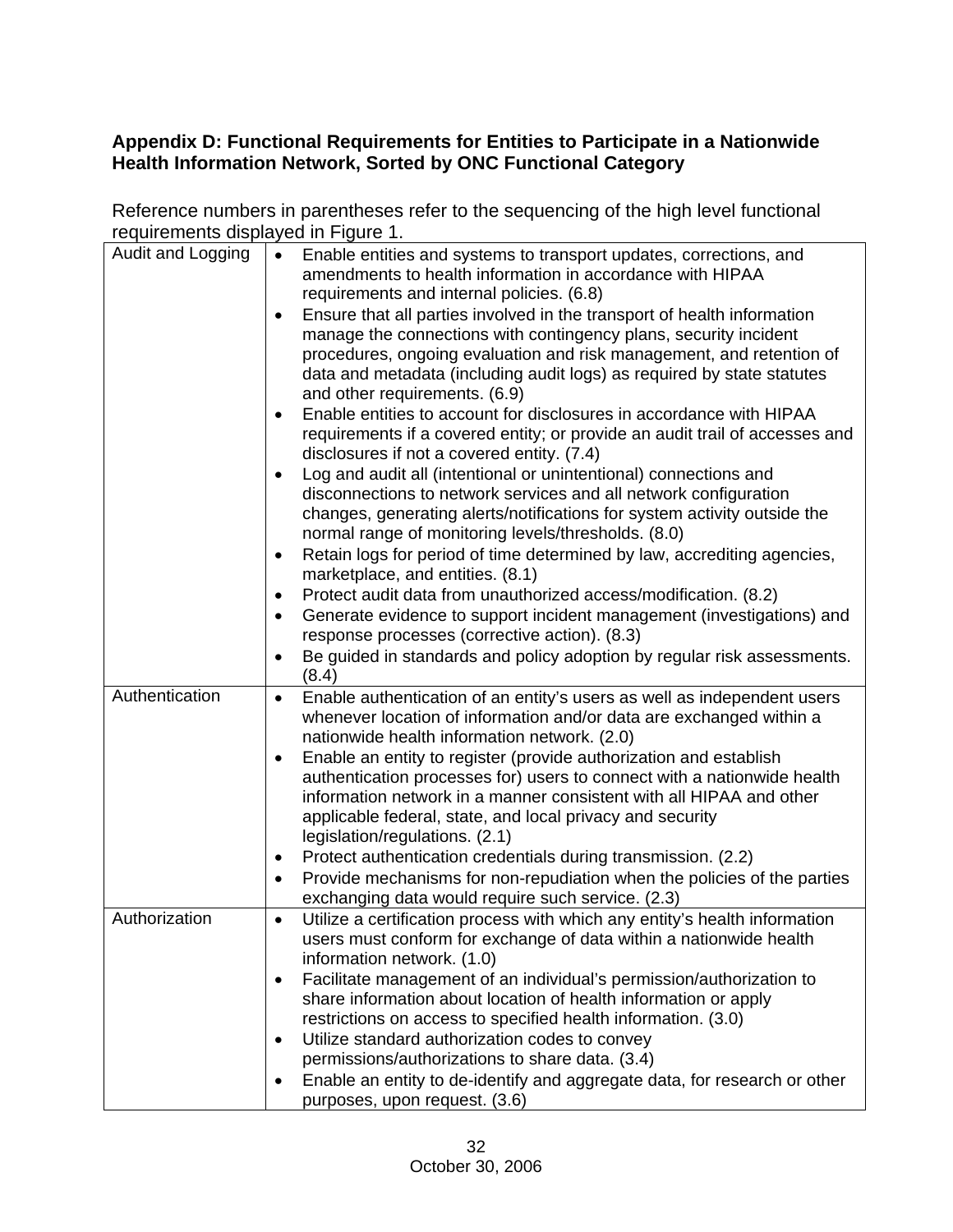**Appendix D: Functional Requirements for Entities to Participate in a Nationwide Health Information Network, Sorted by ONC Functional Category**

Reference numbers in parentheses refer to the sequencing of the high level functional requirements displayed in Figure 1.

| | |
|---|---|
| Audit and Logging | • Enable entities and systems to transport updates, corrections, and amendments to health information in accordance with HIPAA requirements and internal policies. (6.8)<br>• Ensure that all parties involved in the transport of health information manage the connections with contingency plans, security incident procedures, ongoing evaluation and risk management, and retention of data and metadata (including audit logs) as required by state statutes and other requirements. (6.9)<br>• Enable entities to account for disclosures in accordance with HIPAA requirements if a covered entity; or provide an audit trail of accesses and disclosures if not a covered entity. (7.4)<br>• Log and audit all (intentional or unintentional) connections and disconnections to network services and all network configuration changes, generating alerts/notifications for system activity outside the normal range of monitoring levels/thresholds. (8.0)<br>• Retain logs for period of time determined by law, accrediting agencies, marketplace, and entities. (8.1)<br>• Protect audit data from unauthorized access/modification. (8.2)<br>• Generate evidence to support incident management (investigations) and response processes (corrective action). (8.3)<br>• Be guided in standards and policy adoption by regular risk assessments. (8.4) |
| Authentication | • Enable authentication of an entity's users as well as independent users whenever location of information and/or data are exchanged within a nationwide health information network. (2.0)<br>• Enable an entity to register (provide authorization and establish authentication processes for) users to connect with a nationwide health information network in a manner consistent with all HIPAA and other applicable federal, state, and local privacy and security legislation/regulations. (2.1)<br>• Protect authentication credentials during transmission. (2.2)<br>• Provide mechanisms for non-repudiation when the policies of the parties exchanging data would require such service. (2.3) |
| Authorization | • Utilize a certification process with which any entity's health information users must conform for exchange of data within a nationwide health information network. (1.0)<br>• Facilitate management of an individual's permission/authorization to share information about location of health information or apply restrictions on access to specified health information. (3.0)<br>• Utilize standard authorization codes to convey permissions/authorizations to share data. (3.4)<br>• Enable an entity to de-identify and aggregate data, for research or other purposes, upon request. (3.6) |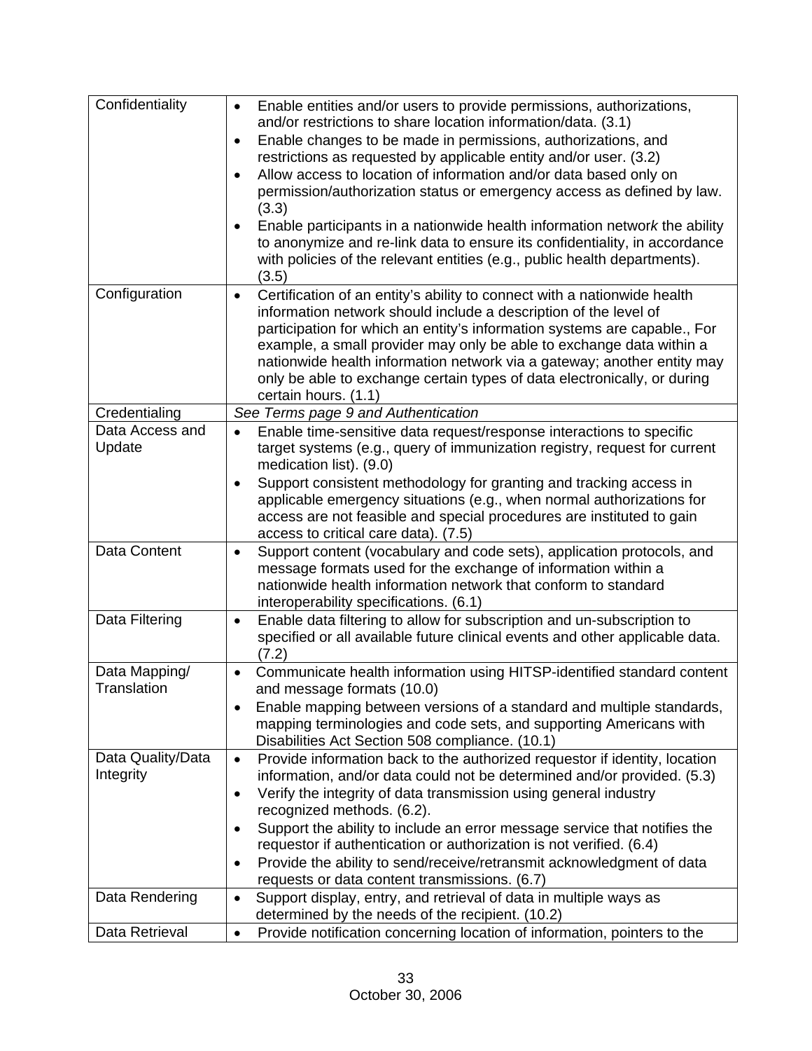| | |
|---|---|
| Confidentiality | • Enable entities and/or users to provide permissions, authorizations, and/or restrictions to share location information/data. (3.1)<br>• Enable changes to be made in permissions, authorizations, and restrictions as requested by applicable entity and/or user. (3.2)<br>• Allow access to location of information and/or data based only on permission/authorization status or emergency access as defined by law. (3.3)<br>• Enable participants in a nationwide health information network the ability to anonymize and re-link data to ensure its confidentiality, in accordance with policies of the relevant entities (e.g., public health departments). (3.5) |
| Configuration | • Certification of an entity's ability to connect with a nationwide health information network should include a description of the level of participation for which an entity's information systems are capable., For example, a small provider may only be able to exchange data within a nationwide health information network via a gateway; another entity may only be able to exchange certain types of data electronically, or during certain hours. (1.1) |
| Credentialing | *See Terms page 9 and Authentication* |
| Data Access and Update | • Enable time-sensitive data request/response interactions to specific target systems (e.g., query of immunization registry, request for current medication list). (9.0)<br>• Support consistent methodology for granting and tracking access in applicable emergency situations (e.g., when normal authorizations for access are not feasible and special procedures are instituted to gain access to critical care data). (7.5) |
| Data Content | • Support content (vocabulary and code sets), application protocols, and message formats used for the exchange of information within a nationwide health information network that conform to standard interoperability specifications. (6.1) |
| Data Filtering | • Enable data filtering to allow for subscription and un-subscription to specified or all available future clinical events and other applicable data. (7.2) |
| Data Mapping/ Translation | • Communicate health information using HITSP-identified standard content and message formats (10.0)<br>• Enable mapping between versions of a standard and multiple standards, mapping terminologies and code sets, and supporting Americans with Disabilities Act Section 508 compliance. (10.1) |
| Data Quality/Data Integrity | • Provide information back to the authorized requestor if identity, location information, and/or data could not be determined and/or provided. (5.3)<br>• Verify the integrity of data transmission using general industry recognized methods. (6.2).<br>• Support the ability to include an error message service that notifies the requestor if authentication or authorization is not verified. (6.4)<br>• Provide the ability to send/receive/retransmit acknowledgment of data requests or data content transmissions. (6.7) |
| Data Rendering | • Support display, entry, and retrieval of data in multiple ways as determined by the needs of the recipient. (10.2) |
| Data Retrieval | • Provide notification concerning location of information, pointers to the |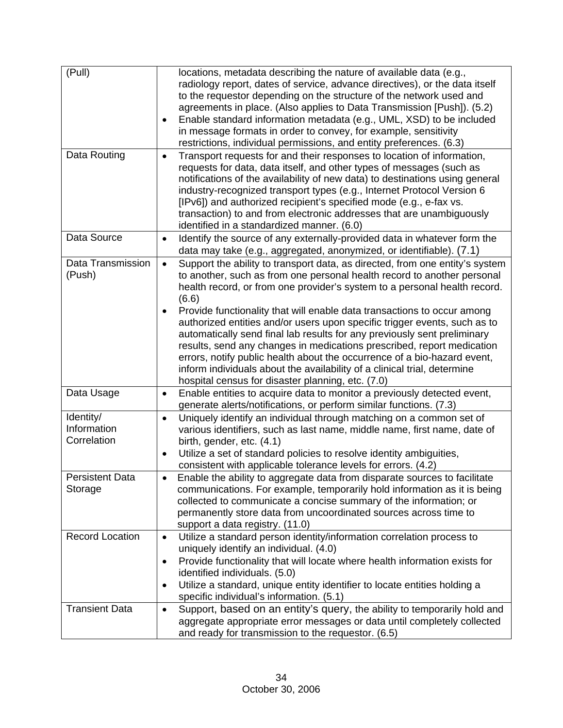| (Pull) | locations, metadata describing the nature of available data (e.g., radiology report, dates of service, advance directives), or the data itself to the requestor depending on the structure of the network used and agreements in place. (Also applies to Data Transmission [Push]). (5.2)<br>• Enable standard information metadata (e.g., UML, XSD) to be included in message formats in order to convey, for example, sensitivity restrictions, individual permissions, and entity preferences. (6.3) |
|---|---|
| Data Routing | • Transport requests for and their responses to location of information, requests for data, data itself, and other types of messages (such as notifications of the availability of new data) to destinations using general industry-recognized transport types (e.g., Internet Protocol Version 6 [IPv6]) and authorized recipient's specified mode (e.g., e-fax vs. transaction) to and from electronic addresses that are unambiguously identified in a standardized manner. (6.0) |
| Data Source | • Identify the source of any externally-provided data in whatever form the data may take (e.g., aggregated, anonymized, or identifiable). (7.1) |
| Data Transmission (Push) | • Support the ability to transport data, as directed, from one entity's system to another, such as from one personal health record to another personal health record, or from one provider's system to a personal health record. (6.6)<br>• Provide functionality that will enable data transactions to occur among authorized entities and/or users upon specific trigger events, such as to automatically send final lab results for any previously sent preliminary results, send any changes in medications prescribed, report medication errors, notify public health about the occurrence of a bio-hazard event, inform individuals about the availability of a clinical trial, determine hospital census for disaster planning, etc. (7.0) |
| Data Usage | • Enable entities to acquire data to monitor a previously detected event, generate alerts/notifications, or perform similar functions. (7.3) |
| Identity/ Information Correlation | • Uniquely identify an individual through matching on a common set of various identifiers, such as last name, middle name, first name, date of birth, gender, etc. (4.1)<br>• Utilize a set of standard policies to resolve identity ambiguities, consistent with applicable tolerance levels for errors. (4.2) |
| Persistent Data Storage | • Enable the ability to aggregate data from disparate sources to facilitate communications. For example, temporarily hold information as it is being collected to communicate a concise summary of the information; or permanently store data from uncoordinated sources across time to support a data registry. (11.0) |
| Record Location | • Utilize a standard person identity/information correlation process to uniquely identify an individual. (4.0)<br>• Provide functionality that will locate where health information exists for identified individuals. (5.0)<br>• Utilize a standard, unique entity identifier to locate entities holding a specific individual's information. (5.1) |
| Transient Data | • Support, based on an entity's query, the ability to temporarily hold and aggregate appropriate error messages or data until completely collected and ready for transmission to the requestor. (6.5) |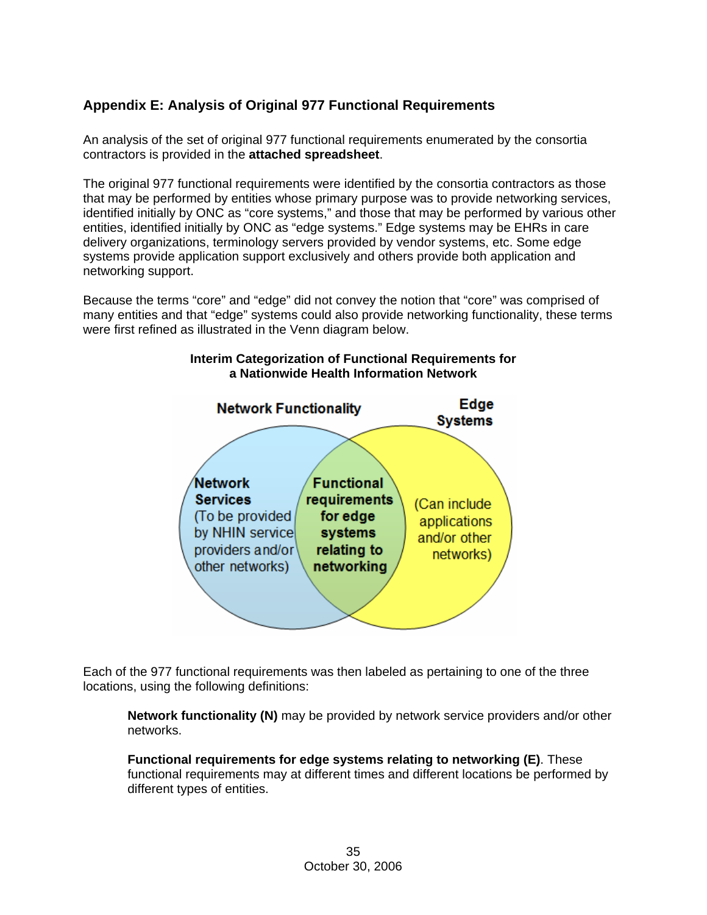## Appendix E: Analysis of Original 977 Functional Requirements

An analysis of the set of original 977 functional requirements enumerated by the consortia contractors is provided in the **attached spreadsheet**.

The original 977 functional requirements were identified by the consortia contractors as those that may be performed by entities whose primary purpose was to provide networking services, identified initially by ONC as "core systems," and those that may be performed by various other entities, identified initially by ONC as "edge systems." Edge systems may be EHRs in care delivery organizations, terminology servers provided by vendor systems, etc. Some edge systems provide application support exclusively and others provide both application and networking support.

Because the terms "core" and "edge" did not convey the notion that "core" was comprised of many entities and that "edge" systems could also provide networking functionality, these terms were first refined as illustrated in the Venn diagram below.

**Interim Categorization of Functional Requirements for a Nationwide Health Information Network**

Network Functionality

Edge Systems

**Network Services** (To be provided by NHIN service providers and/or other networks)

**Functional requirements for edge systems relating to networking**

(Can include applications and/or other networks)

Each of the 977 functional requirements was then labeled as pertaining to one of the three locations, using the following definitions:

> **Network functionality (N)** may be provided by network service providers and/or other networks.
>
> **Functional requirements for edge systems relating to networking (E)**. These functional requirements may at different times and different locations be performed by different types of entities.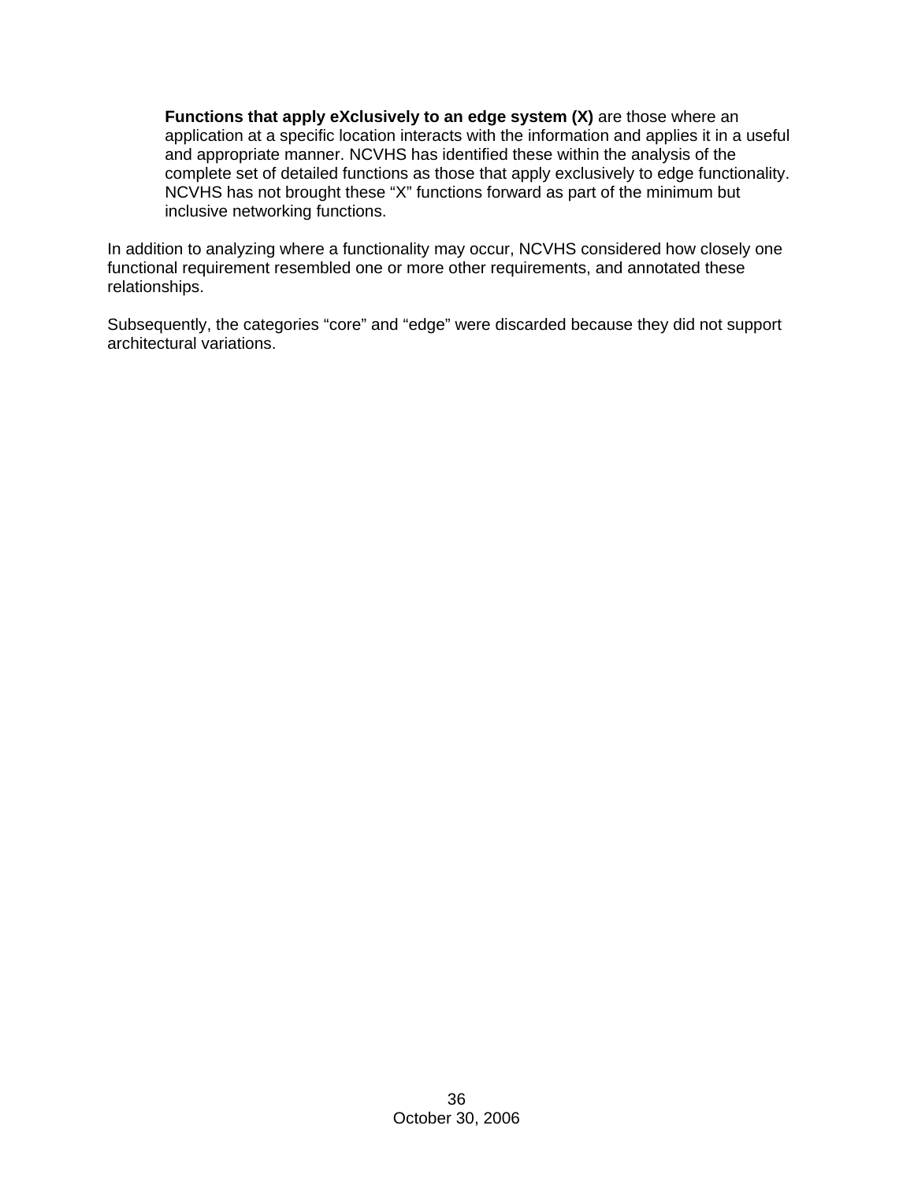**Functions that apply eXclusively to an edge system (X)** are those where an application at a specific location interacts with the information and applies it in a useful and appropriate manner. NCVHS has identified these within the analysis of the complete set of detailed functions as those that apply exclusively to edge functionality. NCVHS has not brought these “X” functions forward as part of the minimum but inclusive networking functions.

In addition to analyzing where a functionality may occur, NCVHS considered how closely one functional requirement resembled one or more other requirements, and annotated these relationships.

Subsequently, the categories “core” and “edge” were discarded because they did not support architectural variations.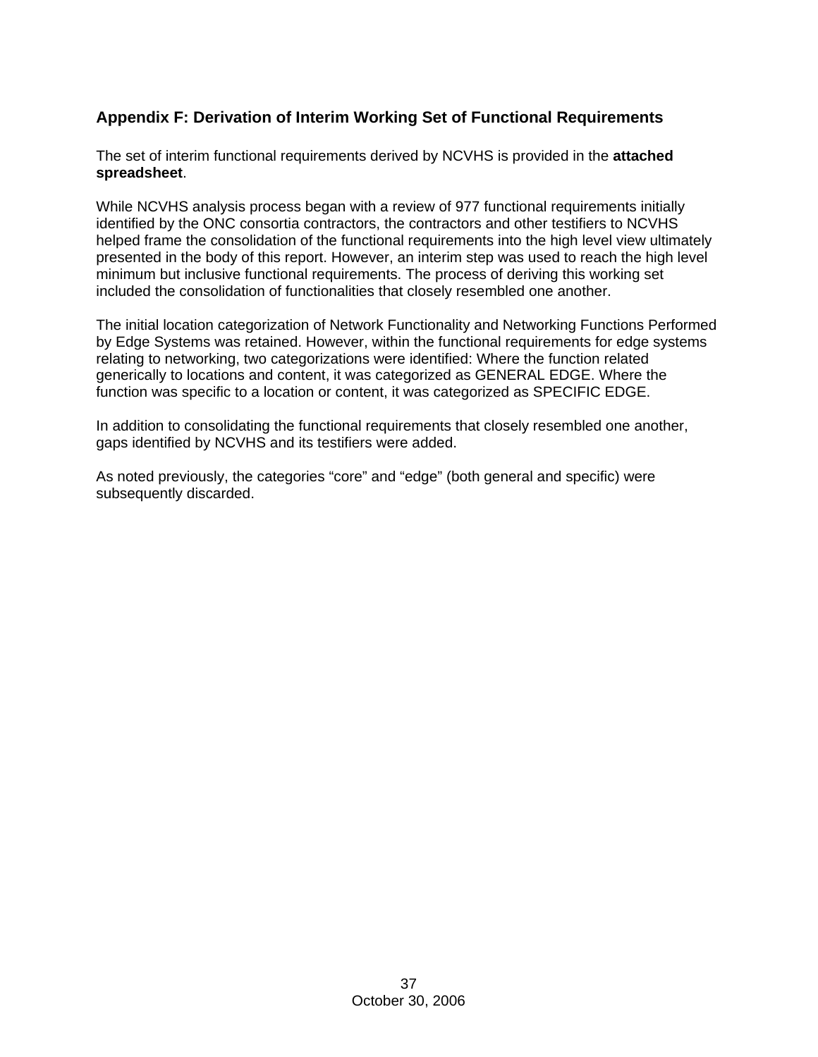## Appendix F: Derivation of Interim Working Set of Functional Requirements

The set of interim functional requirements derived by NCVHS is provided in the **attached spreadsheet**.

While NCVHS analysis process began with a review of 977 functional requirements initially identified by the ONC consortia contractors, the contractors and other testifiers to NCVHS helped frame the consolidation of the functional requirements into the high level view ultimately presented in the body of this report. However, an interim step was used to reach the high level minimum but inclusive functional requirements. The process of deriving this working set included the consolidation of functionalities that closely resembled one another.

The initial location categorization of Network Functionality and Networking Functions Performed by Edge Systems was retained. However, within the functional requirements for edge systems relating to networking, two categorizations were identified: Where the function related generically to locations and content, it was categorized as GENERAL EDGE. Where the function was specific to a location or content, it was categorized as SPECIFIC EDGE.

In addition to consolidating the functional requirements that closely resembled one another, gaps identified by NCVHS and its testifiers were added.

As noted previously, the categories “core” and “edge” (both general and specific) were subsequently discarded.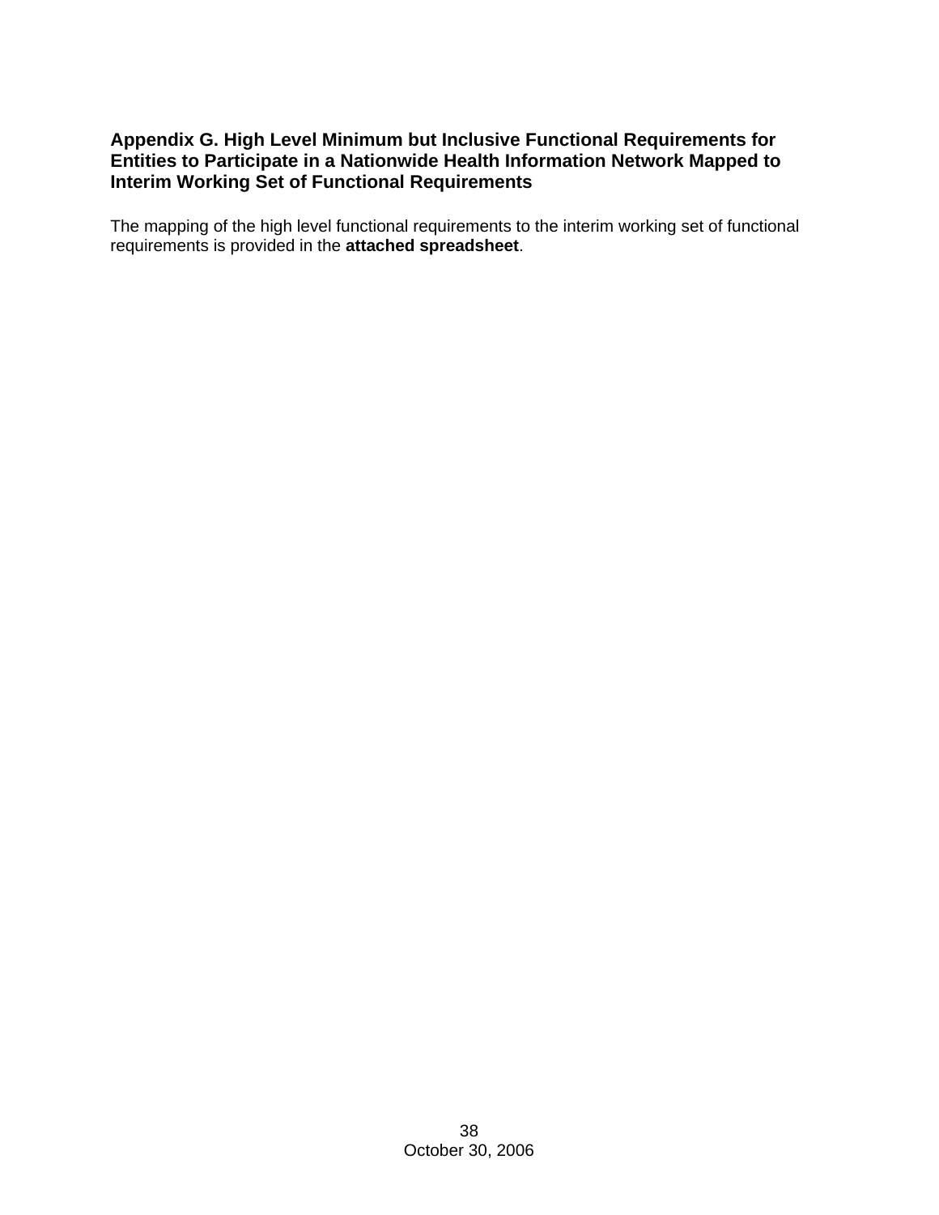## Appendix G. High Level Minimum but Inclusive Functional Requirements for Entities to Participate in a Nationwide Health Information Network Mapped to Interim Working Set of Functional Requirements

The mapping of the high level functional requirements to the interim working set of functional requirements is provided in the **attached spreadsheet**.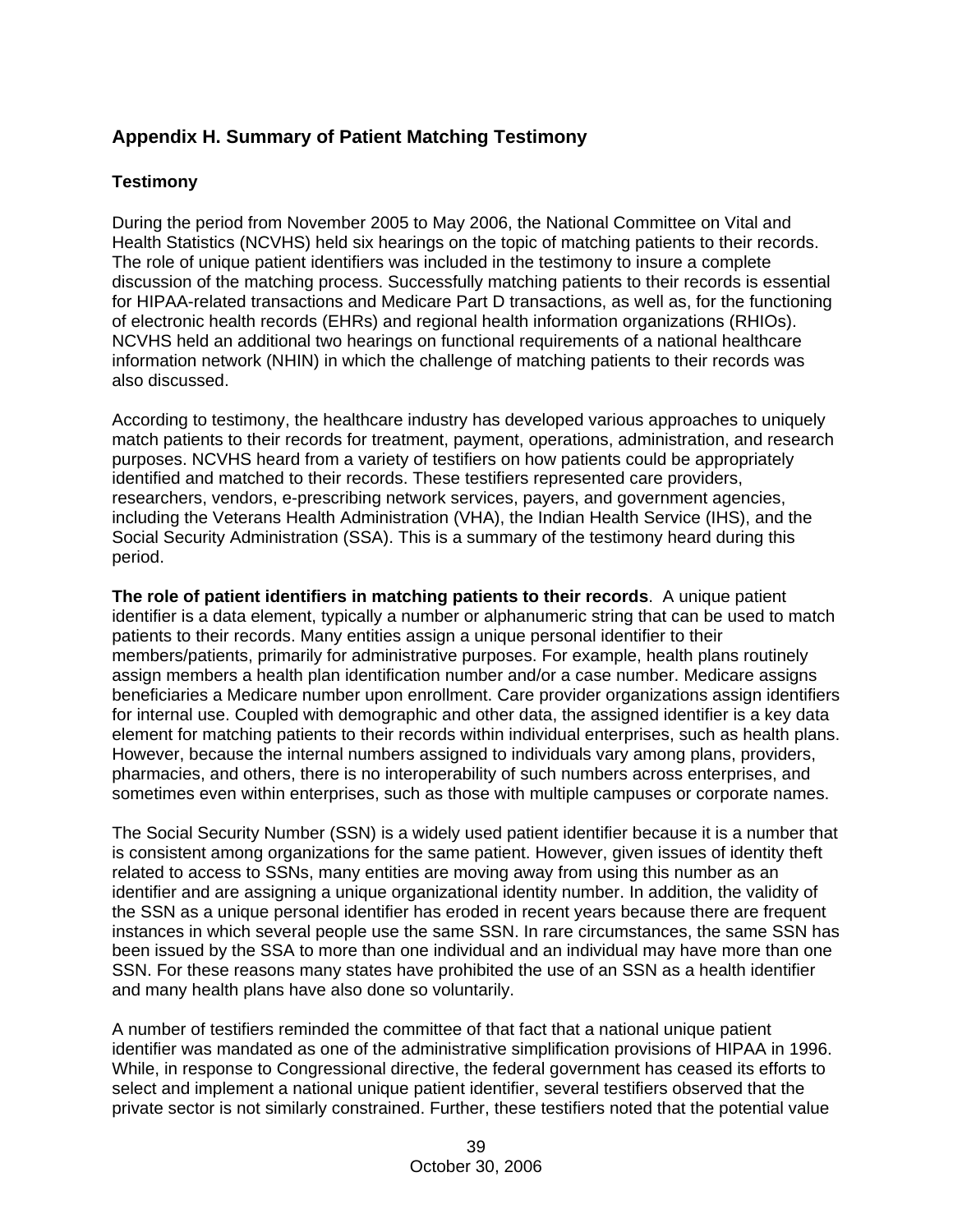## Appendix H. Summary of Patient Matching Testimony

### Testimony

During the period from November 2005 to May 2006, the National Committee on Vital and Health Statistics (NCVHS) held six hearings on the topic of matching patients to their records. The role of unique patient identifiers was included in the testimony to insure a complete discussion of the matching process. Successfully matching patients to their records is essential for HIPAA-related transactions and Medicare Part D transactions, as well as, for the functioning of electronic health records (EHRs) and regional health information organizations (RHIOs). NCVHS held an additional two hearings on functional requirements of a national healthcare information network (NHIN) in which the challenge of matching patients to their records was also discussed.

According to testimony, the healthcare industry has developed various approaches to uniquely match patients to their records for treatment, payment, operations, administration, and research purposes. NCVHS heard from a variety of testifiers on how patients could be appropriately identified and matched to their records. These testifiers represented care providers, researchers, vendors, e-prescribing network services, payers, and government agencies, including the Veterans Health Administration (VHA), the Indian Health Service (IHS), and the Social Security Administration (SSA). This is a summary of the testimony heard during this period.

**The role of patient identifiers in matching patients to their records**. A unique patient identifier is a data element, typically a number or alphanumeric string that can be used to match patients to their records. Many entities assign a unique personal identifier to their members/patients, primarily for administrative purposes. For example, health plans routinely assign members a health plan identification number and/or a case number. Medicare assigns beneficiaries a Medicare number upon enrollment. Care provider organizations assign identifiers for internal use. Coupled with demographic and other data, the assigned identifier is a key data element for matching patients to their records within individual enterprises, such as health plans. However, because the internal numbers assigned to individuals vary among plans, providers, pharmacies, and others, there is no interoperability of such numbers across enterprises, and sometimes even within enterprises, such as those with multiple campuses or corporate names.

The Social Security Number (SSN) is a widely used patient identifier because it is a number that is consistent among organizations for the same patient. However, given issues of identity theft related to access to SSNs, many entities are moving away from using this number as an identifier and are assigning a unique organizational identity number. In addition, the validity of the SSN as a unique personal identifier has eroded in recent years because there are frequent instances in which several people use the same SSN. In rare circumstances, the same SSN has been issued by the SSA to more than one individual and an individual may have more than one SSN. For these reasons many states have prohibited the use of an SSN as a health identifier and many health plans have also done so voluntarily.

A number of testifiers reminded the committee of that fact that a national unique patient identifier was mandated as one of the administrative simplification provisions of HIPAA in 1996. While, in response to Congressional directive, the federal government has ceased its efforts to select and implement a national unique patient identifier, several testifiers observed that the private sector is not similarly constrained. Further, these testifiers noted that the potential value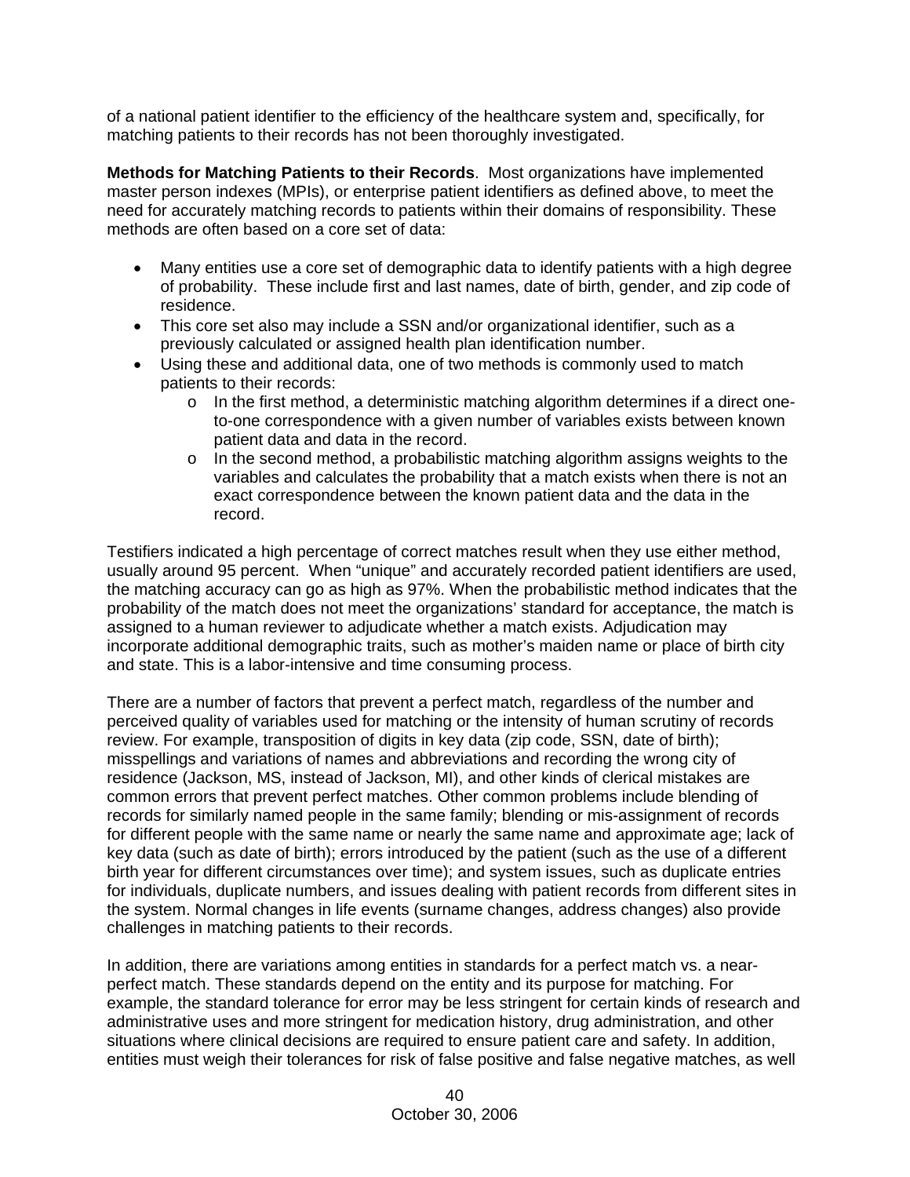of a national patient identifier to the efficiency of the healthcare system and, specifically, for matching patients to their records has not been thoroughly investigated.

**Methods for Matching Patients to their Records**. Most organizations have implemented master person indexes (MPIs), or enterprise patient identifiers as defined above, to meet the need for accurately matching records to patients within their domains of responsibility. These methods are often based on a core set of data:

- Many entities use a core set of demographic data to identify patients with a high degree of probability. These include first and last names, date of birth, gender, and zip code of residence.
- This core set also may include a SSN and/or organizational identifier, such as a previously calculated or assigned health plan identification number.
- Using these and additional data, one of two methods is commonly used to match patients to their records:
  - In the first method, a deterministic matching algorithm determines if a direct one-to-one correspondence with a given number of variables exists between known patient data and data in the record.
  - In the second method, a probabilistic matching algorithm assigns weights to the variables and calculates the probability that a match exists when there is not an exact correspondence between the known patient data and the data in the record.

Testifiers indicated a high percentage of correct matches result when they use either method, usually around 95 percent. When "unique" and accurately recorded patient identifiers are used, the matching accuracy can go as high as 97%. When the probabilistic method indicates that the probability of the match does not meet the organizations' standard for acceptance, the match is assigned to a human reviewer to adjudicate whether a match exists. Adjudication may incorporate additional demographic traits, such as mother's maiden name or place of birth city and state. This is a labor-intensive and time consuming process.

There are a number of factors that prevent a perfect match, regardless of the number and perceived quality of variables used for matching or the intensity of human scrutiny of records review. For example, transposition of digits in key data (zip code, SSN, date of birth); misspellings and variations of names and abbreviations and recording the wrong city of residence (Jackson, MS, instead of Jackson, MI), and other kinds of clerical mistakes are common errors that prevent perfect matches. Other common problems include blending of records for similarly named people in the same family; blending or mis-assignment of records for different people with the same name or nearly the same name and approximate age; lack of key data (such as date of birth); errors introduced by the patient (such as the use of a different birth year for different circumstances over time); and system issues, such as duplicate entries for individuals, duplicate numbers, and issues dealing with patient records from different sites in the system. Normal changes in life events (surname changes, address changes) also provide challenges in matching patients to their records.

In addition, there are variations among entities in standards for a perfect match vs. a near-perfect match. These standards depend on the entity and its purpose for matching. For example, the standard tolerance for error may be less stringent for certain kinds of research and administrative uses and more stringent for medication history, drug administration, and other situations where clinical decisions are required to ensure patient care and safety. In addition, entities must weigh their tolerances for risk of false positive and false negative matches, as well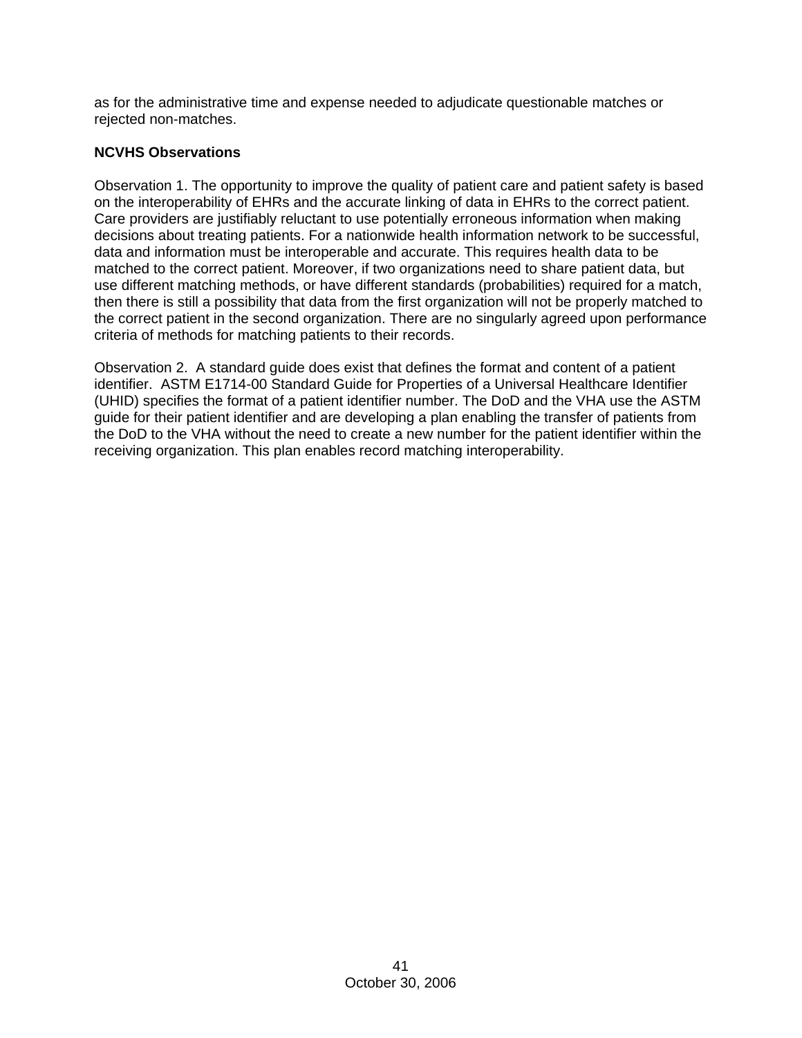as for the administrative time and expense needed to adjudicate questionable matches or rejected non-matches.

**NCVHS Observations**

Observation 1. The opportunity to improve the quality of patient care and patient safety is based on the interoperability of EHRs and the accurate linking of data in EHRs to the correct patient. Care providers are justifiably reluctant to use potentially erroneous information when making decisions about treating patients. For a nationwide health information network to be successful, data and information must be interoperable and accurate. This requires health data to be matched to the correct patient. Moreover, if two organizations need to share patient data, but use different matching methods, or have different standards (probabilities) required for a match, then there is still a possibility that data from the first organization will not be properly matched to the correct patient in the second organization. There are no singularly agreed upon performance criteria of methods for matching patients to their records.

Observation 2. A standard guide does exist that defines the format and content of a patient identifier. ASTM E1714-00 Standard Guide for Properties of a Universal Healthcare Identifier (UHID) specifies the format of a patient identifier number. The DoD and the VHA use the ASTM guide for their patient identifier and are developing a plan enabling the transfer of patients from the DoD to the VHA without the need to create a new number for the patient identifier within the receiving organization. This plan enables record matching interoperability.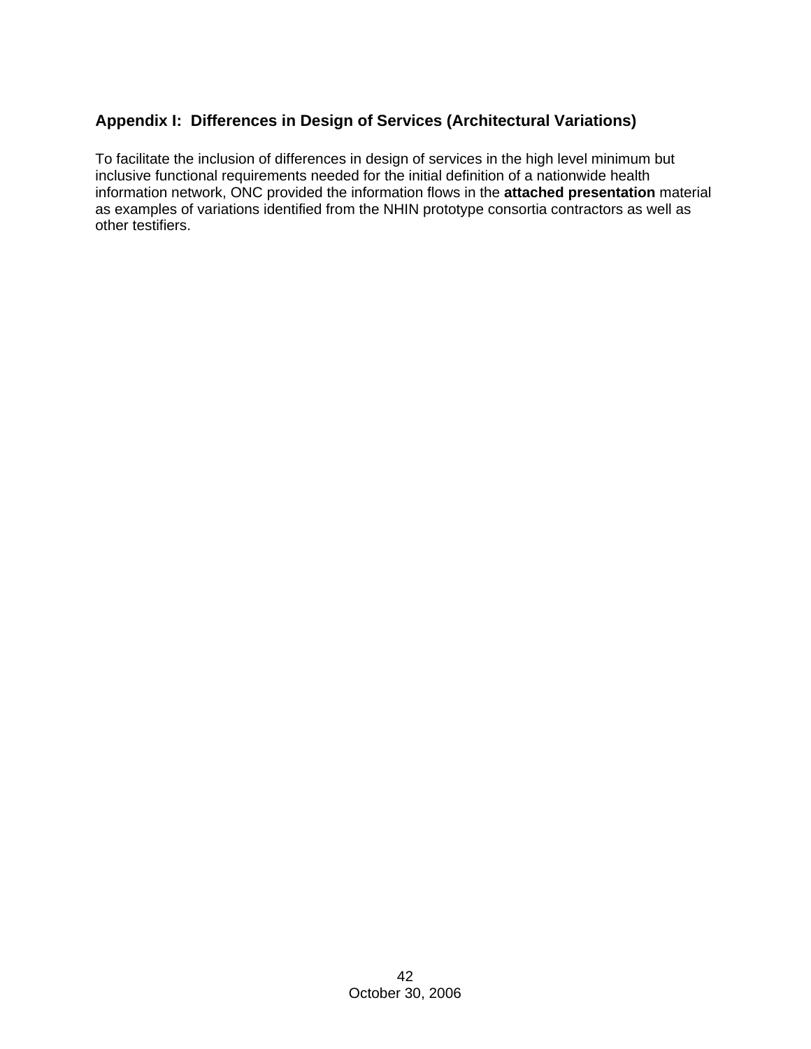## Appendix I: Differences in Design of Services (Architectural Variations)

To facilitate the inclusion of differences in design of services in the high level minimum but inclusive functional requirements needed for the initial definition of a nationwide health information network, ONC provided the information flows in the **attached presentation** material as examples of variations identified from the NHIN prototype consortia contractors as well as other testifiers.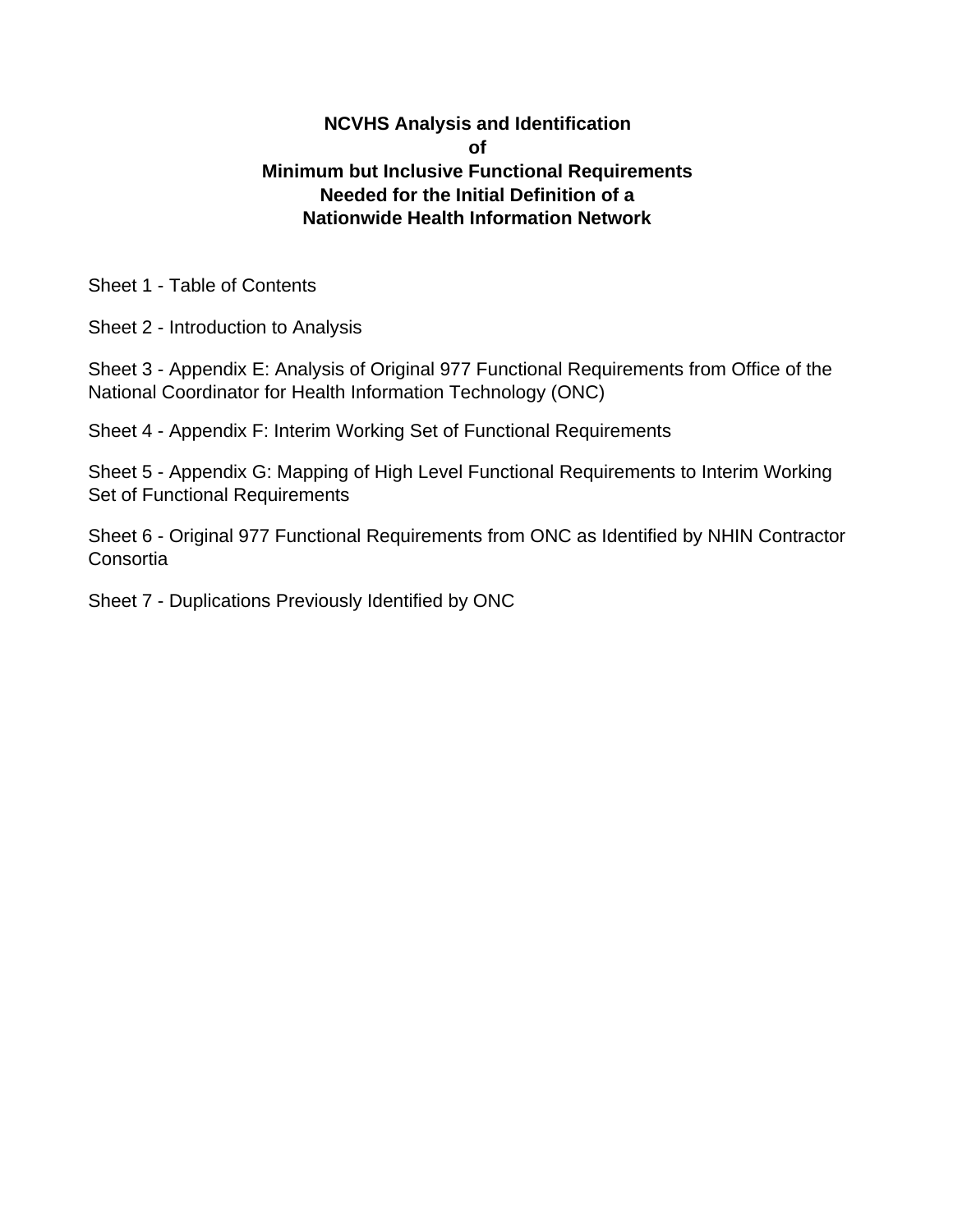**NCVHS Analysis and Identification**
**of**
**Minimum but Inclusive Functional Requirements**
**Needed for the Initial Definition of a**
**Nationwide Health Information Network**

Sheet 1 - Table of Contents

Sheet 2 - Introduction to Analysis

Sheet 3 - Appendix E: Analysis of Original 977 Functional Requirements from Office of the National Coordinator for Health Information Technology (ONC)

Sheet 4 - Appendix F: Interim Working Set of Functional Requirements

Sheet 5 - Appendix G: Mapping of High Level Functional Requirements to Interim Working Set of Functional Requirements

Sheet 6 - Original 977 Functional Requirements from ONC as Identified by NHIN Contractor Consortia

Sheet 7 - Duplications Previously Identified by ONC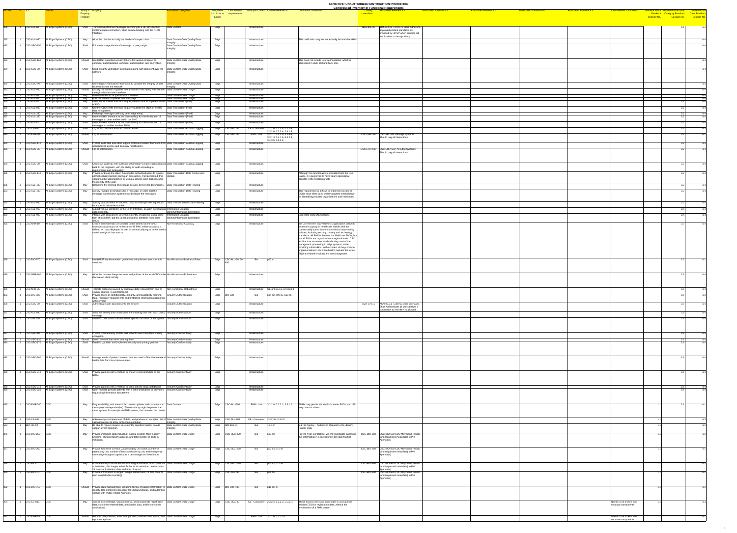SENSITIVE: UNAUTHORIZED DISTRIBUTION PROHIBITED

Compressed Inventory of Functional Requirements

| ID-ONC | # | ID | Entities | Entity – Property Relation | Property | Functional Categories | Entity Role (i.e., Core or Edge) | Link to other requirements | Principal Context | Context Reference | Comments / Rationale | Closely resembles... | Associated Reference 1 | Associated Reference 2 | Associated Reference 3 | Associated Reference 4 | Associated Reference 5 | Initial Review Comments | Tentative Entity Breakout Session No. | Tentative Functional Category Breakout Session No. | Tentative Use Case Breakout Session No. |
|---|---|---|---|---|---|---|---|---|---|---|---|---|---|---|---|---|---|---|---|---|---|
| 336 | 1 | CSC-ALL-40 | All Edge Systems (CSC) | Shall | Transmit well formed messages according to a HITSP specified implementation instruction, when communicating with the NHIN Interface. | Data Content | Edge | | Infrastructure | | | NWHIN-BIO-05 | BIO-303-05: CDO/CS Shall Adhere to approved content standards as provided by HITSP when sending lab results data to the repository. | | | | | | | 3.1 | 4.4 |
| 365 | 1 | CSC-ALL-980 | All Edge Systems (CSC) | May | Allow the clinician to notify the holder of suspect data. | Data Content-Data Quality/Data Integrity | Edge | | Infrastructure | | This notification may not necessarily be over the NHIN. | | | | | | | | | | 4.4 |
| 892 | 1 | CSC-SEC-150 | All Edge Systems (CSC) | Shall | Enforce non-repudiation of message or query origin | Data Content-Data Quality/Data Integrity | Edge | | Infrastructure | | | | | | | | | | | | 4.4 |
| 893 | 1 | CSC-SEC-160 | All Edge Systems (CSC) | Should | Use HITSP-specified security tokens for trusted computer-to-computer authentication, computer authorization, and encryption. | Data Content-Data Quality/Data Integrity | Edge | | Infrastructure | | This does not include user authorization, which is addressed in SEC-050 and SEC-060. | | | | | | | | | | 4.4 |
| 894 | 1 | CSC-SEC-80 | All Edge Systems (CSC) | Shall | Send integrity verification information along with data sent over the network | Data Content-Data Quality/Data Integrity | Edge | | Infrastructure | | | | | | | | | | | | 4.4 |
| 895 | 1 | CSC-SEC-90 | All Edge Systems (CSC) | Shall | Use integrity verification information to validate the integrity of data received across the network | Data Content-Data Quality/Data Integrity | Edge | | Infrastructure | | | | | | | | | | | | 4.4 |
| 354 | 1 | CSC-ALL-960 | All Edge Systems (CSC) | Should | Display the results of queries that it initiates if the query was initiated through a human user interface. | Data Content-Data Usage | Edge | | Infrastructure | | | | | | | | | | | | 4.4 |
| 353 | 1 | CSC-ALL-960 | All Edge Systems (CSC) | May | Persist the results of queries that it initiates | Data Content-Data Usage | Edge | | Infrastructure | | | | | | | | | | | | 4.4 |
| 355 | 1 | CSC-ALL-970 | All Edge Systems (CSC) | May | Print the results of queries that it displays | Data Content-Data Usage | Edge | | Infrastructure | | | | | | | | | | | | 4.4 |
| 356 | 1 | CSC-ALL-670 | All Edge Systems (CSC) | May | Use the CDO NHIN Interface to query health data for a patient within a SNO. | Data Transaction-(Pull) | Edge | | Infrastructure | | | | | | | | | | | 3.2 | 4.4 |
| 358 | 1 | CSC-ALL-680 | All Edge Systems (CSC) | Shall | Use the CDO NHIN Interface to query outside the SNO for health data for a patient | Data Transaction-(Pull) | Edge | | Infrastructure | | | | | | | | | | | 3.2 | 4.4 |
| 326 | 1 | CSC-ALL-380 | All Edge Systems (CSC) | May | Exchange messages with any other edge entity | Data Transaction-(Push) | Edge | | Infrastructure | | | | | | | | | | | 3.2 | 4.4 |
| 327 | 1 | CSC-ALL-390 | All Edge Systems (CSC) | May | Use the NHIN Interface as the intermediary for the distribution of messages to other entities within the SNO. | Data Transaction-(Push) | Edge | | Infrastructure | | | | | | | | | | | 3.2 | 4.4 |
| 329 | 1 | CSC-ALL-400 | All Edge Systems (CSC) | Shall | Use the NHIN Interface as the intermediary for the distribution of messages to entities in other SNOs. | Data Transaction-(Push) | Edge | | Infrastructure | | | | | | | | | | | 3.2 | 4.4 |
| 633 | 1 | CSC-CE-690 | All Edge Systems (CSC) | Shall | Log all account and account data accesses | Data Transaction-Audit & Logging | Edge | CSC-SEC-95 | CE - Consumer | 2.2.2.6, 2.2.2.4, 2.2.2.6, 2.3.2.6, 2.3.3.4, 2.4.1.5 | | | | | | | | | | 3.2 | 4.3 |
| 599 | 1 | CSC-EHR-500 | All Edge Systems (CSC) | Should | Log all interactions. | Data Transaction-Audit & Logging | Edge | CSC-SEC-95 | EHR - Lab | 3.2.1.7, 3.2.2.5, 3.2.3.6, 3.3.1.3, 3.4.1.6, 3.4.2.3, 3.4.3.5, 3.5.2.6 | | CSC-SEC-95 | CSC-SEC-95: All Edge systems Should Log all interactions | | | | | | | 3.2 | 4.1 |
| 878 | 1 | CSC-SEC-110 | All Edge Systems (CSC) | Shall | Protect audit data and other logged protected health information from unauthorized access and from any modification. | Data Transaction-Audit & Logging | Edge | | Infrastructure | | | | | | | | | | | 3.2 | 4.4 |
| 898 | 1 | CSC-SEC-95 | All Edge Systems (CSC) | Should | Log all interactions. | Data Transaction-Audit & Logging | Edge | | Infrastructure | | | CSC-EHR-500 | CSC-EHR-500: All edge systems Should Log all interactions | | | | | | | 3.2 | 4.4 |
| 899 | 1 | CSC-SEC-90 | All Edge Systems (CSC) | Shall | Create an audit trail with sufficient information to trace each operation back to the originator, with the ability to audit according to requirements and local policy. | Data Transaction-Audit & Logging | Edge | | Infrastructure | | | | | | | | | | | 3.2 | 4.4 |
| 891 | 1 | CSC-SEC-140 | All Edge Systems (CSC) | May | Provide a "break-the-glass" function for authorized users to bypass normal security barriers during an emergency. If implemented, this should not be accomplished by using a generic login that obscures the identity of the user. | Data Transaction-Data Access and Update | Edge | | Infrastructure | | Although this functionality is excluded from the Use Cases, it is perceived to have future operational benefits in the health markets | | | | | | | | | 3.2 | 4.4 |
| 325 | 1 | CSC-ALL-420 | All Edge Systems (CSC) | May | Determine the method of message delivery to the final destinations. | Data Transaction-Data Routing | Edge | | Infrastructure | | | | | | | | | | | 3.2 | 4.4 |
| 333 | 1 | CSC-ALL-490 | All Edge Systems (CSC) | May | Specify multiple destinations for a message, in order that the message transmission system may distribute the messages | Data Transaction-Data Routing | Edge | | Infrastructure | | This requirement is difficult to implement across all CDOs since there is no widely adopted methodology for identifying provider organizations and individuals. | | | | | | | | | 3.2 | 4.4 |
| 360 | 1 | CSC-ALL-930 | All Edge Systems (CSC) | May | Specify various filters for returned data, for example filtering results on a specific lab order number. | Data Transformation-Data Filtering | Edge | | Infrastructure | | | | | | | | | | | 3.3 | 4.4 |
| 358 | 1 | CSC-ALL-900 | All Edge Systems (CSC) | May | Submit various identifiers to the NHIN Interface, to aid in ascertaining patient identity. | Information Location-Identity/Information Correlation | Edge | | Infrastructure | | | | | | | | | | | 3.4 | 4.4 |
| 359 | 1 | CSC-ALL-920 | All Edge Systems (CSC) | May | Interact with clinicians to determine identity of patients, using some form of local MPI, but this is not allowed for identities from other SNOs. | Information Location-Identity/Information Correlation | Edge | | Infrastructure | | Subject to local SNO policies | | | | | | | | | 3.4 | 4.4 |
| 851 | 1 | CSC-NFR-10 | All Edge Systems (CSC) | Shall | Ensure that essential clinical data (to be defined by the SNO) maintains accuracy to of no less than 99.99%, where accuracy is defined as: data displayed to user is semantically equal to the version stored in original data source | Non-Functional-Accuracy | Edge | | Infrastructure | | We use the term Sub-Network Organization (SNO) to represent a group of healthcare entities that are contractually bound by common clinical data sharing policies, including security, privacy and technology standards. All RHIOs that use the NHIN are SNOs, but not all SNOs are organized on a regional basis. CSC architecture recommends distributing most of the storage and processing to edge systems, while providing a thin NHIN. In the context of the prototype implementation in the three health markets the terms SNO and health markets are interchangeable. | | | | | | | | | 3.5 | 4.4 |
| 369 | 1 | CSC-BIO-070 | All Edge Systems (CSC) | Shall | Use HITSP implementation guidelines to implement interoperable solutions | Non-Functional-Business Rules | Edge | CSC-ALL-50, 60, 800 | Bio | p63 s1 | | | | | | | | | | 3.5 | 4.2 |
| 858 | 1 | CSC-NFR-260 | All Edge Systems (CSC) | May | Allow the data exchange services and policies of the local CDO to be discovered electronically | Non-Functional-Robustness | Edge | | Infrastructure | | | | | | | | | | | 3.5 | 4.4 |
| 876 | 1 | CSC-NFR-95 | All Edge Systems (CSC) | Should | Tolerate problems caused by duplicate data received from one or several sources (Fault tolerance) | Non-Functional-Robustness | Edge | | Infrastructure | CE-p.9 s6.2.3, p.9 s6.3.3 | | | | | | | | | | 3.5 | 4.4 |
| 372 | 1 | CSC-BIO-120 | All Edge Systems (CSC) | Shall | Provide levels of confidentiality, integrity, and availability meeting legal, regulatory requirements and protecting information appropriate with its value | Security-Authentication | Edge | BIO-130 | Bio | p64 s2, p26 s5, p33 s6 | | | | | | | | | | 3.6 | 4.2 |
| 896 | 1 | CSC-SEC-50 | All Edge Systems (CSC) | Shall | Authenticate user accesses into the system | Security-Authentication | Edge | | Infrastructure | | | ACN-07.6.1 | ACN-07.6.1: External User Interfaces Shall Authenticate all users before a connection to the NHIN is allowed. | | | | | | | 3.6 | 4.4 |
| 357 | 1 | CSC-ALL-990 | All Edge Systems (CSC) | Shall | Send the identity and institution of the initiating user with each query message | Security-Authorization | Edge | | Infrastructure | | | | | | | | | | | 3.6 | 4.4 |
| 897 | 1 | CSC-SEC-60 | All Edge Systems (CSC) | Shall | Establish user authorizations to use specific functions of the system | Security-Authorization | Edge | | Infrastructure | | | | | | | | | | | 3.6 | 4.4 |
| 877 | 1 | CSC-SEC-10 | All Edge Systems (CSC) | Shall | Protect confidentiality of data and services over the network using encryption. | Security-Confidentiality | Edge | | Infrastructure | | | | | | | | | | | 3.6 | 4.4 |
| 880 | 1 | CSC-SEC-130 | All Edge Systems (CSC) | Should | Detect network intrusions and log them. | Security-Confidentiality | Edge | | Infrastructure | | | | | | | | | | | 3.6 | 4.4 |
| 884 | 1 | CSC-SEC-170 | All Edge Systems (CSC) | Shall | Establish, publish and implement security and privacy policies. | Security-Confidentiality | Edge | | Infrastructure | | | | | | | | | | | 3.6 | 4.4 |
| 887 | 1 | CSC-SEC-200 | All Edge Systems (CSC) | Should | Manage levels of patient consent, that are used to filter the release of health data from local data sources. | Security-Confidentiality | Edge | | Infrastructure | | | | | | | | | | | 3.6 | 4.4 |
| 888 | 1 | CSC-SEC-210 | All Edge Systems (CSC) | Shall | Provide patients with a method to chose to not participate in the NHIN. | Security-Confidentiality | Edge | | Infrastructure | | | | | | | | | | | 3.6 | 4.4 |
| 889 | 1 | CSC-SEC-212 | All Edge Systems (CSC) | Shall | Provide patients with a method to keep specific data confidential. | Security-Confidentiality | Edge | | Infrastructure | | | | | | | | | | | 3.6 | 4.4 |
| 890 | 1 | CSC-SEC-220 | All Edge Systems (CSC) | Shall | Upon request, provide patients with a list of institutions or providers requesting information about them. | Security-Confidentiality | Edge | | Infrastructure | | | | | | | | | | | 3.6 | 4.4 |
| 635 | 1 | CSC-EHR-390 | CDO | May | Flag availability, and transmit lab results updates and corrections to the appropriate repositor(ies). The repository might be part of the same system, for example an EMR system, that received the results. | Data Content | Edge | CSC-ALL-360 | EHR - Lab | 3.2.2.0, 3.2.2.1, 3.3.1.2 | EMRs may persist lab results in some SNOs, and LIS may do so in others. | | | | | | | | 1.1 | 3.1 | 4.1 |
| 625 | 1 | CSC-CE-650 | CDO | May | Acknowledge completeness of data, and produce an exception list of validation errors to allow for human resolution. | Data Content-Data Quality/Data Integrity | Edge | CSC-ALL-960 | CE - Consumer | 2.3.2.3a, 2.3.2.5 | | | | | | | | | 1.1 | | 4.3 |
| 553 | 1 | BIM-105-02 | CDO | May | Be able to receive request to re-identify specified patient data to support event detection | Data Content-Data Quality/Data Integrity | Edge | BIM-105-01 | Bio | 1.2.1.2 | 6.1 PH Agency - Authorized Request to Re-identify Patient Data | | | | | | | | 1.1 | | 4.2 |
| 376 | 1 | CSC-BIO-250 | CDO | May | Provide institution data including Hospital system, Main Facility ID/name, physical facility address, and total number of beds in institution | Data Content-Data Usage | Edge | CSC-SEC-220 | Bio | p67 s2 | For the Year 1 prototype, we will investigate supplying this information in a spreadsheet for each Market. | CSC-BIO-680 | CSC-BIO-680: CDO May send results (and requested meta data) to PH Agency(s) | | | | | | 1.1 | | 4.2 |
| 377 | 1 | CSC-BIO-260 | CDO | May | Provide Unit-level Census Data including unit name, number of patients by unit, number of beds available by unit and emergency room triage marginal capacity as a percentage and head-count | Data Content-Data Usage | Edge | CSC-SEC-220 | Bio | p67 s3, p10 s6 | | CSC-BIO-680 | CSC-BIO-680: CDO May send results (and requested meta data) to PH Agency(s) | | | | | | 1.1 | | 4.2 |
| 378 | 1 | CSC-BIO-270 | CDO | May | Provide Facility Utilization Data including admissions in last 24 hours at institution, discharges in last 24 hours at institution, deaths in last 24 hours at institution, date and time of report | Data Content-Data Usage | Edge | CSC-SEC-220 | Bio | p67 s3, p10 s6 | | CSC-BIO-680 | CSC-BIO-680: CDO May send results (and requested meta data) to PH Agency(s) | | | | | | 1.1 | | 4.2 |
| 379 | 1 | CSC-BIO-310 | CDO | May | Provide information to support unique identification of data records (and avoid double counting) | Data Content-Data Usage | Edge | CSC-NFR-95 | Bio | p69 s5 | | CSC-BIO-680 | CSC-BIO-680: CDO May send results (and requested meta data) to PH Agency(s) | | | | | | 1.1 | | 4.2 |
| 382 | 1 | CSC-BIO-410 | CDO | Should | Provide data management, including review of patient information to identify data elements necessary for BIOsurveillance, and automatic sharing with Public Health Agencies | Data Content-Data Usage | Edge | BIO-030, 600 | Bio | p33 s6, s7 | | | | | | | | | 1.1 | | 4.2 |
| 629 | 1 | CSC-CE-600 | CDO | May | Accept, acknowledge, validate format, and incorporate registration data, consumer-entered data, medication data, and/or consumer annotations. | Data Content-Data Usage | Edge | CSC-SEC-40 | CE - Consumer | 2.3.2.2, 2.3.2.3, 2.3.2.4 | These actions may also occur after a CDO queries another CDO for registration data, without the involvement of a PHR system. | | | | | | | Needs to be broken into separate components | 1.1 | | 4.3 |
| 647 | 1 | CSC-EHR-480 | CDO | Should | Receive query results, acknowledge them, validate their format, and report exceptions. | Data Content-Data Usage | Edge | | EHR - Lab | 3.2.1.6, 3.2.1.7a | | | | | | | | Needs to be broken into separate components | 1.1 | | 4.1 |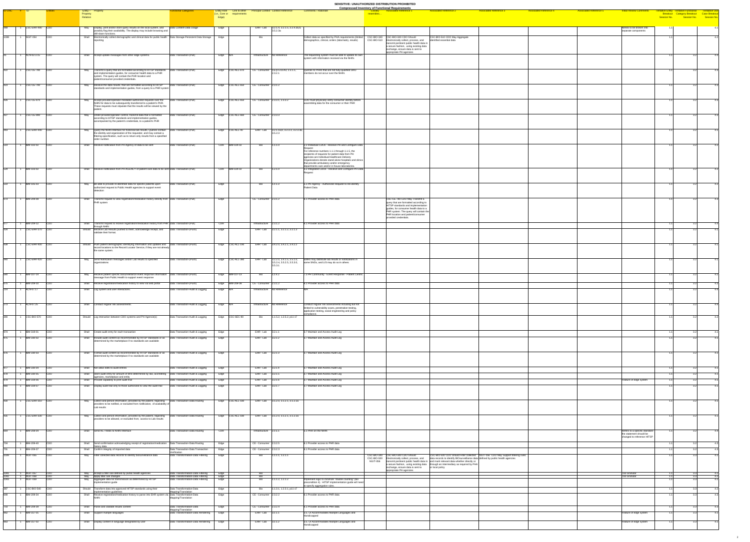SENSITIVE: UNAUTHORIZED DISTRIBUTION PROHIBITED

**Compressed Inventory of Functional Requirements**

| ID ONC | # | ID | Entities | Entity – Property Relation | Property | Functional Categories | Entity Role (i.e., Core or Edge) | Link to other requirements | Principal Context | Context Reference | Comments / Rationale | Closely resembles... | Associated Reference 1 | Associated Reference 2 | Associated Reference 3 | Associated Reference 4 | Associated Reference 5 | Initial Review Comments | Tentative Entity Breakout Session No. | Tentative Functional Category Breakout Session No. | Tentative Use Case Breakout Session No. |
|---|---|---|---|---|---|---|---|---|---|---|---|---|---|---|---|---|---|---|---|---|---|
| 998 | 1 | CSC-EHR-890 | CDO | May | Display, print and/or store query results on the local system, and possibly flag their availability. The display may include browsing and drill-down functions. | Data Content-Data Usage | Edge | | EHR - Lab | 3.2.3.4, 3.2.3.5, 3.2.4.3a,b, 3.5.2.3a | | | | | | | | Needs to be broken into separate components | 1.1 | | 4.1 |
| 1088 | 1 | NGIT-054 | CDO | Shall | Electronically collect demographic and clinical data for public health reporting | Data Storage-Persistent Data Storage | Edge | | Bio | | Collect data as specified by PHA requirements (limited demographics, clinical, orders (labs/rads), results) | CSC-BIO-340 CSC-BIO-510 | CSC-BIO-340 CDO Should Electronically collect, process, and transmit pertinent public health data in a secure fashion, using existing data exchange, ensure data is sent to appropriate PH agencies | CSC-BIO-510 CDO May Aggregate identified essential data | | | | | 1.1 | | 4.2 |
| 81 | 1 | ACN-02.3.15 | CDO | Shall | Accept update messages from other edge systems. | Data Transaction-(Pull) | Edge | N/A | Infrastructure | No Reference | The requesting system must be able to update its own system with information received via the NHIN. | | | | | | | | 1.1 | 3.2 | 4.4 |
| 822 | 1 | CSC-CE-760 | CDO | May | Transmit a query that are formatted according to HITSP standards and implementation guides, for consumer health data to a PHR system. The query will contain the PHR location and patient/consumer provided credentials. | Data Transaction-(Pull) | Edge | CSC-ALL-670 | CE - Consumer | CE-p 5.33 A4, 2.3.1.1, 2.3.2.1 | Queries to PHRs that are not fully-qualified SNO members do not occur over the NHIN. | | | | | | | | 1.1 | 3.2 | 4.3 |
| 823 | 1 | CSC-CE-780 | CDO | May | Receive the data results, that are formatted according to HITSP standards and implementation guides, from a query to a PHR system | Data Transaction-(Pull) | Edge | CSC-ALL-650 | CE - Consumer | 2.3.1.2 | | | | | | | | | 1.1 | 3.2 | 4.3 |
| 826 | 1 | CSC-CE-870 | CDO | May | Accept provider/operator-initiated authorized requests over the NHIN for data to be subsequently transferred to a patient's PHR. These requests must stipulate that the results will be viewed by the patient. | Data Transaction-(Pull) | Edge | CSC-ALL-660 | CE - Consumer | 2.3.2.1, 2.3.3.2 | CDO must physically verify consumer identity before assembling data for the consumer or their PHR | | | | | | | | 1.1 | 3.2 | 4.3 |
| 827 | 1 | CSC-CE-880 | CDO | May | Under provider/operator control, transmit data that is formatted according to HITSP standards and implementation guides, accompanied by the patient's credentials, to a patient's PHR | Data Transaction-(Pull) | Edge | CSC-ALL-660 | CE - Consumer | 2.3.3.3 | | | | | | | | | 1.1 | 3.2 | 4.3 |
| 993 | 1 | CSC-EHR-650 | CDO | May | Query the NHIN interface for historical lab results. Queries contain the identity and organization of the requester, and may contain a filtering specification, such as to return only results from a specified order number. | Data Transaction-(Pull) | Edge | CSC-ALL-40 | EHR - Lab | 3.2.1.1a,b, 3.2.3.1, 3.2.3.4c, 3.5.2.3 | | | | | | | | | 1.1 | 3.2 | 4.1 |
| 528 | 1 | BIM-103-02 | CDO | Shall | Receive notification from PH Agency of data to be sent | Data Transaction-(Pull) | Core | BIM-109-02 | Bio | 1.1.1.0 | 2.2 Individual CDOs - Receive PH and Configure Data Request<br>For reference numbers 1.1.1 through 1.1.5, the recipients of requests for patient data from PH agencies are Individual Healthcare Delivery Organizations denote stand-alone hospitals and clinics that provide ambulatory and/or emergency departments care and/or in-house laboratories. | | | | | | | | 1.1 | 3.2 | 4.2 |
| 529 | 1 | BIM-103-02 | CDO | Shall | Receive notification from PH AGENCY of patient care data to be sent | Data Transaction-(Pull) | Core | BIM-109-02 | Bio | 1.2.1.0 | 3.2 Integrated CDOs - Receive and Configure PH Data Request | | | | | | | | 1.1 | 3.2 | 4.2 |
| 548 | 1 | BIM-105-03 | CDO | May | Be able to provide re-identified data for specific patients upon authorized request to Public Health agencies to support event detection | Data Transaction-(Pull) | Edge | | Bio | 1.2.3.3 | 4.1 PH Agency - Authorized Request to Re-identify Patient Data | | | | | | | | 1.1 | 3.2 | 4.2 |
| 673 | 1 | BIM-259-08 | CDO | Shall | Transmit request to view registration/medication history directly from PHR system | Data Transaction-(Pull) | Edge | | CE - Consumer | 2.3.1.2 | 6.1 Provider access to PHR data | | CSC-CE-760 CDO May Transmit a query that are formatted according to HITSP standards and implementation guides, for consumer health data to a PHR system. The query will contain the PHR location and patient/consumer provided credentials. | | | | | | 1.1 | 3.2 | 4.3 |
| 677 | 1 | BIM-259-12 | CDO | Shall | Transmit request to receive registration/medication history from PHR through NHIN | Data Transaction-(Pull) | Core | | Infrastructure | 2.3.1.2 | 6.1 Provider access to PHR data | | | | | | | | 1.1 | 3.2 | 4.4 |
| 926 | 1 | CSC-EHR-370 | CDO | Should | Receive Lab Results pushed to them, acknowledge receipt, and validate their format. | Data Transaction-(Push) | Edge | | EHR - Lab | 3.2.1.1, 3.2.1.2, 3.1.1.3 | | | | | | | | | 1.1 | 3.2 | 4.1 |
| 938 | 1 | CSC-EHR-800 | CDO | Should | Push patient demographic identifying information and updates and record locations to the Record Locator Service, if they are not already the same system. | Data Transaction-(Push) | Edge | CSC-ALL-190 | EHR - Lab | 3.4.2.0, 3.4.2.1, 3.4.2.2 | | | | | | | | | 1.1 | 3.2 | 4.1 |
| 940 | 1 | CSC-EHR-820 | CDO | May | Send Notification messages and/or Lab results to specified organizations | Data Transaction-(Push) | Edge | CSC-ALL-380 | EHR - Lab | 3.2.2.0, 3.4.1.5, 3.5.1.0, 3.5.2.4, 3.5.2.5, 3.5.3.0, 3.5.3.1 | CDOs may distribute lab results or notifications in some SNOs, and LIS may do so in others. | | | | | | | | 1.1 | 3.2 | 4.1 |
| 589 | 1 | BIM-107-14 | CDO | May | Receive patient specific biosurveillance event response information message from Public Health to support event response | Data Transaction-(Push) | Edge | BIM-107-13 | Bio | 1.2.4.2 | 7.3 PH Community - Event Response - Patient Centric | | | | | | | | 1.1 | 3.2 | 4.2 |
| 675 | 1 | BIM-259-10 | CDO | Shall | Receive registration/medication history to view via web portal | Data Transaction-(Push) | Edge | BIM-259-06 | CE - Consumer | 2.3.1.2 | 6.1 Provider access to PHR data | | | | | | | | 1.1 | 3.2 | 4.3 |
| 218 | 1 | ACN-07.17 | CDO | Shall | Log system and user interactions. | Data Transaction-Audit & Logging | Edge | N/A | Infrastructure | No Reference | N/A | | | | | | | | 1.1 | 3.3 | 4.4 |
| 273 | 1 | ACN-07.25 | CDO | Shall | Conduct regular risk assessments. | Data Transaction-Audit & Logging | Edge | N/A | Infrastructure | No Reference | Conduct regular risk assessments including but not limited to vulnerability scans, penetration testing, application testing, social engineering and policy compliance. | | | | | | | | 1.1 | 3.3 | 4.4 |
| 390 | 1 | CSC-BIO-670 | CDO | Should | Log interaction between CDO systems and PH Agencie(s) | Data Transaction-Audit & Logging | Edge | CSC-SEC-90 | Bio | 1.1.5.2, 1.2.5.2, p11 s7 | | | | | | | | | 1.1 | 3.3 | 4.2 |
| 973 | 1 | BIM-339-01 | CDO | Shall | Create audit entry for each transaction | Data Transaction-Audit & Logging | Edge | | EHR - Lab | 3.2.3.1 | 3.7 Maintain and Access Audit Log | | | | | | | | 1.1 | 3.3 | 4.1 |
| 975 | 1 | BIM-339-02 | CDO | Shall | Include audit content as recommended by HITSP standards or as determined by the marketplace if no standards are available | Data Transaction-Audit & Logging | Edge | | EHR - Lab | 3.2.3.2 | 3.7 Maintain and Access Audit Log | | | | | | | | 1.1 | 3.3 | 4.1 |
| 976 | 1 | BIM-339-03 | CDO | Shall | Format audit content as recommended by HITSP standards or as determined by the marketplace if no standards are available | Data Transaction-Audit & Logging | Edge | | EHR - Lab | 3.2.3.3 | 3.7 Maintain and Access Audit Log | | | | | | | | 1.1 | 3.3 | 4.1 |
| 977 | 1 | BIM-339-04 | CDO | Shall | Not allow edits to audit entries | Data Transaction-Audit & Logging | Edge | | EHR - Lab | 3.2.3.4 | 3.7 Maintain and Access Audit Log | | | | | | | | 1.1 | 3.3 | 4.1 |
| 978 | 1 | BIM-339-05 | CDO | Shall | Store audit entry for amount of time determined by law, accrediting agencies, marketplace and entity | Data Transaction-Audit & Logging | Edge | | EHR - Lab | 3.2.3.5 | 3.7 Maintain and Access Audit Log | | | | | | | | 1.1 | 3.3 | 4.1 |
| 979 | 1 | BIM-339-06 | CDO | Shall | Provide capability to print audit trail | Data Transaction-Audit & Logging | Edge | | EHR - Lab | 3.2.3.6 | 3.7 Maintain and Access Audit Log | | | | | | | Feature of edge system | 1.1 | 3.3 | 4.1 |
| 980 | 1 | BIM-339-07 | CDO | Shall | Display audit trail only to those authorized to view the audit trail | Data Transaction-Audit & Logging | Edge | | EHR - Lab | 3.2.3.7 | 3.7 Maintain and Access Audit Log | | | | | | | | 1.1 | 3.3 | 4.1 |
| 930 | 1 | CSC-EHR-310 | CDO | May | Collect and persist information, provided by the patient, regarding providers to be notified, or excluded from notification, of availability of Lab results | Data Transaction-Data Routing | Edge | CSC-ALL-160 | EHR - Lab | 3.1.2.0, 3.1.2.1, 3.1.2.1a | | | | | | | | | 1.1 | 3.3 | 4.1 |
| 931 | 1 | CSC-EHR-330 | CDO | May | Collect and persist information, provided by the patient, regarding providers to be allowed, or excluded from, access to Lab results | Data Transaction-Data Routing | Edge | CSC-ALL-160 | EHR - Lab | 3.1.2.0, 3.1.2.1, 3.1.2.1a | | | | | | | | | 1.1 | 3.3 | 4.1 |
| 686 | 1 | BIM-259-05 | CDO | Shall | Send HL7 feeds to NHIN interface | Data Transaction-Data Routing | Core | | Infrastructure | 2.3.1.1 | 6.1 PHR on the NHIN | | | | | | | Refers to a specific standard - the statement should be changed to reference HITSP | 1.1 | 3.3 | 4.4 |
| 705 | 1 | BIM-259-40 | CDO | Shall | Send confirmation acknowledging receipt of registration/medication history data | Data Transaction-Data Routing | Edge | | CE - Consumer | 2.3.2.5 | 6.1 Provider access to PHR data | | | | | | | | 1.1 | 3.3 | 4.3 |
| 701 | 1 | BIM-259-37 | CDO | Shall | Confirm integrity of imported data | Data Transaction-Data Transaction Verification | Edge | | CE - Consumer | 2.3.2.3 | 6.1 Provider access to PHR data | | | | | | | | 1.1 | 3.3 | 4.3 |
| 1089 | 1 | NGIT-055 | CDO | May | Filter collected data records to identify biosurveillance data | Data Transformation-Data Filtering | Edge | | Bio | 1.1.1.1, 1.2.1.1 | | CSC-BIO-340 CSC-BIO-500 NGIT-056 | CSC-BIO-340 CDO Should Electronically collect, process, and transmit pertinent public health data in a secure fashion, using existing data exchange, ensure data is sent to appropriate PH agencies | CSC-BIO-500 CDO Should Filter collected data records to identify BIOsurveillance data defined by public health agencies and mark relevant data whether directly or through an intermediary as required by PHA or local policy | NGIT-056: CDO May support filtering rules defined by public health agencies | | | | | 1.1 | 3.3 | 4.2 |
| 1091 | 1 | NGIT-057 | CDO | May | Accept a filter rule defined by public health agencies | Data Transformation-Data Filtering | Edge | | Bio | | | | | | | | | Too Granular | 1.1 | 3.3 | 4.2 |
| 1092 | 1 | NGIT-058 | CDO | May | Apply filter rule changes | Data Transformation-Data Filtering | Edge | | Bio | | | | | | | | | Too Granular | 1.1 | 3.3 | 4.2 |
| 1062 | 1 | NGIT-096 | CDO | May | Aggregate data for transmission as determined by HITSP implementation guide | Data Transformation-Data Filtering | Edge | | Bio | 1.1.1.2, 1.2.1.2 | Implement logic to minimize "double counting" (like precondition 4). HITSP implementation guide will need to specify aggregation rules. | | | | | | | | 1.1 | 3.3 | 4.2 |
| 387 | 1 | CSC-BIO-540 | CDO | Should | Transform data into approved HITSP standards using their implementation guidelines | Data Transformation-Data Mapping/Translation | Edge | | Bio | 1.1.3.1, 1.2.3.1, p11 s7 | | | | | | | | | 1.1 | 3.3 | 4.2 |
| 698 | 1 | BIM-259-34 | CDO | Shall | Receive registration/medication history to parse into EHR system via NHIN | Data Transformation-Data Mapping/Translation | Edge | | CE - Consumer | 2.3.2.2 | 6.1 Provider access to PHR data | | | | | | | | 1.1 | 3.3 | 4.3 |
| 703 | 1 | BIM-259-39 | CDO | Shall | Parse and validate results content | Data Transformation-Data Mapping/Translation | Edge | | CE - Consumer | 2.3.2.4 | 6.1 Provider access to PHR data | | | | | | | | 1.1 | 3.3 | 4.3 |
| 962 | 1 | BIM-317-01 | CDO | Shall | Support multiple languages | Data Transformation-Data Rendering | Edge | | EHR - Lab | 3.2.1.1 | 3.5. Ol Accommodates Multiple Languages and Handicapped | | | | | | | Feature of edge system | 1.1 | 3.3 | 4.1 |
| 963 | 1 | BIM-317-02 | CDO | Shall | Display content in language designated by user | Data Transformation-Data Rendering | Edge | | EHR - Lab | 3.2.1.2 | 3.5. Ol Accommodates Multiple Languages and Handicapped | | | | | | | Feature of edge system | 1.1 | 3.3 | 4.1 |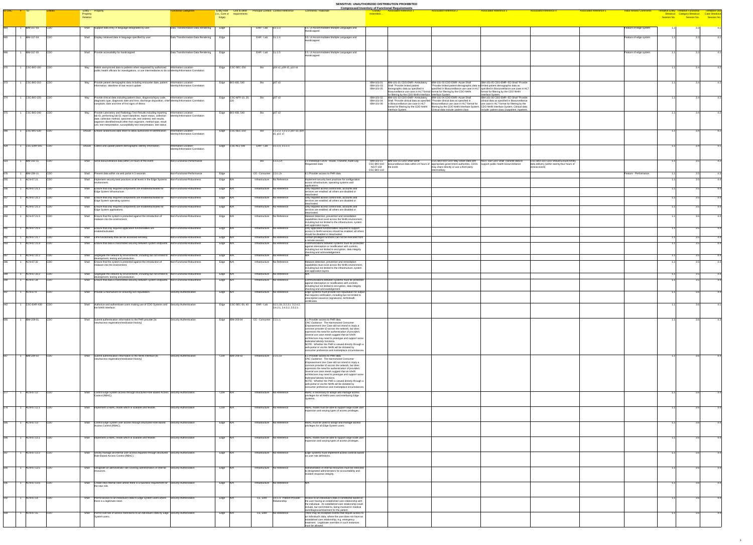| ID CNC | # | ID | Entities | Entity – Property Relation | Property | Functional Categories | Entity Role (i.e., Core or Edge) | Link to other requirements | Principal Context | Context Reference | Comments / Rationale | Closely resembles... | Associated Reference 1 | Associated Reference 2 | Associated Reference 3 | Associated Reference 4 | Associated Reference 5 | Initial Review Comments | Tentative Entity Breakout Session No. | Tentative Functional Category Breakout Session No. | Tentative Use Case Breakout Session No. |
|---|---|---|---|---|---|---|---|---|---|---|---|---|---|---|---|---|---|---|---|---|---|
| 364 | 1 | BIM-017-03 | CDO | Shall | Support data entry in language designated by user | Data Transformation-Data Rendering | Edge | | EHR - Lab | 3.2.1.3 | 3.3. UI Accommodates Multiple Languages and Handicapped | | | | | | | Feature of edge system | 1.1 | 3.3 | 4.1 |
| 365 | 1 | BIM-017-04 | CDO | Shall | Display retrieved data in language specified by user | Data Transformation-Data Rendering | Edge | | EHR - Lab | 3.2.1.4 | 3.3. UI Accommodates Multiple Languages and Handicapped | | | | | | | Feature of edge system | 1.1 | 3.3 | 4.1 |
| 366 | 1 | BIM-017-05 | CDO | Shall | Provide accessibility for handicapped | Data Transformation-Data Rendering | Edge | | EHR - Lab | 3.2.1.5 | 3.3. UI Accommodates Multiple Languages and Handicapped | | | | | | | Feature of edge system | 1.1 | 3.3 | 4.1 |
| 370 | 1 | CSC-BIO-250 | CDO | May | Relink anonymized data to patients when requested by authorized public health officials for investigations, or use intermediaries to do so | Information Location-Identity/Information Correlation | Edge | CSC-SEC-250 | Bio | p04 s2, p09 s5, p10 s6 | | | | | | | | | 1.1 | 3.4 | 4.2 |
| 373 | 1 | CSC-BIO-210 | CDO | May | Provide patient demographic data including encounter date, patient information, date/time of last record update | Information Location-Identity/Information Correlation | Edge | BIO-400, 540 | Bio | p07 s3 | | IBM-101-01 IBM-101-03 IBM-101-05 | IBM-101-01 CDO-EMR--Ambulatory Shall *Provide limited patient demographic data as specified in Biosurveillance use case in HL7 format for filtering by the CDO NHIN Interface System. | IBM-101-03 CDO-EMR--Acute Shall *Provide limited patient demographic data as specified in Biosurveillance use case in HL7 format for filtering by the CDO NHIN Interface System. | IBM-101-05 CDO-EMR--ED Shall *Provide limited patient demographic data as specified in Biosurveillance use case in HL7 format for filtering by the CDO NHIN Interface System. | | | | 1.1 | 3.4 | 4.2 |
| 374 | 1 | CSC-BIO-220 | CDO | May | Provide clinical data including patient class, diagnosis/injury code, diagnostic type, diagnostic date and time, discharge disposition, chief complaint, date and time of first signs of illness | Information Location-Identity/Information Correlation | Edge | CSC-NHR-10, 20, 220 | Bio | p07 s3 | | IBM-101-02 IBM-101-04 IBM-101-06 | IBM-101-02 CDO-EMR--Ambulatory Shall *Provide clinical data as specified in Biosurveillance use case in HL7 format for filtering by the CDO NHIN Interface System. | IBM-101-04 CDO-EMR--Acute Shall *Provide clinical data as specified in Biosurveillance use case in HL7 format for filtering by the CDO NHIN Interface System. Clinical data include: patient class | IBM-101-06 CDO-EMR--ED Shall *Provide clinical data as specified in Biosurveillance use case in HL7 format for filtering by the CDO NHIN Interface System. Clinical data include: patient class (outpatient, inpatient, | | | | 1.1 | 3.4 | 4.2 |
| 375 | 1 | CSC-BIO-300 | CDO | May | Provide Laboratory and Radiology Test Results including reporting lab ID, performing lab ID, report date/time, report status, collection date, collection method, specimen site, test ordered, test results, organism identified/result other than organism, method type, result unit, test interpretation, susceptibility test interpretation, test status | Information Location-Identity/Information Correlation | Edge | BIO-400, 540 | Bio | p07 s3 | | | | | | | | | 1.1 | 3.4 | 4.2 |
| 386 | 1 | CSC-BIO-530 | CDO | Should | Embed randomized data linker to allow authorized re-identification | Information Location-Identity/Information Correlation | Edge | CSC-SEC-250 | Bio | 3.1.2.2, 3.2.2.2, p07 s3, p09 s5, p11 s7 | | | | | | | | | 1.1 | 3.4 | 4.2 |
| 529 | 1 | CSC-EHR-305 | CDO | Should | Collect and update patient demographic identity information. | Information Location-Identity/Information Correlation | Edge | CSC-ALL-190 | EHR - Lab | 3.1.1.0, 3.1.1.1 | | | | | | | | | 1.1 | 3.4 | 4.1 |
| 523 | 1 | IBM-102-11 | CDO | Shall | Send biosurveillance data within 24 hours of the event | Non-Functional-Performance | | | Bio | 1.1.5.1X | 2.4 Individual CDOs - Route, Transmit, Audit Log Requested Data | IBM-103-11 CSC-BIO-610 NGIT-159 CSC-BIO-110 | IBM-103-11 CDO Shall send biosurveillance data within 24 hours of the event | CSC-BIO-610 CDO May share data with appropriate government authorities. CDOs may share directly or use a third-party intermediary. | NGIT-159 CDO Shall Transmit data to support public health biosurveillance | CSC-BIO-110 CDO Should ensure timely data delivery (within twenty-four hours of clinical event) | | | 1.1 | 3.5 | 4.2 |
| 675 | 1 | BIM-209-15 | CDO | Shall | Present data within via web portal in 5 seconds | Non-Functional-Performance | Edge | | CE - Consumer | 2.3.1.2x | 6.1 Provider access to PHR data | | | | | | | Feature - Performance | 1.1 | 3.5 | 4.3 |
| 255 | 1 | ACN-07.21 | CDO | Shall | Implement security best practices at all levels in the Edge Systems environment | Non-Functional-Robustness | Edge | N/A | Infrastructure | No Reference | Implement security best practices for configuration across infrastructure, operating systems and applications. | | | | | | | | 1.1 | 3.5 | 4.4 |
| 256 | 1 | ACN-07.21.1 | CDO | Shall | Ensure that only required components are enabled/activated for Edge System infrastructure. | Non-Functional-Robustness | Edge | N/A | Infrastructure | No Reference | Only required access control lists, accounts and services are enabled; all others are disabled or deactivated. | | | | | | | | 1.1 | 3.5 | 4.4 |
| 257 | 1 | ACN-07.21.2 | CDO | Shall | Ensure that only required components are enabled/activated for Edge System operating systems. | Non-Functional-Robustness | Edge | N/A | Infrastructure | No Reference | Only required access control lists, accounts and services are enabled; all others are disabled or deactivated. | | | | | | | | 1.1 | 3.5 | 4.4 |
| 258 | 1 | ACN-07.21.3 | CDO | Shall | Ensure that only required components are enabled/activated for Edge System applications. | Non-Functional-Robustness | Edge | N/A | Infrastructure | No Reference | Only required access control lists, accounts and services are enabled; all others are disabled or deactivated. | | | | | | | | 1.1 | 3.5 | 4.4 |
| 260 | 1 | ACN-07.21.5 | CDO | Shall | Ensure that the system is protected against the introduction of malware into the environment. | Non-Functional-Robustness | Edge | N/A | Infrastructure | No Reference | Malware detection, prevention and remediation capabilities must exist across the NHIN environment, including but not limited to the infrastructure, system and application layers. | | | | | | | | 1.1 | 3.5 | 4.4 |
| 261 | 1 | ACN-07.21.6 | CDO | Shall | Ensure that only required application functionalities are enabled/activated. | Non-Functional-Robustness | Edge | N/A | Infrastructure | No Reference | Only application functionalities required to support access to NHIN services should be enabled; all others should be disabled or deactivated. | | | | | | | | 1.1 | 3.5 | 4.4 |
| 262 | 1 | ACN-07.21.7 | CDO | Shall | Limit functionality that can be accessed remotely. | Non-Functional-Robustness | Edge | N/A | Infrastructure | No Reference | Certain privileged functions can not be executed from a remote session. | | | | | | | | 1.1 | 3.5 | 4.4 |
| 263 | 1 | ACN-07.21.9 | CDO | Shall | Ensure that data is transmitted securely between system endpoints. | Non-Functional-Robustness | Edge | N/A | Infrastructure | No Reference | Communications between systems must be protected against interception or modification with controls, including but not limited to encryption, data integrity checking and acknowledgement. | | | | | | | | 1.1 | 3.5 | 4.4 |
| 267 | 1 | ACN-07.22.2 | CDO | Shall | Segregate the network by environments, including but not limited to development, testing and production. | Non-Functional-Robustness | Edge | N/A | Infrastructure | No Reference | N/A | | | | | | | | 1.1 | 3.5 | 4.4 |
| 285 | 1 | ACN-07.32 | CDO | Shall | Ensure that the system is protected against the introduction of malware into the environment. | Non-Functional-Robustness | Edge | N/A | Infrastructure | No Reference | Malware detection, prevention and remediation capabilities must exist across the NHIN environment, including but not limited to the infrastructure, system and application layers. | | | | | | | | 1.1 | 3.5 | 4.4 |
| 289 | 1 | ACN-07.33.2 | CDO | Shall | Segregate the network by environments, including but not limited to development, testing and production. | Non-Functional-Robustness | Edge | N/A | Infrastructure | No Reference | N/A | | | | | | | | 1.1 | 3.5 | 4.4 |
| 290 | 1 | ACN-07.34 | CDO | Shall | Ensure that data is transmitted securely between system endpoints. | Non-Functional-Robustness | Edge | N/A | Infrastructure | No Reference | Communications between systems must be protected against interception or modification with controls, including but not limited to encryption, data integrity checking and acknowledgement. | | | | | | | | 1.1 | 3.5 | 4.4 |
| 307 | 1 | ACN-07.9 | CDO | Shall | Provide a mechanism for ensuring non-repudiation. | Security-Authentication | Edge | N/A | Infrastructure | No Reference | Edge systems must provide non-repudiation for output that requires verification, including but not limited to prescription issuance (signatures), birth/death certificates. | | | | | | | | 1.1 | 3.6 | 4.4 |
| 442 | 1 | CSC-EHR-400 | CDO | Shall | Authorize and authenticate users making use of CDO Systems and the NHIN Interface. | Security-Authentication | Edge | CSC-SEC-50, 60 | EHR - Lab | 3.2.1.1b, 3.2.3.1, 3.2.4.2, 3.4.2.1, 3.4.3.2, 3.5.2.1 | | | | | | | | | 1.1 | 3.6 | 4.1 |
| 666 | 1 | BIM-209-01 | CDO | Shall | Submit authentication information to the PHR provider [to view/access registration/direction history] | Security-Authentication | Edge | BIM-209-04 | CE - Consumer | 2.3.1.1 | 6.1 Provider access to PHR data *ONC Guidance: The Harmonized Consumer Empowerment Use Case did not intend to imply a common provider ID across the network, but does expresses the need for authentication of providers. Several use case needs suggest that an NHIN architecture may need to prototype and support some federated identity functions.* NOTE: Whether the PHR is viewed directly through a web-portal or via the NHIN will be dictated by consumer preference and marketplace circumstances. | | | | | | | | 1.1 | 3.6 | 4.3 |
| 667 | 1 | BIM-209-02 | CDO | Shall | Submit authentication information to the NHIN Interface [to view/access registration/direction history] | Security-Authentication | Core | BIM-209-01 | Infrastructure | 2.3.1.1b | 6.1 Provider access to PHR data *ONC Guidance: The Harmonized Consumer Empowerment Use Case did not intend to imply a common provider ID across the network, but does expresses the need for authentication of providers. Several use case needs suggest that an NHIN architecture may need to prototype and support some federated identity functions.* NOTE: Whether the PHR is viewed directly through a web-portal or via the NHIN will be dictated by consumer preference and marketplace circumstances. | | | | | | | | 1.1 | 3.6 | 4.4 |
| 177 | 1 | ACN-07.12 | CDO | Shall | Control Edge System access through structured Role Based Access Control (RBAC). | Security-Authorization | Core | N/A | Infrastructure | No Reference | RBAC is necessary to assign and manage access privileges for all NHIN users and interfacing Edge Systems. | | | | | | | | 1.1 | 3.6 | 4.4 |
| 178 | 1 | ACN-07.12.1 | CDO | Shall | Implement a RBAC model which is scalable and flexible. | Security-Authorization | Core | N/A | Infrastructure | No Reference | RBAC model must be able to support large scale user expansion and varying types of access privileges. | | | | | | | | 1.1 | 3.6 | 4.4 |
| 185 | 1 | ACN-07.13 | CDO | Shall | Control Edge System user access through structured Role Based Access Control (RBAC). | Security-Authorization | Edge | N/A | Infrastructure | No Reference | RBAC must be used to assign and manage access privileges for all Edge System users. | | | | | | | | 1.1 | 3.6 | 4.4 |
| 186 | 1 | ACN-07.13.1 | CDO | Shall | Implement a RBAC model which is scalable and flexible. | Security-Authorization | Edge | N/A | Infrastructure | No Reference | RBAC model must be able to support large scale user expansion and varying types of access privileges. | | | | | | | | 1.1 | 3.6 | 4.4 |
| 187 | 1 | ACN-07.13.2 | CDO | Shall | Strictly manage all internal user access requests through structured Role-Based Access Control (RBAC). | Security-Authorization | Edge | N/A | Infrastructure | No Reference | Edge systems must implement access controls based on user role definitions. | | | | | | | | 1.1 | 3.6 | 4.4 |
| 190 | 1 | ACN-07.13.5 | CDO | Shall | Designate an administrator role covering administration of internal resources. | Security-Authorization | Edge | N/A | Infrastructure | No Reference | Administration of internal resources must be restricted to designated administrators for accountability and incident response integrity. | | | | | | | | 1.1 | 3.6 | 4.4 |
| 191 | 1 | ACN-07.13.6 | CDO | Shall | Create new internal roles where there is a business requirement for the new role. | Security-Authorization | Edge | N/A | Infrastructure | No Reference | N/A | | | | | | | | 1.1 | 3.6 | 4.4 |
| 192 | 1 | ACN-07.14 | CDO | Shall | Permit access to an individual's data to Edge System users where there is a legitimate need. | Security-Authorization | Edge | N/A | CE, EHR | 2.4.1.X. Patient-Provider Relationship | Access to an individual's data is conditional based on the user having an established care relationship with the individual. An established care relationship could include, but not limited to, being involved in medical care/diagnosis/treatment for the patient. | | | | | | | | 1.1 | 3.6 | 4.4 |
| 193 | 1 | ACN-07.15 | CDO | Shall | Permit override of access restrictions to an individual's data by Edge System users. | Security-Authorization | Edge | N/A | CE, EHR | No Reference | There may be exception events that require access to an individual's data, where the user does not have an established care relationship, e.g. emergency treatment. Legitimate overrides in such instances must be allowed. | | | | | | | | 1.1 | 3.6 | 4.4 |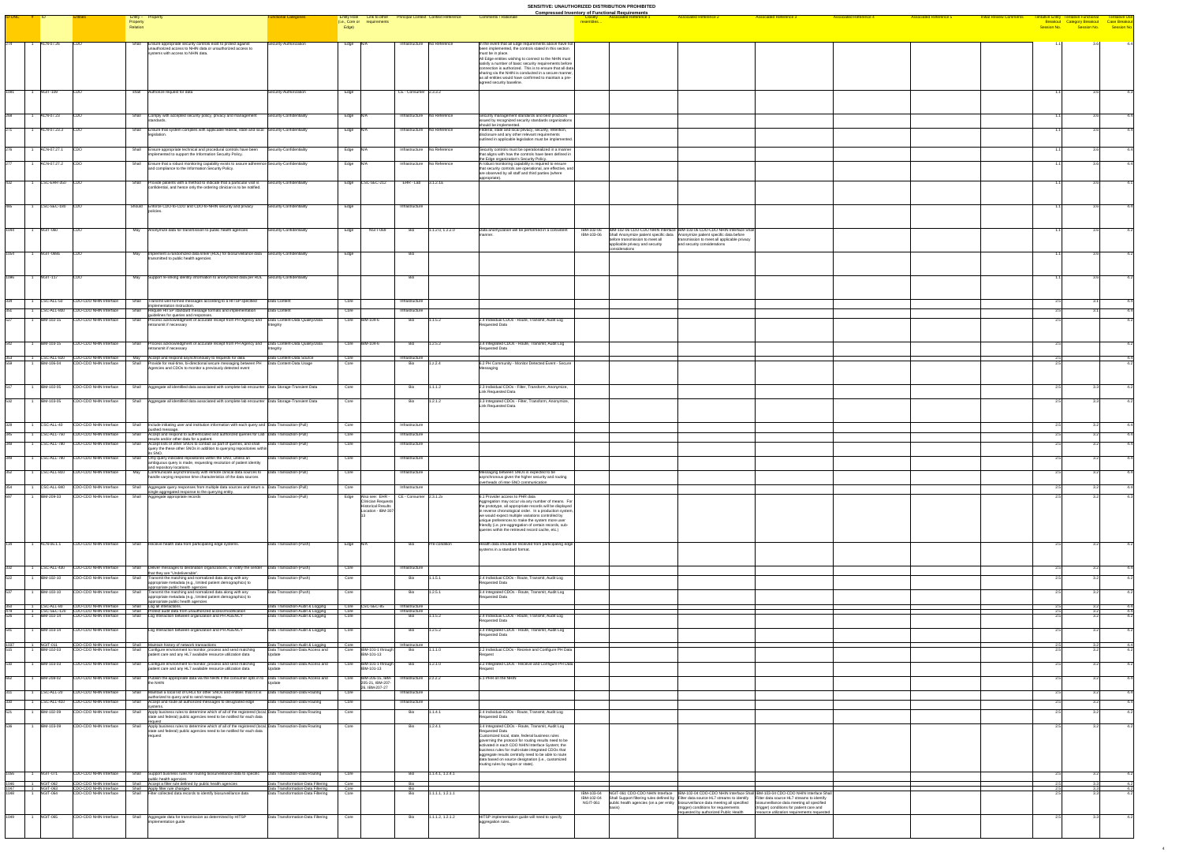SENSITIVE: UNAUTHORIZED DISTRIBUTION PROHIBITED

**Compressed Inventory of Functional Requirements**

| ID-DNC | # | ID | Entities | Entity – Property Relation | Property | Functional Categories | Entity Role (i.e., Core or Edge) | Link to other requirements | Principal Context | Context Reference | Comments / Rationale | Closely resembles... | Associated Reference 1 | Associated Reference 2 | Associated Reference 3 | Associated Reference 4 | Associated Reference 5 | Initial Review Comments | Tentative Entity Breakout Session No. | Tentative Functional Category Breakout Session No. | Tentative Use Case Breakout Session No. |
|---|---|---|---|---|---|---|---|---|---|---|---|---|---|---|---|---|---|---|---|---|---|
| 274 | 1 | ACN-07.26 | CDO | Shall | Ensure appropriate security controls exist to protect against unauthorized access to NHIN data or unauthorized access to systems with access to NHIN data. | Security-Authorization | Edge | N/A | Infrastructure | No Reference | In the event that all Edge requirements above have not been implemented, the controls stated in this section must be in place. All Edge entities wishing to connect to the NHIN must satisfy a number of basic security requirements before connection is authorized. This is to ensure that all data sharing via the NHIN is conducted in a secure manner, as all entities would have confirmed to maintain a pre-agreed security baseline. | | | | | | | | 1.1 | 3.6 | 4.4 |
| 1091 | 1 | NGIT-109 | CDO | Shall | Authorize request for data | Security-Authorization | Edge | | CE - Consumer | 2.2.3.2 | | | | | | | | | 1.1 | 3.6 | 4.3 |
| 268 | 1 | ACN-07.22 | CDO | Shall | Comply with accepted security policy, privacy and management standards. | Security-Confidentiality | Edge | N/A | Infrastructure | No Reference | Security management standards and best practices issued by recognized security standards organizations should be implemented. | | | | | | | | 1.1 | 3.6 | 4.4 |
| 271 | 1 | ACN-07.22.3 | CDO | Shall | Ensure that system complies with applicable federal, state and local legislation. | Security-Confidentiality | Edge | N/A | Infrastructure | No Reference | Federal, state and local privacy, security, retention, disclosure and any other relevant requirements outlined in applicable legislation must be implemented. | | | | | | | | 1.1 | 3.6 | 4.4 |
| 276 | 1 | ACN-07.27.1 | CDO | Shall | Ensure appropriate technical and procedural controls have been implemented to support the Information Security Policy. | Security-Confidentiality | Edge | N/A | Infrastructure | No Reference | Security controls must be operationalized in a manner that aligns with how the controls have been defined in the Edge organization's Security Policy. | | | | | | | | 1.1 | 3.6 | 4.4 |
| 277 | 1 | ACN-07.27.2 | CDO | Shall | Ensure that a robust monitoring capability exists to assure adherence and compliance to the Information Security Policy. | Security-Confidentiality | Edge | N/A | Infrastructure | No Reference | A robust monitoring capability is required to ensure that security controls are operational, are effective, and are observed by all staff and third parties (where appropriate). | | | | | | | | 1.1 | 3.6 | 4.4 |
| 932 | 1 | CSC-EHR-350 | CDO | Shall | Provide patients with a method to indicate that a particular visit is confidential, and hence only the ordering clinician is to be notified. | Security-Confidentiality | Edge | CSC-SEC-212 | EHR - Lab | 3.1.2.1a | | | | | | | | | 1.1 | 3.6 | 4.1 |
| 985 | 1 | CSC-SEC-160 | CDO | Should | Enforce CDO-to-CDO and CDO-to-NHIN security and privacy policies. | Security-Confidentiality | Edge | | Infrastructure | | | | | | | | | | 1.1 | 3.6 | 4.4 |
| 1053 | 1 | NGIT-060 | CDO | May | Anonymize data for transmission to public health agencies | Security-Confidentiality | Edge | NGIT-058 | Bio | 1.1.2.0, 1.2.2.0 | Data anonymization will be performed in a consistent manner. | IBM-102-06 IBM-103-06 | IBM-102-06 CDO-CDO NHIN Interface Shall Anonymize patient specific data before transmission to meet all applicable privacy and security considerations | IBM-103-06 CDO-CDO NHIN Interface Shall Anonymize patient specific data before transmission to meet all applicable privacy and security considerations | | | | | 1.1 | 3.6 | 4.2 |
| 1054 | 1 | NGIT-060a | CDO | May | Implement a randomized data linker (RDL) for biosurveillance data transmitted to public health agencies | Security-Confidentiality | Edge | | Bio | | | | | | | | | | 1.1 | 3.6 | 4.2 |
| 1090 | 1 | NGIT-117 | CDO | May | Support re-linking identity information to anonymized data per RDL | Security-Confidentiality | | | Bio | | | | | | | | | | 1.1 | 3.6 | 4.2 |
| 328 | 1 | CSC-ALL-50 | CDO-CDO NHIN Interface | Shall | Transmit well-formed messages according to a HITSP-specified implementation instruction. | Data Content | Core | | Infrastructure | | | | | | | | | | 2.5 | 3.1 | 4.4 |
| 361 | 1 | CSC-ALL-800 | CDO-CDO NHIN Interface | Shall | Require HITSP standard message formats and implementation guidelines for queries and responses. | Data Content | Core | | Infrastructure | | | | | | | | | | 2.5 | 3.1 | 4.4 |
| 527 | 1 | IBM-102-15 | CDO-CDO NHIN Interface | Shall | Process acknowledgment of accurate receipt from PH Agency and retransmit if necessary | Data Content-Data Quality/Data Integrity | Core | IBM-104-6 | Bio | 1.1.5.2 | 2.4 Individual CDOs - Route, Transmit, Audit Log Requested Data | | | | | | | | 2.5 | | 4.2 |
| 542 | 1 | IBM-103-15 | CDO-CDO NHIN Interface | Shall | Process acknowledgment of accurate receipt from PH Agency and retransmit if necessary | Data Content-Data Quality/Data Integrity | Core | IBM-104-6 | Bio | 1.2.5.2 | 3.4 Integrated CDOs - Route, Transmit, Audit Log Requested Data | | | | | | | | 2.5 | | 4.2 |
| 353 | 1 | CSC-ALL-630 | CDO-CDO NHIN Interface | May | Accept and respond asynchronously to requests for data. | Data Content-Data Source | Core | | Infrastructure | | | | | | | | | | 2.5 | | 4.4 |
| 559 | 1 | IBM-106-04 | CDO-CDO NHIN Interface | Shall | Provide for real-time, bi-directional secure messaging between PH Agencies and CDOs to monitor a previously detected event | Data Content-Data Usage | Core | | Bio | 2.2.2.4 | 6.2 PH Community - Monitor Detected Event - Secure Messaging | | | | | | | | 2.5 | | 4.2 |
| 517 | 1 | IBM-102-05 | CDO-CDO NHIN Interface | Shall | Aggregate all identified data associated with complete lab encounter | Data Storage-Transient Data | Core | | Bio | 1.1.1.2 | 2.3 Individual CDOs - Filter, Transform, Anonymize, Link Requested Data | | | | | | | | 2.5 | 3.3 | 4.2 |
| 532 | 1 | IBM-103-05 | CDO-CDO NHIN Interface | Shall | Aggregate all identified data associated with complete lab encounter | Data Storage-Transient Data | Core | | Bio | 1.2.1.2 | 3.3 Integrated CDOs - Filter, Transform, Anonymize, Link Requested Data | | | | | | | | 2.5 | 3.3 | 4.2 |
| 338 | 1 | CSC-ALL-40 | CDO-CDO NHIN Interface | Shall | Include initiating user and institution information with each query and pushed message. | Data Transaction-(Pull) | Core | | Infrastructure | | | | | | | | | | 2.5 | 3.2 | 4.4 |
| 345 | 1 | CSC-ALL-760 | CDO-CDO NHIN Interface | Shall | Accept and respond to authenticated and authorized queries for Lab results and/or other data for a patient. | Data Transaction-(Pull) | Core | | Infrastructure | | | | | | | | | | 2.5 | 3.2 | 4.4 |
| 349 | 1 | CSC-ALL-780 | CDO-CDO NHIN Interface | Shall | Accept lists of other SNOs to contact as part of queries, and shall query the these other SNOs in addition to querying repositories within its SNO. | Data Transaction-(Pull) | Core | | Infrastructure | | | | | | | | | | 2.5 | 3.2 | 4.4 |
| 348 | 1 | CSC-ALL-790 | CDO-CDO NHIN Interface | Shall | Only query indicated repositories within the SNO, unless an ambiguous query is made, requesting resolution of patient identity and repository locations. | Data Transaction-(Pull) | Core | | Infrastructure | | | | | | | | | | 2.5 | 3.2 | 4.4 |
| 352 | 1 | CSC-ALL-820 | CDO-CDO NHIN Interface | May | Communicate asynchronously with remote clinical data sources to handle varying response time characteristics of the data sources | Data Transaction-(Pull) | Core | | Infrastructure | | Messaging between SNOs is expected to be asynchronous given the higher security and routing overheads of inter-SNO communication | | | | | | | | 2.5 | 3.2 | 4.4 |
| 354 | 1 | CSC-ALL-680 | CDO-CDO NHIN Interface | Shall | Aggregate query responses from multiple data sources and return a single aggregated response to the querying entity. | Data Transaction-(Pull) | Core | | Infrastructure | | | | | | | | | | 2.5 | 3.2 | 4.4 |
| 637 | 1 | IBM-209-33 | CDO-CDO NHIN Interface | Shall | Aggregate appropriate records | Data Transaction-(Pull) | Edge | Also see: EHR - Clinician Requests Historical Results Location - IBM-307-13 | CE - Consumer | 2.3.1.2b | 8.1 Provider access to PHR data Aggregation may occur via any number of means. For the prototype, all appropriate records will be displayed in reverse chronological order. In a production system, we would expect multiple variations controlled by unique preferences to make the system more user friendly (i.e. pre-aggregation of certain records, sub-queries within the retrieved record cache, etc.) | | | | | | | | 2.5 | 3.2 | 4.3 |
| 139 | 1 | ACN-05.1.1 | CDO-CDO NHIN Interface | Shall | Receive health data from participating edge systems. | Data Transaction-(Push) | Edge | N/A | Bio | Pre-condition | Health data should be received from participating edge systems in a standard format. | | | | | | | | 2.5 | 3.2 | 4.2 |
| 350 | 1 | CSC-ALL-830 | CDO-CDO NHIN Interface | Shall | Deliver messages to destination organizations, or notify the sender that they are "Undeliverable". | Data Transaction-(Push) | Core | | Infrastructure | | | | | | | | | | 2.5 | 3.2 | 4.4 |
| 522 | 1 | IBM-102-10 | CDO-CDO NHIN Interface | Shall | Transmit the matching and normalized data along with any appropriate metadata (e.g., limited patient demographics) to appropriate public health agencies | Data Transaction-(Push) | Core | | Bio | 1.1.5.1 | 2.4 Individual CDOs - Route, Transmit, Audit Log Requested Data | | | | | | | | 2.5 | 3.2 | 4.2 |
| 537 | 1 | IBM-103-10 | CDO-CDO NHIN Interface | Shall | Transmit the matching and normalized data along with any appropriate metadata (e.g., limited patient demographics) to appropriate public health agencies | Data Transaction-(Push) | Core | | Bio | 1.2.5.1 | 3.4 Integrated CDOs - Route, Transmit, Audit Log Requested Data | | | | | | | | 2.5 | 3.2 | 4.2 |
| 360 | 1 | CSC-ALL-90 | CDO-CDO NHIN Interface | Shall | Log all interactions | Data Transaction-Audit & Logging | Core | CSC-SEC-85 | Infrastructure | | | | | | | | | | 2.5 | 3.2 | 4.4 |
| 379 | 1 | CSC-SEC-120 | CDO-CDO NHIN Interface | Shall | Protect audit data from unauthorized access/modification | Data Transaction-Audit & Logging | Core | | Infrastructure | | | | | | | | | | 2.5 | 3.2 | 4.4 |
| 526 | 1 | IBM-102-14 | CDO-CDO NHIN Interface | Shall | Log interaction between organization and PH AGENCY | Data Transaction-Audit & Logging | Core | | Bio | 1.1.5.2 | 2.4 Individual CDOs - Route, Transmit, Audit Log Requested Data | | | | | | | | 2.5 | 3.2 | 4.2 |
| 541 | 1 | IBM-103-14 | CDO-CDO NHIN Interface | | Log interaction between organization and PH AGENCY | Data Transaction-Audit & Logging | Core | | Bio | 1.2.5.2 | 3.4 Integrated CDOs - Route, Transmit, Audit Log Requested Data | | | | | | | | 2.5 | 3.2 | 4.2 |
| 1037 | 1 | NGIT-031 | CDO-CDO NHIN Interface | Shall | Maintain history of network transactions | Data Transaction-Audit & Logging | Core | | Infrastructure | | | | | | | | | | 2.5 | 3.2 | 4.4 |
| 515 | 1 | IBM-102-03 | CDO-CDO NHIN Interface | Shall | Configure environment to monitor, process and send matching patient care and any HL7 available resource utilization data | Data Transaction-Data Access and Update | Core | IBM-101-1 through IBM-101-13 | Bio | 1.1.1.0 | 2.2 Individual CDOs - Receive and Configure PH Data Request | | | | | | | | 2.5 | 3.2 | 4.2 |
| 530 | 1 | IBM-103-03 | CDO-CDO NHIN Interface | Shall | Configure environment to monitor, process and send matching patient care and any HL7 available resource utilization data | Data Transaction-Data Access and Update | Core | IBM-101-1 through IBM-101-13 | Bio | 1.2.1.0 | 3.2 Integrated CDOs - Receive and Configure PH Data Request | | | | | | | | 2.5 | 3.2 | 4.2 |
| 602 | 1 | IBM-209-02 | CDO-CDO NHIN Interface | Shall | Publish the appropriate data via the NHIN if the consumer opts in to the NHIN | Data Transaction-Data Access and Update | Core | IBM-205-15, IBM-205-21, IBM-207-26, IBM-207-27 | Infrastructure | 2.2.2.2 | 8.1 PHR to the NHIN | | | | | | | | 2.5 | 3.2 | 4.3 |
| 331 | 1 | CSC-ALL-20 | CDO-CDO NHIN Interface | Shall | Maintain a list/URI/URL for other SNOs and entities that it is authorized to query and to send messages. | Data Transaction-Data Routing | Core | | Infrastructure | | | | | | | | | | 2.5 | 3.2 | 4.4 |
| 330 | 1 | CSC-ALL-810 | CDO-CDO NHIN Interface | Shall | Accept and route all authorized messages to designated edge systems. | Data Transaction-Data Routing | Core | | Infrastructure | | | | | | | | | | 2.5 | 3.2 | 4.4 |
| 521 | 1 | IBM-102-09 | CDO-CDO NHIN Interface | Shall | Apply business rules to determine which of all of the registered (local, state and federal) public agencies need to be notified for each data request | Data Transaction-Data Routing | Core | | Bio | 1.1.4.1 | 2.4 Individual CDOs - Route, Transmit, Audit Log Requested Data | | | | | | | | 2.5 | 3.2 | 4.2 |
| 536 | 1 | IBM-103-09 | CDO-CDO NHIN Interface | Shall | Apply business rules to determine which of all of the registered (local, state and federal) public agencies need to be notified for each data request | Data Transaction-Data Routing | Core | | Bio | 1.2.4.1 | 3.4 Integrated CDOs - Route, Transmit, Audit Log Requested Data Customized local, state, federal business rules governing the protocol for routing results need to be activated in each CDO NHIN Interface System; the business rules for multi-state integrated CDOs that aggregate results centrally need to be able to route data based on source designation (i.e., customized routing rules by region or state). | | | | | | | | 2.5 | 3.2 | 4.2 |
| 1094 | 1 | NGIT-071 | CDO-CDO NHIN Interface | Shall | Support business rules for routing biosurveillance data to specific public health agencies | Data Transaction-Data Routing | Core | | Bio | 1.1.4.1, 1.2.4.1 | | | | | | | | | 2.5 | 3.2 | 4.2 |
| 1086 | 1 | NGIT-062 | CDO-CDO NHIN Interface | Shall | Accept a filter rule defined by public health agencies | Data Transformation-Data Filtering | Core | | Bio | | | | | | | | | | 2.5 | 3.3 | 4.2 |
| 1087 | 1 | NGIT-063 | CDO-CDO NHIN Interface | Shall | Apply filter rule changes | Data Transformation-Data Filtering | Core | | Bio | | | | | | | | | | 2.5 | 3.3 | 4.2 |
| 1088 | 1 | NGIT-064 | CDO-CDO NHIN Interface | Shall | Filter collected data records to identify biosurveillance data | Data Transformation-Data Filtering | Core | | Bio | 1.1.1.1, 1.2.1.1 | | IBM-102-04 IBM-103-04 NGIT-061 | NGIT-061 CDO-CDO NHIN Interface Shall Support filtering rules defined by public health agencies (on a per entity basis) | IBM-102-04 CDO-CDO NHIN Interface Shall Filter data source HL7 streams to identify biosurveillance data meeting all specified (trigger) conditions for requirements requested by authorized Public Health | IBM-103-04 CDO-CDO NHIN Interface Shall Filter data source HL7 streams to identify biosurveillance data meeting all specified (trigger) conditions for patient care and resource utilization requirements requested | | | | 2.5 | 3.3 | 4.2 |
| 1089 | 1 | NGIT-065 | CDO-CDO NHIN Interface | Shall | Aggregate data for transmission as determined by HITSP implementation guide | Data Transformation-Data Filtering | Core | | Bio | 1.1.1.2, 1.2.1.2 | HITSP implementation guide will need to specify aggregation rules. | | | | | | | | 2.5 | 3.3 | 4.2 |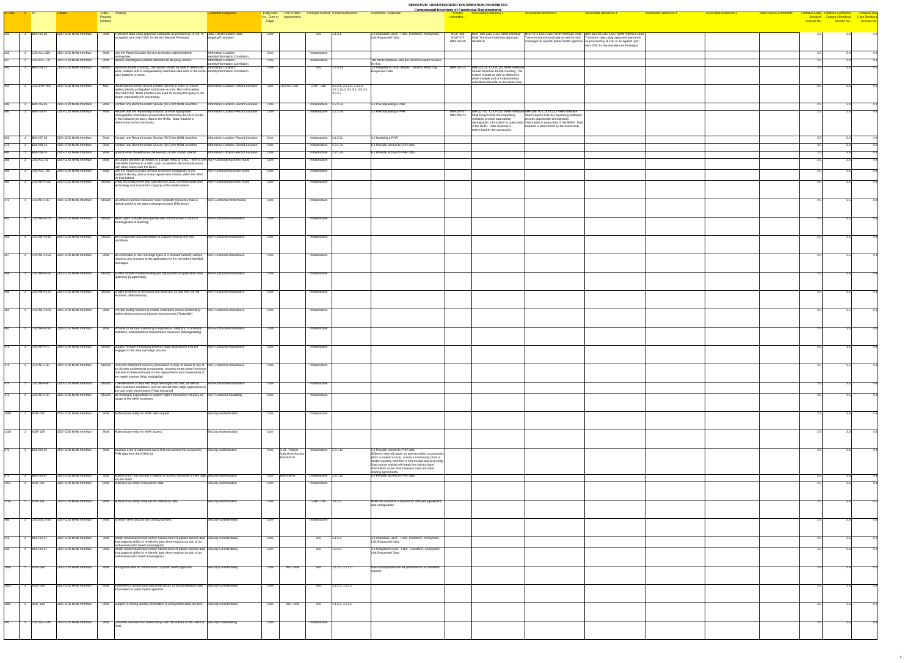SENSITIVE: UNAUTHORIZED DISTRIBUTION PROHIBITED

Compressed Inventory of Functional Requirements

| ID-ONC | # | ID | Entities | Entity – Property Relation | Property | Functional Categories | Entity Role (i.e., Core or Edge) | Link to other requirements | Principal Context | Context Reference | Comments / Rationale | Closely resembles... | Associated Reference 1 | Associated Reference 2 | Associated Reference 3 | Associated Reference 4 | Associated Reference 5 | Initial Review Comments | Tentative Entity Breakout Session No. | Tentative Functional Category Breakout Session No. | Tentative Use Case Breakout Session No. |
|---|---|---|---|---|---|---|---|---|---|---|---|---|---|---|---|---|---|---|---|---|---|
| 620 | 1 | IBM-102-09 | CDO-CDO NHIN Interface | Shall | Transform data using approved standards as provided by HITSP or as agreed upon with ONC for the Architecture Prototype | Data Transformation-Data Mapping/Translation | Core | | Bio | 1.1.3.1 | 1.3 Individual CDOs - Filter, Transform, Anonymize, Link Requested Data | NGIT-068 NGIT-072 IBM-103-08 | NGIT-068 CDO-CDO NHIN Interface Shall Transform data into approved standards | NGIT-072 CDO-CDO NHIN Interface Shall Transmit anonymized data as well formed messages to specific public health agencies | IBM-103-08 CDO-CDO NHIN Interface Shall Transform data using approved standards as provided by HITSP or as agreed upon with ONC for the Architecture Prototype | | | | 2.5 | 3.3 | 4.2 |
| 325 | 1 | CSC-ALL-320 | CDO-CDO NHIN Interface | Shall | Use the Record Locator Service to resolve patient indentiy ambiguities. | Information Location-Identity/Information Correlation | Core | | Infrastructure | | | | | | | | | | 2.5 | 3.4 | 4.4 |
| 347 | 1 | CSC-ALL-770 | CDO-CDO NHIN Interface | Shall | Return unambiguous patient identities for all query results. | Information Location-Identity/Information Correlation | Core | | Infrastructure | | The NHIN Interface uses the Record Locator Service for this. | | | | | | | | 2.5 | 3.4 | 4.4 |
| 640 | 1 | IBM-103-13 | CDO-CDO NHIN Interface | Should | Minimize double counting: The system should be able to determine when multiple and or independently submitted data refer to the same case (patient) or event. | Information Location-Identity/Information Correlation | Core | | Bio | 1.2.5.1X | 3.4 Integrated CDOs - Route, Transmit, Audit Log Requested Data | NIM-103-13 | IBM-102-13 CDO-CDO NHIN Interface Should Minimize double counting: The system should be able to determine when multiple and or independently submitted data refer to the same case | | | | | | 2.5 | 3.4 | 4.2 |
| 444 | 1 | CSC-EHR-450 | CDO-CDO NHIN Interface | May | Route queries to the Record Locator Service in order to resolve patient identity ambiguities and locate records. Record locations returned to the NHIN Interface are used for routing the query to the proper repositories for processing. | Information Location-Record Location | Core | CSC-ALL-320 | EHR - Lab | 3.2.3.1, 3.2.3.3, 3.2.3.2, 3.2.3.2a,b, 3.2.3.4, 3.5.2.0, 3.5.2.2 | | | | | | | | | 2.5 | 3.4 | 4.1 |
| 599 | 1 | IBM-205-06 | CDO-CDO NHIN Interface | Shall | Contain one Record Locator Service (RLS) for NHIN searches | Information Location-Record Location | Core | | Infrastructure | 2.2.2.3b | 3.2 Pre-populating a PHR | | | | | | | | 2.5 | 3.4 | 4.4 |
| 600 | 1 | IBM-205-07 | CDO-CDO NHIN Interface | Shall | Require that the requesting institution provide appropriate demographic information (presumably brokered by the PHR vendor in this instance) to query data in the NHIN. Data required is determined by the community. | Information Location-Record Location | Core | | Infrastructure | 2.2.2.3b | 3.2 Pre-populating a PHR | IBM-207-07 IBM-209-14 | IBM-207-07 CDO-CDO NHIN Interface Shall Require that the requesting institution provide appropriate demographic information to query data in the NHIN. Data required is determined by the community. | IBM-209-14 CDO-CDO NHIN Interface Shall Require that the requesting institution provide appropriate demographic information to query data in the NHIN. Data required is determined by the community. | | | | | 2.5 | 3.4 | 4.4 |
| 626 | 1 | IBM-207-06 | CDO-CDO NHIN Interface | Shall | Contain one Record Locator Service (RLS) for NHIN searches | Information Location-Record Location | Core | | Infrastructure | 2.1.5.2b | 4.2 Updating a PHR | | | | | | | | 2.5 | 3.4 | 4.4 |
| 678 | 1 | IBM-209-13 | CDO-CDO NHIN Interface | Shall | Contain one Record Locator Service (RLS) for NHIN searches | Information Location-Record Location | Core | | Infrastructure | 2.3.1.2b | 6.1 Provider access to PHR data | | | | | | | | 2.5 | 3.4 | 4.4 |
| 680 | 1 | IBM-209-15 | CDO-CDO NHIN Interface | Shall | Specify what marketplaces the Record Locator should search | Information Location-Record Location | Core | | Infrastructure | 2.3.1.2b | 6.1 Provider access to PHR data | | | | | | | | 2.5 | 3.4 | 4.4 |
| 338 | 1 | CSC-ALL-30 | CDO-CDO NHIN Interface | Shall | Be shared between all entities in a single RHIO or SNO. There is only one NHIN Interface in a SNO, and it is used for all communications with other SNOs over the NHIN. | Non-Functional-Business Rules | Core | | Infrastructure | | | | | | | | | | 2.5 | 3.5 | 4.4 |
| 395 | 1 | CSC-ALL-760 | CDO-CDO NHIN Interface | Shall | Use the Record Locator Service to resolve ambiguities in the patient's identity, and to locate repositories of data, within the SNO, for that patient. | Non-Functional-Business Rules | Core | | Infrastructure | | | | | | | | | | 2.5 | 3.5 | 4.4 |
| 965 | 1 | CSC-NFR-230 | CDO-CDO NHIN Interface | Should | Entail low Deployment and Operational Costs, commensurate with technology and investment capacity of the health market. | Non-Functional-Business Rules | Core | | Infrastructure | | | | | | | | | | 2.5 | 3.5 | 4.4 |
| 970 | 1 | CSC-NFR-40 | CDO-CDO NHIN Interface | Should | Be efficient and not consume more computer resources than is directly useful to the data exchange process [Efficiency] | Non-Functional-Performance | Core | | Infrastructure | | | | | | | | | | 2.5 | 3.5 | 4.4 |
| 952 | 1 | CSC-NFR-100 | CDO-CDO NHIN Interface | Should | Allow users to install and operate with not more than X hours of training [Ease of learning] | Non-Functional-Robustness | Core | | Infrastructure | | | | | | | | | | 2.5 | 3.5 | 4.4 |
| 958 | 1 | CSC-NFR-140 | CDO-CDO NHIN Interface | Should | Be configurable and extendable to support existing and new workflows | Non-Functional-Robustness | Core | | Infrastructure | | | | | | | | | | 2.5 | 3.5 | 4.4 |
| 957 | 1 | CSC-NFR-150 | CDO-CDO NHIN Interface | Shall | Be extendable to new message types in a modular fashion, without requiring any changes to the application for the heretofore handled messages | Non-Functional-Robustness | Core | | Infrastructure | | | | | | | | | | 2.5 | 3.5 | 4.4 |
| 959 | 1 | CSC-NFR-160 | CDO-CDO NHIN Interface | Should | Enable remote troubleshooting and deployment of application fixes (patches) [Supportable] | Non-Functional-Robustness | Core | | Infrastructure | | | | | | | | | | 2.5 | 3.5 | 4.4 |
| 959 | 1 | CSC-NFR-170 | CDO-CDO NHIN Interface | Should | Enable problems to be traced and analyzed, so that they can be resolved [Maintainable] | Non-Functional-Robustness | Core | | Infrastructure | | | | | | | | | | 2.5 | 3.5 | 4.4 |
| 960 | 1 | CSC-NFR-180 | CDO-CDO NHIN Interface | Shall | Provide testing facilities to enable verification of new functionality before deployment to production environments [Testability] | Non-Functional-Robustness | Core | | Infrastructure | | | | | | | | | | 2.5 | 3.5 | 4.4 |
| 961 | 1 | CSC-NFR-190 | CDO-CDO NHIN Interface | Shall | Provide for remote monitoring of operations, detection of potential problems, and preventive maintenance measures [Manageability] | Non-Functional-Robustness | Core | | Infrastructure | | | | | | | | | | 2.5 | 3.5 | 4.4 |
| 973 | 1 | CSC-NFR-70 | CDO-CDO NHIN Interface | Should | Support reliable messaging between edge applications that are engaged in the data exchange process | Non-Functional-Robustness | Core | | Infrastructure | | | | | | | | | | 2.5 | 3.5 | 4.4 |
| 974 | 1 | CSC-NFR-80 | CDO-CDO NHIN Interface | Should | Plan and implement recovery procedures in case of failure of any of its discrete architectural components; recovery times range from near-real time to deferred based on the requirements (and investment) of the health involvers [High Availability] | Non-Functional-Robustness | Core | | Infrastructure | | | | | | | | | | 2.5 | 3.5 | 4.4 |
| 975 | 1 | CSC-NFR-90 | CDO-CDO NHIN Interface | Should | Tolerate errors in data exchange messages and files, as well as other exception conditions, and not disrupt other edge applications in the user work environment [Fault tolerance] | Non-Functional-Robustness | Core | | Infrastructure | | | | | | | | | | 2.5 | 3.5 | 4.4 |
| 972 | 1 | CSC-NFR-60 | CDO-CDO NHIN Interface | Should | Be modularly expandable to support higher transaction volumes as usage of the NHIN increases | Non-Functional-Scalability | Core | | Infrastructure | | | | | | | | | | 2.5 | 3.5 | 4.4 |
| 1080 | 1 | NGIT-064 | CDO-CDO NHIN Interface | Shall | Authenticate entity for NHIN data request | Security-Authentication | Core | | Infrastructure | | | | | | | | | | 2.5 | 3.6 | 4.4 |
| 1109 | 1 | NGIT-129 | CDO-CDO NHIN Interface | Shall | Authenticate entity for NHIN access | Security-Authentication | Core | | | | | | | | | | | | 2.5 | 3.6 | 4.4 |
| 670 | 1 | IBM-209-05 | CDO-CDO NHIN Interface | Shall | Maintain a list of authorized users that can access the consumer's PHR data from the NHIN hub | Security-Authorization | Core | EHR - Patient Authorizes Access IBM-302-01 | Infrastructure | 2.3.1.1x | 6.1 Provider access to PHR data Different rules will apply for queries within a community (from a trusted source), across a community (from a trusted source), and from a non-trusted querying entity. Data source entities will retain the right to share information as per their business rules and data sharing agreements. | | | | | | | | 2.5 | 3.6 | 4.4 |
| 672 | 1 | IBM-209-07 | CDO-CDO NHIN Interface | Shall | Authorize (or not) provider's request to access consumer's PHR data via the NHIN | Security-Authorization | Core | IBM-209-05 | Infrastructure | 2.3.1.1x | 6.1 Provider access to PHR data | | | | | | | | 2.5 | 3.6 | 4.4 |
| 1031 | 1 | NGIT-005 | CDO-CDO NHIN Interface | Shall | Authorize an entity's request for data | Security-Authorization | Core | | Infrastructure | | | | | | | | | | 2.5 | 3.6 | 4.4 |
| 1126 | 1 | NGIT-152 | CDO-CDO NHIN Interface | Shall | Authorize an entity's request for laboratory data | Security-Authorization | Core | | EHR - Lab | 3.4.3.3 | NHIN will authorize a request for data per agreement and configuration | | | | | | | | 2.5 | 3.6 | 4.1 |
| 986 | 1 | CSC-SEC-100 | CDO-CDO NHIN Interface | Shall | Enforce NHIN security and privacy policies. | Security-Confidentiality | Core | | Infrastructure | | | | | | | | | | 2.5 | 3.6 | 4.4 |
| 619 | 1 | IBM-102-07 | CDO-CDO NHIN Interface | Shall | Attach randomized linker before transmission of patient specific data that supports ability to re-identify data when required as part of an authorized public health investigation | Security-Confidentiality | Core | | Bio | 1.1.2.2 | 2.3 Individual CDOs - Filter, Transform, Anonymize, Link Requested Data | | | | | | | | 2.5 | 3.6 | 4.2 |
| 628 | 1 | IBM-103-07 | CDO-CDO NHIN Interface | Shall | Attach randomized linker before transmission of patient specific data that supports ability to re-identify data when required as part of an authorized public health investigation | Security-Confidentiality | Core | | Bio | 1.2.2.2 | 3.3 Integrated CDOs - Filter, Transform, Anonymize, Link Requested Data | | | | | | | | 2.5 | 3.6 | 4.2 |
| 1050 | 1 | NGIT-066 | CDO-CDO NHIN Interface | Shall | Anonymize data for transmission to public health agencies | Security-Confidentiality | Core | NGIT-068 | Bio | 1.1.2.0, 1.2.2.0 | Data anonymization will be performed in a consistent manner. | | | | | | | | 2.5 | 3.6 | 4.2 |
| 1053 | 1 | NGIT-069 | CDO-CDO NHIN Interface | Shall | Implement a randomized data linker (RDL) for biosurveillance data transmitted to public health agencies | Security-Confidentiality | Core | | Bio | 1.1.2.2, 1.2.2.2 | | | | | | | | | 2.5 | 3.6 | 4.2 |
| 1096 | 1 | NGIT-136 | CDO-CDO NHIN Interface | Shall | Support re-linking identity information to anonymized data per RDL | Security-Confidentiality | Core | NGIT-069 | Bio | 1.1.2.2, 1.2.2.2 | | | | | | | | | 2.5 | 3.6 | 4.2 |
| 992 | 1 | CSC-SEC-240 | CDO-CDO NHIN Interface | Shall | Establish pairwise trust relationships with the entities of the RHIO or SNO. | Security-Credentialing | Core | | Infrastructure | | | | | | | | | | 2.5 | 3.6 | 4.4 |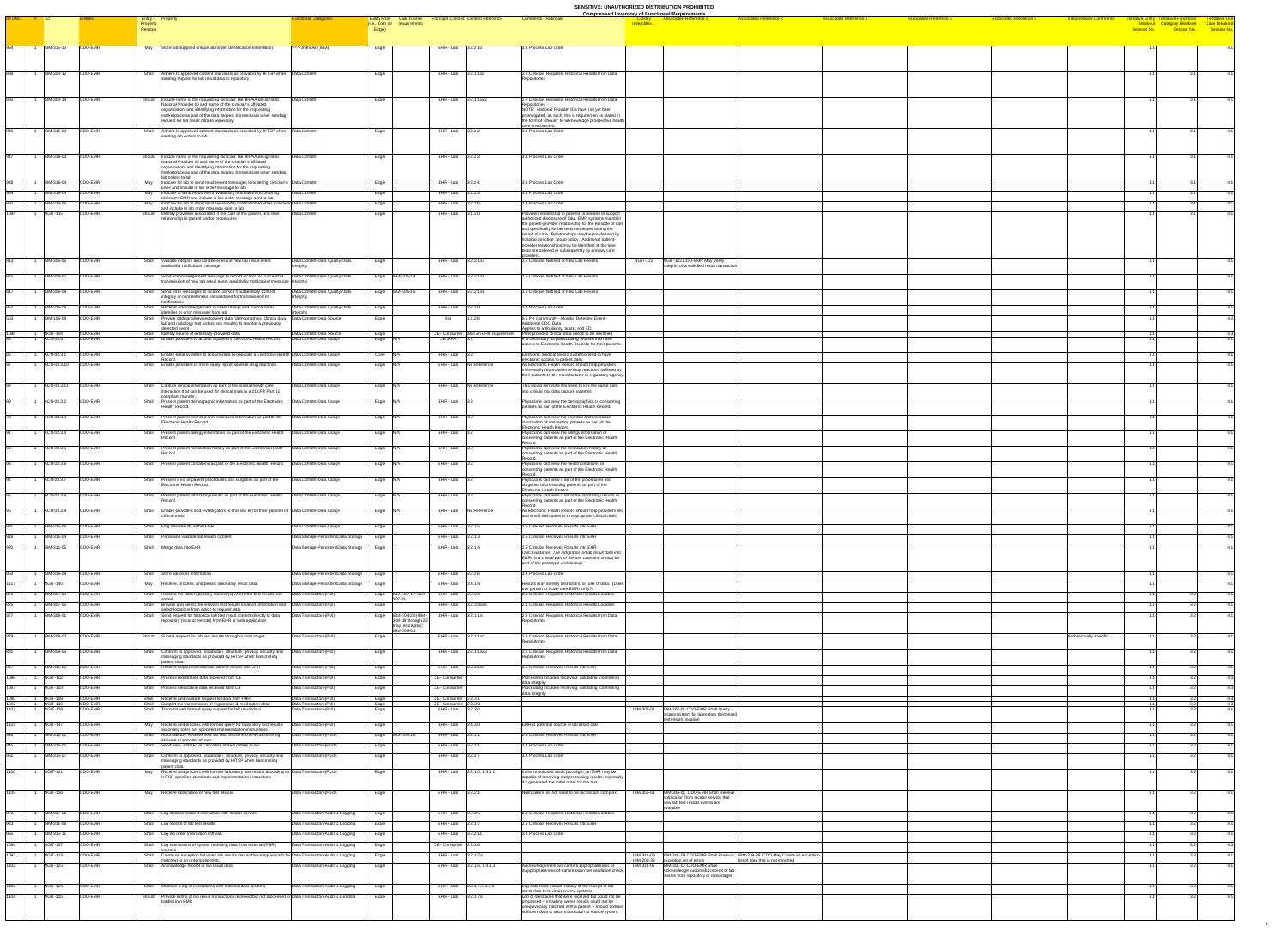**SENSITIVE: UNAUTHORIZED DISTRIBUTION PROHIBITED**

**Compressed Inventory of Functional Requirements**

| ID ONC | # | ID | Entities | Entity – Property Relation | Property | Functional Categories | Entity Node (i.e. Core or Edge) | Link to other requirements | Principal Context | Context Reference | Comments / Rationale | Closely resembles... | Associated Reference 1 | Associated Reference 2 | Associated Reference 3 | Associated Reference 4 | Associated Reference 5 | Initial Review Comments | Tentative Entity Breakout Session No. | Tentative Functional Category Breakout Session No. | Tentative Use Case Breakout Session No. |
|---|---|---|---|---|---|---|---|---|---|---|---|---|---|---|---|---|---|---|---|---|---|
| 935 | 1 | BIM-308-10 | CDO-EMR | May | Store lab supplied unique lab order identification information | ??? Unknown (tbd) | Edge | | EHR - Lab | 3.2.2.10 | 3.4 Process Lab Order | | | | | | | | 1.1 | | 4.1 |
| 888 | 1 | BIM-308-12 | CDO-EMR | Shall | Adhere to approved content standards as provided by HITSP when sending request for lab result data to repository | Data Content | Edge | | EHR - Lab | 3.2.1.1da | 2.2 Clinician Requests Historical Results from Data Repositories | | | | | | | | 1.1 | 3.1 | 4.1 |
| 889 | 1 | BIM-308-14 | CDO-EMR | Should | Include name of the requesting clinician, the HIPAA designated National Provider ID and name of the clinician's affiliated organization, and identifying information for the requesting marketplace as part of the data request transmission when sending request for lab result data to repository | Data Content | Edge | | EHR - Lab | 3.2.1.1da2 | 2.2 Clinician Requests Historical Results from Data Repositories NOTE: National Provider IDs have not yet been promulgated; as such, this is requirement is stated in the form of "should" to acknowledge prospective health care environment. | | | | | | | | 1.1 | 3.1 | 4.1 |
| 946 | 1 | BIM-316-02 | CDO-EMR | Shall | Adhere to approved content standards as provided by HITSP when sending lab orders to lab | Data Content | Edge | | EHR - Lab | 3.2.2.2 | 3.4 Process Lab Order | | | | | | | | 1.1 | 3.1 | 4.1 |
| 947 | 1 | BIM-316-03 | CDO-EMR | Should | Include name of the requesting clinician, the HIPAA designated National Provider ID and name of the clinician's affiliated organization, and identifying information for the requesting marketplace as part of the data request transmission when sending lab orders to lab | Data Content | Edge | | EHR - Lab | 3.2.2.3 | 3.4 Process Lab Order | | | | | | | | 1.1 | 3.1 | 4.1 |
| 948 | 1 | BIM-316-04 | CDO-EMR | May | Indicate for lab to send result event messages to ordering clinician's EMR and include in lab order message to lab | Data Content | Edge | | EHR - Lab | 3.2.2.4 | 3.4 Process Lab Order | | | | | | | | 1.1 | 3.1 | 4.1 |
| 949 | 1 | BIM-316-05 | CDO-EMR | May | Indicate for lab to send result event availability notifications to ordering clinician's EMR and include in lab order message sent to lab | Data Content | Edge | | EHR - Lab | 3.2.2.5 | 3.4 Process Lab Order | | | | | | | | 1.1 | 3.1 | 4.1 |
| 950 | 1 | BIM-316-06 | CDO-EMR | May | Indicate for lab to send result availability notification to other clinicians and include in lab order message sent to lab | Data Content | Edge | | EHR - Lab | 3.2.2.6 | 3.4 Process Lab Order | | | | | | | | 1.1 | 3.1 | 4.1 |
| 1094 | 1 | NGIT-135 | CDO-EMR | Should | Identify providers associated to the care of the patient, and their relationship to patient and/or procedures | Data Content | Edge | | EHR - Lab | 3.1.2.0 | Provider relationship to patients is needed to support authorized disclosure of data. EMR systems maintain the patient-provider relationship for the episode of care and specifically for lab tests requested during the period of care. Relationships may be pre-defined by hospital, practice, group policy. Additional patient-provider relationships may be identified at the time tests are ordered or subsequently by primary care providers. | | | | | | | | 1.1 | 3.1 | 4.1 |
| 913 | 1 | BIM-309-05 | CDO-EMR | Shall | Validate integrity and completeness of new lab result event availability notification message | Data Content-Data Quality/Data Integrity | Edge | | EHR - Lab | 3.2.2.1a2 | 1.6 Clinician Notified of New Lab Results | NGIT-122 | NGIT-122 CDO-EMR May Verify integrity of unsolicited result transaction | | | | | | 1.1 | | 4.1 |
| 915 | 1 | BIM-309-07 | CDO-EMR | Shall | Send acknowledgement message to locator for successful transmission of new lab result event availability notification message | Data Content-Data Quality/Data Integrity | Edge | BIM-305-14 | EHR - Lab | 3.2.2.1a3 | 1.6 Clinician Notified of New Lab Results | | | | | | | | 1.1 | | 4.1 |
| 917 | 1 | BIM-309-09 | CDO-EMR | Shall | Send error messages to locator service if authenticity content integrity or completeness not validated for transmission of notifications | Data Content-Data Quality/Data Integrity | Edge | BIM-305-15 | EHR - Lab | 3.2.2.1a4 | 1.6 Clinician Notified of New Lab Results | | | | | | | | 1.1 | | 4.1 |
| 952 | 1 | BIM-316-08 | CDO-EMR | Shall | Receive acknowledgement of order receipt and unique order identifier or error message from lab | Data Content-Data Quality/Data Integrity | Edge | | EHR - Lab | 3.2.2.9 | 3.4 Process Lab Order | | | | | | | | 1.1 | | 4.1 |
| 583 | 1 | BIM-109-08 | CDO-EMR | Shall | Provide additional/relevant patient data (demographics, clinical data, lab and radiology test orders and results) to monitor a previously detected event | Data Content-Data Source | Edge | | Bio | 1.2.2.8 | 6.5 PH Community - Monitor Detected Event - Additional CDO Data. Applies to ambulatory, acute, and ED. | | | | | | | | 1.1 | | 4.2 |
| 1088 | 1 | NGIT-104 | CDO-EMR | Shall | Identify source of externally-provided data | Data Content-Data Source | Edge | | CE - Consumer | also an EHR requirement | PHR-provided clinical data needs to be identified | | | | | | | | 1.1 | | 4.3 |
| 86 | 1 | ACN-03.3 | CDO-EMR | Shall | Enable providers to access a patient's Electronic Health Record. | Data Content-Data Usage | Edge | N/A | CE, EHR | 2.2 | It is necessary for participating providers to have access to Electronic Health Records for their patients. | | | | | | | | 1.1 | | 4.1 |
| 86 | 1 | ACN-03.3.1 | CDO-EMR | Shall | Enable legal systems to acquire data to populate a Electronic Health Record. | Data Content-Data Usage | Core | N/A | EHR - Lab | 2.2 | Electronic medical record systems need to have electronic access to patient data. | | | | | | | | 1.1 | | 4.1 |
| 87 | 1 | ACN-03.3.10 | CDO-EMR | Shall | Enable providers to more easily report adverse drug reactions. | Data Content-Data Usage | Edge | N/A | EHR - Lab | No Reference | An Electronic Health Record should help providers more easily report adverse drug reactions suffered by their patients to the manufacturer or regulatory agency. | | | | | | | | 1.1 | | 4.1 |
| 88 | 1 | ACN-03.3.11 | CDO-EMR | Shall | Capture clinical information as part of the normal health care interaction that can be used for clinical trials in a 21CFR Part 11 compliant manner. | Data Content-Data Usage | Edge | N/A | EHR - Lab | No Reference | This would eliminate the need to key the same data into clinical trial data capture systems. | | | | | | | | 1.1 | | 4.1 |
| 89 | 1 | ACN-03.3.2 | CDO-EMR | Shall | Present patient demographic information as part of the Electronic Health Record. | Data Content-Data Usage | Edge | N/A | EHR - Lab | 2.2 | Physicians can view the demographics of consenting patients as part of the Electronic Health Record. | | | | | | | | 1.1 | | 4.1 |
| 90 | 1 | ACN-03.3.3 | CDO-EMR | Shall | Present patient financial and insurance information as part of the Electronic Health Record. | Data Content-Data Usage | Edge | N/A | EHR - Lab | 2.2 | Physicians can view the financial and insurance information of consenting patients as part of the Electronic Health Record. | | | | | | | | 1.1 | | 4.1 |
| 91 | 1 | ACN-03.3.4 | CDO-EMR | Shall | Present patient allergy information as part of the Electronic Health Record. | Data Content-Data Usage | Edge | N/A | EHR - Lab | 2.2 | Physicians can view the allergy information of consenting patients as part of the Electronic Health Record. | | | | | | | | 1.1 | | 4.1 |
| 92 | 1 | ACN-03.3.5 | CDO-EMR | Shall | Present patient medication history as part of the Electronic Health Record. | Data Content-Data Usage | Edge | N/A | EHR - Lab | 2.2 | Physicians can view the medication history of consenting patients as part of the Electronic Health Record. | | | | | | | | 1.1 | | 4.1 |
| 93 | 1 | ACN-03.3.6 | CDO-EMR | Shall | Present patient conditions as part of the Electronic Health Record. | Data Content-Data Usage | Edge | N/A | EHR - Lab | 2.2 | Physicians can view the health conditions of consenting patients as part of the Electronic Health Record. | | | | | | | | 1.1 | | 4.1 |
| 94 | 1 | ACN-03.3.7 | CDO-EMR | Shall | Present a list of patient procedures and surgeries as part of the Electronic Health Record. | Data Content-Data Usage | Edge | N/A | EHR - Lab | 2.2 | Physicians can view a list of the procedures and surgeries of consenting patients as part of the Electronic Health Record. | | | | | | | | 1.1 | | 4.1 |
| 95 | 1 | ACN-03.3.8 | CDO-EMR | Shall | Present patient laboratory results as part of the Electronic Health Record. | Data Content-Data Usage | Edge | N/A | EHR - Lab | 2.2 | Physicians can view a list of the laboratory results of consenting patients as part of the Electronic Health Record. | | | | | | | | 1.1 | | 4.1 |
| 96 | 1 | ACN-03.3.9 | CDO-EMR | Shall | Enable providers and investigators to find and enroll their patients in clinical trials. | Data Content-Data Usage | Edge | N/A | EHR - Lab | No Reference | An Electronic Health Record should help providers find and enroll their patients in appropriate clinical trials. | | | | | | | | 1.1 | | 4.1 |
| 921 | 1 | BIM-311-06 | CDO-EMR | Shall | Flag new results within EHR | Data Content-Data Usage | Edge | | EHR - Lab | 3.2.1.5 | 2.5 Clinician Receives Results into EHR | | | | | | | | 1.1 | | 4.1 |
| 918 | 1 | BIM-311-03 | CDO-EMR | Shall | Parse and validate lab results content | Data Storage-Persistent Data Storage | Edge | | EHR - Lab | 3.2.1.3 | 2.5 Clinician Receives Results into EHR | | | | | | | | 1.1 | | 4.1 |
| 920 | 1 | BIM-311-05 | CDO-EMR | Shall | Merge data into EHR | Data Storage-Persistent Data Storage | Edge | | EHR - Lab | 3.2.1.4 | 2.5 Clinician Receives Results into EHR *ONC Guidance: The integration of lab result data into EHRs is a critical part of the use case and should be part of the prototype architecture* | | | | | | | | 1.1 | | 4.1 |
| 953 | 1 | BIM-316-09 | CDO-EMR | Shall | Store lab order information | Data Storage-Persistent Data Storage | Edge | | EHR - Lab | 3.2.2.8 | 3.4 Process Lab Order | | | | | | | | 1.1 | | 4.1 |
| 1117 | 1 | NGIT-140 | CDO-EMR | May | Receive, process, and persist laboratory result data | Data Storage-Persistent Data Storage | Edge | | EHR - Lab | 3.4.1.4 | Results may identify restrictions on use of data. (Does this pertain to acute care EMRs only?) | | | | | | | | 1.1 | | 4.1 |
| 870 | 1 | BIM-307-53 | CDO-EMR | Shall | Receive the data repository location(s) where the test results are stored | Data Transaction-(Pull) | Edge | BIM-307-47, BIM-307-51 | EHR - Lab | 3.2.3.4 | 2.1 Clinician Requests Historical Results Location | | | | | | | | 1.1 | 3.2 | 4.1 |
| 875 | 1 | BIM-307-55 | CDO-EMR | Shall | Browse and select the relevant test results location information and select locations from which to request data | Data Transaction-(Pull) | Edge | | EHR - Lab | 3.2.3.4aaa | 2.1 Clinician Requests Historical Results Location | | | | | | | | 1.1 | 3.2 | 4.1 |
| 877 | 1 | BIM-308-01 | CDO-EMR | Shall | Send request for historical lab test result content directly to data repository (local or remote) from EHR or web application | Data Transaction-(Pull) | Edge | BIM-304-20 (BIM-304-18 through 22 may also apply); BIM-308-01 | EHR - Lab | 3.2.1.1a | 2.2 Clinician Requests Historical Results from Data Repositories | | | | | | | | 1.1 | 3.2 | 4.1 |
| 879 | 1 | BIM-308-03 | CDO-EMR | Should | Submit request for lab test results through a data stager | Data Transaction-(Pull) | Edge | | EHR - Lab | 3.2.1.1a2 | 2.2 Clinician Requests Historical Results from Data Repositories | | | | | | | Architecturally specific | 1.1 | 3.2 | 4.1 |
| 885 | 1 | BIM-308-05 | CDO-EMR | Shall | Conform to approved, vocabulary, structure, privacy, security and messaging standards as provided by HITSP when transmitting patient data | Data Transaction-(Pull) | Edge | | EHR - Lab | 3.2.1.1da3 | 2.2 Clinician Requests Historical Results from Data Repositories | | | | | | | | 1.1 | 3.2 | 4.1 |
| 917 | 1 | BIM-311-02 | CDO-EMR | Shall | Receive requested historical lab test results into EHR | Data Transaction-(Pull) | Edge | | EHR - Lab | 3.2.1.1ac | 2.5 Clinician Receives Results into EHR | | | | | | | | 1.1 | 3.2 | 4.1 |
| 1086 | 1 | NGIT-102 | CDO-EMR | Shall | Process registration data received from CE | Data Transaction-(Pull) | Edge | | CE - Consumer | | Processing includes receiving, validating, confirming data integrity | | | | | | | | 1.1 | 3.2 | 4.3 |
| 1087 | 1 | NGIT-103 | CDO-EMR | Shall | Process medication data received from CE | Data Transaction-(Pull) | Edge | | CE - Consumer | | Processing includes receiving, validating, confirming data integrity | | | | | | | | 1.1 | 3.2 | 4.3 |
| 1090 | 1 | NGIT-109 | CDO-EMR | Shall | Receive and validate request for data from PHR | Data Transaction-(Pull) | Edge | | CE - Consumer | 2.3.3.1 | | | | | | | | | 1.1 | 3.2 | 4.3 |
| 1092 | 1 | NGIT-120 | CDO-EMR | Shall | Support the transmission of registration & medication data | Data Transaction-(Pull) | Edge | | CE - Consumer | 2.3.3.3 | | | | | | | | | 1.1 | 3.2 | 4.3 |
| 1107 | 1 | NGIT-128 | CDO-EMR | Shall | Transmit well formed query request for lab test data | Data Transaction-(Pull) | Edge | | EHR - Lab | 3.2.3.0 | | BIM-307-01 | BIM-307-01 CDO-EMR Shall Query locator systems for laboratory (historical) test results location | | | | | | 1.1 | 3.2 | 4.1 |
| 1122 | 1 | NGIT-147 | CDO-EMR | May | Receive and process well formed query for laboratory test results according to HITSP specified implementation instructions | Data Transaction-(Pull) | Edge | | EHR - Lab | 3.4.3.0 | EMR is potential source of lab result data | | | | | | | | 1.1 | 3.2 | 4.1 |
| 916 | 1 | BIM-311-01 | CDO-EMR | Shall | Automatically receive new lab test results into EHR as ordering clinician or provider of care | Data Transaction-(Push) | Edge | BIM-309-16 | EHR - Lab | 3.2.1.1 | 2.5 Clinician Receives Results into EHR | | | | | | | | 1.1 | 3.2 | 4.1 |
| 945 | 1 | BIM-316-01 | CDO-EMR | Shall | Send new, updated or cancelled lab test orders to lab | Data Transaction-(Push) | Edge | | EHR - Lab | 3.2.2.1 | 3.4 Process Lab Order | | | | | | | | 1.1 | 3.2 | 4.1 |
| 951 | 1 | BIM-316-07 | CDO-EMR | Shall | Conform to approved, vocabulary, structure, privacy, security and messaging standards as provided by HITSP when transmitting patient data | Data Transaction-(Push) | Edge | | EHR - Lab | 3.2.2.7 | 3.4 Process Lab Order | | | | | | | | 1.1 | 3.2 | 4.1 |
| 1100 | 1 | NGIT-121 | CDO-EMR | May | Receive and process well formed laboratory test results according to HITSP specified standards and implementation instructions | Data Transaction-(Push) | Edge | | EHR - Lab | 3.2.1.0, 3.4.1.0 | In the unsolicited result paradigm, an EMR may be capable of receiving and processing results, especially if it generated the initial order for the test. | | | | | | | | 1.1 | 3.2 | 4.1 |
| 1105 | 1 | NGIT-126 | CDO-EMR | Shall | Receive notification of new test results | Data Transaction-(Push) | Edge | | EHR - Lab | 3.2.2.1 | Notifications do not need to be technically complex | BIM-309-01 | BIM-309-01 CDO-EMR Shall Receive notification from locator service that new lab test results events are available | | | | | | 1.1 | 3.2 | 4.1 |
| 872 | 1 | BIM-307-52 | CDO-EMR | Shall | Log location request interaction with locator service | Data Transaction-Audit & Logging | Edge | | EHR - Lab | 3.2.3.5 | 2.1 Clinician Requests Historical Results Location | | | | | | | | 1.1 | 3.2 | 4.1 |
| 923 | 1 | BIM-311-08 | CDO-EMR | Shall | Log receipt of lab test results | Data Transaction-Audit & Logging | Edge | | EHR - Lab | 3.2.1.7 | 2.5 Clinician Receives Results into EHR | | | | | | | | 1.1 | 3.2 | 4.1 |
| 955 | 1 | BIM-316-11 | CDO-EMR | Shall | Log lab order interaction with lab | Data Transaction-Audit & Logging | Edge | | EHR - Lab | 3.2.2.11 | 3.4 Process Lab Order | | | | | | | | 1.1 | 3.2 | 4.1 |
| 1089 | 1 | NGIT-107 | CDO-EMR | Shall | Log interactions of system receiving data from external (PHR) sources | Data Transaction-Audit & Logging | Edge | | CE - Consumer | 2.3.2.6 | | | | | | | | | 1.1 | 3.2 | 4.3 |
| 1093 | 1 | NGIT-133 | CDO-EMR | Shall | Create an exception list when lab results can not be unequivocally be matched to an order/patient/etc. | Data Transaction-Audit & Logging | Edge | | EHR - Lab | 3.2.1.7a | | BIM-311-09 BIM-209-38 | BIM-311-09 CDO-EMR Shall Produce exception list of errors | BIM-209-38 CDO May Create an exception list of data that is not imported | | | | | 1.1 | 3.2 | 4.1 |
| 1102 | 1 | NGIT-123 | CDO-EMR | Shall | Acknowledge receipt of lab result data | Data Transaction-Audit & Logging | Edge | | EHR - Lab | 3.2.1.6, 3.4.1.3 | Acknowledgement will confirm appropriateness or inappropriateness of transmission per validation check. | BIM-313-07 | BIM-313-07 CDO-EMR Shall Acknowledge successful receipt of lab results from repository or data stager | | | | | | 1.1 | 3.2 | 4.1 |
| 1103 | 1 | NGIT-124 | CDO-EMR | Shall | Maintain a log of interactions with external data systems | Data Transaction-Audit & Logging | Edge | | EHR - Lab | 3.2.1.7, 3.4.1.6 | Log data must include history of the receipt of lab result data from other source systems. | | | | | | | | 1.1 | 3.2 | 4.1 |
| 1104 | 1 | NGIT-125 | CDO-EMR | Should | Provide listing of lab result transactions received but not processed or loaded into EMR | Data Transaction-Audit & Logging | Edge | | EHR - Lab | 3.2.1.7a | Log of messages that were received but could not be processed -- including where results could not be unequivocally matched with a patient -- should contain sufficient data to trace transaction to source system. | | | | | | | | 1.1 | 3.2 | 4.1 |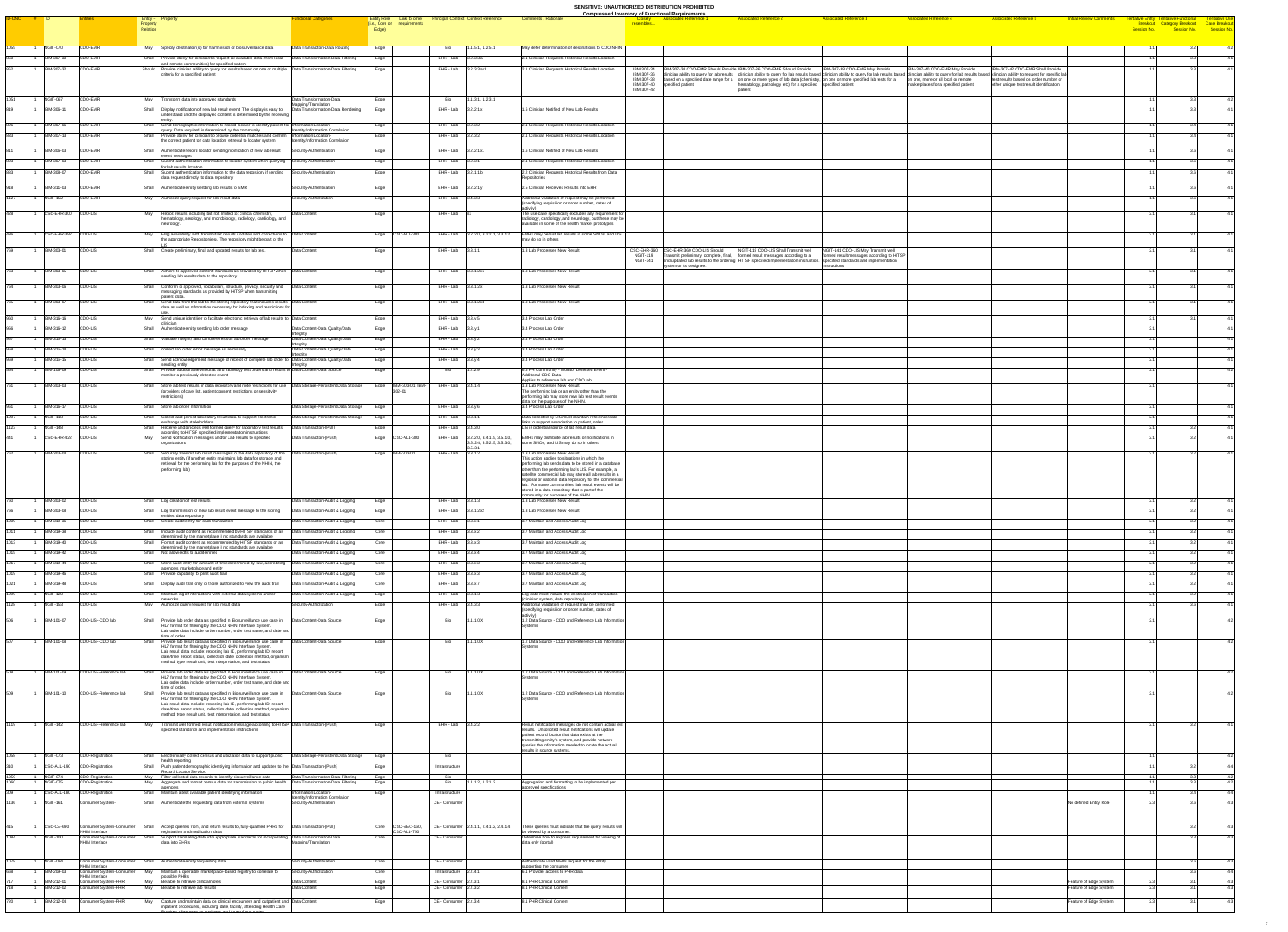| ID | # | ID | Entities | Entity – Property Relation | Property | Functional Categories | Entity Role (i.e. Core or Edge) | Link to other requirements | Principal Context | Context Reference | Comments / Rationale | Closely resembles... | Associated Reference 1 | Associated Reference 2 | Associated Reference 3 | Associated Reference 4 | Associated Reference 5 | Initial Review Comments | Tentative Entity Breakout Session No. | Tentative Functional Category Breakout Session No. | Tentative Use Case Breakout Session No. |
|---|---|---|---|---|---|---|---|---|---|---|---|---|---|---|---|---|---|---|---|---|---|
| 1050 | 1 | NGIT-070 | CDO-EMR | May | Specify destination(s) for transmission of biosurveillance data | Data Transaction-Data Routing | Edge | | Bio | 1.1.5.1, 1.2.5.1 | May defer determination of destinations to CDO-NHIN | | | | | | | | 1.1 | 3.2 | 4.1 |
| 651 | 1 | IBM-307-30 | CDO-EMR | Shall | Provide ability for clinician to request all available data (from local and remote communities) for specified patient | Data Transformation-Data Filtering | Edge | | EHR - Lab | 2.2.3.4a | 2.1 Clinician Requests Historical Results Location | | | | | | | | 1.1 | 3.3 | 4.1 |
| 652 | 1 | IBM-307-32 | CDO-EMR | Should | Provide clinician ability to query for results based on one or multiple criteria for a specified patient | Data Transformation-Data Filtering | Edge | | EHR - Lab | 2.2.3.3a1 | 2.1 Clinician Requests Historical Results Location | IBM-307-34 IBM-307-36 IBM-307-38 IBM-307-40 IBM-307-42 | IBM-307-34 CDO-EMR Should Provide clinician ability to query for lab results based on a specified date range for a specified patient | IBM-307-36 CDO-EMR Should Provide clinician ability to query for lab results based on one or more types of lab data (chemistry, hematology, pathology, etc) for a specified patient | IBM-307-38 CDO-EMR May Provide clinician ability to query for lab results based on one or more specified lab tests for a specified patient | IBM-307-40 CDO-EMR May Provide clinician ability to query for lab results based on one, more or all local or remote marketplaces for a specified patient | IBM-307-42 CDO-EMR Shall Provide clinician ability to query for specific lab test results based on order number or other unique test result identification | | 1.1 | 3.3 | 4.1 |
| 1051 | 1 | NGIT-067 | CDO-EMR | May | Transform data into approved standards | Data Transformation-Data Mapping/Translation | Edge | | Bio | 1.1.3.1, 1.2.3.1 | | | | | | | | | 1.1 | 3.3 | 4.2 |
| 619 | 1 | IBM-309-11 | CDO-EMR | Shall | Display notification of new lab result event. The display is easy to understand and the displayed content is determined by the receiving entity | Data Transformation-Data Rendering | Edge | | EHR - Lab | 2.2.2.1s | 3.6 Clinician Notified of New Lab Results | | | | | | | | 1.1 | 3.3 | 4.1 |
| 626 | 1 | IBM-307-05 | CDO-EMR | Shall | Send demographic information to record locator to identify patient for query. Data required is determined by the community. | Information Location-Identity/Information Correlation | Edge | | EHR - Lab | 2.2.3.2 | 2.1 Clinician Requests Historical Results Location | | | | | | | | 1.1 | 3.6 | 4.1 |
| 633 | 1 | IBM-307-13 | CDO-EMR | Shall | Provide ability for clinician to browse potential matches and confirm the correct patient for data location retrieval to locator system | Information Location-Identity/Information Correlation | Edge | | EHR - Lab | 2.2.3.2 | 2.1 Clinician Requests Historical Results Location | | | | | | | | 1.1 | 3.6 | 4.1 |
| 621 | 1 | IBM-309-03 | CDO-EMR | Shall | Authenticate record locator sending notification of new lab result event messages | Security-Authentication | Edge | | EHR - Lab | 2.2.2.1b1 | 3.6 Clinician Notified of New Lab Results | | | | | | | | 1.1 | 3.6 | 4.1 |
| 623 | 1 | IBM-307-03 | CDO-EMR | Shall | Submit authentication information to locator system when querying for lab results location | Security-Authentication | Edge | | EHR - Lab | 2.2.3.1 | 2.1 Clinician Requests Historical Results Location | | | | | | | | 1.1 | 3.6 | 4.1 |
| 593 | 1 | IBM-308-07 | CDO-EMR | Shall | Submit authentication information to the data repository if sending data request directly to data repository | Security-Authentication | Edge | | EHR - Lab | 2.2.1.1b | 2.2 Clinician Requests Historical Results from Data Repositories | | | | | | | | 1.1 | 3.6 | 4.1 |
| 618 | 1 | IBM-301-03 | CDO-EMR | Shall | Authenticate entity sending lab results to EMR | Security-Authentication | Edge | | EHR - Lab | 2.2.2.1y | 3.5 Clinician Receives Results into EHR | | | | | | | | 1.1 | 3.6 | 4.1 |
| 1127 | 1 | NGIT-152 | CDO-EMR | May | Authorize query request for lab result data | Security-Authorization | Edge | | EHR - Lab | 2.6.3.3 | Additional validation of request may be performed (specifying requisition or order number, dates of activity) | | | | | | | | 1.1 | 3.6 | 4.1 |
| 529 | 1 | CSC-EHR-300 | CDO-LIS | May | Report results including but not limited to clinical chemistry, hematology, serology, and microbiology, radiology, cardiology, and neurology. | Data Content | Edge | | EHR - Lab | | The use case specifically excludes any requirement for radiology, cardiology, and neurology, but these may be available in some of the health market prototypes | | | | | | | | 2.1 | 3.1 | 4.1 |
| 536 | 1 | CSC-EHR-360 | CDO-LIS | May | Flag availability, and transmit lab results updates and corrections to the appropriate Repositor(ies). The repository might be part of the LIS | Data Content | Edge | CSC-ALL-380 | EHR - Lab | 2.2.2.0, 3.2.2.1, 3.3.1.2 | EHRs may persist lab results in some SNOs, and LIS may do so in others | | | | | | | | 2.1 | 3.1 | 4.1 |
| 758 | 1 | IBM-303-01 | CDO-LIS | Shall | Create preliminary, final and updated results for lab test | Data Content | Edge | | EHR - Lab | 3.3.1.1 | 3.3 Lab Processes New Result | CSC-EHR-360 NGIT-118 NGIT-141 | CSC-EHR-360 CDO-LIS Should Transmit preliminary, complete, final, and updated lab results to the ordering system or its designee | NGIT-118 CDO-LIS Shall Transmit well formed result messages according to a HITSP specified implementation instructions | NGIT-141 CDO-LIS May Transmit well formed result messages according to HITSP specified standards and implementation instructions | | | | 2.1 | 3.1 | 4.1 |
| 761 | 1 | IBM-303-05 | CDO-LIS | Shall | Adhere to approved content standards as provided by HITSP when sending lab results data to the repository. | Data Content | Edge | | EHR - Lab | 3.3.1.2b1 | 3.3 Lab Processes New Result | | | | | | | | 2.1 | 3.1 | 4.1 |
| 763 | 1 | IBM-303-06 | CDO-LIS | Shall | Conform to approved, vocabulary, structure, privacy, security and messaging standards as provided by HITSP when transmitting patient data. | Data Content | Edge | | EHR - Lab | 3.3.1.2b | 3.3 Lab Processes New Result | | | | | | | | 2.1 | 3.1 | 4.1 |
| 765 | 1 | IBM-303-07 | CDO-LIS | Shall | Send data from the lab to the storing repository that includes results data as well as information necessary for indexing and restrictions for use. | Data Content | Edge | | EHR - Lab | 3.3.1.2b3 | 3.3 Lab Processes New Result | | | | | | | | 2.1 | 3.1 | 4.1 |
| 960 | 1 | IBM-316-16 | CDO-LIS | May | Send unique identifier to facilitate electronic retrieval of lab results to clinician | Data Content | Edge | | EHR - Lab | 3.3.y.5 | 3.4 Process Lab Order | | | | | | | | 2.1 | 3.1 | 4.1 |
| 956 | 1 | IBM-316-12 | CDO-LIS | Shall | Authenticate entity sending lab order message | Data Content-Data Quality/Data Integrity | Edge | | EHR - Lab | 3.3.y.1 | 3.4 Process Lab Order | | | | | | | | 2.1 | | 4.1 |
| 957 | 1 | IBM-316-13 | CDO-LIS | Shall | Validate integrity and completeness of lab order message | Data Content-Data Quality/Data Integrity | Edge | | EHR - Lab | 3.3.y.2 | 3.4 Process Lab Order | | | | | | | | 2.1 | | 4.1 |
| 958 | 1 | IBM-316-14 | CDO-LIS | Shall | Correct lab order error message as necessary | Data Content-Data Quality/Data Integrity | Edge | | EHR - Lab | 3.3.y.3 | 3.4 Process Lab Order | | | | | | | | 2.1 | | 4.1 |
| 959 | 1 | IBM-316-15 | CDO-LIS | Shall | Send acknowledgement message in receipt of complete lab order to sending entity | Data Content-Data Quality/Data Integrity | Edge | | EHR - Lab | 3.3.y.4 | 3.4 Process Lab Order | | | | | | | | 2.1 | | 4.1 |
| 589 | 1 | IBM-109-04 | CDO-LIS | Shall | Provide additional/revised lab and radiology test orders and results to monitor a previously detected event | Data Content-Data Source | Edge | | Bio | 1.2.2.9 | 6.1 PH Community - Monitor Detected Event - Additional CDO Data. Applies to reference lab and CDO lab. | | | | | | | | 2.1 | | 4.2 |
| 761 | 1 | IBM-303-03 | CDO-LIS | Shall | Store lab test results in data repository and note restrictions for use (providers of care list, patient consent restrictions or sensitivity restrictions) | Data Storage-Persistent Data Storage | Edge | IBM-303-01, IBM-302-01 | EHR - Lab | 3.6.1.3 | 3.3 Lab Processes New Result. The performing lab or an entity other than the performing lab may store new lab test result events data for the purposes of the NHIN. | | | | | | | | 2.1 | | 4.1 |
| 961 | 1 | IBM-316-17 | CDO-LIS | Shall | Store lab order information | Data Storage-Persistent Data Storage | Edge | | EHR - Lab | 3.3.y.6 | 3.4 Process Lab Order | | | | | | | | 2.1 | | 4.1 |
| 1087 | 1 | NGIT-134 | CDO-LIS | Shall | Collect and persist laboratory result data to support electronic exchange with stakeholders | Data Storage-Persistent Data Storage | Edge | | EHR - Lab | 3.3.1.1 | Data collected by LIS must maintain referential data links to support association to patient, order | | | | | | | | 2.1 | | 4.1 |
| 1123 | 1 | NGIT-148 | CDO-LIS | Shall | Receive and process well formed query for laboratory test results according to HITSP specified implementation instructions | Data Transaction-(Pull) | Edge | | EHR - Lab | 2.6.3.0 | LIS is potential source of lab result data | | | | | | | | 2.1 | 3.2 | 4.1 |
| 541 | 1 | CSC-EHR-622 | CDO-LIS | May | Send Notification messages and/or Lab results to specified organizations | Data Transaction-(Push) | Edge | CSC-ALL-380 | EHR - Lab | 2.2.2.0, 3.4.1.0, 3.5.1.0, 3.5.2.0, 3.5.2.5, 3.5.3.0, 3.5.3.1 | EHRs may distribute lab results or notifications in some SNOs, and LIS may do so in others | | | | | | | | 2.1 | 3.2 | 4.1 |
| 762 | 1 | IBM-303-04 | CDO-LIS | Shall | Securely transmit lab result messages to the data repository of the storing entity (if another entity maintains lab data for storage and retrieval for the purposes of the NHIN, the performing lab) | Data Transaction-(Push) | Edge | IBM-303-01 | EHR - Lab | 3.3.1.2 | 3.3 Lab Processes New Result. This action applies to situations in which the performing lab sends data to be stored in a database other than the performing lab's LIS. For example, a satellite commercial lab may store all lab results in a regional or national data repository for the commercial lab. For some communities, lab result events will be stored in a data repository that is part of the community for purposes of the NHIN. | | | | | | | | 2.1 | 3.2 | 4.1 |
| 760 | 1 | IBM-303-02 | CDO-LIS | Shall | Log creation of test results | Data Transaction-Audit & Logging | Edge | | EHR - Lab | 3.3.1.3 | 3.3 Lab Processes New Result | | | | | | | | 2.1 | 3.2 | 4.1 |
| 766 | 1 | IBM-303-08 | CDO-LIS | Shall | Log transmission of new lab result event message to the storing entities data repository | Data Transaction-Audit & Logging | Edge | | EHR - Lab | 3.3.1.2b2 | 3.3 Lab Processes New Result | | | | | | | | 2.1 | 3.2 | 4.1 |
| 1009 | 1 | IBM-319-36 | CDO-LIS | Shall | Create audit entry for each transaction | Data Transaction-Audit & Logging | Core | | EHR - Lab | 3.3.3.1 | 3.7 Maintain and Access Audit Log | | | | | | | | 2.1 | 3.2 | 4.1 |
| 1011 | 1 | IBM-319-38 | CDO-LIS | Shall | Include audit content as recommended by HITSP standards or as determined by the marketplace if no standards are available | Data Transaction-Audit & Logging | Core | | EHR - Lab | 3.3.3.2 | 3.7 Maintain and Access Audit Log | | | | | | | | 2.1 | 3.2 | 4.1 |
| 1013 | 1 | IBM-319-40 | CDO-LIS | Shall | Format audit content as recommended by HITSP standards or as determined by the marketplace if no standards are available | Data Transaction-Audit & Logging | Core | | EHR - Lab | 3.3.x.3 | 3.7 Maintain and Access Audit Log | | | | | | | | 2.1 | 3.2 | 4.1 |
| 1015 | 1 | IBM-319-42 | CDO-LIS | Shall | Not allow edits to audit entries | Data Transaction-Audit & Logging | Core | | EHR - Lab | 3.3.x.4 | 3.7 Maintain and Access Audit Log | | | | | | | | 2.1 | 3.2 | 4.1 |
| 1017 | 1 | IBM-319-44 | CDO-LIS | Shall | Store audit entry for amount of time determined by law, accrediting agencies, marketplace and entity | Data Transaction-Audit & Logging | Core | | EHR - Lab | 3.3.3.3 | 3.7 Maintain and Access Audit Log | | | | | | | | 2.1 | 3.2 | 4.1 |
| 1019 | 1 | IBM-319-46 | CDO-LIS | Shall | Provide capability to print audit trail | Data Transaction-Audit & Logging | Core | | EHR - Lab | 3.3.3.3 | 3.7 Maintain and Access Audit Log | | | | | | | | 2.1 | 3.2 | 4.1 |
| 1021 | 1 | IBM-319-48 | CDO-LIS | Shall | Display audit trail only to those authorized to view the audit trail | Data Transaction-Audit & Logging | Core | | EHR - Lab | 3.3.3.7 | 3.7 Maintain and Access Audit Log | | | | | | | | 2.1 | 3.2 | 4.1 |
| 1099 | 1 | NGIT-120 | CDO-LIS | Shall | Maintain log of interactions with external data systems and/or networks | Data Transaction-Audit & Logging | Edge | | EHR - Lab | 3.3.1.2 | Log data must include the destination of transaction (clinician system, data repository) | | | | | | | | 2.1 | 3.2 | 4.1 |
| 1124 | 1 | NGIT-153 | CDO-LIS | May | Authorize query request for lab result data | Security-Authorization | Edge | | EHR - Lab | 2.6.3.3 | Additional validation of request may be performed (specifying requisition or order number, dates of activity) | | | | | | | | 2.1 | 3.6 | 4.1 |
| 505 | 1 | IBM-101-07 | CDO-LIS--CDO lab | Shall | Provide lab order data as specified in Biosurveillance use case in HL7 format for filtering by the CDO NHIN Interface System. Lab order data include: order number, order test name, and date and time of order. | Data Content-Data Source | Edge | | Bio | 1.1.1.0X | 1.2 Data Source - CDO and Reference Lab Information Systems | | | | | | | | 2.1 | | 4.2 |
| 507 | 1 | IBM-101-08 | CDO-LIS--CDO lab | Shall | Provide lab result data as specified in Biosurveillance use case in HL7 format for filtering by the CDO NHIN Interface System. Lab result data include: reporting lab ID, performing lab ID, report date/time, report status, collection date, collection method, organism, method type, result unit, test interpretation, and test status. | Data Content-Data Source | Edge | | Bio | 1.1.1.0X | 1.2 Data Source - CDO and Reference Lab Information Systems | | | | | | | | 2.1 | | 4.2 |
| 508 | 1 | IBM-101-09 | CDO-LIS--Reference lab | Shall | Provide lab order data as specified in Biosurveillance use case in HL7 format for filtering by the CDO NHIN Interface System. Lab order data include: order number, order test name, and date and time of order. | Data Content-Data Source | Edge | | Bio | 1.1.1.0X | 1.2 Data Source - CDO and Reference Lab Information Systems | | | | | | | | 2.1 | | 4.2 |
| 509 | 1 | IBM-101-10 | CDO-LIS--Reference lab | Shall | Provide lab result data as specified in Biosurveillance use case in HL7 format for filtering by the CDO NHIN Interface System. Lab result data include: reporting lab ID, performing lab ID, report date/time, report status, collection date, collection method, organism, method type, result unit, test interpretation, and test status. | Data Content-Data Source | Edge | | Bio | 1.1.1.0X | 1.2 Data Source - CDO and Reference Lab Information Systems | | | | | | | | 2.1 | | 4.2 |
| 1119 | 1 | NGIT-142 | CDO-LIS--Reference lab | May | Transmit well formed result notification message according to HITSP specified standards and implementation instructions | Data Transaction-(Push) | Edge | | EHR - Lab | 2.6.2.2 | Result notification messages do not contain actual test results. Unsolicited result notifications will update patient record locator that data exists at the transmitting entity's system, and provide network queries the information needed to locate the actual results in source systems. | | | | | | | | 2.1 | 3.2 | 4.1 |
| 1058 | 1 | NGIT-073 | CDO-Registration | Shall | Electronically collect census and utilization data to support public health reporting | Data Storage-Persistent Data Storage | Edge | | Bio | | | | | | | | | | 1.1 | | 4.2 |
| 330 | 1 | CSC-ALL-180 | CDO-Registration | Shall | Push patient demographic identifying information and updates to the Record Locator Service | Data Transaction-(Push) | Edge | | Infrastructure | | | | | | | | | | 1.1 | 3.2 | 4.4 |
| 1059 | 1 | NGIT-076 | CDO-Registration | May | Filter collected data records to identify biosurveillance data | Data Transformation-Data Filtering | Edge | | Bio | | | | | | | | | | 1.1 | 3.3 | 4.2 |
| 1060 | 1 | NGIT-075 | CDO-Registration | May | Aggregate and format census data for transmission to public health agencies | Data Transformation-Data Filtering | Edge | | Bio | 1.1.1.2, 1.2.1.2 | Aggregation and formatting to be implemented per approved specifications | | | | | | | | 1.1 | 3.3 | 4.2 |
| 309 | 1 | CSC-ALL-160 | CDO-Registration | Shall | Maintain latest available patient identifying information | Information Location-Identity/Information Correlation | Edge | | Infrastructure | | | | | | | | | | 1.1 | 3.6 | 4.4 |
| 1136 | 1 | NGIT-161 | Consumer System- | Shall | Authenticate the requesting data from external systems | Security-Authentication | | | CE - Consumer | | | | | | | | | No defined Entity Role | 2.3 | 3.6 | 4.3 |
| 315 | 1 | CSC-CE-690 | Consumer System-Consumer NHIN Interface | Shall | Accept queries from, and return results to, fully-qualified PHRs for registration and medication data. | Data Transaction-(Pull) | Core | CSC-ALL-560, CSC-ALL-750 | CE - Consumer | 2.4.1.1, 2.4.1.2, 2.4.1.4 | These queries must indicate that the query results will be viewed by a consumer. | | | | | | | | 2.3 | 3.2 | 4.3 |
| 1085 | 1 | NGIT-100 | Consumer System-Consumer NHIN Interface | Shall | Support translating data into appropriate standards for incorporating data into EHRs | Data Transformation-Data Mapping/Translation | Core | | CE - Consumer | | Determine flow to express requirement for viewing of data only (portal) | | | | | | | | 2.3 | 3.3 | 4.3 |
| 1079 | 1 | NGIT-094 | Consumer System-Consumer NHIN Interface | Shall | Authenticate entity requesting data | Security-Authentication | Core | | CE - Consumer | | Authenticate valid NHIN request for the entity supporting the consumer | | | | | | | | 2.3 | 3.6 | 4.3 |
| 698 | 1 | IBM-209-03 | Consumer System-Consumer NHIN Interface | May | Maintain a operatable marketplace-based registry to correlate to available PHRs | Security-Authentication | Core | | Infrastructure | 2.2.3.1 | 6.1 Provide access to PHR data | | | | | | | | 2.3 | 3.6 | 4.3 |
| 717 | 1 | IBM-212-01 | Consumer System-PHR | May | Be able to retrieve consumables | Data Content | Edge | | CE - Consumer | 2.2.3.1 | 6.1 PHR Clinical Content | | | | | | | Feature of Edge System | 2.3 | 3.1 | 4.3 |
| 718 | 1 | IBM-212-02 | Consumer System-PHR | May | Be able to retrieve lab results | Data Content | Edge | | CE - Consumer | 2.2.3.2 | 6.1 PHR Clinical Content | | | | | | | Feature of Edge System | 2.3 | 3.1 | 4.3 |
| 720 | 1 | IBM-212-04 | Consumer System-PHR | May | Capture and maintain data on clinical encounters and outpatient and inpatient procedures, including date, facility, attending Health Care Provider, diagnoses, procedures, and types of encounters | Data Content | Edge | | CE - Consumer | 2.2.3.4 | 6.1 PHR Clinical Content | | | | | | | Feature of Edge System | 2.3 | 3.1 | 4.3 |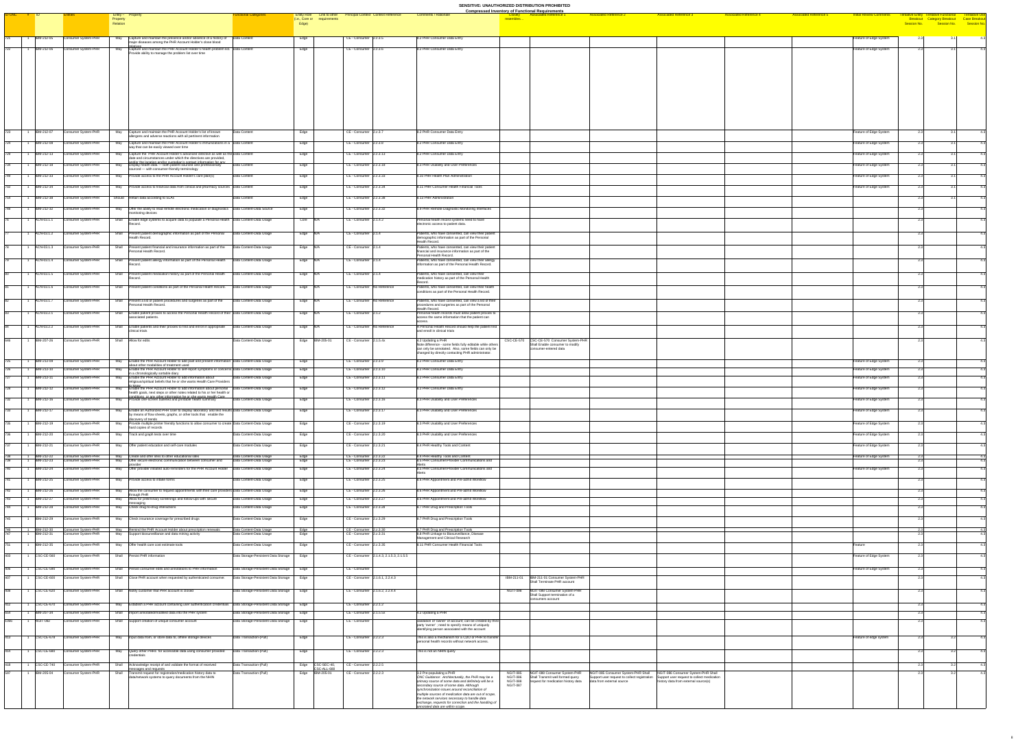SENSITIVE: UNAUTHORIZED DISTRIBUTION PROHIBITED

Compressed Inventory of Functional Requirements

| ID DNC | # | ID | Entities | Entity – Property Relation | Property | Functional Categories | Entity Role (i.e., Core or Edge) | Link to other requirements | Principal Context | Context Reference | Comments / Rationale | Closely resembles... | Associated Reference 1 | Associated Reference 2 | Associated Reference 3 | Associated Reference 4 | Associated Reference 5 | Initial Review Comments | Tentative Entity Breakout Session No. | Tentative Functional Category Breakout Session No. | Tentative Use Case Breakout Session No. |
|---|---|---|---|---|---|---|---|---|---|---|---|---|---|---|---|---|---|---|---|---|---|
| 721 | 1 | BIM-212-05 | Consumer System-PHR | May | Capture and maintain the presence and/or absence of a history of major diseases among the PHR Account Holder's close blood relatives | Data Content | Edge | | CE - Consumer | 2.2.3.5 | 6.2 PHR Consumer Data Entry | | | | | | | Feature of Edge System | 2.3 | 3.1 | 4.3 |
| 722 | 1 | BIM-212-06 | Consumer System-PHR | May | Capture and maintain the PHR Account Holder's health problem list. Provide ability to manage the problem list over time | Data Content | Edge | | CE - Consumer | 2.2.3.6 | 6.2 PHR Consumer Data Entry | | | | | | | Feature of Edge System | 2.3 | 3.1 | 4.3 |
| 723 | 1 | BIM-212-07 | Consumer System-PHR | May | Capture and maintain the PHR Account Holder's list of known allergens and adverse reactions with all pertinent information | Data Content | Edge | | CE - Consumer | 2.2.3.7 | 6.2 PHR Consumer Data Entry | | | | | | | Feature of Edge System | 2.3 | 3.1 | 4.3 |
| 724 | 1 | BIM-212-08 | Consumer System-PHR | May | Capture and maintain the PHR Account Holder's immunizations in a way that can be easily viewed over time | Data Content | Edge | | CE - Consumer | 2.2.3.8 | 6.2 PHR Consumer Data Entry | | | | | | | Feature of Edge System | 2.3 | 3.1 | 4.3 |
| 729 | 1 | BIM-212-13 | Consumer System-PHR | May | Capture the PHR Account Holder's advanced directive as well as the date and circumstances under which the directives are provided, and/or the location and/or custodian's contact information for any | Data Content | Edge | | CE - Consumer | 2.2.3.13 | 6.2 PHR Consumer Data Entry | | | | | | | Feature of Edge System | 2.3 | 3.1 | 4.3 |
| 734 | 1 | BIM-212-18 | Consumer System-PHR | May | Display health data — both patient sourced and professionally sourced — with consumer-friendly terminology | Data Content | Edge | | CE - Consumer | 2.2.3.18 | 6.3 PHR Usability and User Preferences | | | | | | | Feature of Edge System | 2.3 | 3.1 | 4.3 |
| 749 | 1 | BIM-212-33 | Consumer System-PHR | May | Provide access to the PHR Account Holder's care plan(s) | Data Content | Edge | | CE - Consumer | 2.2.3.33 | 6.10 PHR Health Plan Administration | | | | | | | Feature of Edge System | 2.3 | 3.1 | 4.3 |
| 750 | 1 | BIM-212-34 | Consumer System-PHR | May | Provide access to financial data from clinical and pharmacy sources | Data Content | Edge | | CE - Consumer | 2.2.3.34 | 6.11 PHR Consumer Health Financial Tools | | | | | | | Feature of Edge System | 2.3 | 3.1 | 4.3 |
| 754 | 1 | BIM-212-38 | Consumer System-PHR | Should | Retain data according to SLAs | Data Content | Edge | | CE - Consumer | 2.2.3.38 | 6.13 PHR Administration | | | | | | | Feature of Edge System | 2.3 | 3.1 | 4.3 |
| 748 | 1 | BIM-212-32 | Consumer System-PHR | May | Offer the ability to read remote electronic medication or diagnostics monitoring devices | Data Content-Data Source | Edge | | CE - Consumer | 2.2.3.32 | 6.9 PHR Remote Diagnostic Monitoring Interfaces | | | | | | | | 2.3 | | 4.3 |
| 76 | 1 | ACN-03.1 | Consumer System-PHR | Shall | Enable edge systems to acquire data to populate a Personal Health Record. | Data Content-Data Usage | Core | N/A | CE - Consumer | 2.1.4.2 | Personal health record systems need to have electronic access to patient data. | | | | | | | | 2.3 | | 4.3 |
| 77 | 1 | ACN-03.1.2 | Consumer System-PHR | Shall | Present patient demographic information as part of the Personal Health Record. | Data Content-Data Usage | Edge | N/A | CE - Consumer | 2.1.4 | Patients, who have consented, can view their patient demographic information as part of the Personal Health Record. | | | | | | | | 2.3 | | 4.3 |
| 78 | 1 | ACN-03.1.3 | Consumer System-PHR | Shall | Present patient financial and insurance information as part of the Personal Health Record. | Data Content-Data Usage | Edge | N/A | CE - Consumer | 2.1.4 | Patients, who have consented, can view their patient financial and insurance information as part of the Personal Health Record. | | | | | | | | 2.3 | | 4.3 |
| 79 | 1 | ACN-03.1.4 | Consumer System-PHR | Shall | Present patient allergy information as part of the Personal Health Record. | Data Content-Data Usage | Edge | N/A | CE - Consumer | 2.1.4 | Patients, who have consented, can view their allergy information as part of the Personal Health Record. | | | | | | | | 2.3 | | 4.3 |
| 80 | 1 | ACN-03.1.5 | Consumer System-PHR | Shall | Present patient medication history as part of the Personal Health Record. | Data Content-Data Usage | Edge | N/A | CE - Consumer | 2.1.4 | Patients, who have consented, can view their medication history as part of the Personal Health Record. | | | | | | | | 2.3 | | 4.3 |
| 81 | 1 | ACN-03.1.6 | Consumer System-PHR | Shall | Present patient conditions as part of the Personal Health Record. | Data Content-Data Usage | Edge | N/A | CE - Consumer | No Reference | Patients, who have consented, can view their health conditions as part of the Personal Health Record. | | | | | | | | 2.3 | | 4.3 |
| 82 | 1 | ACN-03.1.7 | Consumer System-PHR | Shall | Present a list of patient procedures and surgeries as part of the Personal Health Record. | Data Content-Data Usage | Edge | N/A | CE - Consumer | No Reference | Patients, who have consented, can view a list of their procedures and surgeries as part of the Personal Health Record. | | | | | | | | 2.3 | | 4.3 |
| 83 | 1 | ACN-03.2.1 | Consumer System-PHR | Shall | Enable patient proxies to access the Personal Health Record of their associated patients. | Data Content-Data Usage | Edge | N/A | CE - Consumer | 2.1.2 | Personal health records must allow patient proxies to access the same information that the patient can access. | | | | | | | | 2.3 | | 4.3 |
| 84 | 1 | ACN-03.2.2 | Consumer System-PHR | Shall | Enable patients and their proxies to find and enroll in appropriate clinical trials | Data Content-Data Usage | Edge | N/A | CE - Consumer | No Reference | A Personal Health Record should help the patient find and enroll in clinical trials | | | | | | | | 2.3 | | 4.3 |
| 646 | 1 | BIM-207-26 | Consumer System-PHR | Shall | Allow for edits | Data Content-Data Usage | Edge | BIM-205-01 | CE - Consumer | 2.1.5.4a | 4.2 Updating a PHR<br>Note difference - some fields fully editable while others can only be annotated. Also, some fields can only be changed by directly contacting PHR administrator. | CSC-CE-570 | CSC-CE-570 Consumer System-PHR Shall Enable consumer to modify consumer-entered data | | | | | | 2.3 | | 4.3 |
| 725 | 1 | BIM-212-09 | Consumer System-PHR | May | Enable the PHR Account Holder to add past and present information about other modalities of treatment used | Data Content-Data Usage | Edge | | CE - Consumer | 2.2.3.9 | 6.2 PHR Consumer Data Entry | | | | | | | Feature of Edge System | 2.3 | | 4.3 |
| 726 | 1 | BIM-212-10 | Consumer System-PHR | May | Enable the PHR Account Holder to self-report symptoms or concerns in a chronologically sortable diary | Data Content-Data Usage | Edge | | CE - Consumer | 2.2.3.10 | 6.2 PHR Consumer Data Entry | | | | | | | Feature of Edge System | 2.3 | | 4.3 |
| 727 | 1 | BIM-212-11 | Consumer System-PHR | May | Enable the PHR Account Holder to add information about religious/spiritual beliefs that he or she wants Health Care Providers to know | Data Content-Data Usage | Edge | | CE - Consumer | 2.2.3.11 | 6.2 PHR Consumer Data Entry | | | | | | | Feature of Edge System | 2.3 | | 4.3 |
| 728 | 1 | BIM-212-12 | Consumer System-PHR | May | Enable the PHR Account Holder to add information about personal health goals, next steps or other notes related to his or her health or conditions, or any other information he or she wants Health Care | Data Content-Data Usage | Edge | | CE - Consumer | 2.2.3.12 | 6.2 PHR Consumer Data Entry | | | | | | | Feature of Edge System | 2.3 | | 4.3 |
| 732 | 1 | BIM-212-16 | Consumer System-PHR | May | Provide user-screen-tailored and printable health summary | Data Content-Data Usage | Edge | | CE - Consumer | 2.2.3.16 | 6.3 PHR Usability and User Preferences | | | | | | | Feature of Edge System | 2.3 | | 4.3 |
| 733 | 1 | BIM-212-17 | Consumer System-PHR | May | Enable an Authorized PHR User to display laboratory and test results by means of flow sheets, graphs, or other tools that enable the discovery of trends | Data Content-Data Usage | Edge | | CE - Consumer | 2.2.3.17 | 6.3 PHR Usability and User Preferences | | | | | | | Feature of Edge System | 2.3 | | 4.3 |
| 735 | 1 | BIM-212-19 | Consumer System-PHR | May | Provide multiple printer friendly functions to allow consumer to create hard copies of records | Data Content-Data Usage | Edge | | CE - Consumer | 2.2.3.19 | 6.3 PHR Usability and User Preferences | | | | | | | Feature of Edge System | 2.3 | | 4.3 |
| 736 | 1 | BIM-212-20 | Consumer System-PHR | May | Track and graph tests over time | Data Content-Data Usage | Edge | | CE - Consumer | 2.2.3.20 | 6.3 PHR Usability and User Preferences | | | | | | | Feature of Edge System | 2.3 | | 4.3 |
| 737 | 1 | BIM-212-21 | Consumer System-PHR | May | Offer patient education and self-care modules | Data Content-Data Usage | Edge | | CE - Consumer | 2.2.3.21 | 6.4 PHR Healthy Tools and Content | | | | | | | Feature of Edge System | 2.3 | | 4.3 |
| 738 | 1 | BIM-212-22 | Consumer System-PHR | May | Create and offer links to other educational sites | Data Content-Data Usage | Edge | | CE - Consumer | 2.2.3.22 | 6.4 PHR Healthy Tools and Content | | | | | | | Feature of Edge System | 2.3 | | 4.3 |
| 739 | 1 | BIM-212-23 | Consumer System-PHR | May | Offer secure electronic communication between consumer and provider | Data Content-Data Usage | Edge | | CE - Consumer | 2.2.3.23 | 6.5 PHR Consumer/Provider Communications and Alerts | | | | | | | Feature of Edge System | 2.3 | | 4.3 |
| 740 | 1 | BIM-212-24 | Consumer System-PHR | May | Offer provider initiated auto-reminders for the PHR Account Holder | Data Content-Data Usage | Edge | | CE - Consumer | 2.2.3.24 | 6.5 PHR Consumer/Provider Communications and Alerts | | | | | | | Feature of Edge System | 2.3 | | 4.3 |
| 741 | 1 | BIM-212-25 | Consumer System-PHR | May | Provide access to intake forms | Data Content-Data Usage | Edge | | CE - Consumer | 2.2.3.25 | 6.6 PHR Appointment and Pre-admit Workflow | | | | | | | | 2.3 | | 4.3 |
| 742 | 1 | BIM-212-26 | Consumer System-PHR | May | Allow the consumer to request appointments with their care providers through PHR | Data Content-Data Usage | Edge | | CE - Consumer | 2.2.3.26 | 6.6 PHR Appointment and Pre-admit Workflow | | | | | | | | 2.3 | | 4.3 |
| 743 | 1 | BIM-212-27 | Consumer System-PHR | May | Allow for preventive screenings and follow-ups with secure messaging | Data Content-Data Usage | Edge | | CE - Consumer | 2.2.3.27 | 6.6 PHR Appointment and Pre-admit Workflow | | | | | | | | 2.3 | | 4.3 |
| 744 | 1 | BIM-212-28 | Consumer System-PHR | May | Check drug-to-drug interactions | Data Content-Data Usage | Edge | | CE - Consumer | 2.2.3.28 | 6.7 PHR Drug and Prescription Tools | | | | | | | | 2.3 | | 4.3 |
| 745 | 1 | BIM-212-29 | Consumer System-PHR | May | Check insurance coverage for prescribed drugs | Data Content-Data Usage | Edge | | CE - Consumer | 2.2.3.29 | 6.7 PHR Drug and Prescription Tools | | | | | | | | 2.3 | | 4.3 |
| 746 | 1 | BIM-212-30 | Consumer System-PHR | May | Remind the PHR Account Holder about prescription renewals | Data Content-Data Usage | Edge | | CE - Consumer | 2.2.3.30 | 6.7 PHR Drug and Prescription Tools | | | | | | | | 2.3 | | 4.3 |
| 747 | 1 | BIM-212-31 | Consumer System-PHR | May | Support biosurveillance and data mining activity | Data Content-Data Usage | Edge | | CE - Consumer | 2.2.3.31 | 6.8 PHR Linkage to Biosurveillance, Disease Management and Clinical Research | | | | | | | | 2.3 | | 4.3 |
| 751 | 1 | BIM-212-35 | Consumer System-PHR | May | Offer health care cost estimate tools | Data Content-Data Usage | Edge | | CE - Consumer | 2.2.3.35 | 6.11 PHR Consumer Health Financial Tools | | | | | | | Feature | 2.3 | | 4.3 |
| 803 | 1 | CSC-CE-560 | Consumer System-PHR | Shall | Persist PHR information | Data Storage-Persistent Data Storage | Edge | | CE - Consumer | 2.1.4.3, 2.1.5.3, 2.1.5.5 | | | | | | | | Feature of Edge System | 2.3 | | 4.3 |
| 805 | 1 | CSC-CE-580 | Consumer System-PHR | Shall | Persist consumer edits and annotations to PHR information | Data Storage-Persistent Data Storage | Edge | | CE - Consumer | | | | | | | | | Feature of Edge System | 2.3 | | 4.3 |
| 807 | 1 | CSC-CE-600 | Consumer System-PHR | Shall | Close PHR account when requested by authenticated consumer. | Data Storage-Persistent Data Storage | Edge | | CE - Consumer | 2.1.6.1, 2.2.4.3 | | BIM-211-01 | BIM-211-01 Consumer System-PHR Shall Terminate PHR account | | | | | | 2.3 | | 4.3 |
| 808 | 1 | CSC-CE-620 | Consumer System-PHR | Shall | Notify customer that PHR account is closed | Data Storage-Persistent Data Storage | Edge | | CE - Consumer | 2.1.6.2, 2.2.4.4 | | NGIT-098 | NGIT-098 Consumer System-PHR Shall Support termination of a consumers account | | | | | | 2.3 | | 4.3 |
| 812 | 1 | CSC-CE-670 | Consumer System-PHR | May | Establish a PHR account containing user authentication credentials | Data Storage-Persistent Data Storage | Edge | | CE - Consumer | 2.2.1.2 | | | | | | | | | 2.3 | | 4.3 |
| 655 | 1 | BIM-207-35 | Consumer System-PHR | Shall | Import annotated/modified data into the PHR system | Data Storage-Persistent Data Storage | Edge | | CE - Consumer | 2.1.5.5a | 4.2 Updating a PHR | | | | | | | | 2.3 | | 4.3 |
| 1090 | 1 | NGIT-062 | Consumer System-PHR | Shall | Support creation of unique consumer account | Data Storage-Persistent Data Storage | Edge | | CE - Consumer | | Validation of "owner" of account; can be created by third party "owner"; need to specify means of uniquely identifying person associated with the account | | | | | | | | 2.3 | | 4.3 |
| 813 | 1 | CSC-CE-670 | Consumer System-PHR | May | Input data from, or store data to, offline storage devices | Data Transaction-(Pull) | Edge | | CE - Consumer | 2.2.2.3 | This is also a mechanism for a CDO or PHR to transfer personal health records without network access. | | | | | | | Feature of Edge System | 2.3 | 3.2 | 4.3 |
| 815 | 1 | CSC-CE-680 | Consumer System-PHR | May | Query other PHRs for accessible data using consumer provided credentials | Data Transaction-(Pull) | Edge | | CE - Consumer | 2.2.2.3 | This is not an NHIN query | | | | | | | | 2.3 | 3.2 | 4.3 |
| 818 | 1 | CSC-CE-740 | Consumer System-PHR | Shall | Acknowledge receipt of and validate the format of received messages and requests | Data Transaction-(Pull) | Edge | CSC-SEC-40, CSC-ALL-560 | CE - Consumer | 2.2.2.5 | | | | | | | | | 2.3 | 3.2 | 4.3 |
| 597 | 1 | BIM-205-04 | Consumer System-PHR | Shall | Transmit request for registration/medication history data to data/network systems to query documents from the NHIN | Data Transaction-(Pull) | Edge | BIM-205-01 | CE - Consumer | 2.2.2.3 | 3.2 Pre-populating a PHR<br>ONC Guidance: Architecturally, the PHR may be a primary source of some data and definitely will be a secondary source of some data. Although synchronization issues around reconciliation of multiple sources of medication data are out of scope, the network services necessary to handle data exchange, requests for correction and the handling of annotated data are within scope. | NGIT-065<br>NGIT-066<br>NGIT-069<br>NGIT-067 | NGIT-066 Consumer System-PHR Shall Transmit well formed query request for medication history data | NGIT-065 Consumer System-PHR Shall Support user request to collect registration data from external source | NGIT-066 Consumer System-PHR Shall Support user request to collect medication history data from external source(s) | | | | 2.3 | 3.2 | 4.3 |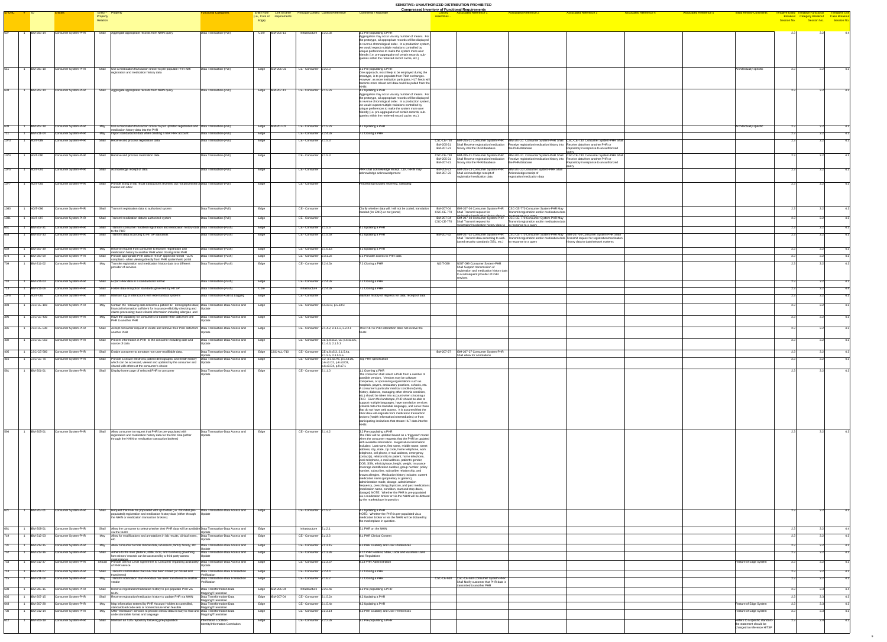**SENSITIVE: UNAUTHORIZED DISTRIBUTION PROHIBITED**

**Compressed Inventory of Functional Requirements**

| ID-CNL | # | ID | Entities | Entity – Property Relation | Property | Functional Categories | Entity Role (i.e., Core or Edge) | Link to other requirements | Principal Context | Context Reference | Comments / Rationale | Closely resembles… | Associated Reference 1 | Associated Reference 2 | Associated Reference 3 | Associated Reference 4 | Associated Reference 5 | Initial Review Comments | Tentative Entity Breakout Session No. | Tentative Functional Category Breakout Session No. | Tentative Use Case Breakout Session No. |
|---|---|---|---|---|---|---|---|---|---|---|---|---|---|---|---|---|---|---|---|---|---|
| 607 | 1 | IBM-205-14 | Consumer System-PHR | Shall | Aggregate appropriate records from NHIN query | Data Transaction-(Pull) | Core | IBM-205-11 | Infrastructure | 2.2.2.3b | 2.2 Pre-populating a PHR Aggregation may occur via any number of means. For the prototype, all appropriate records will be displayed in reverse chronological order. In a production system, we would expect multiple variations controlled by unique preferences to make the system more user friendly (i.e. pre-aggregation of certain records, sub-queries within the retrieved record cache, etc.) | | | | | | | | 2.3 | 3.2 | 4.4 |
| 615 | 1 | IBM-205-18 | Consumer System-PHR | Shall | Use a medication transaction broker to pre-populate PHR with registration and medication history data | Data Transaction-(Pull) | Edge | IBM-205-01 | CE - Consumer | 2.2.2.3 | 2.2 Pre-populating a PHR One approach, most likely to be employed during the prototype, is to pre-populate from PBM exchanges. However, as more institution participate, HL7 feeds will become more robust and data could be pulled from the NHIN. | | | | | | | Architecturally specific | 2.3 | 3.2 | 4.3 |
| 626 | 1 | IBM-207-14 | Consumer System-PHR | Shall | Aggregate appropriate records from NHIN query | Data Transaction-(Pull) | Edge | IBM-207-11 | CE - Consumer | 2.1.5.2b | 4.2 Updating a PHR Aggregation may occur via any number of means. For the prototype, all appropriate records will be displayed in reverse chronological order. In a production system, we would expect multiple variations controlled by unique preferences to make the system more user friendly (i.e. pre-aggregation of certain records, sub-queries within the retrieved record cache, etc.) | | | | | | | | 2.3 | 3.2 | 4.3 |
| 628 | 1 | IBM-207-18 | Consumer System-PHR | May | Use a medication transaction broker to pull updated registration and medication history data into the PHR | Data Transaction-(Pull) | Edge | IBM-207-01 | CE - Consumer | 2.1.5.2c | 4.2 Updating a PHR | | | | | | | Architecturally specific | 2.3 | 3.2 | 4.3 |
| 715 | 1 | IBM-231-04 | Consumer System-PHR | May | Import standardized data when creating a new PHR account | Data Transaction-(Pull) | Edge | | CE - Consumer | 2.2.4.3b | 7.2 Closing a PHR | | | | | | | | 2.3 | 3.2 | 4.3 |
| 1073 | 1 | NGIT-089 | Consumer System-PHR | Shall | Receive and process registration data | Data Transaction-(Pull) | Edge | | CE - Consumer | 2.1.5.3 | | | CSC-CE-730 IBM-205-21 IBM-207-21 | IBM-205-21 Consumer System-PHR Shall Receive registration/medication history into the PHR/database | IBM-207-21 Consumer System-PHR Shall Receive registration/medication history into the PHR/database | CSC-CE-730 Consumer System-PHR Shall Receive data from another PHR or Repository in response to an authorized query | | | | 2.3 | 3.2 | 4.3 |
| 1074 | 1 | NGIT-090 | Consumer System-PHR | Shall | Receive and process medication data | Data Transaction-(Pull) | Edge | | CE - Consumer | 2.1.5.3 | | | CSC-CE-730 IBM-205-21 IBM-207-21 | IBM-205-21 Consumer System-PHR Shall Receive registration/medication history into the PHR/database | IBM-207-21 Consumer System-PHR Shall Receive registration/medication history into the PHR/database | CSC-CE-730 Consumer System-PHR Shall Receive data from another PHR or Repository in response to an authorized query | | | | 2.3 | 3.2 | 4.3 |
| 1075 | 1 | NGIT-091 | Consumer System-PHR | Shall | Acknowledge receipt of data | Data Transaction-(Pull) | Edge | | CE - Consumer | | PHR shall acknowledge receipt; CDO NHIN may acknowledge acknowledgement | | IBM-205-23 IBM-207-23 | IBM-205-23 Consumer System-PHR Shall Acknowledge receipt of registration/medication data | IBM-207-23 Consumer System-PHR Shall Acknowledge receipt of registration/medication data | | | | | 2.3 | 3.2 | 4.3 |
| 1077 | 1 | NGIT-093 | Consumer System-PHR | Shall | Provide listing of lab result transactions received but not processed or loaded into EMR | Data Transaction-(Pull) | Edge | | CE - Consumer | | Processing includes reviewing, validating | | | | | | | | | 2.3 | 3.2 | 4.3 |
| 1080 | 1 | NGIT-096 | Consumer System-PHR | Shall | Transmit registration data to authorized system | Data Transaction-(Pull) | Edge | | CE - Consumer | | Clarify whether data will / will not be coded; translation needed (for EMR) or not (portal) | | IBM-207-04 CSC-CE-770 | IBM-207-04 Consumer System-PHR Shall Transmit request for registration/medication history data to | CSC-CE-770 Consumer System-PHR May Transmit registration and/or medication data in response to a query | | | | | 2.3 | 3.2 | 4.3 |
| 1081 | 1 | NGIT-097 | Consumer System-PHR | Shall | Transmit medication data to authorized system | Data Transaction-(Pull) | Edge | | CE - Consumer | | | | IBM-207-04 CSC-CE-770 | IBM-207-04 Consumer System-PHR Shall Transmit request for registration/medication history data to | CSC-CE-770 Consumer System-PHR May Transmit registration and/or medication data in response to a query | | | | | 2.3 | 3.2 | 4.3 |
| 641 | 1 | IBM-207-31 | Consumer System-PHR | Shall | Transmit consumer modified registration and medication history data to the PHR | Data Transaction-(Push) | Edge | | CE - Consumer | 2.1.5.5 | 4.2 Updating a PHR | | | | | | | | 2.3 | 3.2 | 4.3 |
| 643 | 1 | IBM-207-33 | Consumer System-PHR | Shall | Transmit data according to HITSP standards | Data Transaction-(Push) | Edge | | CE - Consumer | 2.1.5.5a | 4.2 Updating a PHR | | IBM-207-32 | IBM-207-32 Consumer System-PHR Shall Transmit data according to web-based security standards (SSL, etc.) | CSC-CE-770 Consumer System-PHR May Transmit registration and/or medication data in response to a query | IBM-207-05 Consumer System-PHR Shall Transmit request for registration/medication history data to data/network systems | | | | 2.3 | 3.2 | 4.3 |
| 658 | 1 | IBM-207-39 | Consumer System-PHR | May | Receive request from consumer to transfer registration and medication history to another PHR when closing initial PHR | Data Transaction-(Push) | Edge | | CE - Consumer | 2.1.6.1b | 4.2 Updating a PHR | | | | | | | | 2.3 | 3.2 | 4.3 |
| 674 | 1 | IBM-209-09 | Consumer System-PHR | Shall | Provide appropriate PHR data in HITSP approved format - CDA compliant - when viewing directly from PHR system/web portal | Data Transaction-(Push) | Edge | | CE - Consumer | 2.2.1.2b | 6.1 Provider access to PHR data | | | | | | | | 2.3 | 3.2 | 4.3 |
| 709 | 1 | IBM-231-02 | Consumer System-PHR | May | Transfer registration and medication history data to a different provider of services | Data Transaction-(Push) | Edge | | CE - Consumer | 2.2.4.3a | 7.2 Closing a PHR | NGIT-099 | NGIT-099 Consumer System-PHR Shall Support transmission of registration and medication history data to a subsequent provider of PHR services | | | | | | | 2.3 | 3.2 | 4.3 |
| 710 | 1 | IBM-231-03 | Consumer System-PHR | Shall | Export PHR data in a standardized format | Data Transaction-(Push) | Edge | | CE - Consumer | 2.2.4.3b | 7.2 Closing a PHR | | | | | | | | 2.3 | 3.2 | 4.3 |
| 713 | 1 | IBM-231-05 | Consumer System-PHR | Shall | Follow data encryption standards governed by HITSP | Data Transaction-(Push) | Core | | Infrastructure | 2.2.4.3c | 7.2 Closing a PHR | | | | | | | | 2.3 | 3.2 | 4.4 |
| 1076 | 1 | NGIT-092 | Consumer System-PHR | Shall | Maintain log of interactions with external data systems | Data Transaction-Audit & Logging | Edge | | CE - Consumer | | maintain history of requests for data, receipt of data | | | | | | | | | 2.3 | 3.2 | 4.3 |
| 389 | 1 | CSC-CE-100 | Consumer System-PHR | May | Contain the following data linked to a patient ID: demographic data; financial information sufficient for insurance eligibility checking and claims processing; basic clinical information including allergies and | Data Transaction-Data Access and Update | Edge | | CE - Consumer | 3.5.d3.a; p.5.d3.c. | | | | | | | | | 2.3 | 3.2 | 4.3 |
| 396 | 1 | CSC-CE-430 | Consumer System-PHR | May | Have the capability for consumers to transfer their data from one PHR to another PHR | Data Transaction-Data Access and Update | Edge | | CE - Consumer | | | | | | | | | | 2.3 | 3.2 | 4.3 |
| 401 | 1 | CSC-CE-540 | Consumer System-PHR | Shall | Accept consumer request to locate and retrieve their PHR data from another PHR | Data Transaction-Data Access and Update | Edge | | CE - Consumer | 2.1.4.2, 2.1.5.2, 2.2.3.1 | This PHR to PHR interaction does not involve the NHIN | | | | | | | | | 2.3 | 3.2 | 4.3 |
| 402 | 1 | CSC-CE-560 | Consumer System-PHR | Shall | Present information in PHR to the consumer including date and source of data | Data Transaction-Data Access and Update | Edge | | CE - Consumer | CE-p.4.d5.2, CE-p.6.d3.D5, 2.1.4.3, 2.1.5.3 | | | | | | | | | 2.3 | 3.2 | 4.3 |
| 405 | 1 | CSC-CE-580 | Consumer System-PHR | Shall | Enable consumer to annotate non-user-modifiable data. | Data Transaction-Data Access and Update | Edge | CSC-ALL-710 | CE - Consumer | CE-p.4.d5.3, 2.1.5.4a, 2.1.5.5, 2.1.5.5.a | | | IBM-207-27 | IBM-207-27 Consumer System-PHR Shall Allow for annotations | | | | | | 2.3 | 3.2 | 4.3 |
| 416 | 1 | CSC-CE-70 | Consumer System-PHR | Shall | Provide a secure electronic patient demographic and health history which can be accessed, viewed and updated by the consumer and shared with others at the consumer's choice | Data Transaction-Data Access and Update | Edge | | CE - Consumer | 3.2; p.5.d2.A5, p.6.d3.D1, p.6.d3.D2, p.6.d3.D3, p.6.d3.D4, p.8.d7.1 | Top PHR specification | | | | | | | | | 2.3 | 3.2 | 4.3 |
| 581 | 1 | IBM-201-01 | Consumer System-PHR | Shall | Display home page of selected PHR to consumer | Data Transaction-Data Access and Update | Edge | | CE - Consumer | 2.1.1.0 | 1.1 Opening a PHR The consumer shall select a PHR from a number of possible vendors. Vendors may be software companies, or sponsoring organizations such as hospitals, payers, ambulatory practices, schools, etc. A consumer's particular medical condition (family history, diabetes, managing other chronic condition, etc.) should be taken into account when choosing a PHR. Given this landscape, PHR should be able to support multiple languages, have translation services (clinical data into readable language), and serve those that do not have web access. It is assumed that the PHR data will originate from medication transaction brokers (health information intermediaries) or from participating institutions that stream HL7 data into the NHIN. | | | | | | | | | 2.3 | 3.2 | 4.3 |
| 599 | 1 | IBM-205-01 | Consumer System-PHR | Shall | Allow consumer to request that PHR be pre-populated with registration and medication history data for the first time (either through the NHIN or medication transaction brokers) | Data Transaction-Data Access and Update | Edge | | CE - Consumer | 2.1.4.2 | 2.2 Pre-populating a PHR The PHR will be updated based on a 'triggered' model where the consumer requests that the PHR be updated with available information. Registration information includes: Last name, first name, middle name, street address, city, state, zip code, home telephone, work telephone, cell phone, e-mail address, emergency contact(s), relationship to patient, home telephone, work telephone, e-mail address, patient's gender, DOB, SSN, ethnicity/race, height, weight, insurance coverage identification number, group number, policy number, subscriber, subscriber relationship, and known allergies. Medication history includes: current medication name (proprietary or generic), administration mode, dosage, administration frequency, prescribing physician, and past medications (medication name, condition, start and stop dates, dosage). NOTE: Whether the PHR is pre-populated via a medication broker or via the NHIN will be dictated by the marketplace in question. | | | | | | | | | 2.3 | 3.2 | 4.3 |
| 625 | 1 | IBM-207-01 | Consumer System-PHR | Shall | Request that PHR be populated with up-to-date (i.e. not initial pre-populated) registration and medication history data (either through the NHIN or medication transaction brokers) | Data Transaction-Data Access and Update | Edge | | CE - Consumer | 2.1.5.2 | 4.2 Updating a PHR NOTE: Whether the PHR is pre-populated via a medication broker or via the NHIN will be dictated by the marketplace in question. | | | | | | | | | 2.3 | 3.2 | 4.3 |
| 661 | 1 | IBM-208-01 | Consumer System-PHR | Shall | Allow the consumer to select whether their PHR data will be available via the NHIN | Data Transaction-Data Access and Update | Edge | | Infrastructure | 2.2.2.1 | 5.1 PHR on the NHIN | | | | | | | | | 2.3 | 3.2 | 4.4 |
| 719 | 1 | IBM-212-03 | Consumer System-PHR | May | Allow for modifications and annotations in lab results, clinical notes, etc. | Data Transaction-Data Access and Update | Edge | | CE - Consumer | 2.2.3.2 | 8.1 PHR Clinical Content | | | | | | | | | 2.3 | 3.2 | 4.3 |
| 736 | 1 | IBM-212-15 | Consumer System-PHR | May | Allow consumer to hide clinical data, lab results, family history, etc. | Data Transaction-Data Access and Update | Edge | | CE - Consumer | 2.2.3.15 | 8.3 PHR Usability and User Preferences | | | | | | | | | 2.3 | 3.2 | 4.3 |
| 752 | 1 | IBM-212-36 | Consumer System-PHR | Shall | Adhere to the laws (federal, state, local, and business) governing how minors' records can be accessed by a third party across jurisdictions | Data Transaction-Data Access and Update | Edge | | CE - Consumer | 2.2.3.36 | 8.12 PHR Federal, State, Local and Business Laws and Regulations | | | | | | | | | 2.3 | 3.2 | 4.3 |
| 753 | 1 | IBM-212-37 | Consumer System-PHR | Should | Provide Service Level Agreement to Consumer regarding availability of PHR service | Data Transaction-Data Access and Update | Edge | | CE - Consumer | 2.2.3.37 | 8.13 PHR Administration | | | | | | | Feature of Edge system | 2.3 | 3.2 | 4.3 |
| 714 | 1 | IBM-231-07 | Consumer System-PHR | Shall | Transmit confirmation that PHR has been closed (or closed and transferred) | Data Transaction-Data Transaction Verification | Edge | | CE - Consumer | 2.2.4.4 | 7.2 Closing a PHR | | | | | | | | | 2.3 | 3.2 | 4.3 |
| 715 | 1 | IBM-231-08 | Consumer System-PHR | May | Transmit notification that PHR data has been transferred to another vendor | Data Transaction-Data Transaction Verification | Edge | | CE - Consumer | 2.1.6.2 | 7.2 Closing a PHR | CSC-CE-630 | CSC-CE-630 Consumer System-PHR Shall Notify customer that PHR data is transmitted to another PHR | | | | | | | 2.3 | 3.2 | 4.3 |
| 608 | 1 | IBM-205-15 | Consumer System-PHR | Shall | Receive registration/medication history to pre-populate PHR via NHIN | Data Transformation-Data Mapping/Translation | Edge | IBM-205-08 | Infrastructure | 2.2.2.4b | 2.2 Pre-populating a PHR | | | | | | | | | 2.3 | 3.3 | 4.4 |
| 636 | 1 | IBM-207-15 | Consumer System-PHR | Shall | Receive registration/medication history to update PHR via NHIN | Data Transformation-Data Mapping/Translation | Edge | IBM-207-08 | CE - Consumer | 2.1.5.2d | 4.2 Updating a PHR | | | | | | | | | 2.3 | 3.3 | 4.3 |
| 639 | 1 | IBM-207-28 | Consumer System-PHR | May | Map information entered by PHR Account Holders to controlled, standardized code sets or nomenclature when feasible | Data Transformation-Data Mapping/Translation | Edge | | CE - Consumer | 2.1.5.4b | 4.2 Updating a PHR | | | | | | | Feature of Edge System | 2.3 | 3.3 | 4.3 |
| 730 | 1 | IBM-212-14 | Consumer System-PHR | May | Offer translation services to provide clinical data in easy to read and understandable format and language | Data Transformation-Data Mapping/Translation | Edge | | CE - Consumer | 2.2.3.14 | 8.3 PHR Usability and User Preferences | | | | | | | Feature of Edge system | 2.3 | 3.3 | 4.3 |
| 612 | 1 | IBM-205-19 | Consumer System-PHR | Shall | Maintain an RLS repository following pre-population | Information Location-Identity/Information Correlation | Edge | | CE - Consumer | 2.2.2.3b | 2.2 Pre-populating a PHR | | | | | | | Refers to a specific standard - the statement should be changed to reference HITSP | 2.3 | 3.4 | 4.3 |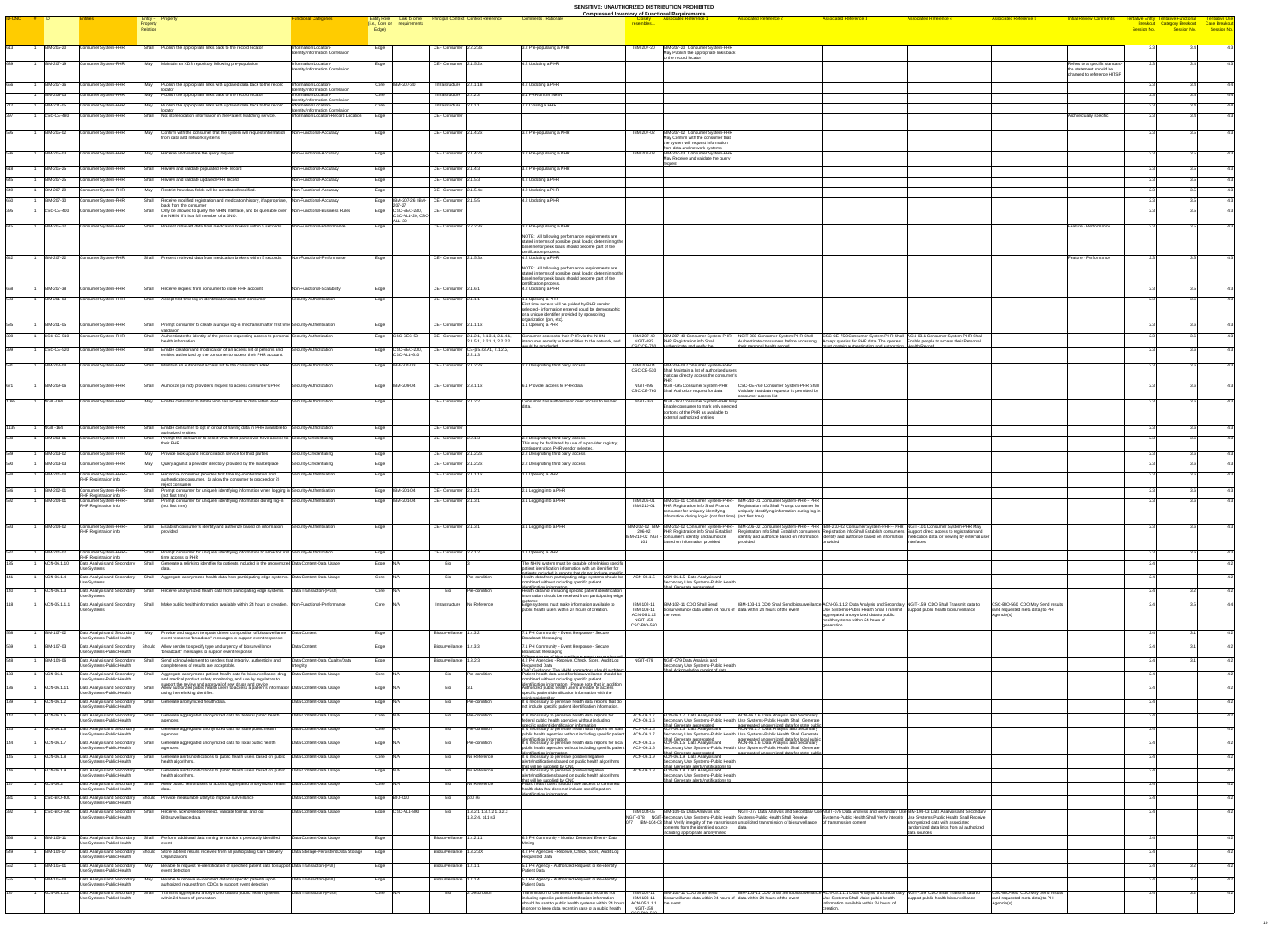| ID-ONC | # | ID | Entities | Entity→Property Relation | Property | Functional Categories | Entity Role (i.e. Core or Edge) | Link to other requirements | Principal Context | Context Reference | Comments / Rationale | Closely resembles... | Associated Reference 1 | Associated Reference 2 | Associated Reference 3 | Associated Reference 4 | Associated Reference 5 | Initial Review Comments | Tentative Entity Breakout Session No. | Tentative Functional Session No. | Tentative Use Case Breakout Session No. |
|---|---|---|---|---|---|---|---|---|---|---|---|---|---|---|---|---|---|---|---|---|---|
| 633 | 1 | BIM-205-20 | Consumer System-PHR | Shall | Publish the appropriate links back to the record locator | Information Location-Identity/Information Correlation | Edge | | CE - Consumer | 2.2.2.3b | 2.2 Pre-populating a PHR | NIM-207-20 | BIM-207-20: Consumer System-PHR May Publish the appropriate links back to the record locator | | | | | | 2.3 | 3.4 | 4.3 |
| 639 | 1 | BIM-207-19 | Consumer System-PHR | May | Maintain an XDS repository following pre-population | Information Location-Identity/Information Correlation | Edge | | CE - Consumer | 2.1.5.2a | 4.2 Updating a PHR | | | | | | | Refers to a specific standard-the statement should be changed to reference HITSP | 2.3 | 3.4 | 4.3 |
| 656 | 1 | BIM-207-36 | Consumer System-PHR | May | Publish the appropriate links with updated data back to the record locator | Information Location-Identity/Information Correlation | Core | BIM-207-35 | Infrastructure | 2.2.1.1b | 4.2 Updating a PHR | | | | | | | | 2.3 | 3.6 | 4.3 |
| | 1 | BIM-208-03 | Consumer System-PHR | May | Publish the appropriate links back to the record locator | Information Location-Identity/Information Correlation | Core | | Infrastructure | 2.2.2.2 | 5.1 PHR on the NHIN | | | | | | | | 2.3 | 3.6 | 4.3 |
| 712 | 1 | BIM-211-05 | Consumer System-PHR | May | Publish the appropriate links with updated data back to the record locator | Information Location-Identity/Information Correlation | Core | | Infrastructure | 2.2.1.1 | 7.2 Closing a PHR | | | | | | | | 2.3 | 3.6 | 4.3 |
| 387 | 1 | CSC-CE-490 | Consumer System-PHR | Shall | Not store location information in the Patient Matching service | Information Location-Record Location | Edge | | CE - Consumer | | | | | | | | | Architecturally specific | 2.3 | 3.6 | 4.3 |
| 595 | 1 | BIM-205-02 | Consumer System-PHR | May | Confirm with the consumer that the system will request information from data and network systems | Non-Functional-Accuracy | Edge | | CE - Consumer | 2.1.4.2b | 2.2 Pre-populating a PHR | NIM-207-02 | BIM-207-02: Consumer System-PHR May Confirm with the consumer that the system will request information from data and network systems | | | | | | 2.3 | 3.5 | 4.3 |
| 596 | 1 | BIM-205-03 | Consumer System-PHR | May | Receive and validate the query request | Non-Functional-Accuracy | Edge | | CE - Consumer | 2.1.4.2b | 2.2 Pre-populating a PHR | NIM-207-03 | BIM-207-03: Consumer System-PHR May Receive and validate the query request | | | | | | 2.3 | 3.5 | 4.3 |
| 616 | 1 | BIM-205-25 | Consumer System-PHR | Shall | Review and validate populated PHR record | Non-Functional-Accuracy | Edge | | CE - Consumer | 2.1.4.3 | 2.2 Pre-populating a PHR | | | | | | | | 2.3 | 3.5 | 4.3 |
| 645 | 1 | BIM-207-25 | Consumer System-PHR | Shall | Review and validate updated PHR record | Non-Functional-Accuracy | Edge | | CE - Consumer | 2.1.5.3 | 4.2 Updating a PHR | | | | | | | | 2.3 | 3.5 | 4.3 |
| 649 | 1 | BIM-207-29 | Consumer System-PHR | May | Restrict how data fields will be annotated/modified. | Non-Functional-Accuracy | Edge | | CE - Consumer | 2.1.5.4a | 4.2 Updating a PHR | | | | | | | | 2.3 | 3.5 | 4.3 |
| 650 | 1 | BIM-207-30 | Consumer System-PHR | Shall | Receive modified registration and medication history, if appropriate, back from the consumer | Non-Functional-Accuracy | Edge | BIM-207-29, BIM-207-27 | CE - Consumer | 2.1.5.5 | 4.2 Updating a PHR | | | | | | | | 2.3 | 3.5 | 4.3 |
| 395 | 1 | CSC-CE-400 | Consumer System-PHR | Shall | Only be allowed to query the NHIN Interface, and be queryable over the NHIN, if it is a full member of a SNO. | Non-Functional-Business Rules | Edge | CSC-NEC-230, CSC-ALL-20, CSC-ALL-30 | CE - Consumer | | | | | | | | | | 2.3 | 3.5 | 4.3 |
| 615 | 1 | BIM-205-22 | Consumer System-PHR | Shall | Present retrieved data from medication brokers within 5 seconds | Non-Functional-Performance | Edge | | CE - Consumer | 2.2.2.3b | 2.2 Pre-populating a PHR NOTE: All following performance requirements are stated in terms of possible peak loads; determining the baseline for peak loads should become part of the certification process. | | | | | | | Feature - Performance | 2.3 | 3.5 | 4.3 |
| 642 | 1 | BIM-207-22 | Consumer System-PHR | Shall | Present retrieved data from medication brokers within 5 seconds | Non-Functional-Performance | Edge | | CE - Consumer | 2.1.5.3a | 4.2 Updating a PHR NOTE: All following performance requirements are stated in terms of possible peak loads; determining the baseline for peak loads should become part of the certification process. | | | | | | | Feature - Performance | 2.3 | 3.5 | 4.3 |
| 658 | 1 | BIM-207-38 | Consumer System-PHR | Shall | Receive request from consumer to close PHR account | Non-Functional-Scalability | Edge | | CE - Consumer | 2.1.6.1 | 4.2 Updating a PHR | | | | | | | | 2.3 | 3.6 | 4.3 |
| 583 | 1 | BIM-201-03 | Consumer System-PHR | Shall | Accept first time log-in identification data from consumer | Security-Authentication | Edge | | CE - Consumer | 2.1.1.1 | 1.1 Opening a PHR First time access will be guided by PHR vendor selected - information entered could be demographic or a unique identifier provided by sponsoring organization (pin, etc). | | | | | | | | 2.3 | 3.6 | 4.3 |
| 585 | 1 | BIM-201-05 | Consumer System-PHR | Shall | Prompt consumer to create a unique log-in mechanism after first time validation | Security-Authentication | Edge | | CE - Consumer | 2.1.1.1b | 1.1 Opening a PHR | | | | | | | | 2.3 | 3.6 | 4.3 |
| 398 | 1 | CSC-CE-510 | Consumer System-PHR | Shall | Authenticate the identity of the person requesting access to personal health information | Security-Authentication | Edge | CSC-SEC-30 | CE - Consumer | 2.1.2.1, 2.1.3.1, 2.1.4.1, 2.1.5.1, 2.2.1.1, 2.2.2.2 | Consumer access to their PHR via the NHIN introduces security vulnerabilities to the network, and must be... | NIM-207-40, NGIT-083, CSC-CE-750 | BIM-207-40 Consumer System-PHR Registration info Shall Prompt consumer for uniquely identifying information... | NGIT-083 Consumer System-PHR Shall Authenticate consumers before accessing their personal health record | CSC-CE-750 Consumer System-PHR Shall Accept queries for PHR data. The queries must contain authentication and authorization | ACN-03.1 Consumer System-PHR Shall Enable people to access their Personal Health Record | | 2.3 | 3.6 | 4.3 |
| 399 | 1 | CSC-CE-520 | Consumer System-PHR | Shall | Enable creation and modification of an access list of persons and entities authorized by the consumer to access their PHR account | Security-Authentication | Edge | CSC-SEC-200, CSC-ALL-610 | CE - Consumer | CE-p.5,t.I3.A1, 2.1.2.2, 2.2.1.3 | | | | | | | | | 2.3 | 3.6 | 4.3 |
| 605 | 1 | BIM-203-04 | Consumer System-PHR | Shall | Maintain an authorized access list to the consumer's PHR | Security-Authentication | Edge | BIM-205-01 | CE - Consumer | 2.1.2.2b | 2.2 Designating third party access | NIM-209-04, CSC-CE-530 | BIM-209-04 Consumer System-PHR Shall Maintain a list of authorized users that can directly access the consumer's PHR | | | | | | 2.3 | 3.6 | 4.3 |
| 671 | 1 | BIM-209-06 | Consumer System-PHR | Shall | Authorize (or not) provider's request to access consumer's PHR | Security-Authentication | Edge | BIM-209-04 | CE - Consumer | 2.3.1.1b | 6.1 Provider access to PHR data | NGIT-056, CSC-CE-760 | NGIT-056 Consumer System-PHR Shall Authorize request for data | CSC-CE-760 Consumer System-PHR Shall Validate that data requestor is permitted by consumer access list | | | | | 2.3 | 3.6 | 4.3 |
| 1060 | 1 | NGIT-084 | Consumer System-PHR | May | Enable consumer to delete who has access to data within PHR | Security-Authentication | Edge | | CE - Consumer | 2.1.2.2 | Consumer has authorization over access to his/her data. | NGIT-163 | NGIT-163 Consumer System-PHR May Enable consumer to mark only selected portions of the PHR as available to external authorized entities | | | | | | 2.3 | 3.6 | 4.3 |
| 1139 | 1 | NGIT-164 | Consumer System-PHR | Shall | Enable consumer to opt in or out of having data in PHR available to authorized entities | Security-Authentication | Edge | | CE - Consumer | | | | | | | | | | 2.3 | 3.6 | 4.3 |
| 598 | 1 | BIM-203-01 | Consumer System-PHR | Shall | Prompt the consumer to select what third-parties will have access to their PHR | Security-Credentialing | Edge | | CE - Consumer | 2.2.1.3 | 2.2 Designating third party access This may be facilitated by use of a provider registry; contingent upon PHR vendor selected. | | | | | | | | 2.3 | 3.6 | 4.3 |
| 599 | 1 | BIM-203-02 | Consumer System-PHR | May | Provide look-up and reconciliation service for third parties | Security-Credentialing | Edge | | CE - Consumer | 2.1.2.2b | 2.2 Designating third party access | | | | | | | | 2.3 | 3.6 | 4.3 |
| 600 | 1 | BIM-203-03 | Consumer System-PHR | May | Query against a provider directory provided by the marketplace | Security-Credentialing | Edge | | CE - Consumer | 2.1.2.2b | 2.2 Designating third party access | | | | | | | | 2.3 | 3.6 | 4.3 |
| 584 | 1 | BIM-201-04 | Consumer System-PHR - PHR Registration info | Shall | Reconcile consumer provided first time log-in information and authenticate consumer. 1) allow the consumer to proceed or 2) reject consumer | Security-Authentication | Edge | | CE - Consumer | 2.1.1.1a | 1.1 Opening a PHR | | | | | | | | 2.3 | 3.6 | 4.3 |
| 586 | 1 | BIM-202-01 | Consumer System-PHR - PHR Registration info | Shall | Prompt consumer for uniquely identifying information when logging in (not first time) | Security-Authentication | Edge | BIM-201-04 | CE - Consumer | 2.1.2.1 | 2.1 Logging into a PHR | | | | | | | | 2.3 | 3.6 | 4.3 |
| 592 | 1 | BIM-204-01 | Consumer System-PHR - PHR Registration info | Shall | Prompt consumer for uniquely identifying information during log-in (not first time) | Security-Authentication | Edge | BIM-201-04 | CE - Consumer | 2.1.3.1 | 3.1 Logging into a PHR | NIM-206-01, NIM-210-01 | BIM-206-01 Consumer System-PHR - PHR Registration info Shall Prompt consumer for uniquely identifying information during log-in (not first time) | BIM-210-01 Consumer System-PHR - PHR Registration info Shall Prompt consumer for uniquely identifying information during log-in (not first time) | | | | | 2.3 | 3.6 | 4.3 |
| 593 | 1 | BIM-204-02 | Consumer System-PHR - PHR Registration info | Shall | Establish consumer's identity and authorize based on information provided | Security-Authentication | Edge | | CE - Consumer | 2.1.3.1 | 3.1 Logging into a PHR | BIM-202-02, BIM-206-02, BIM-210-02, NGIT-101 | BIM-202-02 Consumer System-PHR - PHR Registration info Shall Establish consumer's identity and authorize based on information provided | BIM-206-02 Consumer System-PHR - PHR Registration info Shall Establish consumer's identity and authorize based on information provided | BIM-210-02 Consumer System-PHR - PHR Registration info Shall Establish consumer's identity and authorize based on information provided | NGIT-101 Consumer System-PHR May Support direct access to registration and medication data for viewing by external user interfaces | | | 2.3 | 3.6 | 4.3 |
| 582 | 1 | BIM-201-02 | Consumer System-PHR - PHR Registration info | Shall | Prompt consumer for uniquely identifying information to allow for first time access to PHR | Security-Authentication | Edge | | CE - Consumer | 2.1.1.1 | 1.1 Opening a PHR | | | | | | | | 2.3 | 3.6 | 4.3 |
| 135 | 1 | ACN-06.1.10 | Data Analysis and Secondary Use Systems | Shall | Generate a relinking identifier for patients included in the anonymized data. | Data Content-Data Usage | Edge | N/A | Bio | | The NHIN system must be capable of relinking specific patient identification information with an identifier for... | | | | | | | | 2.4 | | 4.2 |
| 141 | 1 | ACN-06.1.4 | Data Analysis and Secondary Use Systems | Shall | Aggregate anonymized health data from participating edge systems | Data Content-Data Usage | Core | N/A | Bio | Pre-condition | Health data from participating edge systems should be combined without including specific patient identification information. | ACN-06.1.5 | ACN-06.1.5: Data Analysis and Secondary Use Systems-Public Health Shall Generate aggregated... | | | | | | 2.4 | | 4.2 |
| 140 | 1 | ACN-06.1.3 | Data Analysis and Secondary Use Systems | Shall | Receive anonymized health data from participating edge systems. | Data Transaction-(Push) | Edge | N/A | Bio | Pre-condition | Health data not including specific patient identification information should be received from participating edge... | | | | | | | | 2.4 | 3.2 | 4.2 |
| 138 | 1 | ACN-06.1.1.1 | Data Analysis and Secondary Use Systems | Shall | Make public health information available within 24 hours of creation. | Non-Functional-Performance | Core | N/A | Infrastructure | No Reference | Edge systems must make information available to public health users within 24 hours of creation. | NIM-102-11, NIM-103-11, ACN-06.1.12, NGIT-158, CSC-BIO-560 | BIM-102-11 CDO Shall Send biosurveillance data within 24 hours of the event | BIM-103-11 CDO Shall Send biosurveillance data within 24 hours of the event | ACN-06.1.12 Data Analysis and Secondary Use Systems-Public Health Shall Transmit aggregated anonymized data to public health systems within 24 hours of generation. | NGIT-158 CDO Shall Transmit data to support public health biosurveillance | CSC-BIO-560 CDO May Send results (and requested meta data) to PH Agency(s) | | 2.4 | 3.5 | 4.4 |
| 568 | 1 | BIM-107-02 | Data Analysis and Secondary Use Systems-Public Health | May | Provide and support template driven composition of biosurveillance event response 'broadcast' messages to support event response | Data Content | Edge | | Biosurveillance | 1.2.3.2 | 7.1 PH Community - Event Response - Secure Broadcast Messaging | | | | | | | | 2.4 | 3.1 | 4.2 |
| 569 | 1 | BIM-107-03 | Data Analysis and Secondary Use Systems-Public Health | Should | Allow sender to specify type and urgency of biosurveillance 'broadcast' messages to support event response | Data Content | Edge | | Biosurveillance | 1.2.3.3 | 7.1 PH Community - Event Response - Secure Broadcast Messaging | | | | | | | | 2.4 | 3.1 | 4.2 |
| 549 | 1 | BIM-106-06 | Data Analysis and Secondary Use Systems-Public Health | Shall | Send acknowledgment to senders that integrity, authenticity and completeness of results are acceptable. | Data Content-Data Quality/Data Integrity | Edge | | Biosurveillance | 1.3.2.3 | 6.2 PH Agencies - Receive, Check, Store, Audit Log Requested Data | NGIT-079 | NGIT-079 Data Analysis and Secondary Use Systems-Public Health Shall Acknowledge receipt of data | | | | | | 2.4 | 3.1 | 4.2 |
| 133 | 1 | ACN-06.1 | Data Analysis and Secondary Use Systems-Public Health | Shall | Aggregate anonymized patient health data for biosurveillance, drug and medical product safety monitoring, and use by regulators to support the review and approval of new drugs and devices. | Data Content-Data Usage | Core | N/A | Bio | Pre-condition | Patient health data used for biosurveillance should be combined without including specific patient identification information. | | | | | | | | 2.4 | | 4.2 |
| 136 | 1 | ACN-06.1.11 | Data Analysis and Secondary Use Systems-Public Health | Shall | Allow authorized public health users to access a patient's information using the relinking identifier. | Data Content-Data Usage | Edge | N/A | Bio | 3.1 | Authorized public health users are able to access specific patient identification information with the relinking identifier. | | | | | | | | 2.4 | | 4.2 |
| 139 | 1 | ACN-06.1.2 | Data Analysis and Secondary Use Systems-Public Health | Shall | Generate anonymized health data. | Data Content-Data Usage | Edge | N/A | Bio | Pre-condition | It is necessary to generate health data reports that do not include specific patient identification information. | | | | | | | | 2.4 | | 4.2 |
| 142 | 1 | ACN-06.1.5 | Data Analysis and Secondary Use Systems-Public Health | Shall | Generate aggregated anonymized data for federal public health agencies. | Data Content-Data Usage | Core | N/A | Bio | Pre-condition | It is necessary to generate health data reports for federal public health agencies without including specific patient identification information. | ACN-06.1.7, ACN-06.1.6 | ACN-06.1.7: Data Analysis and Secondary Use Systems-Public Health Shall Generate aggregated anonymized data for local public health agencies. | ACN-06.1.6: Data Analysis and Secondary Use Systems-Public Health Shall Generate aggregated anonymized data for state public health agencies. | | | | | 2.4 | | 4.2 |
| 143 | 1 | ACN-06.1.6 | Data Analysis and Secondary Use Systems-Public Health | Shall | Generate aggregated anonymized data for state public health agencies. | Data Content-Data Usage | Core | N/A | Bio | Pre-condition | It is necessary to generate health data reports for state public health agencies without including specific patient identification information. | ACN-06.1.5, ACN-06.1.7 | ACN-06.1.5: Data Analysis and Secondary Use Systems-Public Health Shall Generate aggregated anonymized data for federal public health agencies. | ACN-06.1.7: Data Analysis and Secondary Use Systems-Public Health Shall Generate aggregated anonymized data for local public health agencies. | | | | | 2.4 | | 4.2 |
| 144 | 1 | ACN-06.1.7 | Data Analysis and Secondary Use Systems-Public Health | Shall | Generate aggregated anonymized data for local public health agencies. | Data Content-Data Usage | Core | N/A | Bio | Pre-condition | It is necessary to generate health data reports for local public health agencies without including specific patient identification information. | ACN-06.1.5, ACN-06.1.6 | ACN-06.1.5: Data Analysis and Secondary Use Systems-Public Health Shall Generate aggregated anonymized data for federal public health agencies. | ACN-06.1.6: Data Analysis and Secondary Use Systems-Public Health Shall Generate aggregated anonymized data for state public health agencies. | | | | | 2.4 | | 4.2 |
| 145 | 1 | ACN-06.1.8 | Data Analysis and Secondary Use Systems-Public Health | Shall | Generate alerts/notifications to public health users based on public health algorithms. | Data Content-Data Usage | Core | N/A | Bio | No Reference | It is necessary to generate positive/negative alerts/notifications based on public health algorithms that will be supplied by CDC. | ACN-06.1.9 | ACN-06.1.9: Data Analysis and Secondary Use Systems-Public Health Shall Generate alerts/notifications to... | | | | | | 2.4 | | 4.2 |
| 146 | 1 | ACN-06.1.9 | Data Analysis and Secondary Use Systems-Public Health | Shall | Generate alerts/notifications to public health users based on public health algorithms. | Data Content-Data Usage | Core | N/A | Bio | No Reference | It is necessary to generate positive/negative alerts/notifications based on public health algorithms that will be supplied by CDC. | ACN-06.1.8 | ACN-06.1.8: Data Analysis and Secondary Use Systems-Public Health Shall Generate alerts/notifications to... | | | | | | 2.4 | | 4.2 |
| 147 | 1 | ACN-06.2 | Data Analysis and Secondary Use Systems-Public Health | Shall | Allow public health users to access aggregated anonymized health data. | Data Content-Data Usage | Core | N/A | Bio | No Reference | Public health users should have access to combined health data that does not include specific patient identification information. | | | | | | | | 2.4 | | 4.2 |
| 361 | 1 | CSC-BIO-930 | Data Analysis and Secondary Use Systems-Public Health | Should | Provide measurable utility to improve surveillance | Data Content-Data Usage | Edge | BIO-010 | Bio | p30.46 | | | | | | | | | 2.4 | | 4.2 |
| 362 | 1 | CSC-BIO-940 | Data Analysis and Secondary Use Systems-Public Health | Shall | Receive, acknowledge receipt, validate format, and log BioSurveillance data | Data Content-Data Usage | Edge | CSC-ALL-400 | Bio | 1.2.2.1, 1.3.2.1, 1.3.2.3, 1.3.2.4, p11 s3 | | NIM-106-05, NGIT-078, NGIT-077, BIM-104-03 | BIM-106-05 Data Analysis and Secondary Use Systems-Public Health... | NGIT-078 Data Analysis and Secondary Use Systems-Public Health Shall Verify integrity of the transmission... | NGIT-077 Data Analysis and Secondary Use Systems-Public Health Shall Verify integrity of transmission | BIM-104-03 Data Analysis and Secondary Use Systems-Public Health... | | | 2.4 | | 4.2 |
| 566 | 1 | BIM-109-11 | Data Analysis and Secondary Use Systems-Public Health | Shall | Perform additional data mining to monitor a previously identified event | Data Content-Data Usage | Edge | | Biosurveillance | 1.2.2.11 | 8.1 PH Community - Monitor Detected Event - Data Mining | | | | | | | | 2.4 | | 4.2 |
| 550 | 1 | BIM-106-07 | Data Analysis and Secondary Use Systems-Public Health | Should | Store lab test results received from all participating Care Delivery Organizations | Data Storage-Persistent Data Storage | Edge | | Biosurveillance | 1.2.2.2b | 6.2 PH Agencies - Receive, Check, Store, Audit Log Requested Data | | | | | | | | 2.4 | | 4.2 |
| 552 | 1 | BIM-105-01 | Data Analysis and Secondary Use Systems-Public Health | May | Be able to request re-identification of specified patient data to support event detection | Data Transaction-(Pull) | Edge | | Biosurveillance | 1.2.1.1 | 5.1 PH Agency - Authorized Request to Re-Identify Patient Data | | | | | | | | 2.4 | 3.2 | 4.2 |
| 556 | 1 | BIM-105-04 | Data Analysis and Secondary Use Systems-Public Health | May | Be able to receive re-identified data for specific patients upon authorized request from CDOs to support event detection | Data Transaction-(Pull) | Edge | | Biosurveillance | 1.2.1.4 | 5.1 PH Agency - Authorized Request to Re-Identify Patient Data | | | | | | | | 2.4 | 3.2 | 4.2 |
| 137 | 1 | ACN-06.1.12 | Data Analysis and Secondary Use Systems-Public Health | Shall | Transmit aggregated anonymized data to public health systems within 24 hours of generation. | Data Transaction-(Push) | Core | N/A | Bio | 2 Description | Transmission of combined health data records not including specific patient identification information should be sent to public health systems within 24 hours in order to keep data recent in case of a public health... | NIM-102-11, NIM-103-11, ACN-06.1.1.1, NGIT-158 | BIM-102-11 CDO Shall Send biosurveillance data within 24 hours of the event | BIM-103-11 CDO Shall Send biosurveillance data within 24 hours of the event | ACN-06.1.1.1 Data Analysis and Secondary Use Systems-Public Health Shall Make public health information available within 24 hours of creation. | NGIT-158 CDO Shall Transmit data to support public health biosurveillance | CSC-BIO-560 CDO May Send results (and requested meta data) to PH Agency(s) | | 2.4 | 3.2 | 4.2 |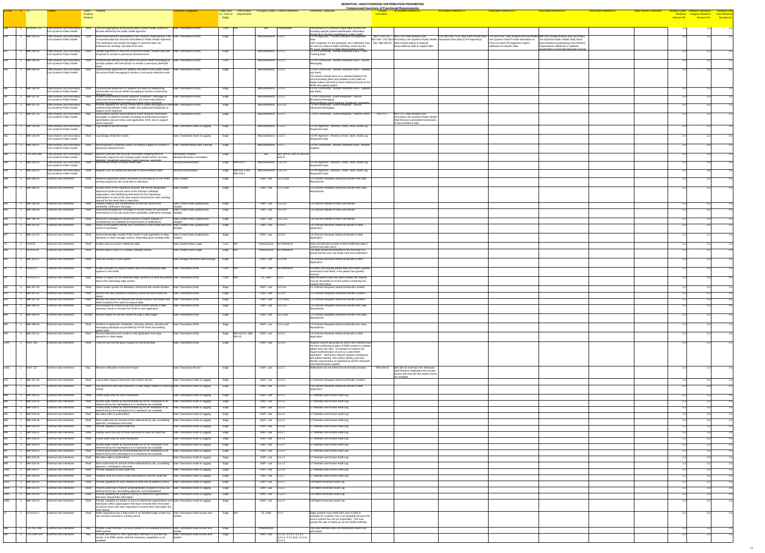SENSITIVE: UNAUTHORIZED DISTRIBUTION PROHIBITED

Compressed Inventory of Functional Requirements

| ID ONC | # | ID | Entities | Entity – Property Relation | Property | Functional Categories | Entity Role (i.e., Core or Edge) | Link to other requirements | Principal Context | Context Reference | Comment / Rationale | Closely resembles... | Associated Reference 1 | Associated Reference 2 | Associated Reference 3 | Associated Reference 4 | Associated Reference 5 | Initial Review Comments | Tentative Entity Breakout Session No. | Tentative Functional Category Breakout Session No. | Tentative Use Case Breakout Session No. |
|---|---|---|---|---|---|---|---|---|---|---|---|---|---|---|---|---|---|---|---|---|---|
| 158 | 1 | ACN-05.1.13 | Data Analysis and Secondary Use Systems-Public Health | Shall | Transmit aggregated anonymized data to public health systems in formats defined by the public health agencies. | Data Transaction-(Push) | Core | N/A | text | 4 Description | Transmission of combined health data records not including specific patient identification information should be in formats predefined by public health | | | | | | | | 2.4 | 3.2 | 4.2 |
| 539 | 1 | BIM-105-02 | Data Analysis and Secondary Use Systems-Public Health | Shall | Send biosurveillance participating Care Delivery Organizations a list of essential data that must be transmitted to Public Health Agencies. The notification will include the trigger to send the data, the timeframe for sending, and data to be sent. | Data Transaction-(Push) | Edge | | Biosurveillance | 1.3.1.1 | 4.1 PH Agencies - Provide Definition of Requested Data<br>ONC Guidance: for the prototype, this notification may be sent via various modes including: email and fax. PH Local, Regional or State Biosurveillance Data | NGIT-076 CSC-BIO-580 CSC-BIO-590 SSD BIM-106-01 | NGIT-076 Data Analysis and Secondary Use Systems-Public Health Shall Publish listing of required biosurveillance data to support filter | CSC-BIO-580 CDO may send results (and requested meta data) to PH Agencies(s) | CSC-BIO-590: Data Analysis and Secondary Use Systems Shall Provide information to CDOs on which PH Agencies require notification of specific data | BIM-106-01Data Analysis and Secondary Use Systems-Public Health Shall Send biosurveillance participating Care Delivery Organizations additional or updated specification of essential data that must be | | | 2.4 | 3.2 | 4.2 |
| 557 | 1 | BIM-105-02 | Data Analysis and Secondary Use Systems-Public Health | Shall | Update algorithms to track the confirmed number, location and rate of spread to monitor a previously detected event | Data Transaction-(Push) | Edge | | Biosurveillance | 1.2.2.2 | 6.1 PH Community - Monitor Detected Event - Case Tracking Data | | | | | | | | 2.4 | 3.2 | 4.2 |
| 558 | 1 | BIM-105-03 | Data Analysis and Secondary Use Systems-Public Health | Shall | Communicate directly to core givers via secure NHIN messaging to provide updates and instructions to monitor a previously detected event | Data Transaction-(Push) | Core | | Biosurveillance | 1.2.2.2 | 6.2 PH Community - Monitor Detected Event - Secure Messaging | | | | | | | | 2.4 | 3.2 | 4.2 |
| 559 | 1 | BIM-105-05 | Data Analysis and Secondary Use Systems-Public Health | Shall | Communicate approved PH updates and alerts to the public media via secure NHIN messaging to monitor a previously detected event | Data Transaction-(Push) | Edge | | Biosurveillance | 1.2.2.5 | 6.3 PH Community - Monitor Detected Event - Updates and Alerts<br>The system should serve as a standard platform for communicating alerts and updates to the public so Media outlets will need to have restricted access to the NHIN messaging system. | | | | | | | | 2.4 | 3.2 | 4.2 |
| 565 | 1 | BIM-105-06 | Data Analysis and Secondary Use Systems-Public Health | Shall | Communicate approved PH updates and alerts to neighboring communities via secure NHIN messaging to monitor a previously detected event | Data Transaction-(Push) | Edge | | Biosurveillance | 1.2.2.6 | 6.3 PH Community - Monitor Detected Event - Updates and Alerts | | | | | | | | 2.4 | 3.2 | 4.2 |
| 567 | 1 | BIM-107-01 | Data Analysis and Secondary Use Systems-Public Health | Shall | Publish biosurveillance event response "broadcast" messages to authorized biosurveillance responders who have subscribed to receive the broadcast messages to support event response | Data Transaction-(Push) | Edge | | Biosurveillance | 1.2.3.1 | 7.1 PH Community - Event Response - Secure Broadcast Messaging<br>Biosurveillance event response "broadcast" messages | | | | | | | | 2.4 | 3.2 | 4.2 |
| 577 | 1 | BIM-107-11 | Data Analysis and Secondary Use Systems-Public Health | May | Provide capability for secure, instant text or audio messaging or video conferencing between Public Health and authorized Responder to support event response | Data Transaction-(Push) | Edge | | Biosurveillance | 1.2.3.11 | 7.2 PH Community - Event Response - Secure Interactive Messaging | | | | | | | | 2.4 | 3.2 | 4.2 |
| 578 | 1 | BIM-107-13 | Data Analysis and Secondary Use Systems-Public Health | Shall | Send patient-specific biosurveillance event response information messages to patient's provider according to authorized provider's specification (secure email, web application, EHR, etc) to support event response | Data Transaction-(Push) | Edge | | Biosurveillance | 1.2.4.1 | 7.3 PH Community - Event Response - Patient Centric | NGIT-077 | NGIT-077 Data Analysis and Secondary Use Systems-Public Health Shall Receive unsolicited transmission of biosurveillance data | | | | | | 2.4 | 3.2 | 4.2 |
| 530 | 1 | BIM-104-08 | Data Analysis and Secondary Use Systems-Public Health | Shall | Log receipt of lab test results | Data Transaction-Audit & Logging | Edge | | Biosurveillance | 1.3.2.4 | 4.2 PH Agencies - Receive, Check, Store, Audit Log Requested Data | | | | | | | | 2.4 | 3.2 | 4.2 |
| 531 | 1 | BIM-104-09 | Data Analysis and Secondary Use Systems-Public Health | Shall | Log storage of lab test results | Data Transaction-Audit & Logging | Edge | | Biosurveillance | 1.3.2.4 | 4.2 PH Agencies - Receive, Check, Store, Audit Log Requested Data | | | | | | | | 2.4 | 3.2 | 4.2 |
| 562 | 1 | BIM-105-07 | Data Analysis and Secondary Use Systems-Public Health | Shall | Send requests to inventory status of medical supplies to monitor a previously detected event | Data Transformation-Data Filtering | Edge | | Biosurveillance | 1.2.2.7 | 6.4 PH Community - Monitor Detected Event - Monitor Supplies | | | | | | | | 2.4 | 3.2 | 4.2 |
| 388 | 1 | CSC-BIO-030 | Data Analysis and Secondary Use Systems-Public Health | Should | Receive sufficient and accurate information enabling them to effectively respond to and manage public health events--for early detection, situational awareness, rapid response, automatic | Information Location-Identity/Information Correlation | Edge | | text | p02, p04 i2, p05 i3, p10 i4, p09 i5 | | | | | | | | | 2.4 | 3.6 | 4.2 |
| 538 | 1 | BIM-104-04 | Data Analysis and Secondary Use Systems-Public Health | Shall | Authenticate sender of public health data | Security-Authentication | Edge | BIM-104-1 | Biosurveillance | 1.3.2.2X | 4.2 PH Agencies - Receive, Check, Store, Audit Log Requested Data | | | | | | | | 2.4 | 3.6 | 4.2 |
| 543 | 1 | BIM-104-05 | Data Analysis and Secondary Use Systems-Public Health | Shall | Register CDO as authorized provider of biosurveillance data | Security-Authorization | Edge | BIM-102-1 and BIM-103-1 | Biosurveillance | 1.3.2.2X | 4.2 PH Agencies - Receive, Check, Store, Audit Log Requested Data | | | | | | | | 2.4 | 3.6 | 4.2 |
| 869 | 1 | BIM-308-13 | External User Interfaces | Shall | Adhere to approved content standards as provided by HITSP when sending request for lab result data to repository | Data Content | Edge | | EHR - Lab | 2.2.1.1aa1 | 2.2 Clinician Requests Historical Results from Data Repositories | | | | | | | | 1.3 | 3.1 | 4.1 |
| 866 | 1 | BIM-308-15 | External User Interfaces | Should | Include name of the requesting clinician, the HIPAA designated National Provider ID and name of the clinician's affiliated organization, and identifying information for the requesting marketplace as part of the data request transmission when sending request for lab result data to repository | Data Content | Edge | | EHR - Lab | 2.2.1.1aa2 | 2.2 Clinician Requests Historical Results from Data Repositories | | | | | | | | 1.3 | 3.1 | 4.1 |
| 915 | 1 | BIM-306-04 | External User Interfaces | Shall | Validate integrity and completeness of new lab result event availability notification message | Data Content-Data Quality/Data Integrity | Edge | | EHR - Lab | 2.2.2.1b | 3.6 Clinician Notified of New Lab Results | | | | | | | | 1.3 | 3.1 | 4.1 |
| 916 | 1 | BIM-306-08 | External User Interfaces | Shall | Send acknowledgement message to record locator for successful transmission of new lab result event availability notification message | Data Content-Data Quality/Data Integrity | Edge | | EHR - Lab | 2.2.2.1b | 3.6 Clinician Notified of New Lab Results | | | | | | | | 1.3 | 3.1 | 4.1 |
| 918 | 1 | BIM-306-10 | External User Interfaces | Shall | Send error messages to locator service if content integrity or completeness not validated for transmission of notifications | Data Content-Data Quality/Data Integrity | Edge | | EHR - Lab | 2.2.2.1b1 | 3.6 Clinician Notified of New Lab Results | | | | | | | | 1.3 | 3.1 | 4.1 |
| 926 | 1 | BIM-312-02 | External User Interfaces | Shall | Verify correct patient identity and correctness of lab results and error correct if necessary | Data Content-Data Quality/Data Integrity | Edge | | EHR - Lab | 2.2.4.4 | 3.6 Clinician Receives Historical Results in Web Application | | | | | | | | 1.3 | 3.1 | 4.1 |
| 927 | 1 | BIM-312-03 | External User Interfaces | Shall | Send acknowledge receipt of lab results in web application to data repository or data manager system, depending upon sending entity | Data Content-Data Quality/Data Integrity | Edge | | EHR - Lab | 2.2.4.5 | 3.6 Clinician Receives Historical Results in Web Application | | | | | | | | 1.3 | 3.1 | 4.1 |
| 74 | 1 | ACN-03 | External User Interfaces | Shall | Enable users to access healthcare data. | Data Content-Data Usage | Core | N/A | Infrastructure | No Reference | Users should have access to their healthcare data if consent has been given. | | | | | | | | 1.3 | 3.1 | 4.4 |
| 106 | 1 | ACN-05.10 | External User Interfaces | Shall | Present data to users in a usable, readable format. | Data Content-Data Usage | Edge | N/A | Infrastructure | No Reference | The data should be presented to the end user in a format that the user can easily read and understand. | | | | | | | | 1.3 | 3.1 | 4.4 |
| 935 | 1 | BIM-312-07 | External User Interfaces | Shall | Save lab results in local system | Data Storage-Persistent Data Storage | Edge | | EHR - Lab | 2.2.4.2b | 3.6 Clinician Receives Historical Results in Web Application | | | | | | | | 1.3 | 3.1 | 4.1 |
| 37 | 1 | ACN-02.2 | External User Interfaces | Shall | Enable providers to request patient data from participating edge systems in the NHIN. | Data Transaction-(Pull) | Core | N/A | Infrastructure | No Reference | Providers can request patient data from other systems connected to the NHIN, if the patient has granted consent. | | | | | | | | 1.3 | 3.2 | 4.1 |
| 53 | 1 | ACN-02.2.3 | External User Interfaces | Shall | Initiate a request for the identified edge system(s) to send the patient data to the requesting edge system. | Data Transaction-(Pull) | Core | N/A | CE, EHR | 2.2.3 | After the patient data has been located, the request must be forwarded on to the system containing the needed information. | | | | | | | | 1.3 | 3.2 | 4.4 |
| 922 | 1 | BIM-307-02 | External User Interfaces | Shall | Query locator system for laboratory (historical) test results location | Data Transaction-(Pull) | Edge | | EHR - Lab | 2.2.4.0a | 2.1 Clinician Requests Historical Results Location | | | | | | | | 1.3 | 3.2 | 4.1 |
| 873 | 1 | BIM-307-51 | External User Interfaces | Shall | Receive lab data repository location(s) where the test results are stored | Data Transaction-(Pull) | Edge | | EHR - Lab | 2.2.3.5 | 2.1 Clinician Requests Historical Results Location | | | | | | | | 1.3 | 3.2 | 4.1 |
| 874 | 1 | BIM-307-56 | External User Interfaces | Shall | Review and select the relevant test results location information and select locations from which to request data | Data Transaction-(Pull) | Edge | | EHR - Lab | 2.2.3.4ba1 | 2.1 Clinician Requests Historical Results Location | | | | | | | | 1.3 | 3.2 | 4.1 |
| 878 | 1 | BIM-308-02 | External User Interfaces | Shall | Send request for historical lab test result content directly to data repository (local or remote) from EHR or web application | Data Transaction-(Pull) | Edge | | EHR - Lab | 2.2.1.1a | 2.2 Clinician Requests Historical Results from Data Repositories | | | | | | | | 1.3 | 3.2 | 4.1 |
| 880 | 1 | BIM-308-04 | External User Interfaces | Should | Submit request for lab test results through a data stager | Data Transaction-(Pull) | Edge | | EHR - Lab | 2.2.1.1a2 | 2.2 Clinician Requests Historical Results from Data Repositories | | | | | | | | 1.3 | 3.2 | 4.1 |
| 882 | 1 | BIM-308-06 | External User Interfaces | Shall | Conform to approved, vocabulary, structure, privacy, security and messaging standards as provided by HITSP when transmitting patient data. | Data Transaction-(Pull) | Edge | | EHR - Lab | 2.2.1.1aa3 | 2.2 Clinician Requests Historical Results from Data Repositories | | | | | | | | 1.3 | 3.2 | 4.1 |
| 925 | 1 | BIM-312-01 | External User Interfaces | Shall | Receive laboratory test results in web application from data repository or data stager | Data Transaction-(Pull) | Edge | BIM-310-01; BIM-309-10 | EHR - Lab | 2.2.4.3 | 3.6 Clinician Receives Historical Results in Web Application | | | | | | | | 1.3 | 3.2 | 4.1 |
| 1339 | 1 | NGIT-130 | External User Interfaces | Shall | Transmit well-formed query request for lab result data | Data Transaction-(Pull) | Edge | | EHR - Lab | 2.2.3.0 | Request may be generated by direct user interface and not have underlying support of EMR system to validate patient and user data. Completion of request will require authentication of user as a valid NHIN participant. Valid query request requires compliance with patient identity, test (order) identity, and user identity requirements as specified by HITSP standards and implementation guides. | | | | | | | | 1.3 | 3.2 | 4.1 |
| 1336 | 1 | NGIT-127 | External User Interfaces | May | Receive notification of new test results | Data Transaction-(Push) | Edge | | EHR - Lab | 2.2.2.1 | Notifications do not need to be technically complex. | BIM-306-02 | BIM-306-02 External User Interfaces Shall Receive notification from locator service that new lab test results events are available | | | | | | 1.3 | 3.2 | 4.1 |
| 873 | 1 | BIM-307-53 | External User Interfaces | Shall | Log location request interaction with locator service | Data Transaction-Audit & Logging | Edge | | EHR - Lab | 2.2.3.5 | 2.1 Clinician Requests Historical Results Location | | | | | | | | 1.3 | 3.2 | 4.1 |
| 928 | 1 | BIM-312-04 | External User Interfaces | Shall | Log interaction with data repository or data stager related to receiving results | Data Transaction-Audit & Logging | Edge | | EHR - Lab | 2.2.4.6 | 3.6 Clinician Receives Historical Results in Web Application | | | | | | | | 1.3 | 3.2 | 4.1 |
| 988 | 1 | BIM-319-15 | External User Interfaces | Shall | Create audit entry for each transaction | Data Transaction-Audit & Logging | Edge | | EHR - Lab | 2.2.3.1 | 3.7 Maintain and Access Audit Log | | | | | | | | 1.3 | 3.2 | 4.1 |
| 989 | 1 | BIM-319-16 | External User Interfaces | Shall | Include audit content as recommended by HITSP standards or as determined by the marketplace if no standards are available | Data Transaction-Audit & Logging | Edge | | EHR - Lab | 2.2.3.2 | 3.7 Maintain and Access Audit Log | | | | | | | | 1.3 | 3.2 | 4.1 |
| 990 | 1 | BIM-319-17 | External User Interfaces | Shall | Format audit content as recommended by HITSP standards or as determined by the marketplace if no standards are available | Data Transaction-Audit & Logging | Edge | | EHR - Lab | 2.2.3.3 | 3.7 Maintain and Access Audit Log | | | | | | | | 1.3 | 3.2 | 4.1 |
| 991 | 1 | BIM-319-18 | External User Interfaces | Shall | Not allow edits to audit entries | Data Transaction-Audit & Logging | Edge | | EHR - Lab | 2.2.3.4 | 3.7 Maintain and Access Audit Log | | | | | | | | 1.3 | 3.2 | 4.1 |
| 992 | 1 | BIM-319-19 | External User Interfaces | Shall | Store audit entry for amount of time determined by law, accrediting agencies, marketplace and entity | Data Transaction-Audit & Logging | Edge | | EHR - Lab | 2.2.3.5 | 3.7 Maintain and Access Audit Log | | | | | | | | 1.3 | 3.2 | 4.1 |
| 993 | 1 | BIM-319-20 | External User Interfaces | Shall | Provide capability to print audit trail | Data Transaction-Audit & Logging | Edge | | EHR - Lab | 2.2.3.6 | 3.7 Maintain and Access Audit Log | | | | | | | | 1.3 | 3.2 | 4.1 |
| 994 | 1 | BIM-319-21 | External User Interfaces | Shall | Display audit trail only to those authorized to view the audit trail | Data Transaction-Audit & Logging | Edge | | EHR - Lab | 2.2.3.7 | 3.7 Maintain and Access Audit Log | | | | | | | | 1.3 | 3.2 | 4.1 |
| 995 | 1 | BIM-319-22 | External User Interfaces | Shall | Create audit entry for each transaction | Data Transaction-Audit & Logging | Edge | | EHR - Lab | 3.1.3.1 | 3.7 Maintain and Access Audit Log | | | | | | | | 1.3 | 3.2 | 4.1 |
| 996 | 1 | BIM-319-23 | External User Interfaces | Shall | Include audit content as recommended by HITSP standards or as determined by the marketplace if no standards are available | Data Transaction-Audit & Logging | Edge | | EHR - Lab | 3.1.3.2 | 3.7 Maintain and Access Audit Log | | | | | | | | 1.3 | 3.2 | 4.1 |
| 997 | 1 | BIM-319-24 | External User Interfaces | Shall | Format audit content as recommended by HITSP standards or as determined by the marketplace if no standards are available | Data Transaction-Audit & Logging | Edge | | EHR - Lab | 3.1.3.3 | 3.7 Maintain and Access Audit Log | | | | | | | | 1.3 | 3.2 | 4.1 |
| 998 | 1 | BIM-319-25 | External User Interfaces | Shall | Not allow edits to audit entries | Data Transaction-Audit & Logging | Edge | | EHR - Lab | 3.1.3.4 | 3.7 Maintain and Access Audit Log | | | | | | | | 1.3 | 3.2 | 4.1 |
| 999 | 1 | BIM-319-26 | External User Interfaces | Shall | Store audit entry for amount of time determined by law, accrediting agencies, marketplace and entity | Data Transaction-Audit & Logging | Edge | | EHR - Lab | 3.1.3.5 | 3.7 Maintain and Access Audit Log | | | | | | | | 1.3 | 3.2 | 4.1 |
| 1000 | 1 | BIM-319-27 | External User Interfaces | Shall | Provide capability to print audit trail | Data Transaction-Audit & Logging | Edge | | EHR - Lab | 3.1.3.6 | 3.7 Maintain and Access Audit Log | | | | | | | | 1.3 | 3.2 | 4.1 |
| 1001 | 1 | BIM-319-28 | External User Interfaces | Shall | Displays audit trail only to those authorized to view the audit trail | Data Transaction-Audit & Logging | Edge | | EHR - Lab | 3.1.3.7 | 3.7 Maintain and Access Audit Log | | | | | | | | 1.3 | 3.2 | 4.1 |
| 1023 | 1 | BIM-320-01 | External User Interfaces | Shall | Provide capability for easy retrieval of audit trail by patient or proxy | Data Transaction-Audit & Logging | Edge | | EHR - Lab | 3.1.y.1 | 3.8 Patient Accesses Audit Log | | | | | | | | 1.3 | 3.2 | 4.1 |
| 1024 | 1 | BIM-320-02 | External User Interfaces | Shall | Present audit trail in manner understandable to patient or proxy (as determined by law, accrediting agencies, and marketplace) | Data Transaction-Audit & Logging | Edge | | EHR - Lab | 3.1.y.2 | 3.8 Patient Accesses Audit Log | | | | | | | | 1.3 | 3.2 | 4.1 |
| 1025 | 1 | BIM-320-03 | External User Interfaces | Shall | Provide capability for a patient or proxy to determine organizations that have shared their information | Data Transaction-Audit & Logging | Edge | | EHR - Lab | 3.1.y.3 | 3.8 Patient Accesses Audit Log | | | | | | | | 1.3 | 3.2 | 4.1 |
| 1026 | 1 | BIM-320-04 | External User Interfaces | Shall | Provide capability for patient or proxy to determine organizations and individuals within organizations that have received their information as well as those who have requested to receive their information but were denied | Data Transaction-Audit & Logging | Edge | | EHR - Lab | 3.1.y.4 | 3.8 Patient Accesses Audit Log | | | | | | | | 1.3 | 3.2 | 4.1 |
| 57 | 1 | ACN-02.3.7 | External User Interfaces | Shall | Notify requesting user if data exists in an identified edge system but has not been received in a timely period. | Data Transaction-Data Access and Update | Edge | N/A | CE, EHR | 2.2.4 | Edge systems must notify their users if data is available for a patient, but is not available because the source system has not yet responded. This may prompt the user to follow up via non-NHIN methods. | | | | | | | | 1.3 | 3.2 | 4.4 |
| 366 | 1 | CSC-ALL-060 | External User Interfaces | May | Provide a web interface if an EHR system is not available to perform NHIN queries. | Data Transaction-Data Access and Update | Edge | | Infrastructure | | This user interface does not necessarily have to be web based | | | | | | | | 1.3 | 3.2 | 4.4 |
| 400 | 1 | CSC-EHR-510 | External User Interfaces | May | Provide web-based or other application interfaces to process lab results, if an EHR system with the necessary capabilities is not available | Data Transaction-Data Access and Update | Edge | | EHR - Lab | 3.2.4.0, 3.2.4.1, 3.2.4.2, 3.2.4.3, 3.2.4.3a,b, 3.2.4.4, 3.2.4.5 | | | | | | | | | 1.3 | 3.2 | 4.1 |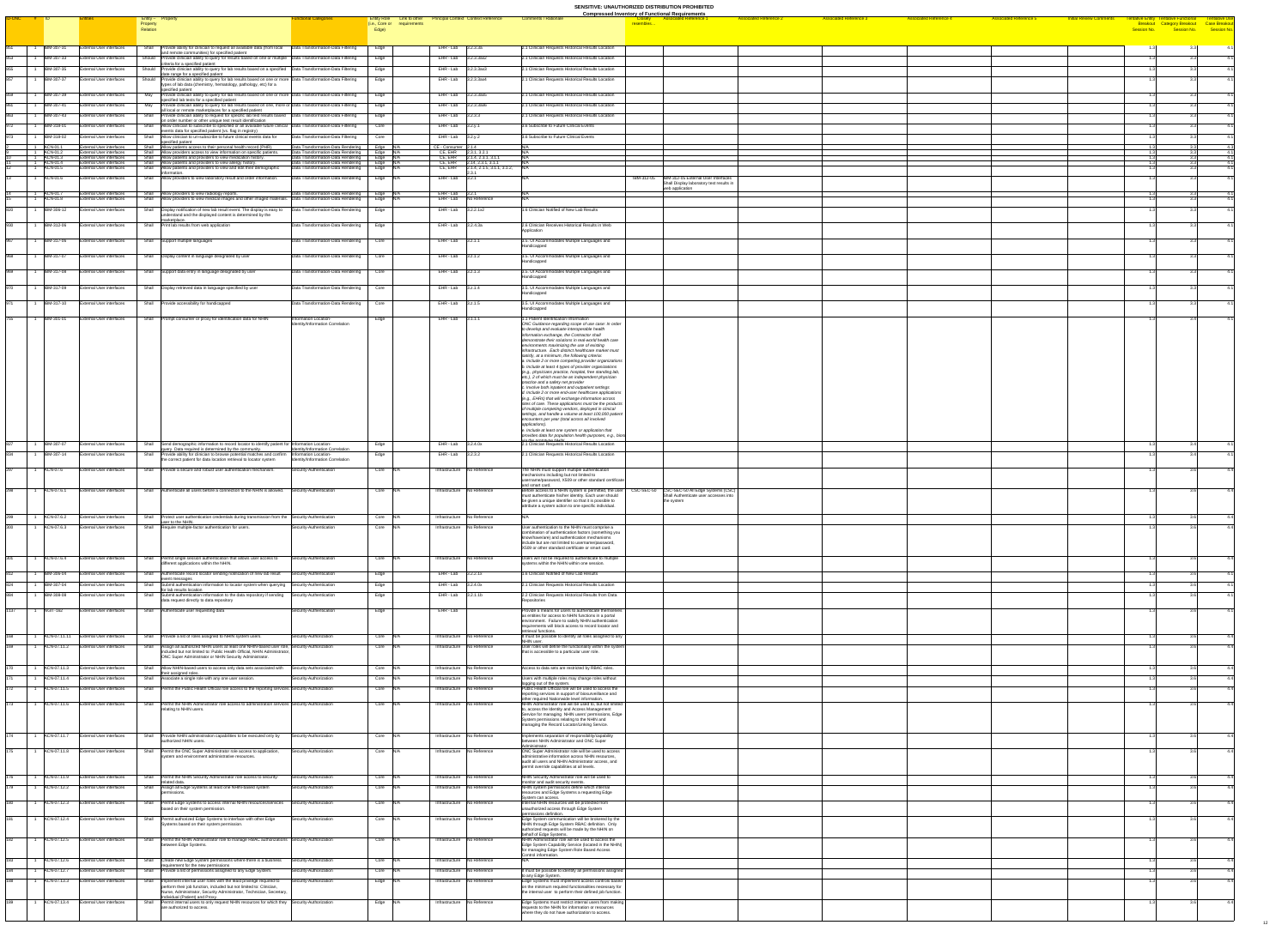SENSITIVE: UNAUTHORIZED DISTRIBUTION PROHIBITED

Compressed Inventory of Functional Requirements

| BFGNC | # | ID | Entities | Entity – Property Relation | Property | Functional Categories | Entity Role (i.e., Core or Edge) | Link to other requirements | Principal Context | Context Reference | Comments / Rationale | Closely resembles… | Associated Reference 1 | Associated Reference 2 | Associated Reference 3 | Associated Reference 4 | Associated Reference 5 | Initial Review Comments | Tentative Entity Breakout Session No. | Tentative Functional Category Breakout Session No. | Tentative Use Case Breakout Session No. |
|---|---|---|---|---|---|---|---|---|---|---|---|---|---|---|---|---|---|---|---|---|---|
| 853 | 1 | BIM-307-31 | External User Interfaces | Shall | Provide ability for clinician to request all available data (from local and remote communities) for specified patient | Data Transformation-Data Filtering | Edge | | EHR - Lab | 2.2.3.3a | 2.1 Clinician Requests Historical Results Location | | | | | | | | 1.3 | 3.3 | 4.1 |
| 855 | 1 | BIM-307-33 | External User Interfaces | Should | Provide clinician ability to query for lab results based on one or multiple criteria for a specified patient | Data Transformation-Data Filtering | Edge | | EHR - Lab | 2.2.3.3aa2 | 2.1 Clinician Requests Historical Results Location | | | | | | | | 1.3 | 3.3 | 4.1 |
| 855 | 1 | BIM-307-35 | External User Interfaces | Should | Provide clinician ability to query for lab results based on a specified date range for a specified patient | Data Transformation-Data Filtering | Edge | | EHR - Lab | 2.2.3.3aa3 | 2.1 Clinician Requests Historical Results Location | | | | | | | | 1.3 | 3.3 | 4.1 |
| 857 | 1 | BIM-307-37 | External User Interfaces | Should | Provide clinician ability to query for lab results based on one or more types of lab data (chemistry, hematology, pathology, etc) for a specified patient | Data Transformation-Data Filtering | Edge | | EHR - Lab | 2.2.3.3aa4 | 2.1 Clinician Requests Historical Results Location | | | | | | | | 1.3 | 3.3 | 4.1 |
| 859 | 1 | BIM-307-39 | External User Interfaces | May | Provide clinician ability to query for lab results based on one or more specified lab tests for a specified patient | Data Transformation-Data Filtering | Edge | | EHR - Lab | 2.2.3.3aa5 | 2.1 Clinician Requests Historical Results Location | | | | | | | | 1.3 | 3.3 | 4.1 |
| 861 | 1 | BIM-307-41 | External User Interfaces | May | Provide clinician ability to query for lab results based on one, more or all local or remote marketplaces for a specified patient | Data Transformation-Data Filtering | Edge | | EHR - Lab | 2.2.3.3aa6 | 2.1 Clinician Requests Historical Results Location | | | | | | | | 1.3 | 3.3 | 4.1 |
| 863 | 1 | BIM-307-43 | External User Interfaces | Shall | Provide clinician ability to request for specific lab test results based on order number or other unique test result identification | Data Transformation-Data Filtering | Edge | | EHR - Lab | 2.2.3.3 | 2.1 Clinician Requests Historical Results Location | | | | | | | | 1.3 | 3.3 | 4.1 |
| 972 | 1 | BIM-318-01 | External User Interfaces | Shall | Allow clinician to subscribe to specified or all available future clinical events data for specified patient (i.e. flag in registry) | Data Transformation-Data Filtering | Core | | EHR - Lab | 2.2.y.1 | 3.6 Subscribe to Future Clinical Events | | | | | | | | 1.3 | 3.3 | 4.1 |
| 973 | 1 | BIM-318-02 | External User Interfaces | Shall | Allow clinician to un-subscribe to future clinical events data for specified patient | Data Transformation-Data Filtering | Core | | EHR - Lab | 2.2.y.2 | 3.6 Subscribe to Future Clinical Events | | | | | | | | 1.3 | 3.3 | 4.1 |
| 8 | 1 | ACN-01.1 | External User Interfaces | Shall | Allow patients access to their personal health record (PHR) | Data Transformation-Data Rendering | Edge | N/A | CE - Consumer | 2.1.4 | N/A | | | | | | | | 1.3 | 3.3 | 4.3 |
| 9 | 1 | ACN-01.2 | External User Interfaces | Shall | Allow providers access to view information on specific patients. | Data Transformation-Data Rendering | Edge | N/A | CE, EHR | 2.3.1, 3.2.1 | N/A | | | | | | | | 1.3 | 3.3 | 4.1 |
| 10 | 1 | ACN-01.3 | External User Interfaces | Shall | Allow patients and providers to view medication history. | Data Transformation-Data Rendering | Edge | N/A | CE, EHR | 2.1.4, 2.3.1, 3.1.1 | N/A | | | | | | | | 1.3 | 3.3 | 4.1 |
| 11 | 1 | ACN-01.4 | External User Interfaces | Shall | Allow patients and providers to view allergy history. | Data Transformation-Data Rendering | Edge | N/A | CE, EHR | 2.1.4, 2.3.1, 3.1.1 | N/A | | | | | | | | 1.3 | 3.3 | 4.1 |
| 12 | 1 | ACN-01.5 | External User Interfaces | Shall | Allow patients and providers to view and edit their demographic information. | Data Transformation-Data Rendering | Edge | N/A | CE, EHR | 2.1.4, 2.1.3, 3.1.1, 3.1.2, 2.3.1 | N/A | | | | | | | | 1.3 | 3.3 | 4.3 |
| 13 | 1 | ACN-01.6 | External User Interfaces | Shall | Allow providers to view laboratory result and order information. | Data Transformation-Data Rendering | Edge | N/A | EHR - Lab | 2.2.1 | N/A | BIM-312-01 | BIM-312-01 External User Interfaces Shall Display laboratory test results in web application | | | | | | 1.3 | 3.3 | 4.1 |
| 14 | 1 | ACN-01.7 | External User Interfaces | Shall | Allow providers to view radiology reports. | Data Transformation-Data Rendering | Edge | N/A | EHR - Lab | 2.2.1 | N/A | | | | | | | | 1.3 | 3.3 | 4.1 |
| 15 | 1 | ACN-01.8 | External User Interfaces | Shall | Allow providers to view medical images and other imaged materials. | Data Transformation-Data Rendering | Edge | N/A | EHR - Lab | No Reference | N/A | | | | | | | | 1.3 | 3.3 | 4.1 |
| 920 | 1 | BIM-309-12 | External User Interfaces | Shall | Display notification of new lab result event. The display is easy to understand and the displayed content is determined by the marketplace. | Data Transformation-Data Rendering | Edge | | EHR - Lab | 2.2.2.1c2 | 3.6 Clinician Notified of New Lab Results | | | | | | | | 1.3 | 3.3 | 4.1 |
| 940 | 1 | BIM-312-05 | External User Interfaces | Shall | Print lab results from web application | Data Transformation-Data Rendering | Edge | | EHR - Lab | 2.2.4.3a | 3.6 Clinician Receives Historical Results in Web Application | | | | | | | | 1.3 | 3.3 | 4.1 |
| 967 | 1 | BIM-317-06 | External User Interfaces | Shall | Support multiple languages | Data Transformation-Data Rendering | Core | | EHR - Lab | 3.2.1.1 | 3.5. UI Accommodates Multiple Languages and Handicapped | | | | | | | | 1.3 | 3.3 | 4.1 |
| 968 | 1 | BIM-317-07 | External User Interfaces | Shall | Display content in language designated by user | Data Transformation-Data Rendering | Core | | EHR - Lab | 3.2.1.2 | 3.5. UI Accommodates Multiple Languages and Handicapped | | | | | | | | 1.3 | 3.3 | 4.1 |
| 969 | 1 | BIM-317-08 | External User Interfaces | Shall | Support data entry in language designated by user | Data Transformation-Data Rendering | Core | | EHR - Lab | 3.2.1.3 | 3.5. UI Accommodates Multiple Languages and Handicapped | | | | | | | | 1.3 | 3.3 | 4.1 |
| 970 | 1 | BIM-317-09 | External User Interfaces | Shall | Display retrieved data in language specified by user | Data Transformation-Data Rendering | Core | | EHR - Lab | 3.2.1.4 | 3.5. UI Accommodates Multiple Languages and Handicapped | | | | | | | | 1.3 | 3.3 | 4.1 |
| 971 | 1 | BIM-317-10 | External User Interfaces | Shall | Provide accessibility for handicapped | Data Transformation-Data Rendering | Core | | EHR - Lab | 3.2.1.5 | 3.5. UI Accommodates Multiple Languages and Handicapped | | | | | | | | 1.3 | 3.3 | 4.1 |
| 776 | 1 | BIM-301-01 | External User Interfaces | Shall | Prompt consumer or proxy for identification data for NHIN | Information Location-Identity/Information Correlation | Edge | | EHR - Lab | 3.1.1.1 | 1.1 Patient Identification Information<br>*ONC Guidance regarding scope of use case: In order to develop and evaluate interoperable health information exchange, the Contractor shall demonstrate their solutions in real-world health care environments maximizing the use of existing infrastructure. Each distinct healthcare market must satisfy, at a minimum, the following criteria:*<br>*a. include 3 or more competing provider organizations*<br>*b. include at least 4 types of provider organizations (e.g., physicians practice, hospital, free standing lab, etc.), 2 of which must be an independent physician practice and a safety net provider*<br>*c. Involve both inpatient and outpatient settings*<br>*d. include 2 or more end-user healthcare applications (e.g., EHRs) that will exchange information across sites of care. These applications must be the products of multiple competing vendors, deployed in clinical settings, and handle a volume at least 100,000 patient encounters per year (total across all involved applications).*<br>*e. include at least one system or application that provides data for population health purposes, e.g., bios…* | | | | | | | | 1.3 | 3.4 | 4.1 |
| 827 | 1 | BIM-307-07 | External User Interfaces | Shall | Send demographic information to record locator to identify patient for query. Data required is determined by the community. | Information Location-Identity/Information Correlation | Edge | | EHR - Lab | 2.2.4.0c | 2.1 Clinician Requests Historical Results Location | | | | | | | | 1.3 | 3.4 | 4.1 |
| 834 | 1 | BIM-307-14 | External User Interfaces | Shall | Provide ability for clinician to browse potential matches and confirm the correct patient for data location retrieval to locator system | Information Location-Identity/Information Correlation | Edge | | EHR - Lab | 2.2.3.2 | 2.1 Clinician Requests Historical Results Location | | | | | | | | 1.3 | 3.4 | 4.1 |
| 297 | 1 | ACN-07.6 | External User Interfaces | Shall | Provide a secure and robust user authentication mechanism. | Security-Authentication | Core | N/A | Infrastructure | No Reference | The NHIN must support multiple authentication mechanisms including but not limited to username/password, X509 or other standard certificate and smart card. | | | | | | | | 1.3 | 3.6 | 4.4 |
| 298 | 1 | ACN-07.6.1 | External User Interfaces | Shall | Authenticate all users before a connection to the NHIN is allowed. | Security-Authentication | Core | N/A | Infrastructure | No Reference | Before access to a NHIN system is permitted, the user must authenticate his/her identity. Each user should be given a unique identifier so that it is possible to attribute a system action to one specific individual. | CSC-SEC-50 | CSC-SEC-50 All Edge Systems (CSC) Shall Authenticate user accesses into the system | | | | | | 1.3 | 3.6 | 4.4 |
| 299 | 1 | ACN-07.6.2 | External User Interfaces | Shall | Protect user authentication credentials during transmission from the user to the NHIN. | Security-Authentication | Core | N/A | Infrastructure | No Reference | N/A | | | | | | | | 1.3 | 3.6 | 4.4 |
| 300 | 1 | ACN-07.6.3 | External User Interfaces | Shall | Require multiple-factor authentication for users. | Security-Authentication | Core | N/A | Infrastructure | No Reference | User authentication to the NHIN must comprise a combination of authentication factors (something you know/have/are) and authentication mechanisms include but are not limited to username/password, X509 or other standard certificate or smart card. | | | | | | | | 1.3 | 3.6 | 4.4 |
| 301 | 1 | ACN-07.6.4 | External User Interfaces | Shall | Permit single session authentication that allows user access to different applications within the NHIN. | Security-Authentication | Core | N/A | Infrastructure | No Reference | Users will not be required to authenticate to multiple systems within the NHIN within one session. | | | | | | | | 1.3 | 3.6 | 4.4 |
| 912 | 1 | BIM-309-04 | External User Interfaces | Shall | Authenticate record locator sending notification of new lab result event messages | Security-Authentication | Edge | | EHR - Lab | 2.2.2.1b | 3.6 Clinician Notified of New Lab Results | | | | | | | | 1.3 | 3.6 | 4.1 |
| 824 | 1 | BIM-307-04 | External User Interfaces | Shall | Submit authentication information to locator system when querying for lab results location | Security-Authentication | Edge | | EHR - Lab | 2.2.4.0a | 2.1 Clinician Requests Historical Results Location | | | | | | | | 1.3 | 3.6 | 4.1 |
| 893 | 1 | BIM-308-08 | External User Interfaces | Shall | Submit authentication information to the data repository if sending data request directly to data repository | Security-Authentication | Edge | | EHR - Lab | 2.2.1.1b | 2.2 Clinician Requests Historical Results from Data Repositories | | | | | | | | 1.3 | 3.6 | 4.1 |
| 1137 | 1 | NGIT-162 | External User Interfaces | Shall | Authenticate user requesting data | Security-Authentication | Edge | | EHR - Lab | | Provide a means for users to authenticate themselves as entities for access to NHIN functions in a portal environment. Failure to satisfy NHIN authentication requirements will block access to record locator and retrieval functions. | | | | | | | | 1.3 | 3.6 | 4.1 |
| 169 | 1 | ACN-07.11.11 | External User Interfaces | Shall | Provide a list of roles assigned to NHIN system users. | Security-Authorization | Core | N/A | Infrastructure | No Reference | It must be possible to identify all roles assigned to any NHIN user. | | | | | | | | 1.3 | 3.6 | 4.4 |
| 169 | 1 | ACN-07.11.2 | External User Interfaces | Shall | Assign all authorized NHIN users at least one NHIN-based user role, included but not limited to: Public Health Official, NHIN Administrator, ONC Super Administrator or NHIN Security Administrator. | Security-Authorization | Core | N/A | Infrastructure | No Reference | User roles will define the functionality within the system that is accessible to a particular user role. | | | | | | | | 1.3 | 3.6 | 4.4 |
| 170 | 1 | ACN-07.11.3 | External User Interfaces | Shall | Allow NHIN-based users to access only data sets associated with their assigned roles. | Security-Authorization | Core | N/A | Infrastructure | No Reference | Access to data sets are restricted by RBAC roles. | | | | | | | | 1.3 | 3.6 | 4.4 |
| 171 | 1 | ACN-07.11.4 | External User Interfaces | Shall | Associate a single role with any one user session. | Security-Authorization | Core | N/A | Infrastructure | No Reference | Users with multiple roles may change roles without logging out of the system. | | | | | | | | 1.3 | 3.6 | 4.4 |
| 172 | 1 | ACN-07.11.5 | External User Interfaces | Shall | Permit the Public Health Official role access to the reporting services. | Security-Authorization | Core | N/A | Infrastructure | No Reference | Public Health Official role will be used to access the reporting services in support of biosurveillance and other required Nationwide level information. | | | | | | | | 1.3 | 3.6 | 4.4 |
| 173 | 1 | ACN-07.11.6 | External User Interfaces | Shall | Permit the NHIN Administrator role access to administration services relating to NHIN users. | Security-Authorization | Core | N/A | Infrastructure | No Reference | NHIN Administrator role will be used to, but not limited to, access the Identity and Access Management Service for managing NHIN users' permissions, Edge System permissions relating to the NHIN and managing the Record Locator/Linking Service. | | | | | | | | 1.3 | 3.6 | 4.4 |
| 174 | 1 | ACN-07.11.7 | External User Interfaces | Shall | Provide NHIN administration capabilities to be executed only by authorized NHIN users. | Security-Authorization | Core | N/A | Infrastructure | No Reference | Implements separation of responsibility/capability between NHIN Administrator and ONC Super Administrator. | | | | | | | | 1.3 | 3.6 | 4.4 |
| 175 | 1 | ACN-07.11.8 | External User Interfaces | Shall | Permit the ONC Super Administrator role access to application, system and environment administrative resources. | Security-Authorization | Core | N/A | Infrastructure | No Reference | ONC Super Administrator role will be used to access administrative information across NHIN resources, audit all users and NHIN Administrator access, and permit override capabilities at all levels. | | | | | | | | 1.3 | 3.6 | 4.4 |
| 176 | 1 | ACN-07.11.9 | External User Interfaces | Shall | Permit the NHIN Security Administrator role access to security-related data. | Security-Authorization | Core | N/A | Infrastructure | No Reference | NHIN Security Administrator role will be used to monitor and audit security events. | | | | | | | | 1.3 | 3.6 | 4.4 |
| 179 | 1 | ACN-07.12.2 | External User Interfaces | Shall | Assign all Edge Systems at least one NHIN-based system permissions. | Security-Authorization | Core | N/A | Infrastructure | No Reference | NHIN System permissions define which internal resources and Edge Systems a requesting Edge System can access. | | | | | | | | 1.3 | 3.6 | 4.4 |
| 180 | 1 | ACN-07.12.3 | External User Interfaces | Shall | Permit Edge Systems to access internal NHIN resources/services based on their system permission. | Security-Authorization | Core | N/A | Infrastructure | No Reference | Internal NHIN resources will be protected from unauthorized access through Edge System permissions definition. | | | | | | | | 1.3 | 3.6 | 4.4 |
| 181 | 1 | ACN-07.12.4 | External User Interfaces | Shall | Permit authorized Edge Systems to interface with other Edge Systems based on their system permission. | Security-Authorization | Core | N/A | Infrastructure | No Reference | Edge System communication will be brokered by the NHIN through Edge System RBAC definition. Only authorized requests will be made by the NHIN on behalf of Edge Systems. | | | | | | | | 1.3 | 3.6 | 4.4 |
| 182 | 1 | ACN-07.12.5 | External User Interfaces | Shall | Permit the NHIN Administrator role to manage RBAC authorizations between Edge Systems. | Security-Authorization | Core | N/A | Infrastructure | No Reference | NHIN Administrator role will be used to access the Edge System Capability Service (located in the NHIN) for managing Edge System Role Based Access Control information. | | | | | | | | 1.3 | 3.6 | 4.4 |
| 183 | 1 | ACN-07.12.6 | External User Interfaces | Shall | Create new Edge System permissions when there is a business requirement for the new permissions | Security-Authorization | Core | N/A | Infrastructure | No Reference | N/A | | | | | | | | 1.3 | 3.6 | 4.4 |
| 184 | 1 | ACN-07.12.7 | External User Interfaces | Shall | Provide a list of permissions assigned to any Edge System. | Security-Authorization | Core | N/A | Infrastructure | No Reference | It must be possible to identify all permissions assigned to any Edge System. | | | | | | | | 1.3 | 3.6 | 4.4 |
| 186 | 1 | ACN-07.13.3 | External User Interfaces | Shall | Implement internal user roles with the least privilege required to perform their job function, included but not limited to: Clinician, Nurse, Administrator, Security Administrator, Technician, Secretary, Individual (Patient) and Proxy. | Security-Authorization | Edge | N/A | Infrastructure | No Reference | Edge Systems must implement access controls based on the minimum required functionalities necessary for the internal user to perform their defined job function. | | | | | | | | 1.3 | 3.6 | 4.4 |
| 188 | 1 | ACN-07.13.4 | External User Interfaces | Shall | Permit internal users to only request NHIN resources for which they are authorized to access. | Security-Authorization | Edge | N/A | Infrastructure | No Reference | Edge Systems must restrict internal users from making requests to the NHIN for information or resources where they do not have authorization to access. | | | | | | | | 1.3 | 3.6 | 4.4 |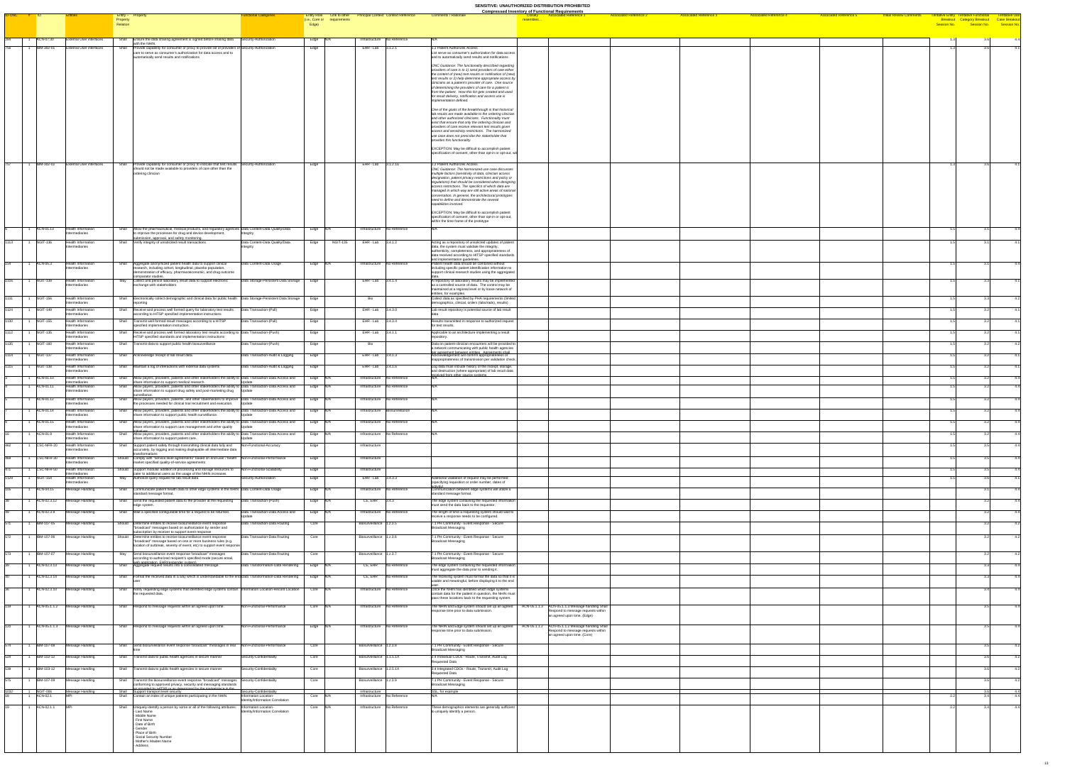SENSITIVE: UNAUTHORIZED DISTRIBUTION PROHIBITED

**Compressed Inventory of Functional Requirements**

| ID ONC | # | ID | Entities | Entity – Property Relation | Property | Functional Categories | Entity Role (i.e., Core or Edge) | Link to other requirements | Principal Context | Context Reference | Comments / Rationale | Closely resembles... | Associated Reference 1 | Associated Reference 2 | Associated Reference 3 | Associated Reference 4 | Associated Reference 5 | Initial Review Comments | Tentative Entity Breakout Session No. | Tentative Functional Category Breakout Session No. | Tentative Use Case Breakout Session No. |
|---|---|---|---|---|---|---|---|---|---|---|---|---|---|---|---|---|---|---|---|---|---|
| 265 | 1 | ACN-07.30 | External User Interfaces | Shall | Ensure the data sharing agreement is signed before sharing data with the NHIN. | Security-Authorization | Edge | N/A | Infrastructure | No Reference | N/A | | | | | | | | 1.3 | 3.6 | 4.4 |
| 756 | 1 | BIM-302-01 | External User Interfaces | Shall | Provide capability for consumer or proxy to provide list of providers of care to serve as consumer's authorization for data access and to automatically send results and notifications | Security-Authorization | Edge | | EHR - Lab | 3.1.2.1 | 3.2 Patient Authorizes Access<br>List serve as consumer's authorization for data access and to automatically send results and notifications<br><br>*ONC Guidance: The functionality described regarding providers of care is to 1) send providers of care either the content of (new) test results or notification of (new) test results or 2) help determine appropriate access by clinicians as a patient's provider of care. One source of determining the providers of care for a patient is from the patient. How this list gets created and used for result delivery, notification and access use is implementation defined.*<br><br>*One of the goals of the breakthrough is that historical lab results are made available to the ordering clinician and other authorized clinicians. Functionality must exist that ensure that only the ordering clinician and providers of care receive relevant test results given access and sensitivity restrictions. The harmonized use case does not prescribe the stakeholder that provides this functionality.*<br><br>EXCEPTION: May be difficult to accomplish patient specification of consent, other than opt-in or opt-out, wi | | | | | | | | 1.3 | 3.6 | 4.1 |
| 757 | 1 | BIM-302-02 | External User Interfaces | Shall | Provide capability for consumer or proxy to indicate that test results should not be made available to providers of care other than the ordering clinician | Security-Authorization | Edge | | EHR - Lab | 3.1.2.1b | 3.2 Patient Authorizes Access<br>*ONC Guidance: The harmonized use case discusses multiple factors (sensitivity of data, clinician access designation, patient privacy restrictions and policy or regulations) that should be considered when designing access restrictions. The specifics of which data are managed in which way are still active areas of national conversation. In general, the architectural prototypes need to define and demonstrate the several capabilities involved.*<br><br>EXCEPTION: May be difficult to accomplish patient specification of consent, other than opt-in or opt-out, within the time frame of the prototype | | | | | | | | 1.3 | 3.6 | 4.1 |
| 6 | 1 | ACN-01.13 | Health Information Intermediaries | Shall | Allow the pharmaceutical, medical products, and regulatory agencies to improve the processes for drug and device development, submission, approval, and safety monitoring. | Data Content-Data Quality/Data Integrity | Edge | N/A | Infrastructure | No Reference | N/A | | | | | | | | 1.5 | 3.1 | 4.4 |
| 1113 | 1 | NGIT-136 | Health Information Intermediaries | Shall | Verify integrity of unsolicited result transactions | Data Content-Data Quality/Data Integrity | Edge | NGIT-135 | EHR - Lab | 3.4.1.2 | Acting as a repository of unsolicited updates of patient data, the system must validate the integrity, authenticity, completeness, and appropriateness of data received according to HITSP specified standards and implementation guidelines. | | | | | | | | 1.5 | 3.1 | 4.1 |
| 124 | 1 | ACN-06.2 | Health Information Intermediaries | Shall | Aggregate anonymized patient health data to support clinical research, including cohort, longitudinal, plausible population, demonstration of efficacy, pharmacoeconomic, and drug outcome comparative studies. | Data Content-Data Usage | Edge | N/A | Infrastructure | No Reference | Patient health data should be combined without including specific patient identification information to support clinical research studies using the aggregated data. | | | | | | | | 1.5 | 3.1 | 4.4 |
| 1126 | 1 | NGIT-139 | Health Information Intermediaries | May | Collect and persist laboratory result data to support electronic exchanges with stakeholders | Data Storage-Persistent Data Storage | Edge | | EHR - Lab | 3.4.1.4 | A repository of laboratory results may be implemented as a controlled source of data. The control may be maintained at a regional level or by loose network of entities; for examples. | | | | | | | | 1.5 | 3.3 | 4.1 |
| 1131 | 1 | NGIT-156 | Health Information Intermediaries | Shall | Electronically collect demographic and clinical data for public health reporting | Data Storage-Persistent Data Storage | Edge | | Bio | | Collect data as specified by PHA requirements (linked demographics, clinical, orders (labs/rads), results) | | | | | | | | 1.5 | 3.3 | 4.2 |
| 1124 | 1 | NGIT-149 | Health Information Intermediaries | Shall | Receive and process well formed query for laboratory test results according to HITSP specified implementation instructions | Data Transaction-(Pull) | Edge | | EHR - Lab | 3.4.2.0 | Lab result repository is potential source of lab result data | | | | | | | | 1.5 | 3.2 | 4.1 |
| 1130 | 1 | NGIT-155 | Health Information Intermediaries | Shall | Transmit well formed result messages according to a HITSP specified implementation instruction. | Data Transaction-(Pull) | Edge | | EHR - Lab | 3.4.3.4 | Results transmitted in response to authorized request for test results. | | | | | | | | 1.5 | 3.2 | 4.1 |
| 1112 | 1 | NGIT-135 | Health Information Intermediaries | Shall | Receive and process well formed laboratory test results according to HITSP specified standards and implementation instructions | Data Transaction-(Push) | Edge | | EHR - Lab | 3.4.1.1 | Applicable to an architecture implementing a result repository. | | | | | | | | 1.5 | 3.2 | 4.1 |
| 1135 | 1 | NGIT-160 | Health Information Intermediaries | Shall | Transmit data to support public health biosurveillance | Data Transaction-(Push) | Edge | | Bio | | Data on patient-clinician encounters will be provided to a network communicating with public health agencies (as presumed between entities. Agreements shall | | | | | | | | 1.5 | 3.2 | 4.2 |
| 1114 | 1 | NGIT-137 | Health Information Intermediaries | Shall | Acknowledge receipt of lab result data | Data Transaction-Audit & Logging | Edge | | EHR - Lab | 3.4.1.3 | Acknowledgement will confirm appropriateness or inappropriateness of transmission per validation check | | | | | | | | 1.5 | 3.2 | 4.1 |
| 1121 | 1 | NGIT-138 | Health Information Intermediaries | Shall | Maintain a log of interactions with external data systems | Data Transaction-Audit & Logging | Edge | | EHR - Lab | 3.4.1.6 | Log data must include history of the receipt, storage, and destruction (where appropriate) of lab result data received from other source systems | | | | | | | | 1.5 | 3.2 | 4.1 |
| 2 | 1 | ACN-01.10 | Health Information Intermediaries | Shall | Allow payers, providers, patients and other stakeholders the ability to share information to support medical research. | Data Transaction-Data Access and Update | Edge | N/A | Infrastructure | No Reference | N/A | | | | | | | | 1.5 | 3.2 | 4.4 |
| 3 | 1 | ACN-01.11 | Health Information Intermediaries | Shall | Allow payers, providers, patients and other stakeholders the ability to share information to support drug safety and post-marketing drug surveillance. | Data Transaction-Data Access and Update | Edge | N/A | Infrastructure | No Reference | N/A | | | | | | | | 1.5 | 3.2 | 4.4 |
| 5 | 1 | ACN-01.12 | Health Information Intermediaries | Shall | Allow payers, providers, patients and other stakeholders to improve the processes needed for clinical trial recruitment and execution | Data Transaction-Data Access and Update | Edge | N/A | Infrastructure | No Reference | N/A | | | | | | | | 1.5 | 3.2 | 4.4 |
| 7 | 1 | ACN-01.14 | Health Information Intermediaries | Shall | Allow payers, providers, patients and other stakeholders the ability to share information to support public health surveillance. | Data Transaction-Data Access and Update | Edge | N/A | Infrastructure | Biosurveillance | N/A | | | | | | | | 1.5 | 3.2 | 4.4 |
| 8 | 1 | ACN-01.15 | Health Information Intermediaries | Shall | Allow payers, providers, patients and other stakeholders the ability to share information to support care management and other quality initiatives. | Data Transaction-Data Access and Update | Edge | N/A | Infrastructure | No Reference | N/A | | | | | | | | 1.5 | 3.2 | 4.4 |
| 16 | 1 | ACN-01.9 | Health Information Intermediaries | Shall | Allow payers, providers, patients and other stakeholders the ability to share information to support patient care. | Data Transaction-Data Access and Update | Edge | N/A | Infrastructure | No Reference | N/A | | | | | | | | 1.5 | 3.2 | 4.4 |
| 862 | 1 | CSC-NFR-20 | Health Information Intermediaries | Shall | Support patient safety through transmitting clinical data fully and accurately, by logging and making displayable all intermediate data transformations | Non-Functional-Accuracy | Edge | | Infrastructure | | | | | | | | | | 1.5 | 3.5 | 4.4 |
| 869 | 1 | CSC-NFR-30 | Health Information Intermediaries | Should | Comply with "service level agreements" based on end-user / health market specified quality-of-service agreements | Non-Functional-Performance | Edge | | Infrastructure | | | | | | | | | | 1.5 | 3.5 | 4.4 |
| 875 | 1 | CSC-NFR-50 | Health Information Intermediaries | Should | Support modular addition of processing and storage resources to cater to additional users as the usage of the NHIN increases | Non-Functional-Scalability | Edge | | Infrastructure | | | | | | | | | | 1.5 | 3.5 | 4.4 |
| 1129 | 1 | NGIT-154 | Health Information Intermediaries | May | Authorize query request for lab result data | Security-Authorization | Edge | | EHR - Lab | 3.4.3.3 | Additional validation of request may be performed (specifying requisition or order number, dates of activity). | | | | | | | | 1.5 | 3.6 | 4.1 |
| 105 | 1 | ACN-05.15 | Message Handling | Shall | Communicate patient health data to other edge systems in the NHIN standard message format. | Data Content-Data Usage | Edge | N/A | Infrastructure | No Reference | Communication between edge systems will utilize a standard message format. | | | | | | | | 3.1 | | 4.4 |
| 36 | 1 | ACN-02.3.12 | Message Handling | Shall | Send the requested patient data to the provider at the requesting edge system. | Data Transaction-(Push) | Edge | N/A | CE, EHR | 2.4.3 | The edge system containing the requested information must send the data back to the requestor. | | | | | | | | | 3.2 | 4.4 |
| 39 | 1 | ACN-02.3.9 | Message Handling | Shall | Wait a specified configurable time for a request to be returned. | Data Transaction-Data Access and Update | Edge | N/A | Infrastructure | No Reference | The length of time a requesting system should wait to receive a response needs to be configured. | | | | | | | | | 3.2 | 4.4 |
| 571 | 1 | BIM-107-05 | Message Handling | Should | Determine entities to receive biosurveillance event response "broadcast" messages based on authorization by sender and subscription by receiver to support event response | Data Transaction-Data Routing | Core | | Biosurveillance | 1.2.3.5 | 7.1 PH Community - Event Response - Secure Broadcast Messaging | | | | | | | | | 3.2 | 4.2 |
| 572 | 1 | BIM-107-06 | Message Handling | Should | Determine entities to receive biosurveillance event response "broadcast" message based on one or more business rules (e.g. location of outbreak, severity of event, etc) to support event response | Data Transaction-Data Routing | Core | | Biosurveillance | 1.2.3.6 | 7.1 PH Community - Event Response - Secure Broadcast Messaging | | | | | | | | | 3.2 | 4.2 |
| 573 | 1 | BIM-107-07 | Message Handling | May | Send biosurveillance event response "broadcast" messages according to authorized recipient's specified mode (secure email, web application, EHR/Laboratory system) | Data Transaction-Data Routing | Core | | Biosurveillance | 1.2.3.7 | 7.1 PH Community - Event Response - Secure Broadcast Messaging | | | | | | | | | 3.2 | 4.2 |
| 38 | 1 | ACN-02.3.13 | Message Handling | Shall | Aggregate request results into a consolidated message. | Data Transformation-Data Rendering | Edge | N/A | CE, EHR | No Reference | The edge system containing the requested information must aggregate the data prior to sending it. | | | | | | | | | 3.3 | 4.4 |
| 40 | 1 | ACN-02.3.14 | Message Handling | Shall | Format the received data in a way which is understandable to the end user | Data Transformation-Data Rendering | Edge | N/A | CE, EHR | No Reference | The receiving system must format the data so that it is usable and meaningful, before displaying it to the end user. | | | | | | | | | 3.3 | 4.4 |
| 35 | 1 | ACN-02.3.10 | Message Handling | Shall | Notify requesting edge systems that identified edge systems contain the requested data. | Information Location-Record Location | Core | N/A | Infrastructure | No Reference | Once the NHIN has identified which edge systems contain data for the patient in question, the NHIN must pass these locations back to the requesting system. | | | | | | | | | 3.3 | 4.4 |
| 119 | 1 | ACN-05.1.1.2 | Message Handling | Shall | Respond to message requests within an agreed upon time. | Non-Functional-Performance | Core | N/A | Infrastructure | No Reference | The NHIN and edge system should set up an agreed response time prior to data submission. | ACN-05.1.1.3 | ACN-05.1.1.3 Message Handling Shall Respond to message requests within an agreed upon time. (Edge) | | | | | | | 3.5 | 4.4 |
| 120 | 1 | ACN-05.1.1.3 | Message Handling | Shall | Respond to message requests within an agreed upon time. | Non-Functional-Performance | Edge | N/A | Infrastructure | No Reference | The NHIN and edge system should set up an agreed response time prior to data submission. | ACN-05.1.1.2 | ACN-05.1.1.2 Message Handling Shall Respond to message requests within an agreed upon time. (Core) | | | | | | | 3.5 | 4.4 |
| 574 | 1 | BIM-107-08 | Message Handling | Shall | Send biosurveillance event response "broadcast" messages in real time | Non-Functional-Performance | Core | | Biosurveillance | 1.2.3.8 | 7.1 PH Community - Event Response - Secure Broadcast Messaging | | | | | | | | | 3.5 | 4.2 |
| 528 | 1 | BIM-103-12 | Message Handling | Shall | Transmit data to public health agencies in secure manner | Security-Confidentiality | Core | | Biosurveillance | 1.1.5.1X | 3.4 Individual CDOs - Route, Transmit, Audit Log Requested Data | | | | | | | | | 3.6 | 4.2 |
| 539 | 1 | BIM-103-12 | Message Handling | Shall | Transmit data to public health agencies in secure manner | Security-Confidentiality | Core | | Biosurveillance | 1.2.5.1X | 3.4 Integrated CDOs - Route, Transmit, Audit Log Requested Data | | | | | | | | | 3.6 | 4.2 |
| 575 | 1 | BIM-107-09 | Message Handling | Shall | Transmit the biosurveillance event response "broadcast" messages conforming to approved privacy, security and messaging standards (as provided by HITSP or as determined by the trading/care in the | Security-Confidentiality | Core | | Biosurveillance | 1.2.3.9 | 7.1 PH Community - Event Response - Secure Broadcast Messaging | | | | | | | | | 3.6 | 4.2 |
| 1032 | 1 | NGIT-096 | Message Handling | Shall | Support transport level security | Security-Confidentiality | | | Infrastructure | | SSL, for example | | | | | | | | | 3.6 | 4.4 |
| 18 | 1 | ACN-02.1 | MPI | Shall | Contain an index of unique patients participating in the NHIN. | Information Location-Identity/Information Correlation | Core | N/A | Infrastructure | No Reference | N/A | | | | | | | | 2.2 | 3.4 | 4.4 |
| 19 | 1 | ACN-02.1.1 | MPI | Shall | Uniquely identify a person by some or all of the following attributes:<br>- Last Name<br>- Middle Name<br>- First Name<br>- Date of Birth<br>- Gender<br>- Place of Birth<br>- Social Security Number<br>- Mother's Maiden Name<br>- Address | Information Location-Identity/Information Correlation | Core | N/A | Infrastructure | No Reference | These demographics elements are generally sufficient to uniquely identify a person. | | | | | | | | 2.2 | 3.4 | 4.4 |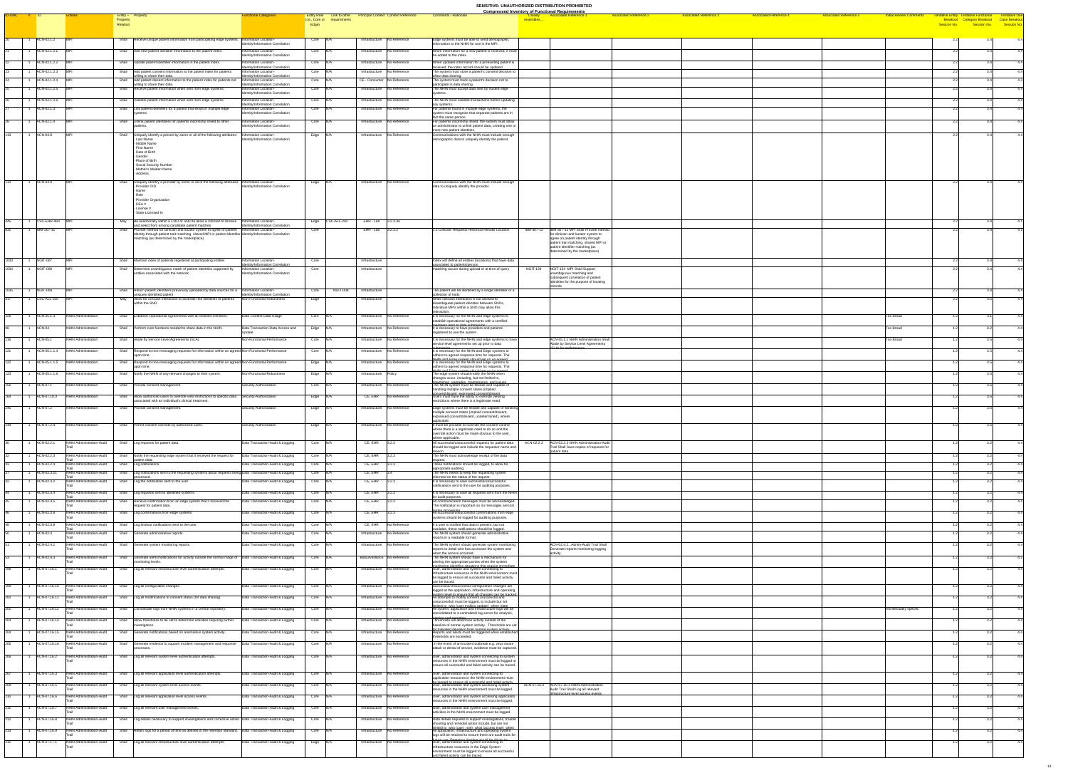SENSITIVE: UNAUTHORIZED DISTRIBUTION PROHIBITED

Compressed Inventory of Functional Requirements

| ID-ONC | # | ID | Entities | Entity - Property Relation | Property | Functional Categories | Entity Role (i.e., Core or Edge) | Link to other requirements | Principal Context | Context Reference | Comments / Rationale | Closely resembles... | Associated Reference 1 | Associated Reference 2 | Associated Reference 3 | Associated Reference 4 | Associated Reference 5 | Initial Review Comments | Tentative Entity Breakout Session No. | Tentative Functional Category Breakout Session No. | Tentative Use Case Breakout Session No. |
|---|---|---|---|---|---|---|---|---|---|---|---|---|---|---|---|---|---|---|---|---|---|
| 20 | 1 | ACN-02.1.3 | MPI | Shall | Receive unique patient information from participating edge systems. | Information Location-Identity/Information Correlation | Core | N/A | Infrastructure | No Reference | Edge systems must be able to send demographic information to the NHIN for use in the MPI. | | | | | | | | 2.2 | 3.4 | 4.4 |
| 21 | 1 | ACN-02.1.2.1 | MPI | Shall | Add new patient identifier information to the patient index. | Information Location-Identity/Information Correlation | Core | N/A | Infrastructure | No Reference | When information for a new patient is received, it must be added to the index. | | | | | | | | 2.2 | 3.4 | 4.4 |
| 22 | 1 | ACN-02.1.2.2 | MPI | Shall | Update patient identifier information in the patient index. | Information Location-Identity/Information Correlation | Core | N/A | Infrastructure | No Reference | When updated information for a preexisting patient is received, the index record should be updated. | | | | | | | | 2.2 | 3.4 | 4.4 |
| 23 | 1 | ACN-02.1.2.3 | MPI | Shall | Add patient consent information to the patient index for patients willing to share their data. | Information Location-Identity/Information Correlation | Core | N/A | Infrastructure | No Reference | The system must store a patient's consent decision to allow data sharing. | | | | | | | | 2.2 | 3.4 | 4.4 |
| 24 | 1 | ACN-02.1.2.4 | MPI | Shall | Add patient dissent information to the patient index for patients not willing to share their data. | Information Location-Identity/Information Correlation | Core | N/A | CE - Consumer | No Reference | The system must track a patient's decision not to participate in data sharing. | | | | | | | | 2.2 | 3.4 | 4.3 |
| 25 | 1 | ACN-02.1.2.5 | MPI | Shall | Receive patient information when sent from edge systems. | Information Location-Identity/Information Correlation | Core | N/A | Infrastructure | No Reference | The NHIN must accept data sent by trusted edge systems. | | | | | | | | 2.2 | 3.4 | 4.4 |
| 26 | 1 | ACN-02.1.2.6 | MPI | Shall | Validate patient information when sent from edge systems. | Information Location-Identity/Information Correlation | Core | N/A | Infrastructure | No Reference | The NHIN must validate transactions before updating any systems. | | | | | | | | 2.2 | 3.4 | 4.4 |
| 27 | 1 | ACN-02.1.3 | MPI | Shall | Link patient identifiers for a patient that exists in multiple edge systems. | Information Location-Identity/Information Correlation | Core | N/A | Infrastructure | No Reference | For patients found in multiple edge systems, the system must recognize that separate patients are in fact the same person. | | | | | | | | 2.2 | 3.4 | 4.4 |
| 28 | 1 | ACN-02.1.4 | MPI | Shall | Unlink patient identifiers for patients incorrectly linked to other patients. | Information Location-Identity/Information Correlation | Core | N/A | Infrastructure | No Reference | For patients incorrectly linked, the system must allow an administrator to unlink patient data, creating one or more new patient identities. | | | | | | | | 2.2 | 3.4 | 4.4 |
| 113 | 1 | ACN-04.8 | MPI | Shall | Uniquely identify a person by some or all of the following attributes: - Last Name - Middle Name - First Name - Date of Birth - Gender - Place of Birth - Social Security Number - Mother's Maiden Name - Address | Information Location-Identity/Information Correlation | Edge | N/A | Infrastructure | No Reference | Communications with the NHIN must include enough demographic data to uniquely identify the patient. | | | | | | | | 2.2 | 3.4 | 4.4 |
| 114 | 1 | ACN-04.9 | MPI | Shall | Uniquely identify a provider by some or all of the following attributes: - Provider OID - Name - Role - Provider Organization - DEA # - License # - State Licensed In | Information Location-Identity/Information Correlation | Edge | N/A | Infrastructure | No Reference | Communications with the NHIN must include enough data to uniquely identify the provider. | | | | | | | | 2.2 | 3.4 | 4.4 |
| 465 | 1 | CSC-EHR-460 | MPI | May | Be used locally within a CDO or SNO to assist a clinician to browse and select from among candidate patient matches. | Information Location-Identity/Information Correlation | Edge | CSC-ALL-250 | EHR - Lab | 2.2.3.4b | | | | | | | | | 2.2 | 3.4 | 4.1 |
| 405 | 1 | IBM-307-11 | MPI | Shall | Provide method for clinician and locator system to agree on patient identity through patient trait matching, shared MPI or patient identifier matching (as determined by the marketplace) | Information Location-Identity/Information Correlation | Core | | EHR - Lab | 2.2.3.2 | 2.1 Clinician Requests Historical Results Location | IBM-307-12 | IBM-307-12 MPI Shall Provide method for clinician and locator system to agree on patient identity through patient trait matching, shared MPI or patient identifier matching (as determined by the marketplace) | | | | | | 2.2 | 3.4 | 4.1 |
| 1093 | 1 | NGIT-087 | MPI | Shall | Maintain index of patients registered at participating entities | Information Location-Identity/Information Correlation | Core | | Infrastructure | | Index will define all entities (locations) that have data associated to patients/person | | | | | | | | 2.2 | 3.4 | 4.4 |
| 1094 | 1 | NGIT-088 | MPI | Shall | Determine unambiguous match of patient identities supported by entities associated with the network | Information Location-Identity/Information Correlation | Core | | Infrastructure | | Matching occurs during upload or at time of query | NGIT-134 | NGIT-134 MPI Shall Support unambiguous matching and subsequent correlation of patient identities for the purpose of locating records | | | | | | 2.2 | 3.4 | 4.4 |
| 1095 | 1 | NGIT-089 | MPI | Shall | Return patient identifiers previously uploaded by data sources for a uniquely identified patient | Information Location-Identity/Information Correlation | Core | NGIT-008 | Infrastructure | | The patient will be identified by a single identifier or a collection of traits | | | | | | | | 2.2 | 3.4 | 4.4 |
| 307 | 1 | CSC-ALL-550 | MPI | May | Allow for clinician interaction to ascertain the identities of patients within the SNO | Non-Functional-Robustness | Edge | | Infrastructure | | While clinician interaction is not allowed to disambiguate patient identifiers between SNOs, individual MPIs within a SNO may allow this interaction. | | | | | | | | 2.2 | 3.5 | 4.4 |
| 129 | 1 | ACN-01.3 | NHIN Administration | Shall | Establish Operational Agreements with all certified members. | Data Content-Data Usage | Core | N/A | Infrastructure | No Reference | It is necessary for the NHIN and edge systems to establish operational agreements with a certified organization prior to data submission. | | | | | | | Too Broad | 1.2 | 3.1 | 4.4 |
| 96 | 1 | ACN-06 | NHIN Administration | Shall | Perform core functions needed to share data in the NHIN. | Data Transaction-Data Access and Update | Edge | N/A | Infrastructure | No Reference | It is necessary to have providers and patients registered to use the system. | | | | | | | Too Broad | 1.2 | 3.2 | 4.4 |
| 124 | 1 | ACN-05.1 | NHIN Administration | Shall | Abide by Service Level Agreements (SLA) | Non-Functional-Performance | Core | N/A | Infrastructure | No Reference | It is necessary for the NHIN and edge systems to have service level agreements set up prior to data submission. | | ACN-05.1.1 NHIN Administration Shall Abide by Service Level Agreements (SLA) for performance | | | | | Too Broad | 1.2 | 3.5 | 4.4 |
| 125 | 1 | ACN-05.1.1.6 | NHIN Administration | Shall | Respond to non-messaging requests for information within an agreed upon time. | Non-Functional-Performance | Core | N/A | Infrastructure | No Reference | It is necessary for the NHIN and Edge systems to adhere to agreed response time for requests. The NHIN and Edge systems should set an agreed | | | | | | | | 1.2 | 3.5 | 4.4 |
| 122 | 1 | ACN-05.1.1.5 | NHIN Administration | Shall | Respond to non-messaging requests for information within an agreed upon time. | Non-Functional-Performance | Edge | N/A | Infrastructure | No Reference | It is necessary for the NHIN and Edge systems to adhere to agreed response time for requests. The NHIN and Edge system should set an agreed | | | | | | | | 1.2 | 3.5 | 4.4 |
| 123 | 1 | ACN-05.1.1.6 | NHIN Administration | Shall | Notify the NHIN of any relevant changes to their system. | Non-Functional-Robustness | Edge | N/A | Infrastructure | Policy | The edge system should notify the NHIN when changes occur, including, but not limited to, downtimes, upgrades, maintenance, and issues | | | | | | | | 1.2 | 3.5 | 4.4 |
| 196 | 1 | ACN-07.1 | NHIN Administration | Shall | Provide consent management. | Security-Authorization | Core | N/A | Infrastructure | No Reference | The NHIN system must be flexible and capable of handling multiple consent states (implied consent/dissent, expressed consent/dissent, unknown) | | | | | | | | 1.2 | 3.6 | 4.4 |
| 164 | 1 | ACN-07.10.3 | NHIN Administration | Shall | Allow authorized users to override view restrictions to specific data associated with an individual's clinical treatment. | Security-Authorization | Edge | N/A | CE, EHR | No Reference | Users must have the ability to override viewing restrictions where there is a legitimate need. | | | | | | | | 1.2 | 3.6 | 4.4 |
| 285 | 1 | ACN-07.2 | NHIN Administration | Shall | Provide consent management. | Security-Authorization | Edge | N/A | Infrastructure | No Reference | Edge systems must be flexible and capable of handling multiple consent states (implied consent/dissent, expressed consent/dissent, undetermined), where applicable. | | | | | | | | 1.2 | 3.6 | 4.4 |
| 289 | 1 | ACN-07.2.4 | NHIN Administration | Shall | Permit consent override by authorized users. | Security-Authorization | Edge | N/A | Infrastructure | No Reference | It must be possible to override the consent control where there is a legitimate need to do so and the override action must be made obvious to the user, where applicable. | | | | | | | | 1.2 | 3.6 | 4.4 |
| 30 | 1 | ACN-02.2.1 | NHIN Administration-Audit Trail | Shall | Log requests for patient data. | Data Transaction-Audit & Logging | Core | N/A | CE, EHR | 2.2.3 | All successful/unsuccessful requests for patient data should be logged and include the requestor name and reason. | ACN-02.2.2 | ACN-02.2.2 NHIN Administration-Audit Trail Shall Save copies of requests for patient data. | | | | | | 1.2 | 3.2 | 4.4 |
| 32 | 1 | ACN-02.2.3 | NHIN Administration-Audit Trail | Shall | Notify the requesting edge system that it received the request for patient data. | Data Transaction-Audit & Logging | Core | N/A | CE, EHR | 2.2.3 | The NHIN must acknowledge receipt of the data request. | | | | | | | | 1.2 | 3.2 | 4.4 |
| 33 | 1 | ACN-02.2.4 | NHIN Administration-Audit Trail | Shall | Log notifications. | Data Transaction-Audit & Logging | Core | N/A | CE, EHR | 2.2.3 | These notifications should be logged, to allow for appropriate auditing. | | | | | | | | 1.2 | 3.2 | 4.4 |
| 37 | 1 | ACN-02.2.11 | NHIN Administration-Audit Trail | Shall | Log notifications sent to the requesting systems about requests being processed. | Data Transaction-Audit & Logging | Core | N/A | CE, EHR | 2.4 | The NHIN needs to keep the requesting system informed on the status of the request. | | | | | | | | 1.2 | 3.2 | 4.4 |
| 42 | 1 | ACN-02.3.2 | NHIN Administration-Audit Trail | Shall | Log the notification sent to the user. | Data Transaction-Audit & Logging | Core | N/A | CE, EHR | 2.2.3 | It is necessary to save successful/unsuccessful notifications sent to the user for auditing purposes. | | | | | | | | 1.2 | 3.2 | 4.4 |
| 44 | 1 | ACN-02.3.4 | NHIN Administration-Audit Trail | Shall | Log requests sent to identified systems. | Data Transaction-Audit & Logging | Core | N/A | CE, EHR | 2.2.3 | It is necessary to save all requests sent from the NHIN for audit purposes. | | | | | | | | 1.2 | 3.2 | 4.4 |
| 45 | 1 | ACN-02.3.5 | NHIN Administration-Audit Trail | Shall | Receive confirmation from an edge system that it received the request for patient data. | Data Transaction-Audit & Logging | Core | N/A | CE, EHR | 2.2.3 | All communication messages must be acknowledged. The notification is important so no messages are lost in the processing. | | | | | | | | 1.2 | 3.2 | 4.4 |
| 46 | 1 | ACN-02.3.6 | NHIN Administration-Audit Trail | Shall | Log confirmations from edge systems. | Data Transaction-Audit & Logging | Core | N/A | CE, EHR | 2.2.3 | All successful/unsuccessful confirmations from edge systems should be logged for auditing purposes. | | | | | | | | 1.2 | 3.2 | 4.4 |
| 48 | 1 | ACN-02.3.8 | NHIN Administration-Audit Trail | Shall | Log timeout notifications sent to the user. | Data Transaction-Audit & Logging | Core | N/A | CE, EHR | No Reference | If a user is notified that data is present, but not available, these notifications should be logged. | | | | | | | | 1.2 | 3.2 | 4.4 |
| 50 | 1 | ACN-02.4 | NHIN Administration-Audit Trail | Shall | Generate administration reports. | Data Transaction-Audit & Logging | Core | N/A | Infrastructure | No Reference | The NHIN system should generate administrative reports in a readable format. | | | | | | | | 1.2 | 3.2 | 4.4 |
| 51 | 1 | ACN-02.4.1 | NHIN Administration-Audit Trail | Shall | Generate system monitoring reports. | Data Transaction-Audit & Logging | Core | N/A | Infrastructure | No Reference | The NHIN system should generate system monitoring reports to detail who has accessed the system and when the access occurred. | | ACN-02.4.3...Admin-Audit Trail Shall Generate reports monitoring logging activity. | | | | | | 1.2 | 3.2 | 4.4 |
| 52 | 1 | ACN-02.4.3 | NHIN Administration-Audit Trail | Shall | Generate alerts/notifications for activity outside the normal range of monitoring levels. | Data Transaction-Audit & Logging | Core | N/A | Biosurveillance | No Reference | The NHIN system should have a mechanism for alerting the appropriate parties when the system monitoring identifies situations that require immediate | | | | | | | | 1.2 | 3.2 | 4.2 |
| 198 | 1 | ACN-07.16.1 | NHIN Administration-Audit Trail | Shall | Log all relevant infrastructure level authentication attempts. | Data Transaction-Audit & Logging | Core | N/A | Infrastructure | No Reference | User, administrator and system connecting to infrastructure resources in the NHIN environment must be logged to ensure all successful and failed activity can be traced. | | | | | | | | 1.2 | 3.2 | 4.4 |
| 199 | 1 | ACN-07.16.10 | NHIN Administration-Audit Trail | Shall | Log all configuration changes. | Data Transaction-Audit & Logging | Core | N/A | Infrastructure | No Reference | Successful/unsuccessful configuration changes are logged at the application, infrastructure and operating system level to ensure that all changes can be tracked. | | | | | | | | 1.2 | 3.2 | 4.4 |
| 200 | 1 | ACN-07.16.11 | NHIN Administration-Audit Trail | Shall | Log all modifications to consent status (for data sharing). | Data Transaction-Audit & Logging | Core | N/A | Infrastructure | No Reference | All attempts to modify consents (successful and unsuccessful) must be logged, to include but not limited to, who (user making update), when (date | | | | | | | | 1.2 | 3.2 | 4.4 |
| 201 | 1 | ACN-07.16.12 | NHIN Administration-Audit Trail | Shall | Consolidate logs from NHIN systems in a central repository. | Data Transaction-Audit & Logging | Core | N/A | Infrastructure | No Reference | All system, application and infrastructure logs will be consolidated to a centralized log server for analysis, backup and retention. | | | | | | | Architecturally specific | 1.2 | 3.2 | 4.4 |
| 203 | 1 | ACN-07.16.14 | NHIN Administration-Audit Trail | Shall | Allow thresholds to be set to determine activities requiring further investigation. | Data Transaction-Audit & Logging | Core | N/A | Infrastructure | No Reference | Thresholds will determine activity outside of the baseline of normal system activity. Thresholds are set to a standard deviation from normal system activity | | | | | | | | 1.2 | 3.2 | 4.4 |
| 204 | 1 | ACN-07.16.15 | NHIN Administration-Audit Trail | Shall | Generate notifications based on anomalous system activity. | Data Transaction-Audit & Logging | Core | N/A | Infrastructure | No Reference | Reports and Alerts must be triggered when established thresholds are exceeded. | | | | | | | | 1.2 | 3.2 | 4.4 |
| 205 | 1 | ACN-07.16.16 | NHIN Administration-Audit Trail | Shall | Generate evidence to support incident management and response processes. | Data Transaction-Audit & Logging | Core | N/A | Infrastructure | No Reference | In the event of an incident outbreak e.g. virus recent attack or denial of service, evidence must be captured. | | | | | | | | 1.2 | 3.2 | 4.4 |
| 206 | 1 | ACN-07.16.2 | NHIN Administration-Audit Trail | Shall | Log all relevant system level authentication attempts. | Data Transaction-Audit & Logging | Core | N/A | Infrastructure | No Reference | User, administrator and system connecting to system resources in the NHIN environment must be logged to ensure all successful and failed activity can be traced. | | | | | | | | 1.2 | 3.2 | 4.4 |
| 207 | 1 | ACN-07.16.3 | NHIN Administration-Audit Trail | Shall | Log all relevant application level authentication attempts. | Data Transaction-Audit & Logging | Core | N/A | Infrastructure | No Reference | User, administrator and system connecting to application resources in the NHIN environment must be logged to ensure all successful and failed activity | | | | | | | | 1.2 | 3.2 | 4.4 |
| 209 | 1 | ACN-07.16.5 | NHIN Administration-Audit Trail | Shall | Log all relevant system level access events. | Data Transaction-Audit & Logging | Core | N/A | Infrastructure | No Reference | User, administrator and system accessing system resources in the NHIN environment must be logged. | ACN-07.16.4 | ACN-07.16.4 NHIN Administration-Audit Trail Shall Log all relevant infrastructure level access events | | | | | | 1.2 | 3.2 | 4.4 |
| 210 | 1 | ACN-07.16.6 | NHIN Administration-Audit Trail | Shall | Log all relevant application level access events. | Data Transaction-Audit & Logging | Core | N/A | Infrastructure | No Reference | User, administrator and system accessing application resources in the NHIN environment must be logged. | | | | | | | | 1.2 | 3.2 | 4.4 |
| 211 | 1 | ACN-07.16.7 | NHIN Administration-Audit Trail | Shall | Log all relevant user management events. | Data Transaction-Audit & Logging | Core | N/A | Infrastructure | No Reference | User, administrator and system user management activities in the NHIN environment must be logged. | | | | | | | | 1.2 | 3.2 | 4.4 |
| 212 | 1 | ACN-07.16.8 | NHIN Administration-Audit Trail | Shall | Log details necessary to support investigations and corrective action. | Data Transaction-Audit & Logging | Core | N/A | Infrastructure | No Reference | Data details required to support investigations, trouble shooting and remedial action include, but are not limited to, who (user, role), what (action type), when | | | | | | | | 1.2 | 3.2 | 4.4 |
| 213 | 1 | ACN-07.16.9 | NHIN Administration-Audit Trail | Shall | Retain logs for a period of time as defined in the retention standard. | Data Transaction-Audit & Logging | Core | N/A | Infrastructure | No Reference | All application, infrastructure and operating system logs will be retained to ensure there are audit trails for future use. Retention timeline would be driven by | | | | | | | | 1.2 | 3.2 | 4.4 |
| 215 | 1 | ACN-07.17.1 | NHIN Administration-Audit Trail | Shall | Log all relevant infrastructure level authentication attempts. | Data Transaction-Audit & Logging | Edge | N/A | Infrastructure | No Reference | User, administrator and system connecting to infrastructure resources in the Edge System environment must be logged to ensure all successful and failed activity can be traced. | | | | | | | | 1.2 | 3.2 | 4.4 |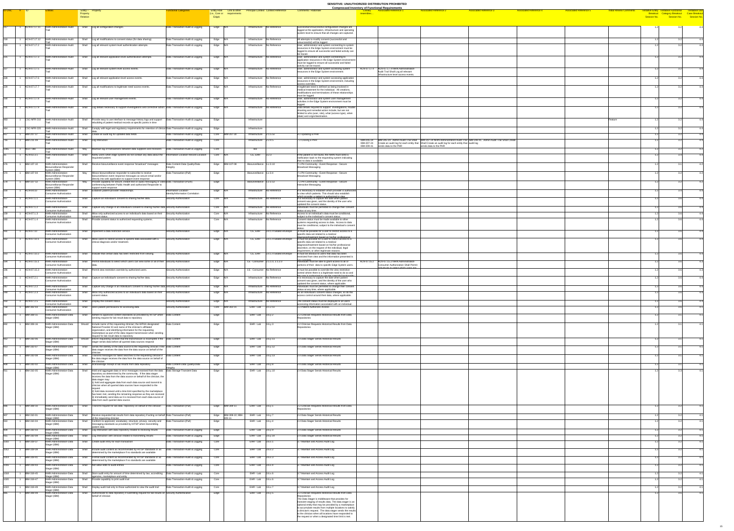| ID-ONC | # | ID | Entities | Entity - Property Relation | Property | Functional Categories | Entity Role (i.e., Core or Edge) | Link to other requirements | Principal Context | Context Reference | Comments / Rationale | Closely resembles... | Associated Reference 1 | Associated Reference 2 | Associated Reference 3 | Associated Reference 4 | Associated Reference 5 | Initial Review Comments | Tentative Entity Breakout Session No. | Tentative Functional Category Breakout Session No. | Tentative Use Case Breakout Session No. |
|---|---|---|---|---|---|---|---|---|---|---|---|---|---|---|---|---|---|---|---|---|---|
| 217 | 1 | ACN-07.17.11 | NHIN Administration-Audit Trail | Shall | Log all configuration changes. | Data Transaction-Audit & Logging | Edge | N/A | Infrastructure | No Reference | Successful/unsuccessful configuration changes are logged at the application, infrastructure and operating system level to ensure that all changes are captured. | | | | | | | | 1.2 | 3.2 | 4.4 |
| 218 | 1 | ACN-07.17.12 | NHIN Administration-Audit Trail | Shall | Log all modifications to consent status (for data sharing). | Data Transaction-Audit & Logging | Edge | N/A | Infrastructure | No Reference | All attempts to modify consent (successful and unsuccessful) will be logged. | | | | | | | | 1.2 | 3.2 | 4.4 |
| 224 | 1 | ACN-07.17.2 | NHIN Administration-Audit Trail | Shall | Log all relevant system level authentication attempts. | Data Transaction-Audit & Logging | Edge | N/A | Infrastructure | No Reference | User, administrator and system connecting to system resources in the Edge System environment must be logged to ensure all successful and failed activity can be traced. | | | | | | | | 1.2 | 3.2 | 4.4 |
| 225 | 1 | ACN-07.17.3 | NHIN Administration-Audit Trail | Shall | Log all relevant application level authentication attempts. | Data Transaction-Audit & Logging | Edge | N/A | Infrastructure | No Reference | User, administrator and system connecting to application resources in the Edge System environment must be logged to ensure all successful and failed activity can be traced. | | | | | | | | 1.2 | 3.2 | 4.4 |
| 227 | 1 | ACN-07.17.5 | NHIN Administration-Audit Trail | Shall | Log all relevant system level access events. | Data Transaction-Audit & Logging | Edge | N/A | Infrastructure | No Reference | User, administrator and system accessing system resources in the Edge System environment. | ACN-07.17.6 | ACN-07.17.6 NHIN Administration-Audit Trail Shall Log all relevant infrastructure level access events. | | | | | | 1.2 | 3.2 | 4.4 |
| 228 | 1 | ACN-07.17.6 | NHIN Administration-Audit Trail | Shall | Log all relevant application level access events. | Data Transaction-Audit & Logging | Edge | N/A | Infrastructure | No Reference | User, administrator and system accessing application resources in the Edge System environment, including access overrides. | | | | | | | | 1.2 | 3.2 | 4.4 |
| 229 | 1 | ACN-07.17.7 | NHIN Administration-Audit Trail | Shall | Log all modifications to legitimate need access events. | Data Transaction-Audit & Logging | Edge | N/A | Infrastructure | No Reference | A legitimate need is defined as being involved in medical treatment for the individual. All creations, modifications and terminations of these relationships must be logged. | | | | | | | | 1.2 | 3.2 | 4.4 |
| 230 | 1 | ACN-07.17.8 | NHIN Administration-Audit Trail | Shall | Log all relevant user management events. | Data Transaction-Audit & Logging | Edge | N/A | Infrastructure | No Reference | User, administrator and system user management activities in the Edge System environment must be logged. | | | | | | | | 1.2 | 3.2 | 4.4 |
| 231 | 1 | ACN-07.17.9 | NHIN Administration-Audit Trail | Shall | Log details necessary to support investigations and corrective action | Data Transaction-Audit & Logging | Edge | N/A | Infrastructure | No Reference | Data details required to support investigations, trouble shooting and remedial action include, but are not limited to who (user, role), what (access type), when (date) and origin/destination. | | | | | | | | 1.2 | 3.2 | 4.4 |
| 463 | 1 | CSC-NFR-210 | NHIN Administration-Audit Trail | Shall | Provide easy to use interface to message history logs and support rebuilding of patient medical records at specific points in time | Data Transaction-Audit & Logging | Edge | | Infrastructure | | | | | | | | | Feature | 1.2 | 3.2 | 4.4 |
| 464 | 1 | CSC-NFR-220 | NHIN Administration-Audit Trail | Shall | Comply with legal and regulatory requirements for retention of clinical data. | Data Transaction-Audit & Logging | Edge | | Infrastructure | | | | | | | | | | 1.2 | 3.2 | 4.4 |
| 827 | 1 | IBM-207-37 | NHIN Administration-Audit Trail | Shall | Create an audit log for updated data fields | Data Transaction-Audit & Logging | Core | IBM-207-38 | Infrastructure | 2.1.5.1a | 4.2 Updating a PHR | | | | | | | | 1.2 | 3.2 | 4.4 |
| 735 | 1 | IBM-211-09 | NHIN Administration-Audit Trail | Shall | Log interaction | Data Transaction-Audit & Logging | Core | | Infrastructure | 2.2.4.5 | 7.2 Closing a PHR | IBM-205-24 IBM-207-24 IBM-208-41 | IBM-205-24...Admin Audit Trail Shall Create an audit log for each entity that sends data to the PHR | IBM-207-24 NHIN Administration-Audit Trail Shall Create an audit log for each entity that sends data to the PHR | IBM-208-41...Admin Audit Trail Shall Create audit log | | | | 1.2 | 3.2 | 4.4 |
| 1086 | 1 | ACN-080 | NHIN Administration-Audit Trail | May | Maintain log of transactions between data suppliers and receivers | Data Transaction-Audit & Logging | Core | | tbd | | | | | | | | | | 1.2 | 3.2 | 4.2 |
| 30 | 1 | ACN-02.4.1 | NHIN Administration-Audit Trail | Shall | Notify users when edge systems do not contain any data about the requested patient. | Information Location-Record Location | Core | N/A | CE, EHR | 2.2.3 | If the patient is not found, the NHIN must send a notification back to the requesting system indicating that no data is available. | | | | | | | | 1.2 | 3.6 | 4.4 |
| 576 | 1 | IBM-107-10 | NHIN Administration-Biosurveillance Responder System (IBM) | Shall | Receive biosurveillance event response "broadcast" messages | Data Content-Data Quality/Data Integrity | Edge | IBM-107-08 | Biosurveillance | 1.2.3.10 | 7.1 PH Community - Event Response - Secure Broadcast Messaging | | | | | | | | 1.2 | 3.1 | 4.2 |
| 570 | 1 | IBM-107-04 | NHIN Administration-Biosurveillance Responder System (IBM) | May | Allows biosurveillance responder to subscribe to receive biosurveillance event response messages via secure email and/or directly into web application to support event response | Data Transaction-(Pull) | Edge | | Biosurveillance | 1.2.3.4 | 7.1 PH Community - Event Response - Secure Broadcast Messaging | | | | | | | | 1.2 | 3.2 | 4.2 |
| 578 | 1 | IBM-107-12 | NHIN Administration-Biosurveillance Responder System (IBM) | May | Provide capability for secure, instant text or audio messaging or video conferencing between Public Health and authorized Responder to support event response | Data Transaction-(Push) | Edge | | Biosurveillance | 1.2.3.12 | 7.2 PH Community - Event Response - Secure Interactive Messaging | | | | | | | | 1.2 | 3.2 | 4.2 |
| 100 | 1 | ACN-05.10 | NHIN Administration-Consumer Authorization | Shall | Establish patient/provider relationships. | Information Location-Identity/Information Correlation | Edge | N/A | Infrastructure | No Reference | It is necessary to establish which provider is authorized to view which patients. This should also establish which provider a patient is authorized to view. | | | | | | | | 1.2 | 3.6 | 4.4 |
| 157 | 1 | ACN-07.1.1 | NHIN Administration-Consumer Authorization | Shall | Capture an individual's consent to sharing his/her data. | Security-Authorization | Core | N/A | Infrastructure | No Reference | It is necessary to capture the date when patient consent was given, and the identity of the user who updated the consent status. | | | | | | | | 1.2 | 3.6 | 4.4 |
| 158 | 1 | ACN-07.1.2 | NHIN Administration-Consumer Authorization | Shall | Capture any change in an individual's consent to sharing his/her data | Security-Authorization | Core | N/A | Infrastructure | No Reference | Individuals must be permitted to change their consent status at any time. | | | | | | | | 1.2 | 3.6 | 4.4 |
| 159 | 1 | ACN-07.1.3 | NHIN Administration-Consumer Authorization | Shall | Allow only authorized access to an individual's data based on their consent status. | Security-Authorization | Core | N/A | Infrastructure | No Reference | Access to an individual's data must be conditional, subject to the individual's consent status. | | | | | | | | 1.2 | 3.6 | 4.4 |
| 160 | 1 | ACN-07.1.4 | NHIN Administration-Consumer Authorization | Shall | Provide consent status to authorized requesting systems. | Security-Authorization | Core | N/A | Infrastructure | No Reference | Consent status must be made available to other systems requesting access to data. Access to data must be conditional, subject to the individual's consent status. | | | | | | | | 1.2 | 3.6 | 4.4 |
| 161 | 1 | ACN-07.10 | NHIN Administration-Consumer Authorization | Shall | Implement a data restriction service. | Security-Authorization | Edge | N/A | CE, EHR | 2.4.1.3 Sealed envelope | It must be possible for a user to restrict access to a specific data set related to a medical diagnosis/treatment based on his/her professional discretion. | | | | | | | | 1.2 | 3.6 | 4.4 |
| 162 | 1 | ACN-07.10.1 | NHIN Administration-Consumer Authorization | Shall | Allow users to restrict access to specific data associated with a clinical diagnoses and/or treatment. | Security-Authorization | Edge | N/A | CE, EHR | 2.4.1.3 Sealed envelope | It must be possible for a user to restrict access to a specific data set related to a medical diagnosis/treatment based on his/her professional discretion, on the request of the individual, legal requirement, or other legitimate reasons. | | | | | | | | 1.2 | 3.6 | 4.4 |
| 163 | 1 | ACN-07.10.2 | NHIN Administration-Consumer Authorization | Shall | Indicate that certain data has been restricted from viewing. | Security-Authorization | Edge | N/A | CE, EHR | 2.4.1.3 Sealed envelope | It must be obvious to users that data has been restricted from view and the information presented is not complete. | | | | | | | | 1.2 | 3.6 | 4.4 |
| 194 | 1 | ACN-07.15.1 | NHIN Administration-Consumer Authorization | Shall | Permit individuals to select which users can view some or all of their data. | Security-Authorization | Edge | N/A | CE - Consumer | 2.1.1.1, 2.1.2.0 | Individuals must be able to grant access to all or portions of their data to specific Edge System users. | ACN-07.15.2 | ACN-07.15.2 NHIN Administration-Consumer Authorization Shall Permit individuals to select which users may... | | | | | | 1.2 | 3.6 | 4.4 |
| 196 | 1 | ACN-07.15.3 | NHIN Administration-Consumer Authorization | Shall | Permit view restriction override by authorized users. | Security-Authorization | Edge | N/A | CE - Consumer | No Reference | It must be possible to override the view restriction control where there is a legitimate need to do so and the user is authorized to use the override functionality. | | | | | | | | 1.2 | 3.6 | 4.4 |
| 246 | 1 | ACN-07.2.1 | NHIN Administration-Consumer Authorization | Shall | Capture an individual's consent to sharing his/her data. | Security-Authorization | Edge | N/A | Infrastructure | No Reference | It is necessary to capture the date when patient consent was given, and the identity of the user who updated the consent status, where applicable. | | | | | | | | 1.2 | 3.6 | 4.4 |
| 247 | 1 | ACN-07.2.2 | NHIN Administration-Consumer Authorization | Shall | Capture any change in an individual's consent to sharing his/her data | Security-Authorization | Edge | N/A | Infrastructure | No Reference | Individuals must be permitted to change their consent status at any time, where applicable. | | | | | | | | 1.2 | 3.6 | 4.4 |
| 248 | 1 | ACN-07.2.3 | NHIN Administration-Consumer Authorization | Shall | Allow only authorized access to an individual's data based on their consent status. | Security-Authorization | Edge | N/A | Infrastructure | No Reference | As an individual's consent status changes, so do the access control around their data, where applicable. | | | | | | | | 1.2 | 3.6 | 4.4 |
| 250 | 1 | ACN-07.2.5 | NHIN Administration-Consumer Authorization | Shall | Display the consent status. | Security-Authorization | Edge | N/A | Infrastructure | No Reference | The consent status must be displayed to all users accessing information associated with an individual. | | | | | | | | 1.2 | 3.6 | 4.4 |
| 758 | 1 | IBM-302-03 | NHIN Administration-Consumer Authorization | Shall | Store patient permissions for accessing data | Security-Authorization | Core | IBM-302-01 | EHR - Lab | 3.1.2.1b | 3.2 Patient Authorizes Access | | | | | | | | 1.2 | 3.6 | 4.1 |
| 887 | 1 | IBM-309-11 | NHIN Administration-Data Stager (IBM) | Shall | Adhere to approved content standards as provided by HITSP when sending request for lab result data to repository | Data Content | Edge | | EHR - Lab | 3.6.y.2 | 3.2 Clinician Requests Historical Results from Data Repositories | | | | | | | | 1.2 | 3.1 | 4.1 |
| 892 | 1 | IBM-309-16 | NHIN Administration-Data Stager (IBM) | Should | Include name of the requesting clinician, the HIPAA designated National Provider ID and name of the clinician's affiliated organization, and identifying information for the requesting marketplace as part of the data request transmission when sending request for lab result data to repository | Data Content | Edge | | EHR - Lab | 3.6.y.2 | 3.2 Clinician Requests Historical Results from Data Repositories | | | | | | | | 1.2 | 3.1 | 4.1 |
| 912 | 1 | IBM-333-06 | NHIN Administration-Data Stager (IBM) | Should | Inform requesting clinician that the transmission is incomplete if the stager sends data before all queried data sources respond | Data Content | Edge | | EHR - Lab | 3.6.y.11 | 3.4 Data Stager Sends Historical Results | | | | | | | | 1.2 | 3.1 | 4.1 |
| 913 | 1 | IBM-333-07 | NHIN Administration-Data Stager (IBM) | Shall | Sends the identity of the data source to the requesting clinician if the data stager receives the data from the data source on behalf of the clinician | Data Content | Edge | | EHR - Lab | 3.6.y.12 | 3.4 Data Stager Sends Historical Results | | | | | | | | 1.2 | 3.1 | 4.1 |
| 915 | 1 | IBM-333-09 | NHIN Administration-Data Stager (IBM) | Shall | Transmit messages for failed searches to the requesting clinician if the data stager receives the data from the data source on behalf of the clinician | Data Content | Edge | | EHR - Lab | 3.6.y.13 | 3.4 Data Stager Sends Historical Results | | | | | | | | 1.2 | 3.1 | 4.1 |
| 908 | 1 | IBM-333-02 | NHIN Administration-Data Stager (IBM) | Shall | Acknowledge receipt of lab results from data repository | Data Content-Data Quality/Data Integrity | Edge | | EHR - Lab | 3.6.y.8 | 3.4 Data Stager Sends Historical Results | | | | | | | | 1.2 | 3.1 | 4.1 |
| 911 | 1 | IBM-333-05 | NHIN Administration-Data Stager (IBM) | Shall | Hold and aggregate data or error messages received from the data repository as determined by the community. If the data stager receives the data from the data source on behalf of the clinician, the data stager may: 1) hold and aggregate data from each data source and transmit to clinician when all queried data sources have responded to the request 2) hold data received until a time limit specified by the marketplace has been met, sending the remaining response as they are received 3) immediately send data as it is received from each data source of data from each queried data source | Data Storage-Transient Data | Edge | | EHR - Lab | 3.6.y.10 | 3.4 Data Stager Sends Historical Results | | | | | | | | 1.2 | 3.3 | 4.1 |
| 886 | 1 | IBM-309-10 | NHIN Administration-Data Stager (IBM) | Shall | Transmit request for lab data repository on behalf of the clinician | Data Transaction-(Pull) | Edge | IBM-309-11 | EHR - Lab | 3.6.y.1 | 3.2 Clinician Requests Historical Results from Data Repositories | | | | | | | | 1.2 | 3.2 | 4.1 |
| 907 | 1 | IBM-333-01 | NHIN Administration-Data Stager (IBM) | Shall | Receive requested lab results form data repository if acting on behalf of the requesting clinician | Data Transaction-(Pull) | Edge | IBM-309-15; IBM-309-11 | EHR - Lab | 3.6.y.7 | 3.4 Data Stager Sends Historical Results | | | | | | | | 1.2 | 3.2 | 4.1 |
| 910 | 1 | IBM-333-04 | NHIN Administration-Data Stager (IBM) | Shall | Conform to approved, vocabulary, structure, privacy, security and messaging standards as provided by HITSP when transmitting patient data | Data Transaction-(Pull) | Edge | | EHR - Lab | 3.6.y.4 | 3.4 Data Stager Sends Historical Results | | | | | | | | 1.2 | 3.2 | 4.1 |
| 909 | 1 | IBM-333-03 | NHIN Administration-Data Stager (IBM) | Shall | Log interaction with data repository related to receiving results | Data Transaction-Audit & Logging | Edge | | EHR - Lab | 3.6.y.9 | 3.4 Data Stager Sends Historical Results | | | | | | | | 1.2 | 3.2 | 4.1 |
| 914 | 1 | IBM-333-08 | NHIN Administration-Data Stager (IBM) | Shall | Log interaction with clinician related to transmitting results | Data Transaction-Audit & Logging | Edge | | EHR - Lab | 3.6.y.14 | 3.4 Data Stager Sends Historical Results | | | | | | | | 1.2 | 3.2 | 4.1 |
| 1010 | 1 | IBM-339-37 | NHIN Administration-Data Stager (IBM) | Shall | Create audit entry for each transaction | Data Transaction-Audit & Logging | Core | | EHR - Lab | 3.6.z.1 | 3.7 Maintain and Access Audit Log | | | | | | | | 1.2 | 3.2 | 4.1 |
| 1012 | 1 | IBM-339-39 | NHIN Administration-Data Stager (IBM) | Shall | Include audit content as recommended by HITSP standards or as determined by the marketplace if no standards are available | Data Transaction-Audit & Logging | Core | | EHR - Lab | 3.6.z.2 | 3.7 Maintain and Access Audit Log | | | | | | | | 1.2 | 3.2 | 4.1 |
| 1014 | 1 | IBM-339-41 | NHIN Administration-Data Stager (IBM) | Shall | Format audit content as recommended by HITSP standards or as determined by the marketplace if no standards are available | Data Transaction-Audit & Logging | Core | | EHR - Lab | 3.6.z.3 | 3.7 Maintain and Access Audit Log | | | | | | | | 1.2 | 3.2 | 4.1 |
| 1016 | 1 | IBM-339-43 | NHIN Administration-Data Stager (IBM) | Shall | Not allow edits to audit entries | Data Transaction-Audit & Logging | Core | | EHR - Lab | 3.6.z.4 | 3.7 Maintain and Access Audit Log | | | | | | | | 1.2 | 3.2 | 4.1 |
| 1018 | 1 | IBM-339-45 | NHIN Administration-Data Stager (IBM) | Shall | Store audit entry for amount of time determined by law, accrediting agencies, marketplace and entity | Data Transaction-Audit & Logging | Core | | EHR - Lab | 3.6.z.5 | 3.7 Maintain and Access Audit Log | | | | | | | | 1.2 | 3.2 | 4.1 |
| 1020 | 1 | IBM-339-47 | NHIN Administration-Data Stager (IBM) | Shall | Provide capability to print audit trail | Data Transaction-Audit & Logging | Core | | EHR - Lab | 3.6.z.6 | 3.7 Maintain and Access Audit Log | | | | | | | | 1.2 | 3.2 | 4.1 |
| 1022 | 1 | IBM-339-49 | NHIN Administration-Data Stager (IBM) | Shall | Display audit trail only to those authorized to view the audit trail | Data Transaction-Audit & Logging | Core | | EHR - Lab | 3.6.z.7 | 3.7 Maintain and Access Audit Log | | | | | | | | 1.2 | 3.2 | 4.1 |
| 889 | 1 | IBM-309-13 | NHIN Administration-Data Stager (IBM) | Shall | Authenticate to data repository if submitting request for lab results on behalf of clinician | Security-Authentication | Edge | | EHR - Lab | 3.6.y.5 | 3.2 Clinician Requests Historical Results from Data Repositories The Data Stager is middleware that provides for transient staging of results data. The data stager is an optional entity that may be provided by a marketplace to accumulate results from multiple locations to satisfy a clinician's request. The data stager sends the results to the clinician when all locations have responded to the request or when a designated time limit is met. | | | | | | | | 1.2 | 3.6 | 4.1 |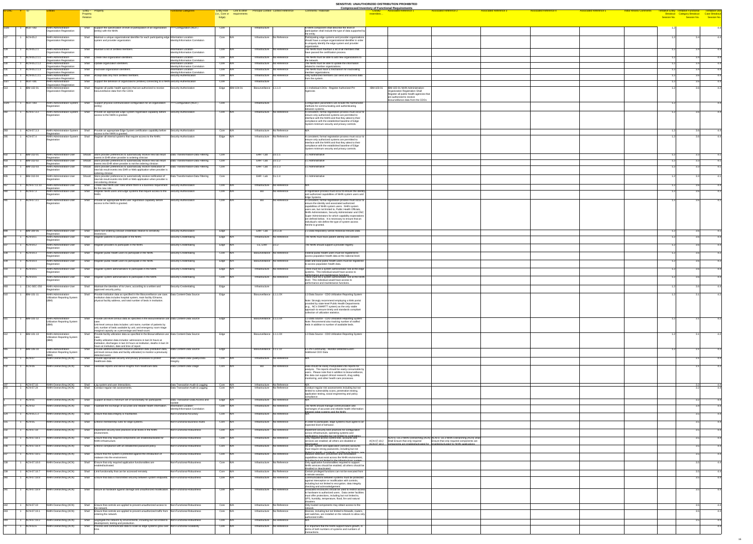| ID-ONC | # | ID | Entities | Entity – Property Relation | Property | Functional Categories | Entity Role (i.e., Core or Edge) | Link to other requirements | Principal Context | Context Reference | Comments / Rationale | Closely resembles... | Associated Reference 1 | Associated Reference 2 | Associated Reference 3 | Associated Reference 4 | Associated Reference 5 | Initial Review Comments | Tentative Entity Breakout Session No. | Tentative Functional Category Breakout Session No. | Tentative Use Case Breakout Session No. |
|---|---|---|---|---|---|---|---|---|---|---|---|---|---|---|---|---|---|---|---|---|---|
| 1034 | 1 | NCIT-082 | NHIN Administration-Organization Registration | Shall | Support the specification of level of participation of an organization (entity) with the NHIN. | ???-Configuration (NCIT) | Core | | Infrastructure | | A NHIN component shall describe the level of participation shall include the type of data supported by the entity. | | | | | | | | 1.2 | | 4.4 |
| 127 | 1 | ACN-05.2 | NHIN Administration-Organization Registration | Shall | Maintain a unique organizational identifier for each participating edge system and provider organization. | Information Location-Identity/Information Correlation | Core | N/A | Infrastructure | No Reference | Participating edge systems and provider organizations should have a unique organizational identifier in order to uniquely identify the edge system and provider organization. | | | | | | | | 1.2 | 3.6 | 4.4 |
| 128 | 1 | ACN-05.2.1 | NHIN Administration-Organization Registration | Shall | Maintain a list of certified members. | Information Location-Identity/Information Correlation | Core | N/A | Infrastructure | No Reference | The NHIN must maintain a list of all members that have passed the certification process. | | | | | | | | 1.2 | 3.6 | 4.4 |
| 129 | 1 | ACN-05.2.1.1 | NHIN Administration-Organization Registration | Shall | Create new organization identifiers. | Information Location-Identity/Information Correlation | Core | N/A | Infrastructure | No Reference | The NHIN must be able to add new organizations to the network. | | | | | | | | 1.2 | 3.6 | 4.4 |
| 130 | 1 | ACN-05.2.1.2 | NHIN Administration-Organization Registration | Shall | Update organization identifiers. | Information Location-Identity/Information Correlation | Core | N/A | Infrastructure | No Reference | The NHIN must be able to update the information related to member organizations. | | | | | | | | 1.2 | 3.6 | 4.4 |
| 131 | 1 | ACN-05.2.1.3 | NHIN Administration-Organization Registration | Shall | Inactivate organization identifiers. | Information Location-Identity/Information Correlation | Core | N/A | Infrastructure | No Reference | The NHIN must have a mechanism for inactivating member organizations. | | | | | | | | 1.2 | 3.6 | 4.4 |
| 132 | 1 | ACN-05.2.1.2.1 | NHIN Administration-Organization Registration | Shall | Accept data only from certified members. | Security-Authorization | Core | N/A | Infrastructure | No Reference | Only authorized members can send and access data from the system. | | | | | | | | 1.2 | 3.6 | 4.4 |
| 1037 | 1 | NCIT-085 | NHIN Administration-Organization Registration | Shall | Support the definition of organizations (entities) connecting to a NHIN | Security-Authentication | Core | | Infrastructure | | | | | | | | | | 1.2 | 3.6 | 4.4 |
| 513 | 1 | BIM-102-01 | NHIN Administration-Organization Registration | Shall | Register all public health agencies that are authorized to receive biosurveillance data from the CDOs | Security-Authorization | Edge | BIM-104-01 | Biosurveillance | 1.1.1.0 | 2.1 Individual CDOs - Register Authorized PH Agencies | BIM-103-01 | BIM-103-01 NHIN Administration-Organization Registration Shall Register all public health agencies that are authorized to receive biosurveillance data from the CDOs | | | | | | 1.2 | 3.6 | 4.2 |
| 1029 | 1 | NCIT-083 | NHIN Administration-System Registration | Shall | Support physical communication configuration for an organization (entity) | ???-Configuration (NCIT) | Core | | Infrastructure | | Configuration parameters will include the harmonized methods for communicating and authenticating between systems. | | | | | | | | 1.2 | | 4.4 |
| 292 | 1 | ACN-07.3.2 | NHIN Administration-System Registration | Shall | Provide an appropriate Edge System registration capability before access to the NHIN is granted. | Security-Authorization | Core | N/A | Infrastructure | No Reference | A consistent, formal registration process must occur to ensure only authorized systems are permitted to interface with the NHIN and that they attest to their compliance with the established baseline of Edge System minimum security and privacy controls. | | | | | | | | 1.2 | 3.6 | 4.4 |
| 293 | 1 | ACN-07.3.3 | NHIN Administration-System Registration | Shall | Provide an appropriate Edge System certification capability before access to the NHIN is granted. | Security-Authorization | Core | N/A | Infrastructure | No Reference | N/A | | | | | | | | 1.2 | 3.6 | 4.4 |
| 295 | 1 | ACN-07.4 | NHIN Administration-System Registration | Shall | Register all internal systems that require access to the NHIN. | Security-Authorization | Edge | N/A | Infrastructure | No Reference | A consistent, formal registration process must occur to ensure only authorized systems are permitted to interface with the NHIN and that they attest to their compliance with the established baseline of Edge System minimum security and privacy controls. | | | | | | | | 1.2 | 3.6 | 4.4 |
| 602 | 1 | EIM-003-01 | NHIN Administration-User Registration | Should | Store provider preferences to automatically receive new lab result events in EHR when provider is ordering clinician | Data Transformation-Data Filtering | Core | | EHR - Lab | 3.3.1 | 3.1 Administrative | | | | | | | | 1.2 | 3.3 | 4.1 |
| 603 | 1 | EIM-003-02 | NHIN Administration-User Registration | Should | Store provider preferences to automatically receive new lab result events into EHR when provider is not the ordering clinician | Data Transformation-Data Filtering | Core | | EHR - Lab | 3.3.2 | 3.1 Administrative | | | | | | | | 1.2 | 3.3 | 4.1 |
| 604 | 1 | EIM-003-03 | NHIN Administration-User Registration | Should | Store provider preferences to automatically receive notification of new lab result events into EHR or Web application when provider is ordering clinician | Data Transformation-Data Filtering | Core | | EHR - Lab | 3.3.3 | 3.1 Administrative | | | | | | | | 1.2 | 3.3 | 4.1 |
| 605 | 1 | EIM-003-04 | NHIN Administration-User Registration | Should | Store provider preferences to automatically receive notification of new lab result events into EHR or Web application when provider is not ordering clinician | Data Transformation-Data Filtering | Core | | EHR - Lab | 3.3.4 | 3.1 Administrative | | | | | | | | 1.2 | 3.3 | 4.1 |
| 157 | 1 | ACN-07.11.10 | NHIN Administration-User Registration | Shall | Create new NHIN user roles where there is a business requirement for the new role. | Security-Authorization | Core | N/A | Infrastructure | No Reference | N/A | | | | | | | | 1.2 | 3.6 | 4.4 |
| 290 | 1 | ACN-07.3 | NHIN Administration-User Registration | Shall | Register NHIN users and Edge Systems that require access to the NHIN. | Security-Authorization | Core | N/A | all | No Reference | A registration process must occur to ensure the identity and authorized capabilities of NHIN system users and Edge Systems. | | | | | | | | 1.2 | 3.6 | 4.2 |
| 291 | 1 | ACN-07.3.1 | NHIN Administration-User Registration | Shall | Provide an appropriate NHIN User registration capability before access to the NHIN is granted. | Security-Authorization | Core | N/A | all | No Reference | A consistent, formal registration process must occur to ensure the identity and associated authorized capabilities of NHIN system users. NHIN system users are, but not limited to, Public Health Officials, NHIN Administrators, Security Administrator and CNO Super Administrators for which capability expectations are defined below. It is necessary to ensure that an individual's role define the type of system access he/she is granted. | | | | | | | | 1.2 | 3.6 | 4.2 |
| 698 | 1 | EIM-004-09 | NHIN Administration-User Registration | Shall | Store non-ordering clinician credentials relative to sensitivity restrictions | Security-Authorization | Edge | | EHR - Lab | 3.6.3.3b | 3.3 Data Repository Sends Historical Results Data | | | | | | | | 1.2 | 3.6 | 4.1 |
| 97 | 1 | ACN-06.1 | NHIN Administration-User Registration | Shall | Register patients to participate in the NHIN. | Security-Credentialing | Edge | N/A | Infrastructure | No Reference | The NHIN must track patient identity and consent. | | | | | | | | 1.2 | 3.6 | 4.4 |
| 107 | 1 | ACN-06.2 | NHIN Administration-User Registration | Shall | Register providers to participate in the NHIN. | Security-Credentialing | Edge | N/A | CE, EHR | 3.1.2 | The NHIN should support a provider registry. | | | | | | | | 1.2 | 3.6 | 4.4 |
| 108 | 1 | ACN-06.3 | NHIN Administration-User Registration | Shall | Register public health users to participate in the NHIN. | Security-Credentialing | Core | N/A | Biosurveillance | No Reference | Federal public health users must be registered to access population health data at the national level. | | | | | | | | 1.2 | 3.6 | 4.2 |
| 109 | 1 | ACN-06.4 | NHIN Administration-User Registration | Shall | Register public health users to participate in the NHIN. | Security-Credentialing | Edge | N/A | Biosurveillance | No Reference | State and local public health users must be registered to access population health data. | | | | | | | | 1.2 | 3.6 | 4.2 |
| 110 | 1 | ACN-06.5 | NHIN Administration-User Registration | Shall | Register system administrators to participate in the NHIN. | Security-Credentialing | Edge | N/A | Infrastructure | No Reference | There must be a system administrator role at the edge systems. This individual would have access to performance and maintenance functions. | | | | | | | | 1.2 | 3.6 | 4.4 |
| 111 | 1 | ACN-06.6 | NHIN Administration-User Registration | Shall | Register system administrators to participate in the NHIN. | Security-Credentialing | Core | N/A | Infrastructure | No Reference | There must be a system administrator role at the NHIN level. This individual would have access to performance and maintenance functions. | | | | | | | | 1.2 | 3.6 | 4.4 |
| 993 | 1 | CSC-SEC-250 | NHIN Administration-User Registration | Shall | Maintain the identities of its Users, according to a written and approved security policy. | Security-Credentialing | Edge | | Infrastructure | | | | | | | | | | 1.2 | 3.6 | 4.4 |
| 510 | 1 | BIM-101-11 | NHIN Administration-Utilization Reporting System (BIM) | Shall | Provide institution data as specified in the Biosurveillance use case. Institution data includes hospital system, main facility ID/name, physical facility address, and total number of beds in institution. | Data Content-Data Source | Edge | | Biosurveillance | 1.1.1.0X | 1.3 Data Source - CDO Utilization Reporting System<br><br>Note: Strongly recommend employing a Web portal provided by state-level Public Health Departments (e.g., NC's SMARTT system) as the only viable approach to ensure timely and standards compliant collection of utilization statistics. | | | | | | | | 1.2 | 3.1 | 4.2 |
| 511 | 1 | BIM-101-12 | NHIN Administration-Utilization Reporting System (BIM) | Shall | Provide unit-level census data as specified in the Biosurveillance use case. Unit-level census data includes: unit name, number of patients by unit, number of beds available by unit, and emergency room triage marginal capacity as a percentage and head-count. | Data Content-Data Source | Edge | | Biosurveillance | 1.1.1.0X | 1.3 Data Source - CDO Utilization Reporting System<br>Note: Recommend also tracking number of staffed beds in addition to number of available beds. | | | | | | | | 1.2 | 3.1 | 4.2 |
| 512 | 1 | BIM-101-13 | NHIN Administration-Utilization Reporting System (BIM) | Shall | Provide facility utilization data as specified in the Biosurveillance use case. Facility utilization data includes: admissions in last 24 hours at institution, discharges in last 24 hours at institution, deaths in last 24 hours at institution, date and time of report. | Data Content-Data Source | Edge | | Biosurveillance | 1.1.1.0X | 1.3 Data Source - CDO Utilization Reporting System | | | | | | | | 1.2 | 3.1 | 4.2 |
| 565 | 1 | BIM-105-10 | NHIN Administration-Utilization Reporting System (BIM) | Shall | Provide additional/revised resource utilization data (institution data, unit level census data and facility utilization) to monitor a previously detected event | Data Content-Data Source | Edge | | Biosurveillance | 1.2.2.10 | 4.5 PH Community - Monitor Detected Event - Additional CDO Data | | | | | | | | 1.2 | 3.1 | 4.2 |
| 316 | 1 | ACN-07 | NHIN Overarching (ACN) | Shall | Provide appropriate security and privacy processes to protect healthcare data. | Data Content-Data Quality/Data Integrity | Core | N/A | Infrastructure | No Reference | N/A | | | | | | | | | 3.1 | 4.4 |
| 532 | 1 | ACN-09 | NHIN Overarching (ACN) | Shall | Generate reports and derive insights from healthcare data. | Data Content-Data Usage | Core | N/A | all | No Reference | Data should be easily manipulatable into reports for analysis. The reports should be easily configurable by users. Please note that in addition to biosurveillance, this data can support clinical research, drug safety monitoring, and other health care processes. | | | | | | | | | 3.1 | 4.2 |
| 197 | 1 | ACN-07.16 | NHIN Overarching (ACN) | Shall | Log system and user interactions. | Data Transaction-Audit & Logging | Core | N/A | Infrastructure | No Reference | N/A | | | | | | | | | 3.2 | 4.4 |
| 272 | 1 | ACN-07.24 | NHIN Overarching (ACN) | Shall | Conduct regular risk assessments. | Data Transaction-Audit & Logging | Core | N/A | Infrastructure | No Reference | Conduct regular risk assessments including but not limited to vulnerability scans, penetration testing, application testing, social engineering and policy compliance. | | | | | | | | | 3.2 | 4.4 |
| 3 | 1 | ACN-01 | NHIN Overarching (ACN) | Shall | Support at least a minimum set of functionality for participants. | Data Transaction-Data Access and Update | Edge | N/A | Infrastructure | No Reference | N/A | | | | | | | | | 3.6 | 4.4 |
| 17 | 1 | ACN-02 | NHIN Overarching (ACN) | Shall | Facilitate the exchange of accurate and reliable health information. | Information Location-Identity/Information Correlation | Core | N/A | Infrastructure | No Reference | The NHIN should manage communication and exchanges of accurate and reliable health information between edge systems and the NHIN. | | | | | | | | | 3.6 | 4.4 |
| 126 | 1 | ACN-05.1.3 | NHIN Overarching (ACN) | Shall | Ensure that data integrity is maintained. | Non-Functional-Accuracy | Core | N/A | Infrastructure | No Reference | N/A | | | | | | | | | 3.5 | 4.4 |
| 116 | 1 | ACN-05 | NHIN Overarching (ACN) | Shall | Enforce membership rules for edge systems. | Non-Functional-Business Rules | Core | N/A | Infrastructure | No Reference | In order to participate, edge systems must agree to an expected level of behavior. | | | | | | | | | 3.5 | 4.4 |
| 232 | 1 | ACN-07.18 | NHIN Overarching (ACN) | Shall | Implement security best practices at all levels in the NHIN environment. | Non-Functional-Robustness | Core | N/A | Infrastructure | No Reference | Implement security best practices for configuration across infrastructure, operating systems and applications including but not limited to contingency | | | | | | | | | 3.5 | 4.4 |
| 233 | 1 | ACN-07.18.1 | NHIN Overarching (ACN) | Shall | Ensure that only required components are enabled/activated for NHIN infrastructure. | Non-Functional-Robustness | Core | N/A | Infrastructure | No Reference | Only required access control lists, accounts and services are enabled; all others are disabled or deactivated. | ACN-07.18.2<br>ACN-07.18.3 | ACN-07.18.2 NHIN Overarching (ACN) Shall Ensure that only required components are enabled/activated for | ACN-07.18.3 NHIN Overarching (ACN) Shall Ensure that only required components are enabled/activated for NHIN applications | | | | | | 3.5 | 4.4 |
| 236 | 1 | ACN-07.18.4 | NHIN Overarching (ACN) | Shall | Enforce compliance with an established password policy. | Non-Functional-Robustness | Core | N/A | Infrastructure | No Reference | All user, system and application (service) accounts must require strong passwords, including but not limited to length, complexity, and lifecycle history | | | | | | | | | 3.5 | 4.4 |
| 237 | 1 | ACN-07.18.5 | NHIN Overarching (ACN) | Shall | Ensure that the system is protected against the introduction of malware into the environment. | Non-Functional-Robustness | Core | N/A | Infrastructure | No Reference | Malware detection, prevention and remediation capabilities must exist across the NHIN environment, including but not limited to infrastructure, server | | | | | | | | | 3.5 | 4.4 |
| 238 | 1 | ACN-07.18.6 | NHIN Overarching (ACN) | Shall | Ensure that only required application functionalities are enabled/activated. | Non-Functional-Robustness | Core | N/A | Infrastructure | No Reference | Only application functionalities required to support NHIN services should be enabled; all others should be disabled or deactivated. | | | | | | | | | 3.5 | 4.4 |
| 239 | 1 | ACN-07.18.7 | NHIN Overarching (ACN) | Shall | Limit functionality that can be accessed remotely. | Non-Functional-Robustness | Core | N/A | Infrastructure | No Reference | Certain privileged functions can not be executed from a remote session. | | | | | | | | | 3.5 | 4.4 |
| 240 | 1 | ACN-07.18.8 | NHIN Overarching (ACN) | Shall | Ensure that data is transmitted securely between system endpoints. | Non-Functional-Robustness | Core | N/A | Infrastructure | No Reference | Communications between systems must be protected against interception or modification with controls including but not limited to encryption, data integrity checking and acknowledgement. | | | | | | | | | 3.5 | 4.4 |
| 241 | 1 | ACN-07.18.9 | NHIN Overarching (ACN) | Shall | Secure all hardware against damage and unauthorized modification. | Non-Functional-Robustness | Core | N/A | Infrastructure | No Reference | Dedicated enclosures should be used to restrict access to hardware to authorized users. Data center facilities must offer protections, including but not limited to, UPSs, humidity, temperature, flood, fire and natural disasters. | | | | | | | | | 3.5 | 4.4 |
| 242 | 1 | ACN-07.19 | NHIN Overarching (ACN) | Shall | Ensure that controls are applied to prevent unauthorized access to the network. | Non-Functional-Robustness | Core | N/A | Infrastructure | No Reference | Only trusted components may obtain access to the network. | | | | | | | | | 3.5 | 4.4 |
| 243 | 1 | ACN-07.19.1 | NHIN Overarching (ACN) | Shall | Ensure that controls are applied to prevent unauthorized traffic from entering the network. | Non-Functional-Robustness | Core | N/A | Infrastructure | No Reference | Devices, including but not limited to firewalls, routers, and switches, are installed on the network to allow only authorized traffic. | | | | | | | | | 3.5 | 4.4 |
| 244 | 1 | ACN-07.19.2 | NHIN Overarching (ACN) | Shall | Segregate the network by environments, including but not limited to development, testing and production. | Non-Functional-Robustness | Core | N/A | Infrastructure | No Reference | N/A | | | | | | | | | 3.5 | 4.4 |
| 72 | 1 | ACN-03.6 | NHIN Overarching (ACN) | Shall | Process and communicate data to scale as edge systems grow over time. | Non-Functional-Scalability | Core | N/A | Infrastructure | No Reference | It is important that the NHIN support future growth, in terms of both numbers of systems and numbers of transactions. | | | | | | | | | 3.5 | 4.4 |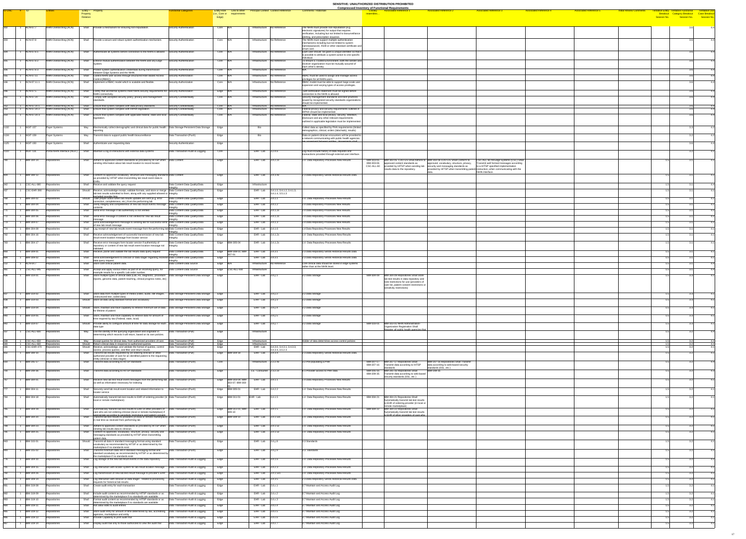| BP-UNC | # | ID | Entities | Entry – Property Relation | Property | Functional Categories | Entity Role (i.e. Core or Edge) | Link to other requirements | Principal Context | Context Reference | Comments / Rationale | Closely resembles... | Associated Reference 1 | Associated Reference 2 | Associated Reference 3 | Associated Reference 4 | Associated Reference 5 | Initial Review Comments | Tentative Entity Breakout Session No. | Tentative Functional Category Breakout Session No. | Tentative Use Case Session No. |
|---|---|---|---|---|---|---|---|---|---|---|---|---|---|---|---|---|---|---|---|---|---|
| 302 | 1 | ACN-07.7 | NHIN Overarching (ACN) | Shall | Provide a mechanism for ensuring non-repudiation. | Security-Authentication | Core | N/A | Infrastructure | No Reference | The NHIN must provide non-repudiation (e.g. electronic signatures) for output that requires verification, including but not limited to biosurveillance alerting, and prescription issuance. | | | | | | | | | 3.6 | 4.4 |
| 303 | 1 | ACN-07.8 | NHIN Overarching (ACN) | Shall | Provide a secure and robust system authentication mechanism. | Security-Authentication | Core | N/A | Infrastructure | No Reference | The NHIN must support multiple authentication mechanisms including but not limited to system name/password, X509 or other standard certificate and smart card. | | | | | | | | | 3.6 | 4.4 |
| 304 | 1 | ACN-07.8.1 | NHIN Overarching (ACN) | Shall | Authenticate all systems before connection to the NHIN is allowed. | Security-Authentication | Core | N/A | Infrastructure | No Reference | Each user should be given a unique identifier so that it is possible to attribute a system action to one specific individual. | | | | | | | | | 3.6 | 4.4 |
| 305 | 1 | ACN-07.8.2 | NHIN Overarching (ACN) | Shall | Enforce mutual authentication between the NHIN and any Edge System. | Security-Authentication | Core | N/A | Infrastructure | No Reference | To ensure a trusted environment, both the sender and receiver organization must be mutually assured of each other's identity. | | | | | | | | | 3.6 | 4.4 |
| 306 | 1 | ACN-07.8.3 | NHIN Overarching (ACN) | Shall | Protect system authentication credentials during transmission between Edge Systems and the NHIN. | Security-Authentication | Core | N/A | Infrastructure | No Reference | N/A | | | | | | | | | 3.6 | 4.4 |
| 165 | 1 | ACN-07.11 | NHIN Overarching (ACN) | Shall | Control NHIN user access through structured Role Based Access Control (RBAC). | Security-Authorization | Core | N/A | Infrastructure | No Reference | RBAC must be used to assign and manage access privileges for all NHIN users. | | | | | | | | | 3.6 | 4.4 |
| 166 | 1 | ACN-07.11.1 | NHIN Overarching (ACN) | Shall | Implement a RBAC model which is scalable and flexible. | Security-Authorization | Core | N/A | Infrastructure | No Reference | RBAC model must be able to support large scale user expansion and varying types of access privileges. | | | | | | | | | 3.6 | 4.4 |
| 206 | 1 | ACN-07.15 | NHIN Overarching (ACN) | Shall | Certify that all external systems meet NHIN security requirements for NHIN connectivity. | Security-Authorization | Edge | N/A | Infrastructure | No Reference | Self-certification statement must be signed before connection to the NHIN is allowed. | | | | | | | | | 3.6 | 4.4 |
| 251 | 1 | ACN-07.20 | NHIN Overarching (ACN) | Shall | Comply with accepted security policy, privacy and management standards. | Security-Confidentiality | Core | N/A | Infrastructure | No Reference | Security management standards and best practices issued by recognized security standards organizations should be implemented. | | | | | | | | | 3.6 | 4.4 |
| 252 | 1 | ACN-07.20.1 | NHIN Overarching (ACN) | Shall | Ensure that system complies with state privacy standards. | Security-Confidentiality | Core | N/A | Infrastructure | No Reference | N/A | | | | | | | | | 3.6 | 4.4 |
| 253 | 1 | ACN-07.20.2 | NHIN Overarching (ACN) | Shall | Ensure that system complies with HIPAA legislation. | Security-Confidentiality | Core | N/A | Infrastructure | No Reference | Federal privacy and security requirements outlined in HIPAA should be implemented. | | | | | | | | | 3.6 | 4.4 |
| 254 | 1 | ACN-07.20.3 | NHIN Overarching (ACN) | Shall | Ensure that system complies with applicable federal, state and local legislation. | Security-Confidentiality | Core | N/A | Infrastructure | No Reference | Federal, state and local privacy, security, retention, disclosure and any other relevant requirements outlined in applicable legislation must be implemented. | | | | | | | | | 3.6 | 4.4 |
| 1132 | 1 | NGIT-157 | Payer Systems | May | Electronically collect demographic and clinical data for public health reporting | Data Storage-Persistent Data Storage | Edge | | Bio | | Collect data as specified by PHA requirements (limited demographics, clinical, orders (labs/rads), results) | | | | | | | | | 3.3 | 4.2 |
| 1134 | 1 | NGIT-159 | Payer Systems | May | Transmit data to support public health biosurveillance | Data Transaction-(Push) | Edge | | Bio | | Data on patient-clinician encounters will be provided to a network communicating with public health agencies (no agreement between entities. Agreements shall... | | | | | | | | | 3.2 | 4.2 |
| 1135 | 1 | NGIT-160 | Payer Systems | Shall | Authenticate user requesting data | Security-Authentication | Edge | | | | | | | | | | | | | 3.6 | 4.4 |
| 1110 | 1 | NGIT-131 | Portal NHIN Interface (NGIT) | Shall | Maintain a log of interactions with external data systems | Data Transaction-Audit & Logging | Core | | EHR - Lab | 3.2.4.b | Log must include history of data requests and transactions provided through external user interface | | | | | | | | | 3.2 | 4.1 |
| 780 | 1 | IBM-309-14 | Repositories | Shall | Adhere to approved content standards as provided by HITSP when handling information about lab result location to record locator. | Data Content | Edge | | EHR - Lab | 3.4.2.2b | 3.4: Data Repository Processes New Results | IBM-303-05, IBM-303-06, CSC-ALL-60 | IBM-303-05: CSC-DS Shall Adhere to approved content standards as provided by HITSP when sending lab results data to the repository. | IBM-303-06 CSC-DS Shall Conform to approved, vocabulary, structure, privacy, security and messaging standards as provided by HITSP when transmitting patient data. | CSC-ALL-60 All Edge Systems (CSC) Shall Transmit well formed messages according to a HITSP specified implementation instruction, when communicating with the NHIN interface. | | | | 1.5 | 3.1 | 4.1 |
| 808 | 1 | IBM-309-12 | Repositories | Shall | Conform to approved vocabulary, structure and messaging standards as provided by HITSP when transmitting lab result event data to EHRs. | Data Content | Edge | | EHR - Lab | 3.4.3.4b | 2.3 Data Repository Sends Historical Results Data | | | | | | | | 1.5 | 3.1 | 4.1 |
| 342 | 1 | CSC-ALL-680 | Repositories | Shall | Receive and validate the query request | Data Content-Data Quality/Data Integrity | Edge | | Infrastructure | | | | | | | | | | 1.5 | 3.1 | 4.4 |
| 437 | 1 | CSC-EHR-390 | Repositories | Should | Receive, acknowledge receipt, validate formats, and store or merge lab test results submitted to them, along with any supplied allowed or intended provider lists | Data Content-Data Quality/Data Integrity | Edge | | EHR - Lab | 3.4.1.0, 3.4.1.2, 3.4.1.3, 3.4.1.4, 3.5.1.3 | | | | | | | | | 1.5 | 3.1 | 4.1 |
| 768 | 1 | IBM-309-02 | Repositories | Should | Take proper action when lab results updates are sent (e.g. error correction, completeness, etc.) from the performing lab | Data Content-Data Quality/Data Integrity | Edge | | EHR - Lab | 3.4.1.1 | 3.4: Data Repository Processes New Results | | | | | | | | 1.5 | 3.1 | 4.1 |
| 770 | 1 | IBM-309-04 | Repositories | Shall | Verify integrity and completeness of new lab result events message contents | Data Content-Data Quality/Data Integrity | Edge | | EHR - Lab | 3.4.1.2 | 3.4 Data Repository Processes New Results | | | | | | | | 1.5 | 3.1 | 4.1 |
| 771 | 1 | IBM-309-05 | Repositories | Shall | Send error message if lab authenticity is not verified | Data Content-Data Quality/Data Integrity | Edge | | EHR - Lab | 3.4.1.2b | 3.4 Data Repository Processes New Results | | | | | | | | 1.5 | 3.1 | 4.1 |
| 772 | 1 | IBM-309-06 | Repositories | Shall | Send error message if content is not verified for new lab result message | Data Content-Data Quality/Data Integrity | Edge | | EHR - Lab | 3.4.1.2b | 3.4 Data Repository Processes New Results | | | | | | | | 1.5 | 3.1 | 4.1 |
| 773 | 1 | IBM-309-07 | Repositories | Shall | Send acknowledgement message to sending lab for successful send of new lab result message | Data Content-Data Quality/Data Integrity | Edge | | EHR - Lab | 3.4.1.3 | 3.4 Data Repository Processes New Results | | | | | | | | 1.5 | 3.1 | 4.1 |
| 774 | 1 | IBM-309-08 | Repositories | Shall | Log receipt of new lab results event message from the performing lab | Data Content-Data Quality/Data Integrity | Edge | | EHR - Lab | 3.4.1.6 | 3.4 Data Repository Processes New Results | | | | | | | | 1.5 | 3.1 | 4.1 |
| 782 | 1 | IBM-309-16 | Repositories | Shall | Receive acknowledgement of successful transmission of new lab result event message from locator service | Data Content-Data Quality/Data Integrity | Edge | | EHR - Lab | 3.4.1.2b | 3.4: Data Repository Processes New Results | | | | | | | | 1.5 | 3.1 | 4.1 |
| 783 | 1 | IBM-309-17 | Repositories | Shall | Receive error messages from locator service if authenticity of repository or content of new lab result event location message not validated | Data Content-Data Quality/Data Integrity | Edge | IBM-305-04 | EHR - Lab | 3.4.1.2b | 3.4: Data Repository Processes New Results | | | | | | | | 1.5 | 3.1 | 4.1 |
| 800 | 1 | IBM-309-01 | Repositories | Shall | Receive, parse and validate the lab results data query request | Data Content-Data Quality/Data Integrity | Edge | IBM-309-01; IBM-307-01 | EHR - Lab | 2.4.3.1 | 2.3 Data Repository Sends Historical Results Data | | | | | | | | 1.5 | 3.1 | 4.1 |
| 804 | 1 | IBM-309-02 | Repositories | Shall | Send acknowledgement to clinician or data stager regarding received data query request | Data Content-Data Quality/Data Integrity | Edge | | EHR - Lab | 2.4.3.1 | 2.3 Data Repository Sends Historical Results Data | | | | | | | | 1.5 | 3.1 | 4.1 |
| 312 | 1 | ACN-05.7 | Repositories | Shall | Store clinical patient data. | Data Content-Data Source | Edge | N/A | Infrastructure | No Reference | Core clinical data should be stored in edge systems rather than at the NHIN level. | | | | | | | | 1.5 | 3.1 | 4.4 |
| 361 | 1 | CSC-ALL-940 | Repositories | Shall | Accept and apply random filters as part of an incoming query, for example results for a specific Lab order number | Data Content-Data Source | Edge | CSC-ALL-930 | Infrastructure | | | | | | | | | | 1.5 | 3.1 | 4.4 |
| 836 | 1 | IBM-319-01 | Repositories | Shall | Store multiple types of clinical data (Lab, rad, diagnostic, procedure reports, genomic data, patient teaching, clinical progress notes, etc) | Data Storage-Persistent Data Storage | Edge | | EHR - Lab | 3.4.3.1 | 3.2 Data Storage | IBM-304-09 | IBM-304-09 Repositories Shall store lab test results in data repository and note restrictions for use (providers of care list, patient consent restrictions or sensitivity restrictions) | | | | | | 1.5 | 3.3 | 4.1 |
| 837 | 1 | IBM-319-02 | Repositories | Shall | Store data from multiple types of media (video, audio, still images, unstructured text, coded data) | Data Storage-Persistent Data Storage | Edge | | EHR - Lab | 3.4.3.2 | 3.2 Data Storage | | | | | | | | 1.5 | 3.3 | 4.1 |
| 838 | 1 | IBM-319-03 | Repositories | Should | Store all data using standard format and vocabulary | Data Storage-Persistent Data Storage | Edge | | EHR - Lab | 3.4.3.2 | 3.2 Data Storage | | | | | | | | 1.5 | 3.3 | 4.1 |
| 839 | 1 | IBM-319-04 | Repositories | Should | Store, maintain and have capability to retrieve minimum set of data for lifetime of patient | Data Storage-Persistent Data Storage | Edge | | EHR - Lab | 3.4.3.4 | 3.2 Data Storage | | | | | | | | 1.5 | 3.3 | 4.1 |
| 840 | 1 | IBM-319-05 | Repositories | Shall | Store, maintain and have capability to retrieve data for amount of time required by law (Federal, state, local) | Data Storage-Persistent Data Storage | Edge | | EHR - Lab | 3.4.3.5 | 3.2 Data Storage | | | | | | | | 1.5 | 3.3 | 4.1 |
| 842 | 1 | IBM-319-07 | Repositories | Should | Provide ability to configure amount of time for data storage for each data type | Data Storage-Persistent Data Storage | Edge | | EHR - Lab | 3.4.3.7 | 3.2 Data Storage | IBM-310-01 | IBM-310-01 NHIN Administration-Organization Registration Shall Register all public health agencies that | | | | | | 1.5 | 3.3 | 4.1 |
| 337 | 1 | CSC-ALL-630 | Repositories | May | Use the identity of the querying organization and originator in determining which records it will return, based on its own policies. | Data Transaction-(Pull) | Edge | | Infrastructure | | | | | | | | | | 1.5 | 3.2 | 4.4 |
| 339 | 1 | CSC-ALL-650 | Repositories | May | Accept queries for clinical data, from authorized providers of care | Data Transaction-(Pull) | Edge | | Infrastructure | | Holder of data determines access control policies | | | | | | | | 1.5 | 3.2 | 4.4 |
| 345 | 1 | CSC-ALL-660 | Repositories | Should | Return clinical data in response to authorized queries | Data Transaction-(Pull) | Edge | | Infrastructure | | | | | | | | | | 1.5 | 3.2 | 4.4 |
| 436 | 1 | CSC-EHR-470 | Repositories | Should | Receive, acknowledge and validate the format of queries, control access, process queries, and filter and return results. | Data Transaction-(Pull) | Edge | | EHR - Lab | 3.4.3.0, 3.4.3.1, 3.4.3.3, 3.4.3.4, 3.5.2.3 | | | | | | | | | 1.5 | 3.2 | 4.1 |
| 802 | 1 | IBM-309-10 | Repositories | Shall | Transmit lab results requested by an ordering clinician or other authorized provider of care for an identified patient to the requesting entity (clinician or data stager) | Data Transaction-(Pull) | Edge | IBM-308-18 | EHR - Lab | 2.4.3.3 | 2.3 Data Repository Sends Historical Results Data | | | | | | | | 1.5 | 3.2 | 4.1 |
| 615 | 1 | IBM-205-17 | Repositories | Shall | Transmit data according to HITSP standards | Data Transaction-(Push) | Core | | Infrastructure | 2.2.2.4b | 3.2 PHI-populating a PHR | IBM-207-17, IBM-207-16 | IBM-207-17 Repositories Shall Transmit data according to HITSP standards | IBM-207-16 Repositories Shall Transmit data according to web-based security standards (SSL, etc.) | | | | | 1.5 | 3.2 | 4.2 |
| 616 | 1 | IBM-209-36 | Repositories | Shall | Transmit data according to HITSP standards | Data Transaction-(Push) | Edge | | CE - Consumer | 2.3.2.2b | 4.1 Provider access to PHR data | IBM-205-16, IBM-209-35 | IBM-205-16 Repositories Shall Transmit data according to web-based security standards (SSL, etc.) | IBM-209-35 | | | | | 1.5 | 3.2 | 4.3 |
| 767 | 1 | IBM-309-01 | Repositories | Shall | Receive new lab test result event messages from the performing lab as well as information necessary for indexing | Data Transaction-(Push) | Edge | IBM-303-04; IBM-303-07; IBM-303-03 | EHR - Lab | 3.4.1.1 | 3.4 Data Repository Processes New Results | | | | | | | | 1.5 | 3.2 | 4.1 |
| 777 | 1 | IBM-309-11 | Repositories | Shall | Securely send lab result event location and related information to locator service | Data Transaction-(Push) | Edge | IBM-305-01 | EHR - Lab | 3.4.2.2 | 3.4: Data Repository Processes New Results | | | | | | | | 1.5 | 3.2 | 4.1 |
| 784 | 1 | IBM-309-18 | Repositories | Shall | Automatically transmit lab test results to EHR of ordering provider (in local or remote marketplace) | Data Transaction-(Push) | Edge | IBM-303-01 | EHR - Lab | 3.4.1.5 | 3.4: Data Repository Processes New Results | IBM-304-21 | IBM-304-21 Repositories Shall Automatically transmit lab test results to EHR of ordering provider (in local or remote marketplace) | | | | | | 1.5 | 3.2 | 4.1 |
| 785 | 1 | IBM-309-19 | Repositories | Shall | Automatically transmit lab test results to EHR of other providers of care who are not ordering clinician (local or remote marketplace) if appropriate according to sensitivity restrictions and patient consent | Data Transaction-(Push) | Edge | IBM-311-01; IBM-309-10 | EHR - Lab | 3.4.1.5 | 3.4: Data Repository Processes New Results | IBM-304-22 | IBM-304-22 Repositories Shall Automatically transmit lab test results to EHR of other providers of care who | | | | | | 1.5 | 3.2 | 4.1 |
| 786 | 1 | IBM-309-20 | Repositories | Shall | Transmit lab result to providers (in local or remote marketplace) in real time as received from performing lab | Data Transaction-(Push) | Edge | IBM-308-10 | EHR - Lab | 3.4.1.5b1 | 3.4: Data Repository Processes New Results | | | | | | | | 1.5 | 3.2 | 4.1 |
| 789 | 1 | IBM-309-23 | Repositories | Shall | Adhere to approved content standards as provided by HITSP when sending lab results data to clinician | Data Transaction-(Push) | Edge | | EHR - Lab | 3.4.1.5a | 3.4: Data Repository Processes New Results | | | | | | | | 1.5 | 3.2 | 4.1 |
| 790 | 1 | IBM-309-25 | Repositories | Shall | Conform to approved, vocabulary, structure, privacy, security and messaging standards as provided by HITSP when transmitting patient data | Data Transaction-(Push) | Edge | | EHR - Lab | 3.4.1.5a | 3.4: Data Repository Processes New Results | | | | | | | | 1.5 | 3.2 | 4.1 |
| 843 | 1 | IBM-315-01 | Repositories | Should | Transmit all data in standard messaging format using standard vocabulary as recommended by HITSP or as determined by the marketplace if no standards exist | Data Transaction-(Push) | Edge | | EHR - Lab | 2.4.y.8 | 3.3 Standards | | | | | | | | 1.5 | 3.2 | 4.1 |
| 844 | 1 | IBM-315-02 | Repositories | Shall | Transmit minimum data set in standard messaging format and standard vocabulary as recommended by HITSP or as determined by the marketplace if no standards exist | Data Transaction-(Push) | Edge | | EHR - Lab | 2.4.y.9 | 3.3 Standards | | | | | | | | 1.5 | 3.2 | 4.1 |
| 776 | 1 | IBM-309-10 | Repositories | Shall | Log storage of the new lab result events in the data repository | Data Transaction-Audit & Logging | Edge | | EHR - Lab | 3.4.1.6 | 3.4: Data Repository Processes New Results | | | | | | | | 1.5 | 3.2 | 4.1 |
| 781 | 1 | IBM-309-15 | Repositories | Shall | Log interaction with locator system for lab result location message | Data Transaction-Audit & Logging | Edge | | EHR - Lab | 3.4.2.3 | 3.4: Data Repository Processes New Results | | | | | | | | 1.5 | 3.2 | 4.1 |
| 791 | 1 | IBM-309-26 | Repositories | Shall | Log transmission of new lab test result message to provider's EHR | Data Transaction-Audit & Logging | Edge | | EHR - Lab | 3.4.1.5d1 | 3.4: Data Repository Processes New Results | | | | | | | | 1.5 | 3.2 | 4.1 |
| 805 | 1 | IBM-309-11 | Repositories | Shall | Log interaction with clinician or data stager related to processing requests for historical lab results | Data Transaction-Audit & Logging | Edge | | EHR - Lab | 2.4.3.5 | 2.3 Data Repository Sends Historical Results Data | | | | | | | | 1.5 | 3.2 | 4.1 |
| 861 | 1 | IBM-319-08 | Repositories | Shall | Create audit entry for each transaction | Data Transaction-Audit & Logging | Edge | | EHR - Lab | 3.4.3.1 | 3.7 Maintain and Access Audit Log | | | | | | | | 1.5 | 3.2 | 4.1 |
| 862 | 1 | IBM-319-09 | Repositories | Shall | Include audit content as recommended by HITSP standards or as determined by the marketplace if no standards are available | Data Transaction-Audit & Logging | Edge | | EHR - Lab | 3.4.3.2 | 3.7 Maintain and Access Audit Log | | | | | | | | 1.5 | 3.2 | 4.1 |
| 863 | 1 | IBM-319-10 | Repositories | Shall | Format audit content as recommended by HITSP standards or as determined by the marketplace if no standards are available | Data Transaction-Audit & Logging | Edge | | EHR - Lab | 3.4.3.3 | 3.7 Maintain and Access Audit Log | | | | | | | | 1.5 | 3.2 | 4.1 |
| 864 | 1 | IBM-319-11 | Repositories | Shall | Not allow edits to audit entries | Data Transaction-Audit & Logging | Edge | | EHR - Lab | 3.4.3.4 | 3.7 Maintain and Access Audit Log | | | | | | | | 1.5 | 3.2 | 4.1 |
| 865 | 1 | IBM-319-12 | Repositories | Shall | Store audit entry for amount of time determined by law, accrediting agencies, marketplace and entity | Data Transaction-Audit & Logging | Edge | | EHR - Lab | 3.4.3.5 | 3.7 Maintain and Access Audit Log | | | | | | | | 1.5 | 3.2 | 4.1 |
| 866 | 1 | IBM-319-13 | Repositories | Shall | Provide capability to print audit trail | Data Transaction-Audit & Logging | Edge | | EHR - Lab | 3.4.3.6 | 3.7 Maintain and Access Audit Log | | | | | | | | 1.5 | 3.2 | 4.1 |
| 867 | 1 | IBM-319-14 | Repositories | Shall | Display audit trail only to those authorized to view the audit trail | Data Transaction-Audit & Logging | Edge | | EHR - Lab | 3.4.3.7 | 3.7 Maintain and Access Audit Log | | | | | | | | 1.5 | 3.2 | 4.1 |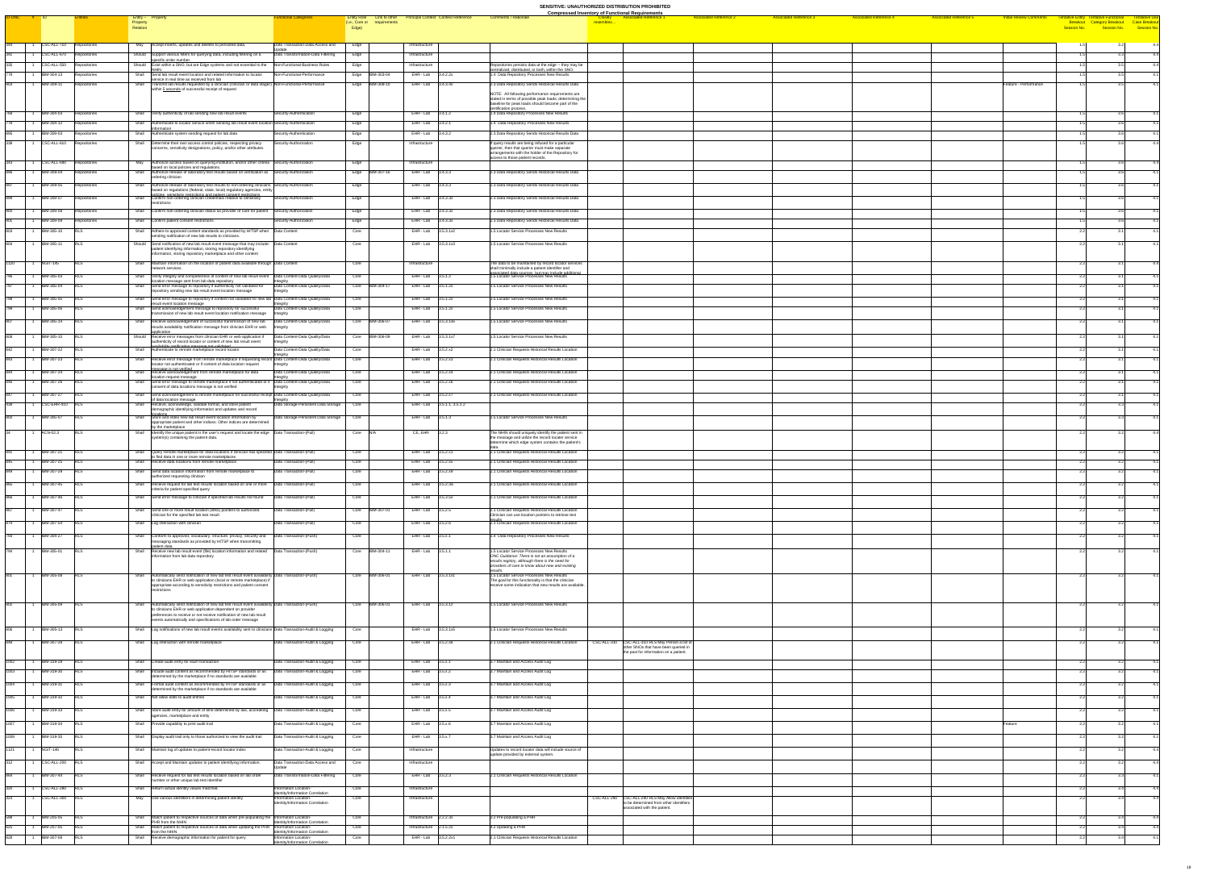**SENSITIVE: UNAUTHORIZED DISTRIBUTION PROHIBITED**

**Compressed Inventory of Functional Requirements**

| ID-ONC | # | ID | Entities | Entity – Property Relation | Property | Functional Categories | Entity Role (i.e. Core or Edge) | Link to other requirements | Principal Context | Context Reference | Comments / Rationale | Closely resembles… | Associated Reference 1 | Associated Reference 2 | Associated Reference 3 | Associated Reference 4 | Associated Reference 5 | Initial Review Comments | Tentative Entity Breakout Session No. | Tentative Functional Category Breakout Session No. | Tentative Use Case Breakout Session No. |
|---|---|---|---|---|---|---|---|---|---|---|---|---|---|---|---|---|---|---|---|---|---|
| 265 | 1 | CSC-ALL-710 | Repositories | May | Accept inserts, updates and deletes to persisted data. | Data Transaction-Data Access and Update | Edge | | Infrastructure | | | | | | | | | | 1.5 | 3.2 | 4.4 |
| 281 | 1 | CSC-ALL-670 | Repositories | Should | Support various filters for querying data, including filtering on a specific order number. | Data Transformation-Data Filtering | Edge | | Infrastructure | | | | | | | | | | 1.5 | 3.3 | 4.4 |
| 335 | 1 | CSC-ALL-550 | Repositories | Should | Exist within a SNO, but are Edge systems and not essential to the NHIN. | Non-Functional-Business Rules | Edge | | Infrastructure | | Repositories persists data at the edge -- they may be centralized, distributed, or both, within the SNO. | | | | | | | | 1.5 | 3.5 | 4.4 |
| 779 | 1 | BIM-304-13 | Repositories | Shall | Send lab result event location and related information to locator service in real time as received from lab | Non-Functional-Performance | Edge | BIM-303-04 | EHR - Lab | 3.4.2.2a | 3.4 Data Repository Processes New Results | | | | | | | | 1.5 | 3.5 | 4.1 |
| 803 | 1 | BIM-309-11 | Repositories | Shall | Transmit lab results (requested by a clinician (clinician or data stager) within 5 seconds of successful receipt of request | Non-Functional-Performance | Edge | BIM-308-10 | EHR - Lab | 3.4.3.4b | 3.3 Data Repository Sends Historical Results Data<br><br>NOTE: All following performance requirements are stated in terms of possible peak loads; determining the baseline for peak loads should become part of the certification process. | | | | | | | Feature - Performance | 1.5 | 3.5 | 4.1 |
| 788 | 1 | BIM-308-03 | Repositories | Shall | Verify authenticity of lab sending new lab result events | Security-Authentication | Edge | | EHR - Lab | 3.4.1.2 | 3.4 Data Repository Processes New Results | | | | | | | | 1.5 | 3.6 | 4.1 |
| 778 | 1 | BIM-304-12 | Repositories | Shall | Authenticate to locator service when sending lab result event location information | Security-Authentication | Edge | | EHR - Lab | 3.4.2.1 | 3.4 Data Repository Processes New Results | | | | | | | | 1.5 | 3.6 | 4.1 |
| 805 | 1 | BIM-309-03 | Repositories | Shall | Authenticate system sending request for lab data | Security-Authentication | Edge | | EHR - Lab | 3.4.3.2 | 3.3 Data Repository Sends Historical Results Data | | | | | | | | 1.5 | 3.6 | 4.1 |
| 338 | 1 | CSC-ALL-610 | Repositories | Shall | Determine their own access control policies, respecting privacy concerns, sensitivity designations, policy, and/or other attributes | Security-Authorization | Edge | | Infrastructure | | If query results are being refused for a particular querier, then that querier must make separate arrangements with the holder of the Repository for access to those patient records. | | | | | | | | 1.5 | 3.6 | 4.4 |
| 283 | 1 | CSC-ALL-680 | Repositories | May | Authorize access based on querying institution, and/or other criteria based on local policies and regulations. | Security-Authorization | Edge | | Infrastructure | | | | | | | | | | 1.5 | 3.6 | 4.4 |
| 806 | 1 | BIM-309-04 | Repositories | Shall | Authorize release of laboratory test results based on verification as ordering clinician | Security-Authorization | Edge | BIM-307-16 | EHR - Lab | 3.4.3.3 | 3.3 Data Repository Sends Historical Results Data | | | | | | | | 1.5 | 3.6 | 4.1 |
| 807 | 1 | BIM-309-05 | Repositories | Shall | Authorize release of laboratory test results to non-ordering clinicians based on regulations (federal, state, local) regulatory agencies, entity policies, sensitivity restrictions and patient consent restrictions | Security-Authorization | Edge | | EHR - Lab | 3.4.3.3 | 3.3 Data Repository Sends Historical Results Data | | | | | | | | 1.5 | 3.6 | 4.1 |
| 808 | 1 | BIM-309-07 | Repositories | Shall | Confirm non-ordering clinician credentials relative to sensitivity restrictions | Security-Authorization | Edge | | EHR - Lab | 3.4.3.3b | 3.3 Data Repository Sends Historical Results Data | | | | | | | | 1.5 | 3.6 | 4.1 |
| 809 | 1 | BIM-309-08 | Repositories | Shall | Confirm non-ordering clinician status as provider of care for patient | Security-Authorization | Edge | | EHR - Lab | 3.4.3.3c | 3.3 Data Repository Sends Historical Results Data | | | | | | | | 1.5 | 3.6 | 4.1 |
| 811 | 1 | BIM-309-09 | Repositories | Shall | Confirm patient consent restrictions | Security-Authorization | Edge | | EHR - Lab | 3.4.3.3d | 3.3 Data Repository Sends Historical Results Data | | | | | | | | 1.5 | 3.6 | 4.1 |
| 803 | 1 | BIM-305-10 | RLS | Shall | Adhere to approved content standards as provided by HITSP when sending notification of new lab results to clinicians | Data Content | Core | | EHR - Lab | 3.5.3.1a2 | 3.5 Locator Service Processes New Results | | | | | | | | 2.2 | 3.1 | 4.1 |
| 804 | 1 | BIM-305-11 | RLS | Should | Send notifications of new lab result event message that may include: patient identifying information, storing repository identifying information, storing repository marketplace and other content | Data Content | Core | | EHR - Lab | 3.5.3.1a3 | 3.5 Locator Service Processes New Results | | | | | | | | 2.2 | 3.1 | 4.1 |
| 1120 | 1 | NGIT-145 | RLS | Shall | Maintain information on the location of patient data available through network services | Data Content | Core | | Infrastructure | | The data to be maintained by record locator services shall minimally include a patient identifier and associated data sources, but may include additional | | | | | | | | 2.2 | 3.1 | 4.4 |
| 796 | 1 | BIM-305-03 | RLS | Shall | Verify integrity and completeness of content of new lab result event location message sent from lab data repository | Data Content-Data Quality/Data Integrity | Core | | EHR - Lab | 3.5.1.2 | 3.5 Locator Service Processes New Results | | | | | | | | 2.2 | 3.1 | 4.1 |
| 797 | 1 | BIM-305-04 | RLS | Shall | Send error message to repository if authenticity not validated for repository sending new lab result event location message | Data Content-Data Quality/Data Integrity | Core | BIM-304-17 | EHR - Lab | 3.5.1.2b | 3.5 Locator Service Processes New Results | | | | | | | | 2.2 | 3.1 | 4.1 |
| 798 | 1 | BIM-305-05 | RLS | Shall | Send error message to repository if content not validated for new lab result event location message | Data Content-Data Quality/Data Integrity | Core | | EHR - Lab | 3.5.1.2b | 3.5 Locator Service Processes New Results | | | | | | | | 2.2 | 3.1 | 4.1 |
| 799 | 1 | BIM-305-06 | RLS | Shall | Send acknowledgement message to repository for successful transmission of new lab result event location message | Data Content-Data Quality/Data Integrity | Core | | EHR - Lab | 3.5.1.2b | 3.5 Locator Service Processes New Results | | | | | | | | 2.2 | 3.1 | 4.1 |
| 807 | 1 | BIM-305-14 | RLS | Shall | Receive acknowledgement of successful transmission of new lab results availability notification message from clinician EHR or web application | Data Content-Data Quality/Data Integrity | Core | BIM-306-07 | EHR - Lab | 3.5.3.1a6 | 3.5 Locator Service Processes New Results | | | | | | | | 2.2 | 3.1 | 4.1 |
| 808 | 1 | BIM-305-15 | RLS | Should | Receive error messages from clinician EHR or web application if authenticity of record locator or content of new lab result event availability notification message not validated | Data Content-Data Quality/Data Integrity | Core | BIM-306-09 | EHR - Lab | 3.5.3.1a7 | 3.5 Locator Service Processes New Results | | | | | | | | 2.2 | 3.1 | 4.1 |
| 842 | 1 | BIM-307-22 | RLS | Shall | Authenticate to remote marketplace record locator | Data Content-Data Quality/Data Integrity | Core | | EHR - Lab | 3.5.2.x2 | 2.1 Clinician Requests Historical Results Location | | | | | | | | 2.2 | 3.1 | 4.1 |
| 843 | 1 | BIM-307-23 | RLS | Shall | Receive error message from remote marketplace if requesting record locator not authenticated or if content of data location request message is not verified | Data Content-Data Quality/Data Integrity | Core | | EHR - Lab | 3.5.2.x3 | 2.1 Clinician Requests Historical Results Location | | | | | | | | 2.2 | 3.1 | 4.1 |
| 845 | 1 | BIM-307-24 | RLS | Shall | Receive acknowledgement from remote marketplace for data location request message | Data Content-Data Quality/Data Integrity | Core | | EHR - Lab | 3.5.2.x4 | 2.1 Clinician Requests Historical Results Location | | | | | | | | 2.2 | 3.1 | 4.1 |
| 846 | 1 | BIM-307-26 | RLS | Shall | Send error message to remote marketplace if not authenticated or if content of data locations message is not verified | Data Content-Data Quality/Data Integrity | Core | | EHR - Lab | 3.5.2.x6 | 2.1 Clinician Requests Historical Results Location | | | | | | | | 2.2 | 3.1 | 4.1 |
| 847 | 1 | BIM-307-27 | RLS | Shall | Send acknowledgement to remote marketplace for successful receipt of data location message | Data Content-Data Quality/Data Integrity | Core | | EHR - Lab | 3.5.2.x7 | 2.1 Clinician Requests Historical Results Location | | | | | | | | 2.2 | 3.1 | 4.1 |
| 839 | 1 | CSC-EHR-410 | RLS | Shall | Receive, acknowledge, validate format, and store patient demographic identifying information and updates and record locations | Data Storage-Persistent Data Storage | Core | | EHR - Lab | 3.5.1.1, 3.5.1.2 | | | | | | | | | 2.2 | 3.3 | 4.1 |
| 800 | 1 | BIM-305-07 | RLS | Shall | Store and index new lab result event location information by appropriate patient and other indices. Other indices are determined by the marketplace | Data Storage-Persistent Data Storage | Core | | EHR - Lab | 3.5.1.3 | 3.5 Locator Service Processes New Results | | | | | | | | 2.2 | 3.3 | 4.1 |
| 34 | 1 | ACN-02.3 | RLS | Shall | Identify the unique patient in the user's request and locate the edge system(s) containing the patient data. | Data Transaction-(Pull) | Core | N/A | CE, EHR | 2.2.3 | The NHIN should uniquely identify the patient sent in the message and utilize the record locator service determine which edge system contains the patient's data. | | | | | | | | 2.2 | 3.2 | 4.4 |
| 841 | 1 | BIM-307-21 | RLS | Shall | Query remote marketplace for data locations if clinician has specified to find data in one or more remote marketplace | Data Transaction-(Pull) | Core | | EHR - Lab | 3.5.2.x1 | 2.1 Clinician Requests Historical Results Location | | | | | | | | 2.2 | 3.2 | 4.1 |
| 845 | 1 | BIM-307-25 | RLS | Shall | Receive data locations from remote marketplace | Data Transaction-(Pull) | Core | | EHR - Lab | 3.5.2.x5 | 2.1 Clinician Requests Historical Results Location | | | | | | | | 2.2 | 3.2 | 4.1 |
| 849 | 1 | BIM-307-29 | RLS | Shall | Send data location information from remote marketplace to authorized requesting clinician | Data Transaction-(Pull) | Core | | EHR - Lab | 3.5.2.x9 | 2.1 Clinician Requests Historical Results Location | | | | | | | | 2.2 | 3.2 | 4.1 |
| 865 | 1 | BIM-307-45 | RLS | Shall | Receive request for lab test results location based on one or more criteria for patient specified query | Data Transaction-(Pull) | Core | | EHR - Lab | 3.5.2.4b | 2.1 Clinician Requests Historical Results Location | | | | | | | | 2.2 | 3.2 | 4.1 |
| 866 | 1 | BIM-307-46 | RLS | Shall | Send error message to clinician if specified lab results not found | Data Transaction-(Pull) | Core | | EHR - Lab | 3.5.2.5a | 2.1 Clinician Requests Historical Results Location | | | | | | | | 2.2 | 3.2 | 4.1 |
| 867 | 1 | BIM-307-47 | RLS | Shall | Send one or more result location (URL) pointers to authorized clinician for the specified lab test result | Data Transaction-(Pull) | Core | BIM-307-01 | EHR - Lab | 3.5.2.5 | 2.1 Clinician Requests Historical Results Location<br>Clinician can use location pointers to retrieve test results | | | | | | | | 2.2 | 3.2 | 4.1 |
| 874 | 1 | BIM-307-54 | RLS | Shall | Log interaction with clinician | Data Transaction-(Pull) | Core | | EHR - Lab | 3.5.2.6 | 2.1 Clinician Requests Historical Results Location | | | | | | | | 2.2 | 3.2 | 4.1 |
| 793 | 1 | BIM-304-27 | RLS | Shall | Conform to approved, vocabulary, structure, privacy, security and messaging standards as provided by HITSP when transmitting patient data. | Data Transaction-(Push) | Core | | EHR - Lab | 3.5.3.1 | 3.4 Data Repository Processes New Results | | | | | | | | 2.2 | 3.2 | 4.1 |
| 794 | 1 | BIM-305-01 | RLS | Shall | Receive new lab result event (file) location information and related information from lab data repository | Data Transaction-(Push) | Core | BIM-304-11 | EHR - Lab | 3.5.1.1 | 3.5 Locator Service Processes New Results<br>*ONC Guidance: There is not an assumption of a results registry, although there is the need for providers of care to know about new and existing results.* | | | | | | | | 2.2 | 3.2 | 4.1 |
| 801 | 1 | BIM-305-08 | RLS | Shall | Automatically send notification of new lab test result event availability to clinicians EHR or web application (local or remote marketplace) if appropriate according to sensitivity restrictions and patient consent restrictions | Data Transaction-(Push) | Core | BIM-306-01 | EHR - Lab | 3.5.3.1b1 | 3.5 Locator Service Processes New Results<br>The goal for this functionality is that the clinician receive some indication that new results are available. | | | | | | | | 2.2 | 3.2 | 4.1 |
| 802 | 1 | BIM-305-09 | RLS | Shall | Automatically send notification of new lab test result event availability to clinicians EHR or web application dependent on provider preferences to receive or not receive notification of new lab result events automatically and specifications of lab order message | Data Transaction-(Push) | Core | BIM-306-01 | EHR - Lab | 3.5.3.1a1 | 3.5 Locator Service Processes New Results | | | | | | | | 2.2 | 3.2 | 4.1 |
| 806 | 1 | BIM-305-13 | RLS | Shall | Log notifications of new lab result events availability sent to clinicians | Data Transaction-Audit & Logging | Core | | EHR - Lab | 3.5.3.1a5 | 3.5 Locator Service Processes New Results | | | | | | | | 2.2 | 3.2 | 4.1 |
| 848 | 1 | BIM-307-28 | RLS | Shall | Log interaction with remote marketplace | Data Transaction-Audit & Logging | Core | | EHR - Lab | 3.5.2.x8 | 2.1 Clinician Requests Historical Results Location | CSC-ALL-330 | CSC-ALL-330 RLS May Persist a list of other SNOs that have been queried in the past for information on a patient. | | | | | | 2.2 | 3.2 | 4.1 |
| 1082 | 1 | BIM-319-29 | RLS | Shall | Create audit entry for each transaction | Data Transaction-Audit & Logging | Core | | EHR - Lab | 3.5.3.1 | 3.7 Maintain and Access Audit Log | | | | | | | | 2.2 | 3.2 | 4.1 |
| 1083 | 1 | BIM-319-30 | RLS | Shall | Include audit content as recommended by HITSP standards or as determined by the marketplace if no standards are available | Data Transaction-Audit & Logging | Core | | EHR - Lab | 3.5.3.2 | 3.7 Maintain and Access Audit Log | | | | | | | | 2.2 | 3.2 | 4.1 |
| 1084 | 1 | BIM-319-31 | RLS | Shall | Format audit content as recommended by HITSP standards or as determined by the marketplace if no standards are available | Data Transaction-Audit & Logging | Core | | EHR - Lab | 3.5.3.2 | 3.7 Maintain and Access Audit Log | | | | | | | | 2.2 | 3.2 | 4.1 |
| 1085 | 1 | BIM-319-32 | RLS | Shall | Not allow edits to audit entries | Data Transaction-Audit & Logging | Core | | EHR - Lab | 3.5.3.4 | 3.7 Maintain and Access Audit Log | | | | | | | | 2.2 | 3.2 | 4.1 |
| 1086 | 1 | BIM-319-33 | RLS | Shall | Store audit entry for amount of time determined by law, accrediting agencies, marketplace and entity | Data Transaction-Audit & Logging | Core | | EHR - Lab | 3.5.3.5 | 3.7 Maintain and Access Audit Log | | | | | | | | 2.2 | 3.2 | 4.1 |
| 1087 | 1 | BIM-319-34 | RLS | Shall | Provide capability to print audit trail | Data Transaction-Audit & Logging | Core | | EHR - Lab | 3.5.6 | 3.7 Maintain and Access Audit Log | | | | | | | Feature | 2.2 | 3.2 | 4.1 |
| 1089 | 1 | BIM-319-35 | RLS | Shall | Display audit trail only to those authorized to view the audit trail | Data Transaction-Audit & Logging | Core | | EHR - Lab | 3.5.7 | 3.7 Maintain and Access Audit Log | | | | | | | | 2.2 | 3.2 | 4.1 |
| 1121 | 1 | NGIT-146 | RLS | Shall | Maintain log of updates to patient-record locator index | Data Transaction-Audit & Logging | Core | | Infrastructure | | Updates to record locator data will include source of update provided by external system. | | | | | | | | 2.2 | 3.2 | 4.4 |
| 312 | 1 | CSC-ALL-200 | RLS | Shall | Accept and Maintain updates to patient identifying information | Data Transaction-Data Access and Update | Core | | Infrastructure | | | | | | | | | | 2.2 | 3.2 | 4.4 |
| 868 | 1 | BIM-307-44 | RLS | Shall | Receive request for lab test results location based on lab order number or other unique lab test identifier | Data Transformation-Data Filtering | Core | | EHR - Lab | 3.5.2.3 | 2.1 Clinician Requests Historical Results Location | | | | | | | | 2.2 | 3.3 | 4.1 |
| 320 | 1 | CSC-ALL-260 | RLS | Shall | Return actual identity values matched. | Information Location-Identity/Information Correlation | Core | | Infrastructure | | | | | | | | | | 2.2 | 3.4 | 4.4 |
| 323 | 1 | CSC-ALL-300 | RLS | May | Use various identifiers in determining patient identity | Information Location-Identity/Information Correlation | Core | | Infrastructure | | | CSC-ALL-290 | CSC-ALL-290 RLS May Allow identities to be determined from other identifiers associated with the patient. | | | | | | 2.2 | 3.4 | 4.4 |
| 598 | 1 | BIM-255-05 | RLS | Shall | Match patient to respective sources of data when pre-populating the PHR from the NHIN | Information Location-Identity/Information Correlation | Core | | Infrastructure | 2.2.2.3b | 3.2 Pre-populating a PHR | | | | | | | | 2.2 | 3.4 | 4.4 |
| 625 | 1 | BIM-257-05 | RLS | Shall | Match patient to respective sources of data when updating the PHR from the NHIN | Information Location-Identity/Information Correlation | Core | | Infrastructure | 2.1.5.2b | 4.2 Updating a PHR | | | | | | | | 2.2 | 3.4 | 4.4 |
| 828 | 1 | BIM-307-08 | RLS | Shall | Receive demographic information for patient for query | Information Location-Identity/Information Correlation | Core | | EHR - Lab | 3.5.2.2a1 | 2.1 Clinician Requests Historical Results Location | | | | | | | | 2.2 | 3.4 | 4.1 |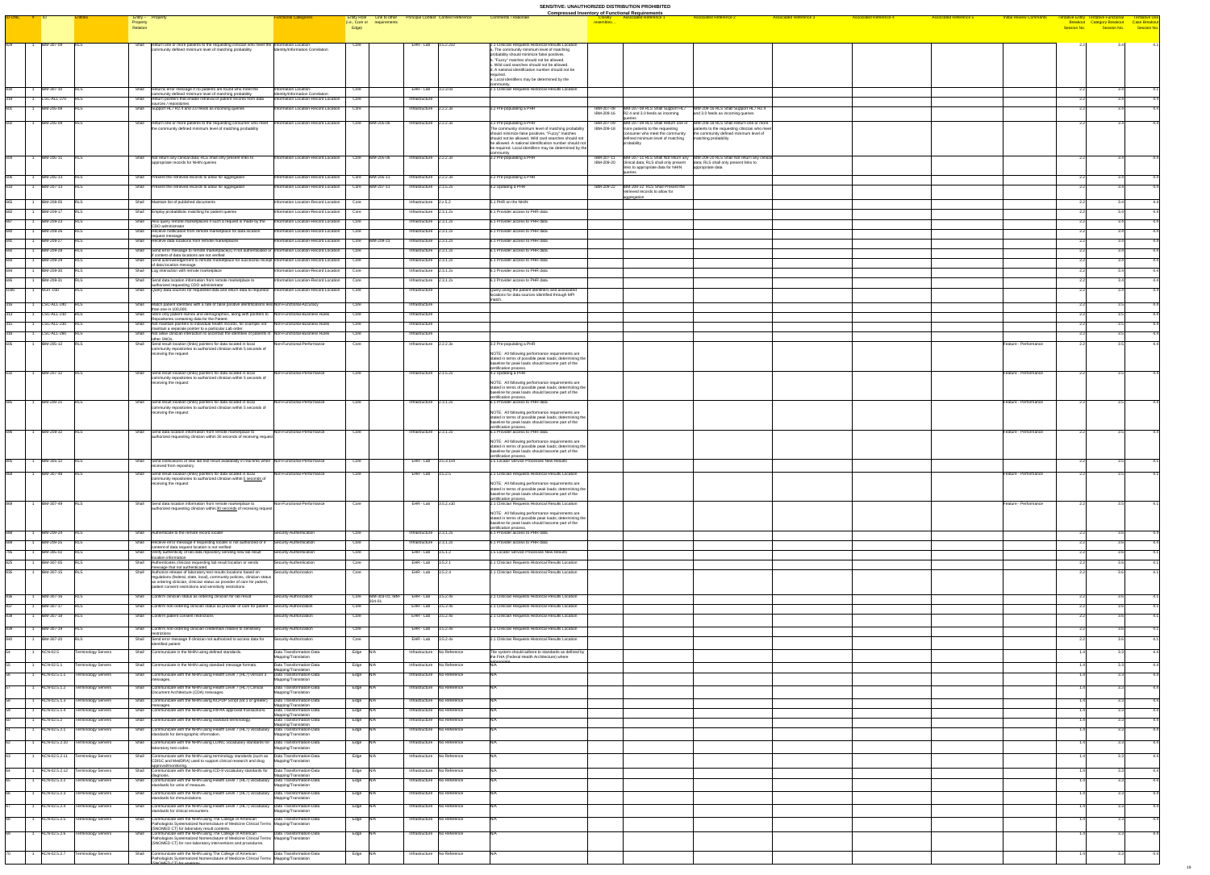| ID-ONC | # | ID | Entities | Entity – Property Relation | Property | Functional Categories | Entity Role (i.e., Core or Edge) | Link to other requirements | Principal Context | Context Reference | Comments / Rationale | Overlay resemblance | Associated Reference 1 | Associated Reference 2 | Associated Reference 3 | Associated Reference 4 | Associated Reference 5 | Initial Review Comments | Tentative Entity Breakout Session No. | Tentative Functional Category Breakout Session No. | Tentative Use Case Breakout Session No. |
|---|---|---|---|---|---|---|---|---|---|---|---|---|---|---|---|---|---|---|---|---|---|
| 829 | 1 | IBM-307-09 | RLS | Shall | Return one or more patients to the requesting clinician who meet the community defined minimum level of matching probability | Information Location-Identity/Information Correlation | Core | | EHR - Lab | 3.5.2.1b2 | 2.1 Clinician Requests Historical Results Location a. The community minimum level of matching probability should minimize false positives. b. "Fuzzy" matches should not be allowed. c. Wild card searches should not be allowed. d. A national identification number should not be required. e. Local identifiers may be determined by the community. | | | | | | | | 2.2 | 3.4 | 4.1 |
| 830 | 1 | IBM-307-10 | RLS | Shall | Returns error message if no patients are found who meet the community defined minimum level of matching probability | Information Location-Identity/Information Correlation | Core | | EHR - Lab | 3.5.2.1b | 2.1 Clinician Requests Historical Results Location | | | | | | | | 2.2 | 3.4 | 4.1 |
| 319 | 1 | CSC-ALL-270 | RLS | Shall | Return pointers that enable retrieval of patient records from data sources / repositories | Information Location-Record Location | Core | | Infrastructure | | | | | | | | | | 2.2 | 3.4 | 4.4 |
| 631 | 1 | IBM-205-09 | RLS | Shall | Support HL7 V2.4 and 3.0 feeds as incoming queries | Information Location-Record Location | Core | | Infrastructure | 2.2.2.3b | 3.2 Pre-populating a PHR | IBM-207-08 IBM-208-16 | IBM-207-08 RLS Shall Support HL7 V2.4 and 3.0 feeds as incoming queries | IBM-208-16 RLS Shall Support HL7 V2.4 and 3.0 feeds as incoming queries | | | | | 2.2 | 3.4 | 4.4 |
| 632 | 1 | IBM-205-10 | RLS | Shall | Return one or more patients to the requesting consumer who meet the community defined minimum level of matching probability | Information Location-Record Location | Core | IBM-205-06 | Infrastructure | 2.2.2.3b | 3.2 Pre-populating a PHR The community minimum level of matching probability should minimize false positives. "Fuzzy" matches should not be allowed. Wild card searches should not be allowed. A national identification number should not be required. Local identifiers may be determined by the community. | IBM-207-09 IBM-208-18 | IBM-207-09 RLS Shall Return one or more patients to the requesting consumer who meet the community defined minimum level of matching probability | IBM-208-18 RLS Shall Return one or more patients to the requesting clinician who meet the community defined minimum level of matching probability | | | | | 2.2 | 3.4 | 4.4 |
| 633 | 1 | IBM-205-11 | RLS | Shall | Not return any clinical data; RLS shall only present links to appropriate records for NHIN queries | Information Location-Record Location | Core | IBM-205-06 | Infrastructure | 2.2.2.3b | 3.2 Pre-populating a PHR | IBM-207-11 IBM-208-20 | IBM-207-11 RLS Shall Not return any clinical data; RLS shall only present links to appropriate data for NHIN queries | IBM-208-20 RLS Shall Not return any clinical data; RLS shall only present links to appropriate data | | | | | 2.2 | 3.4 | 4.4 |
| 626 | 1 | IBM-205-13 | RLS | Shall | Present the retrieved records to allow for aggregation | Information Location-Record Location | Core | IBM-205-11 | Infrastructure | 2.2.2.3b | 3.2 Pre-populating a PHR | | | | | | | | 2.2 | 3.4 | 4.4 |
| 653 | 1 | IBM-207-13 | RLS | Shall | Present the retrieved records to allow for aggregation | Information Location-Record Location | Core | IBM-207-11 | Infrastructure | 2.1.5.2a | 4.2 Updating a PHR | IBM-209-22 | IBM-209-22: RLS Shall Present the retrieved records to allow for aggregation | | | | | | 2.2 | 3.4 | 4.4 |
| 665 | 1 | IBM-209-05 | RLS | Shall | Maintain list of published documents | Information Location-Record Location | Core | | Infrastructure | 2.2.5.2 | 6.1 PHR on the NHIN | | | | | | | | 2.2 | 3.4 | 4.4 |
| 682 | 1 | IBM-209-17 | RLS | Shall | Employ probabilistic matching for patient queries | Information Location-Record Location | Core | | Infrastructure | 2.3.1.2c | 6.1 Provider access to PHR data | | | | | | | | 2.2 | 3.4 | 4.4 |
| 687 | 1 | IBM-209-23 | RLS | Shall | Host query remote marketplaces if such a request is made by the CDO administrator | Information Location-Record Location | Core | | Infrastructure | 2.3.1.2c | 6.1 Provider access to PHR data | | | | | | | | 2.2 | 3.4 | 4.4 |
| 690 | 1 | IBM-209-26 | RLS | Shall | Receive notification from remote marketplace for data location request message | Information Location-Record Location | Core | | Infrastructure | 2.3.1.2c | 6.1 Provider access to PHR data | | | | | | | | 2.2 | 3.4 | 4.4 |
| 691 | 1 | IBM-209-27 | RLS | Shall | Receive data locations from remote marketplaces | Information Location-Record Location | Core | IBM-208-23 | Infrastructure | 2.3.1.2c | 6.1 Provider access to PHR data | | | | | | | | 2.2 | 3.4 | 4.4 |
| 692 | 1 | IBM-209-28 | RLS | Shall | Send error message to remote marketplace(s) if not authenticated or if content of data locations are not verified | Information Location-Record Location | Core | | Infrastructure | 2.3.1.2c | 6.1 Provider access to PHR data | | | | | | | | 2.2 | 3.4 | 4.4 |
| 693 | 1 | IBM-209-29 | RLS | Shall | Send acknowledgement to remote marketplace for successful receipt of data location message | Information Location-Record Location | Core | | Infrastructure | 2.3.1.2c | 6.1 Provider access to PHR data | | | | | | | | 2.2 | 3.4 | 4.4 |
| 694 | 1 | IBM-209-30 | RLS | Shall | Log interaction with remote marketplace | Information Location-Record Location | Core | | Infrastructure | 2.3.1.2c | 6.1 Provider access to PHR data | | | | | | | | 2.2 | 3.4 | 4.4 |
| 695 | 1 | IBM-209-31 | RLS | Shall | Send data location information from remote marketplace to authorized requesting CDO administrator | Information Location-Record Location | Core | | Infrastructure | 2.3.1.2c | 6.1 Provider access to PHR data | | | | | | | | 2.2 | 3.4 | 4.4 |
| 1096 | 1 | ACT-030 | RLS | Shall | Query data sources for requested data and return data to requestor | Information Location-Record Location | Core | | Infrastructure | | Query using the patient identifiers and associated locations for data sources identified through MPI match. | | | | | | | | 2.2 | 3.4 | 4.4 |
| 299 | 1 | CSC-ALL-280 | RLS | Shall | Match patient identities with a rate of false positive identifications less than one in 100,000. | Non-Functional-Accuracy | Core | | Infrastructure | | | | | | | | | | 2.2 | 3.5 | 4.4 |
| 313 | 1 | CSC-ALL-230 | RLS | Shall | Store only patient names and demographics, along with pointers to Repositories containing data for the Patient. | Non-Functional-Business Rules | Core | | Infrastructure | | | | | | | | | | 2.2 | 3.5 | 4.4 |
| 315 | 1 | CSC-ALL-250 | RLS | Shall | Not maintain pointers to individual health records, for example not maintain a separate pointer to a particular Lab order. | Non-Functional-Business Rules | Core | | Infrastructure | | | | | | | | | | 2.2 | 3.5 | 4.4 |
| 318 | 1 | CSC-ALL-260 | RLS | Shall | Not take clinical interaction to ascertain the identities of patients in other SNOs. | Non-Functional-Business Rules | Core | | Infrastructure | | | | | | | | | | 2.2 | 3.5 | 4.4 |
| 605 | 1 | IBM-205-12 | RLS | Shall | Send result location (links) pointers for data located in local community repositories to authorized clinician within 5 seconds of receiving the request | Non-Functional-Performance | Core | | Infrastructure | 2.2.2.3a | 3.2 Pre-populating a PHR NOTE: All following performance requirements are stated in terms of possible peak loads; determining the baseline for peak loads should become part of the certification process. | | | | | | | Feature - Performance | 2.2 | 3.5 | 4.4 |
| 632 | 1 | IBM-207-12 | RLS | Shall | Send result location (links) pointers for data located in local community repositories to authorized clinician within 5 seconds of receiving the request | Non-Functional-Performance | Core | | Infrastructure | 2.1.5.2b | 4.2 Updating a PHR NOTE: All following performance requirements are stated in terms of possible peak loads; determining the baseline for peak loads should become part of the certification process. | | | | | | | Feature - Performance | 2.2 | 3.5 | 4.4 |
| 685 | 1 | IBM-209-21 | RLS | Shall | Send result location (links) pointers for data located in local community repositories to authorized clinician within 5 seconds of receiving the request | Non-Functional-Performance | Core | | Infrastructure | 2.3.1.2b | 6.1 Provider access to PHR data NOTE: All following performance requirements are stated in terms of possible peak loads; determining the baseline for peak loads should become part of the certification process. | | | | | | | Feature - Performance | 2.2 | 3.5 | 4.4 |
| 696 | 1 | IBM-209-32 | RLS | Shall | Send data location information from remote marketplace to authorized requesting clinician within 30 seconds of receiving request | Non-Functional-Performance | Core | | Infrastructure | 2.3.1.2c | 6.1 Provider access to PHR data NOTE: All following performance requirements are stated in terms of possible peak loads; determining the baseline for peak loads should become part of the certification process. | | | | | | | Feature - Performance | 2.2 | 3.5 | 4.4 |
| 865 | 1 | IBM-301-12 | RLS | Shall | Send notifications of new lab test result availability in real time when received from repository | Non-Functional-Performance | Core | | EHR - Lab | 3.5.3.1b4 | 1.5 Locator Service Processes New Results | | | | | | | | 2.2 | 3.5 | 4.1 |
| 868 | 1 | IBM-307-48 | RLS | Shall | Send result location (links) pointers for data located in local community repositories to authorized clinician within 5 seconds of receiving the request. | Non-Functional-Performance | Core | | EHR - Lab | 3.5.2.5 | 2.1 Clinician Requests Historical Results Location NOTE: All following performance requirements are stated in terms of possible peak loads; determining the baseline for peak loads should become part of the certification process. | | | | | | | Feature - Performance | 2.2 | 3.5 | 4.1 |
| 869 | 1 | IBM-307-49 | RLS | Shall | Send data location information from remote marketplace to authorized requesting clinician within 30 seconds of receiving request | Non-Functional-Performance | Core | | EHR - Lab | 3.5.2.x10 | 2.1 Clinician Requests Historical Results Location NOTE: All following performance requirements are stated in terms of possible peak loads; determining the baseline for peak loads should become part of the certification process. | | | | | | | Feature - Performance | 2.2 | 3.5 | 4.1 |
| 688 | 1 | IBM-209-24 | RLS | Shall | Authenticate to the remote record locator | Security-Authentication | Core | | Infrastructure | 2.3.1.2b | 6.1 Provider access to PHR data | | | | | | | | 2.2 | 3.6 | 4.4 |
| 689 | 1 | IBM-209-25 | RLS | Shall | Receive error message if requesting locator is not authorized or if content of data request location is not verified | Security-Authentication | Core | | Infrastructure | 2.3.1.2b | 6.1 Provider access to PHR data | | | | | | | | 2.2 | 3.6 | 4.4 |
| 796 | 1 | IBM-301-02 | RLS | Shall | Verify authenticity of lab result repository sending new lab result location information | Security-Authentication | Core | | EHR - Lab | 3.5.1.2 | 1.5 Locator Service Processes New Results | | | | | | | | 2.2 | 3.6 | 4.1 |
| 825 | 1 | IBM-307-05 | RLS | Shall | Authenticates clinician requesting lab result location or sends message that not authenticated | Security-Authentication | Core | | EHR - Lab | 3.5.2.1 | 2.1 Clinician Requests Historical Results Location | | | | | | | | 2.2 | 3.6 | 4.1 |
| 835 | 1 | IBM-307-15 | RLS | Shall | Authorize release of laboratory test results locations based on regulations (federal, state, local), community policies, clinician status as ordering clinician, clinician status as provider of care for patient, patient consent restrictions and sensitivity restrictions | Security-Authorization | Core | | EHR - Lab | 3.5.2.4 | 2.1 Clinician Requests Historical Results Location | | | | | | | | 2.2 | 3.6 | 4.1 |
| 836 | 1 | IBM-307-16 | RLS | Shall | Confirm clinician status as ordering clinician for lab result | Security-Authorization | Core | IBM-302-01; IBM-304-01 | EHR - Lab | 3.5.2.4b | 2.1 Clinician Requests Historical Results Location | | | | | | | | 2.2 | 3.6 | 4.1 |
| 837 | 1 | IBM-307-17 | RLS | Shall | Confirm non-ordering clinician status as provider of care for patient | Security-Authorization | Core | | EHR - Lab | 3.5.2.4b | 2.1 Clinician Requests Historical Results Location | | | | | | | | 2.2 | 3.6 | 4.1 |
| 838 | 1 | IBM-307-18 | RLS | Shall | Confirm patient consent restrictions | Security-Authorization | Core | | EHR - Lab | 3.5.2.4b | 2.1 Clinician Requests Historical Results Location | | | | | | | | 2.2 | 3.6 | 4.1 |
| 839 | 1 | IBM-307-19 | RLS | Shall | Confirm non-ordering clinician credentials relative to sensitivity restrictions | Security-Authorization | Core | | EHR - Lab | 3.5.2.4b | 2.1 Clinician Requests Historical Results Location | | | | | | | | 2.2 | 3.6 | 4.1 |
| 840 | 1 | IBM-307-20 | RLS | Shall | Send error message if clinician not authorized to access data for identified patient | Security-Authorization | Core | | EHR - Lab | 3.5.2.4c | 2.1 Clinician Requests Historical Results Location | | | | | | | | 2.2 | 3.6 | 4.1 |
| 54 | 1 | ACN-02.5 | Terminology Servers | Shall | Communicate in the NHIN using defined standards. | Data Transformation-Data Mapping/Translation | Edge | N/A | Infrastructure | No Reference | The system should adhere to standards as defined by the FHA (Federal Health Architecture) where appropriate. | | | | | | | | 1.4 | 3.3 | 4.4 |
| 55 | 1 | ACN-02.5.1 | Terminology Servers | Shall | Communicate in the NHIN using standard message formats. | Data Transformation-Data Mapping/Translation | Edge | N/A | Infrastructure | No Reference | N/A | | | | | | | | 1.4 | 3.3 | 4.4 |
| 56 | 1 | ACN-02.5.1.1 | Terminology Servers | Shall | Communicate with the NHIN using Health Level 7 (HL7) version 3 messages. | Data Transformation-Data Mapping/Translation | Edge | N/A | Infrastructure | No Reference | N/A | | | | | | | | 1.4 | 3.3 | 4.4 |
| 57 | 1 | ACN-02.5.1.2 | Terminology Servers | Shall | Communicate with the NHIN using Health Level 7 (HL7) Clinical Document Architecture (CDA) messages. | Data Transformation-Data Mapping/Translation | Edge | N/A | Infrastructure | No Reference | N/A | | | | | | | | 1.4 | 3.3 | 4.4 |
| 58 | 1 | ACN-02.5.1.3 | Terminology Servers | Shall | Communicate with the NHIN using NCPDP Script (v8.1 or greater) messages. | Data Transformation-Data Mapping/Translation | Edge | N/A | Infrastructure | No Reference | N/A | | | | | | | | 1.4 | 3.3 | 4.4 |
| 59 | 1 | ACN-02.5.1.4 | Terminology Servers | Shall | Communicate with the NHIN using HIPAA approved transactions. | Data Transformation-Data Mapping/Translation | Edge | N/A | Infrastructure | No Reference | N/A | | | | | | | | 1.4 | 3.3 | 4.4 |
| 60 | 1 | ACN-02.5.2 | Terminology Servers | Shall | Communicate with the NHIN using standard terminology. | Data Transformation-Data Mapping/Translation | Edge | N/A | Infrastructure | No Reference | N/A | | | | | | | | 1.4 | 3.3 | 4.4 |
| 61 | 1 | ACN-02.5.2.1 | Terminology Servers | Shall | Communicate with the NHIN using Health Level 7 (HL7) vocabulary standards for demographic information. | Data Transformation-Data Mapping/Translation | Edge | N/A | Infrastructure | No Reference | N/A | | | | | | | | 1.4 | 3.3 | 4.4 |
| 62 | 1 | ACN-02.5.2.10 | Terminology Servers | Shall | Communicate with the NHIN using LOINC vocabulary standards for laboratory test codes. | Data Transformation-Data Mapping/Translation | Edge | N/A | Infrastructure | No Reference | N/A | | | | | | | | 1.4 | 3.3 | 4.4 |
| 63 | 1 | ACN-02.5.2.11 | Terminology Servers | Shall | Communicate with the NHIN using terminology standards (such as CDISC and MedDRA) used to support clinical research and drug approval/monitoring. | Data Transformation-Data Mapping/Translation | Edge | N/A | Infrastructure | No Reference | N/A | | | | | | | | 1.4 | 3.3 | 4.4 |
| 64 | 1 | ACN-02.5.2.12 | Terminology Servers | Shall | Communicate with the NHIN using ICD-9 vocabulary standards for diagnosis. | Data Transformation-Data Mapping/Translation | Edge | N/A | Infrastructure | No Reference | N/A | | | | | | | | 1.4 | 3.3 | 4.4 |
| 65 | 1 | ACN-02.5.2.2 | Terminology Servers | Shall | Communicate with the NHIN using Health Level 7 (HL7) vocabulary standards for units of measure. | Data Transformation-Data Mapping/Translation | Edge | N/A | Infrastructure | No Reference | N/A | | | | | | | | 1.4 | 3.3 | 4.4 |
| 66 | 1 | ACN-02.5.2.3 | Terminology Servers | Shall | Communicate with the NHIN using Health Level 7 (HL7) vocabulary standards for immunizations. | Data Transformation-Data Mapping/Translation | Edge | N/A | Infrastructure | No Reference | N/A | | | | | | | | 1.4 | 3.3 | 4.4 |
| 67 | 1 | ACN-02.5.2.4 | Terminology Servers | Shall | Communicate with the NHIN using Health Level 7 (HL7) vocabulary standards for clinical encounters. | Data Transformation-Data Mapping/Translation | Edge | N/A | Infrastructure | No Reference | N/A | | | | | | | | 1.4 | 3.3 | 4.4 |
| 68 | 1 | ACN-02.5.2.5 | Terminology Servers | Shall | Communicate with the NHIN using The College of American Pathologists Systematized Nomenclature of Medicine Clinical Terms (SNOMED CT) for laboratory result contents. | Data Transformation-Data Mapping/Translation | Edge | N/A | Infrastructure | No Reference | N/A | | | | | | | | 1.4 | 3.3 | 4.4 |
| 69 | 1 | ACN-02.5.2.6 | Terminology Servers | Shall | Communicate with the NHIN using The College of American Pathologists Systematized Nomenclature of Medicine Clinical Terms (SNOMED CT) for non-laboratory interventions and procedures. | Data Transformation-Data Mapping/Translation | Edge | N/A | Infrastructure | No Reference | N/A | | | | | | | | 1.4 | 3.3 | 4.4 |
| 70 | 1 | ACN-02.5.2.7 | Terminology Servers | Shall | Communicate with the NHIN using The College of American Pathologists Systematized Nomenclature of Medicine Clinical Terms (SNOMED CT) for anatomy. | Data Transformation-Data Mapping/Translation | Edge | N/A | Infrastructure | No Reference | N/A | | | | | | | | 1.4 | 3.3 | 4.4 |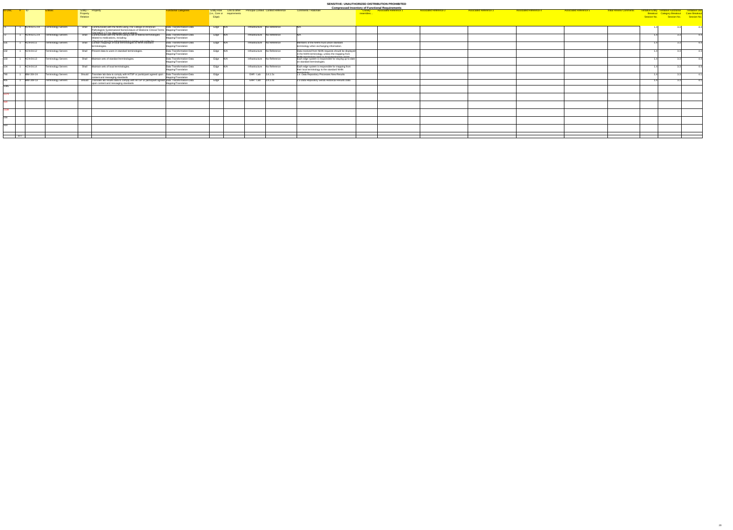**SENSITIVE: UNAUTHORIZED DISTRIBUTION PROHIBITED**

**Compressed Inventory of Functional Requirements**

| ID-DNC | # | ID | Entities | Entity – Property Relation | Property | Functional Categories | Entity Role (i.e., Core or Edge) | Link to other requirements | Principal Context | Context Reference | Comments / Rationale | Closely resembles... | Associated Reference 1 | Associated Reference 2 | Associated Reference 3 | Associated Reference 4 | Associated Reference 5 | Initial Review Comments | Tentative Entity Breakout Session No. | Tentative Functional Category Breakout Session No. | Tentative Use Case Breakout Session No. |
|---|---|---|---|---|---|---|---|---|---|---|---|---|---|---|---|---|---|---|---|---|---|
| 71 | 1 | ACN-02.5.2.8 | Terminology Servers | Shall | Communicate with the NHIN using The College of American Pathologists Systematized Nomenclature of Medicine Clinical Terms (SNOMED CT) for diagnosis and problems. | Data Transformation-Data Mapping/Translation | Edge | N/A | Infrastructure | No Reference | N/A | | | | | | | | 1.4 | 3.3 | 4.4 |
| 72 | 1 | ACN-02.5.2.9 | Terminology Servers | Shall | Communicate with the NHIN using a set of federal terminologies related to medications, including: The Food and Drug Administration names and codes for | Data Transformation-Data Mapping/Translation | Edge | N/A | Infrastructure | No Reference | N/A | | | | | | | | 1.4 | 3.3 | 4.4 |
| 101 | 1 | ACN-04.11 | Terminology Servers | Shall | Contain mappings of local terminologies to NHIN standard terminologies. | Data Transformation-Data Mapping/Translation | Edge | N/A | Infrastructure | No Reference | Members of the NHIN must utilize standard terminology when exchanging information. | | | | | | | | 1.4 | 3.3 | 4.4 |
| 102 | 1 | ACN-04.12 | Terminology Servers | Shall | Present data to users in standard terminologies. | Data Transformation-Data Mapping/Translation | Edge | N/A | Infrastructure | No Reference | Data received from NHIN requests should be displayed in the NHIN terminology, unless the mapping from NHIN terminology back to local terminology exists. | | | | | | | | 1.4 | 3.3 | 4.4 |
| 103 | 1 | ACN-04.13 | Terminology Servers | Shall | Maintain sets of standard terminologies. | Data Transformation-Data Mapping/Translation | Edge | N/A | Infrastructure | No Reference | Each edge system is responsible for staying up to date on standard terminologies. | | | | | | | | 1.4 | 3.3 | 4.4 |
| 104 | 1 | ACN-04.14 | Terminology Servers | Shall | Maintain sets of local terminologies. | Data Transformation-Data Mapping/Translation | Edge | N/A | Infrastructure | No Reference | Each edge system is responsible for mapping from their local terminology to the standard NHIN terminology. | | | | | | | | 1.4 | 3.3 | 4.4 |
| 796 | 1 | IBM-304-24 | Terminology Servers | Should | Translate lab data to comply with HITSP or participant agreed upon content and messaging standards | Data Transformation-Data Mapping/Translation | Edge | | EHR - Lab | 3.4.1.5e | 3.4 Data Repository Processes New Results | | | | | | | | 1.4 | 3.3 | 4.1 |
| 805 | 1 | IBM-309-13 | Terminology Servers | Should | Translate lab results data to comply with HITSP or participant agreed upon content and messaging standards. | Data Transformation-Data Mapping/Translation | Edge | | EHR - Lab | 3.6.3.4b | 2.3 Data Repository Sends Historical Results Data | | | | | | | | 1.4 | 3.3 | 4.1 |
| 1085 | | | | | | | | | | | | | | | | | | | | | |
| 1179 | | | | | | | | | | | | | | | | | | | | | |
| 826 | | | | | | | | | | | | | | | | | | | | | |
| 1180 | | | | | | | | | | | | | | | | | | | | | |
| 235 | | | | | | | | | | | | | | | | | | | | | |
| 315 | | | | | | | | | | | | | | | | | | | | | |
| | 977 | | | | | | | | | | | | | | | | | | | | |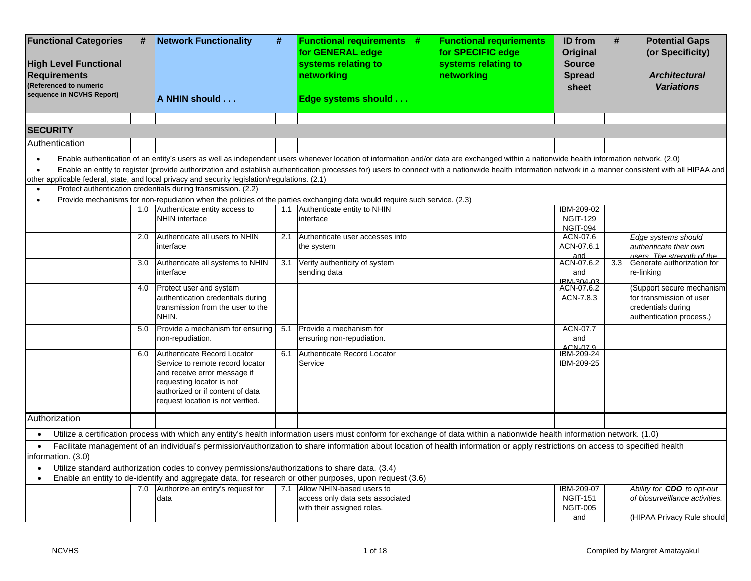| Functional Categories<br><br>High Level Functional Requirements (Referenced to numeric sequence in NCVHS Report) | # | Network Functionality<br><br>A NHIN should . . . | # | Functional requirements for GENERAL edge systems relating to networking<br><br>Edge systems should . . . | # | Functional requirements for SPECIFIC edge systems relating to networking | ID from Original Source Spread sheet | # | Potential Gaps (or Specificity)<br><br>*Architectural Variations* |
|---|---|---|---|---|---|---|---|---|---|
| **SECURITY** | | | | | | | | | |
| Authentication | | | | | | | | | |
| • Enable authentication of an entity's users as well as independent users whenever location of information and/or data are exchanged within a nationwide health information network. (2.0) | | | | | | | | | |
| • Enable an entity to register (provide authorization and establish authentication processes for) users to connect with a nationwide health information network in a manner consistent with all HIPAA and other applicable federal, state, and local privacy and security legislation/regulations. (2.1) | | | | | | | | | |
| • Protect authentication credentials during transmission. (2.2) | | | | | | | | | |
| • Provide mechanisms for non-repudiation when the policies of the parties exchanging data would require such service. (2.3) | | | | | | | | | |
| | 1.0 | Authenticate entity access to NHIN interface | 1.1 | Authenticate entity to NHIN interface | | | IBM-209-02<br>NGIT-129<br>NGIT-094 | | |
| | 2.0 | Authenticate all users to NHIN interface | 2.1 | Authenticate user accesses into the system | | | ACN-07.6<br>ACN-07.6.1<br>and | | *Edge systems should authenticate their own users. The strength of the* |
| | 3.0 | Authenticate all systems to NHIN interface | 3.1 | Verify authenticity of system sending data | | | ACN-07.6.2<br>and<br>IBM-304-03 | 3.3 | Generate authorization for re-linking |
| | 4.0 | Protect user and system authentication credentials during transmission from the user to the NHIN. | | | | | ACN-07.6.2<br>ACN-7.8.3 | | (Support secure mechanism for transmission of user credentials during authentication process.) |
| | 5.0 | Provide a mechanism for ensuring non-repudiation. | 5.1 | Provide a mechanism for ensuring non-repudiation. | | | ACN-07.7<br>and<br>ACN-07.9 | | |
| | 6.0 | Authenticate Record Locator Service to remote record locator and receive error message if requesting locator is not authorized or if content of data request location is not verified. | 6.1 | Authenticate Record Locator Service | | | IBM-209-24<br>IBM-209-25 | | |
| Authorization | | | | | | | | | |
| • Utilize a certification process with which any entity's health information users must conform for exchange of data within a nationwide health information network. (1.0) | | | | | | | | | |
| • Facilitate management of an individual's permission/authorization to share information about location of health information or apply restrictions on access to specified health information. (3.0) | | | | | | | | | |
| • Utilize standard authorization codes to convey permissions/authorizations to share data. (3.4) | | | | | | | | | |
| • Enable an entity to de-identify and aggregate data, for research or other purposes, upon request (3.6) | | | | | | | | | |
| | 7.0 | Authorize an entity's request for data | 7.1 | Allow NHIN-based users to access only data sets associated with their assigned roles. | | | IBM-209-07<br>NGIT-151<br>NGIT-005<br>and | | *Ability for **CDO** to opt-out of biosurveillance activities.*<br><br>(HIPAA Privacy Rule should |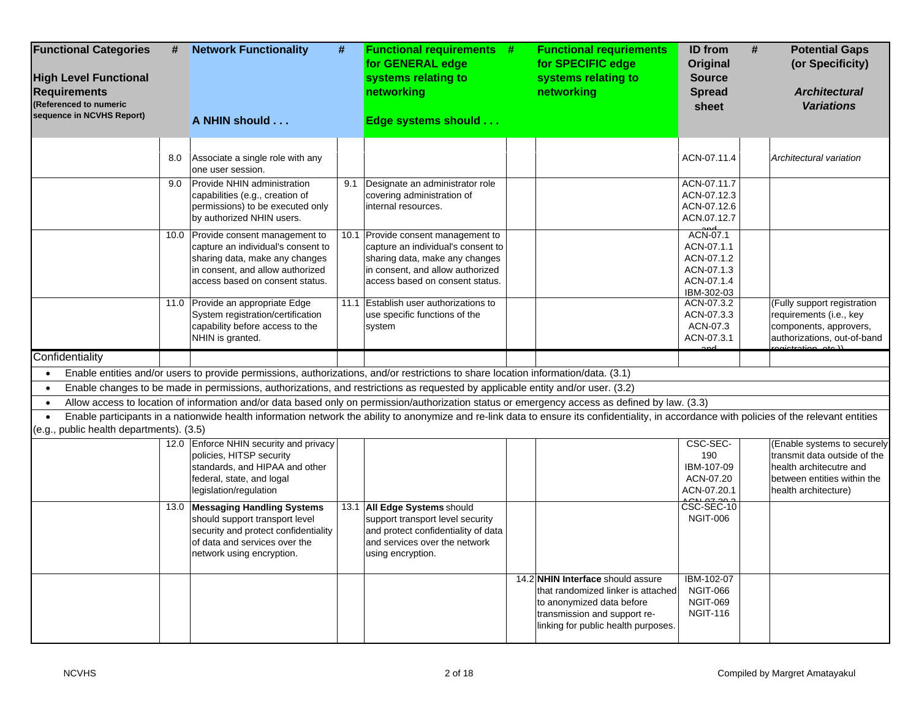| Functional Categories<br><br>High Level Functional Requirements<br>(Referenced to numeric sequence in NCVHS Report) | # | Network Functionality<br><br>A NHIN should . . . | # | Functional requirements for GENERAL edge systems relating to networking<br><br>Edge systems should . . . | # | Functional requirements for SPECIFIC edge systems relating to networking | ID from Original Source Spread sheet | # | Potential Gaps (or Specificity)<br><br>*Architectural Variations* |
|---|---|---|---|---|---|---|---|---|---|
| | 8.0 | Associate a single role with any one user session. | | | | | ACN-07.11.4 | | *Architectural variation* |
| | 9.0 | Provide NHIN administration capabilities (e.g., creation of permissions) to be executed only by authorized NHIN users. | 9.1 | Designate an administrator role covering administration of internal resources. | | | ACN-07.11.7<br>ACN-07.12.3<br>ACN-07.12.6<br>ACN.07.12.7<br>and | | |
| | 10.0 | Provide consent management to capture an individual's consent to sharing data, make any changes in consent, and allow authorized access based on consent status. | 10.1 | Provide consent management to capture an individual's consent to sharing data, make any changes in consent, and allow authorized access based on consent status. | | | ACN-07.1<br>ACN-07.1.1<br>ACN-07.1.2<br>ACN-07.1.3<br>ACN-07.1.4<br>IBM-302-03 | | |
| | 11.0 | Provide an appropriate Edge System registration/certification capability before access to the NHIN is granted. | 11.1 | Establish user authorizations to use specific functions of the system | | | ACN-07.3.2<br>ACN-07.3.3<br>ACN-07.3<br>ACN-07.3.1<br>and | | (Fully support registration requirements (i.e., key components, approvers, authorizations, out-of-band registration, etc.)) |
| Confidentiality | | | | | | | | | |
| • Enable entities and/or users to provide permissions, authorizations, and/or restrictions to share location information/data. (3.1) | | | | | | | | | |
| • Enable changes to be made in permissions, authorizations, and restrictions as requested by applicable entity and/or user. (3.2) | | | | | | | | | |
| • Allow access to location of information and/or data based only on permission/authorization status or emergency access as defined by law. (3.3) | | | | | | | | | |
| • Enable participants in a nationwide health information network the ability to anonymize and re-link data to ensure its confidentiality, in accordance with policies of the relevant entities (e.g., public health departments). (3.5) | | | | | | | | | |
| | 12.0 | Enforce NHIN security and privacy policies, HITSP security standards, and HIPAA and other federal, state, and logal legislation/regulation | | | | | CSC-SEC-190<br>IBM-107-09<br>ACN-07.20<br>ACN-07.20.1<br>ACN-07.20.2 | | (Enable systems to securely transmit data outside of the health architecutre and between entities within the health architecture) |
| | 13.0 | **Messaging Handling Systems** should support transport level security and protect confidentiality of data and services over the network using encryption. | 13.1 | **All Edge Systems** should support transport level security and protect confidentiality of data and services over the network using encryption. | | | CSC-SEC-10<br>NGIT-006 | | |
| | | | | | 14.2 | **NHIN Interface** should assure that randomized linker is attached to anonymized data before transmission and support re-linking for public health purposes. | IBM-102-07<br>NGIT-066<br>NGIT-069<br>NGIT-116 | | |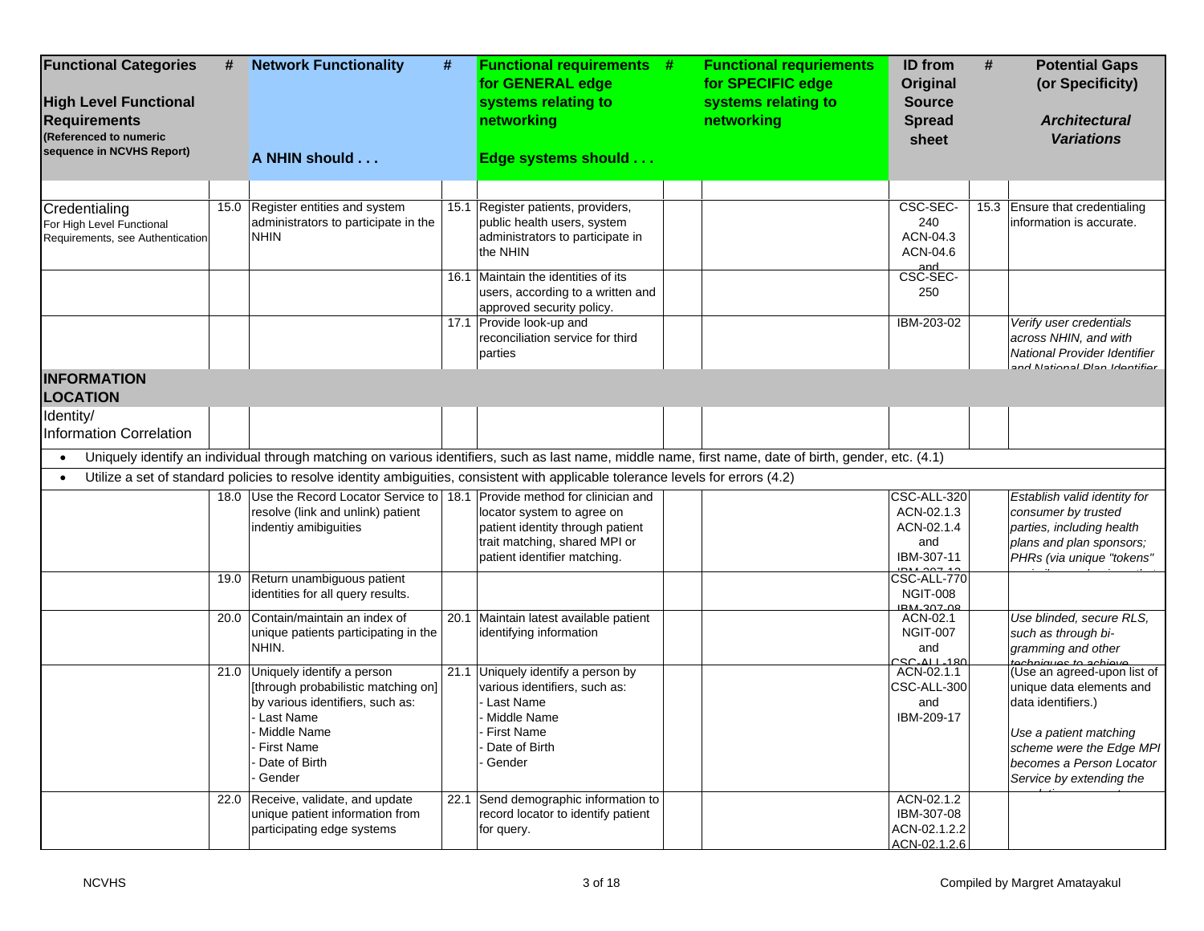| Functional Categories<br><br>High Level Functional Requirements<br>(Referenced to numeric sequence in NCVHS Report) | # | Network Functionality<br><br>A NHIN should . . . | # | Functional requirements for GENERAL edge systems relating to networking<br><br>Edge systems should . . . | # | Functional requriements for SPECIFIC edge systems relating to networking | ID from Original Source Spread sheet | # | Potential Gaps (or Specificity)<br><br>*Architectural Variations* |
|---|---|---|---|---|---|---|---|---|---|
| Credentialing<br>For High Level Functional Requirements, see Authentication | 15.0 | Register entities and system administrators to participate in the NHIN | 15.1 | Register patients, providers, public health users, system administrators to participate in the NHIN | | | CSC-SEC-240<br>ACN-04.3<br>ACN-04.6<br>and | 15.3 | Ensure that credentialing information is accurate. |
| | | | 16.1 | Maintain the identities of its users, according to a written and approved security policy. | | | CSC-SEC-250 | | |
| | | | 17.1 | Provide look-up and reconciliation service for third parties | | | IBM-203-02 | | *Verify user credentials across NHIN, and with National Provider Identifier and National Plan Identifier* |
| **INFORMATION LOCATION** | | | | | | | | | |
| Identity/ Information Correlation | | | | | | | | | |
| • Uniquely identify an individual through matching on various identifiers, such as last name, middle name, first name, date of birth, gender, etc. (4.1) | | | | | | | | | |
| • Utilize a set of standard policies to resolve identity ambiguities, consistent with applicable tolerance levels for errors (4.2) | | | | | | | | | |
| | 18.0 | Use the Record Locator Service to resolve (link and unlink) patient indentiy amibiguities | 18.1 | Provide method for clinician and locator system to agree on patient identity through patient trait matching, shared MPI or patient identifier matching. | | | CSC-ALL-320<br>ACN-02.1.3<br>ACN-02.1.4<br>and<br>IBM-307-11<br>IBM-307-12 | | *Establish valid identity for consumer by trusted parties, including health plans and plan sponsors; PHRs (via unique "tokens"* |
| | 19.0 | Return unambiguous patient identities for all query results. | | | | | CSC-ALL-770<br>NGIT-008<br>IBM-307-08 | | |
| | 20.0 | Contain/maintain an index of unique patients participating in the NHIN. | 20.1 | Maintain latest available patient identifying information | | | ACN-02.1<br>NGIT-007<br>and<br>CSC-ALL-180 | | *Use blinded, secure RLS, such as through bi-gramming and other techniques to achieve* |
| | 21.0 | Uniquely identify a person [through probabilistic matching on] by various identifiers, such as:<br>- Last Name<br>- Middle Name<br>- First Name<br>- Date of Birth<br>- Gender | 21.1 | Uniquely identify a person by various identifiers, such as:<br>- Last Name<br>- Middle Name<br>- First Name<br>- Date of Birth<br>- Gender | | | ACN-02.1.1<br>CSC-ALL-300<br>and<br>IBM-209-17 | | (Use an agreed-upon list of unique data elements and data identifiers.)<br><br>*Use a patient matching scheme were the Edge MPI becomes a Person Locator Service by extending the* |
| | 22.0 | Receive, validate, and update unique patient information from participating edge systems | 22.1 | Send demographic information to record locator to identify patient for query. | | | ACN-02.1.2<br>IBM-307-08<br>ACN-02.1.2.2<br>ACN-02.1.2.6 | | |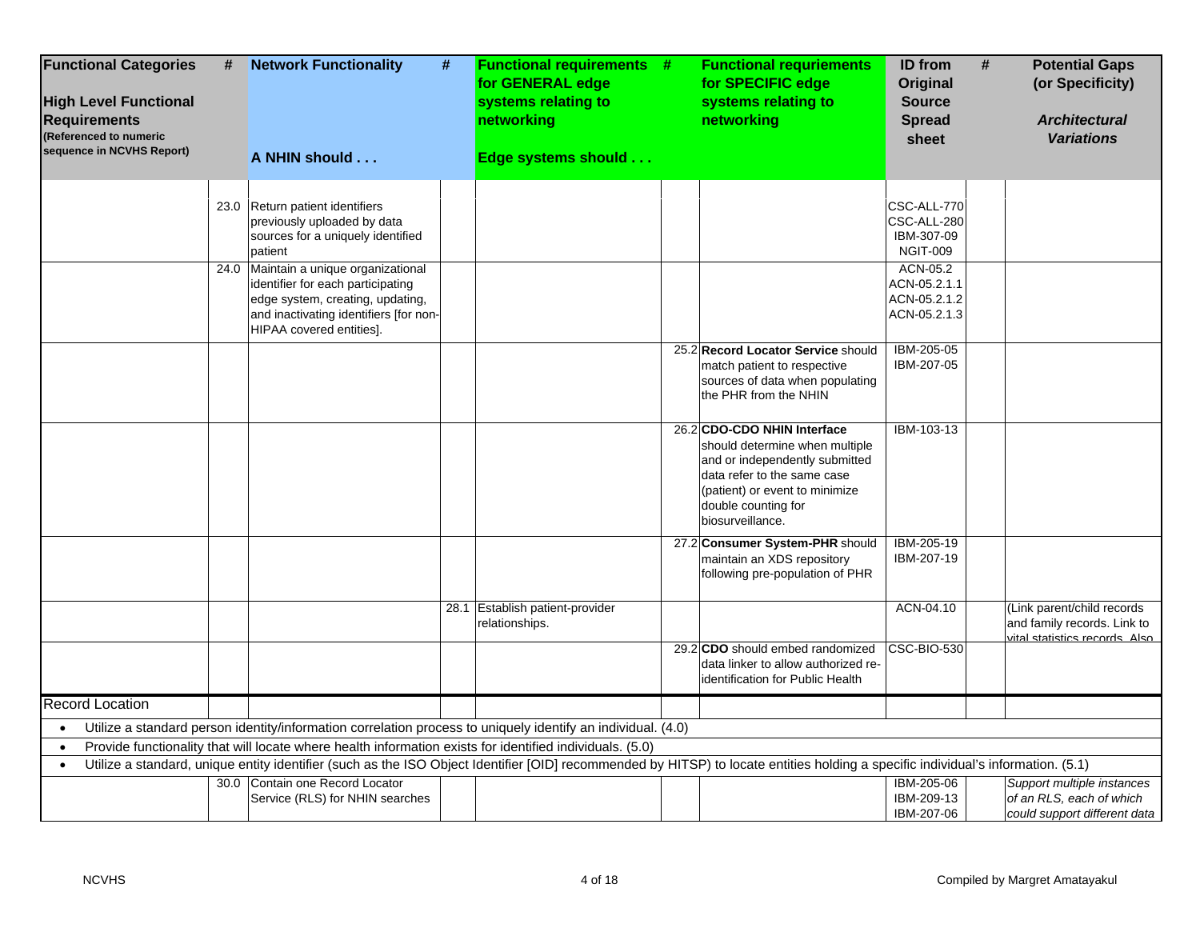| Functional Categories<br><br>High Level Functional Requirements<br>(Referenced to numeric sequence in NCVHS Report) | # | Network Functionality<br><br>A NHIN should . . . | # | Functional requirements for GENERAL edge systems relating to networking<br><br>Edge systems should . . . | # | Functional requirements for SPECIFIC edge systems relating to networking | ID from Original Source Spread sheet | # | Potential Gaps (or Specificity)<br><br>*Architectural Variations* |
|---|---|---|---|---|---|---|---|---|---|
| | 23.0 | Return patient identifiers previously uploaded by data sources for a uniquely identified patient | | | | | CSC-ALL-770<br>CSC-ALL-280<br>IBM-307-09<br>NGIT-009 | | |
| | 24.0 | Maintain a unique organizational identifier for each participating edge system, creating, updating, and inactivating identifiers [for non-HIPAA covered entities]. | | | | | ACN-05.2<br>ACN-05.2.1.1<br>ACN-05.2.1.2<br>ACN-05.2.1.3 | | |
| | | | | | 25.2 | **Record Locator Service** should match patient to respective sources of data when populating the PHR from the NHIN | IBM-205-05<br>IBM-207-05 | | |
| | | | | | 26.2 | **CDO-CDO NHIN Interface** should determine when multiple and or independently submitted data refer to the same case (patient) or event to minimize double counting for biosurveillance. | IBM-103-13 | | |
| | | | | | 27.2 | **Consumer System-PHR** should maintain an XDS repository following pre-population of PHR | IBM-205-19<br>IBM-207-19 | | |
| | | | 28.1 | Establish patient-provider relationships. | | | ACN-04.10 | | (Link parent/child records and family records. Link to vital statistics records. Also |
| | | | | | 29.2 | **CDO** should embed randomized data linker to allow authorized re-identification for Public Health | CSC-BIO-530 | | |
| Record Location | | | | | | | | | |

- Utilize a standard person identity/information correlation process to uniquely identify an individual. (4.0)
- Provide functionality that will locate where health information exists for identified individuals. (5.0)
- Utilize a standard, unique entity identifier (such as the ISO Object Identifier [OID] recommended by HITSP) to locate entities holding a specific individual's information. (5.1)

| Functional Categories | # | Network Functionality | # | Functional requirements for GENERAL edge systems | # | Functional requirements for SPECIFIC edge systems | ID from Original Source Spread sheet | # | Potential Gaps (or Specificity) |
|---|---|---|---|---|---|---|---|---|---|
| | 30.0 | Contain one Record Locator Service (RLS) for NHIN searches | | | | | IBM-205-06<br>IBM-209-13<br>IBM-207-06 | | *Support multiple instances of an RLS, each of which could support different data* |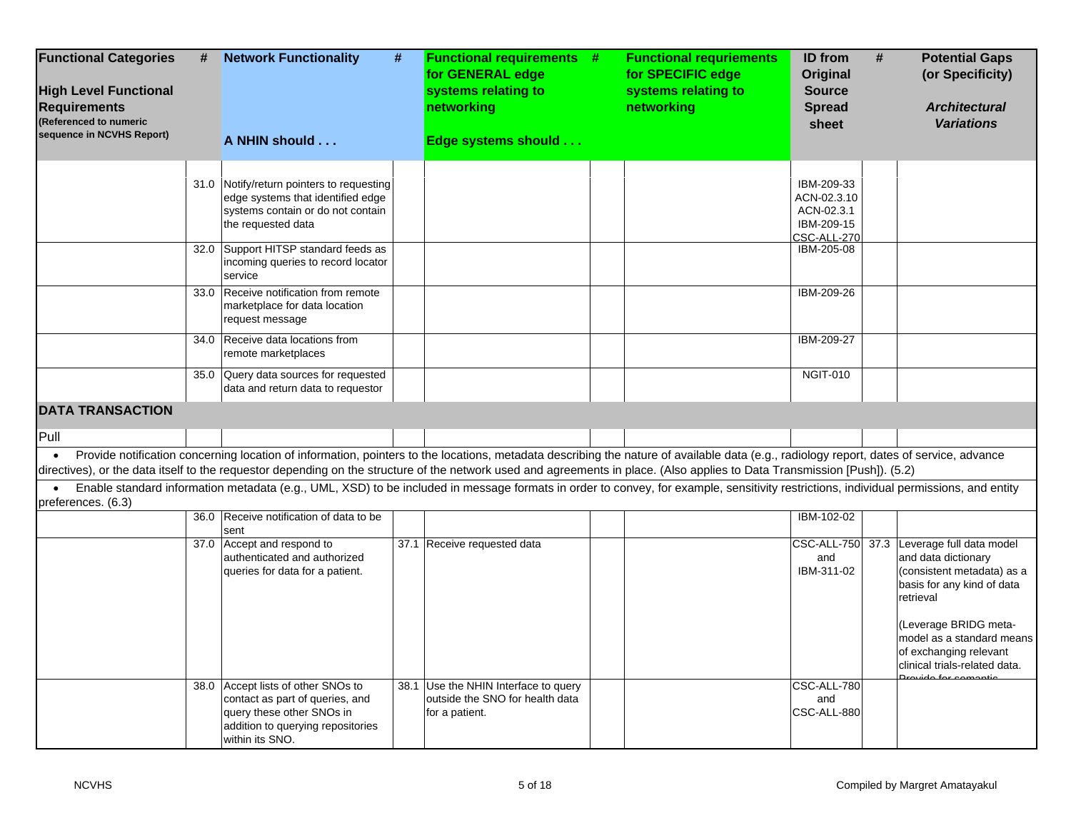| Functional Categories<br><br>High Level Functional Requirements<br>(Referenced to numeric sequence in NCVHS Report) | # | Network Functionality<br><br>A NHIN should . . . | # | Functional requirements for GENERAL edge systems relating to networking<br><br>Edge systems should . . . | # | Functional requirements for SPECIFIC edge systems relating to networking | ID from Original Source Spread sheet | # | Potential Gaps (or Specificity)<br><br>*Architectural Variations* |
|---|---|---|---|---|---|---|---|---|---|
| | 31.0 | Notify/return pointers to requesting edge systems that identified edge systems contain or do not contain the requested data | | | | | IBM-209-33<br>ACN-02.3.10<br>ACN-02.3.1<br>IBM-209-15<br>CSC-ALL-270 | | |
| | 32.0 | Support HITSP standard feeds as incoming queries to record locator service | | | | | IBM-205-08 | | |
| | 33.0 | Receive notification from remote marketplace for data location request message | | | | | IBM-209-26 | | |
| | 34.0 | Receive data locations from remote marketplaces | | | | | IBM-209-27 | | |
| | 35.0 | Query data sources for requested data and return data to requestor | | | | | NGIT-010 | | |
| **DATA TRANSACTION** | | | | | | | | | |
| Pull | | | | | | | | | |
| • Provide notification concerning location of information, pointers to the locations, metadata describing the nature of available data (e.g., radiology report, dates of service, advance directives), or the data itself to the requestor depending on the structure of the network used and agreements in place. (Also applies to Data Transmission [Push]). (5.2) | | | | | | | | | |
| • Enable standard information metadata (e.g., UML, XSD) to be included in message formats in order to convey, for example, sensitivity restrictions, individual permissions, and entity preferences. (6.3) | | | | | | | | | |
| | 36.0 | Receive notification of data to be sent | | | | | IBM-102-02 | | |
| | 37.0 | Accept and respond to authenticated and authorized queries for data for a patient. | 37.1 | Receive requested data | | | CSC-ALL-750 and IBM-311-02 | 37.3 | Leverage full data model and data dictionary (consistent metadata) as a basis for any kind of data retrieval<br><br>(Leverage BRIDG meta-model as a standard means of exchanging relevant clinical trials-related data. Provide for semantic |
| | 38.0 | Accept lists of other SNOs to contact as part of queries, and query these other SNOs in addition to querying repositories within its SNO. | 38.1 | Use the NHIN Interface to query outside the SNO for health data for a patient. | | | CSC-ALL-780 and CSC-ALL-880 | | |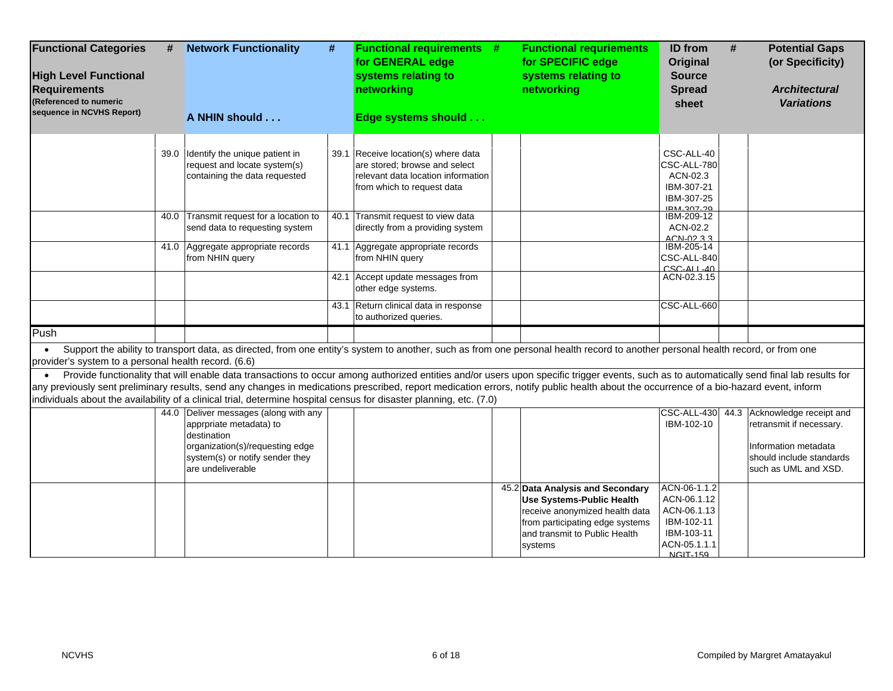| Functional Categories<br><br>High Level Functional Requirements<br>(Referenced to numeric sequence in NCVHS Report) | # | Network Functionality<br><br>A NHIN should . . . | # | Functional requirements for GENERAL edge systems relating to networking<br><br>Edge systems should . . . | # | Functional requirements for SPECIFIC edge systems relating to networking | ID from Original Source Spread sheet | # | Potential Gaps (or Specificity)<br><br>*Architectural Variations* |
|---|---|---|---|---|---|---|---|---|---|
| | 39.0 | Identify the unique patient in request and locate system(s) containing the data requested | 39.1 | Receive location(s) where data are stored; browse and select relevant data location information from which to request data | | | CSC-ALL-40<br>CSC-ALL-780<br>ACN-02.3<br>IBM-307-21<br>IBM-307-25<br>IBM-307-29 | | |
| | 40.0 | Transmit request for a location to send data to requesting system | 40.1 | Transmit request to view data directly from a providing system | | | IBM-209-12<br>ACN-02.2<br>ACN-02.3.3 | | |
| | 41.0 | Aggregate appropriate records from NHIN query | 41.1 | Aggregate appropriate records from NHIN query | | | IBM-205-14<br>CSC-ALL-840<br>CSC-ALL-40 | | |
| | | | 42.1 | Accept update messages from other edge systems. | | | ACN-02.3.15 | | |
| | | | 43.1 | Return clinical data in response to authorized queries. | | | CSC-ALL-660 | | |
| Push | | | | | | | | | |
| • Support the ability to transport data, as directed, from one entity's system to another, such as from one personal health record to another personal health record, or from one provider's system to a personal health record. (6.6) | | | | | | | | | |
| • Provide functionality that will enable data transactions to occur among authorized entities and/or users upon specific trigger events, such as to automatically send final lab results for any previously sent preliminary results, send any changes in medications prescribed, report medication errors, notify public health about the occurrence of a bio-hazard event, inform individuals about the availability of a clinical trial, determine hospital census for disaster planning, etc. (7.0) | | | | | | | | | |
| | 44.0 | Deliver messages (along with any apprpriate metadata) to destination organization(s)/requesting edge system(s) or notify sender they are undeliverable | | | | | CSC-ALL-430<br>IBM-102-10 | 44.3 | Acknowledge receipt and retransmit if necessary.<br><br>Information metadata should include standards such as UML and XSD. |
| | | | | | 45.2 | **Data Analysis and Secondary Use Systems-Public Health** receive anonymized health data from participating edge systems and transmit to Public Health systems | ACN-06-1.1.2<br>ACN-06.1.12<br>ACN-06.1.13<br>IBM-102-11<br>IBM-103-11<br>ACN-05.1.1.1<br>NGIT-159 | | |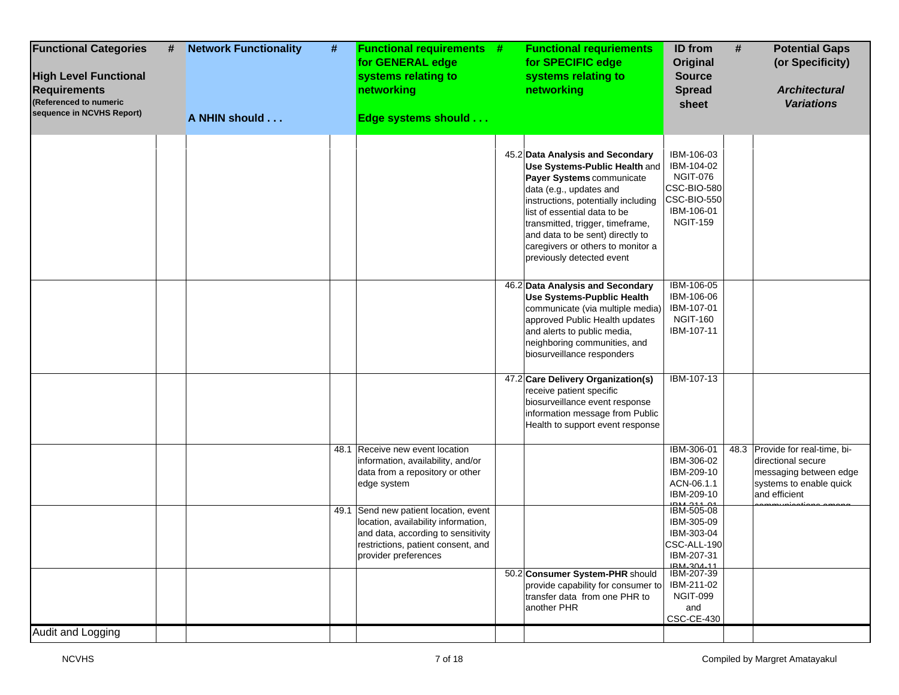| Functional Categories<br><br>High Level Functional Requirements<br>(Referenced to numeric sequence in NCVHS Report) | # | Network Functionality<br><br>A NHIN should . . . | # | Functional requirements for GENERAL edge systems relating to networking<br><br>Edge systems should . . . | # | Functional requriements for SPECIFIC edge systems relating to networking | ID from Original Source Spread sheet | # | Potential Gaps (or Specificity)<br><br>*Architectural Variations* |
|---|---|---|---|---|---|---|---|---|---|
| | | | | | 45.2 | **Data Analysis and Secondary Use Systems-Public Health** and **Payer Systems** communicate data (e.g., updates and instructions, potentially including list of essential data to be transmitted, trigger, timeframe, and data to be sent) directly to caregivers or others to monitor a previously detected event | IBM-106-03<br>IBM-104-02<br>NGIT-076<br>CSC-BIO-580<br>CSC-BIO-550<br>IBM-106-01<br>NGIT-159 | | |
| | | | | | 46.2 | **Data Analysis and Secondary Use Systems-Pupblic Health** communicate (via multiple media) approved Public Health updates and alerts to public media, neighboring communities, and biosurveillance responders | IBM-106-05<br>IBM-106-06<br>IBM-107-01<br>NGIT-160<br>IBM-107-11 | | |
| | | | | | 47.2 | **Care Delivery Organization(s)** receive patient specific biosurveillance event response information message from Public Health to support event response | IBM-107-13 | | |
| | | | 48.1 | Receive new event location information, availability, and/or data from a repository or other edge system | | | IBM-306-01<br>IBM-306-02<br>IBM-209-10<br>ACN-06.1.1<br>IBM-209-10<br>IBM-211-01 | 48.3 | Provide for real-time, bi-directional secure messaging between edge systems to enable quick and efficient communications among |
| | | | 49.1 | Send new patient location, event location, availability information, and data, according to sensitivity restrictions, patient consent, and provider preferences | | | IBM-505-08<br>IBM-305-09<br>IBM-303-04<br>CSC-ALL-190<br>IBM-207-31<br>IBM-304-11 | | |
| | | | | | 50.2 | **Consumer System-PHR** should provide capability for consumer to transfer data from one PHR to another PHR | IBM-207-39<br>IBM-211-02<br>NGIT-099<br>and<br>CSC-CE-430 | | |
| Audit and Logging | | | | | | | | | |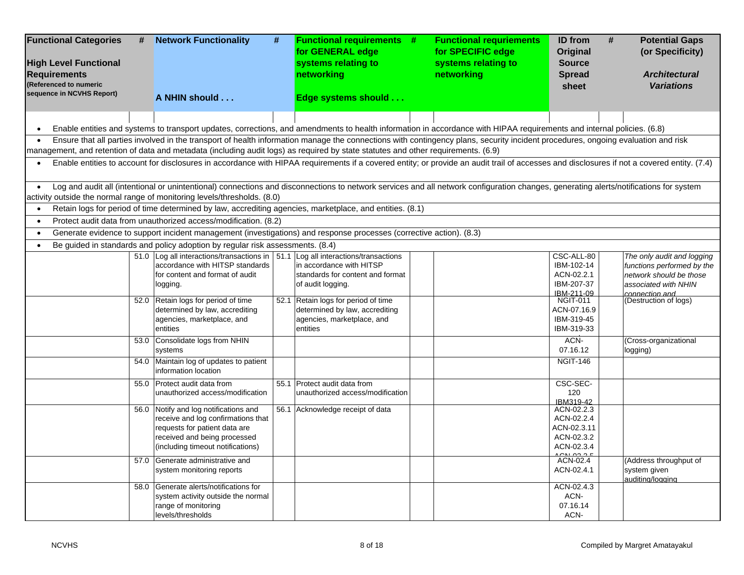| Functional Categories<br><br>High Level Functional Requirements<br>(Referenced to numeric sequence in NCVHS Report) | # | Network Functionality<br><br>A NHIN should . . . | # | Functional requirements for GENERAL edge systems relating to networking<br><br>Edge systems should . . . | # | Functional requirements for SPECIFIC edge systems relating to networking | ID from Original Source Spread sheet | # | Potential Gaps (or Specificity)<br><br>*Architectural Variations* |
|---|---|---|---|---|---|---|---|---|---|
| | | | | | | | | | |

- Enable entities and systems to transport updates, corrections, and amendments to health information in accordance with HIPAA requirements and internal policies. (6.8)
- Ensure that all parties involved in the transport of health information manage the connections with contingency plans, security incident procedures, ongoing evaluation and risk management, and retention of data and metadata (including audit logs) as required by state statutes and other requirements. (6.9)
- Enable entities to account for disclosures in accordance with HIPAA requirements if a covered entity; or provide an audit trail of accesses and disclosures if not a covered entity. (7.4)
- Log and audit all (intentional or unintentional) connections and disconnections to network services and all network configuration changes, generating alerts/notifications for system activity outside the normal range of monitoring levels/thresholds. (8.0)
- Retain logs for period of time determined by law, accrediting agencies, marketplace, and entities. (8.1)
- Protect audit data from unauthorized access/modification. (8.2)
- Generate evidence to support incident management (investigations) and response processes (corrective action). (8.3)
- Be guided in standards and policy adoption by regular risk assessments. (8.4)

| Functional Categories | # | Network Functionality | # | Functional requirements for GENERAL edge systems | # | Functional requirements for SPECIFIC edge systems | ID from Original Source Spread sheet | # | Potential Gaps (or Specificity) |
|---|---|---|---|---|---|---|---|---|---|
| | 51.0 | Log all interactions/transactions in accordance with HITSP standards for content and format of audit logging. | 51.1 | Log all interactions/transactions in accordance with HITSP standards for content and format of audit logging. | | | CSC-ALL-80<br>IBM-102-14<br>ACN-02.2.1<br>IBM-207-37<br>IBM-211-09 | | *The only audit and logging functions performed by the network should be those associated with NHIN connection and* |
| | 52.0 | Retain logs for period of time determined by law, accrediting agencies, marketplace, and entities | 52.1 | Retain logs for period of time determined by law, accrediting agencies, marketplace, and entities | | | NGIT-011<br>ACN-07.16.9<br>IBM-319-45<br>IBM-319-33 | | (Destruction of logs) |
| | 53.0 | Consolidate logs from NHIN systems | | | | | ACN-07.16.12 | | (Cross-organizational logging) |
| | 54.0 | Maintain log of updates to patient information location | | | | | NGIT-146 | | |
| | 55.0 | Protect audit data from unauthorized access/modification | 55.1 | Protect audit data from unauthorized access/modification | | | CSC-SEC-120<br>IBM319-42 | | |
| | 56.0 | Notify and log notifications and receive and log confirmations that requests for patient data are received and being processed (including timeout notifications) | 56.1 | Acknowledge receipt of data | | | ACN-02.2.3<br>ACN-02.2.4<br>ACN-02.3.11<br>ACN-02.3.2<br>ACN-02.3.4<br>ACN-02.3.5 | | |
| | 57.0 | Generate administrative and system monitoring reports | | | | | ACN-02.4<br>ACN-02.4.1 | | (Address throughput of system given auditing/logging |
| | 58.0 | Generate alerts/notifications for system activity outside the normal range of monitoring levels/thresholds | | | | | ACN-02.4.3<br>ACN-07.16.14<br>ACN- | | |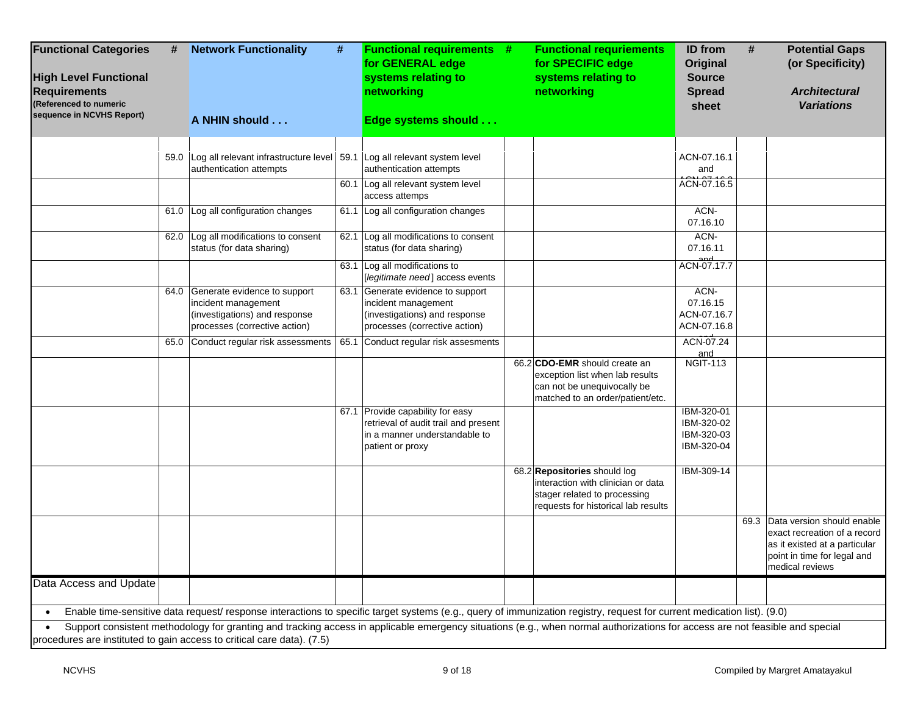| Functional Categories<br><br>High Level Functional Requirements<br>(Referenced to numeric sequence in NCVHS Report) | # | Network Functionality<br><br>A NHIN should . . . | # | Functional requirements for GENERAL edge systems relating to networking<br><br>Edge systems should . . . | # | Functional requirements for SPECIFIC edge systems relating to networking | ID from Original Source Spread sheet | # | Potential Gaps (or Specificity)<br><br>*Architectural Variations* |
|---|---|---|---|---|---|---|---|---|---|
| | 59.0 | Log all relevant infrastructure level authentication attempts | 59.1 | Log all relevant system level authentication attempts | | | ACN-07.16.1 and ACN-07.16.2 | | |
| | | | 60.1 | Log all relevant system level access attemps | | | ACN-07.16.5 | | |
| | 61.0 | Log all configuration changes | 61.1 | Log all configuration changes | | | ACN-07.16.10 | | |
| | 62.0 | Log all modifications to consent status (for data sharing) | 62.1 | Log all modifications to consent status (for data sharing) | | | ACN-07.16.11 and | | |
| | | | 63.1 | Log all modifications to [*legitimate need*] access events | | | ACN-07.17.7 | | |
| | 64.0 | Generate evidence to support incident management (investigations) and response processes (corrective action) | 63.1 | Generate evidence to support incident management (investigations) and response processes (corrective action) | | | ACN-07.16.15 ACN-07.16.7 ACN-07.16.8 and | | |
| | 65.0 | Conduct regular risk assessments | 65.1 | Conduct regular risk assesments | | | ACN-07.24 and | | |
| | | | | | 66.2 | **CDO-EMR** should create an exception list when lab results can not be unequivocally be matched to an order/patient/etc. | NGIT-113 | | |
| | | | 67.1 | Provide capability for easy retrieval of audit trail and present in a manner understandable to patient or proxy | | | IBM-320-01 IBM-320-02 IBM-320-03 IBM-320-04 | | |
| | | | | | 68.2 | **Repositories** should log interaction with clinician or data stager related to processing requests for historical lab results | IBM-309-14 | | |
| | | | | | | | | 69.3 | Data version should enable exact recreation of a record as it existed at a particular point in time for legal and medical reviews |
| Data Access and Update | | | | | | | | | |

- Enable time-sensitive data request/ response interactions to specific target systems (e.g., query of immunization registry, request for current medication list). (9.0)
- Support consistent methodology for granting and tracking access in applicable emergency situations (e.g., when normal authorizations for access are not feasible and special procedures are instituted to gain access to critical care data). (7.5)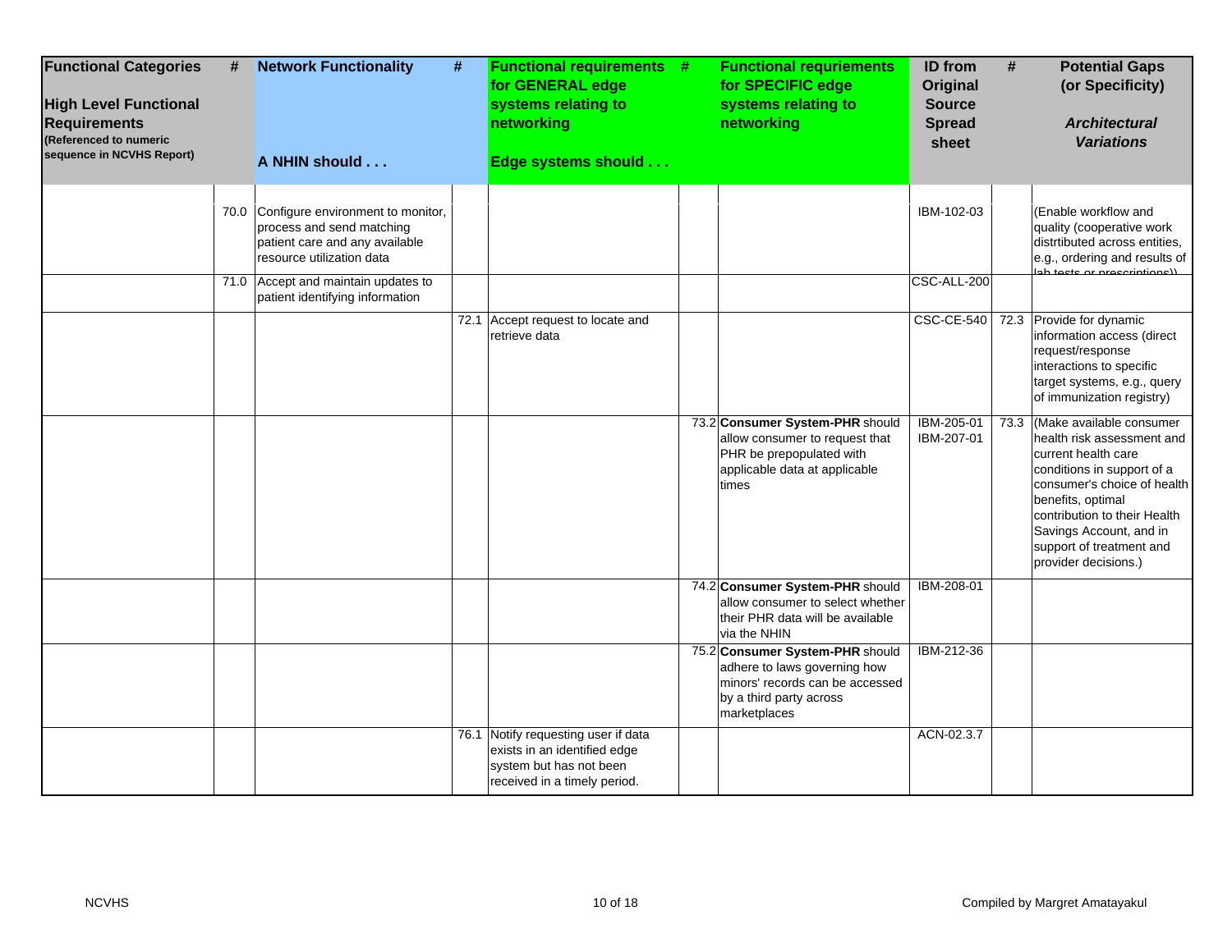| Functional Categories<br><br>High Level Functional Requirements<br>(Referenced to numeric sequence in NCVHS Report) | # | Network Functionality<br><br>A NHIN should . . . | # | Functional requirements for GENERAL edge systems relating to networking<br><br>Edge systems should . . . | # | Functional requriements for SPECIFIC edge systems relating to networking | ID from Original Source Spread sheet | # | Potential Gaps (or Specificity)<br><br>*Architectural Variations* |
|---|---|---|---|---|---|---|---|---|---|
| | 70.0 | Configure environment to monitor, process and send matching patient care and any available resource utilization data | | | | | IBM-102-03 | | (Enable workflow and quality (cooperative work distrtibuted across entities, e.g., ordering and results of lab tests or prescriptions)) |
| | 71.0 | Accept and maintain updates to patient identifying information | | | | | CSC-ALL-200 | | |
| | | | 72.1 | Accept request to locate and retrieve data | | | CSC-CE-540 | 72.3 | Provide for dynamic information access (direct request/response interactions to specific target systems, e.g., query of immunization registry) |
| | | | | | 73.2 | **Consumer System-PHR** should allow consumer to request that PHR be prepopulated with applicable data at applicable times | IBM-205-01<br>IBM-207-01 | 73.3 | (Make available consumer health risk assessment and current health care conditions in support of a consumer's choice of health benefits, optimal contribution to their Health Savings Account, and in support of treatment and provider decisions.) |
| | | | | | 74.2 | **Consumer System-PHR** should allow consumer to select whether their PHR data will be available via the NHIN | IBM-208-01 | | |
| | | | | | 75.2 | **Consumer System-PHR** should adhere to laws governing how minors' records can be accessed by a third party across marketplaces | IBM-212-36 | | |
| | | | 76.1 | Notify requesting user if data exists in an identified edge system but has not been received in a timely period. | | | ACN-02.3.7 | | |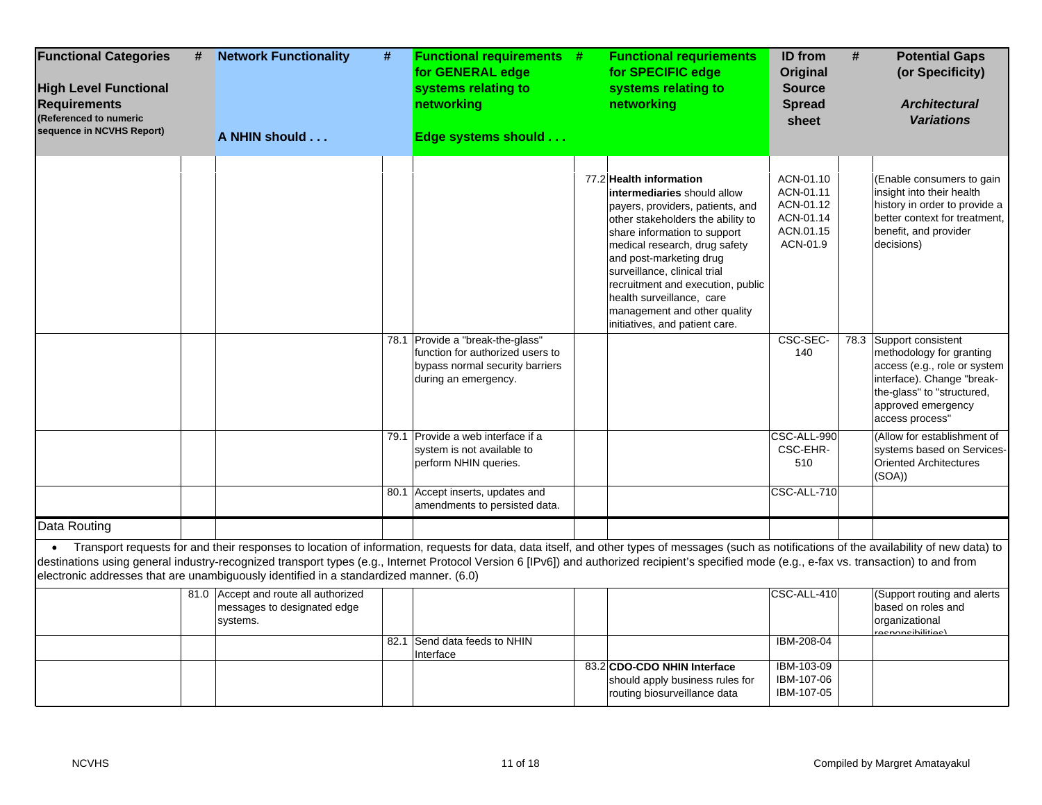| Functional Categories<br><br>High Level Functional Requirements<br>(Referenced to numeric sequence in NCVHS Report) | # | Network Functionality<br><br>A NHIN should . . . | # | Functional requirements for GENERAL edge systems relating to networking<br><br>Edge systems should . . . | # | Functional requriements for SPECIFIC edge systems relating to networking | ID from Original Source Spread sheet | # | Potential Gaps (or Specificity)<br><br>*Architectural Variations* |
|---|---|---|---|---|---|---|---|---|---|
| | | | | | 77.2 | **Health information intermediaries** should allow payers, providers, patients, and other stakeholders the ability to share information to support medical research, drug safety and post-marketing drug surveillance, clinical trial recruitment and execution, public health surveillance, care management and other quality initiatives, and patient care. | ACN-01.10<br>ACN-01.11<br>ACN-01.12<br>ACN-01.14<br>ACN.01.15<br>ACN-01.9 | | (Enable consumers to gain insight into their health history in order to provide a better context for treatment, benefit, and provider decisions) |
| | | | 78.1 | Provide a "break-the-glass" function for authorized users to bypass normal security barriers during an emergency. | | | CSC-SEC-140 | 78.3 | Support consistent methodology for granting access (e.g., role or system interface). Change "break-the-glass" to "structured, approved emergency access process" |
| | | | 79.1 | Provide a web interface if a system is not available to perform NHIN queries. | | | CSC-ALL-990<br>CSC-EHR-510 | | (Allow for establishment of systems based on Services-Oriented Architectures (SOA)) |
| | | | 80.1 | Accept inserts, updates and amendments to persisted data. | | | CSC-ALL-710 | | |
| Data Routing | | | | | | | | | |
| • Transport requests for and their responses to location of information, requests for data, data itself, and other types of messages (such as notifications of the availability of new data) to destinations using general industry-recognized transport types (e.g., Internet Protocol Version 6 [IPv6]) and authorized recipient's specified mode (e.g., e-fax vs. transaction) to and from electronic addresses that are unambiguously identified in a standardized manner. (6.0) | | | | | | | | | |
| | 81.0 | Accept and route all authorized messages to designated edge systems. | | | | | CSC-ALL-410 | | (Support routing and alerts based on roles and organizational responsibilities) |
| | | | 82.1 | Send data feeds to NHIN Interface | | | IBM-208-04 | | |
| | | | | | 83.2 | **CDO-CDO NHIN Interface** should apply business rules for routing biosurveillance data | IBM-103-09<br>IBM-107-06<br>IBM-107-05 | | |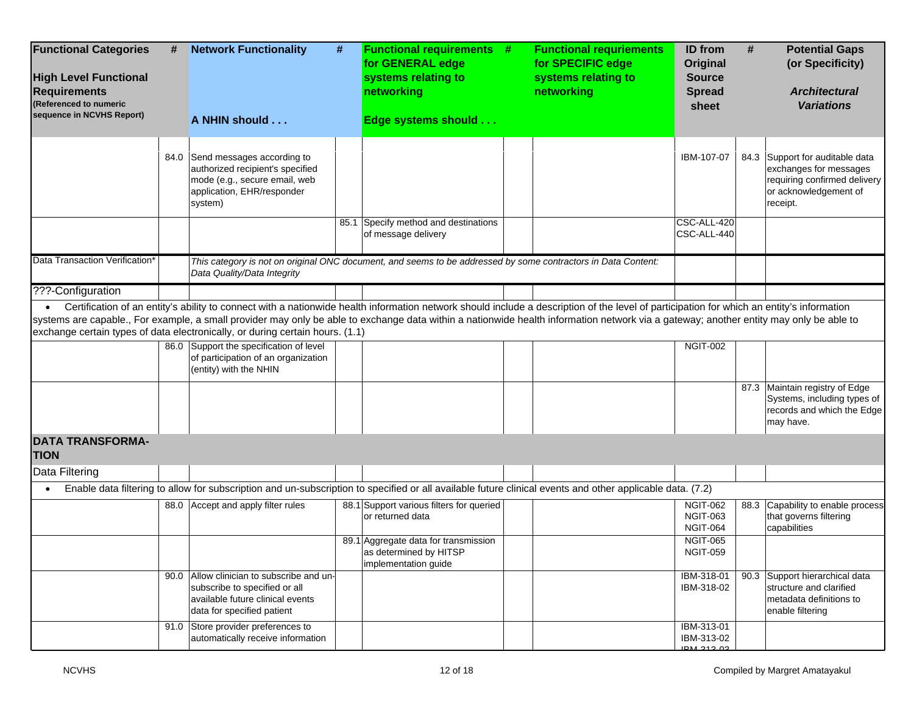| Functional Categories<br><br>High Level Functional Requirements<br>(Referenced to numeric sequence in NCVHS Report) | # | Network Functionality<br><br>A NHIN should . . . | # | Functional requirements for GENERAL edge systems relating to networking<br><br>Edge systems should . . . | # | Functional requriements for SPECIFIC edge systems relating to networking | ID from Original Source Spread sheet | # | Potential Gaps (or Specificity)<br><br>*Architectural Variations* |
|---|---|---|---|---|---|---|---|---|---|
| | 84.0 | Send messages according to authorized recipient's specified mode (e.g., secure email, web application, EHR/responder system) | | | | | IBM-107-07 | 84.3 | Support for auditable data exchanges for messages requiring confirmed delivery or acknowledgement of receipt. |
| | | | 85.1 | Specify method and destinations of message delivery | | | CSC-ALL-420<br>CSC-ALL-440 | | |
| Data Transaction Verification* | | *This category is not on original ONC document, and seems to be addressed by some contractors in Data Content: Data Quality/Data Integrity* | | | | | | | |
| ???-Configuration | | | | | | | | | |
| • Certification of an entity's ability to connect with a nationwide health information network should include a description of the level of participation for which an entity's information systems are capable., For example, a small provider may only be able to exchange data within a nationwide health information network via a gateway; another entity may only be able to exchange certain types of data electronically, or during certain hours. (1.1) | | | | | | | | | |
| | 86.0 | Support the specification of level of participation of an organization (entity) with the NHIN | | | | | NGIT-002 | | |
| | | | | | | | | 87.3 | Maintain registry of Edge Systems, including types of records and which the Edge may have. |
| **DATA TRANSFORMA-TION** | | | | | | | | | |
| Data Filtering | | | | | | | | | |
| • Enable data filtering to allow for subscription and un-subscription to specified or all available future clinical events and other applicable data. (7.2) | | | | | | | | | |
| | 88.0 | Accept and apply filter rules | 88.1 | Support various filters for queried or returned data | | | NGIT-062<br>NGIT-063<br>NGIT-064 | 88.3 | Capability to enable process that governs filtering capabilities |
| | | | 89.1 | Aggregate data for transmission as determined by HITSP implementation guide | | | NGIT-065<br>NGIT-059 | | |
| | 90.0 | Allow clinician to subscribe and un-subscribe to specified or all available future clinical events data for specified patient | | | | | IBM-318-01<br>IBM-318-02 | 90.3 | Support hierarchical data structure and clarified metadata definitions to enable filtering |
| | 91.0 | Store provider preferences to automatically receive information | | | | | IBM-313-01<br>IBM-313-02<br>IBM-313-03 | | |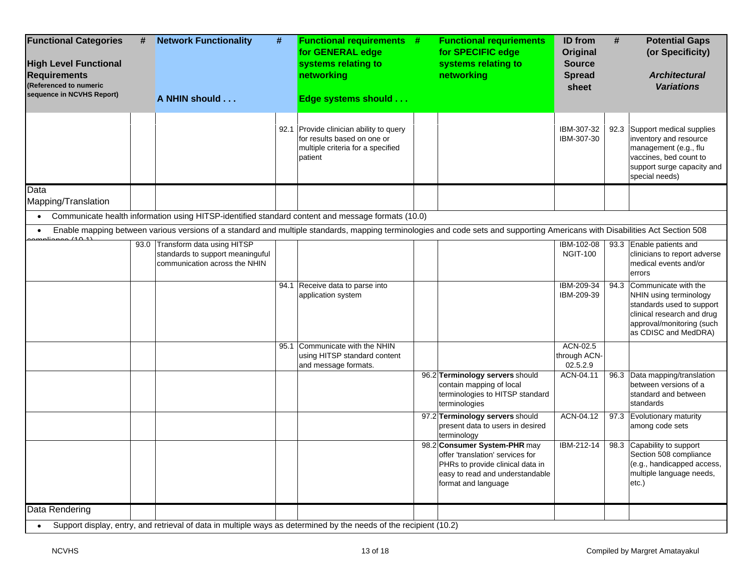| Functional Categories<br><br>High Level Functional Requirements<br>(Referenced to numeric sequence in NCVHS Report) | # | Network Functionality<br><br>A NHIN should . . . | # | Functional requirements for GENERAL edge systems relating to networking<br><br>Edge systems should . . . | # | Functional requierments for SPECIFIC edge systems relating to networking | ID from Original Source Spread sheet | # | Potential Gaps (or Specificity)<br><br>*Architectural Variations* |
|---|---|---|---|---|---|---|---|---|---|
| | | | 92.1 | Provide clinician ability to query for results based on one or multiple criteria for a specified patient | | | IBM-307-32<br>IBM-307-30 | 92.3 | Support medical supplies inventory and resource management (e.g., flu vaccines, bed count to support surge capacity and special needs) |
| Data Mapping/Translation | | | | | | | | | |
| • Communicate health information using HITSP-identified standard content and message formats (10.0) | | | | | | | | | |
| • Enable mapping between various versions of a standard and multiple standards, mapping terminologies and code sets and supporting Americans with Disabilities Act Section 508 compliance (10.1) | | | | | | | | | |
| | 93.0 | Transform data using HITSP standards to support meaninguful communication across the NHIN | | | | | IBM-102-08<br>NGIT-100 | 93.3 | Enable patients and clinicians to report adverse medical events and/or errors |
| | | | 94.1 | Receive data to parse into application system | | | IBM-209-34<br>IBM-209-39 | 94.3 | Communicate with the NHIN using terminology standards used to support clinical research and drug approval/monitoring (such as CDISC and MedDRA) |
| | | | 95.1 | Communicate with the NHIN using HITSP standard content and message formats. | | | ACN-02.5 through ACN-02.5.2.9 | | |
| | | | | | 96.2 | **Terminology servers** should contain mapping of local terminologies to HITSP standard terminologies | ACN-04.11 | 96.3 | Data mapping/translation between versions of a standard and between standards |
| | | | | | 97.2 | **Terminology servers** should present data to users in desired terminology | ACN-04.12 | 97.3 | Evolutionary maturity among code sets |
| | | | | | 98.2 | **Consumer System-PHR** may offer 'translation' services for PHRs to provide clinical data in easy to read and understandable format and language | IBM-212-14 | 98.3 | Capability to support Section 508 compliance (e.g., handicapped access, multiple language needs, etc.) |
| Data Rendering | | | | | | | | | |
| • Support display, entry, and retrieval of data in multiple ways as determined by the needs of the recipient (10.2) | | | | | | | | | |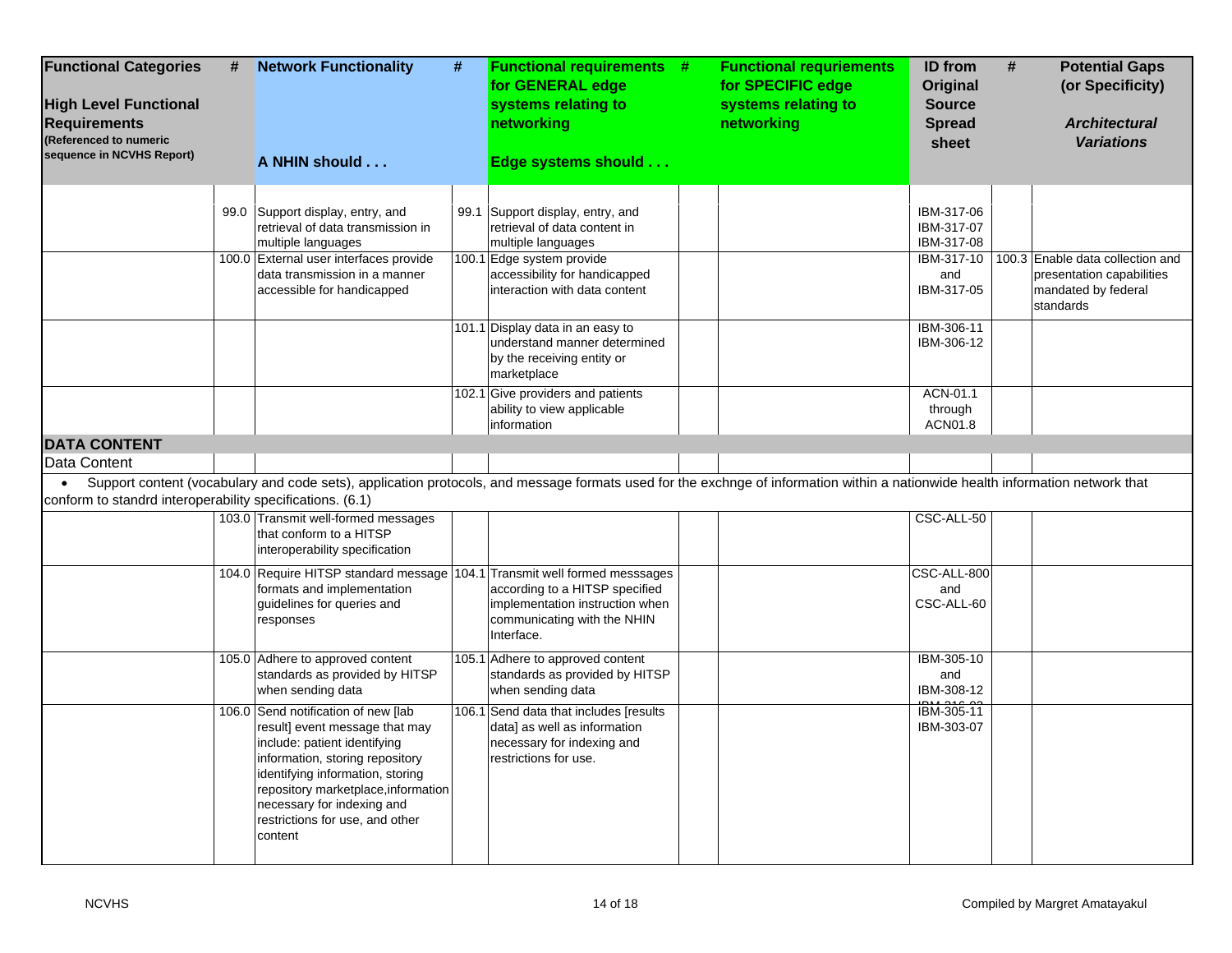| Functional Categories<br><br>High Level Functional Requirements<br>(Referenced to numeric sequence in NCVHS Report) | # | Network Functionality<br><br>A NHIN should . . . | # | Functional requirements for GENERAL edge systems relating to networking<br><br>Edge systems should . . . | # | Functional requirements for SPECIFIC edge systems relating to networking | ID from Original Source Spread sheet | # | Potential Gaps (or Specificity)<br><br>*Architectural Variations* |
|---|---|---|---|---|---|---|---|---|---|
| | 99.0 | Support display, entry, and retrieval of data transmission in multiple languages | 99.1 | Support display, entry, and retrieval of data content in multiple languages | | | IBM-317-06 IBM-317-07 IBM-317-08 | | |
| | 100.0 | External user interfaces provide data transmission in a manner accessible for handicapped | 100.1 | Edge system provide accessibility for handicapped interaction with data content | | | IBM-317-10 and IBM-317-05 | 100.3 | Enable data collection and presentation capabilities mandated by federal standards |
| | | | 101.1 | Display data in an easy to understand manner determined by the receiving entity or marketplace | | | IBM-306-11 IBM-306-12 | | |
| | | | 102.1 | Give providers and patients ability to view applicable information | | | ACN-01.1 through ACN01.8 | | |
| **DATA CONTENT** | | | | | | | | | |
| Data Content | | | | | | | | | |
| • Support content (vocabulary and code sets), application protocols, and message formats used for the exchnge of information within a nationwide health information network that conform to standrd interoperability specifications. (6.1) | | | | | | | | | |
| | 103.0 | Transmit well-formed messages that conform to a HITSP interoperability specification | | | | | CSC-ALL-50 | | |
| | 104.0 | Require HITSP standard message formats and implementation guidelines for queries and responses | 104.1 | Transmit well formed messsages according to a HITSP specified implementation instruction when communicating with the NHIN Interface. | | | CSC-ALL-800 and CSC-ALL-60 | | |
| | 105.0 | Adhere to approved content standards as provided by HITSP when sending data | 105.1 | Adhere to approved content standards as provided by HITSP when sending data | | | IBM-305-10 and IBM-308-12 | | |
| | 106.0 | Send notification of new [lab result] event message that may include: patient identifying information, storing repository identifying information, storing repository marketplace,information necessary for indexing and restrictions for use, and other content | 106.1 | Send data that includes [results data] as well as information necessary for indexing and restrictions for use. | | | IBM-305-11 IBM-303-07 | | |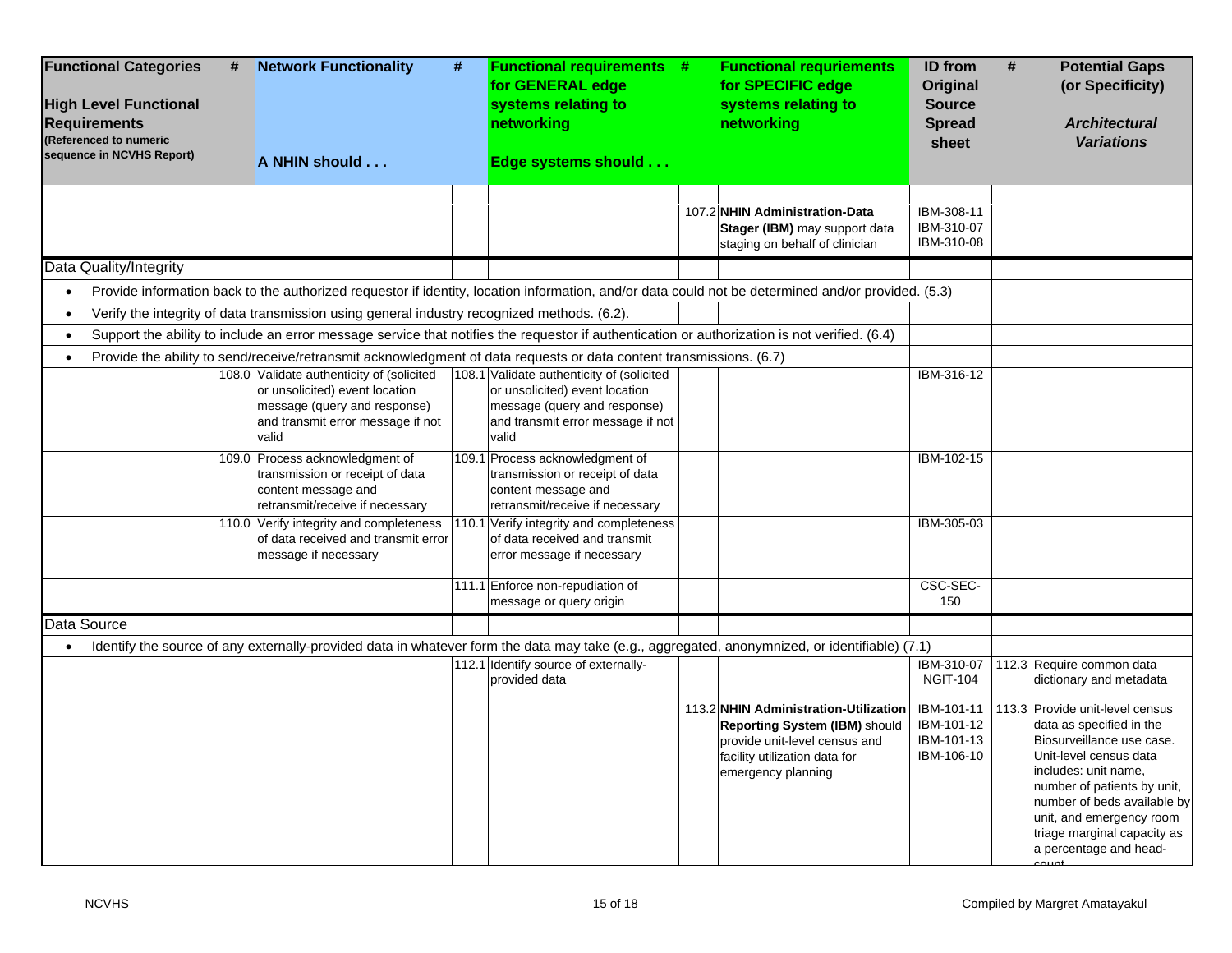| Functional Categories<br><br>High Level Functional Requirements<br>(Referenced to numeric sequence in NCVHS Report) | # | Network Functionality<br><br>A NHIN should . . . | # | Functional requirements for GENERAL edge systems relating to networking<br><br>Edge systems should . . . | # | Functional requriements for SPECIFIC edge systems relating to networking | ID from Original Source Spread sheet | # | Potential Gaps (or Specificity)<br><br>*Architectural Variations* |
|---|---|---|---|---|---|---|---|---|---|
| | | | | | 107.2 | **NHIN Administration-Data Stager (IBM)** may support data staging on behalf of clinician | IBM-308-11<br>IBM-310-07<br>IBM-310-08 | | |
| Data Quality/Integrity | | | | | | | | | |
| • Provide information back to the authorized requestor if identity, location information, and/or data could not be determined and/or provided. (5.3) | | | | | | | | | |
| • Verify the integrity of data transmission using general industry recognized methods. (6.2). | | | | | | | | | |
| • Support the ability to include an error message service that notifies the requestor if authentication or authorization is not verified. (6.4) | | | | | | | | | |
| • Provide the ability to send/receive/retransmit acknowledgment of data requests or data content transmissions. (6.7) | | | | | | | | | |
| | 108.0 | Validate authenticity of (solicited or unsolicited) event location message (query and response) and transmit error message if not valid | 108.1 | Validate authenticity of (solicited or unsolicited) event location message (query and response) and transmit error message if not valid | | | IBM-316-12 | | |
| | 109.0 | Process acknowledgment of transmission or receipt of data content message and retransmit/receive if necessary | 109.1 | Process acknowledgment of transmission or receipt of data content message and retransmit/receive if necessary | | | IBM-102-15 | | |
| | 110.0 | Verify integrity and completeness of data received and transmit error message if necessary | 110.1 | Verify integrity and completeness of data received and transmit error message if necessary | | | IBM-305-03 | | |
| | | | 111.1 | Enforce non-repudiation of message or query origin | | | CSC-SEC-150 | | |
| Data Source | | | | | | | | | |
| • Identify the source of any externally-provided data in whatever form the data may take (e.g., aggregated, anonymnized, or identifiable) (7.1) | | | | | | | | | |
| | | | 112.1 | Identify source of externally-provided data | | | IBM-310-07<br>NGIT-104 | 112.3 | Require common data dictionary and metadata |
| | | | | | 113.2 | **NHIN Administration-Utilization Reporting System (IBM)** should provide unit-level census and facility utilization data for emergency planning | IBM-101-11<br>IBM-101-12<br>IBM-101-13<br>IBM-106-10 | 113.3 | Provide unit-level census data as specified in the Biosurveillance use case. Unit-level census data includes: unit name, number of patients by unit, number of beds available by unit, and emergency room triage marginal capacity as a percentage and head-count |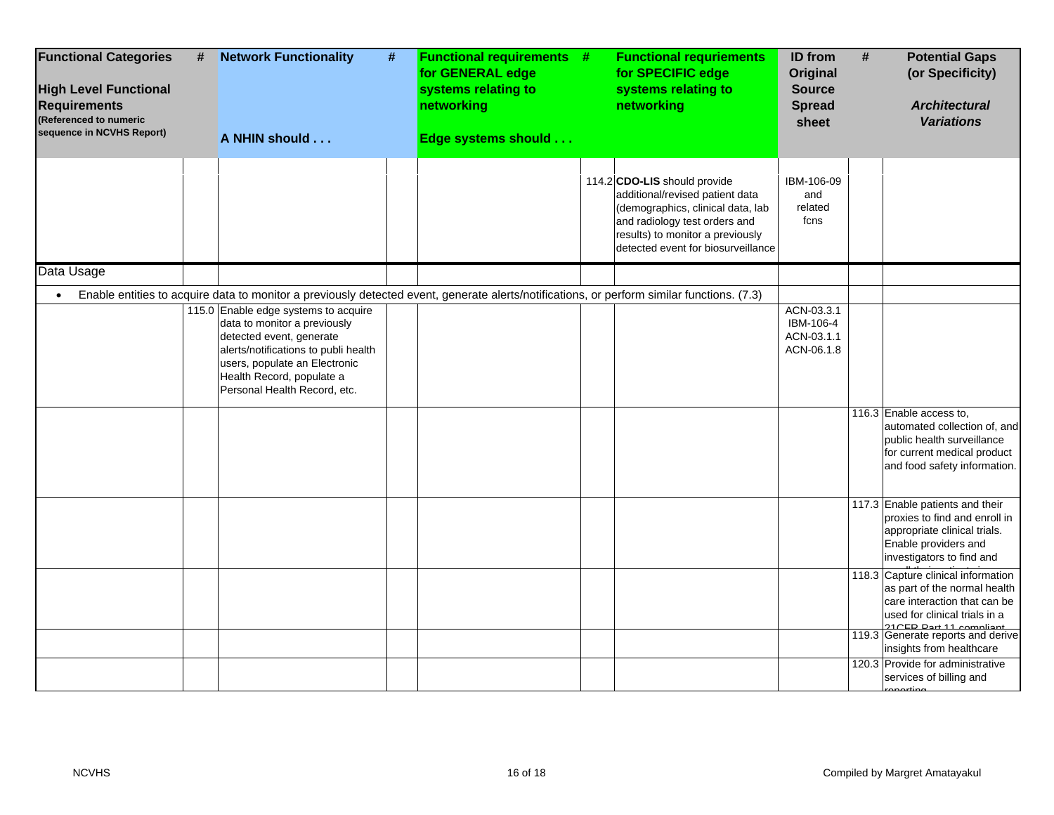| Functional Categories<br><br>High Level Functional Requirements<br>(Referenced to numeric sequence in NCVHS Report) | # | Network Functionality<br><br>A NHIN should . . . | # | Functional requirements for GENERAL edge systems relating to networking<br><br>Edge systems should . . . | # | Functional requriements for SPECIFIC edge systems relating to networking | ID from Original Source Spread sheet | # | Potential Gaps (or Specificity)<br><br>*Architectural Variations* |
|---|---|---|---|---|---|---|---|---|---|
| | | | | | 114.2 | **CDO-LIS** should provide additional/revised patient data (demographics, clinical data, lab and radiology test orders and results) to monitor a previously detected event for biosurveillance | IBM-106-09 and related fcns | | |
| Data Usage | | | | | | | | | |
| • Enable entities to acquire data to monitor a previously detected event, generate alerts/notifications, or perform similar functions. (7.3) | | | | | | | | | |
| | 115.0 | Enable edge systems to acquire data to monitor a previously detected event, generate alerts/notifications to publi health users, populate an Electronic Health Record, populate a Personal Health Record, etc. | | | | | ACN-03.3.1<br>IBM-106-4<br>ACN-03.1.1<br>ACN-06.1.8 | | |
| | | | | | | | | 116.3 | Enable access to, automated collection of, and public health surveillance for current medical product and food safety information. |
| | | | | | | | | 117.3 | Enable patients and their proxies to find and enroll in appropriate clinical trials. Enable providers and investigators to find and |
| | | | | | | | | 118.3 | Capture clinical information as part of the normal health care interaction that can be used for clinical trials in a 21CFR Part 11 compliant |
| | | | | | | | | 119.3 | Generate reports and derive insights from healthcare |
| | | | | | | | | 120.3 | Provide for administrative services of billing and reporting |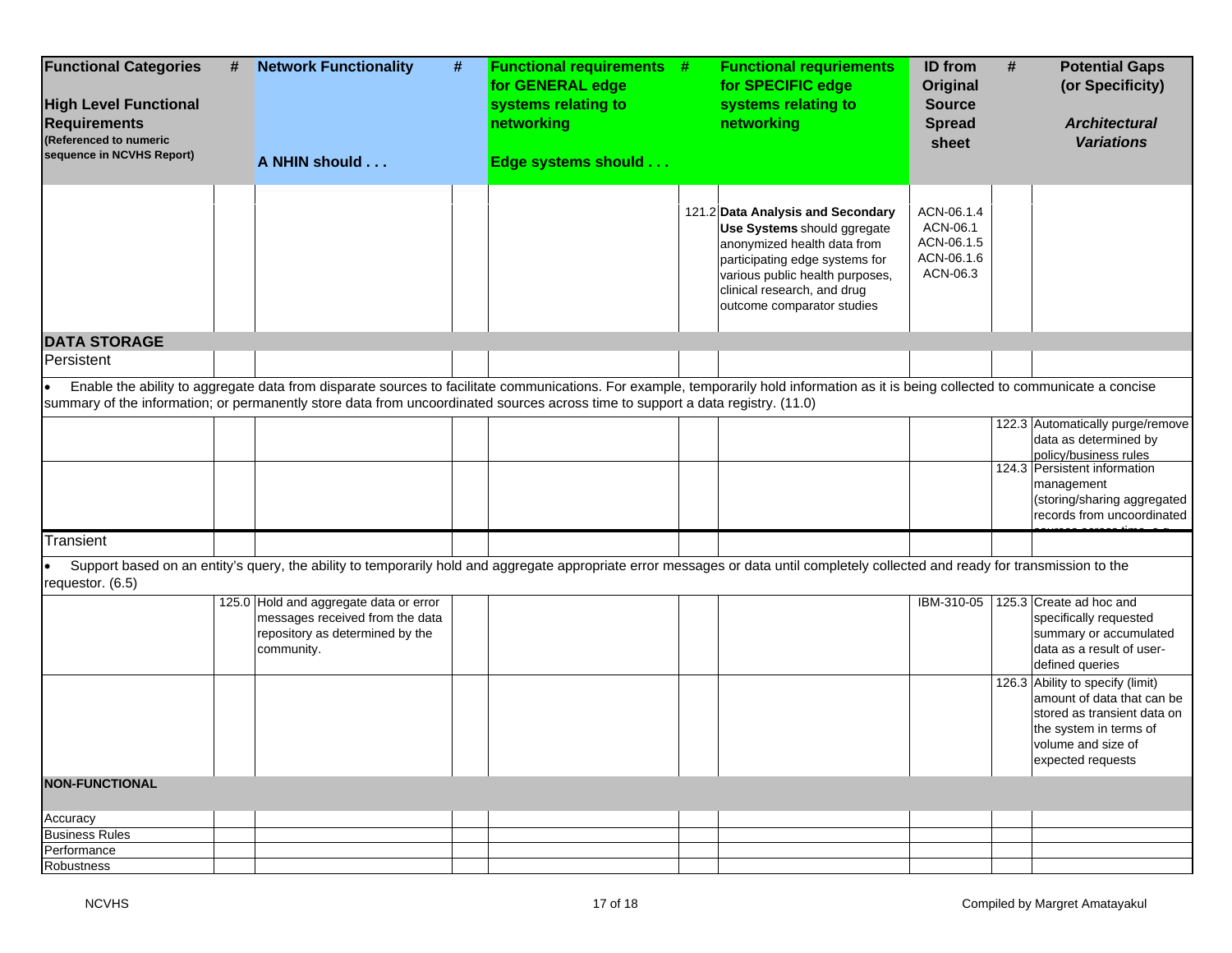| Functional Categories<br><br>High Level Functional Requirements (Referenced to numeric sequence in NCVHS Report) | # | Network Functionality<br><br>A NHIN should . . . | # | Functional requirements for GENERAL edge systems relating to networking<br><br>Edge systems should . . . | # | Functional requierments for SPECIFIC edge systems relating to networking | ID from Original Source Spread sheet | # | Potential Gaps (or Specificity)<br><br>*Architectural Variations* |
|---|---|---|---|---|---|---|---|---|---|
| | | | | | 121.2 | **Data Analysis and Secondary Use Systems** should ggregate anonymized health data from participating edge systems for various public health purposes, clinical research, and drug outcome comparator studies | ACN-06.1.4<br>ACN-06.1<br>ACN-06.1.5<br>ACN-06.1.6<br>ACN-06.3 | | |
| **DATA STORAGE** | | | | | | | | | |
| Persistent | | | | | | | | | |
| • Enable the ability to aggregate data from disparate sources to facilitate communications. For example, temporarily hold information as it is being collected to communicate a concise summary of the information; or permanently store data from uncoordinated sources across time to support a data registry. (11.0) | | | | | | | | | |
| | | | | | | | | 122.3 | Automatically purge/remove data as determined by policy/business rules |
| | | | | | | | | 124.3 | Persistent information management (storing/sharing aggregated records from uncoordinated sources across time, e.g. |
| Transient | | | | | | | | | |
| • Support based on an entity's query, the ability to temporarily hold and aggregate appropriate error messages or data until completely collected and ready for transmission to the requestor. (6.5) | | | | | | | | | |
| | 125.0 | Hold and aggregate data or error messages received from the data repository as determined by the community. | | | | | IBM-310-05 | 125.3 | Create ad hoc and specifically requested summary or accumulated data as a result of user-defined queries |
| | | | | | | | | 126.3 | Ability to specify (limit) amount of data that can be stored as transient data on the system in terms of volume and size of expected requests |
| **NON-FUNCTIONAL** | | | | | | | | | |
| Accuracy | | | | | | | | | |
| Business Rules | | | | | | | | | |
| Performance | | | | | | | | | |
| Robustness | | | | | | | | | |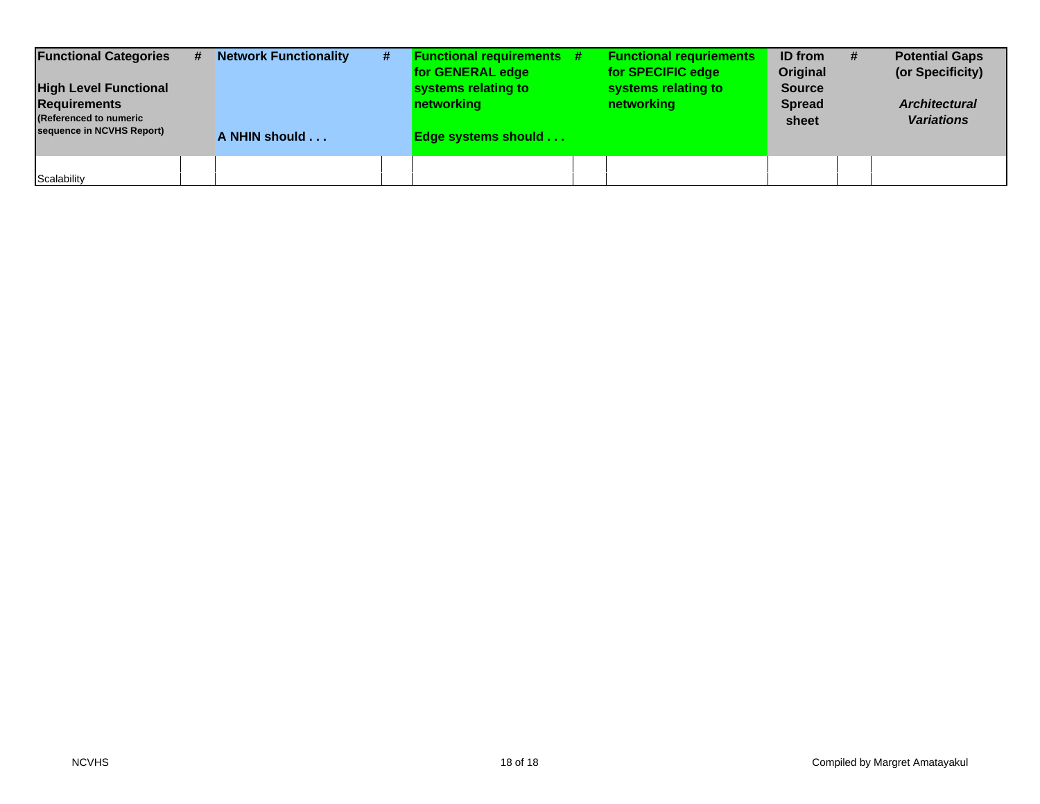| Functional Categories<br><br>High Level Functional Requirements<br>(Referenced to numeric sequence in NCVHS Report) | # | Network Functionality<br><br>A NHIN should . . . | # | Functional requirements for GENERAL edge systems relating to networking<br><br>Edge systems should . . . | # | Functional requriements for SPECIFIC edge systems relating to networking | ID from Original Source Spread sheet | # | Potential Gaps (or Specificity)<br><br>*Architectural Variations* |
|---|---|---|---|---|---|---|---|---|---|
| Scalability | | | | | | | | | |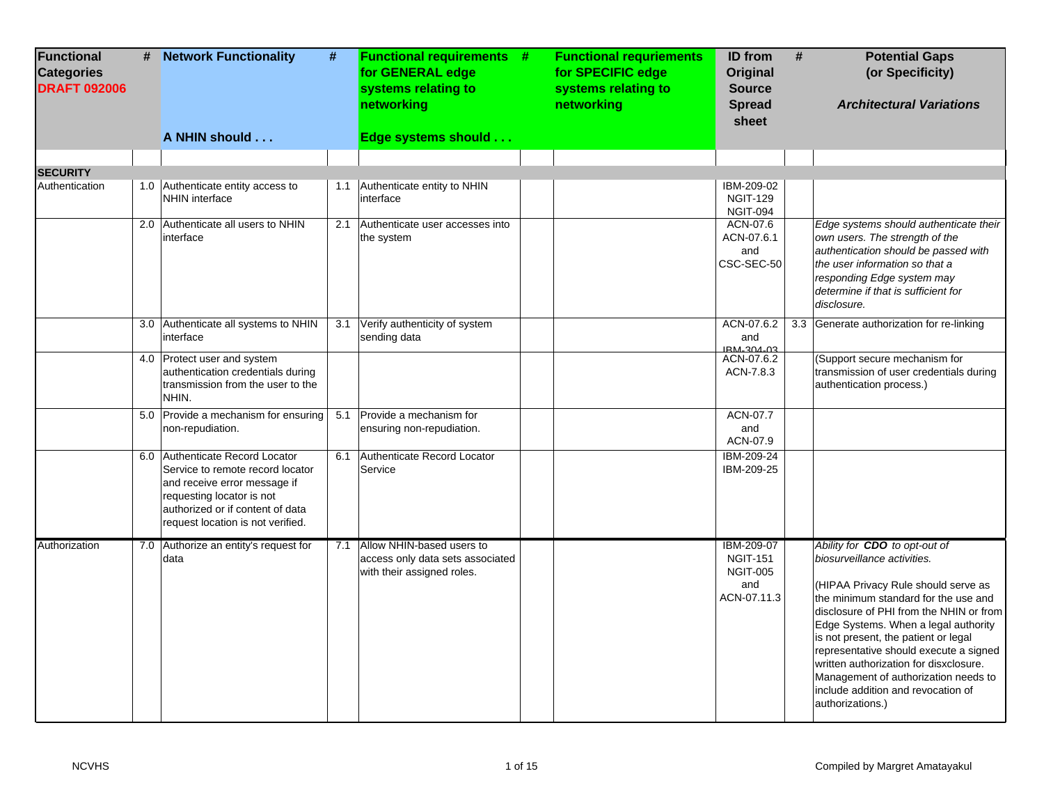| Functional Categories DRAFT 092006 | # | Network Functionality<br><br>A NHIN should . . . | # | Functional requirements for GENERAL edge systems relating to networking<br><br>Edge systems should . . . | # | Functional requriements for SPECIFIC edge systems relating to networking | ID from Original Source Spread sheet | # | Potential Gaps (or Specificity)<br><br>*Architectural Variations* |
|---|---|---|---|---|---|---|---|---|---|
| **SECURITY** | | | | | | | | | |
| Authentication | 1.0 | Authenticate entity access to NHIN interface | 1.1 | Authenticate entity to NHIN interface | | | IBM-209-02<br>NGIT-129<br>NGIT-094 | | |
| | 2.0 | Authenticate all users to NHIN interface | 2.1 | Authenticate user accesses into the system | | | ACN-07.6<br>ACN-07.6.1<br>and<br>CSC-SEC-50 | | *Edge systems should authenticate their own users. The strength of the authentication should be passed with the user information so that a responding Edge system may determine if that is sufficient for disclosure.* |
| | 3.0 | Authenticate all systems to NHIN interface | 3.1 | Verify authenticity of system sending data | | | ACN-07.6.2<br>and<br>IBM-304-03 | 3.3 | Generate authorization for re-linking |
| | 4.0 | Protect user and system authentication credentials during transmission from the user to the NHIN. | | | | | ACN-07.6.2<br>ACN-7.8.3 | | (Support secure mechanism for transmission of user credentials during authentication process.) |
| | 5.0 | Provide a mechanism for ensuring non-repudiation. | 5.1 | Provide a mechanism for ensuring non-repudiation. | | | ACN-07.7<br>and<br>ACN-07.9 | | |
| | 6.0 | Authenticate Record Locator Service to remote record locator and receive error message if requesting locator is not authorized or if content of data request location is not verified. | 6.1 | Authenticate Record Locator Service | | | IBM-209-24<br>IBM-209-25 | | |
| Authorization | 7.0 | Authorize an entity's request for data | 7.1 | Allow NHIN-based users to access only data sets associated with their assigned roles. | | | IBM-209-07<br>NGIT-151<br>NGIT-005<br>and<br>ACN-07.11.3 | | *Ability for **CDO** to opt-out of biosurveillance activities.*<br><br>(HIPAA Privacy Rule should serve as the minimum standard for the use and disclosure of PHI from the NHIN or from Edge Systems. When a legal authority is not present, the patient or legal representative should execute a signed written authorization for disxclosure. Management of authorization needs to include addition and revocation of authorizations.) |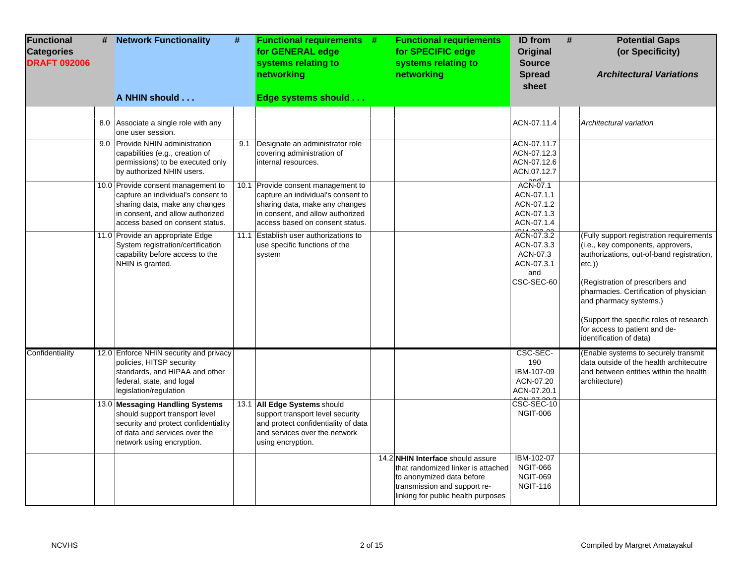| Functional Categories DRAFT 092006 | # | Network Functionality<br>A NHIN should . . . | # | Functional requirements for GENERAL edge systems relating to networking<br>Edge systems should . . . | # | Functional requriements for SPECIFIC edge systems relating to networking | ID from Original Source Spread sheet | # | Potential Gaps (or Specificity)<br>*Architectural Variations* |
|---|---|---|---|---|---|---|---|---|---|
| | 8.0 | Associate a single role with any one user session. | | | | | ACN-07.11.4 | | *Architectural variation* |
| | 9.0 | Provide NHIN administration capabilities (e.g., creation of permissions) to be executed only by authorized NHIN users. | 9.1 | Designate an administrator role covering administration of internal resources. | | | ACN-07.11.7 ACN-07.12.3 ACN-07.12.6 ACN.07.12.7 and | | |
| | 10.0 | Provide consent management to capture an individual's consent to sharing data, make any changes in consent, and allow authorized access based on consent status. | 10.1 | Provide consent management to capture an individual's consent to sharing data, make any changes in consent, and allow authorized access based on consent status. | | | ACN-07.1 ACN-07.1.1 ACN-07.1.2 ACN-07.1.3 ACN-07.1.4 IBM-203-03 | | |
| | 11.0 | Provide an appropriate Edge System registration/certification capability before access to the NHIN is granted. | 11.1 | Establish user authorizations to use specific functions of the system | | | ACN-07.3.2 ACN-07.3.3 ACN-07.3 ACN-07.3.1 and CSC-SEC-60 | | (Fully support registration requirements (i.e., key components, approvers, authorizations, out-of-band registration, etc.))<br><br>(Registration of prescribers and pharmacies. Certification of physician and pharmacy systems.)<br><br>(Support the specific roles of research for access to patient and de-identification of data) |
| Confidentiality | 12.0 | Enforce NHIN security and privacy policies, HITSP security standards, and HIPAA and other federal, state, and logal legislation/regulation | | | | | CSC-SEC-190 IBM-107-09 ACN-07.20 ACN-07.20.1 ACN-07.20.2 | | (Enable systems to securely transmit data outside of the health architecutre and between entities within the health architecture) |
| | 13.0 | **Messaging Handling Systems** should support transport level security and protect confidentiality of data and services over the network using encryption. | 13.1 | **All Edge Systems** should support transport level security and protect confidentiality of data and services over the network using encryption. | | | CSC-SEC-10 NGIT-006 | | |
| | | | | | 14.2 | **NHIN Interface** should assure that randomized linker is attached to anonymized data before transmission and support re-linking for public health purposes | IBM-102-07 NGIT-066 NGIT-069 NGIT-116 | | |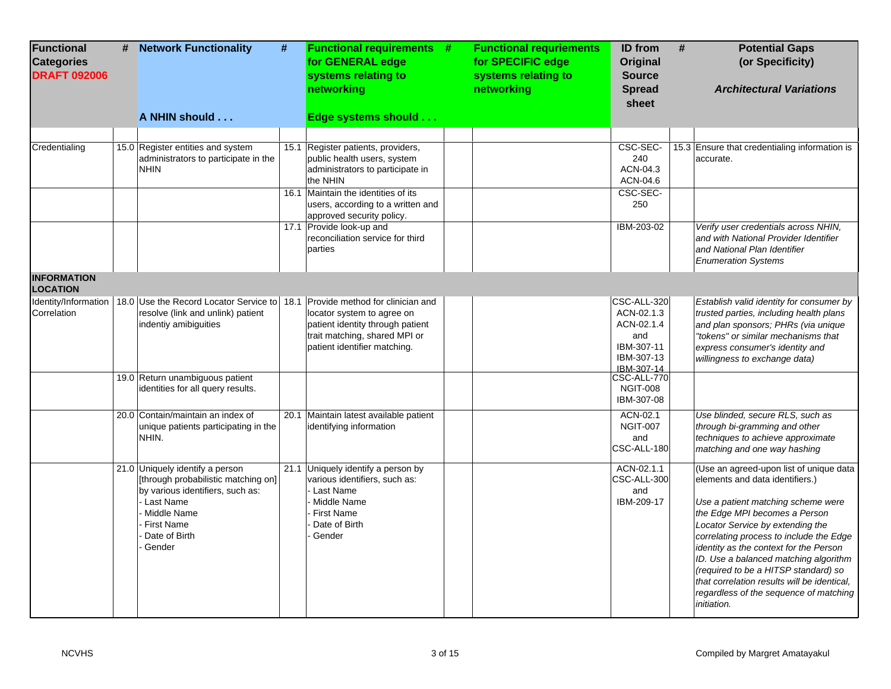| Functional Categories DRAFT 092006 | # | Network Functionality<br><br>A NHIN should . . . | # | Functional requirements for GENERAL edge systems relating to networking<br><br>Edge systems should . . . | # | Functional requriements for SPECIFIC edge systems relating to networking | ID from Original Source Spread sheet | # | Potential Gaps (or Specificity)<br><br>*Architectural Variations* |
|---|---|---|---|---|---|---|---|---|---|
| | | | | | | | | | |
| Credentialing | 15.0 | Register entities and system administrators to participate in the NHIN | 15.1 | Register patients, providers, public health users, system administrators to participate in the NHIN | | | CSC-SEC-240<br>ACN-04.3<br>ACN-04.6 | 15.3 | Ensure that credentialing information is accurate. |
| | | | 16.1 | Maintain the identities of its users, according to a written and approved security policy. | | | CSC-SEC-250 | | |
| | | | 17.1 | Provide look-up and reconciliation service for third parties | | | IBM-203-02 | | *Verify user credentials across NHIN, and with National Provider Identifier and National Plan Identifier Enumeration Systems* |
| **INFORMATION LOCATION** | | | | | | | | | |
| Identity/Information Correlation | 18.0 | Use the Record Locator Service to resolve (link and unlink) patient indentiy amibiguities | 18.1 | Provide method for clinician and locator system to agree on patient identity through patient trait matching, shared MPI or patient identifier matching. | | | CSC-ALL-320<br>ACN-02.1.3<br>ACN-02.1.4<br>and<br>IBM-307-11<br>IBM-307-13<br>IBM-307-14 | | *Establish valid identity for consumer by trusted parties, including health plans and plan sponsors; PHRs (via unique "tokens" or similar mechanisms that express consumer's identity and willingness to exchange data)* |
| | 19.0 | Return unambiguous patient identities for all query results. | | | | | CSC-ALL-770<br>NGIT-008<br>IBM-307-08 | | |
| | 20.0 | Contain/maintain an index of unique patients participating in the NHIN. | 20.1 | Maintain latest available patient identifying information | | | ACN-02.1<br>NGIT-007<br>and<br>CSC-ALL-180 | | *Use blinded, secure RLS, such as through bi-gramming and other techniques to achieve approximate matching and one way hashing* |
| | 21.0 | Uniquely identify a person [through probabilistic matching on] by various identifiers, such as:<br>- Last Name<br>- Middle Name<br>- First Name<br>- Date of Birth<br>- Gender | 21.1 | Uniquely identify a person by various identifiers, such as:<br>- Last Name<br>- Middle Name<br>- First Name<br>- Date of Birth<br>- Gender | | | ACN-02.1.1<br>CSC-ALL-300<br>and<br>IBM-209-17 | | (Use an agreed-upon list of unique data elements and data identifiers.)<br><br>*Use a patient matching scheme were the Edge MPI becomes a Person Locator Service by extending the correlating process to include the Edge identity as the context for the Person ID. Use a balanced matching algorithm (required to be a HITSP standard) so that correlation results will be identical, regardless of the sequence of matching initiation.* |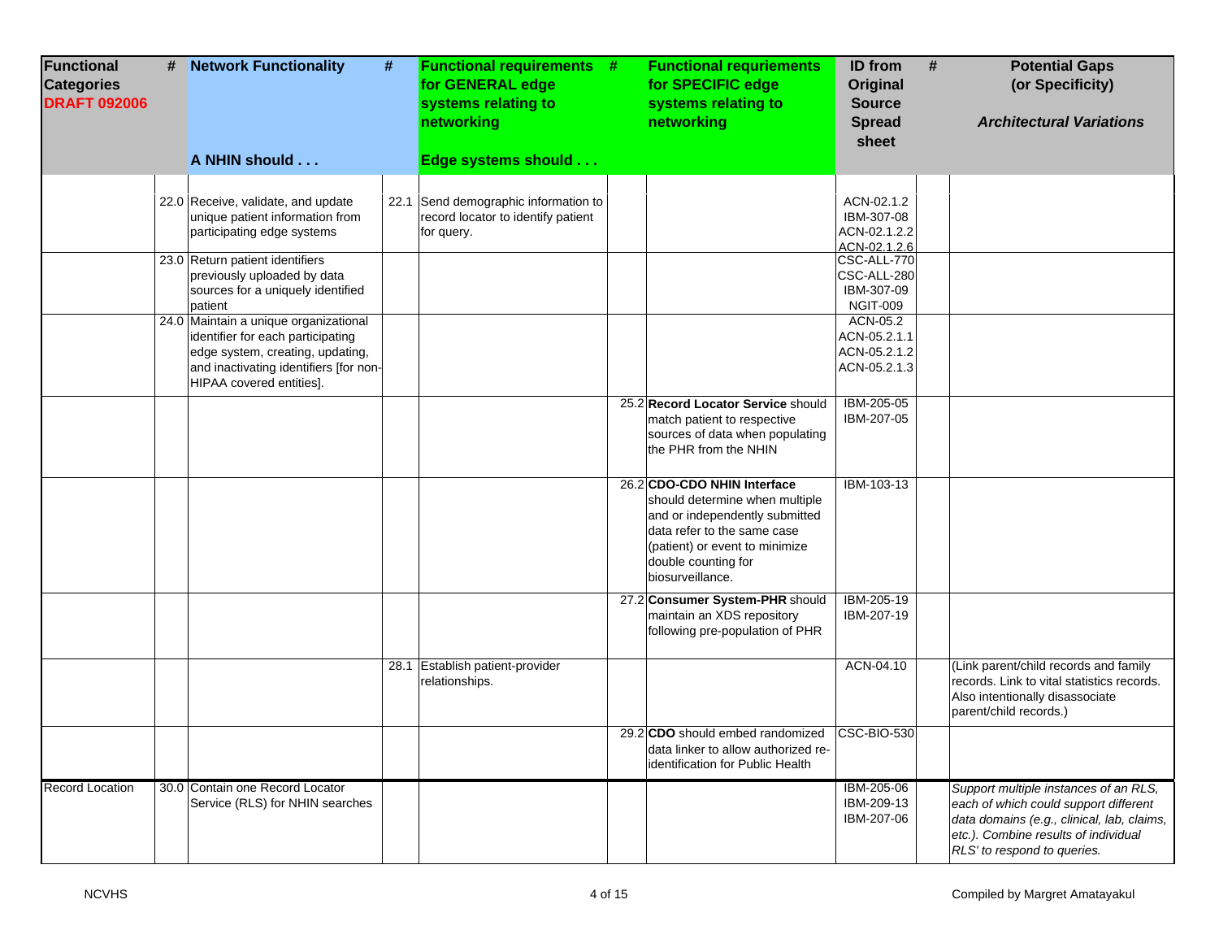| Functional Categories **DRAFT 092006** | # | Network Functionality<br><br>A NHIN should . . . | # | Functional requirements for GENERAL edge systems relating to networking<br><br>Edge systems should . . . | # | Functional requriements for SPECIFIC edge systems relating to networking | ID from Original Source Spread sheet | # | Potential Gaps (or Specificity)<br><br>*Architectural Variations* |
|---|---|---|---|---|---|---|---|---|---|
| | 22.0 | Receive, validate, and update unique patient information from participating edge systems | 22.1 | Send demographic information to record locator to identify patient for query. | | | ACN-02.1.2<br>IBM-307-08<br>ACN-02.1.2.2<br>ACN-02.1.2.6 | | |
| | 23.0 | Return patient identifiers previously uploaded by data sources for a uniquely identified patient | | | | | CSC-ALL-770<br>CSC-ALL-280<br>IBM-307-09<br>NGIT-009 | | |
| | 24.0 | Maintain a unique organizational identifier for each participating edge system, creating, updating, and inactivating identifiers [for non-HIPAA covered entities]. | | | | | ACN-05.2<br>ACN-05.2.1.1<br>ACN-05.2.1.2<br>ACN-05.2.1.3 | | |
| | | | | | 25.2 | **Record Locator Service** should match patient to respective sources of data when populating the PHR from the NHIN | IBM-205-05<br>IBM-207-05 | | |
| | | | | | 26.2 | **CDO-CDO NHIN Interface** should determine when multiple and or independently submitted data refer to the same case (patient) or event to minimize double counting for biosurveillance. | IBM-103-13 | | |
| | | | | | 27.2 | **Consumer System-PHR** should maintain an XDS repository following pre-population of PHR | IBM-205-19<br>IBM-207-19 | | |
| | | | 28.1 | Establish patient-provider relationships. | | | ACN-04.10 | | (Link parent/child records and family records. Link to vital statistics records. Also intentionally disassociate parent/child records.) |
| | | | | | 29.2 | **CDO** should embed randomized data linker to allow authorized re-identification for Public Health | CSC-BIO-530 | | |
| Record Location | 30.0 | Contain one Record Locator Service (RLS) for NHIN searches | | | | | IBM-205-06<br>IBM-209-13<br>IBM-207-06 | | *Support multiple instances of an RLS, each of which could support different data domains (e.g., clinical, lab, claims, etc.). Combine results of individual RLS' to respond to queries.* |

NCVHS

Compiled by Margret Amatayakul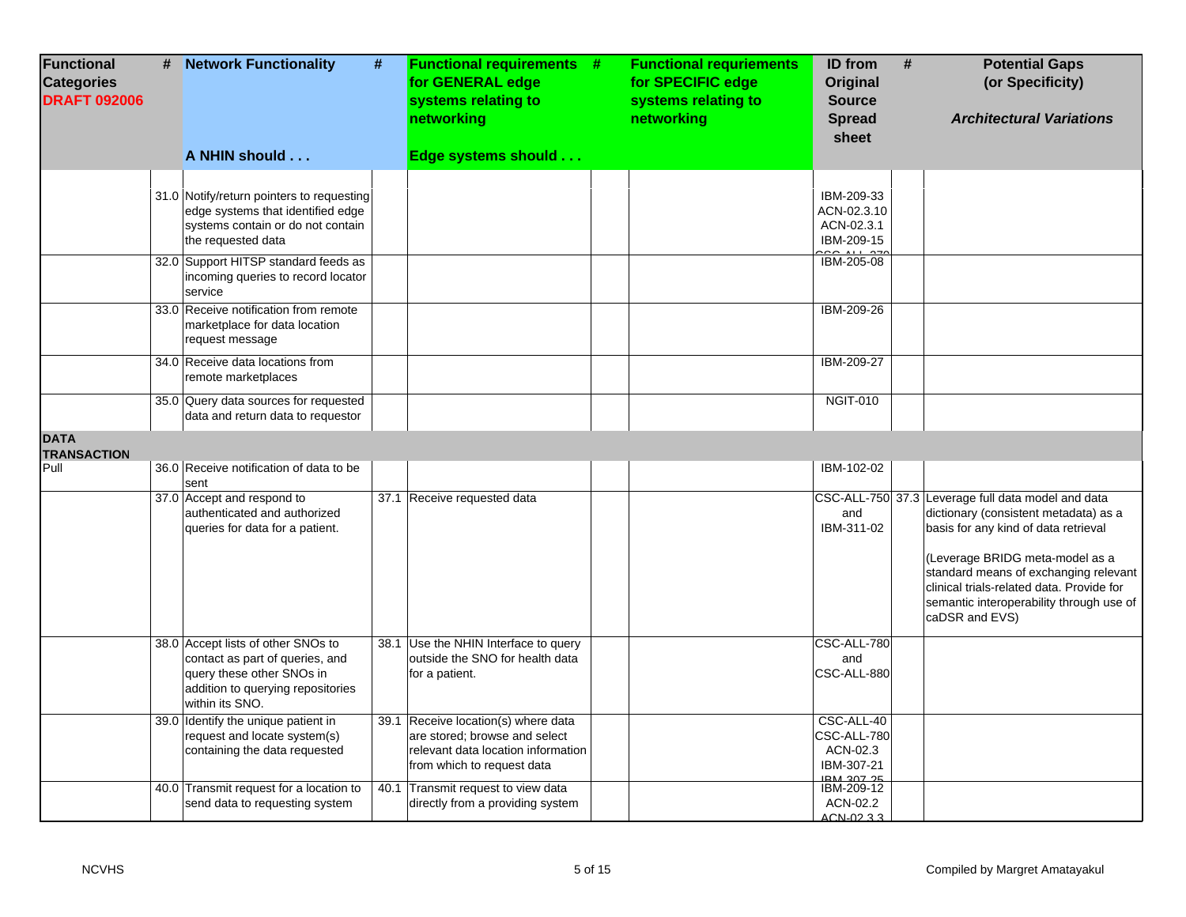| Functional Categories DRAFT 092006 | # | Network Functionality A NHIN should . . . | # | Functional requirements for GENERAL edge systems relating to networking Edge systems should . . . | # | Functional requriements for SPECIFIC edge systems relating to networking | ID from Original Source Spread sheet | # | Potential Gaps (or Specificity) *Architectural Variations* |
|---|---|---|---|---|---|---|---|---|---|
| | 31.0 | Notify/return pointers to requesting edge systems that identified edge systems contain or do not contain the requested data | | | | | IBM-209-33 ACN-02.3.10 ACN-02.3.1 IBM-209-15 CSC-ALL-270 | | |
| | 32.0 | Support HITSP standard feeds as incoming queries to record locator service | | | | | IBM-205-08 | | |
| | 33.0 | Receive notification from remote marketplace for data location request message | | | | | IBM-209-26 | | |
| | 34.0 | Receive data locations from remote marketplaces | | | | | IBM-209-27 | | |
| | 35.0 | Query data sources for requested data and return data to requestor | | | | | NGIT-010 | | |
| **DATA TRANSACTION** | | | | | | | | | |
| Pull | 36.0 | Receive notification of data to be sent | | | | | IBM-102-02 | | |
| | 37.0 | Accept and respond to authenticated and authorized queries for data for a patient. | 37.1 | Receive requested data | | | CSC-ALL-750 and IBM-311-02 | 37.3 | Leverage full data model and data dictionary (consistent metadata) as a basis for any kind of data retrieval<br><br>(Leverage BRIDG meta-model as a standard means of exchanging relevant clinical trials-related data. Provide for semantic interoperability through use of caDSR and EVS) |
| | 38.0 | Accept lists of other SNOs to contact as part of queries, and query these other SNOs in addition to querying repositories within its SNO. | 38.1 | Use the NHIN Interface to query outside the SNO for health data for a patient. | | | CSC-ALL-780 and CSC-ALL-880 | | |
| | 39.0 | Identify the unique patient in request and locate system(s) containing the data requested | 39.1 | Receive location(s) where data are stored; browse and select relevant data location information from which to request data | | | CSC-ALL-40 CSC-ALL-780 ACN-02.3 IBM-307-21 IBM-307-25 | | |
| | 40.0 | Transmit request for a location to send data to requesting system | 40.1 | Transmit request to view data directly from a providing system | | | IBM-209-12 ACN-02.2 ACN-02.3.3 | | |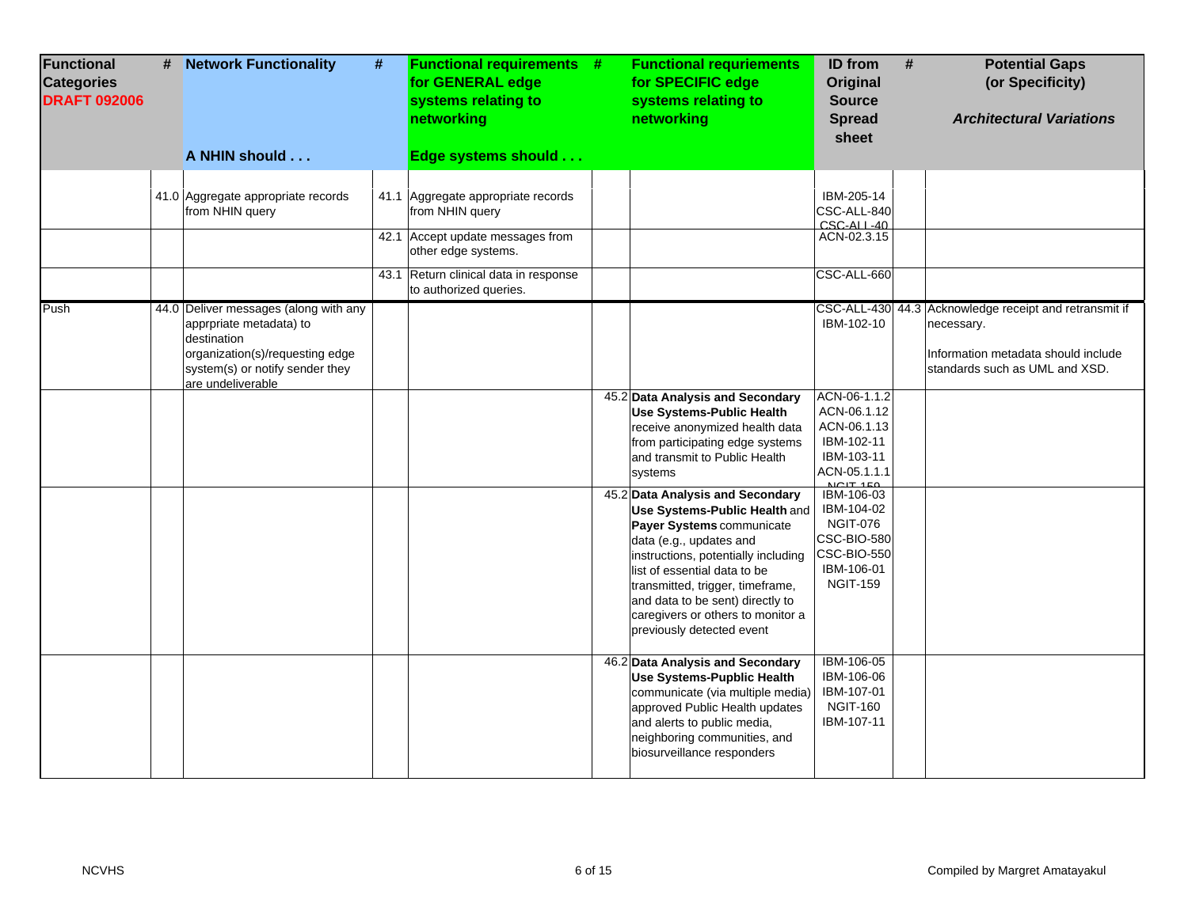| Functional Categories **DRAFT 092006** | # | Network Functionality<br><br>A NHIN should . . . | # | Functional requirements for GENERAL edge systems relating to networking<br><br>Edge systems should . . . | # | Functional requriements for SPECIFIC edge systems relating to networking | ID from Original Source Spread sheet | # | Potential Gaps (or Specificity)<br><br>*Architectural Variations* |
|---|---|---|---|---|---|---|---|---|---|
| | 41.0 | Aggregate appropriate records from NHIN query | 41.1 | Aggregate appropriate records from NHIN query | | | IBM-205-14<br>CSC-ALL-840<br>CSC-ALL-40 | | |
| | | | 42.1 | Accept update messages from other edge systems. | | | ACN-02.3.15 | | |
| | | | 43.1 | Return clinical data in response to authorized queries. | | | CSC-ALL-660 | | |
| Push | 44.0 | Deliver messages (along with any apprpriate metadata) to destination organization(s)/requesting edge system(s) or notify sender they are undeliverable | | | | | CSC-ALL-430<br>IBM-102-10 | 44.3 | Acknowledge receipt and retransmit if necessary.<br><br>Information metadata should include standards such as UML and XSD. |
| | | | | | 45.2 | **Data Analysis and Secondary Use Systems-Public Health** receive anonymized health data from participating edge systems and transmit to Public Health systems | ACN-06-1.1.2<br>ACN-06.1.12<br>ACN-06.1.13<br>IBM-102-11<br>IBM-103-11<br>ACN-05.1.1.1<br>NGIT-159 | | |
| | | | | | 45.2 | **Data Analysis and Secondary Use Systems-Public Health** and **Payer Systems** communicate data (e.g., updates and instructions, potentially including list of essential data to be transmitted, trigger, timeframe, and data to be sent) directly to caregivers or others to monitor a previously detected event | IBM-106-03<br>IBM-104-02<br>NGIT-076<br>CSC-BIO-580<br>CSC-BIO-550<br>IBM-106-01<br>NGIT-159 | | |
| | | | | | 46.2 | **Data Analysis and Secondary Use Systems-Pupblic Health** communicate (via multiple media) approved Public Health updates and alerts to public media, neighboring communities, and biosurveillance responders | IBM-106-05<br>IBM-106-06<br>IBM-107-01<br>NGIT-160<br>IBM-107-11 | | |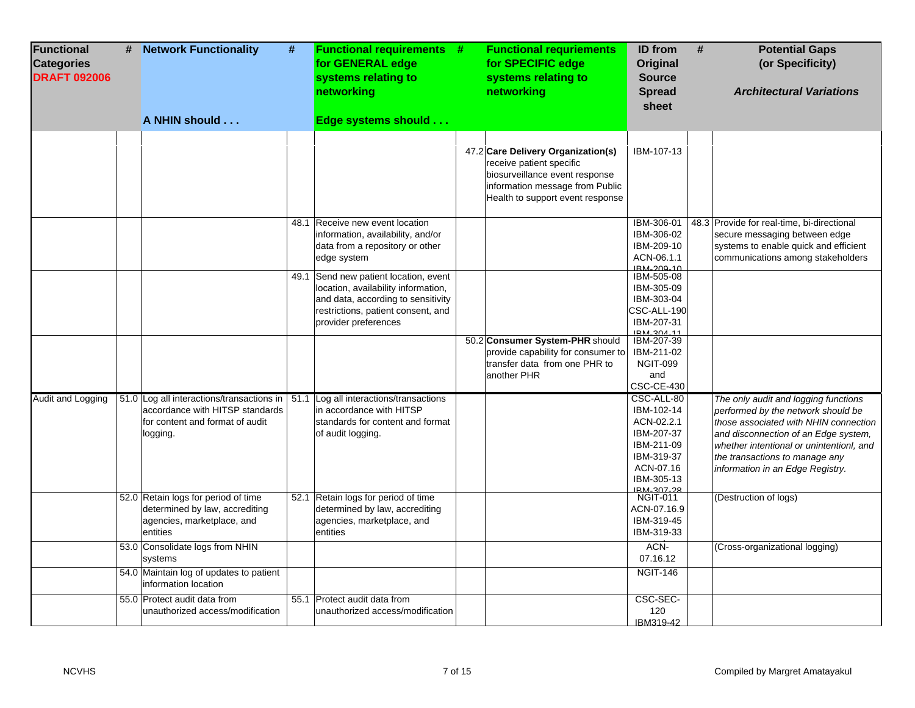| Functional Categories **DRAFT 092006** | # | Network Functionality<br>A NHIN should . . . | # | Functional requirements for GENERAL edge systems relating to networking<br>Edge systems should . . . | # | Functional requriements for SPECIFIC edge systems relating to networking | ID from Original Source Spread sheet | # | Potential Gaps (or Specificity)<br>*Architectural Variations* |
|---|---|---|---|---|---|---|---|---|---|
| | | | | | 47.2 | **Care Delivery Organization(s)** receive patient specific biosurveillance event response information message from Public Health to support event response | IBM-107-13 | | |
| | | | 48.1 | Receive new event location information, availability, and/or data from a repository or other edge system | | | IBM-306-01<br>IBM-306-02<br>IBM-209-10<br>ACN-06.1.1<br>IBM-209-10 | 48.3 | Provide for real-time, bi-directional secure messaging between edge systems to enable quick and efficient communications among stakeholders |
| | | | 49.1 | Send new patient location, event location, availability information, and data, according to sensitivity restrictions, patient consent, and provider preferences | | | IBM-505-08<br>IBM-305-09<br>IBM-303-04<br>CSC-ALL-190<br>IBM-207-31<br>IBM-304-11 | | |
| | | | | | 50.2 | **Consumer System-PHR** should provide capability for consumer to transfer data from one PHR to another PHR | IBM-207-39<br>IBM-211-02<br>NGIT-099<br>and<br>CSC-CE-430 | | |
| Audit and Logging | 51.0 | Log all interactions/transactions in accordance with HITSP standards for content and format of audit logging. | 51.1 | Log all interactions/transactions in accordance with HITSP standards for content and format of audit logging. | | | CSC-ALL-80<br>IBM-102-14<br>ACN-02.2.1<br>IBM-207-37<br>IBM-211-09<br>IBM-319-37<br>ACN-07.16<br>IBM-305-13<br>IBM-307-28 | | *The only audit and logging functions performed by the network should be those associated with NHIN connection and disconnection of an Edge system, whether intentional or unintentionl, and the transactions to manage any information in an Edge Registry.* |
| | 52.0 | Retain logs for period of time determined by law, accrediting agencies, marketplace, and entities | 52.1 | Retain logs for period of time determined by law, accrediting agencies, marketplace, and entities | | | NGIT-011<br>ACN-07.16.9<br>IBM-319-45<br>IBM-319-33 | | (Destruction of logs) |
| | 53.0 | Consolidate logs from NHIN systems | | | | | ACN-07.16.12 | | (Cross-organizational logging) |
| | 54.0 | Maintain log of updates to patient information location | | | | | NGIT-146 | | |
| | 55.0 | Protect audit data from unauthorized access/modification | 55.1 | Protect audit data from unauthorized access/modification | | | CSC-SEC-120<br>IBM319-42 | | |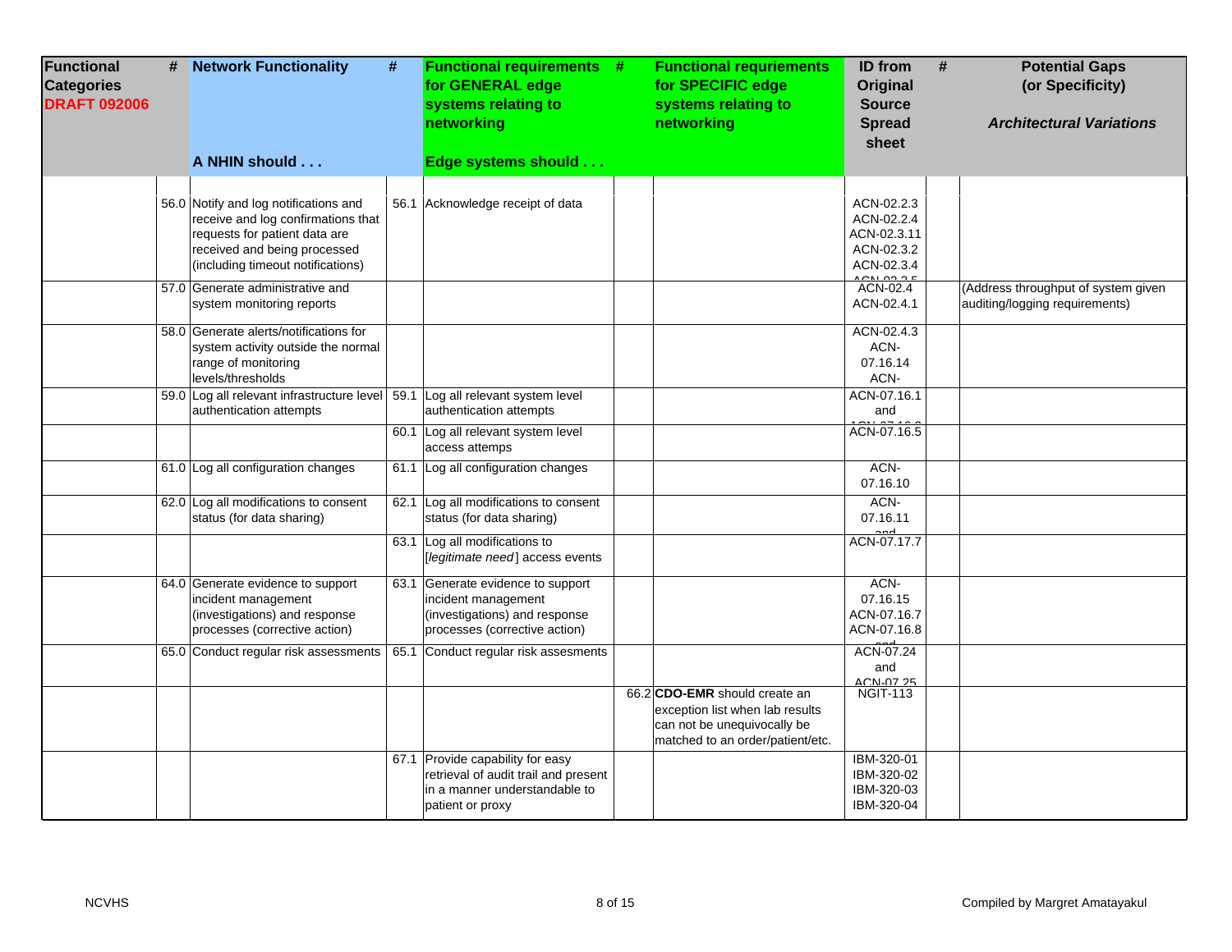| Functional Categories **DRAFT 092006** | # | Network Functionality<br><br>A NHIN should . . . | # | Functional requirements for GENERAL edge systems relating to networking<br><br>Edge systems should . . . | # | Functional requriements for SPECIFIC edge systems relating to networking | ID from Original Source Spread sheet | # | Potential Gaps (or Specificity)<br><br>*Architectural Variations* |
|---|---|---|---|---|---|---|---|---|---|
| | 56.0 | Notify and log notifications and receive and log confirmations that requests for patient data are received and being processed (including timeout notifications) | 56.1 | Acknowledge receipt of data | | | ACN-02.2.3 ACN-02.2.4 ACN-02.3.11 ACN-02.3.2 ACN-02.3.4 ACN-02.3.5 | | |
| | 57.0 | Generate administrative and system monitoring reports | | | | | ACN-02.4 ACN-02.4.1 | | (Address throughput of system given auditing/logging requirements) |
| | 58.0 | Generate alerts/notifications for system activity outside the normal range of monitoring levels/thresholds | | | | | ACN-02.4.3 ACN-07.16.14 ACN- | | |
| | 59.0 | Log all relevant infrastructure level authentication attempts | 59.1 | Log all relevant system level authentication attempts | | | ACN-07.16.1 and ACN-07.16.2 | | |
| | | | 60.1 | Log all relevant system level access attemps | | | ACN-07.16.5 | | |
| | 61.0 | Log all configuration changes | 61.1 | Log all configuration changes | | | ACN-07.16.10 | | |
| | 62.0 | Log all modifications to consent status (for data sharing) | 62.1 | Log all modifications to consent status (for data sharing) | | | ACN-07.16.11 and | | |
| | | | 63.1 | Log all modifications to [*legitimate need*] access events | | | ACN-07.17.7 | | |
| | 64.0 | Generate evidence to support incident management (investigations) and response processes (corrective action) | 63.1 | Generate evidence to support incident management (investigations) and response processes (corrective action) | | | ACN-07.16.15 ACN-07.16.7 ACN-07.16.8 and | | |
| | 65.0 | Conduct regular risk assessments | 65.1 | Conduct regular risk assesments | | | ACN-07.24 and ACN-07.25 | | |
| | | | | | 66.2 | **CDO-EMR** should create an exception list when lab results can not be unequivocally be matched to an order/patient/etc. | NGIT-113 | | |
| | | | 67.1 | Provide capability for easy retrieval of audit trail and present in a manner understandable to patient or proxy | | | IBM-320-01 IBM-320-02 IBM-320-03 IBM-320-04 | | |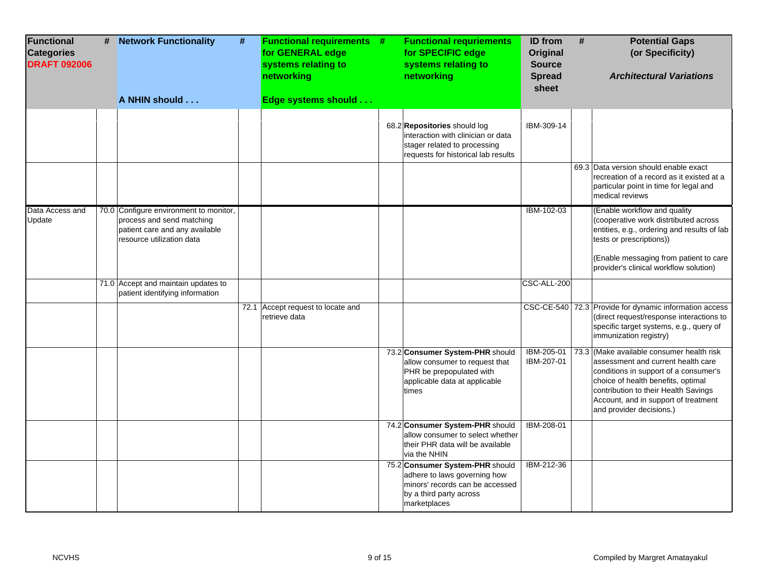| Functional Categories DRAFT 092006 | # | Network Functionality A NHIN should . . . | # | Functional requirements for GENERAL edge systems relating to networking Edge systems should . . . | # | Functional requriements for SPECIFIC edge systems relating to networking | ID from Original Source Spread sheet | # | Potential Gaps (or Specificity) *Architectural Variations* |
|---|---|---|---|---|---|---|---|---|---|
| | | | | | 68.2 | **Repositories** should log interaction with clinician or data stager related to processing requests for historical lab results | IBM-309-14 | | |
| | | | | | | | | 69.3 | Data version should enable exact recreation of a record as it existed at a particular point in time for legal and medical reviews |
| Data Access and Update | 70.0 | Configure environment to monitor, process and send matching patient care and any available resource utilization data | | | | | IBM-102-03 | | (Enable workflow and quality (cooperative work distrtibuted across entities, e.g., ordering and results of lab tests or prescriptions)) (Enable messaging from patient to care provider's clinical workflow solution) |
| | 71.0 | Accept and maintain updates to patient identifying information | | | | | CSC-ALL-200 | | |
| | | | 72.1 | Accept request to locate and retrieve data | | | CSC-CE-540 | 72.3 | Provide for dynamic information access (direct request/response interactions to specific target systems, e.g., query of immunization registry) |
| | | | | | 73.2 | **Consumer System-PHR** should allow consumer to request that PHR be prepopulated with applicable data at applicable times | IBM-205-01 IBM-207-01 | 73.3 | (Make available consumer health risk assessment and current health care conditions in support of a consumer's choice of health benefits, optimal contribution to their Health Savings Account, and in support of treatment and provider decisions.) |
| | | | | | 74.2 | **Consumer System-PHR** should allow consumer to select whether their PHR data will be available via the NHIN | IBM-208-01 | | |
| | | | | | 75.2 | **Consumer System-PHR** should adhere to laws governing how minors' records can be accessed by a third party across marketplaces | IBM-212-36 | | |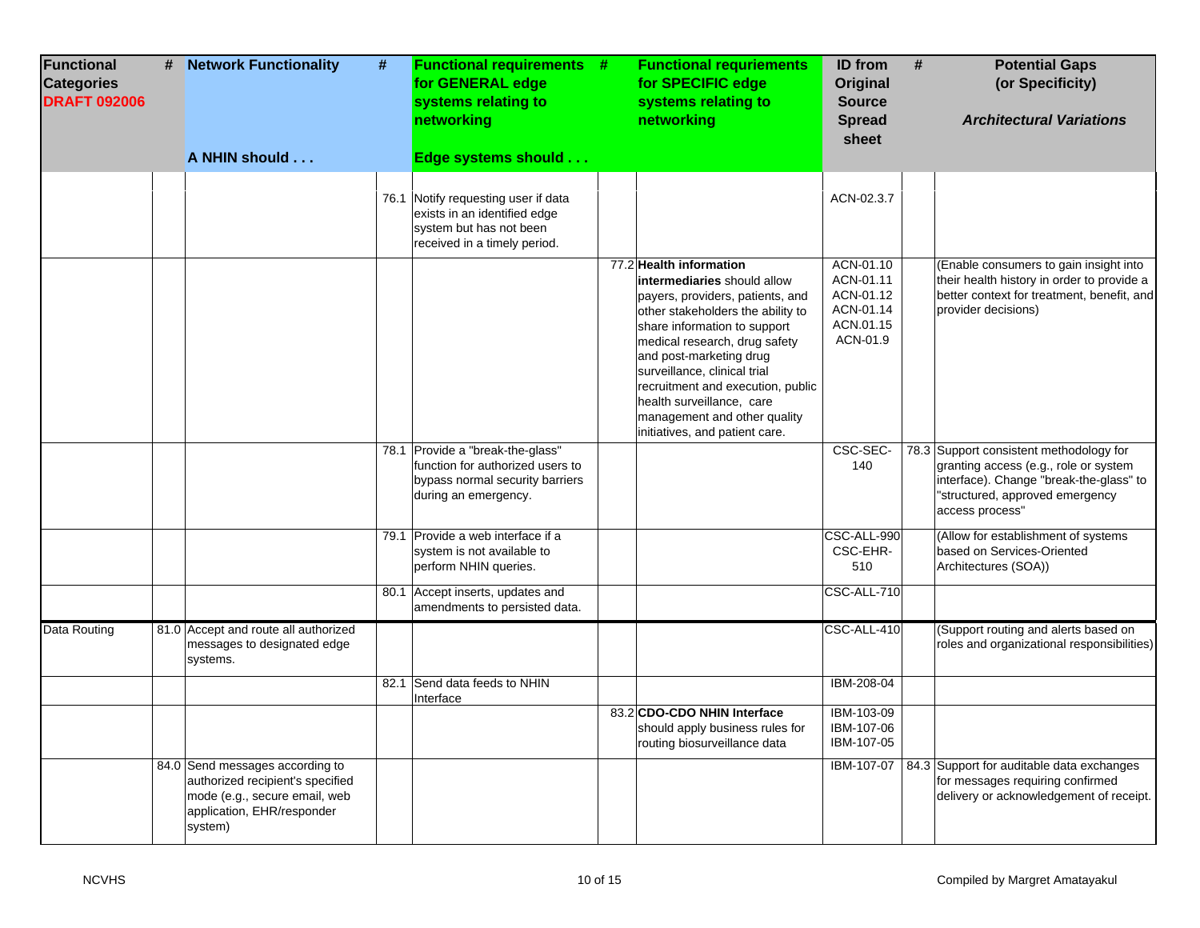| Functional Categories DRAFT 092006 | # | Network Functionality<br><br>A NHIN should . . . | # | Functional requirements for GENERAL edge systems relating to networking<br><br>Edge systems should . . . | # | Functional requriements for SPECIFIC edge systems relating to networking | ID from Original Source Spread sheet | # | Potential Gaps (or Specificity)<br><br>*Architectural Variations* |
|---|---|---|---|---|---|---|---|---|---|
| | | | 76.1 | Notify requesting user if data exists in an identified edge system but has not been received in a timely period. | | | ACN-02.3.7 | | |
| | | | | | 77.2 | **Health information intermediaries** should allow payers, providers, patients, and other stakeholders the ability to share information to support medical research, drug safety and post-marketing drug surveillance, clinical trial recruitment and execution, public health surveillance, care management and other quality initiatives, and patient care. | ACN-01.10<br>ACN-01.11<br>ACN-01.12<br>ACN-01.14<br>ACN.01.15<br>ACN-01.9 | | (Enable consumers to gain insight into their health history in order to provide a better context for treatment, benefit, and provider decisions) |
| | | | 78.1 | Provide a "break-the-glass" function for authorized users to bypass normal security barriers during an emergency. | | | CSC-SEC-140 | 78.3 | Support consistent methodology for granting access (e.g., role or system interface). Change "break-the-glass" to "structured, approved emergency access process" |
| | | | 79.1 | Provide a web interface if a system is not available to perform NHIN queries. | | | CSC-ALL-990<br>CSC-EHR-510 | | (Allow for establishment of systems based on Services-Oriented Architectures (SOA)) |
| | | | 80.1 | Accept inserts, updates and amendments to persisted data. | | | CSC-ALL-710 | | |
| Data Routing | 81.0 | Accept and route all authorized messages to designated edge systems. | | | | | CSC-ALL-410 | | (Support routing and alerts based on roles and organizational responsibilities) |
| | | | 82.1 | Send data feeds to NHIN Interface | | | IBM-208-04 | | |
| | | | | | 83.2 | **CDO-CDO NHIN Interface** should apply business rules for routing biosurveillance data | IBM-103-09<br>IBM-107-06<br>IBM-107-05 | | |
| | 84.0 | Send messages according to authorized recipient's specified mode (e.g., secure email, web application, EHR/responder system) | | | | | IBM-107-07 | 84.3 | Support for auditable data exchanges for messages requiring confirmed delivery or acknowledgement of receipt. |

NCVHS

Compiled by Margret Amatayakul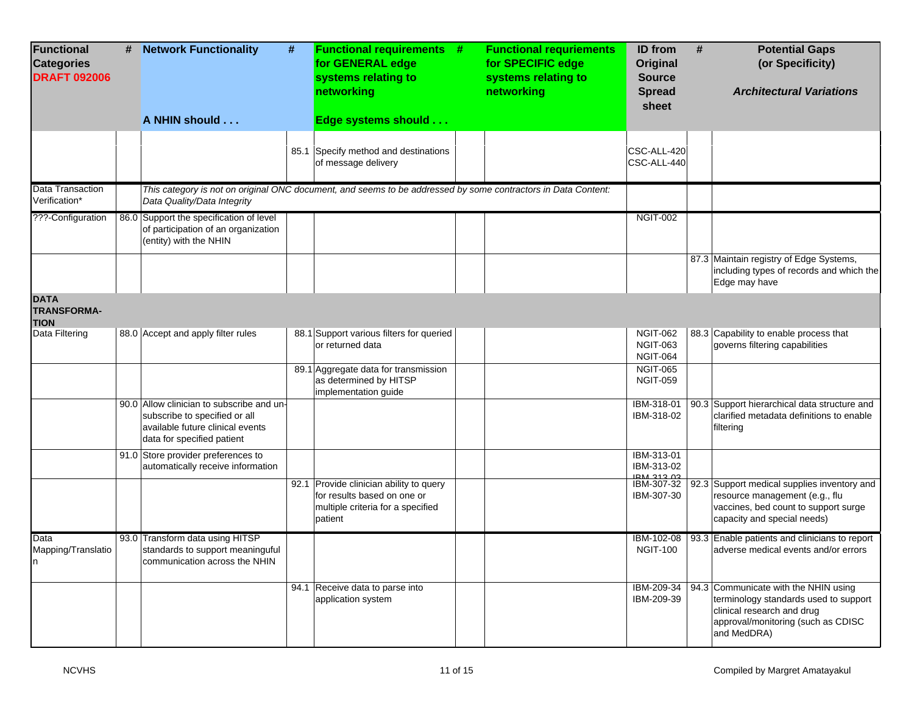| Functional Categories **DRAFT 092006** | # | Network Functionality<br><br>A NHIN should . . . | # | Functional requirements for GENERAL edge systems relating to networking<br><br>Edge systems should . . . | # | Functional requriements for SPECIFIC edge systems relating to networking | ID from Original Source Spread sheet | # | Potential Gaps (or Specificity)<br><br>*Architectural Variations* |
|---|---|---|---|---|---|---|---|---|---|
| | | | 85.1 | Specify method and destinations of message delivery | | | CSC-ALL-420<br>CSC-ALL-440 | | |
| Data Transaction Verification* | | *This category is not on original ONC document, and seems to be addressed by some contractors in Data Content: Data Quality/Data Integrity* | | | | | | | |
| ???-Configuration | 86.0 | Support the specification of level of participation of an organization (entity) with the NHIN | | | | | NGIT-002 | | |
| | | | | | | | | 87.3 | Maintain registry of Edge Systems, including types of records and which the Edge may have |
| **DATA TRANSFORMA-TION** | | | | | | | | | |
| Data Filtering | 88.0 | Accept and apply filter rules | 88.1 | Support various filters for queried or returned data | | | NGIT-062<br>NGIT-063<br>NGIT-064 | 88.3 | Capability to enable process that governs filtering capabilities |
| | | | 89.1 | Aggregate data for transmission as determined by HITSP implementation guide | | | NGIT-065<br>NGIT-059 | | |
| | 90.0 | Allow clinician to subscribe and un-subscribe to specified or all available future clinical events data for specified patient | | | | | IBM-318-01<br>IBM-318-02 | 90.3 | Support hierarchical data structure and clarified metadata definitions to enable filtering |
| | 91.0 | Store provider preferences to automatically receive information | | | | | IBM-313-01<br>IBM-313-02<br>IBM-313-03 | | |
| | | | 92.1 | Provide clinician ability to query for results based on one or multiple criteria for a specified patient | | | IBM-307-32<br>IBM-307-30 | 92.3 | Support medical supplies inventory and resource management (e.g., flu vaccines, bed count to support surge capacity and special needs) |
| Data Mapping/Translation | 93.0 | Transform data using HITSP standards to support meaninguful communication across the NHIN | | | | | IBM-102-08<br>NGIT-100 | 93.3 | Enable patients and clinicians to report adverse medical events and/or errors |
| | | | 94.1 | Receive data to parse into application system | | | IBM-209-34<br>IBM-209-39 | 94.3 | Communicate with the NHIN using terminology standards used to support clinical research and drug approval/monitoring (such as CDISC and MedDRA) |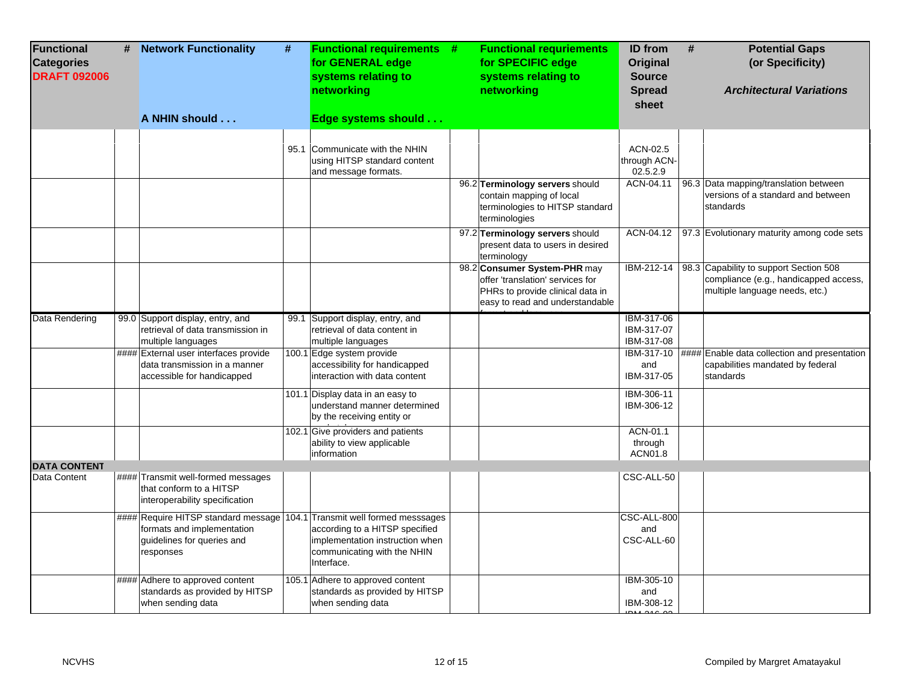| Functional Categories **DRAFT 092006** | # | Network Functionality<br>A NHIN should . . . | # | Functional requirements for GENERAL edge systems relating to networking<br>Edge systems should . . . | # | Functional requriements for SPECIFIC edge systems relating to networking | ID from Original Source Spread sheet | # | Potential Gaps (or Specificity)<br>*Architectural Variations* |
|---|---|---|---|---|---|---|---|---|---|
| | | | 95.1 | Communicate with the NHIN using HITSP standard content and message formats. | | | ACN-02.5 through ACN-02.5.2.9 | | |
| | | | | | 96.2 | **Terminology servers** should contain mapping of local terminologies to HITSP standard terminologies | ACN-04.11 | 96.3 | Data mapping/translation between versions of a standard and between standards |
| | | | | | 97.2 | **Terminology servers** should present data to users in desired terminology | ACN-04.12 | 97.3 | Evolutionary maturity among code sets |
| | | | | | 98.2 | **Consumer System-PHR** may offer 'translation' services for PHRs to provide clinical data in easy to read and understandable | IBM-212-14 | 98.3 | Capability to support Section 508 compliance (e.g., handicapped access, multiple language needs, etc.) |
| Data Rendering | 99.0 | Support display, entry, and retrieval of data transmission in multiple languages | 99.1 | Support display, entry, and retrieval of data content in multiple languages | | | IBM-317-06 IBM-317-07 IBM-317-08 | | |
| | #### | External user interfaces provide data transmission in a manner accessible for handicapped | 100.1 | Edge system provide accessibility for handicapped interaction with data content | | | IBM-317-10 and IBM-317-05 | #### | Enable data collection and presentation capabilities mandated by federal standards |
| | | | 101.1 | Display data in an easy to understand manner determined by the receiving entity or | | | IBM-306-11 IBM-306-12 | | |
| | | | 102.1 | Give providers and patients ability to view applicable information | | | ACN-01.1 through ACN01.8 | | |
| **DATA CONTENT** | | | | | | | | | |
| Data Content | #### | Transmit well-formed messages that conform to a HITSP interoperability specification | | | | | CSC-ALL-50 | | |
| | #### | Require HITSP standard message formats and implementation guidelines for queries and responses | 104.1 | Transmit well formed messsages according to a HITSP specified implementation instruction when communicating with the NHIN Interface. | | | CSC-ALL-800 and CSC-ALL-60 | | |
| | #### | Adhere to approved content standards as provided by HITSP when sending data | 105.1 | Adhere to approved content standards as provided by HITSP when sending data | | | IBM-305-10 and IBM-308-12 | | |

NCVHS

Compiled by Margret Amatayakul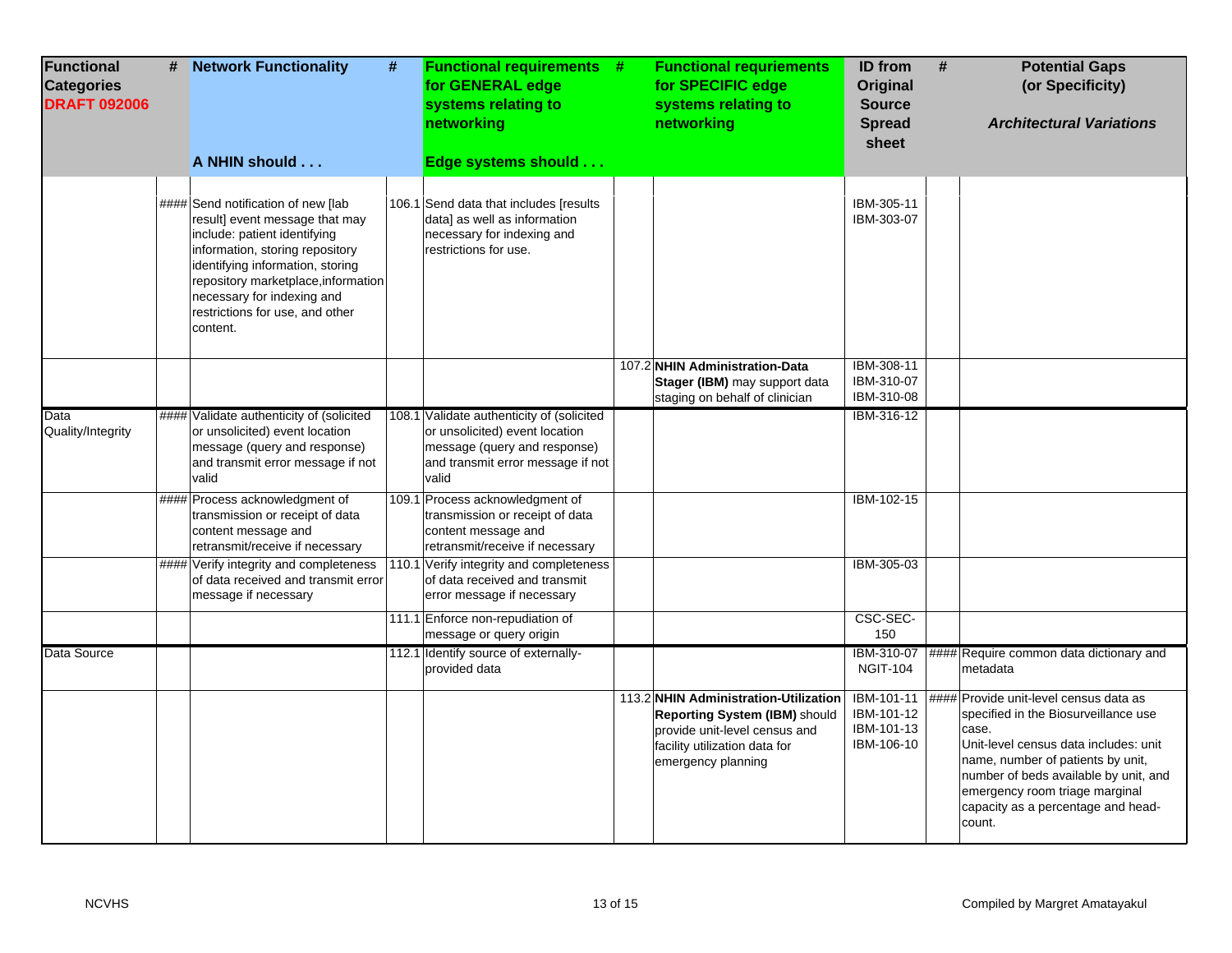| Functional Categories DRAFT 092006 | # | Network Functionality<br><br>A NHIN should . . . | # | Functional requirements for GENERAL edge systems relating to networking<br><br>Edge systems should . . . | # | Functional requriements for SPECIFIC edge systems relating to networking | ID from Original Source Spread sheet | # | Potential Gaps (or Specificity)<br><br>*Architectural Variations* |
|---|---|---|---|---|---|---|---|---|---|
| | #### | Send notification of new [lab result] event message that may include: patient identifying information, storing repository identifying information, storing repository marketplace,information necessary for indexing and restrictions for use, and other content. | 106.1 | Send data that includes [results data] as well as information necessary for indexing and restrictions for use. | | | IBM-305-11<br>IBM-303-07 | | |
| | | | | | 107.2 | **NHIN Administration-Data Stager (IBM)** may support data staging on behalf of clinician | IBM-308-11<br>IBM-310-07<br>IBM-310-08 | | |
| Data Quality/Integrity | #### | Validate authenticity of (solicited or unsolicited) event location message (query and response) and transmit error message if not valid | 108.1 | Validate authenticity of (solicited or unsolicited) event location message (query and response) and transmit error message if not valid | | | IBM-316-12 | | |
| | #### | Process acknowledgment of transmission or receipt of data content message and retransmit/receive if necessary | 109.1 | Process acknowledgment of transmission or receipt of data content message and retransmit/receive if necessary | | | IBM-102-15 | | |
| | #### | Verify integrity and completeness of data received and transmit error message if necessary | 110.1 | Verify integrity and completeness of data received and transmit error message if necessary | | | IBM-305-03 | | |
| | | | 111.1 | Enforce non-repudiation of message or query origin | | | CSC-SEC-150 | | |
| Data Source | | | 112.1 | Identify source of externally-provided data | | | IBM-310-07<br>NGIT-104 | #### | Require common data dictionary and metadata |
| | | | | | 113.2 | **NHIN Administration-Utilization Reporting System (IBM)** should provide unit-level census and facility utilization data for emergency planning | IBM-101-11<br>IBM-101-12<br>IBM-101-13<br>IBM-106-10 | #### | Provide unit-level census data as specified in the Biosurveillance use case.<br>Unit-level census data includes: unit name, number of patients by unit, number of beds available by unit, and emergency room triage marginal capacity as a percentage and head-count. |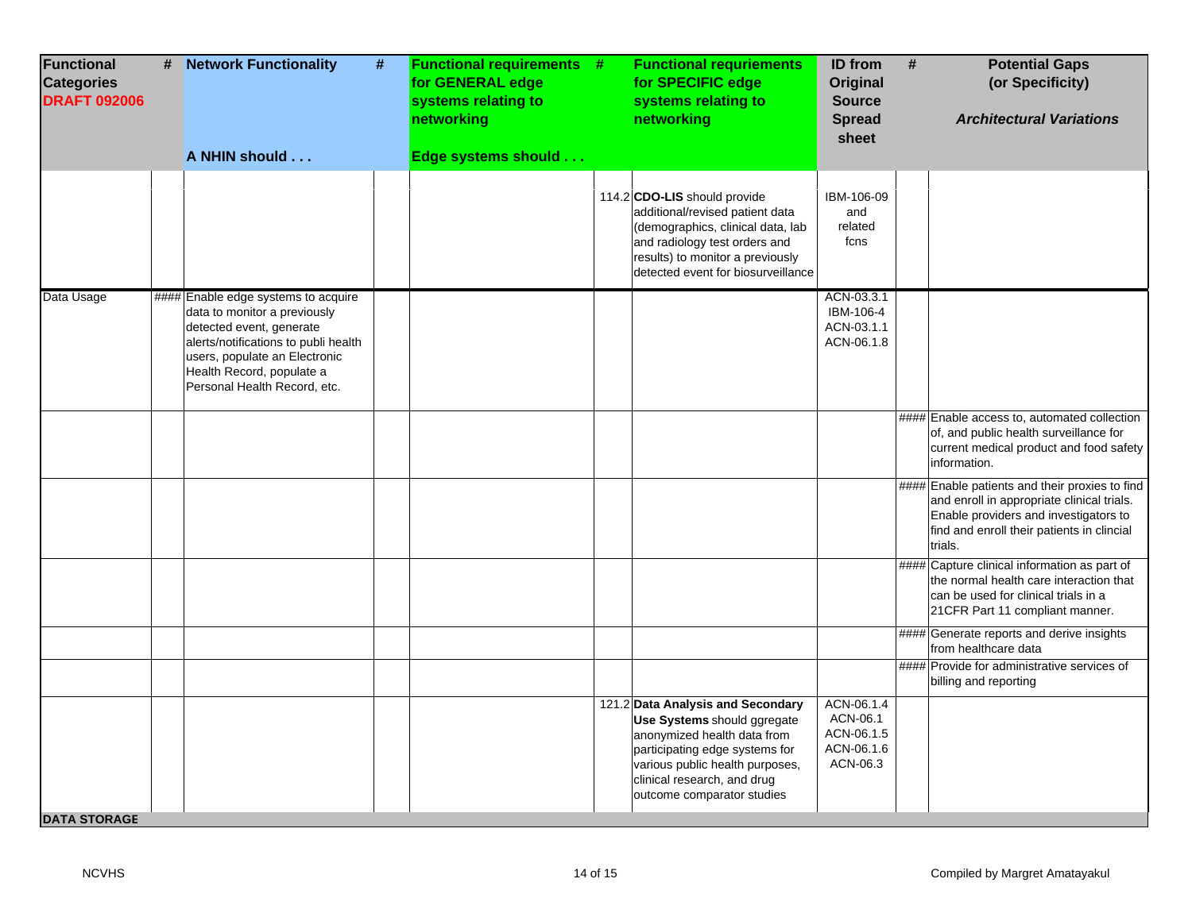| Functional Categories DRAFT 092006 | # | Network Functionality<br><br>A NHIN should . . . | # | Functional requirements for GENERAL edge systems relating to networking<br><br>Edge systems should . . . | # | Functional requriements for SPECIFIC edge systems relating to networking | ID from Original Source Spread sheet | # | Potential Gaps (or Specificity)<br><br>*Architectural Variations* |
|---|---|---|---|---|---|---|---|---|---|
| | | | | | 114.2 | **CDO-LIS** should provide additional/revised patient data (demographics, clinical data, lab and radiology test orders and results) to monitor a previously detected event for biosurveillance | IBM-106-09 and related fcns | | |
| Data Usage | #### | Enable edge systems to acquire data to monitor a previously detected event, generate alerts/notifications to publi health users, populate an Electronic Health Record, populate a Personal Health Record, etc. | | | | | ACN-03.3.1<br>IBM-106-4<br>ACN-03.1.1<br>ACN-06.1.8 | | |
| | | | | | | | | #### | Enable access to, automated collection of, and public health surveillance for current medical product and food safety information. |
| | | | | | | | | #### | Enable patients and their proxies to find and enroll in appropriate clinical trials. Enable providers and investigators to find and enroll their patients in clincial trials. |
| | | | | | | | | #### | Capture clinical information as part of the normal health care interaction that can be used for clinical trials in a 21CFR Part 11 compliant manner. |
| | | | | | | | | #### | Generate reports and derive insights from healthcare data |
| | | | | | | | | #### | Provide for administrative services of billing and reporting |
| | | | | | 121.2 | **Data Analysis and Secondary Use Systems** should ggregate anonymized health data from participating edge systems for various public health purposes, clinical research, and drug outcome comparator studies | ACN-06.1.4<br>ACN-06.1<br>ACN-06.1.5<br>ACN-06.1.6<br>ACN-06.3 | | |
| **DATA STORAGE** | | | | | | | | | |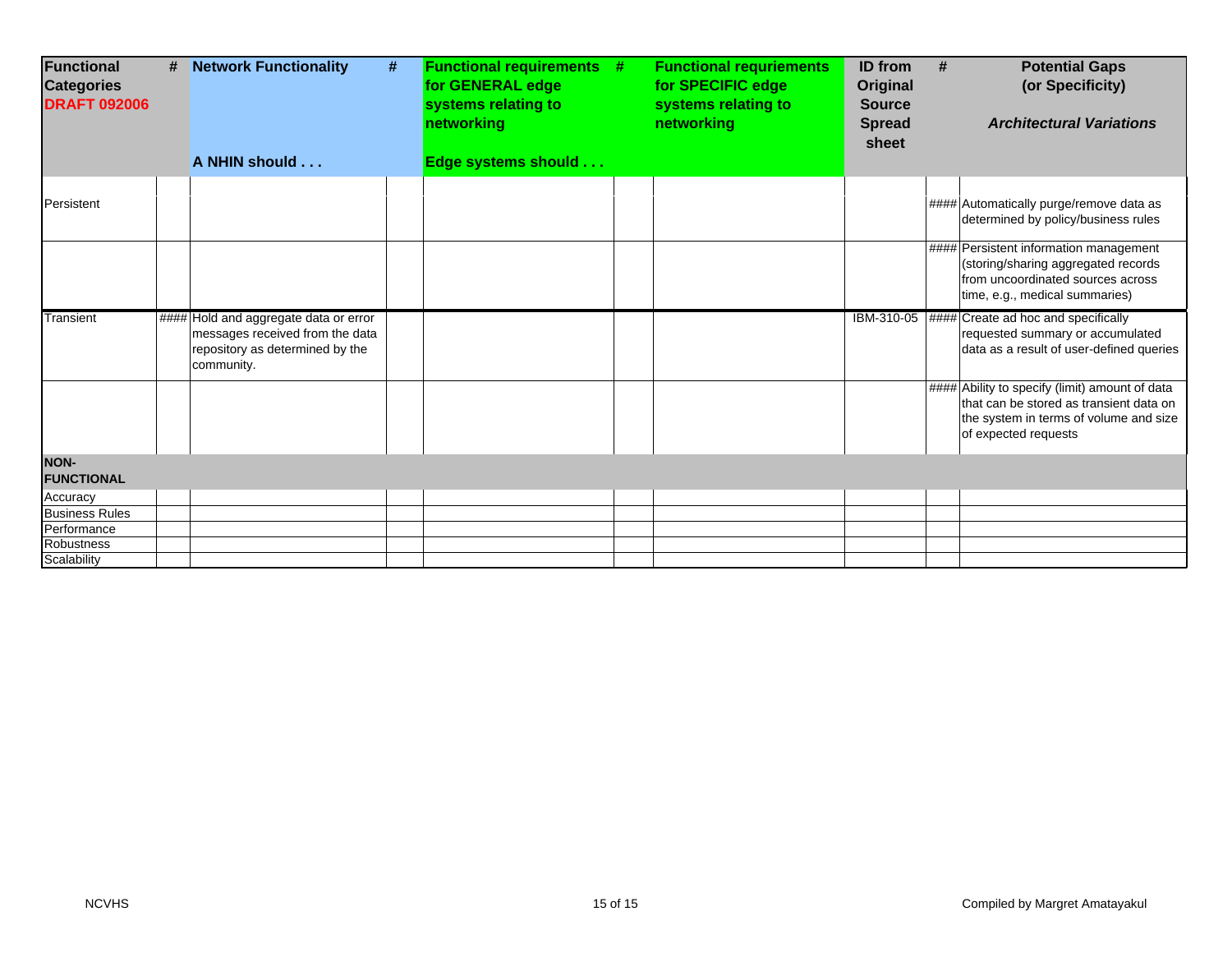| Functional Categories DRAFT 092006 | # | Network Functionality<br><br>A NHIN should . . . | # | Functional requirements for GENERAL edge systems relating to networking<br><br>Edge systems should . . . | # | Functional requriements for SPECIFIC edge systems relating to networking | ID from Original Source Spread sheet | # | Potential Gaps (or Specificity)<br><br>*Architectural Variations* |
|---|---|---|---|---|---|---|---|---|---|
| Persistent | | | | | | | | #### | Automatically purge/remove data as determined by policy/business rules |
| | | | | | | | | #### | Persistent information management (storing/sharing aggregated records from uncoordinated sources across time, e.g., medical summaries) |
| Transient | #### | Hold and aggregate data or error messages received from the data repository as determined by the community. | | | | | IBM-310-05 | #### | Create ad hoc and specifically requested summary or accumulated data as a result of user-defined queries |
| | | | | | | | | #### | Ability to specify (limit) amount of data that can be stored as transient data on the system in terms of volume and size of expected requests |
| **NON-FUNCTIONAL** | | | | | | | | | |
| Accuracy | | | | | | | | | |
| Business Rules | | | | | | | | | |
| Performance | | | | | | | | | |
| Robustness | | | | | | | | | |
| Scalability | | | | | | | | | |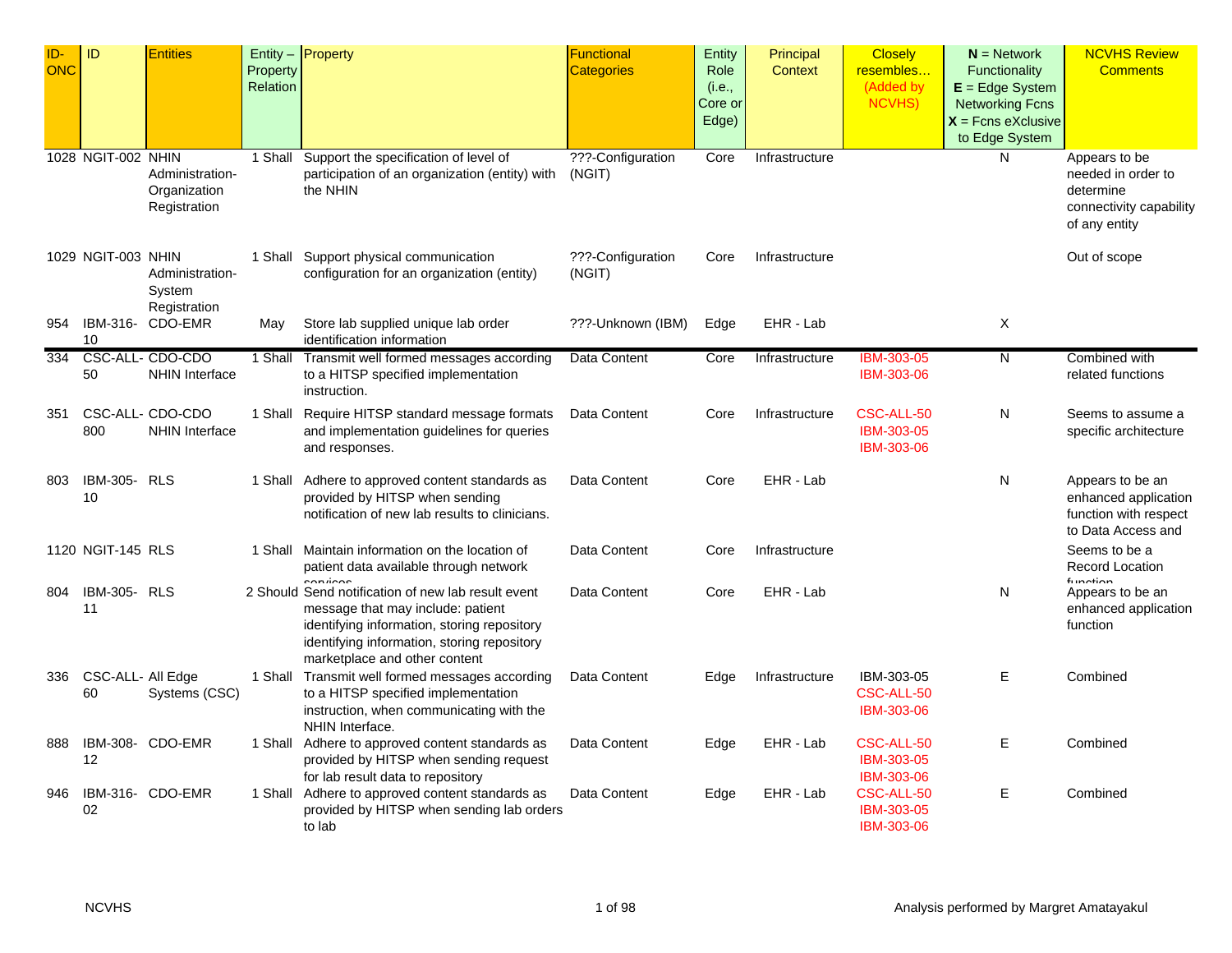| ID-ONC | ID | Entities | Entity – Property Relation | Property | Functional Categories | Entity Role (i.e., Core or Edge) | Principal Context | Closely resembles… (Added by NCVHS) | N = Network Functionality E = Edge System Networking Fcns X = Fcns eXclusive to Edge System | NCVHS Review Comments |
|---|---|---|---|---|---|---|---|---|---|---|
| 1028 | NGIT-002 | NHIN Administration-Organization Registration | 1 Shall | Support the specification of level of participation of an organization (entity) with the NHIN | ???-Configuration (NGIT) | Core | Infrastructure | | N | Appears to be needed in order to determine connectivity capability of any entity |
| 1029 | NGIT-003 | NHIN Administration-System Registration | 1 Shall | Support physical communication configuration for an organization (entity) | ???-Configuration (NGIT) | Core | Infrastructure | | | Out of scope |
| 954 | IBM-316-10 | CDO-EMR | May | Store lab supplied unique lab order identification information | ???-Unknown (IBM) | Edge | EHR - Lab | | X | |
| 334 | CSC-ALL-50 | CDO-CDO NHIN Interface | 1 Shall | Transmit well formed messages according to a HITSP specified implementation instruction. | Data Content | Core | Infrastructure | IBM-303-05 IBM-303-06 | N | Combined with related functions |
| 351 | CSC-ALL-800 | CDO-CDO NHIN Interface | 1 Shall | Require HITSP standard message formats and implementation guidelines for queries and responses. | Data Content | Core | Infrastructure | CSC-ALL-50 IBM-303-05 IBM-303-06 | N | Seems to assume a specific architecture |
| 803 | IBM-305-10 | RLS | 1 Shall | Adhere to approved content standards as provided by HITSP when sending notification of new lab results to clinicians. | Data Content | Core | EHR - Lab | | N | Appears to be an enhanced application function with respect to Data Access and |
| 1120 | NGIT-145 | RLS | 1 Shall | Maintain information on the location of patient data available through network services | Data Content | Core | Infrastructure | | | Seems to be a Record Location function |
| 804 | IBM-305-11 | RLS | 2 Should | Send notification of new lab result event message that may include: patient identifying information, storing repository identifying information, storing repository marketplace and other content | Data Content | Core | EHR - Lab | | N | Appears to be an enhanced application function |
| 336 | CSC-ALL-60 | All Edge Systems (CSC) | 1 Shall | Transmit well formed messages according to a HITSP specified implementation instruction, when communicating with the NHIN Interface. | Data Content | Edge | Infrastructure | IBM-303-05 CSC-ALL-50 IBM-303-06 | E | Combined |
| 888 | IBM-308-12 | CDO-EMR | 1 Shall | Adhere to approved content standards as provided by HITSP when sending request for lab result data to repository | Data Content | Edge | EHR - Lab | CSC-ALL-50 IBM-303-05 IBM-303-06 | E | Combined |
| 946 | IBM-316-02 | CDO-EMR | 1 Shall | Adhere to approved content standards as provided by HITSP when sending lab orders to lab | Data Content | Edge | EHR - Lab | CSC-ALL-50 IBM-303-05 IBM-303-06 | E | Combined |

NCVHS — Analysis performed by Margret Amatayakul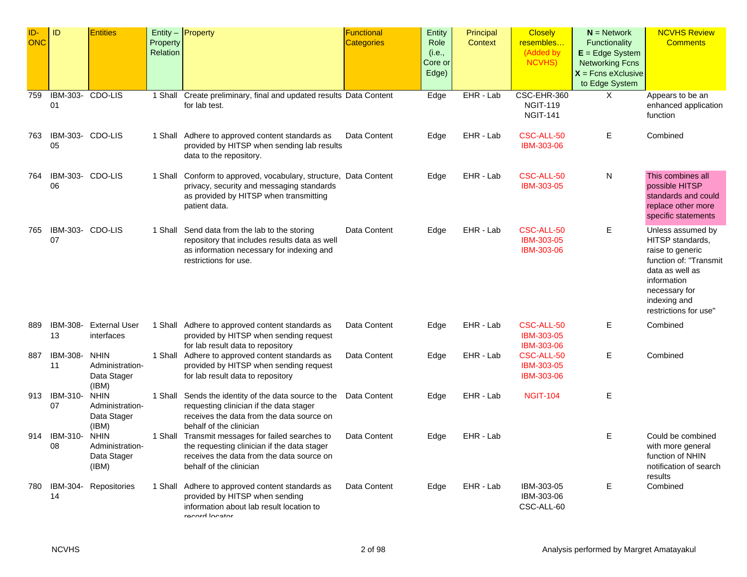| ID-ONC | ID | Entities | Entity – Property Relation | Property | Functional Categories | Entity Role (i.e., Core or Edge) | Principal Context | Closely resembles… (Added by NCVHS) | **N** = Network Functionality **E** = Edge System Networking Fcns **X** = Fcns eXclusive to Edge System | NCVHS Review Comments |
|---|---|---|---|---|---|---|---|---|---|---|
| 759 | IBM-303-01 | CDO-LIS | 1 Shall | Create preliminary, final and updated results for lab test. | Data Content | Edge | EHR - Lab | CSC-EHR-360 NGIT-119 NGIT-141 | X | Appears to be an enhanced application function |
| 763 | IBM-303-05 | CDO-LIS | 1 Shall | Adhere to approved content standards as provided by HITSP when sending lab results data to the repository. | Data Content | Edge | EHR - Lab | CSC-ALL-50 IBM-303-06 | E | Combined |
| 764 | IBM-303-06 | CDO-LIS | 1 Shall | Conform to approved, vocabulary, structure, privacy, security and messaging standards as provided by HITSP when transmitting patient data. | Data Content | Edge | EHR - Lab | CSC-ALL-50 IBM-303-05 | N | This combines all possible HITSP standards and could replace other more specific statements |
| 765 | IBM-303-07 | CDO-LIS | 1 Shall | Send data from the lab to the storing repository that includes results data as well as information necessary for indexing and restrictions for use. | Data Content | Edge | EHR - Lab | CSC-ALL-50 IBM-303-05 IBM-303-06 | E | Unless assumed by HITSP standards, raise to generic function of: "Transmit data as well as information necessary for indexing and restrictions for use" |
| 889 | IBM-308-13 | External User interfaces | 1 Shall | Adhere to approved content standards as provided by HITSP when sending request for lab result data to repository | Data Content | Edge | EHR - Lab | CSC-ALL-50 IBM-303-05 IBM-303-06 | E | Combined |
| 887 | IBM-308-11 | NHIN Administration-Data Stager (IBM) | 1 Shall | Adhere to approved content standards as provided by HITSP when sending request for lab result data to repository | Data Content | Edge | EHR - Lab | CSC-ALL-50 IBM-303-05 IBM-303-06 | E | Combined |
| 913 | IBM-310-07 | NHIN Administration-Data Stager (IBM) | 1 Shall | Sends the identity of the data source to the requesting clinician if the data stager receives the data from the data source on behalf of the clinician | Data Content | Edge | EHR - Lab | NGIT-104 | E | |
| 914 | IBM-310-08 | NHIN Administration-Data Stager (IBM) | 1 Shall | Transmit messages for failed searches to the requesting clinician if the data stager receives the data from the data source on behalf of the clinician | Data Content | Edge | EHR - Lab | | E | Could be combined with more general function of NHIN notification of search results |
| 780 | IBM-304-14 | Repositories | 1 Shall | Adhere to approved content standards as provided by HITSP when sending information about lab result location to record locator | Data Content | Edge | EHR - Lab | IBM-303-05 IBM-303-06 CSC-ALL-60 | E | Combined |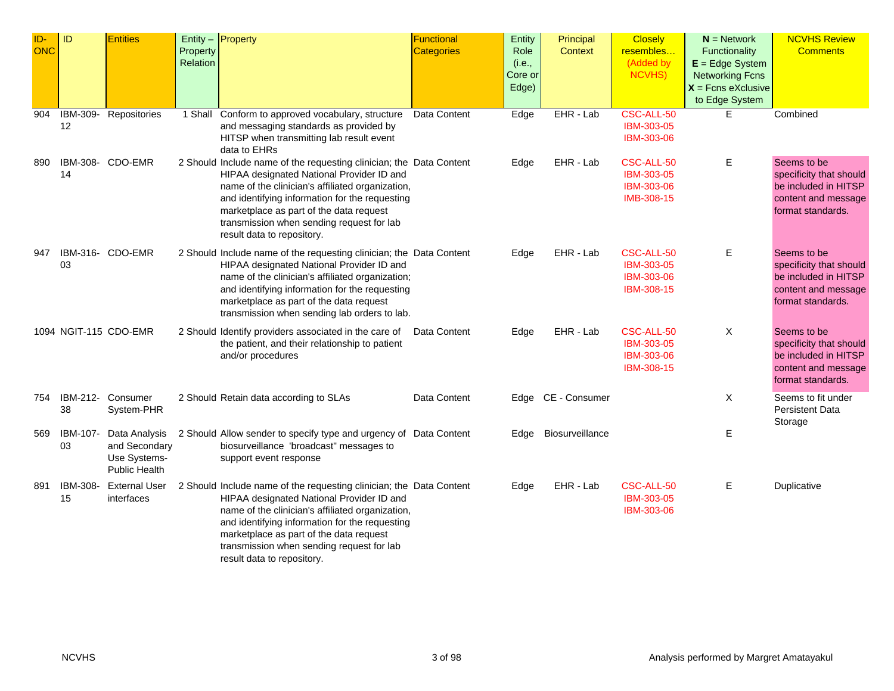| ID-ONC | ID | Entities | Entity – Property Relation | Property | Functional Categories | Entity Role (i.e., Core or Edge) | Principal Context | Closely resembles… (Added by NCVHS) | **N** = Network Functionality **E** = Edge System Networking Fcns **X** = Fcns eXclusive to Edge System | NCVHS Review Comments |
|---|---|---|---|---|---|---|---|---|---|---|
| 904 | IBM-309-12 | Repositories | 1 Shall | Conform to approved vocabulary, structure and messaging standards as provided by HITSP when transmitting lab result event data to EHRs | Data Content | Edge | EHR - Lab | CSC-ALL-50 IBM-303-05 IBM-303-06 | E | Combined |
| 890 | IBM-308-14 | CDO-EMR | 2 Should | Include name of the requesting clinician; the HIPAA designated National Provider ID and name of the clinician's affiliated organization, and identifying information for the requesting marketplace as part of the data request transmission when sending request for lab result data to repository. | Data Content | Edge | EHR - Lab | CSC-ALL-50 IBM-303-05 IBM-303-06 IMB-308-15 | E | Seems to be specificity that should be included in HITSP content and message format standards. |
| 947 | IBM-316-03 | CDO-EMR | 2 Should | Include name of the requesting clinician; the HIPAA designated National Provider ID and name of the clinician's affiliated organization; and identifying information for the requesting marketplace as part of the data request transmission when sending lab orders to lab. | Data Content | Edge | EHR - Lab | CSC-ALL-50 IBM-303-05 IBM-303-06 IBM-308-15 | E | Seems to be specificity that should be included in HITSP content and message format standards. |
| 1094 | NGIT-115 | CDO-EMR | 2 Should | Identify providers associated in the care of the patient, and their relationship to patient and/or procedures | Data Content | Edge | EHR - Lab | CSC-ALL-50 IBM-303-05 IBM-303-06 IBM-308-15 | X | Seems to be specificity that should be included in HITSP content and message format standards. |
| 754 | IBM-212-38 | Consumer System-PHR | 2 Should | Retain data according to SLAs | Data Content | Edge | CE - Consumer | | X | Seems to fit under Persistent Data Storage |
| 569 | IBM-107-03 | Data Analysis and Secondary Use Systems-Public Health | 2 Should | Allow sender to specify type and urgency of biosurveillance 'broadcast" messages to support event response | Data Content | Edge | Biosurveillance | | E | |
| 891 | IBM-308-15 | External User interfaces | 2 Should | Include name of the requesting clinician; the HIPAA designated National Provider ID and name of the clinician's affiliated organization, and identifying information for the requesting marketplace as part of the data request transmission when sending request for lab result data to repository. | Data Content | Edge | EHR - Lab | CSC-ALL-50 IBM-303-05 IBM-303-06 | E | Duplicative |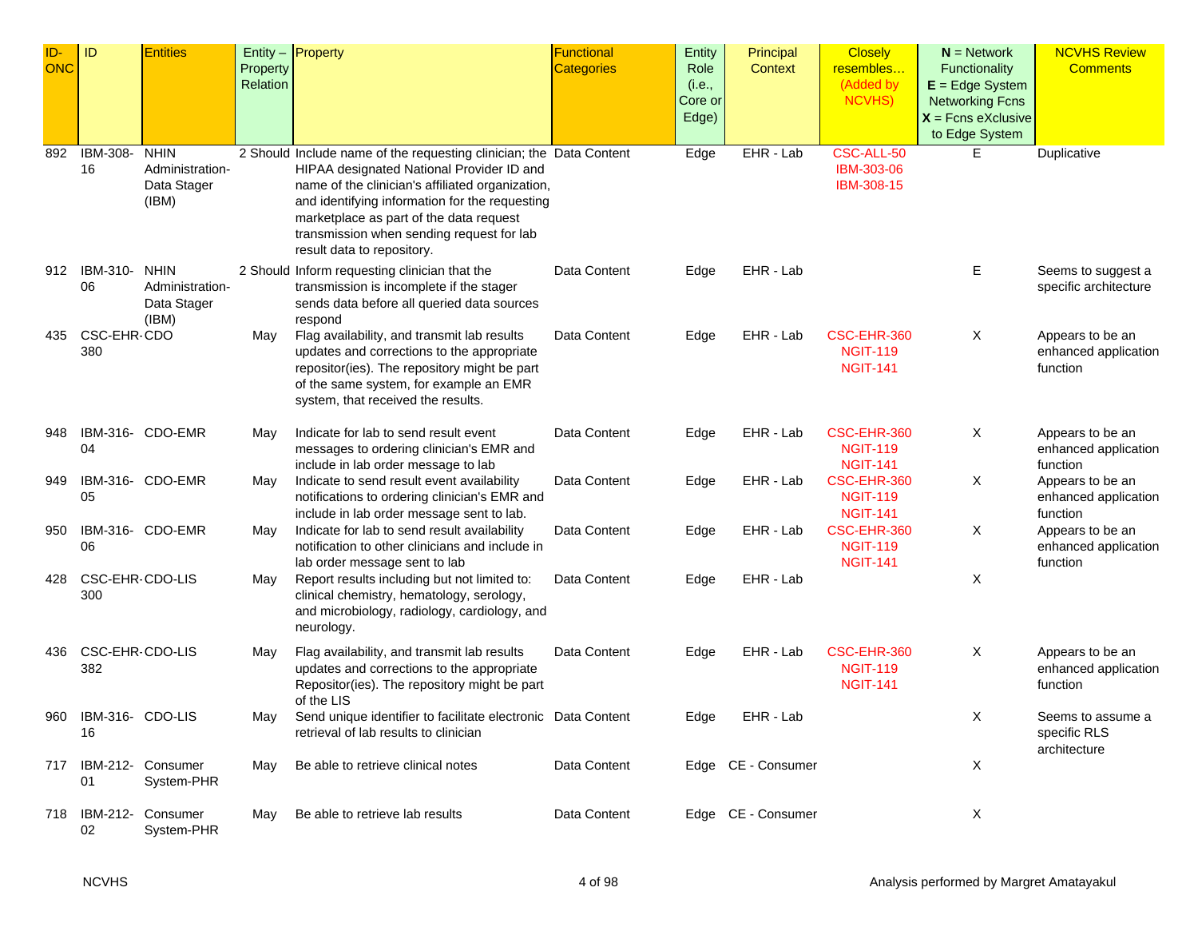| ID-ONC | ID | Entities | Entity – Property Relation | Property | Functional Categories | Entity Role (i.e., Core or Edge) | Principal Context | Closely resembles… (Added by NCVHS) | N = Network Functionality E = Edge System Networking Fcns X = Fcns eXclusive to Edge System | NCVHS Review Comments |
|---|---|---|---|---|---|---|---|---|---|---|
| 892 | IBM-308-16 | NHIN Administration-Data Stager (IBM) | 2 Should | Include name of the requesting clinician; the HIPAA designated National Provider ID and name of the clinician's affiliated organization, and identifying information for the requesting marketplace as part of the data request transmission when sending request for lab result data to repository. | Data Content | Edge | EHR - Lab | CSC-ALL-50 IBM-303-06 IBM-308-15 | E | Duplicative |
| 912 | IBM-310-06 | NHIN Administration-Data Stager (IBM) | 2 Should | Inform requesting clinician that the transmission is incomplete if the stager sends data before all queried data sources respond | Data Content | Edge | EHR - Lab | | E | Seems to suggest a specific architecture |
| 435 | CSC-EHR-380 | CDO | May | Flag availability, and transmit lab results updates and corrections to the appropriate repositor(ies). The repository might be part of the same system, for example an EMR system, that received the results. | Data Content | Edge | EHR - Lab | CSC-EHR-360 NGIT-119 NGIT-141 | X | Appears to be an enhanced application function |
| 948 | IBM-316-04 | CDO-EMR | May | Indicate for lab to send result event messages to ordering clinician's EMR and include in lab order message to lab | Data Content | Edge | EHR - Lab | CSC-EHR-360 NGIT-119 NGIT-141 | X | Appears to be an enhanced application function |
| 949 | IBM-316-05 | CDO-EMR | May | Indicate to send result event availability notifications to ordering clinician's EMR and include in lab order message sent to lab. | Data Content | Edge | EHR - Lab | CSC-EHR-360 NGIT-119 NGIT-141 | X | Appears to be an enhanced application function |
| 950 | IBM-316-06 | CDO-EMR | May | Indicate for lab to send result availability notification to other clinicians and include in lab order message sent to lab | Data Content | Edge | EHR - Lab | CSC-EHR-360 NGIT-119 NGIT-141 | X | Appears to be an enhanced application function |
| 428 | CSC-EHR-300 | CDO-LIS | May | Report results including but not limited to: clinical chemistry, hematology, serology, and microbiology, radiology, cardiology, and neurology. | Data Content | Edge | EHR - Lab | | X | |
| 436 | CSC-EHR-382 | CDO-LIS | May | Flag availability, and transmit lab results updates and corrections to the appropriate Repositor(ies). The repository might be part of the LIS | Data Content | Edge | EHR - Lab | CSC-EHR-360 NGIT-119 NGIT-141 | X | Appears to be an enhanced application function |
| 960 | IBM-316-16 | CDO-LIS | May | Send unique identifier to facilitate electronic retrieval of lab results to clinician | Data Content | Edge | EHR - Lab | | X | Seems to assume a specific RLS architecture |
| 717 | IBM-212-01 | Consumer System-PHR | May | Be able to retrieve clinical notes | Data Content | Edge | CE - Consumer | | X | |
| 718 | IBM-212-02 | Consumer System-PHR | May | Be able to retrieve lab results | Data Content | Edge | CE - Consumer | | X | |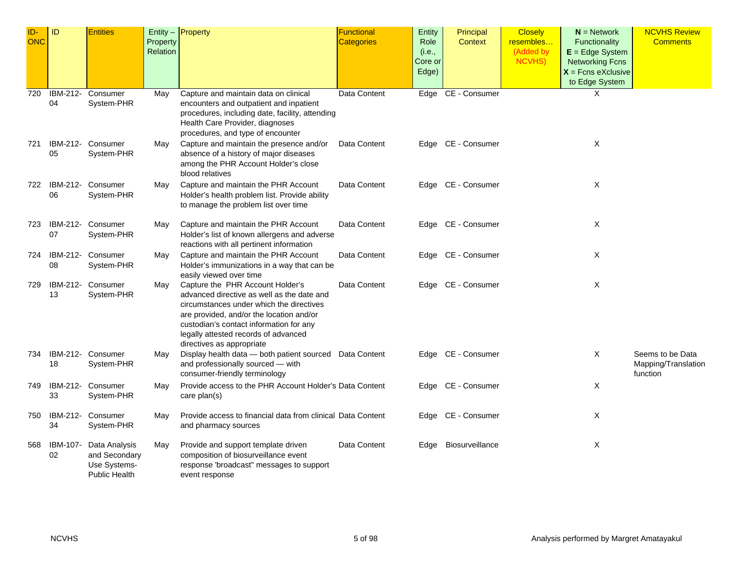| ID-ONC | ID | Entities | Entity – Property Relation | Property | Functional Categories | Entity Role (i.e., Core or Edge) | Principal Context | Closely resembles… (Added by NCVHS) | **N** = Network Functionality **E** = Edge System Networking Fcns **X** = Fcns eXclusive to Edge System | NCVHS Review Comments |
|---|---|---|---|---|---|---|---|---|---|---|
| 720 | IBM-212-04 | Consumer System-PHR | May | Capture and maintain data on clinical encounters and outpatient and inpatient procedures, including date, facility, attending Health Care Provider, diagnoses procedures, and type of encounter | Data Content | Edge | CE - Consumer | | X | |
| 721 | IBM-212-05 | Consumer System-PHR | May | Capture and maintain the presence and/or absence of a history of major diseases among the PHR Account Holder's close blood relatives | Data Content | Edge | CE - Consumer | | X | |
| 722 | IBM-212-06 | Consumer System-PHR | May | Capture and maintain the PHR Account Holder's health problem list. Provide ability to manage the problem list over time | Data Content | Edge | CE - Consumer | | X | |
| 723 | IBM-212-07 | Consumer System-PHR | May | Capture and maintain the PHR Account Holder's list of known allergens and adverse reactions with all pertinent information | Data Content | Edge | CE - Consumer | | X | |
| 724 | IBM-212-08 | Consumer System-PHR | May | Capture and maintain the PHR Account Holder's immunizations in a way that can be easily viewed over time | Data Content | Edge | CE - Consumer | | X | |
| 729 | IBM-212-13 | Consumer System-PHR | May | Capture the PHR Account Holder's advanced directive as well as the date and circumstances under which the directives are provided, and/or the location and/or custodian's contact information for any legally attested records of advanced directives as appropriate | Data Content | Edge | CE - Consumer | | X | |
| 734 | IBM-212-18 | Consumer System-PHR | May | Display health data — both patient sourced and professionally sourced — with consumer-friendly terminology | Data Content | Edge | CE - Consumer | | X | Seems to be Data Mapping/Translation function |
| 749 | IBM-212-33 | Consumer System-PHR | May | Provide access to the PHR Account Holder's care plan(s) | Data Content | Edge | CE - Consumer | | X | |
| 750 | IBM-212-34 | Consumer System-PHR | May | Provide access to financial data from clinical and pharmacy sources | Data Content | Edge | CE - Consumer | | X | |
| 568 | IBM-107-02 | Data Analysis and Secondary Use Systems-Public Health | May | Provide and support template driven composition of biosurveillance event response 'broadcast" messages to support event response | Data Content | Edge | Biosurveillance | | X | |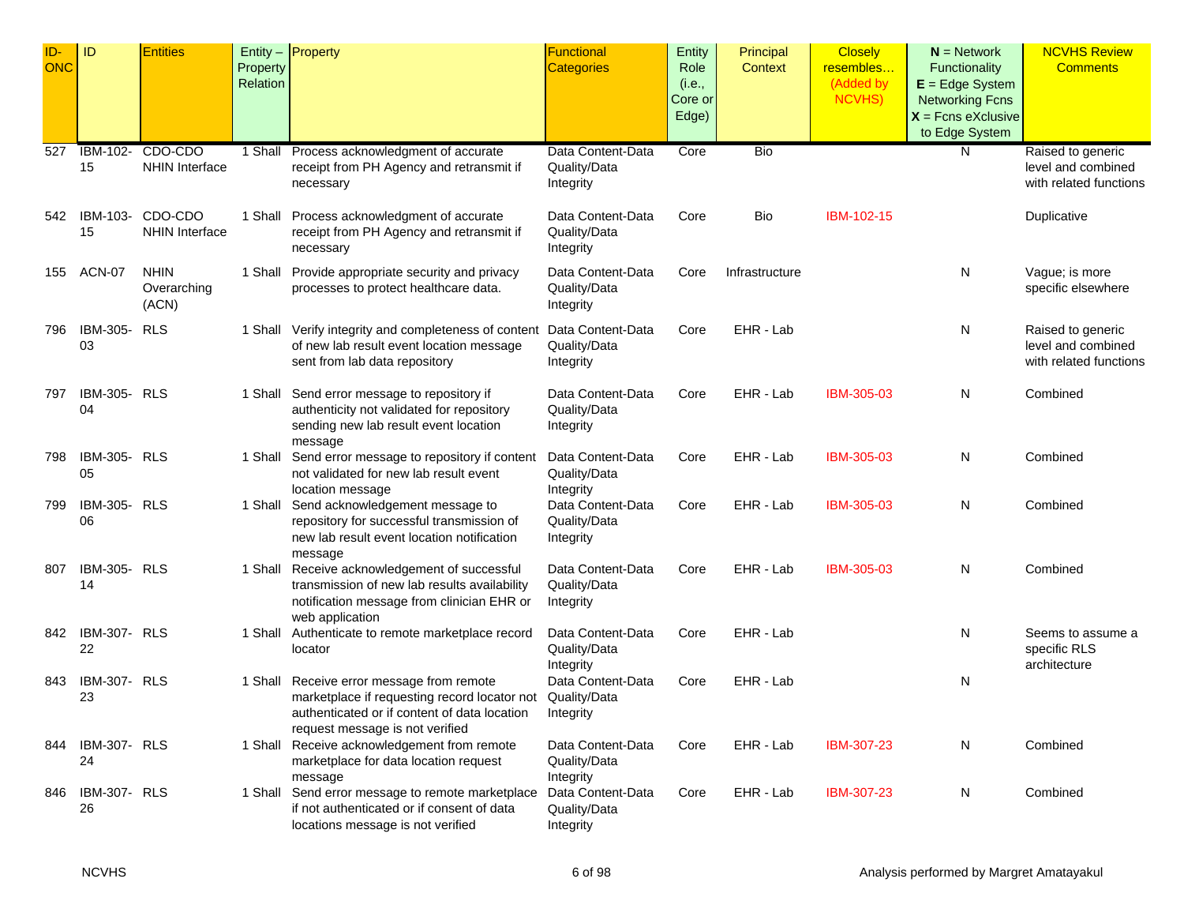| ID-ONC | ID | Entities | Entity – Property Relation | Property | Functional Categories | Entity Role (i.e., Core or Edge) | Principal Context | Closely resembles… (Added by NCVHS) | **N** = Network Functionality **E** = Edge System Networking Fcns **X** = Fcns eXclusive to Edge System | NCVHS Review Comments |
|---|---|---|---|---|---|---|---|---|---|---|
| 527 | IBM-102-15 | CDO-CDO NHIN Interface | 1 Shall | Process acknowledgment of accurate receipt from PH Agency and retransmit if necessary | Data Content-Data Quality/Data Integrity | Core | Bio | | N | Raised to generic level and combined with related functions |
| 542 | IBM-103-15 | CDO-CDO NHIN Interface | 1 Shall | Process acknowledgment of accurate receipt from PH Agency and retransmit if necessary | Data Content-Data Quality/Data Integrity | Core | Bio | IBM-102-15 | | Duplicative |
| 155 | ACN-07 | NHIN Overarching (ACN) | 1 Shall | Provide appropriate security and privacy processes to protect healthcare data. | Data Content-Data Quality/Data Integrity | Core | Infrastructure | | N | Vague; is more specific elsewhere |
| 796 | IBM-305-03 | RLS | 1 Shall | Verify integrity and completeness of content of new lab result event location message sent from lab data repository | Data Content-Data Quality/Data Integrity | Core | EHR - Lab | | N | Raised to generic level and combined with related functions |
| 797 | IBM-305-04 | RLS | 1 Shall | Send error message to repository if authenticity not validated for repository sending new lab result event location message | Data Content-Data Quality/Data Integrity | Core | EHR - Lab | IBM-305-03 | N | Combined |
| 798 | IBM-305-05 | RLS | 1 Shall | Send error message to repository if content not validated for new lab result event location message | Data Content-Data Quality/Data Integrity | Core | EHR - Lab | IBM-305-03 | N | Combined |
| 799 | IBM-305-06 | RLS | 1 Shall | Send acknowledgement message to repository for successful transmission of new lab result event location notification message | Data Content-Data Quality/Data Integrity | Core | EHR - Lab | IBM-305-03 | N | Combined |
| 807 | IBM-305-14 | RLS | 1 Shall | Receive acknowledgement of successful transmission of new lab results availability notification message from clinician EHR or web application | Data Content-Data Quality/Data Integrity | Core | EHR - Lab | IBM-305-03 | N | Combined |
| 842 | IBM-307-22 | RLS | 1 Shall | Authenticate to remote marketplace record locator | Data Content-Data Quality/Data Integrity | Core | EHR - Lab | | N | Seems to assume a specific RLS architecture |
| 843 | IBM-307-23 | RLS | 1 Shall | Receive error message from remote marketplace if requesting record locator not authenticated or if content of data location request message is not verified | Data Content-Data Quality/Data Integrity | Core | EHR - Lab | | N | |
| 844 | IBM-307-24 | RLS | 1 Shall | Receive acknowledgement from remote marketplace for data location request message | Data Content-Data Quality/Data Integrity | Core | EHR - Lab | IBM-307-23 | N | Combined |
| 846 | IBM-307-26 | RLS | 1 Shall | Send error message to remote marketplace if not authenticated or if consent of data locations message is not verified | Data Content-Data Quality/Data Integrity | Core | EHR - Lab | IBM-307-23 | N | Combined |

NCVHS

Analysis performed by Margret Amatayakul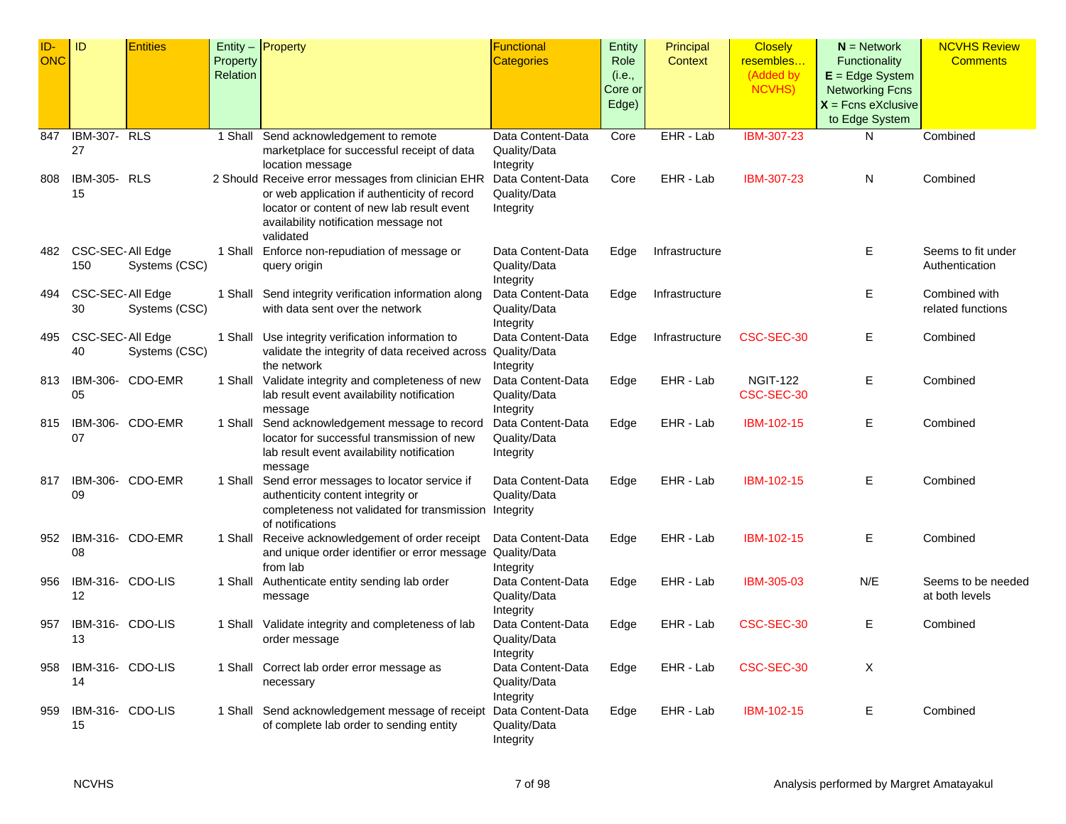| ID-ONC | ID | Entities | Entity – Property Relation | Property | Functional Categories | Entity Role (i.e., Core or Edge) | Principal Context | Closely resembles… (Added by NCVHS) | **N** = Network Functionality **E** = Edge System Networking Fcns **X** = Fcns eXclusive to Edge System | NCVHS Review Comments |
|---|---|---|---|---|---|---|---|---|---|---|
| 847 | IBM-307-27 | RLS | 1 Shall | Send acknowledgement to remote marketplace for successful receipt of data location message | Data Content-Data Quality/Data Integrity | Core | EHR - Lab | IBM-307-23 | N | Combined |
| 808 | IBM-305-15 | RLS | 2 Should | Receive error messages from clinician EHR or web application if authenticity of record locator or content of new lab result event availability notification message not validated | Data Content-Data Quality/Data Integrity | Core | EHR - Lab | IBM-307-23 | N | Combined |
| 482 | CSC-SEC-150 | All Edge Systems (CSC) | 1 Shall | Enforce non-repudiation of message or query origin | Data Content-Data Quality/Data Integrity | Edge | Infrastructure | | E | Seems to fit under Authentication |
| 494 | CSC-SEC-30 | All Edge Systems (CSC) | 1 Shall | Send integrity verification information along with data sent over the network | Data Content-Data Quality/Data Integrity | Edge | Infrastructure | | E | Combined with related functions |
| 495 | CSC-SEC-40 | All Edge Systems (CSC) | 1 Shall | Use integrity verification information to validate the integrity of data received across the network | Data Content-Data Quality/Data Integrity | Edge | Infrastructure | CSC-SEC-30 | E | Combined |
| 813 | IBM-306-05 | CDO-EMR | 1 Shall | Validate integrity and completeness of new lab result event availability notification message | Data Content-Data Quality/Data Integrity | Edge | EHR - Lab | NGIT-122 CSC-SEC-30 | E | Combined |
| 815 | IBM-306-07 | CDO-EMR | 1 Shall | Send acknowledgement message to record locator for successful transmission of new lab result event availability notification message | Data Content-Data Quality/Data Integrity | Edge | EHR - Lab | IBM-102-15 | E | Combined |
| 817 | IBM-306-09 | CDO-EMR | 1 Shall | Send error messages to locator service if authenticity content integrity or completeness not validated for transmission of notifications | Data Content-Data Quality/Data Integrity | Edge | EHR - Lab | IBM-102-15 | E | Combined |
| 952 | IBM-316-08 | CDO-EMR | 1 Shall | Receive acknowledgement of order receipt and unique order identifier or error message from lab | Data Content-Data Quality/Data Integrity | Edge | EHR - Lab | IBM-102-15 | E | Combined |
| 956 | IBM-316-12 | CDO-LIS | 1 Shall | Authenticate entity sending lab order message | Data Content-Data Quality/Data Integrity | Edge | EHR - Lab | IBM-305-03 | N/E | Seems to be needed at both levels |
| 957 | IBM-316-13 | CDO-LIS | 1 Shall | Validate integrity and completeness of lab order message | Data Content-Data Quality/Data Integrity | Edge | EHR - Lab | CSC-SEC-30 | E | Combined |
| 958 | IBM-316-14 | CDO-LIS | 1 Shall | Correct lab order error message as necessary | Data Content-Data Quality/Data Integrity | Edge | EHR - Lab | CSC-SEC-30 | X | |
| 959 | IBM-316-15 | CDO-LIS | 1 Shall | Send acknowledgement message of receipt of complete lab order to sending entity | Data Content-Data Quality/Data Integrity | Edge | EHR - Lab | IBM-102-15 | E | Combined |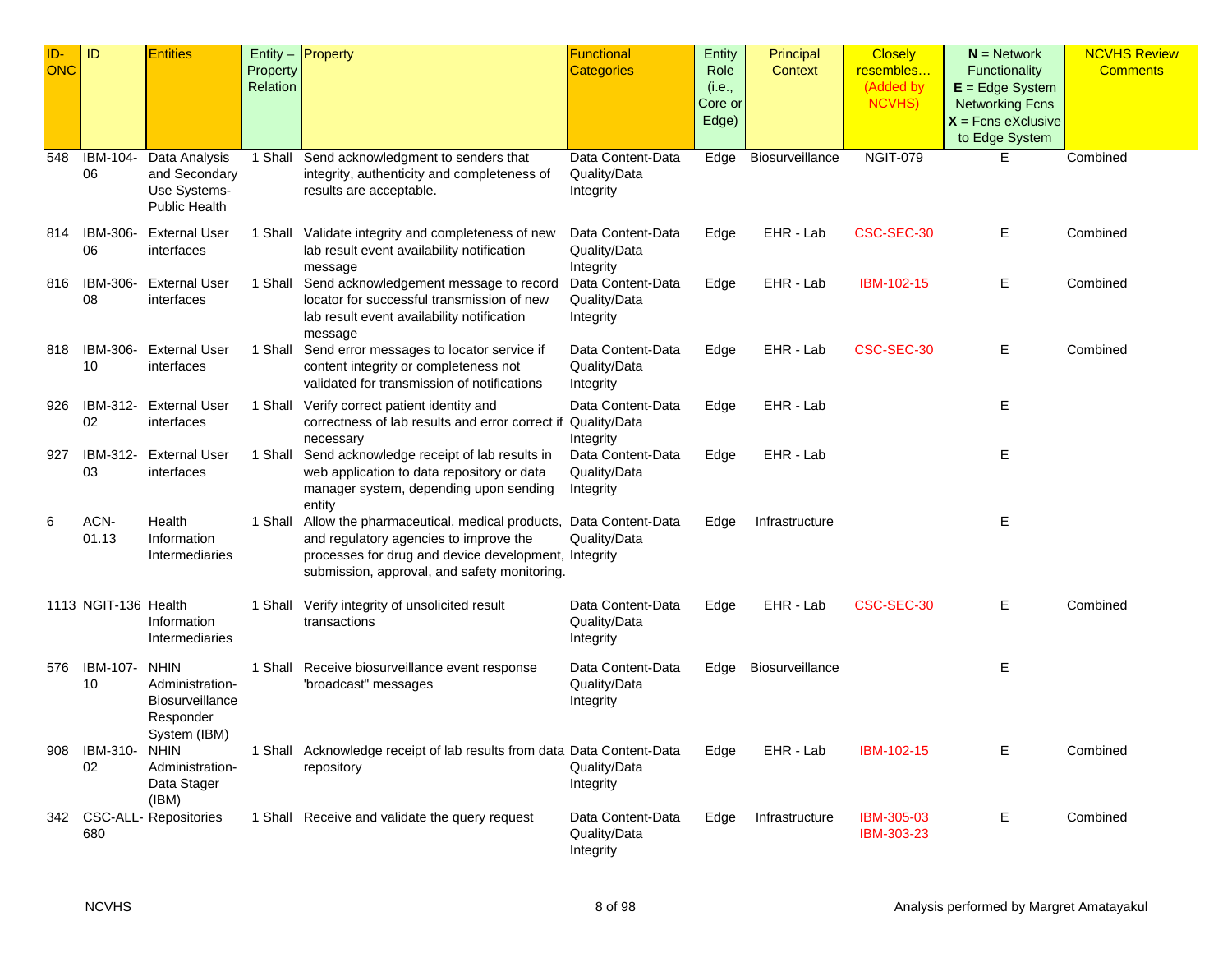| ID-ONC | ID | Entities | Entity – Property Relation | Property | Functional Categories | Entity Role (i.e., Core or Edge) | Principal Context | Closely resembles… (Added by NCVHS) | **N** = Network Functionality **E** = Edge System Networking Fcns **X** = Fcns eXclusive to Edge System | NCVHS Review Comments |
|---|---|---|---|---|---|---|---|---|---|---|
| 548 | IBM-104-06 | Data Analysis and Secondary Use Systems-Public Health | 1 Shall | Send acknowledgment to senders that integrity, authenticity and completeness of results are acceptable. | Data Content-Data Quality/Data Integrity | Edge | Biosurveillance | NGIT-079 | E | Combined |
| 814 | IBM-306-06 | External User interfaces | 1 Shall | Validate integrity and completeness of new lab result event availability notification message | Data Content-Data Quality/Data Integrity | Edge | EHR - Lab | CSC-SEC-30 | E | Combined |
| 816 | IBM-306-08 | External User interfaces | 1 Shall | Send acknowledgement message to record locator for successful transmission of new lab result event availability notification message | Data Content-Data Quality/Data Integrity | Edge | EHR - Lab | IBM-102-15 | E | Combined |
| 818 | IBM-306-10 | External User interfaces | 1 Shall | Send error messages to locator service if content integrity or completeness not validated for transmission of notifications | Data Content-Data Quality/Data Integrity | Edge | EHR - Lab | CSC-SEC-30 | E | Combined |
| 926 | IBM-312-02 | External User interfaces | 1 Shall | Verify correct patient identity and correctness of lab results and error correct if necessary | Data Content-Data Quality/Data Integrity | Edge | EHR - Lab | | E | |
| 927 | IBM-312-03 | External User interfaces | 1 Shall | Send acknowledge receipt of lab results in web application to data repository or data manager system, depending upon sending entity | Data Content-Data Quality/Data Integrity | Edge | EHR - Lab | | E | |
| 6 | ACN-01.13 | Health Information Intermediaries | 1 Shall | Allow the pharmaceutical, medical products, and regulatory agencies to improve the processes for drug and device development, submission, approval, and safety monitoring. | Data Content-Data Quality/Data Integrity | Edge | Infrastructure | | E | |
| 1113 | NGIT-136 | Health Information Intermediaries | 1 Shall | Verify integrity of unsolicited result transactions | Data Content-Data Quality/Data Integrity | Edge | EHR - Lab | CSC-SEC-30 | E | Combined |
| 576 | IBM-107-10 | NHIN Administration-Biosurveillance Responder System (IBM) | 1 Shall | Receive biosurveillance event response 'broadcast" messages | Data Content-Data Quality/Data Integrity | Edge | Biosurveillance | | E | |
| 908 | IBM-310-02 | NHIN Administration-Data Stager (IBM) | 1 Shall | Acknowledge receipt of lab results from data repository | Data Content-Data Quality/Data Integrity | Edge | EHR - Lab | IBM-102-15 | E | Combined |
| 342 | CSC-ALL-680 | Repositories | 1 Shall | Receive and validate the query request | Data Content-Data Quality/Data Integrity | Edge | Infrastructure | IBM-305-03 IBM-303-23 | E | Combined |

Analysis performed by Margret Amatayakul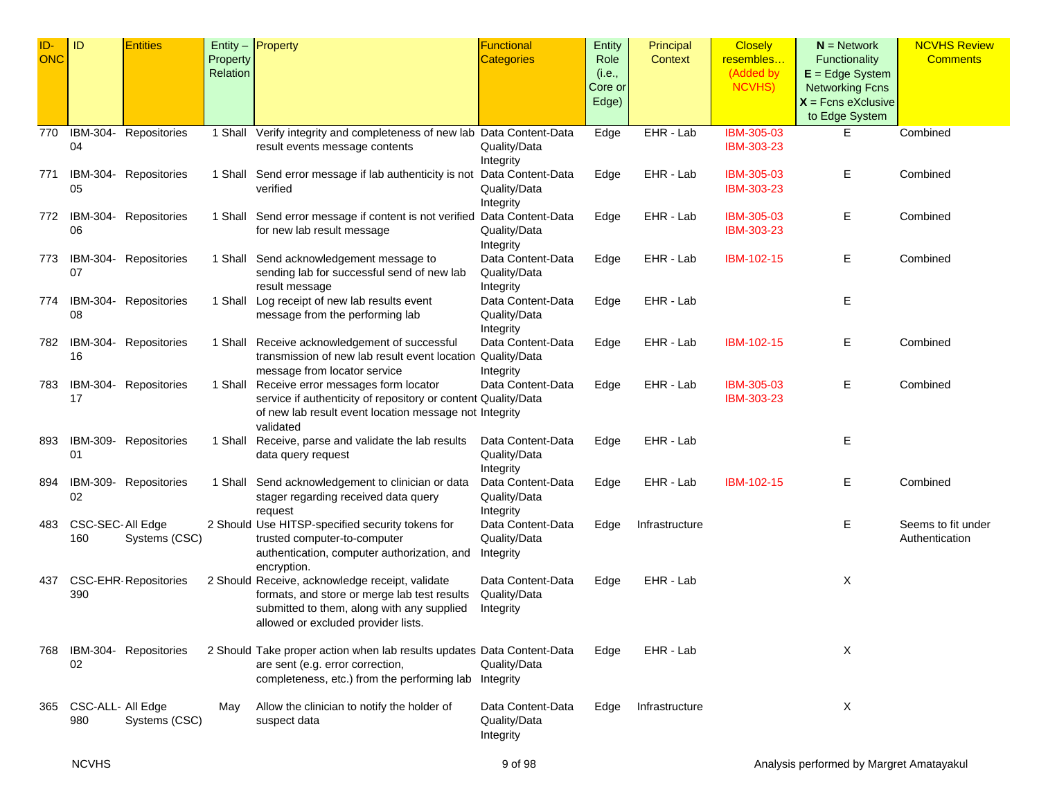| ID-ONC | ID | Entities | Entity – Property Relation | Property | Functional Categories | Entity Role (i.e., Core or Edge) | Principal Context | Closely resembles… (Added by NCVHS) | N = Network Functionality E = Edge System Networking Fcns X = Fcns eXclusive to Edge System | NCVHS Review Comments |
|---|---|---|---|---|---|---|---|---|---|---|
| 770 | IBM-304-04 | Repositories | 1 Shall | Verify integrity and completeness of new lab result events message contents | Data Content-Data Quality/Data Integrity | Edge | EHR - Lab | IBM-305-03 IBM-303-23 | E | Combined |
| 771 | IBM-304-05 | Repositories | 1 Shall | Send error message if lab authenticity is not verified | Data Content-Data Quality/Data Integrity | Edge | EHR - Lab | IBM-305-03 IBM-303-23 | E | Combined |
| 772 | IBM-304-06 | Repositories | 1 Shall | Send error message if content is not verified for new lab result message | Data Content-Data Quality/Data Integrity | Edge | EHR - Lab | IBM-305-03 IBM-303-23 | E | Combined |
| 773 | IBM-304-07 | Repositories | 1 Shall | Send acknowledgement message to sending lab for successful send of new lab result message | Data Content-Data Quality/Data Integrity | Edge | EHR - Lab | IBM-102-15 | E | Combined |
| 774 | IBM-304-08 | Repositories | 1 Shall | Log receipt of new lab results event message from the performing lab | Data Content-Data Quality/Data Integrity | Edge | EHR - Lab | | E | |
| 782 | IBM-304-16 | Repositories | 1 Shall | Receive acknowledgement of successful transmission of new lab result event location message from locator service | Data Content-Data Quality/Data Integrity | Edge | EHR - Lab | IBM-102-15 | E | Combined |
| 783 | IBM-304-17 | Repositories | 1 Shall | Receive error messages form locator service if authenticity of repository or content of new lab result event location message not validated | Data Content-Data Quality/Data Integrity | Edge | EHR - Lab | IBM-305-03 IBM-303-23 | E | Combined |
| 893 | IBM-309-01 | Repositories | 1 Shall | Receive, parse and validate the lab results data query request | Data Content-Data Quality/Data Integrity | Edge | EHR - Lab | | E | |
| 894 | IBM-309-02 | Repositories | 1 Shall | Send acknowledgement to clinician or data stager regarding received data query request | Data Content-Data Quality/Data Integrity | Edge | EHR - Lab | IBM-102-15 | E | Combined |
| 483 | CSC-SEC-160 | All Edge Systems (CSC) | 2 Should | Use HITSP-specified security tokens for trusted computer-to-computer authentication, computer authorization, and encryption. | Data Content-Data Quality/Data Integrity | Edge | Infrastructure | | E | Seems to fit under Authentication |
| 437 | CSC-EHR-390 | Repositories | 2 Should | Receive, acknowledge receipt, validate formats, and store or merge lab test results submitted to them, along with any supplied allowed or excluded provider lists. | Data Content-Data Quality/Data Integrity | Edge | EHR - Lab | | X | |
| 768 | IBM-304-02 | Repositories | 2 Should | Take proper action when lab results updates are sent (e.g. error correction, completeness, etc.) from the performing lab | Data Content-Data Quality/Data Integrity | Edge | EHR - Lab | | X | |
| 365 | CSC-ALL-980 | All Edge Systems (CSC) | May | Allow the clinician to notify the holder of suspect data | Data Content-Data Quality/Data Integrity | Edge | Infrastructure | | X | |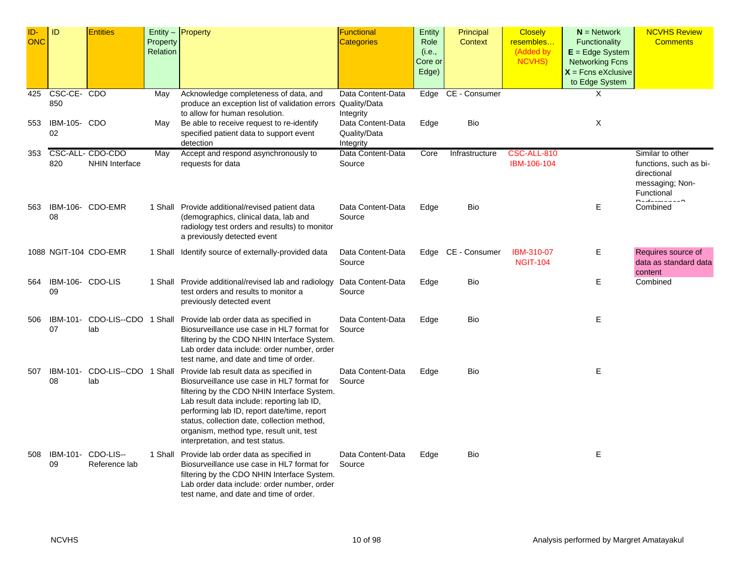| ID-ONC | ID | Entities | Entity – Property Relation | Property | Functional Categories | Entity Role (i.e., Core or Edge) | Principal Context | Closely resembles… (Added by NCVHS) | N = Network Functionality E = Edge System Networking Fcns X = Fcns eXclusive to Edge System | NCVHS Review Comments |
|---|---|---|---|---|---|---|---|---|---|---|
| 425 | CSC-CE-850 | CDO | May | Acknowledge completeness of data, and produce an exception list of validation errors to allow for human resolution. | Data Content-Data Quality/Data Integrity | Edge | CE - Consumer | | X | |
| 553 | IBM-105-02 | CDO | May | Be able to receive request to re-identify specified patient data to support event detection | Data Content-Data Quality/Data Integrity | Edge | Bio | | X | |
| 353 | CSC-ALL-820 | CDO-CDO NHIN Interface | May | Accept and respond asynchronously to requests for data | Data Content-Data Source | Core | Infrastructure | CSC-ALL-810 IBM-106-104 | | Similar to other functions, such as bi-directional messaging; Non-Functional Performance? |
| 563 | IBM-106-08 | CDO-EMR | 1 Shall | Provide additional/revised patient data (demographics, clinical data, lab and radiology test orders and results) to monitor a previously detected event | Data Content-Data Source | Edge | Bio | | E | Combined |
| 1088 | NGIT-104 | CDO-EMR | 1 Shall | Identify source of externally-provided data | Data Content-Data Source | Edge | CE - Consumer | IBM-310-07 NGIT-104 | E | Requires source of data as standard data content |
| 564 | IBM-106-09 | CDO-LIS | 1 Shall | Provide additional/revised lab and radiology test orders and results to monitor a previously detected event | Data Content-Data Source | Edge | Bio | | E | Combined |
| 506 | IBM-101-07 | CDO-LIS--CDO lab | 1 Shall | Provide lab order data as specified in Biosurveillance use case in HL7 format for filtering by the CDO NHIN Interface System. Lab order data include: order number, order test name, and date and time of order. | Data Content-Data Source | Edge | Bio | | E | |
| 507 | IBM-101-08 | CDO-LIS--CDO lab | 1 Shall | Provide lab result data as specified in Biosurveillance use case in HL7 format for filtering by the CDO NHIN Interface System. Lab result data include: reporting lab ID, performing lab ID, report date/time, report status, collection date, collection method, organism, method type, result unit, test interpretation, and test status. | Data Content-Data Source | Edge | Bio | | E | |
| 508 | IBM-101-09 | CDO-LIS--Reference lab | 1 Shall | Provide lab order data as specified in Biosurveillance use case in HL7 format for filtering by the CDO NHIN Interface System. Lab order data include: order number, order test name, and date and time of order. | Data Content-Data Source | Edge | Bio | | E | |

NCVHS

Analysis performed by Margret Amatayakul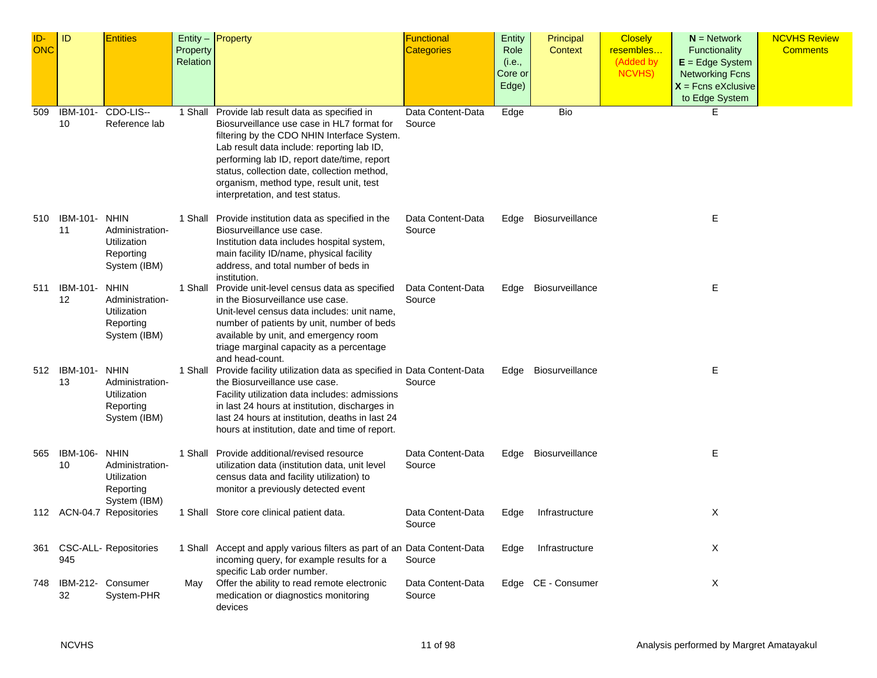| ID-ONC | ID | Entities | Entity – Property Relation | Property | Functional Categories | Entity Role (i.e., Core or Edge) | Principal Context | Closely resembles… (Added by NCVHS) | **N** = Network Functionality **E** = Edge System Networking Fcns **X** = Fcns eXclusive to Edge System | NCVHS Review Comments |
|---|---|---|---|---|---|---|---|---|---|---|
| 509 | IBM-101-10 | CDO-LIS--Reference lab | 1 Shall | Provide lab result data as specified in Biosurveillance use case in HL7 format for filtering by the CDO NHIN Interface System. Lab result data include: reporting lab ID, performing lab ID, report date/time, report status, collection date, collection method, organism, method type, result unit, test interpretation, and test status. | Data Content-Data Source | Edge | Bio | | E | |
| 510 | IBM-101-11 | NHIN Administration-Utilization Reporting System (IBM) | 1 Shall | Provide institution data as specified in the Biosurveillance use case. Institution data includes hospital system, main facility ID/name, physical facility address, and total number of beds in institution. | Data Content-Data Source | Edge | Biosurveillance | | E | |
| 511 | IBM-101-12 | NHIN Administration-Utilization Reporting System (IBM) | 1 Shall | Provide unit-level census data as specified in the Biosurveillance use case. Unit-level census data includes: unit name, number of patients by unit, number of beds available by unit, and emergency room triage marginal capacity as a percentage and head-count. | Data Content-Data Source | Edge | Biosurveillance | | E | |
| 512 | IBM-101-13 | NHIN Administration-Utilization Reporting System (IBM) | 1 Shall | Provide facility utilization data as specified in the Biosurveillance use case. Facility utilization data includes: admissions in last 24 hours at institution, discharges in last 24 hours at institution, deaths in last 24 hours at institution, date and time of report. | Data Content-Data Source | Edge | Biosurveillance | | E | |
| 565 | IBM-106-10 | NHIN Administration-Utilization Reporting System (IBM) | 1 Shall | Provide additional/revised resource utilization data (institution data, unit level census data and facility utilization) to monitor a previously detected event | Data Content-Data Source | Edge | Biosurveillance | | E | |
| 112 | ACN-04.7 | Repositories | 1 Shall | Store core clinical patient data. | Data Content-Data Source | Edge | Infrastructure | | X | |
| 361 | CSC-ALL-945 | Repositories | 1 Shall | Accept and apply various filters as part of an incoming query, for example results for a specific Lab order number. | Data Content-Data Source | Edge | Infrastructure | | X | |
| 748 | IBM-212-32 | Consumer System-PHR | May | Offer the ability to read remote electronic medication or diagnostics monitoring devices | Data Content-Data Source | Edge | CE - Consumer | | X | |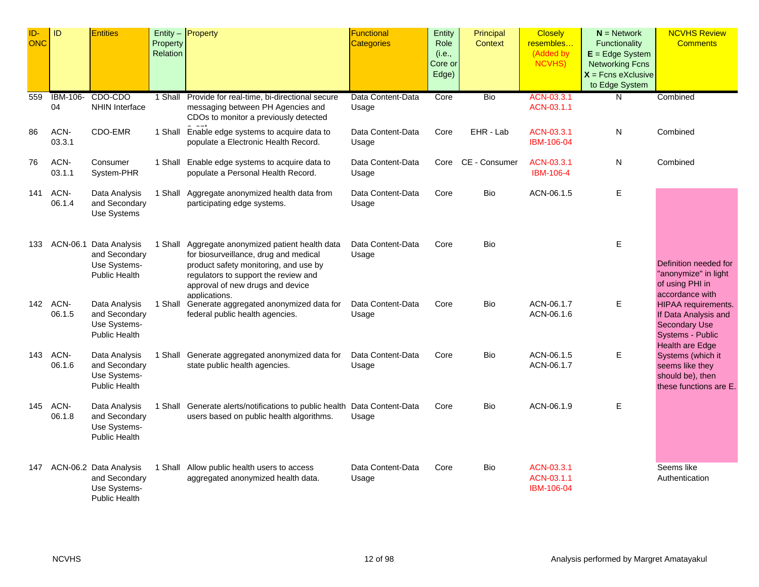| ID-ONC | ID | Entities | Entity – Property Relation | Property | Functional Categories | Entity Role (i.e., Core or Edge) | Principal Context | Closely resembles… (Added by NCVHS) | N = Network Functionality E = Edge System Networking Fcns X = Fcns eXclusive to Edge System | NCVHS Review Comments |
|---|---|---|---|---|---|---|---|---|---|---|
| 559 | IBM-106-04 | CDO-CDO NHIN Interface | 1 Shall | Provide for real-time, bi-directional secure messaging between PH Agencies and CDOs to monitor a previously detected event | Data Content-Data Usage | Core | Bio | ACN-03.3.1 ACN-03.1.1 | N | Combined |
| 86 | ACN-03.3.1 | CDO-EMR | 1 Shall | Enable edge systems to acquire data to populate a Electronic Health Record. | Data Content-Data Usage | Core | EHR - Lab | ACN-03.3.1 IBM-106-04 | N | Combined |
| 76 | ACN-03.1.1 | Consumer System-PHR | 1 Shall | Enable edge systems to acquire data to populate a Personal Health Record. | Data Content-Data Usage | Core | CE - Consumer | ACN-03.3.1 IBM-106-4 | N | Combined |
| 141 | ACN-06.1.4 | Data Analysis and Secondary Use Systems | 1 Shall | Aggregate anonymized health data from participating edge systems. | Data Content-Data Usage | Core | Bio | ACN-06.1.5 | E | Definition needed for "anonymize" in light of using PHI in accordance with HIPAA requirements. If Data Analysis and Secondary Use Systems - Public Health are Edge Systems (which it seems like they should be), then these functions are E. |
| 133 | ACN-06.1 | Data Analysis and Secondary Use Systems-Public Health | 1 Shall | Aggregate anonymized patient health data for biosurveillance, drug and medical product safety monitoring, and use by regulators to support the review and approval of new drugs and device applications. | Data Content-Data Usage | Core | Bio | | E | |
| 142 | ACN-06.1.5 | Data Analysis and Secondary Use Systems-Public Health | 1 Shall | Generate aggregated anonymized data for federal public health agencies. | Data Content-Data Usage | Core | Bio | ACN-06.1.7 ACN-06.1.6 | E | |
| 143 | ACN-06.1.6 | Data Analysis and Secondary Use Systems-Public Health | 1 Shall | Generate aggregated anonymized data for state public health agencies. | Data Content-Data Usage | Core | Bio | ACN-06.1.5 ACN-06.1.7 | E | |
| 145 | ACN-06.1.8 | Data Analysis and Secondary Use Systems-Public Health | 1 Shall | Generate alerts/notifications to public health users based on public health algorithms. | Data Content-Data Usage | Core | Bio | ACN-06.1.9 | E | |
| 147 | ACN-06.2 | Data Analysis and Secondary Use Systems-Public Health | 1 Shall | Allow public health users to access aggregated anonymized health data. | Data Content-Data Usage | Core | Bio | ACN-03.3.1 ACN-03.1.1 IBM-106-04 | | Seems like Authentication |

NCVHS

Analysis performed by Margret Amatayakul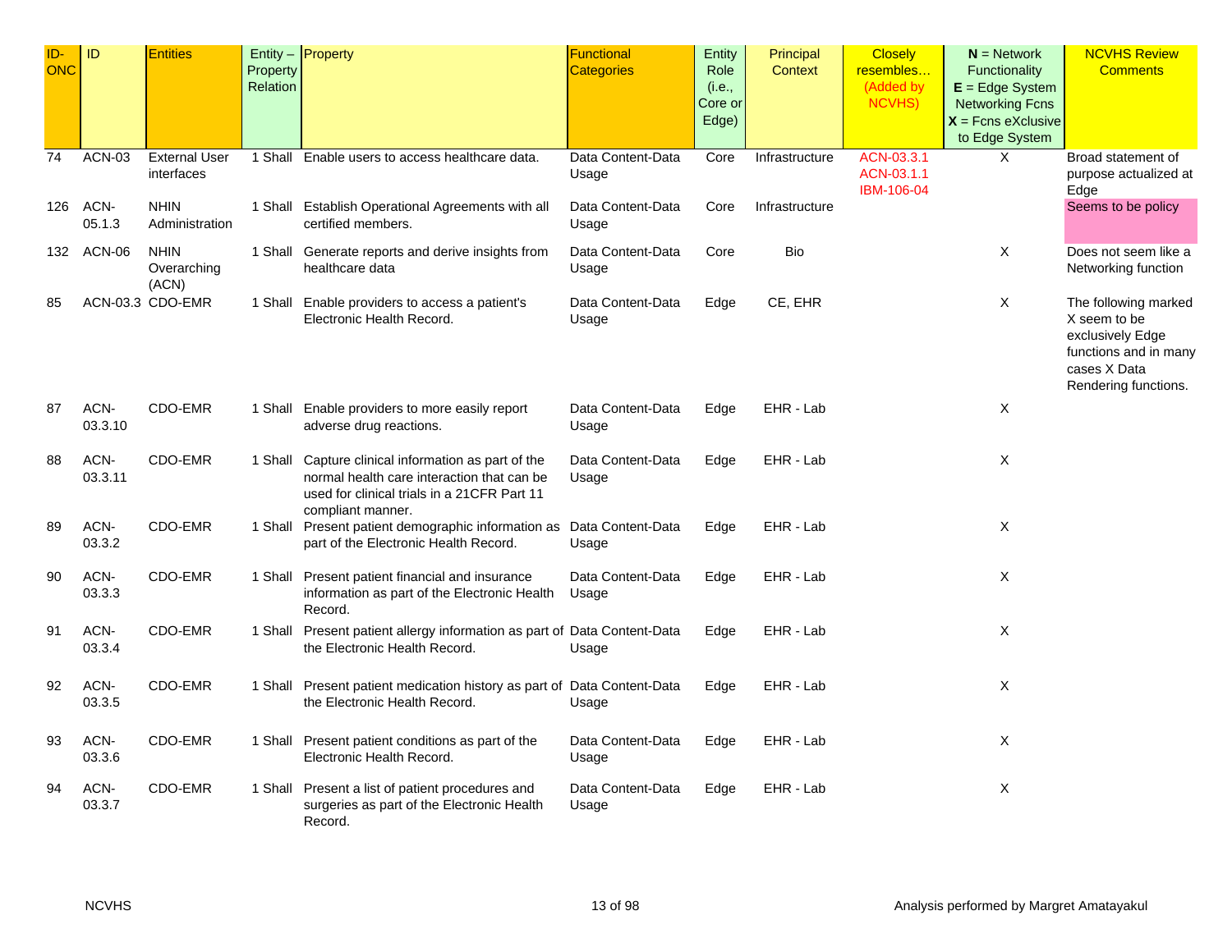| ID-ONC | ID | Entities | Entity – Property Relation | Property | Functional Categories | Entity Role (i.e., Core or Edge) | Principal Context | Closely resembles… (Added by NCVHS) | **N** = Network Functionality **E** = Edge System Networking Fcns **X** = Fcns eXclusive to Edge System | NCVHS Review Comments |
|---|---|---|---|---|---|---|---|---|---|---|
| 74 | ACN-03 | External User interfaces | 1 Shall | Enable users to access healthcare data. | Data Content-Data Usage | Core | Infrastructure | ACN-03.3.1 ACN-03.1.1 IBM-106-04 | X | Broad statement of purpose actualized at Edge |
| 126 | ACN-05.1.3 | NHIN Administration | 1 Shall | Establish Operational Agreements with all certified members. | Data Content-Data Usage | Core | Infrastructure | | | Seems to be policy |
| 132 | ACN-06 | NHIN Overarching (ACN) | 1 Shall | Generate reports and derive insights from healthcare data | Data Content-Data Usage | Core | Bio | | X | Does not seem like a Networking function |
| 85 | ACN-03.3 | CDO-EMR | 1 Shall | Enable providers to access a patient's Electronic Health Record. | Data Content-Data Usage | Edge | CE, EHR | | X | The following marked X seem to be exclusively Edge functions and in many cases X Data Rendering functions. |
| 87 | ACN-03.3.10 | CDO-EMR | 1 Shall | Enable providers to more easily report adverse drug reactions. | Data Content-Data Usage | Edge | EHR - Lab | | X | |
| 88 | ACN-03.3.11 | CDO-EMR | 1 Shall | Capture clinical information as part of the normal health care interaction that can be used for clinical trials in a 21CFR Part 11 compliant manner. | Data Content-Data Usage | Edge | EHR - Lab | | X | |
| 89 | ACN-03.3.2 | CDO-EMR | 1 Shall | Present patient demographic information as part of the Electronic Health Record. | Data Content-Data Usage | Edge | EHR - Lab | | X | |
| 90 | ACN-03.3.3 | CDO-EMR | 1 Shall | Present patient financial and insurance information as part of the Electronic Health Record. | Data Content-Data Usage | Edge | EHR - Lab | | X | |
| 91 | ACN-03.3.4 | CDO-EMR | 1 Shall | Present patient allergy information as part of the Electronic Health Record. | Data Content-Data Usage | Edge | EHR - Lab | | X | |
| 92 | ACN-03.3.5 | CDO-EMR | 1 Shall | Present patient medication history as part of the Electronic Health Record. | Data Content-Data Usage | Edge | EHR - Lab | | X | |
| 93 | ACN-03.3.6 | CDO-EMR | 1 Shall | Present patient conditions as part of the Electronic Health Record. | Data Content-Data Usage | Edge | EHR - Lab | | X | |
| 94 | ACN-03.3.7 | CDO-EMR | 1 Shall | Present a list of patient procedures and surgeries as part of the Electronic Health Record. | Data Content-Data Usage | Edge | EHR - Lab | | X | |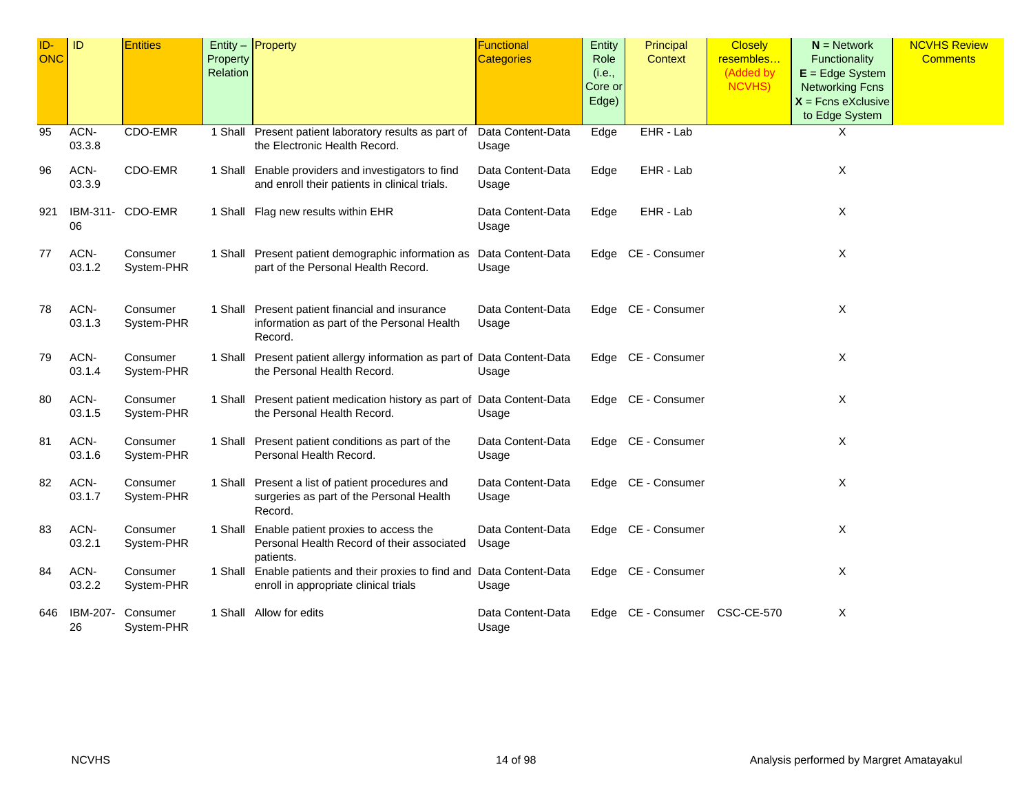| ID-ONC | ID | Entities | Entity – Property Relation | Property | Functional Categories | Entity Role (i.e., Core or Edge) | Principal Context | Closely resembles… (Added by NCVHS) | **N** = Network Functionality **E** = Edge System Networking Fcns **X** = Fcns eXclusive to Edge System | NCVHS Review Comments |
|---|---|---|---|---|---|---|---|---|---|---|
| 95 | ACN-03.3.8 | CDO-EMR | 1 Shall | Present patient laboratory results as part of the Electronic Health Record. | Data Content-Data Usage | Edge | EHR - Lab | | X | |
| 96 | ACN-03.3.9 | CDO-EMR | 1 Shall | Enable providers and investigators to find and enroll their patients in clinical trials. | Data Content-Data Usage | Edge | EHR - Lab | | X | |
| 921 | IBM-311-06 | CDO-EMR | 1 Shall | Flag new results within EHR | Data Content-Data Usage | Edge | EHR - Lab | | X | |
| 77 | ACN-03.1.2 | Consumer System-PHR | 1 Shall | Present patient demographic information as part of the Personal Health Record. | Data Content-Data Usage | Edge | CE - Consumer | | X | |
| 78 | ACN-03.1.3 | Consumer System-PHR | 1 Shall | Present patient financial and insurance information as part of the Personal Health Record. | Data Content-Data Usage | Edge | CE - Consumer | | X | |
| 79 | ACN-03.1.4 | Consumer System-PHR | 1 Shall | Present patient allergy information as part of the Personal Health Record. | Data Content-Data Usage | Edge | CE - Consumer | | X | |
| 80 | ACN-03.1.5 | Consumer System-PHR | 1 Shall | Present patient medication history as part of the Personal Health Record. | Data Content-Data Usage | Edge | CE - Consumer | | X | |
| 81 | ACN-03.1.6 | Consumer System-PHR | 1 Shall | Present patient conditions as part of the Personal Health Record. | Data Content-Data Usage | Edge | CE - Consumer | | X | |
| 82 | ACN-03.1.7 | Consumer System-PHR | 1 Shall | Present a list of patient procedures and surgeries as part of the Personal Health Record. | Data Content-Data Usage | Edge | CE - Consumer | | X | |
| 83 | ACN-03.2.1 | Consumer System-PHR | 1 Shall | Enable patient proxies to access the Personal Health Record of their associated patients. | Data Content-Data Usage | Edge | CE - Consumer | | X | |
| 84 | ACN-03.2.2 | Consumer System-PHR | 1 Shall | Enable patients and their proxies to find and enroll in appropriate clinical trials | Data Content-Data Usage | Edge | CE - Consumer | | X | |
| 646 | IBM-207-26 | Consumer System-PHR | 1 Shall | Allow for edits | Data Content-Data Usage | Edge | CE - Consumer | CSC-CE-570 | X | |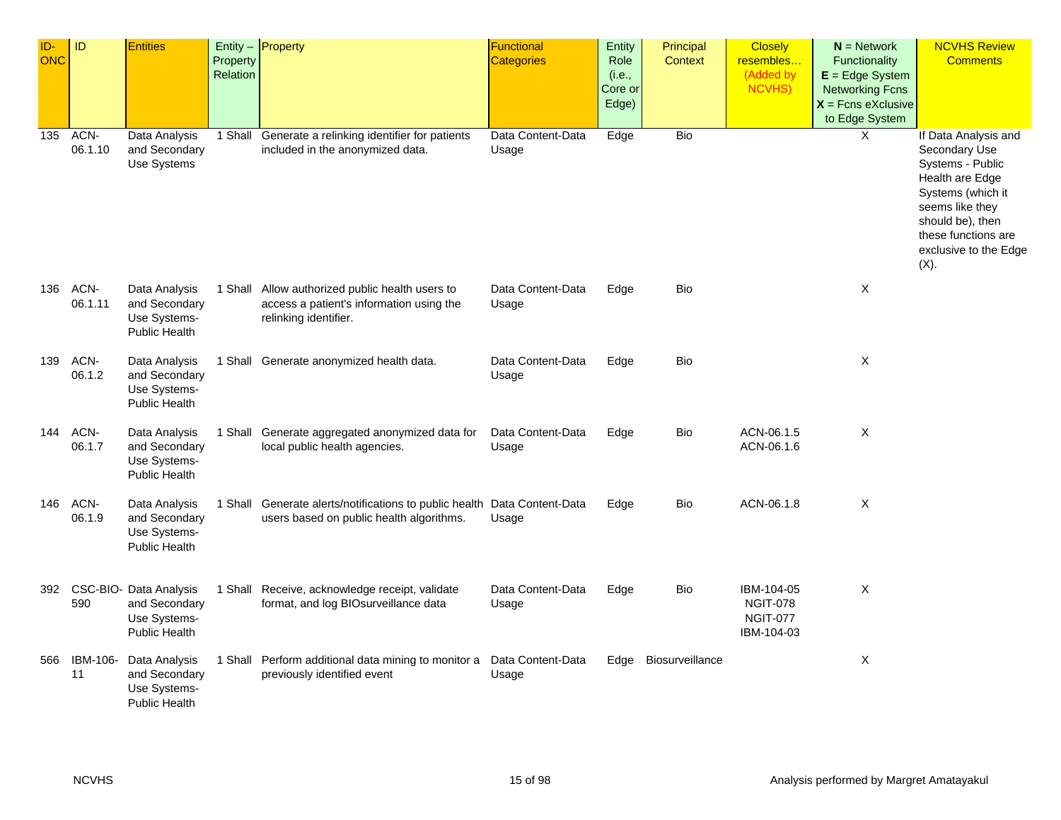| ID-ONC | ID | Entities | Entity – Property Relation | Property | Functional Categories | Entity Role (i.e., Core or Edge) | Principal Context | Closely resembles… (Added by NCVHS) | **N** = Network Functionality **E** = Edge System Networking Fcns **X** = Fcns eXclusive to Edge System | NCVHS Review Comments |
|---|---|---|---|---|---|---|---|---|---|---|
| 135 | ACN-06.1.10 | Data Analysis and Secondary Use Systems | 1 Shall | Generate a relinking identifier for patients included in the anonymized data. | Data Content-Data Usage | Edge | Bio | | X | If Data Analysis and Secondary Use Systems - Public Health are Edge Systems (which it seems like they should be), then these functions are exclusive to the Edge (X). |
| 136 | ACN-06.1.11 | Data Analysis and Secondary Use Systems-Public Health | 1 Shall | Allow authorized public health users to access a patient's information using the relinking identifier. | Data Content-Data Usage | Edge | Bio | | X | |
| 139 | ACN-06.1.2 | Data Analysis and Secondary Use Systems-Public Health | 1 Shall | Generate anonymized health data. | Data Content-Data Usage | Edge | Bio | | X | |
| 144 | ACN-06.1.7 | Data Analysis and Secondary Use Systems-Public Health | 1 Shall | Generate aggregated anonymized data for local public health agencies. | Data Content-Data Usage | Edge | Bio | ACN-06.1.5 ACN-06.1.6 | X | |
| 146 | ACN-06.1.9 | Data Analysis and Secondary Use Systems-Public Health | 1 Shall | Generate alerts/notifications to public health users based on public health algorithms. | Data Content-Data Usage | Edge | Bio | ACN-06.1.8 | X | |
| 392 | CSC-BIO-590 | Data Analysis and Secondary Use Systems-Public Health | 1 Shall | Receive, acknowledge receipt, validate format, and log BIOsurveillance data | Data Content-Data Usage | Edge | Bio | IBM-104-05 NGIT-078 NGIT-077 IBM-104-03 | X | |
| 566 | IBM-106-11 | Data Analysis and Secondary Use Systems-Public Health | 1 Shall | Perform additional data mining to monitor a previously identified event | Data Content-Data Usage | Edge | Biosurveillance | | X | |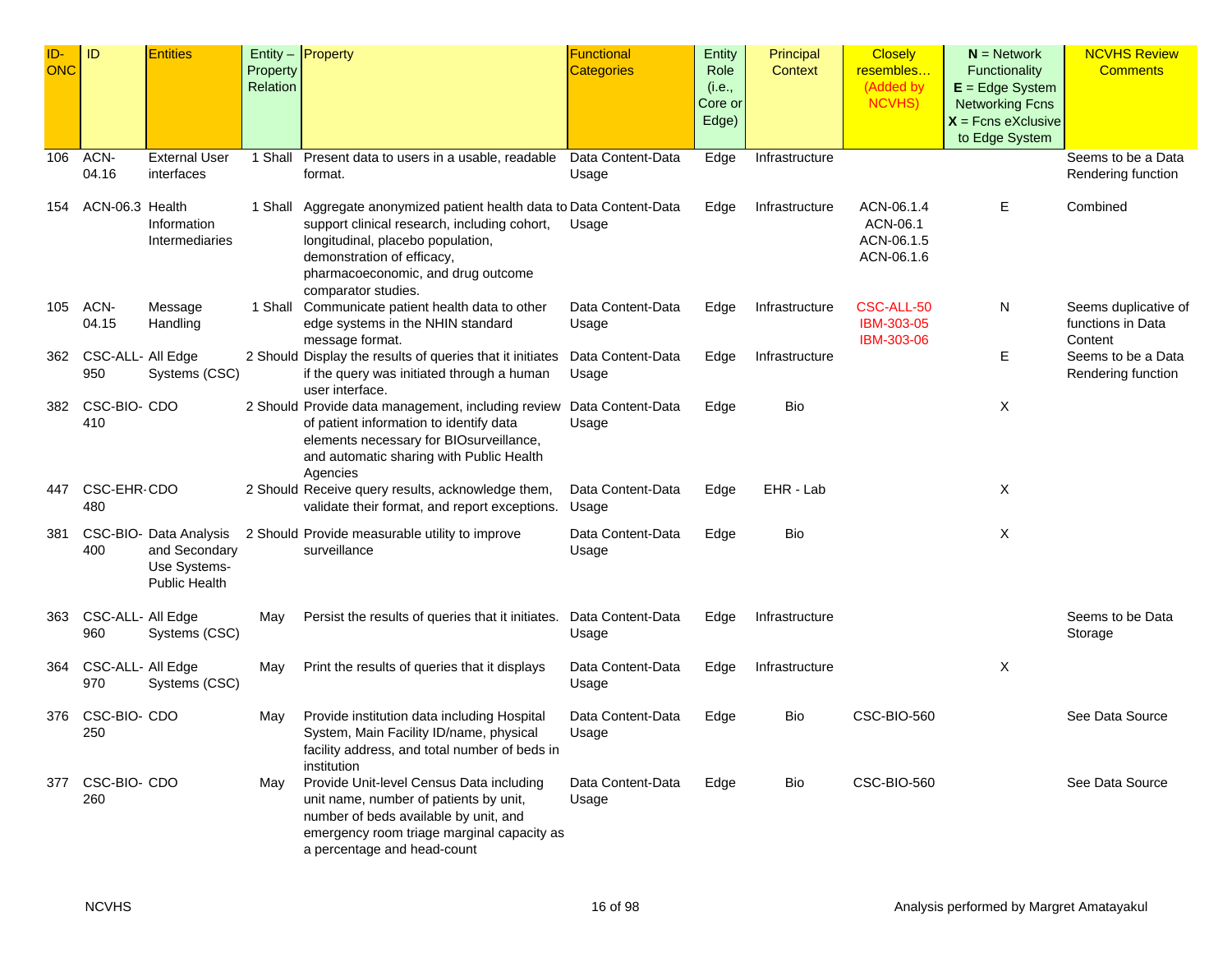| ID-ONC | ID | Entities | Entity – Property Relation | Property | Functional Categories | Entity Role (i.e., Core or Edge) | Principal Context | Closely resembles… (Added by NCVHS) | N = Network Functionality E = Edge System Networking Fcns X = Fcns eXclusive to Edge System | NCVHS Review Comments |
|---|---|---|---|---|---|---|---|---|---|---|
| 106 | ACN-04.16 | External User interfaces | 1 Shall | Present data to users in a usable, readable format. | Data Content-Data Usage | Edge | Infrastructure | | | Seems to be a Data Rendering function |
| 154 | ACN-06.3 | Health Information Intermediaries | 1 Shall | Aggregate anonymized patient health data to support clinical research, including cohort, longitudinal, placebo population, demonstration of efficacy, pharmacoeconomic, and drug outcome comparator studies. | Data Content-Data Usage | Edge | Infrastructure | ACN-06.1.4 ACN-06.1 ACN-06.1.5 ACN-06.1.6 | E | Combined |
| 105 | ACN-04.15 | Message Handling | 1 Shall | Communicate patient health data to other edge systems in the NHIN standard message format. | Data Content-Data Usage | Edge | Infrastructure | CSC-ALL-50 IBM-303-05 IBM-303-06 | N | Seems duplicative of functions in Data Content |
| 362 | CSC-ALL-950 | All Edge Systems (CSC) | 2 Should | Display the results of queries that it initiates if the query was initiated through a human user interface. | Data Content-Data Usage | Edge | Infrastructure | | E | Seems to be a Data Rendering function |
| 382 | CSC-BIO-410 | CDO | 2 Should | Provide data management, including review of patient information to identify data elements necessary for BIOsurveillance, and automatic sharing with Public Health Agencies | Data Content-Data Usage | Edge | Bio | | X | |
| 447 | CSC-EHR-480 | CDO | 2 Should | Receive query results, acknowledge them, validate their format, and report exceptions. | Data Content-Data Usage | Edge | EHR - Lab | | X | |
| 381 | CSC-BIO-400 | Data Analysis and Secondary Use Systems-Public Health | 2 Should | Provide measurable utility to improve surveillance | Data Content-Data Usage | Edge | Bio | | X | |
| 363 | CSC-ALL-960 | All Edge Systems (CSC) | May | Persist the results of queries that it initiates. | Data Content-Data Usage | Edge | Infrastructure | | | Seems to be Data Storage |
| 364 | CSC-ALL-970 | All Edge Systems (CSC) | May | Print the results of queries that it displays | Data Content-Data Usage | Edge | Infrastructure | | X | |
| 376 | CSC-BIO-250 | CDO | May | Provide institution data including Hospital System, Main Facility ID/name, physical facility address, and total number of beds in institution | Data Content-Data Usage | Edge | Bio | CSC-BIO-560 | | See Data Source |
| 377 | CSC-BIO-260 | CDO | May | Provide Unit-level Census Data including unit name, number of patients by unit, number of beds available by unit, and emergency room triage marginal capacity as a percentage and head-count | Data Content-Data Usage | Edge | Bio | CSC-BIO-560 | | See Data Source |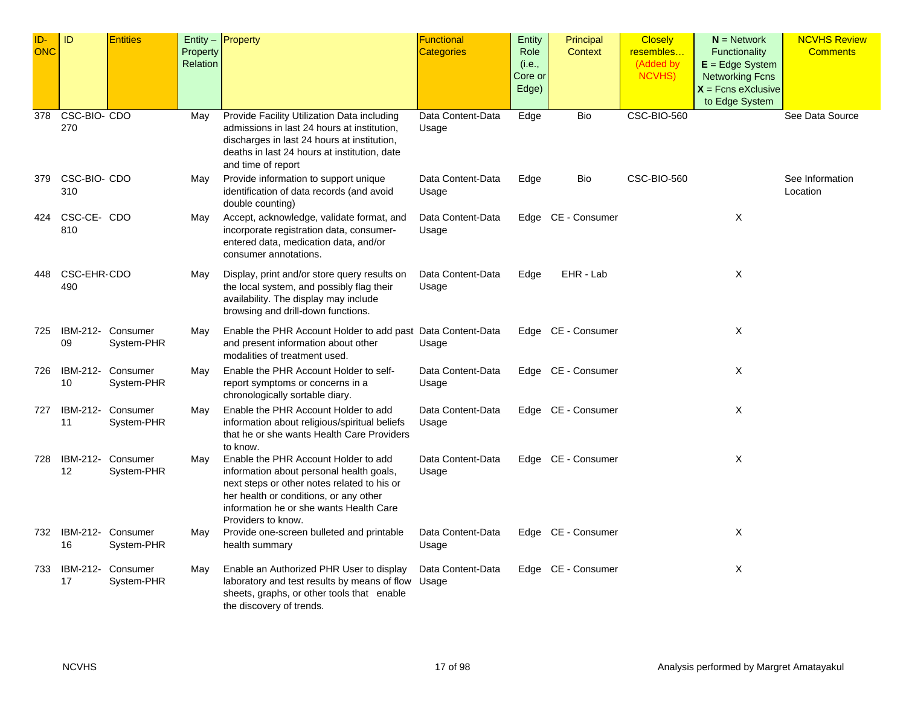| ID-ONC | ID | Entities | Entity – Property Relation | Property | Functional Categories | Entity Role (i.e., Core or Edge) | Principal Context | Closely resembles… (Added by NCVHS) | **N** = Network Functionality **E** = Edge System Networking Fcns **X** = Fcns eXclusive to Edge System | NCVHS Review Comments |
|---|---|---|---|---|---|---|---|---|---|---|
| 378 | CSC-BIO-270 | CDO | May | Provide Facility Utilization Data including admissions in last 24 hours at institution, discharges in last 24 hours at institution, deaths in last 24 hours at institution, date and time of report | Data Content-Data Usage | Edge | Bio | CSC-BIO-560 | | See Data Source |
| 379 | CSC-BIO-310 | CDO | May | Provide information to support unique identification of data records (and avoid double counting) | Data Content-Data Usage | Edge | Bio | CSC-BIO-560 | | See Information Location |
| 424 | CSC-CE-810 | CDO | May | Accept, acknowledge, validate format, and incorporate registration data, consumer-entered data, medication data, and/or consumer annotations. | Data Content-Data Usage | Edge | CE - Consumer | | X | |
| 448 | CSC-EHR-490 | CDO | May | Display, print and/or store query results on the local system, and possibly flag their availability. The display may include browsing and drill-down functions. | Data Content-Data Usage | Edge | EHR - Lab | | X | |
| 725 | IBM-212-09 | Consumer System-PHR | May | Enable the PHR Account Holder to add past and present information about other modalities of treatment used. | Data Content-Data Usage | Edge | CE - Consumer | | X | |
| 726 | IBM-212-10 | Consumer System-PHR | May | Enable the PHR Account Holder to self-report symptoms or concerns in a chronologically sortable diary. | Data Content-Data Usage | Edge | CE - Consumer | | X | |
| 727 | IBM-212-11 | Consumer System-PHR | May | Enable the PHR Account Holder to add information about religious/spiritual beliefs that he or she wants Health Care Providers to know. | Data Content-Data Usage | Edge | CE - Consumer | | X | |
| 728 | IBM-212-12 | Consumer System-PHR | May | Enable the PHR Account Holder to add information about personal health goals, next steps or other notes related to his or her health or conditions, or any other information he or she wants Health Care Providers to know. | Data Content-Data Usage | Edge | CE - Consumer | | X | |
| 732 | IBM-212-16 | Consumer System-PHR | May | Provide one-screen bulleted and printable health summary | Data Content-Data Usage | Edge | CE - Consumer | | X | |
| 733 | IBM-212-17 | Consumer System-PHR | May | Enable an Authorized PHR User to display laboratory and test results by means of flow sheets, graphs, or other tools that enable the discovery of trends. | Data Content-Data Usage | Edge | CE - Consumer | | X | |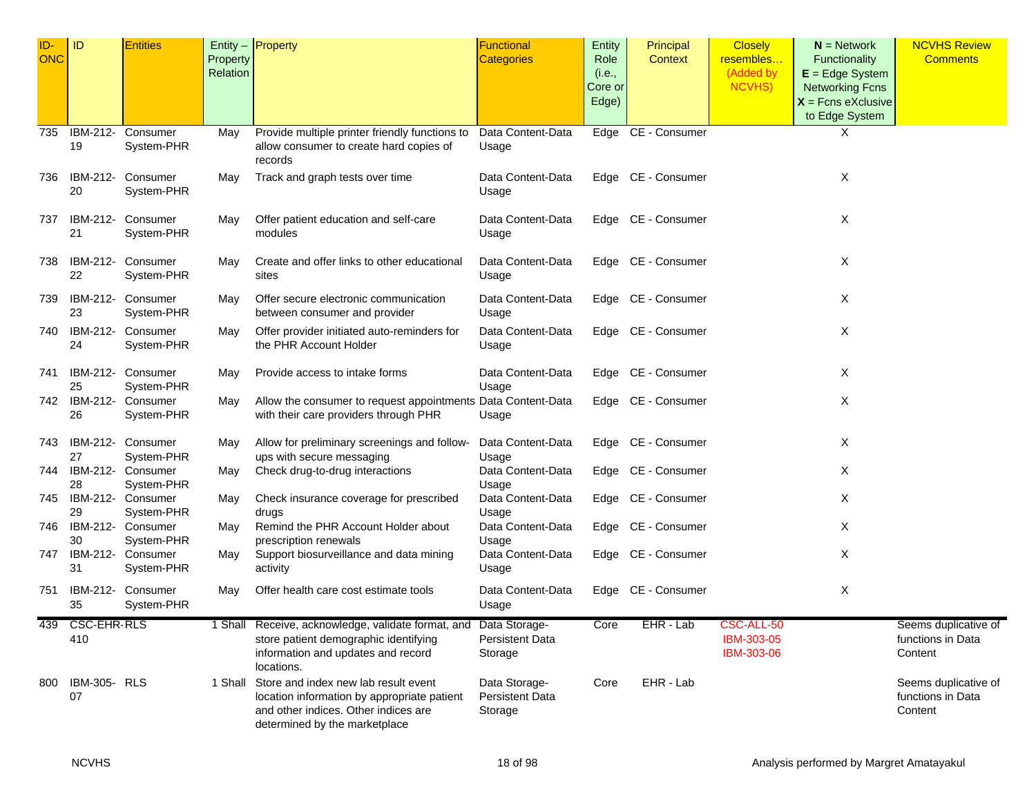| ID-ONC | ID | Entities | Entity – Property Relation | Property | Functional Categories | Entity Role (i.e., Core or Edge) | Principal Context | Closely resembles… (Added by NCVHS) | **N** = Network Functionality **E** = Edge System Networking Fcns **X** = Fcns eXclusive to Edge System | NCVHS Review Comments |
|---|---|---|---|---|---|---|---|---|---|---|
| 735 | IBM-212-19 | Consumer System-PHR | May | Provide multiple printer friendly functions to allow consumer to create hard copies of records | Data Content-Data Usage | Edge | CE - Consumer | | X | |
| 736 | IBM-212-20 | Consumer System-PHR | May | Track and graph tests over time | Data Content-Data Usage | Edge | CE - Consumer | | X | |
| 737 | IBM-212-21 | Consumer System-PHR | May | Offer patient education and self-care modules | Data Content-Data Usage | Edge | CE - Consumer | | X | |
| 738 | IBM-212-22 | Consumer System-PHR | May | Create and offer links to other educational sites | Data Content-Data Usage | Edge | CE - Consumer | | X | |
| 739 | IBM-212-23 | Consumer System-PHR | May | Offer secure electronic communication between consumer and provider | Data Content-Data Usage | Edge | CE - Consumer | | X | |
| 740 | IBM-212-24 | Consumer System-PHR | May | Offer provider initiated auto-reminders for the PHR Account Holder | Data Content-Data Usage | Edge | CE - Consumer | | X | |
| 741 | IBM-212-25 | Consumer System-PHR | May | Provide access to intake forms | Data Content-Data Usage | Edge | CE - Consumer | | X | |
| 742 | IBM-212-26 | Consumer System-PHR | May | Allow the consumer to request appointments with their care providers through PHR | Data Content-Data Usage | Edge | CE - Consumer | | X | |
| 743 | IBM-212-27 | Consumer System-PHR | May | Allow for preliminary screenings and follow-ups with secure messaging | Data Content-Data Usage | Edge | CE - Consumer | | X | |
| 744 | IBM-212-28 | Consumer System-PHR | May | Check drug-to-drug interactions | Data Content-Data Usage | Edge | CE - Consumer | | X | |
| 745 | IBM-212-29 | Consumer System-PHR | May | Check insurance coverage for prescribed drugs | Data Content-Data Usage | Edge | CE - Consumer | | X | |
| 746 | IBM-212-30 | Consumer System-PHR | May | Remind the PHR Account Holder about prescription renewals | Data Content-Data Usage | Edge | CE - Consumer | | X | |
| 747 | IBM-212-31 | Consumer System-PHR | May | Support biosurveillance and data mining activity | Data Content-Data Usage | Edge | CE - Consumer | | X | |
| 751 | IBM-212-35 | Consumer System-PHR | May | Offer health care cost estimate tools | Data Content-Data Usage | Edge | CE - Consumer | | X | |
| 439 | CSC-EHR-410 | RLS | 1 Shall | Receive, acknowledge, validate format, and store patient demographic identifying information and updates and record locations. | Data Storage-Persistent Data Storage | Core | EHR - Lab | CSC-ALL-50 IBM-303-05 IBM-303-06 | | Seems duplicative of functions in Data Content |
| 800 | IBM-305-07 | RLS | 1 Shall | Store and index new lab result event location information by appropriate patient and other indices. Other indices are determined by the marketplace | Data Storage-Persistent Data Storage | Core | EHR - Lab | | | Seems duplicative of functions in Data Content |

NCVHS

Analysis performed by Margret Amatayakul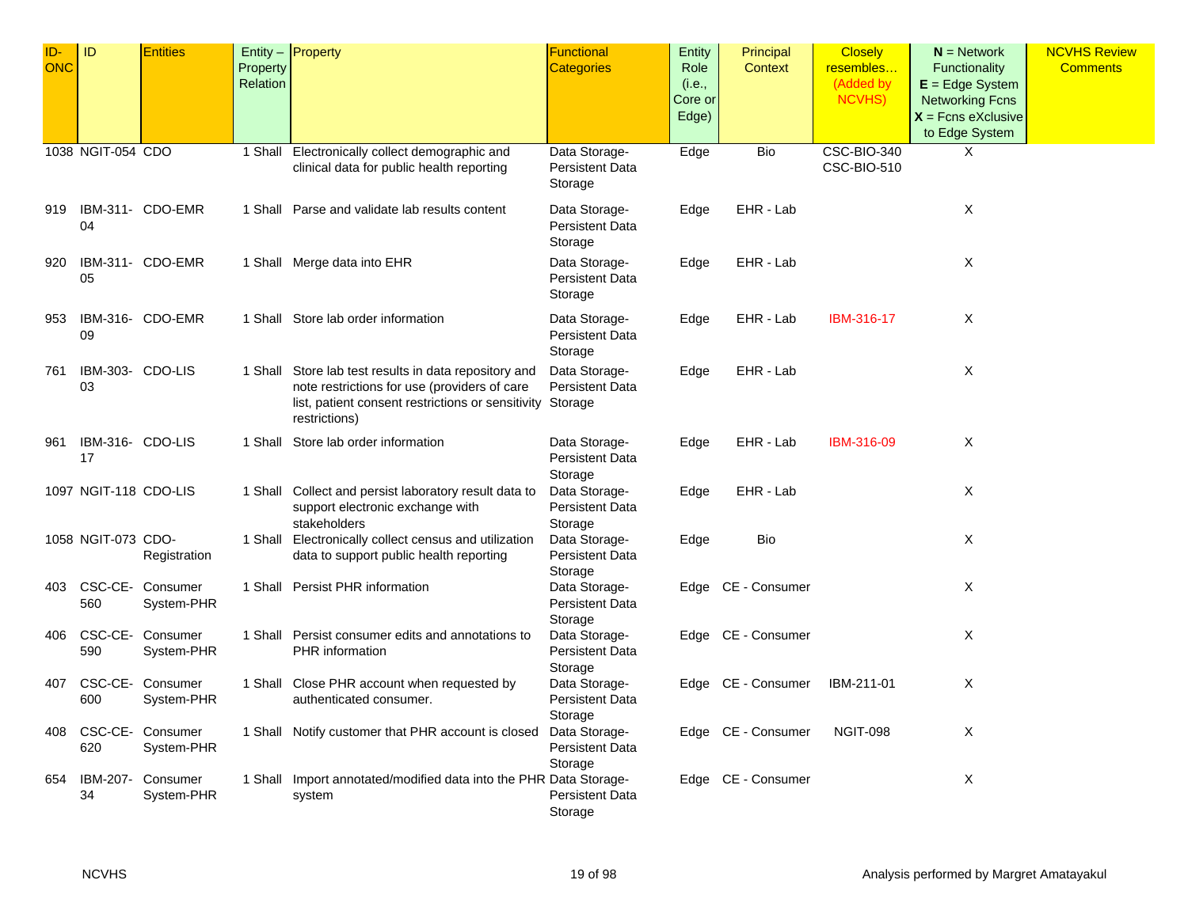| ID-ONC | ID | Entities | Entity – Property Relation | Property | Functional Categories | Entity Role (i.e., Core or Edge) | Principal Context | Closely resembles… (Added by NCVHS) | **N** = Network Functionality **E** = Edge System Networking Fcns **X** = Fcns eXclusive to Edge System | NCVHS Review Comments |
|---|---|---|---|---|---|---|---|---|---|---|
| 1038 | NGIT-054 | CDO | 1 Shall | Electronically collect demographic and clinical data for public health reporting | Data Storage-Persistent Data Storage | Edge | Bio | CSC-BIO-340 CSC-BIO-510 | X | |
| 919 | IBM-311-04 | CDO-EMR | 1 Shall | Parse and validate lab results content | Data Storage-Persistent Data Storage | Edge | EHR - Lab | | X | |
| 920 | IBM-311-05 | CDO-EMR | 1 Shall | Merge data into EHR | Data Storage-Persistent Data Storage | Edge | EHR - Lab | | X | |
| 953 | IBM-316-09 | CDO-EMR | 1 Shall | Store lab order information | Data Storage-Persistent Data Storage | Edge | EHR - Lab | IBM-316-17 | X | |
| 761 | IBM-303-03 | CDO-LIS | 1 Shall | Store lab test results in data repository and note restrictions for use (providers of care list, patient consent restrictions or sensitivity restrictions) | Data Storage-Persistent Data Storage | Edge | EHR - Lab | | X | |
| 961 | IBM-316-17 | CDO-LIS | 1 Shall | Store lab order information | Data Storage-Persistent Data Storage | Edge | EHR - Lab | IBM-316-09 | X | |
| 1097 | NGIT-118 | CDO-LIS | 1 Shall | Collect and persist laboratory result data to support electronic exchange with stakeholders | Data Storage-Persistent Data Storage | Edge | EHR - Lab | | X | |
| 1058 | NGIT-073 | CDO-Registration | 1 Shall | Electronically collect census and utilization data to support public health reporting | Data Storage-Persistent Data Storage | Edge | Bio | | X | |
| 403 | CSC-CE-560 | Consumer System-PHR | 1 Shall | Persist PHR information | Data Storage-Persistent Data Storage | Edge | CE - Consumer | | X | |
| 406 | CSC-CE-590 | Consumer System-PHR | 1 Shall | Persist consumer edits and annotations to PHR information | Data Storage-Persistent Data Storage | Edge | CE - Consumer | | X | |
| 407 | CSC-CE-600 | Consumer System-PHR | 1 Shall | Close PHR account when requested by authenticated consumer. | Data Storage-Persistent Data Storage | Edge | CE - Consumer | IBM-211-01 | X | |
| 408 | CSC-CE-620 | Consumer System-PHR | 1 Shall | Notify customer that PHR account is closed | Data Storage-Persistent Data Storage | Edge | CE - Consumer | NGIT-098 | X | |
| 654 | IBM-207-34 | Consumer System-PHR | 1 Shall | Import annotated/modified data into the PHR system | Data Storage-Persistent Data Storage | Edge | CE - Consumer | | X | |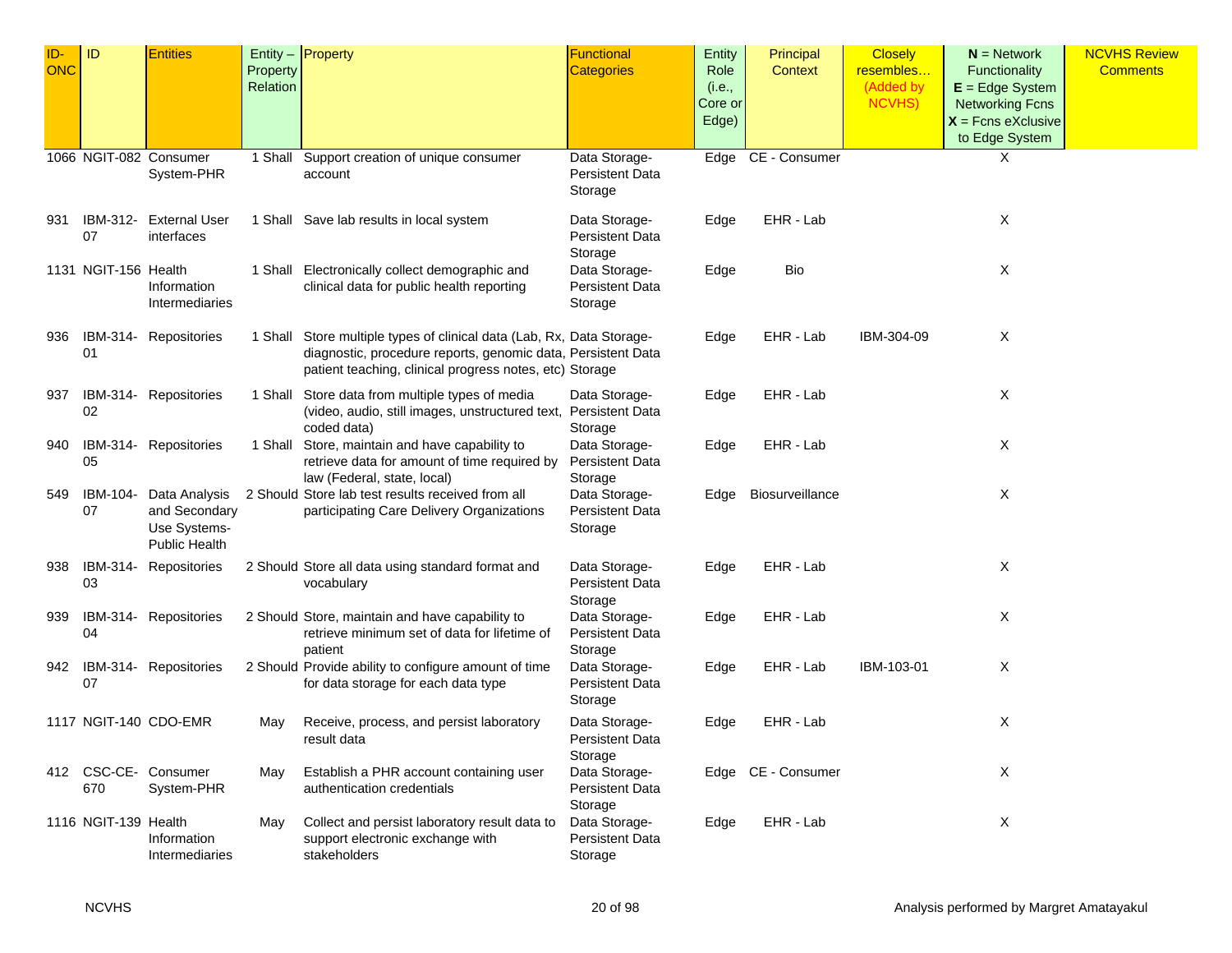| ID-ONC | ID | Entities | Entity – Property Relation | Property | Functional Categories | Entity Role (i.e., Core or Edge) | Principal Context | Closely resembles… (Added by NCVHS) | N = Network Functionality E = Edge System Networking Fcns X = Fcns eXclusive to Edge System | NCVHS Review Comments |
|---|---|---|---|---|---|---|---|---|---|---|
| 1066 | NGIT-082 | Consumer System-PHR | 1 Shall | Support creation of unique consumer account | Data Storage-Persistent Data Storage | Edge | CE - Consumer | | X | |
| 931 | IBM-312-07 | External User interfaces | 1 Shall | Save lab results in local system | Data Storage-Persistent Data Storage | Edge | EHR - Lab | | X | |
| 1131 | NGIT-156 | Health Information Intermediaries | 1 Shall | Electronically collect demographic and clinical data for public health reporting | Data Storage-Persistent Data Storage | Edge | Bio | | X | |
| 936 | IBM-314-01 | Repositories | 1 Shall | Store multiple types of clinical data (Lab, Rx, diagnostic, procedure reports, genomic data, patient teaching, clinical progress notes, etc) | Data Storage-Persistent Data Storage | Edge | EHR - Lab | IBM-304-09 | X | |
| 937 | IBM-314-02 | Repositories | 1 Shall | Store data from multiple types of media (video, audio, still images, unstructured text, coded data) | Data Storage-Persistent Data Storage | Edge | EHR - Lab | | X | |
| 940 | IBM-314-05 | Repositories | 1 Shall | Store, maintain and have capability to retrieve data for amount of time required by law (Federal, state, local) | Data Storage-Persistent Data Storage | Edge | EHR - Lab | | X | |
| 549 | IBM-104-07 | Data Analysis and Secondary Use Systems-Public Health | 2 Should | Store lab test results received from all participating Care Delivery Organizations | Data Storage-Persistent Data Storage | Edge | Biosurveillance | | X | |
| 938 | IBM-314-03 | Repositories | 2 Should | Store all data using standard format and vocabulary | Data Storage-Persistent Data Storage | Edge | EHR - Lab | | X | |
| 939 | IBM-314-04 | Repositories | 2 Should | Store, maintain and have capability to retrieve minimum set of data for lifetime of patient | Data Storage-Persistent Data Storage | Edge | EHR - Lab | | X | |
| 942 | IBM-314-07 | Repositories | 2 Should | Provide ability to configure amount of time for data storage for each data type | Data Storage-Persistent Data Storage | Edge | EHR - Lab | IBM-103-01 | X | |
| 1117 | NGIT-140 | CDO-EMR | May | Receive, process, and persist laboratory result data | Data Storage-Persistent Data Storage | Edge | EHR - Lab | | X | |
| 412 | CSC-CE-670 | Consumer System-PHR | May | Establish a PHR account containing user authentication credentials | Data Storage-Persistent Data Storage | Edge | CE - Consumer | | X | |
| 1116 | NGIT-139 | Health Information Intermediaries | May | Collect and persist laboratory result data to support electronic exchange with stakeholders | Data Storage-Persistent Data Storage | Edge | EHR - Lab | | X | |

Analysis performed by Margret Amatayakul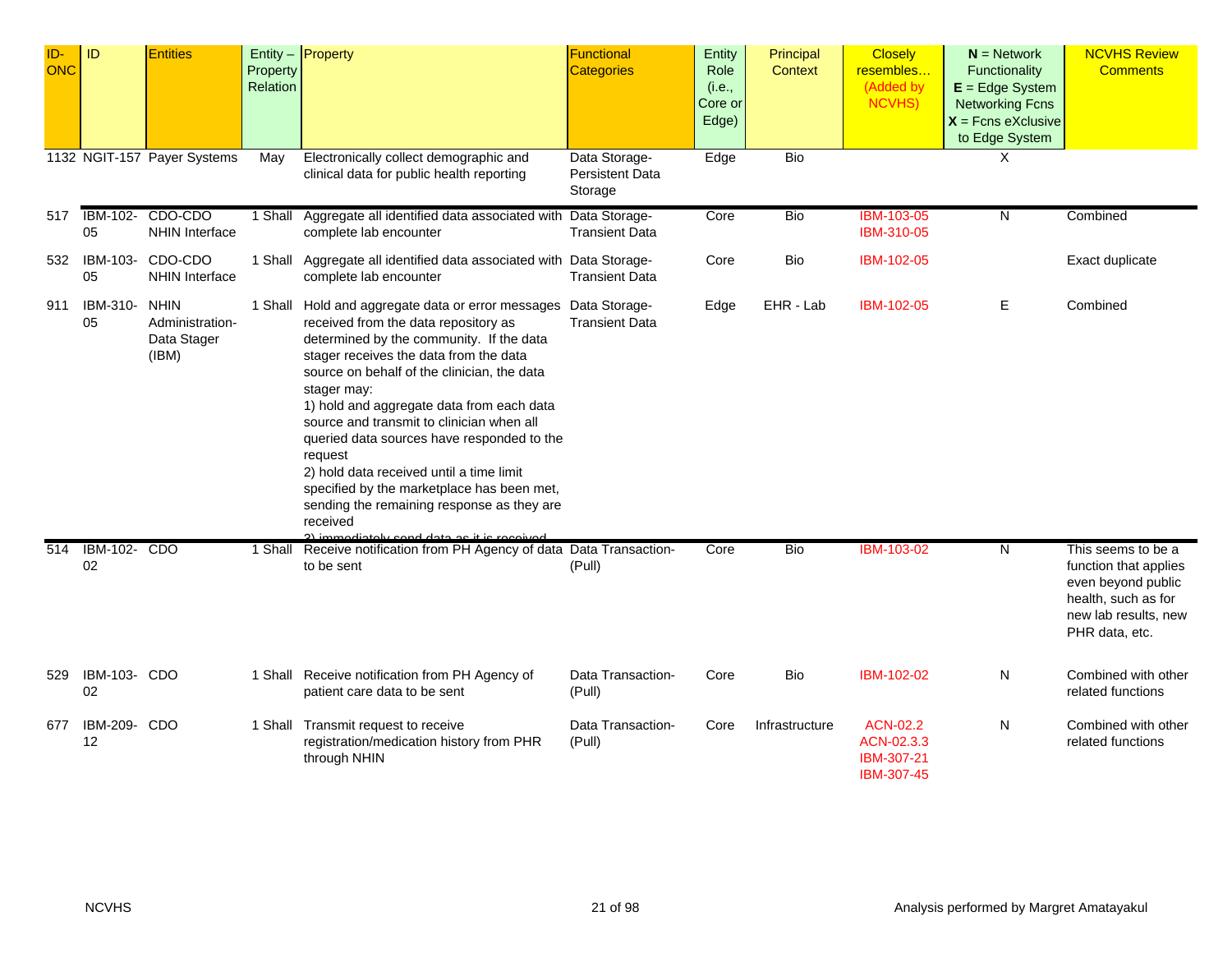| ID-ONC | ID | Entities | Entity – Property Relation | Property | Functional Categories | Entity Role (i.e., Core or Edge) | Principal Context | Closely resembles… (Added by NCVHS) | **N** = Network Functionality **E** = Edge System Networking Fcns **X** = Fcns eXclusive to Edge System | NCVHS Review Comments |
|---|---|---|---|---|---|---|---|---|---|---|
| 1132 | NGIT-157 | Payer Systems | May | Electronically collect demographic and clinical data for public health reporting | Data Storage-Persistent Data Storage | Edge | Bio | | X | |
| 517 | IBM-102-05 | CDO-CDO NHIN Interface | 1 Shall | Aggregate all identified data associated with complete lab encounter | Data Storage-Transient Data | Core | Bio | IBM-103-05 IBM-310-05 | N | Combined |
| 532 | IBM-103-05 | CDO-CDO NHIN Interface | 1 Shall | Aggregate all identified data associated with complete lab encounter | Data Storage-Transient Data | Core | Bio | IBM-102-05 | | Exact duplicate |
| 911 | IBM-310-05 | NHIN Administration-Data Stager (IBM) | 1 Shall | Hold and aggregate data or error messages received from the data repository as determined by the community. If the data stager receives the data from the data source on behalf of the clinician, the data stager may: 1) hold and aggregate data from each data source and transmit to clinician when all queried data sources have responded to the request 2) hold data received until a time limit specified by the marketplace has been met, sending the remaining response as they are received 3) immediately send data as it is received | Data Storage-Transient Data | Edge | EHR - Lab | IBM-102-05 | E | Combined |
| 514 | IBM-102-02 | CDO | 1 Shall | Receive notification from PH Agency of data to be sent | Data Transaction-(Pull) | Core | Bio | IBM-103-02 | N | This seems to be a function that applies even beyond public health, such as for new lab results, new PHR data, etc. |
| 529 | IBM-103-02 | CDO | 1 Shall | Receive notification from PH Agency of patient care data to be sent | Data Transaction-(Pull) | Core | Bio | IBM-102-02 | N | Combined with other related functions |
| 677 | IBM-209-12 | CDO | 1 Shall | Transmit request to receive registration/medication history from PHR through NHIN | Data Transaction-(Pull) | Core | Infrastructure | ACN-02.2 ACN-02.3.3 IBM-307-21 IBM-307-45 | N | Combined with other related functions |

NCVHS

Analysis performed by Margret Amatayakul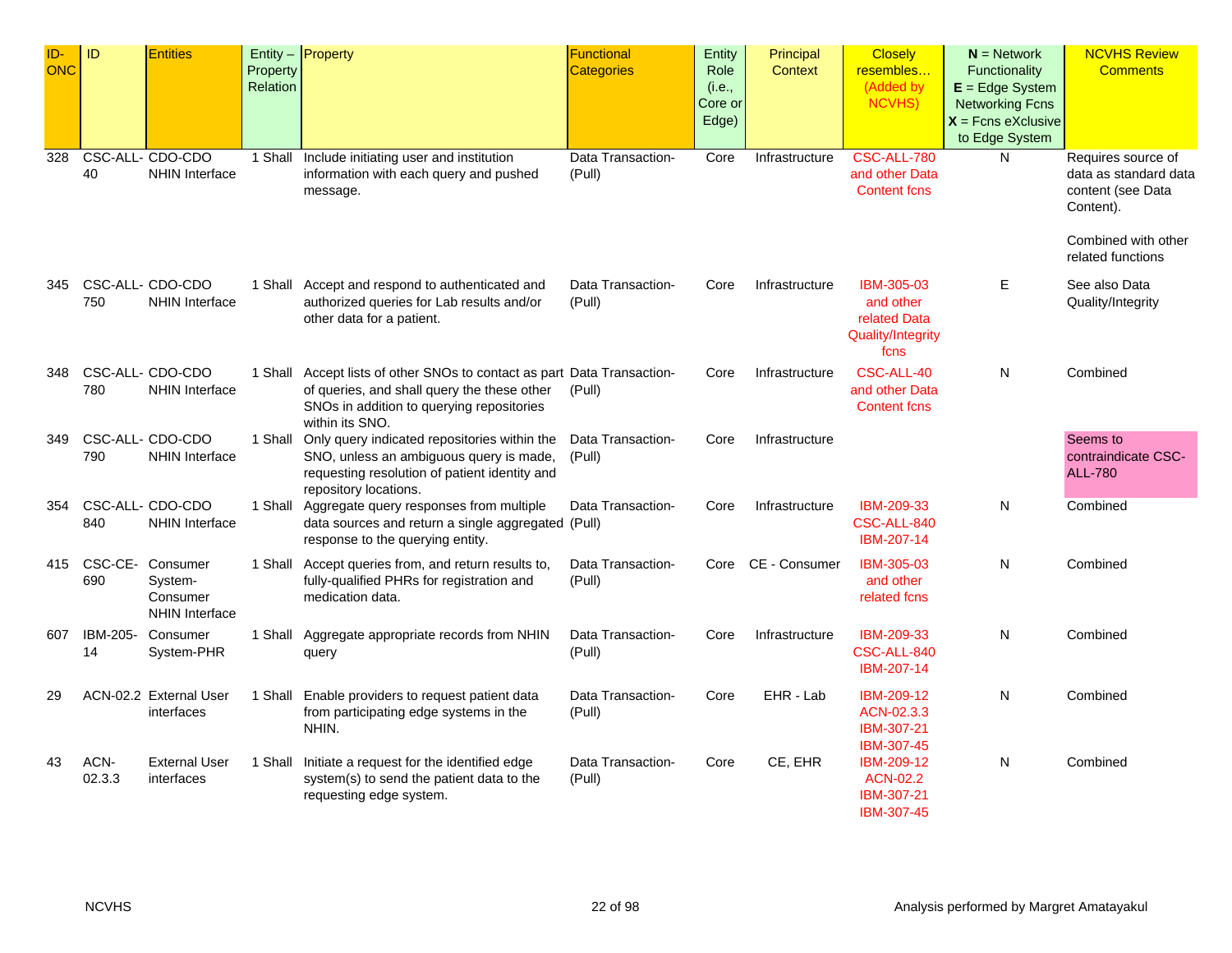| ID-ONC | ID | Entities | Entity – Property Relation | Property | Functional Categories | Entity Role (i.e., Core or Edge) | Principal Context | Closely resembles… (Added by NCVHS) | **N** = Network Functionality **E** = Edge System Networking Fcns **X** = Fcns eXclusive to Edge System | NCVHS Review Comments |
|---|---|---|---|---|---|---|---|---|---|---|
| 328 | CSC-ALL-40 | CDO-CDO NHIN Interface | 1 Shall | Include initiating user and institution information with each query and pushed message. | Data Transaction-(Pull) | Core | Infrastructure | CSC-ALL-780 and other Data Content fcns | N | Requires source of data as standard data content (see Data Content).<br><br>Combined with other related functions |
| 345 | CSC-ALL-750 | CDO-CDO NHIN Interface | 1 Shall | Accept and respond to authenticated and authorized queries for Lab results and/or other data for a patient. | Data Transaction-(Pull) | Core | Infrastructure | IBM-305-03 and other related Data Quality/Integrity fcns | E | See also Data Quality/Integrity |
| 348 | CSC-ALL-780 | CDO-CDO NHIN Interface | 1 Shall | Accept lists of other SNOs to contact as part of queries, and shall query the these other SNOs in addition to querying repositories within its SNO. | Data Transaction-(Pull) | Core | Infrastructure | CSC-ALL-40 and other Data Content fcns | N | Combined |
| 349 | CSC-ALL-790 | CDO-CDO NHIN Interface | 1 Shall | Only query indicated repositories within the SNO, unless an ambiguous query is made, requesting resolution of patient identity and repository locations. | Data Transaction-(Pull) | Core | Infrastructure | | | Seems to contraindicate CSC-ALL-780 |
| 354 | CSC-ALL-840 | CDO-CDO NHIN Interface | 1 Shall | Aggregate query responses from multiple data sources and return a single aggregated response to the querying entity. | Data Transaction-(Pull) | Core | Infrastructure | IBM-209-33 CSC-ALL-840 IBM-207-14 | N | Combined |
| 415 | CSC-CE-690 | Consumer System-Consumer NHIN Interface | 1 Shall | Accept queries from, and return results to, fully-qualified PHRs for registration and medication data. | Data Transaction-(Pull) | Core | CE - Consumer | IBM-305-03 and other related fcns | N | Combined |
| 607 | IBM-205-14 | Consumer System-PHR | 1 Shall | Aggregate appropriate records from NHIN query | Data Transaction-(Pull) | Core | Infrastructure | IBM-209-33 CSC-ALL-840 IBM-207-14 | N | Combined |
| 29 | ACN-02.2 | External User interfaces | 1 Shall | Enable providers to request patient data from participating edge systems in the NHIN. | Data Transaction-(Pull) | Core | EHR - Lab | IBM-209-12 ACN-02.3.3 IBM-307-21 IBM-307-45 | N | Combined |
| 43 | ACN-02.3.3 | External User interfaces | 1 Shall | Initiate a request for the identified edge system(s) to send the patient data to the requesting edge system. | Data Transaction-(Pull) | Core | CE, EHR | IBM-209-12 ACN-02.2 IBM-307-21 IBM-307-45 | N | Combined |

NCVHS

Analysis performed by Margret Amatayakul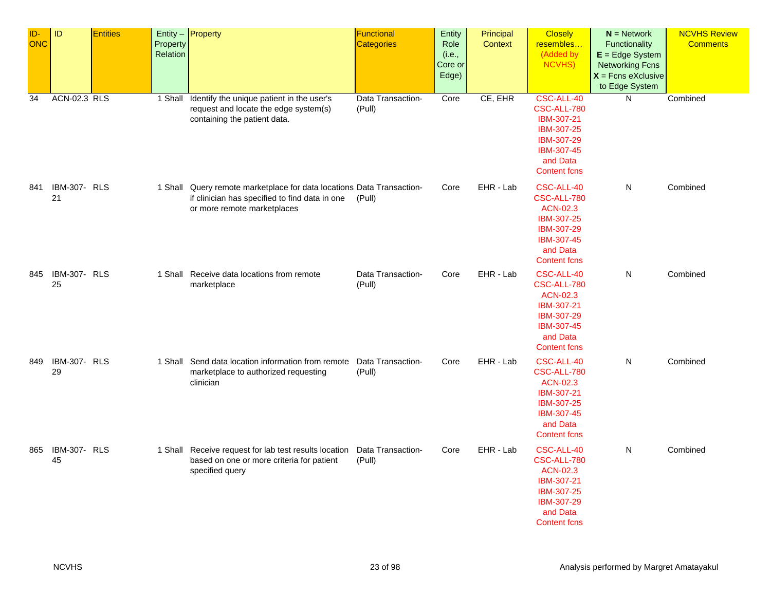| ID-ONC | ID | Entities | Entity – Property Relation | Property | Functional Categories | Entity Role (i.e., Core or Edge) | Principal Context | Closely resembles… (Added by NCVHS) | **N** = Network Functionality **E** = Edge System Networking Fcns **X** = Fcns eXclusive to Edge System | NCVHS Review Comments |
|---|---|---|---|---|---|---|---|---|---|---|
| 34 | ACN-02.3 | RLS | 1 Shall | Identify the unique patient in the user's request and locate the edge system(s) containing the patient data. | Data Transaction-(Pull) | Core | CE, EHR | CSC-ALL-40 CSC-ALL-780 IBM-307-21 IBM-307-25 IBM-307-29 IBM-307-45 and Data Content fcns | N | Combined |
| 841 | IBM-307-21 | RLS | 1 Shall | Query remote marketplace for data locations if clinician has specified to find data in one or more remote marketplaces | Data Transaction-(Pull) | Core | EHR - Lab | CSC-ALL-40 CSC-ALL-780 ACN-02.3 IBM-307-25 IBM-307-29 IBM-307-45 and Data Content fcns | N | Combined |
| 845 | IBM-307-25 | RLS | 1 Shall | Receive data locations from remote marketplace | Data Transaction-(Pull) | Core | EHR - Lab | CSC-ALL-40 CSC-ALL-780 ACN-02.3 IBM-307-21 IBM-307-29 IBM-307-45 and Data Content fcns | N | Combined |
| 849 | IBM-307-29 | RLS | 1 Shall | Send data location information from remote marketplace to authorized requesting clinician | Data Transaction-(Pull) | Core | EHR - Lab | CSC-ALL-40 CSC-ALL-780 ACN-02.3 IBM-307-21 IBM-307-25 IBM-307-45 and Data Content fcns | N | Combined |
| 865 | IBM-307-45 | RLS | 1 Shall | Receive request for lab test results location based on one or more criteria for patient specified query | Data Transaction-(Pull) | Core | EHR - Lab | CSC-ALL-40 CSC-ALL-780 ACN-02.3 IBM-307-21 IBM-307-25 IBM-307-29 and Data Content fcns | N | Combined |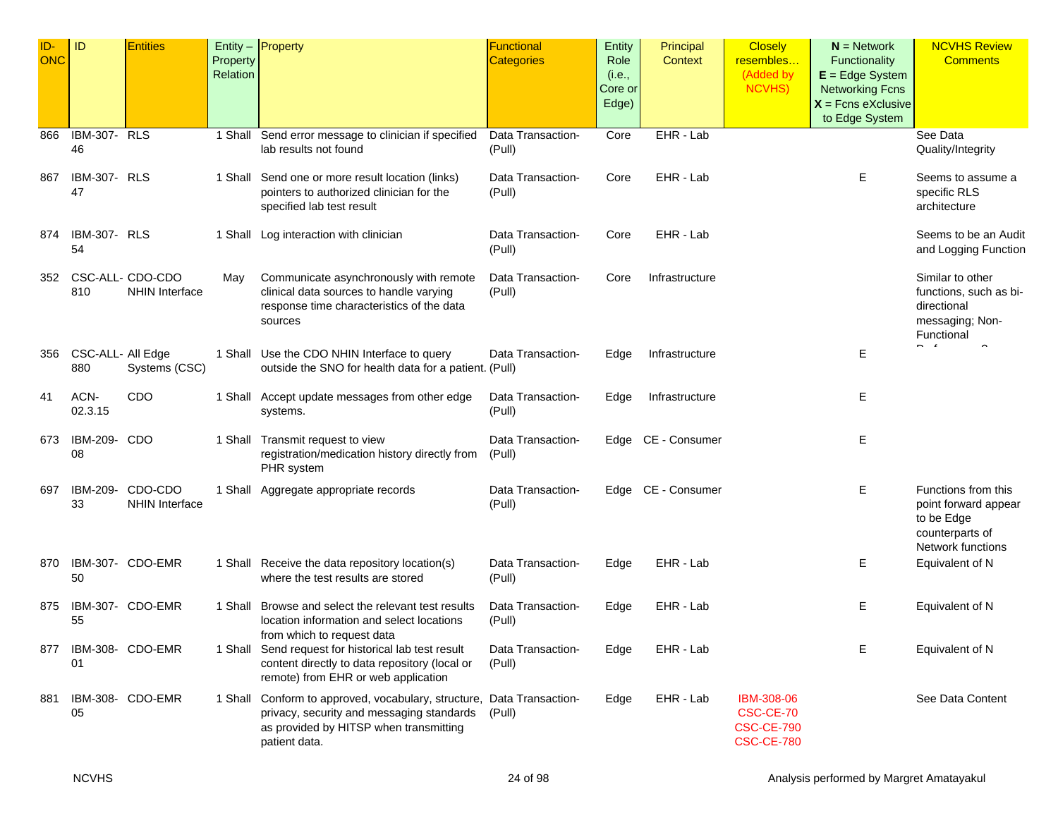| ID-ONC | ID | Entities | Entity – Property Relation | Property | Functional Categories | Entity Role (i.e., Core or Edge) | Principal Context | Closely resembles… (Added by NCVHS) | **N** = Network Functionality **E** = Edge System Networking Fcns **X** = Fcns eXclusive to Edge System | NCVHS Review Comments |
|---|---|---|---|---|---|---|---|---|---|---|
| 866 | IBM-307-46 | RLS | 1 Shall | Send error message to clinician if specified lab results not found | Data Transaction-(Pull) | Core | EHR - Lab | | | See Data Quality/Integrity |
| 867 | IBM-307-47 | RLS | 1 Shall | Send one or more result location (links) pointers to authorized clinician for the specified lab test result | Data Transaction-(Pull) | Core | EHR - Lab | | E | Seems to assume a specific RLS architecture |
| 874 | IBM-307-54 | RLS | 1 Shall | Log interaction with clinician | Data Transaction-(Pull) | Core | EHR - Lab | | | Seems to be an Audit and Logging Function |
| 352 | CSC-ALL-810 | CDO-CDO NHIN Interface | May | Communicate asynchronously with remote clinical data sources to handle varying response time characteristics of the data sources | Data Transaction-(Pull) | Core | Infrastructure | | | Similar to other functions, such as bi-directional messaging; Non-Functional Performance? |
| 356 | CSC-ALL-880 | All Edge Systems (CSC) | 1 Shall | Use the CDO NHIN Interface to query outside the SNO for health data for a patient. | Data Transaction-(Pull) | Edge | Infrastructure | | E | |
| 41 | ACN-02.3.15 | CDO | 1 Shall | Accept update messages from other edge systems. | Data Transaction-(Pull) | Edge | Infrastructure | | E | |
| 673 | IBM-209-08 | CDO | 1 Shall | Transmit request to view registration/medication history directly from PHR system | Data Transaction-(Pull) | Edge | CE - Consumer | | E | |
| 697 | IBM-209-33 | CDO-CDO NHIN Interface | 1 Shall | Aggregate appropriate records | Data Transaction-(Pull) | Edge | CE - Consumer | | E | Functions from this point forward appear to be Edge counterparts of Network functions |
| 870 | IBM-307-50 | CDO-EMR | 1 Shall | Receive the data repository location(s) where the test results are stored | Data Transaction-(Pull) | Edge | EHR - Lab | | E | Equivalent of N |
| 875 | IBM-307-55 | CDO-EMR | 1 Shall | Browse and select the relevant test results location information and select locations from which to request data | Data Transaction-(Pull) | Edge | EHR - Lab | | E | Equivalent of N |
| 877 | IBM-308-01 | CDO-EMR | 1 Shall | Send request for historical lab test result content directly to data repository (local or remote) from EHR or web application | Data Transaction-(Pull) | Edge | EHR - Lab | | E | Equivalent of N |
| 881 | IBM-308-05 | CDO-EMR | 1 Shall | Conform to approved, vocabulary, structure, privacy, security and messaging standards as provided by HITSP when transmitting patient data. | Data Transaction-(Pull) | Edge | EHR - Lab | IBM-308-06 CSC-CE-70 CSC-CE-790 CSC-CE-780 | | See Data Content |

Analysis performed by Margret Amatayakul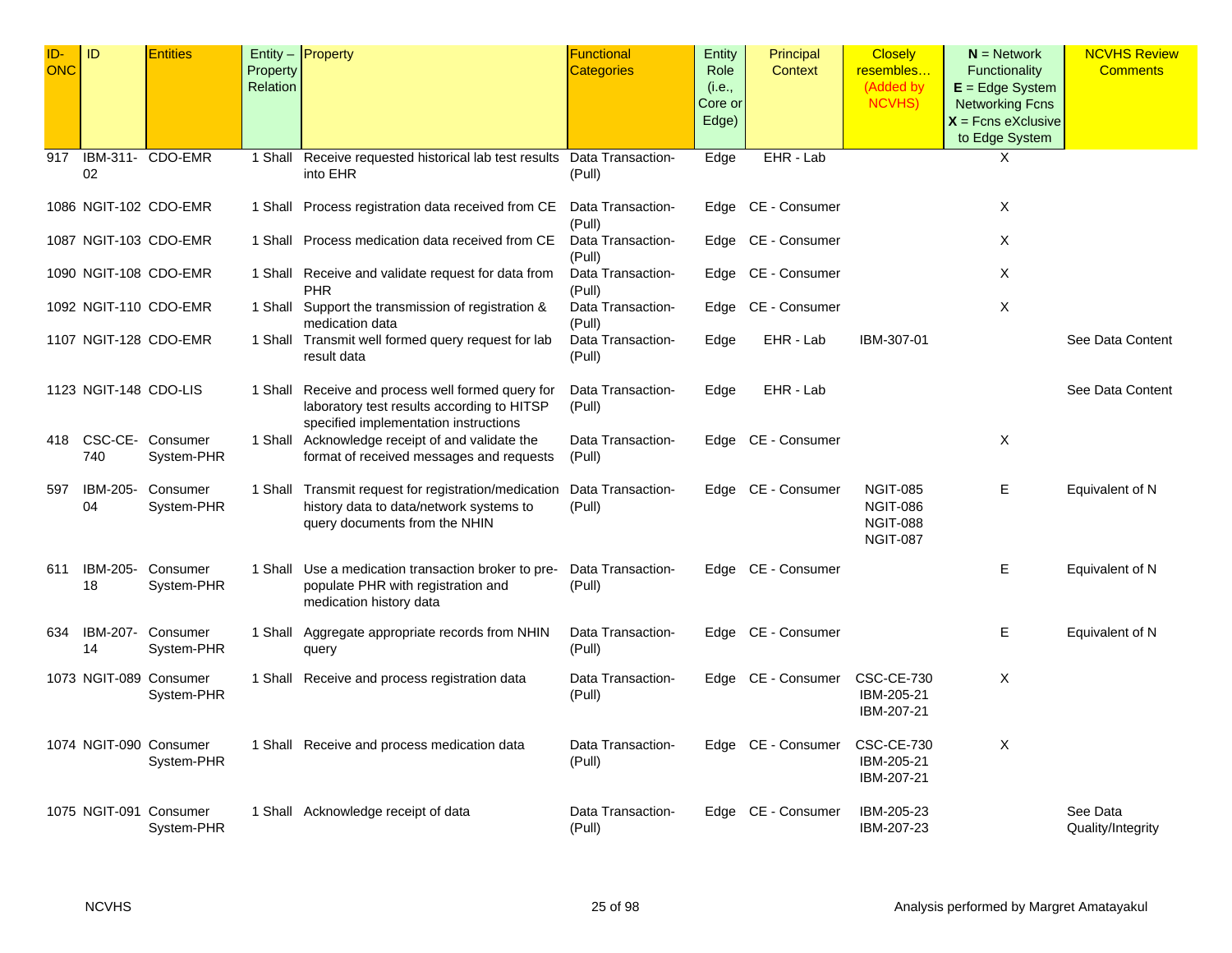| ID-ONC | ID | Entities | Entity – Property Relation | Property | Functional Categories | Entity Role (i.e., Core or Edge) | Principal Context | Closely resembles… (Added by NCVHS) | **N** = Network Functionality **E** = Edge System Networking Fcns **X** = Fcns eXclusive to Edge System | NCVHS Review Comments |
|---|---|---|---|---|---|---|---|---|---|---|
| 917 | IBM-311-02 | CDO-EMR | 1 Shall | Receive requested historical lab test results into EHR | Data Transaction-(Pull) | Edge | EHR - Lab | | X | |
| 1086 | NGIT-102 | CDO-EMR | 1 Shall | Process registration data received from CE | Data Transaction-(Pull) | Edge | CE - Consumer | | X | |
| 1087 | NGIT-103 | CDO-EMR | 1 Shall | Process medication data received from CE | Data Transaction-(Pull) | Edge | CE - Consumer | | X | |
| 1090 | NGIT-108 | CDO-EMR | 1 Shall | Receive and validate request for data from PHR | Data Transaction-(Pull) | Edge | CE - Consumer | | X | |
| 1092 | NGIT-110 | CDO-EMR | 1 Shall | Support the transmission of registration & medication data | Data Transaction-(Pull) | Edge | CE - Consumer | | X | |
| 1107 | NGIT-128 | CDO-EMR | 1 Shall | Transmit well formed query request for lab result data | Data Transaction-(Pull) | Edge | EHR - Lab | IBM-307-01 | | See Data Content |
| 1123 | NGIT-148 | CDO-LIS | 1 Shall | Receive and process well formed query for laboratory test results according to HITSP specified implementation instructions | Data Transaction-(Pull) | Edge | EHR - Lab | | | See Data Content |
| 418 | CSC-CE-740 | Consumer System-PHR | 1 Shall | Acknowledge receipt of and validate the format of received messages and requests | Data Transaction-(Pull) | Edge | CE - Consumer | | X | |
| 597 | IBM-205-04 | Consumer System-PHR | 1 Shall | Transmit request for registration/medication history data to data/network systems to query documents from the NHIN | Data Transaction-(Pull) | Edge | CE - Consumer | NGIT-085 NGIT-086 NGIT-088 NGIT-087 | E | Equivalent of N |
| 611 | IBM-205-18 | Consumer System-PHR | 1 Shall | Use a medication transaction broker to pre-populate PHR with registration and medication history data | Data Transaction-(Pull) | Edge | CE - Consumer | | E | Equivalent of N |
| 634 | IBM-207-14 | Consumer System-PHR | 1 Shall | Aggregate appropriate records from NHIN query | Data Transaction-(Pull) | Edge | CE - Consumer | | E | Equivalent of N |
| 1073 | NGIT-089 | Consumer System-PHR | 1 Shall | Receive and process registration data | Data Transaction-(Pull) | Edge | CE - Consumer | CSC-CE-730 IBM-205-21 IBM-207-21 | X | |
| 1074 | NGIT-090 | Consumer System-PHR | 1 Shall | Receive and process medication data | Data Transaction-(Pull) | Edge | CE - Consumer | CSC-CE-730 IBM-205-21 IBM-207-21 | X | |
| 1075 | NGIT-091 | Consumer System-PHR | 1 Shall | Acknowledge receipt of data | Data Transaction-(Pull) | Edge | CE - Consumer | IBM-205-23 IBM-207-23 | | See Data Quality/Integrity |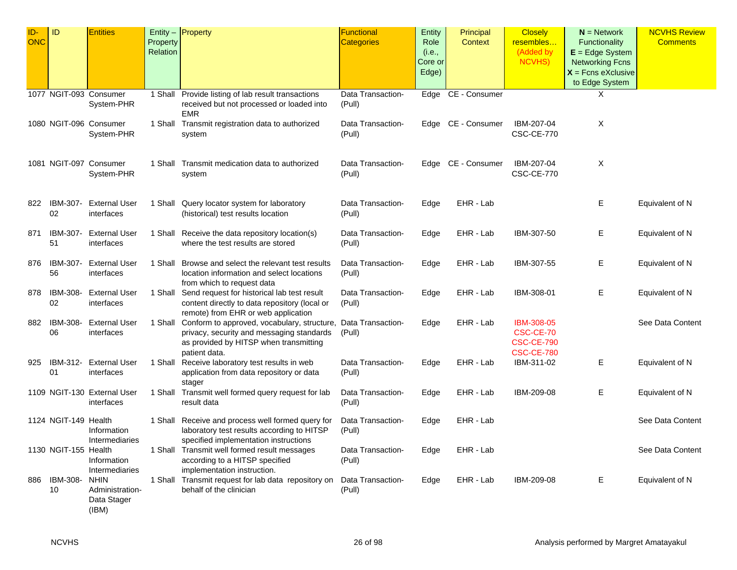| ID-ONC | ID | Entities | Entity – Property Relation | Property | Functional Categories | Entity Role (i.e., Core or Edge) | Principal Context | Closely resembles… (Added by NCVHS) | **N** = Network Functionality **E** = Edge System Networking Fcns **X** = Fcns eXclusive to Edge System | NCVHS Review Comments |
|---|---|---|---|---|---|---|---|---|---|---|
| 1077 | NGIT-093 | Consumer System-PHR | 1 Shall | Provide listing of lab result transactions received but not processed or loaded into EMR | Data Transaction-(Pull) | Edge | CE - Consumer | | X | |
| 1080 | NGIT-096 | Consumer System-PHR | 1 Shall | Transmit registration data to authorized system | Data Transaction-(Pull) | Edge | CE - Consumer | IBM-207-04 CSC-CE-770 | X | |
| 1081 | NGIT-097 | Consumer System-PHR | 1 Shall | Transmit medication data to authorized system | Data Transaction-(Pull) | Edge | CE - Consumer | IBM-207-04 CSC-CE-770 | X | |
| 822 | IBM-307-02 | External User interfaces | 1 Shall | Query locator system for laboratory (historical) test results location | Data Transaction-(Pull) | Edge | EHR - Lab | | E | Equivalent of N |
| 871 | IBM-307-51 | External User interfaces | 1 Shall | Receive the data repository location(s) where the test results are stored | Data Transaction-(Pull) | Edge | EHR - Lab | IBM-307-50 | E | Equivalent of N |
| 876 | IBM-307-56 | External User interfaces | 1 Shall | Browse and select the relevant test results location information and select locations from which to request data | Data Transaction-(Pull) | Edge | EHR - Lab | IBM-307-55 | E | Equivalent of N |
| 878 | IBM-308-02 | External User interfaces | 1 Shall | Send request for historical lab test result content directly to data repository (local or remote) from EHR or web application | Data Transaction-(Pull) | Edge | EHR - Lab | IBM-308-01 | E | Equivalent of N |
| 882 | IBM-308-06 | External User interfaces | 1 Shall | Conform to approved, vocabulary, structure, privacy, security and messaging standards as provided by HITSP when transmitting patient data. | Data Transaction-(Pull) | Edge | EHR - Lab | IBM-308-05 CSC-CE-70 CSC-CE-790 CSC-CE-780 | | See Data Content |
| 925 | IBM-312-01 | External User interfaces | 1 Shall | Receive laboratory test results in web application from data repository or data stager | Data Transaction-(Pull) | Edge | EHR - Lab | IBM-311-02 | E | Equivalent of N |
| 1109 | NGIT-130 | External User interfaces | 1 Shall | Transmit well formed query request for lab result data | Data Transaction-(Pull) | Edge | EHR - Lab | IBM-209-08 | E | Equivalent of N |
| 1124 | NGIT-149 | Health Information Intermediaries | 1 Shall | Receive and process well formed query for laboratory test results according to HITSP specified implementation instructions | Data Transaction-(Pull) | Edge | EHR - Lab | | | See Data Content |
| 1130 | NGIT-155 | Health Information Intermediaries | 1 Shall | Transmit well formed result messages according to a HITSP specified implementation instruction. | Data Transaction-(Pull) | Edge | EHR - Lab | | | See Data Content |
| 886 | IBM-308-10 | NHIN Administration-Data Stager (IBM) | 1 Shall | Transmit request for lab data repository on behalf of the clinician | Data Transaction-(Pull) | Edge | EHR - Lab | IBM-209-08 | E | Equivalent of N |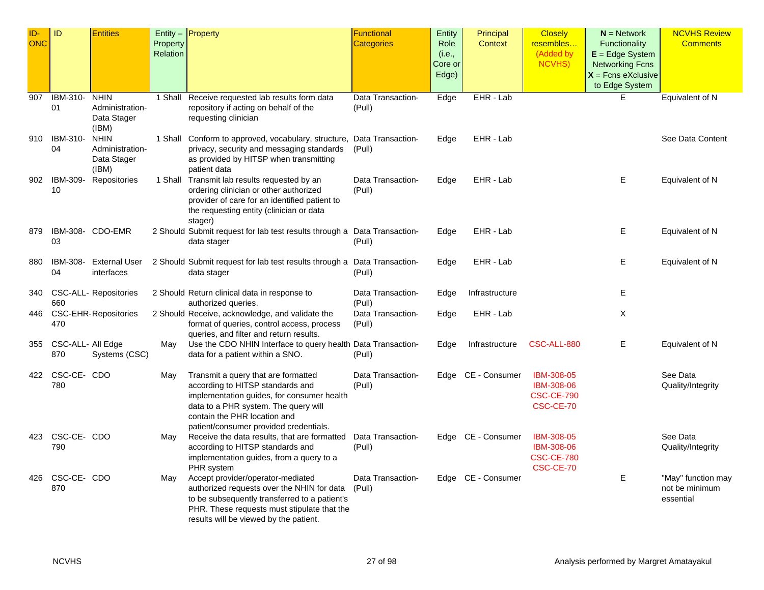| ID-ONC | ID | Entities | Entity – Property Relation | Property | Functional Categories | Entity Role (i.e., Core or Edge) | Principal Context | Closely resembles… (Added by NCVHS) | **N** = Network Functionality **E** = Edge System Networking Fcns **X** = Fcns eXclusive to Edge System | NCVHS Review Comments |
|---|---|---|---|---|---|---|---|---|---|---|
| 907 | IBM-310-01 | NHIN Administration-Data Stager (IBM) | 1 Shall | Receive requested lab results form data repository if acting on behalf of the requesting clinician | Data Transaction-(Pull) | Edge | EHR - Lab | | E | Equivalent of N |
| 910 | IBM-310-04 | NHIN Administration-Data Stager (IBM) | 1 Shall | Conform to approved, vocabulary, structure, privacy, security and messaging standards as provided by HITSP when transmitting patient data | Data Transaction-(Pull) | Edge | EHR - Lab | | | See Data Content |
| 902 | IBM-309-10 | Repositories | 1 Shall | Transmit lab results requested by an ordering clinician or other authorized provider of care for an identified patient to the requesting entity (clinician or data stager) | Data Transaction-(Pull) | Edge | EHR - Lab | | E | Equivalent of N |
| 879 | IBM-308-03 | CDO-EMR | 2 Should | Submit request for lab test results through a data stager | Data Transaction-(Pull) | Edge | EHR - Lab | | E | Equivalent of N |
| 880 | IBM-308-04 | External User interfaces | 2 Should | Submit request for lab test results through a data stager | Data Transaction-(Pull) | Edge | EHR - Lab | | E | Equivalent of N |
| 340 | CSC-ALL-660 | Repositories | 2 Should | Return clinical data in response to authorized queries. | Data Transaction-(Pull) | Edge | Infrastructure | | E | |
| 446 | CSC-EHR-470 | Repositories | 2 Should | Receive, acknowledge, and validate the format of queries, control access, process queries, and filter and return results. | Data Transaction-(Pull) | Edge | EHR - Lab | | X | |
| 355 | CSC-ALL-870 | All Edge Systems (CSC) | May | Use the CDO NHIN Interface to query health data for a patient within a SNO. | Data Transaction-(Pull) | Edge | Infrastructure | CSC-ALL-880 | E | Equivalent of N |
| 422 | CSC-CE-780 | CDO | May | Transmit a query that are formatted according to HITSP standards and implementation guides, for consumer health data to a PHR system. The query will contain the PHR location and patient/consumer provided credentials. | Data Transaction-(Pull) | Edge | CE - Consumer | IBM-308-05 IBM-308-06 CSC-CE-790 CSC-CE-70 | | See Data Quality/Integrity |
| 423 | CSC-CE-790 | CDO | May | Receive the data results, that are formatted according to HITSP standards and implementation guides, from a query to a PHR system | Data Transaction-(Pull) | Edge | CE - Consumer | IBM-308-05 IBM-308-06 CSC-CE-780 CSC-CE-70 | | See Data Quality/Integrity |
| 426 | CSC-CE-870 | CDO | May | Accept provider/operator-mediated authorized requests over the NHIN for data to be subsequently transferred to a patient's PHR. These requests must stipulate that the results will be viewed by the patient. | Data Transaction-(Pull) | Edge | CE - Consumer | | E | "May" function may not be minimum essential |

NCVHS

Analysis performed by Margret Amatayakul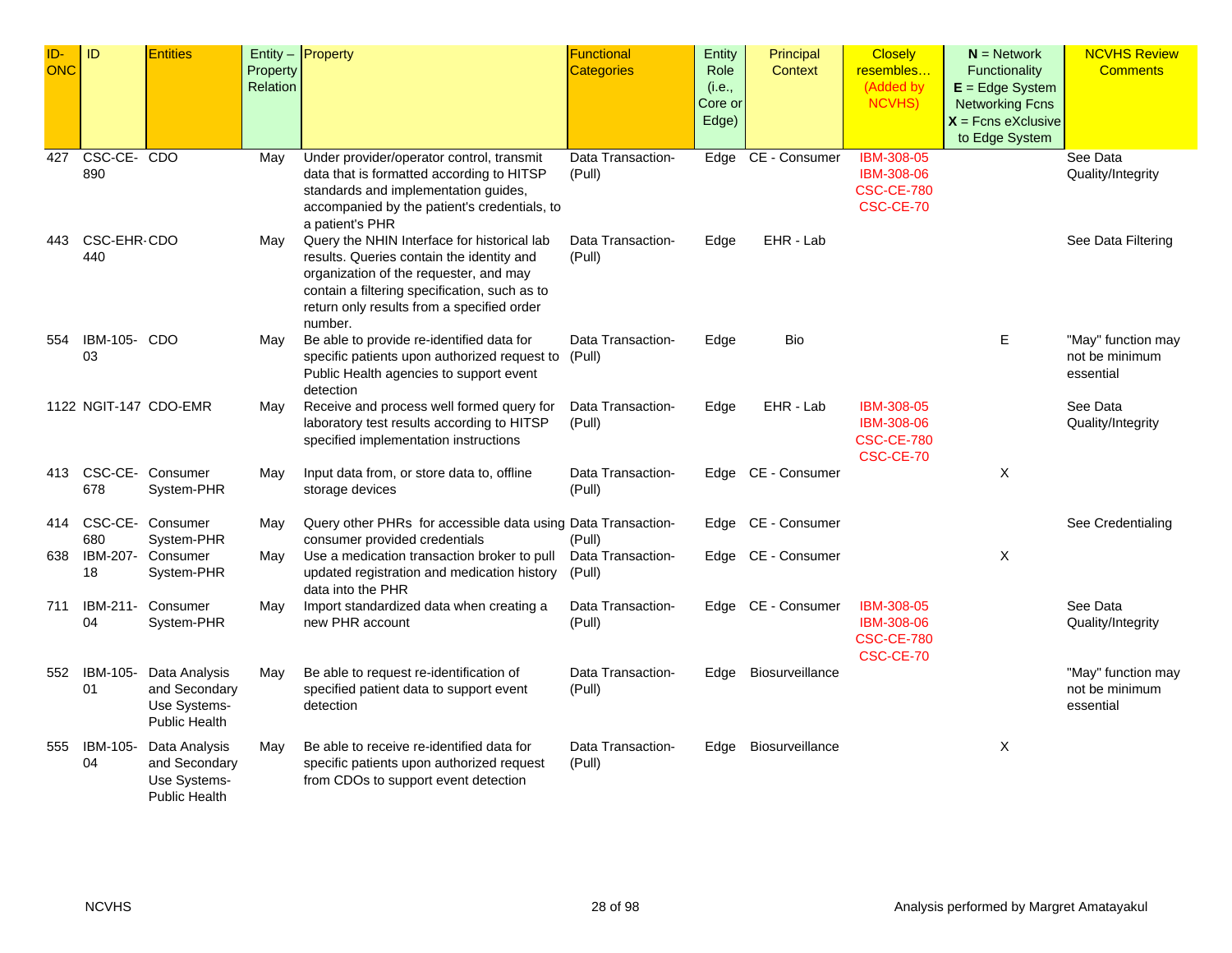| ID-ONC | ID | Entities | Entity – Property Relation | Property | Functional Categories | Entity Role (i.e., Core or Edge) | Principal Context | Closely resembles… (Added by NCVHS) | N = Network Functionality E = Edge System Networking Fcns X = Fcns eXclusive to Edge System | NCVHS Review Comments |
|---|---|---|---|---|---|---|---|---|---|---|
| 427 | CSC-CE-890 | CDO | May | Under provider/operator control, transmit data that is formatted according to HITSP standards and implementation guides, accompanied by the patient's credentials, to a patient's PHR | Data Transaction-(Pull) | Edge | CE - Consumer | IBM-308-05 IBM-308-06 CSC-CE-780 CSC-CE-70 | | See Data Quality/Integrity |
| 443 | CSC-EHR-440 | CDO | May | Query the NHIN Interface for historical lab results. Queries contain the identity and organization of the requester, and may contain a filtering specification, such as to return only results from a specified order number. | Data Transaction-(Pull) | Edge | EHR - Lab | | | See Data Filtering |
| 554 | IBM-105-03 | CDO | May | Be able to provide re-identified data for specific patients upon authorized request to Public Health agencies to support event detection | Data Transaction-(Pull) | Edge | Bio | | E | "May" function may not be minimum essential |
| 1122 | NGIT-147 | CDO-EMR | May | Receive and process well formed query for laboratory test results according to HITSP specified implementation instructions | Data Transaction-(Pull) | Edge | EHR - Lab | IBM-308-05 IBM-308-06 CSC-CE-780 CSC-CE-70 | | See Data Quality/Integrity |
| 413 | CSC-CE-678 | Consumer System-PHR | May | Input data from, or store data to, offline storage devices | Data Transaction-(Pull) | Edge | CE - Consumer | | X | |
| 414 | CSC-CE-680 | Consumer System-PHR | May | Query other PHRs for accessible data using consumer provided credentials | Data Transaction-(Pull) | Edge | CE - Consumer | | | See Credentialing |
| 638 | IBM-207-18 | Consumer System-PHR | May | Use a medication transaction broker to pull updated registration and medication history data into the PHR | Data Transaction-(Pull) | Edge | CE - Consumer | | X | |
| 711 | IBM-211-04 | Consumer System-PHR | May | Import standardized data when creating a new PHR account | Data Transaction-(Pull) | Edge | CE - Consumer | IBM-308-05 IBM-308-06 CSC-CE-780 CSC-CE-70 | | See Data Quality/Integrity |
| 552 | IBM-105-01 | Data Analysis and Secondary Use Systems-Public Health | May | Be able to request re-identification of specified patient data to support event detection | Data Transaction-(Pull) | Edge | Biosurveillance | | | "May" function may not be minimum essential |
| 555 | IBM-105-04 | Data Analysis and Secondary Use Systems-Public Health | May | Be able to receive re-identified data for specific patients upon authorized request from CDOs to support event detection | Data Transaction-(Pull) | Edge | Biosurveillance | | X | |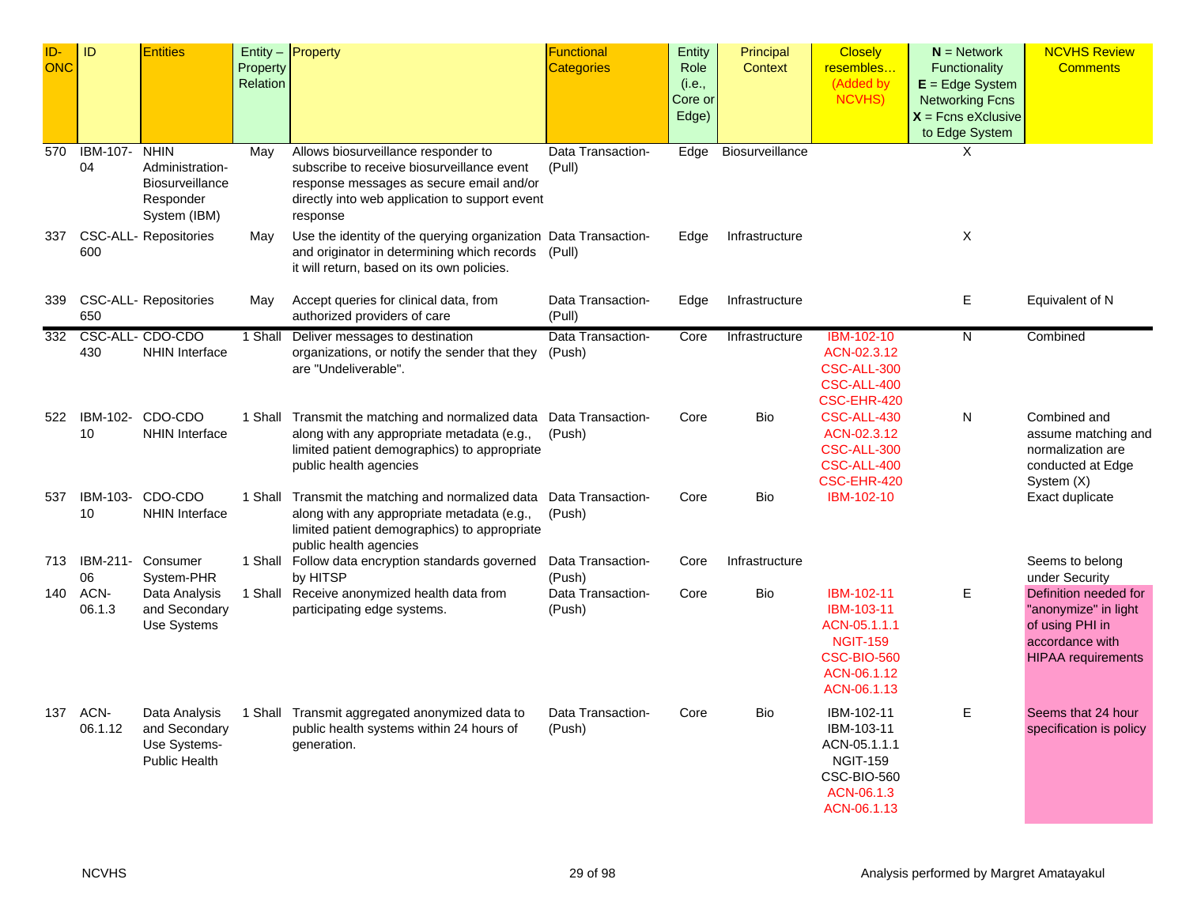| ID-ONC | ID | Entities | Entity – Property Relation | Property | Functional Categories | Entity Role (i.e., Core or Edge) | Principal Context | Closely resembles… (Added by NCVHS) | **N** = Network Functionality **E** = Edge System Networking Fcns **X** = Fcns eXclusive to Edge System | NCVHS Review Comments |
|---|---|---|---|---|---|---|---|---|---|---|
| 570 | IBM-107-04 | NHIN Administration-Biosurveillance Responder System (IBM) | May | Allows biosurveillance responder to subscribe to receive biosurveillance event response messages as secure email and/or directly into web application to support event response | Data Transaction-(Pull) | Edge | Biosurveillance | | X | |
| 337 | CSC-ALL-600 | Repositories | May | Use the identity of the querying organization and originator in determining which records it will return, based on its own policies. | Data Transaction-(Pull) | Edge | Infrastructure | | X | |
| 339 | CSC-ALL-650 | Repositories | May | Accept queries for clinical data, from authorized providers of care | Data Transaction-(Pull) | Edge | Infrastructure | | E | Equivalent of N |
| 332 | CSC-ALL-430 | CDO-CDO NHIN Interface | 1 Shall | Deliver messages to destination organizations, or notify the sender that they are "Undeliverable". | Data Transaction-(Push) | Core | Infrastructure | IBM-102-10 ACN-02.3.12 CSC-ALL-300 CSC-ALL-400 CSC-EHR-420 | N | Combined |
| 522 | IBM-102-10 | CDO-CDO NHIN Interface | 1 Shall | Transmit the matching and normalized data along with any appropriate metadata (e.g., limited patient demographics) to appropriate public health agencies | Data Transaction-(Push) | Core | Bio | CSC-ALL-430 ACN-02.3.12 CSC-ALL-300 CSC-ALL-400 CSC-EHR-420 | N | Combined and assume matching and normalization are conducted at Edge System (X) |
| 537 | IBM-103-10 | CDO-CDO NHIN Interface | 1 Shall | Transmit the matching and normalized data along with any appropriate metadata (e.g., limited patient demographics) to appropriate public health agencies | Data Transaction-(Push) | Core | Bio | IBM-102-10 | | Exact duplicate |
| 713 | IBM-211-06 | Consumer System-PHR | 1 Shall | Follow data encryption standards governed by HITSP | Data Transaction-(Push) | Core | Infrastructure | | | Seems to belong under Security |
| 140 | ACN-06.1.3 | Data Analysis and Secondary Use Systems | 1 Shall | Receive anonymized health data from participating edge systems. | Data Transaction-(Push) | Core | Bio | IBM-102-11 IBM-103-11 ACN-05.1.1.1 NGIT-159 CSC-BIO-560 ACN-06.1.12 ACN-06.1.13 | E | Definition needed for "anonymize" in light of using PHI in accordance with HIPAA requirements |
| 137 | ACN-06.1.12 | Data Analysis and Secondary Use Systems-Public Health | 1 Shall | Transmit aggregated anonymized data to public health systems within 24 hours of generation. | Data Transaction-(Push) | Core | Bio | IBM-102-11 IBM-103-11 ACN-05.1.1.1 NGIT-159 CSC-BIO-560 ACN-06.1.3 ACN-06.1.13 | E | Seems that 24 hour specification is policy |

Analysis performed by Margret Amatayakul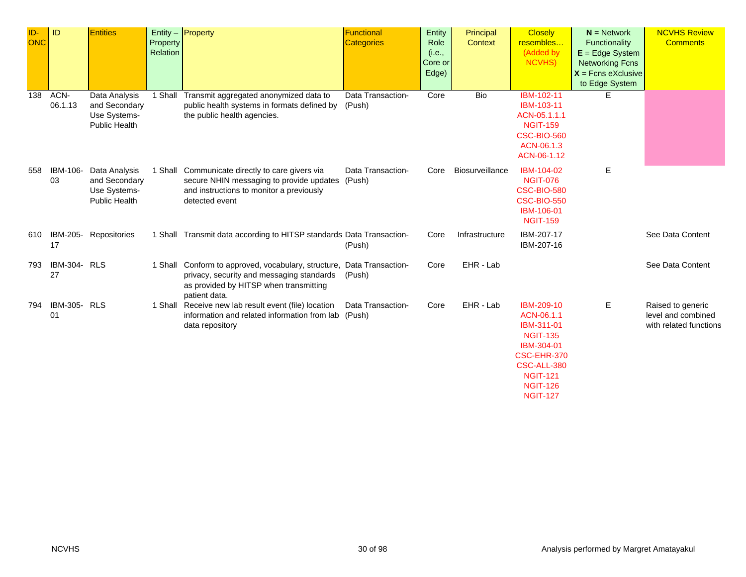| ID-ONC | ID | Entities | Entity – Property Relation | Property | Functional Categories | Entity Role (i.e., Core or Edge) | Principal Context | Closely resembles… (Added by NCVHS) | **N** = Network Functionality **E** = Edge System Networking Fcns **X** = Fcns eXclusive to Edge System | NCVHS Review Comments |
|---|---|---|---|---|---|---|---|---|---|---|
| 138 | ACN-06.1.13 | Data Analysis and Secondary Use Systems-Public Health | 1 Shall | Transmit aggregated anonymized data to public health systems in formats defined by the public health agencies. | Data Transaction-(Push) | Core | Bio | IBM-102-11 IBM-103-11 ACN-05.1.1.1 NGIT-159 CSC-BIO-560 ACN-06.1.3 ACN-06-1.12 | E | |
| 558 | IBM-106-03 | Data Analysis and Secondary Use Systems-Public Health | 1 Shall | Communicate directly to care givers via secure NHIN messaging to provide updates and instructions to monitor a previously detected event | Data Transaction-(Push) | Core | Biosurveillance | IBM-104-02 NGIT-076 CSC-BIO-580 CSC-BIO-550 IBM-106-01 NGIT-159 | E | |
| 610 | IBM-205-17 | Repositories | 1 Shall | Transmit data according to HITSP standards | Data Transaction-(Push) | Core | Infrastructure | IBM-207-17 IBM-207-16 | | See Data Content |
| 793 | IBM-304-27 | RLS | 1 Shall | Conform to approved, vocabulary, structure, privacy, security and messaging standards as provided by HITSP when transmitting patient data. | Data Transaction-(Push) | Core | EHR - Lab | | | See Data Content |
| 794 | IBM-305-01 | RLS | 1 Shall | Receive new lab result event (file) location information and related information from lab data repository | Data Transaction-(Push) | Core | EHR - Lab | IBM-209-10 ACN-06.1.1 IBM-311-01 NGIT-135 IBM-304-01 CSC-EHR-370 CSC-ALL-380 NGIT-121 NGIT-126 NGIT-127 | E | Raised to generic level and combined with related functions |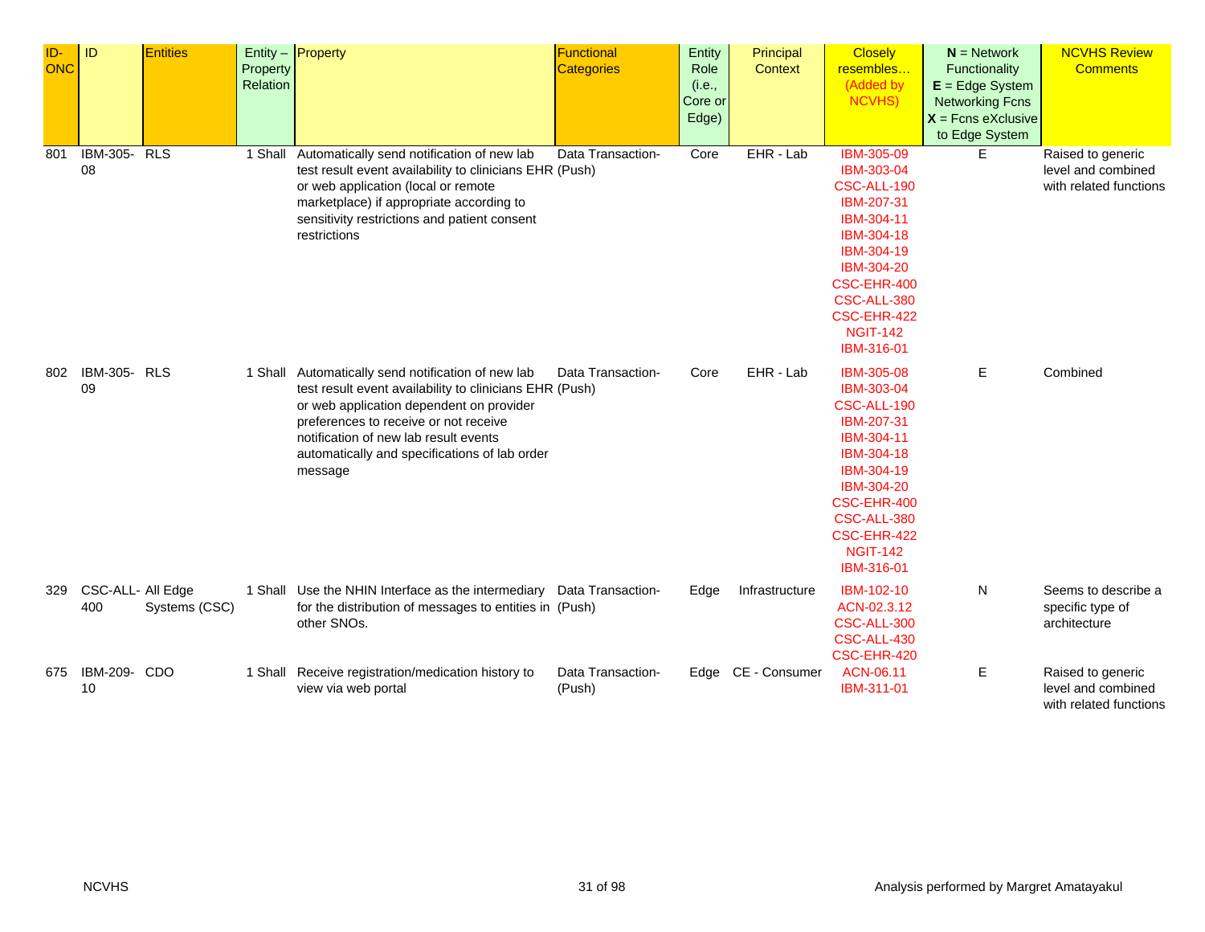| ID-ONC | ID | Entities | Entity – Property Relation | Property | Functional Categories | Entity Role (i.e., Core or Edge) | Principal Context | Closely resembles… (Added by NCVHS) | **N** = Network Functionality **E** = Edge System Networking Fcns **X** = Fcns eXclusive to Edge System | NCVHS Review Comments |
|---|---|---|---|---|---|---|---|---|---|---|
| 801 | IBM-305-08 | RLS | 1 Shall | Automatically send notification of new lab test result event availability to clinicians EHR or web application (local or remote marketplace) if appropriate according to sensitivity restrictions and patient consent restrictions | Data Transaction-(Push) | Core | EHR - Lab | IBM-305-09 IBM-303-04 CSC-ALL-190 IBM-207-31 IBM-304-11 IBM-304-18 IBM-304-19 IBM-304-20 CSC-EHR-400 CSC-ALL-380 CSC-EHR-422 NGIT-142 IBM-316-01 | E | Raised to generic level and combined with related functions |
| 802 | IBM-305-09 | RLS | 1 Shall | Automatically send notification of new lab test result event availability to clinicians EHR or web application dependent on provider preferences to receive or not receive notification of new lab result events automatically and specifications of lab order message | Data Transaction-(Push) | Core | EHR - Lab | IBM-305-08 IBM-303-04 CSC-ALL-190 IBM-207-31 IBM-304-11 IBM-304-18 IBM-304-19 IBM-304-20 CSC-EHR-400 CSC-ALL-380 CSC-EHR-422 NGIT-142 IBM-316-01 | E | Combined |
| 329 | CSC-ALL-400 | All Edge Systems (CSC) | 1 Shall | Use the NHIN Interface as the intermediary for the distribution of messages to entities in other SNOs. | Data Transaction-(Push) | Edge | Infrastructure | IBM-102-10 ACN-02.3.12 CSC-ALL-300 CSC-ALL-430 CSC-EHR-420 | N | Seems to describe a specific type of architecture |
| 675 | IBM-209-10 | CDO | 1 Shall | Receive registration/medication history to view via web portal | Data Transaction-(Push) | Edge | CE - Consumer | ACN-06.11 IBM-311-01 | E | Raised to generic level and combined with related functions |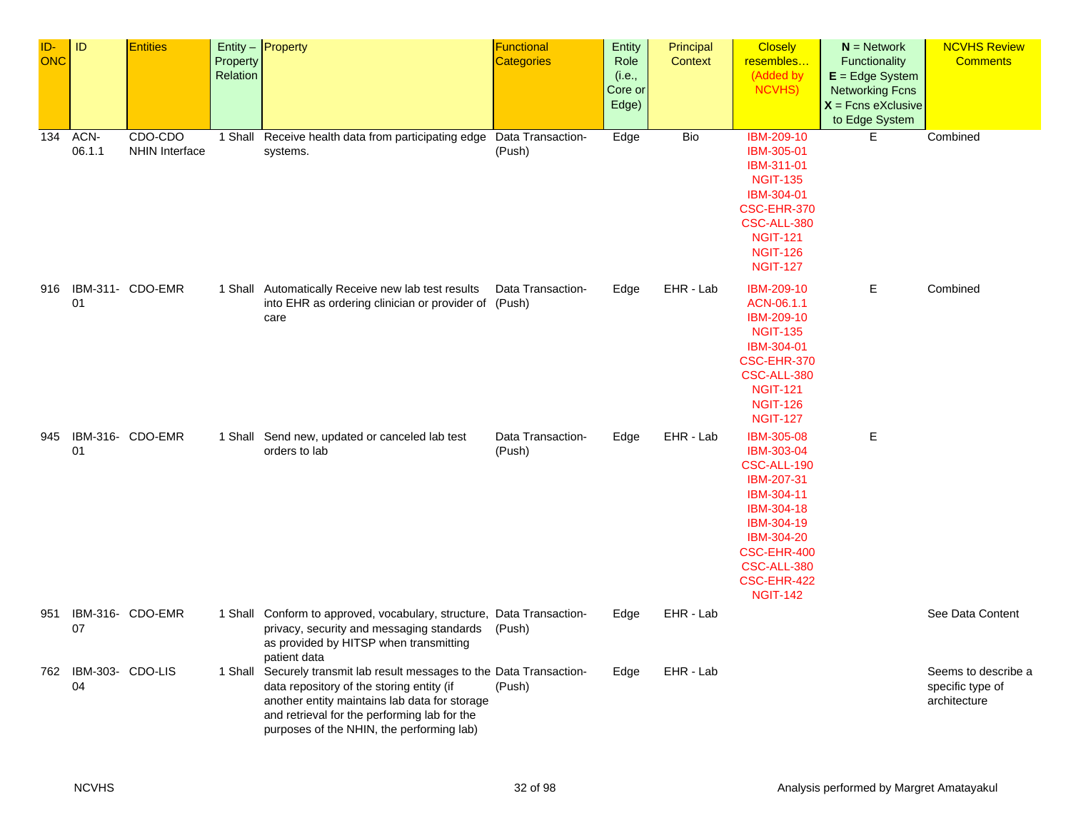| ID-ONC | ID | Entities | Entity – Property Relation | Property | Functional Categories | Entity Role (i.e., Core or Edge) | Principal Context | Closely resembles… (Added by NCVHS) | **N** = Network Functionality **E** = Edge System Networking Fcns **X** = Fcns eXclusive to Edge System | NCVHS Review Comments |
|---|---|---|---|---|---|---|---|---|---|---|
| 134 | ACN-06.1.1 | CDO-CDO NHIN Interface | 1 Shall | Receive health data from participating edge systems. | Data Transaction-(Push) | Edge | Bio | IBM-209-10 IBM-305-01 IBM-311-01 NGIT-135 IBM-304-01 CSC-EHR-370 CSC-ALL-380 NGIT-121 NGIT-126 NGIT-127 | E | Combined |
| 916 | IBM-311-01 | CDO-EMR | 1 Shall | Automatically Receive new lab test results into EHR as ordering clinician or provider of care | Data Transaction-(Push) | Edge | EHR - Lab | IBM-209-10 ACN-06.1.1 IBM-209-10 NGIT-135 IBM-304-01 CSC-EHR-370 CSC-ALL-380 NGIT-121 NGIT-126 NGIT-127 | E | Combined |
| 945 | IBM-316-01 | CDO-EMR | 1 Shall | Send new, updated or canceled lab test orders to lab | Data Transaction-(Push) | Edge | EHR - Lab | IBM-305-08 IBM-303-04 CSC-ALL-190 IBM-207-31 IBM-304-11 IBM-304-18 IBM-304-19 IBM-304-20 CSC-EHR-400 CSC-ALL-380 CSC-EHR-422 NGIT-142 | E | |
| 951 | IBM-316-07 | CDO-EMR | 1 Shall | Conform to approved, vocabulary, structure, privacy, security and messaging standards as provided by HITSP when transmitting patient data | Data Transaction-(Push) | Edge | EHR - Lab | | | See Data Content |
| 762 | IBM-303-04 | CDO-LIS | 1 Shall | Securely transmit lab result messages to the data repository of the storing entity (if another entity maintains lab data for storage and retrieval for the performing lab for the purposes of the NHIN, the performing lab) | Data Transaction-(Push) | Edge | EHR - Lab | | | Seems to describe a specific type of architecture |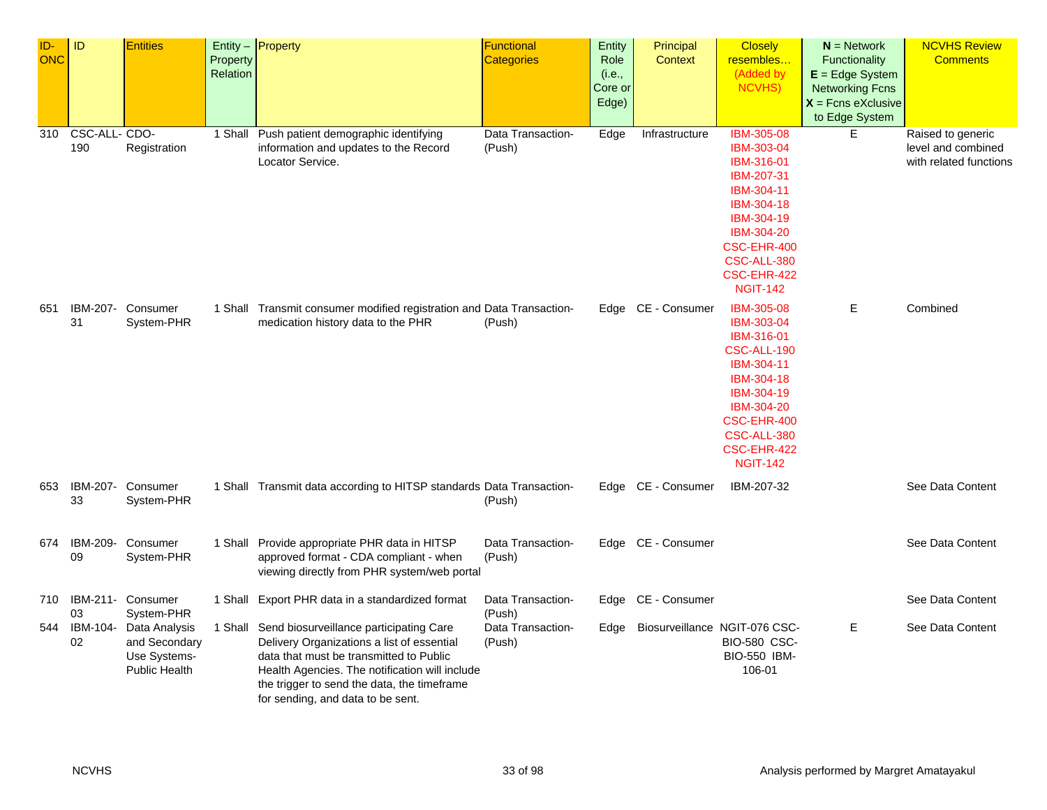| ID-ONC | ID | Entities | Entity – Property Relation | Property | Functional Categories | Entity Role (i.e., Core or Edge) | Principal Context | Closely resembles… (Added by NCVHS) | **N** = Network Functionality **E** = Edge System Networking Fcns **X** = Fcns eXclusive to Edge System | NCVHS Review Comments |
|---|---|---|---|---|---|---|---|---|---|---|
| 310 | CSC-ALL-190 | CDO-Registration | 1 Shall | Push patient demographic identifying information and updates to the Record Locator Service. | Data Transaction-(Push) | Edge | Infrastructure | IBM-305-08 IBM-303-04 IBM-316-01 IBM-207-31 IBM-304-11 IBM-304-18 IBM-304-19 IBM-304-20 CSC-EHR-400 CSC-ALL-380 CSC-EHR-422 NGIT-142 | E | Raised to generic level and combined with related functions |
| 651 | IBM-207-31 | Consumer System-PHR | 1 Shall | Transmit consumer modified registration and medication history data to the PHR | Data Transaction-(Push) | Edge | CE - Consumer | IBM-305-08 IBM-303-04 IBM-316-01 CSC-ALL-190 IBM-304-11 IBM-304-18 IBM-304-19 IBM-304-20 CSC-EHR-400 CSC-ALL-380 CSC-EHR-422 NGIT-142 | E | Combined |
| 653 | IBM-207-33 | Consumer System-PHR | 1 Shall | Transmit data according to HITSP standards | Data Transaction-(Push) | Edge | CE - Consumer | IBM-207-32 | | See Data Content |
| 674 | IBM-209-09 | Consumer System-PHR | 1 Shall | Provide appropriate PHR data in HITSP approved format - CDA compliant - when viewing directly from PHR system/web portal | Data Transaction-(Push) | Edge | CE - Consumer | | | See Data Content |
| 710 | IBM-211-03 | Consumer System-PHR | 1 Shall | Export PHR data in a standardized format | Data Transaction-(Push) | Edge | CE - Consumer | | | See Data Content |
| 544 | IBM-104-02 | Data Analysis and Secondary Use Systems-Public Health | 1 Shall | Send biosurveillance participating Care Delivery Organizations a list of essential data that must be transmitted to Public Health Agencies. The notification will include the trigger to send the data, the timeframe for sending, and data to be sent. | Data Transaction-(Push) | Edge | Biosurveillance | NGIT-076 CSC-BIO-580 CSC-BIO-550 IBM-106-01 | E | See Data Content |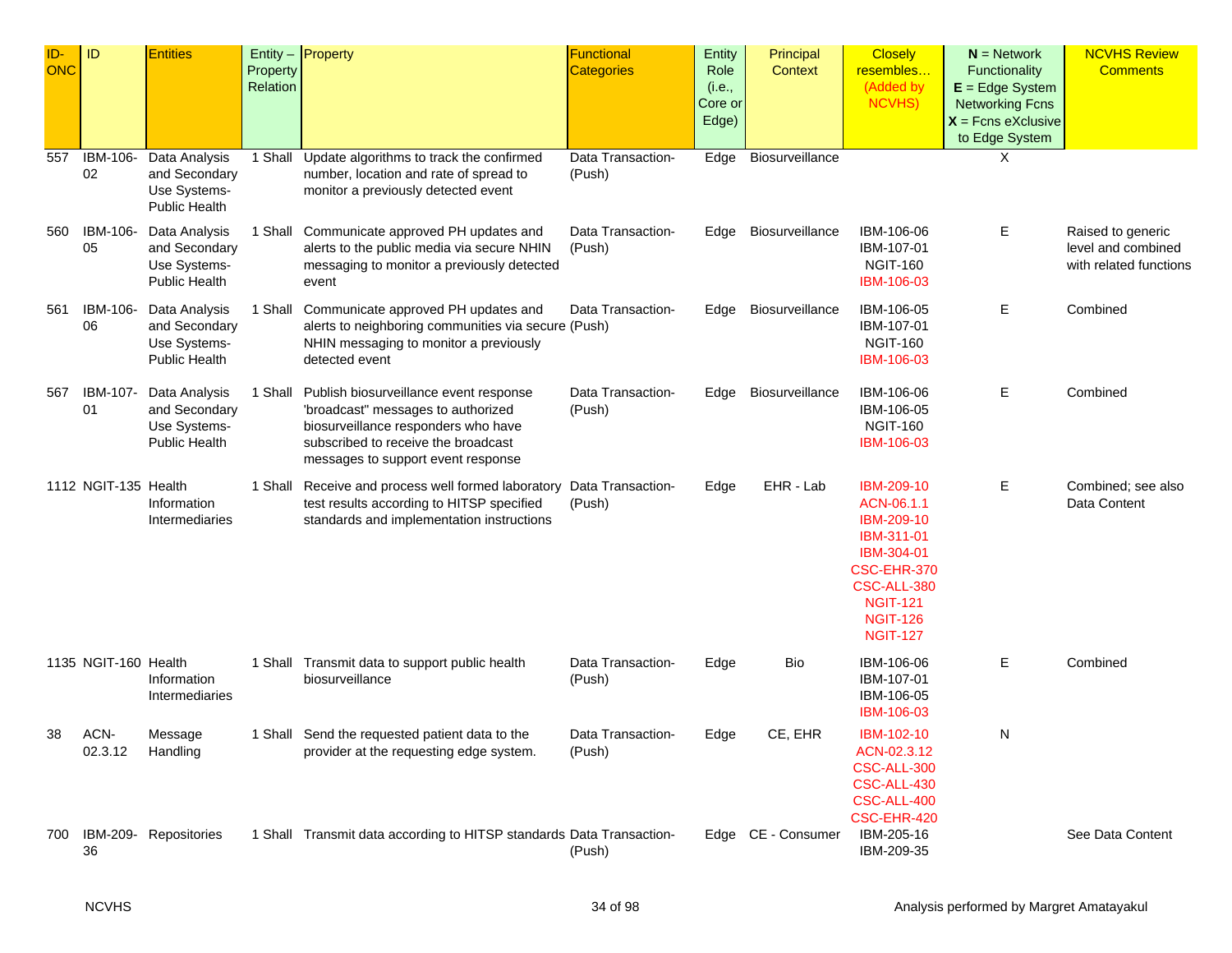| ID-ONC | ID | Entities | Entity – Property Relation | Property | Functional Categories | Entity Role (i.e., Core or Edge) | Principal Context | Closely resembles… (Added by NCVHS) | **N** = Network Functionality **E** = Edge System Networking Fcns **X** = Fcns eXclusive to Edge System | NCVHS Review Comments |
|---|---|---|---|---|---|---|---|---|---|---|
| 557 | IBM-106-02 | Data Analysis and Secondary Use Systems-Public Health | 1 Shall | Update algorithms to track the confirmed number, location and rate of spread to monitor a previously detected event | Data Transaction-(Push) | Edge | Biosurveillance | | X | |
| 560 | IBM-106-05 | Data Analysis and Secondary Use Systems-Public Health | 1 Shall | Communicate approved PH updates and alerts to the public media via secure NHIN messaging to monitor a previously detected event | Data Transaction-(Push) | Edge | Biosurveillance | IBM-106-06 IBM-107-01 NGIT-160 IBM-106-03 | E | Raised to generic level and combined with related functions |
| 561 | IBM-106-06 | Data Analysis and Secondary Use Systems-Public Health | 1 Shall | Communicate approved PH updates and alerts to neighboring communities via secure NHIN messaging to monitor a previously detected event | Data Transaction-(Push) | Edge | Biosurveillance | IBM-106-05 IBM-107-01 NGIT-160 IBM-106-03 | E | Combined |
| 567 | IBM-107-01 | Data Analysis and Secondary Use Systems-Public Health | 1 Shall | Publish biosurveillance event response 'broadcast" messages to authorized biosurveillance responders who have subscribed to receive the broadcast messages to support event response | Data Transaction-(Push) | Edge | Biosurveillance | IBM-106-06 IBM-106-05 NGIT-160 IBM-106-03 | E | Combined |
| 1112 | NGIT-135 | Health Information Intermediaries | 1 Shall | Receive and process well formed laboratory test results according to HITSP specified standards and implementation instructions | Data Transaction-(Push) | Edge | EHR - Lab | IBM-209-10 ACN-06.1.1 IBM-209-10 IBM-311-01 IBM-304-01 CSC-EHR-370 CSC-ALL-380 NGIT-121 NGIT-126 NGIT-127 | E | Combined; see also Data Content |
| 1135 | NGIT-160 | Health Information Intermediaries | 1 Shall | Transmit data to support public health biosurveillance | Data Transaction-(Push) | Edge | Bio | IBM-106-06 IBM-107-01 IBM-106-05 IBM-106-03 | E | Combined |
| 38 | ACN-02.3.12 | Message Handling | 1 Shall | Send the requested patient data to the provider at the requesting edge system. | Data Transaction-(Push) | Edge | CE, EHR | IBM-102-10 ACN-02.3.12 CSC-ALL-300 CSC-ALL-430 CSC-ALL-400 CSC-EHR-420 | N | |
| 700 | IBM-209-36 | Repositories | 1 Shall | Transmit data according to HITSP standards | Data Transaction-(Push) | Edge | CE - Consumer | IBM-205-16 IBM-209-35 | | See Data Content |

NCVHS

Analysis performed by Margret Amatayakul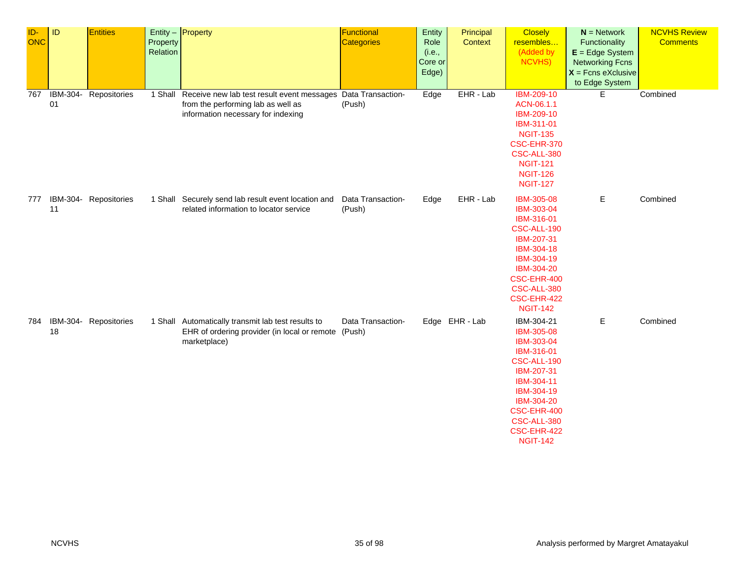| ID-ONC | ID | Entities | Entity – Property Relation | Property | Functional Categories | Entity Role (i.e., Core or Edge) | Principal Context | Closely resembles… (Added by NCVHS) | **N** = Network Functionality **E** = Edge System Networking Fcns **X** = Fcns eXclusive to Edge System | NCVHS Review Comments |
|---|---|---|---|---|---|---|---|---|---|---|
| 767 | IBM-304-01 | Repositories | 1 Shall | Receive new lab test result event messages from the performing lab as well as information necessary for indexing | Data Transaction-(Push) | Edge | EHR - Lab | IBM-209-10 ACN-06.1.1 IBM-209-10 IBM-311-01 NGIT-135 CSC-EHR-370 CSC-ALL-380 NGIT-121 NGIT-126 NGIT-127 | E | Combined |
| 777 | IBM-304-11 | Repositories | 1 Shall | Securely send lab result event location and related information to locator service | Data Transaction-(Push) | Edge | EHR - Lab | IBM-305-08 IBM-303-04 IBM-316-01 CSC-ALL-190 IBM-207-31 IBM-304-18 IBM-304-19 IBM-304-20 CSC-EHR-400 CSC-ALL-380 CSC-EHR-422 NGIT-142 | E | Combined |
| 784 | IBM-304-18 | Repositories | 1 Shall | Automatically transmit lab test results to EHR of ordering provider (in local or remote marketplace) | Data Transaction-(Push) | Edge | EHR - Lab | IBM-304-21 IBM-305-08 IBM-303-04 IBM-316-01 CSC-ALL-190 IBM-207-31 IBM-304-11 IBM-304-19 IBM-304-20 CSC-EHR-400 CSC-ALL-380 CSC-EHR-422 NGIT-142 | E | Combined |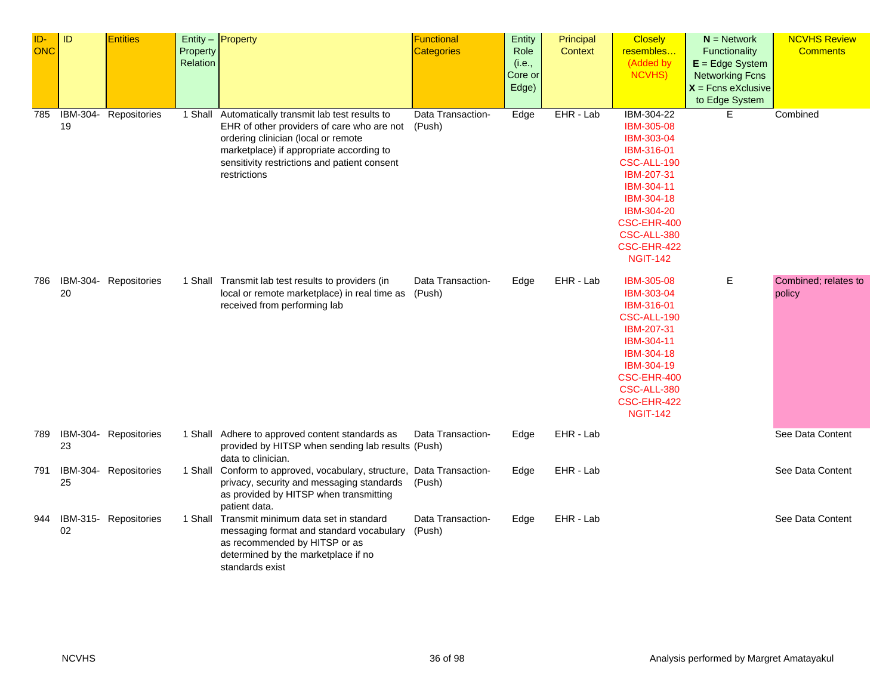| ID-ONC | ID | Entities | Entity – Property Relation | Property | Functional Categories | Entity Role (i.e., Core or Edge) | Principal Context | Closely resembles… (Added by NCVHS) | **N** = Network Functionality **E** = Edge System Networking Fcns **X** = Fcns eXclusive to Edge System | NCVHS Review Comments |
|---|---|---|---|---|---|---|---|---|---|---|
| 785 | IBM-304-19 | Repositories | 1 Shall | Automatically transmit lab test results to EHR of other providers of care who are not ordering clinician (local or remote marketplace) if appropriate according to sensitivity restrictions and patient consent restrictions | Data Transaction-(Push) | Edge | EHR - Lab | IBM-304-22 IBM-305-08 IBM-303-04 IBM-316-01 CSC-ALL-190 IBM-207-31 IBM-304-11 IBM-304-18 IBM-304-20 CSC-EHR-400 CSC-ALL-380 CSC-EHR-422 NGIT-142 | E | Combined |
| 786 | IBM-304-20 | Repositories | 1 Shall | Transmit lab test results to providers (in local or remote marketplace) in real time as received from performing lab | Data Transaction-(Push) | Edge | EHR - Lab | IBM-305-08 IBM-303-04 IBM-316-01 CSC-ALL-190 IBM-207-31 IBM-304-11 IBM-304-18 IBM-304-19 CSC-EHR-400 CSC-ALL-380 CSC-EHR-422 NGIT-142 | E | Combined; relates to policy |
| 789 | IBM-304-23 | Repositories | 1 Shall | Adhere to approved content standards as provided by HITSP when sending lab results data to clinician. | Data Transaction-(Push) | Edge | EHR - Lab | | | See Data Content |
| 791 | IBM-304-25 | Repositories | 1 Shall | Conform to approved, vocabulary, structure, privacy, security and messaging standards as provided by HITSP when transmitting patient data. | Data Transaction-(Push) | Edge | EHR - Lab | | | See Data Content |
| 944 | IBM-315-02 | Repositories | 1 Shall | Transmit minimum data set in standard messaging format and standard vocabulary as recommended by HITSP or as determined by the marketplace if no standards exist | Data Transaction-(Push) | Edge | EHR - Lab | | | See Data Content |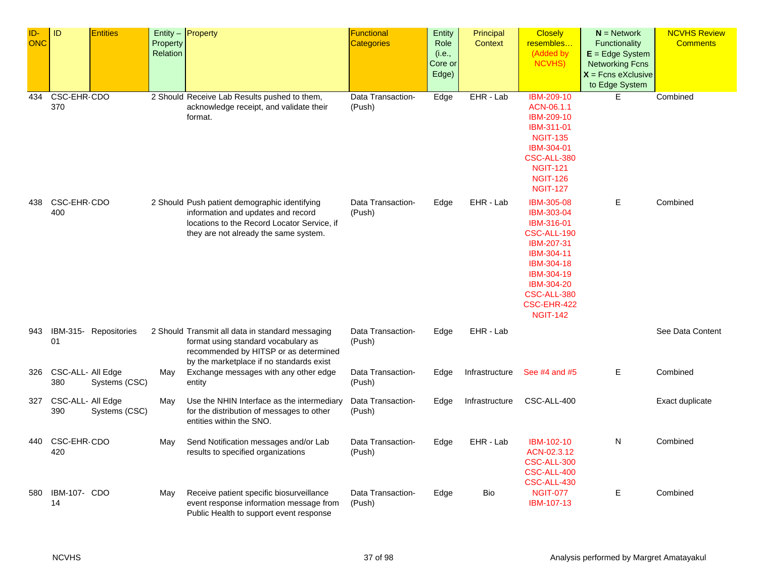| ID-ONC | ID | Entities | Entity – Property Relation | Property | Functional Categories | Entity Role (i.e., Core or Edge) | Principal Context | Closely resembles… (Added by NCVHS) | **N** = Network Functionality **E** = Edge System Networking Fcns **X** = Fcns eXclusive to Edge System | NCVHS Review Comments |
|---|---|---|---|---|---|---|---|---|---|---|
| 434 | CSC-EHR-370 | CDO | 2 Should | Receive Lab Results pushed to them, acknowledge receipt, and validate their format. | Data Transaction-(Push) | Edge | EHR - Lab | IBM-209-10 ACN-06.1.1 IBM-209-10 IBM-311-01 NGIT-135 IBM-304-01 CSC-ALL-380 NGIT-121 NGIT-126 NGIT-127 | E | Combined |
| 438 | CSC-EHR-400 | CDO | 2 Should | Push patient demographic identifying information and updates and record locations to the Record Locator Service, if they are not already the same system. | Data Transaction-(Push) | Edge | EHR - Lab | IBM-305-08 IBM-303-04 IBM-316-01 CSC-ALL-190 IBM-207-31 IBM-304-11 IBM-304-18 IBM-304-19 IBM-304-20 CSC-ALL-380 CSC-EHR-422 NGIT-142 | E | Combined |
| 943 | IBM-315-01 | Repositories | 2 Should | Transmit all data in standard messaging format using standard vocabulary as recommended by HITSP or as determined by the marketplace if no standards exist | Data Transaction-(Push) | Edge | EHR - Lab | | | See Data Content |
| 326 | CSC-ALL-380 | All Edge Systems (CSC) | May | Exchange messages with any other edge entity | Data Transaction-(Push) | Edge | Infrastructure | See #4 and #5 | E | Combined |
| 327 | CSC-ALL-390 | All Edge Systems (CSC) | May | Use the NHIN Interface as the intermediary for the distribution of messages to other entities within the SNO. | Data Transaction-(Push) | Edge | Infrastructure | CSC-ALL-400 | | Exact duplicate |
| 440 | CSC-EHR-420 | CDO | May | Send Notification messages and/or Lab results to specified organizations | Data Transaction-(Push) | Edge | EHR - Lab | IBM-102-10 ACN-02.3.12 CSC-ALL-300 CSC-ALL-400 CSC-ALL-430 | N | Combined |
| 580 | IBM-107-14 | CDO | May | Receive patient specific biosurveillance event response information message from Public Health to support event response | Data Transaction-(Push) | Edge | Bio | NGIT-077 IBM-107-13 | E | Combined |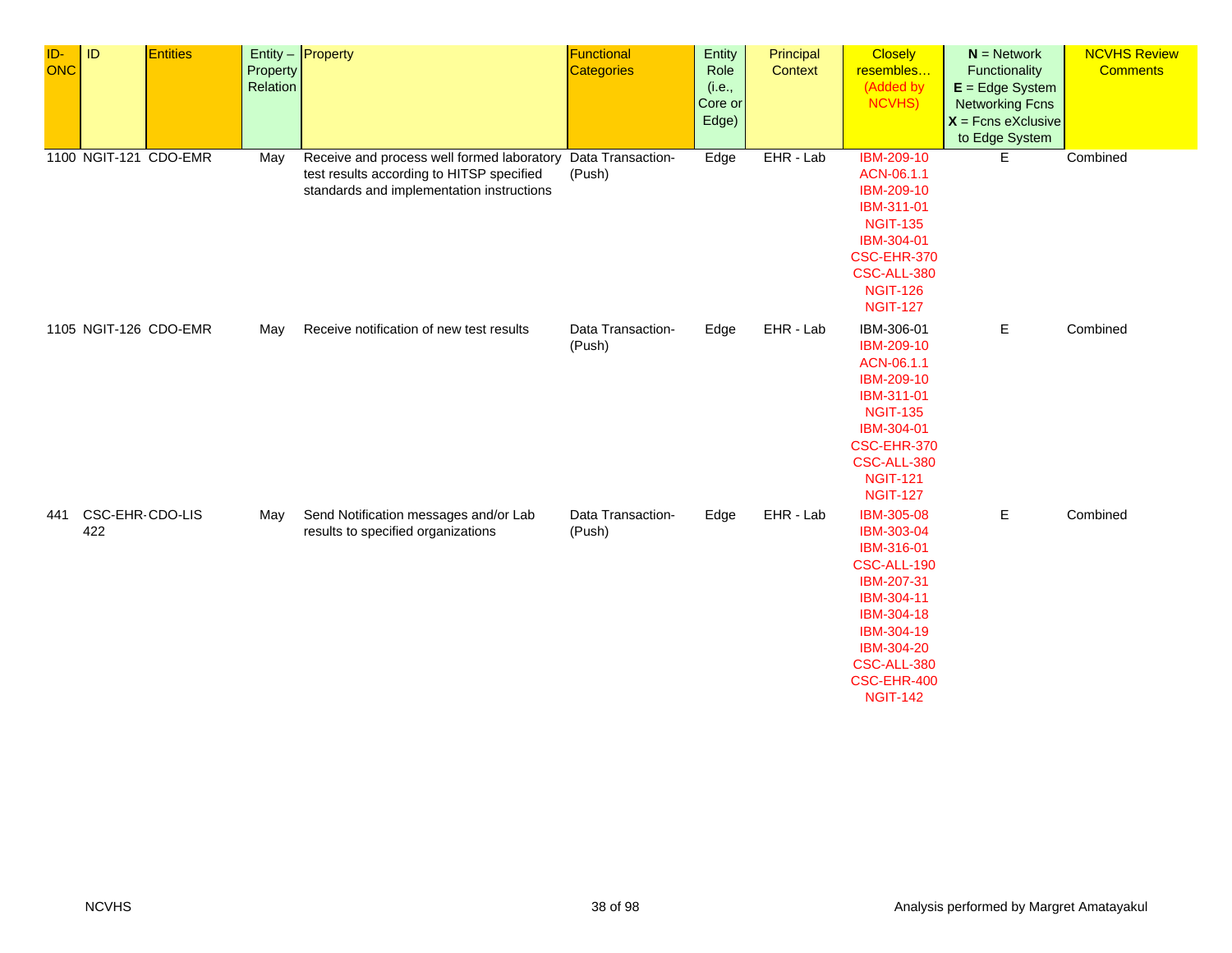| ID-ONC | ID | Entities | Entity – Property Relation | Property | Functional Categories | Entity Role (i.e., Core or Edge) | Principal Context | Closely resembles… (Added by NCVHS) | **N** = Network Functionality **E** = Edge System Networking Fcns **X** = Fcns eXclusive to Edge System | NCVHS Review Comments |
|---|---|---|---|---|---|---|---|---|---|---|
| 1100 | NGIT-121 | CDO-EMR | May | Receive and process well formed laboratory test results according to HITSP specified standards and implementation instructions | Data Transaction-(Push) | Edge | EHR - Lab | IBM-209-10 ACN-06.1.1 IBM-209-10 IBM-311-01 NGIT-135 IBM-304-01 CSC-EHR-370 CSC-ALL-380 NGIT-126 NGIT-127 | E | Combined |
| 1105 | NGIT-126 | CDO-EMR | May | Receive notification of new test results | Data Transaction-(Push) | Edge | EHR - Lab | IBM-306-01 IBM-209-10 ACN-06.1.1 IBM-209-10 IBM-311-01 NGIT-135 IBM-304-01 CSC-EHR-370 CSC-ALL-380 NGIT-121 NGIT-127 | E | Combined |
| 441 | CSC-EHR-422 | CDO-LIS | May | Send Notification messages and/or Lab results to specified organizations | Data Transaction-(Push) | Edge | EHR - Lab | IBM-305-08 IBM-303-04 IBM-316-01 CSC-ALL-190 IBM-207-31 IBM-304-11 IBM-304-18 IBM-304-19 IBM-304-20 CSC-ALL-380 CSC-EHR-400 NGIT-142 | E | Combined |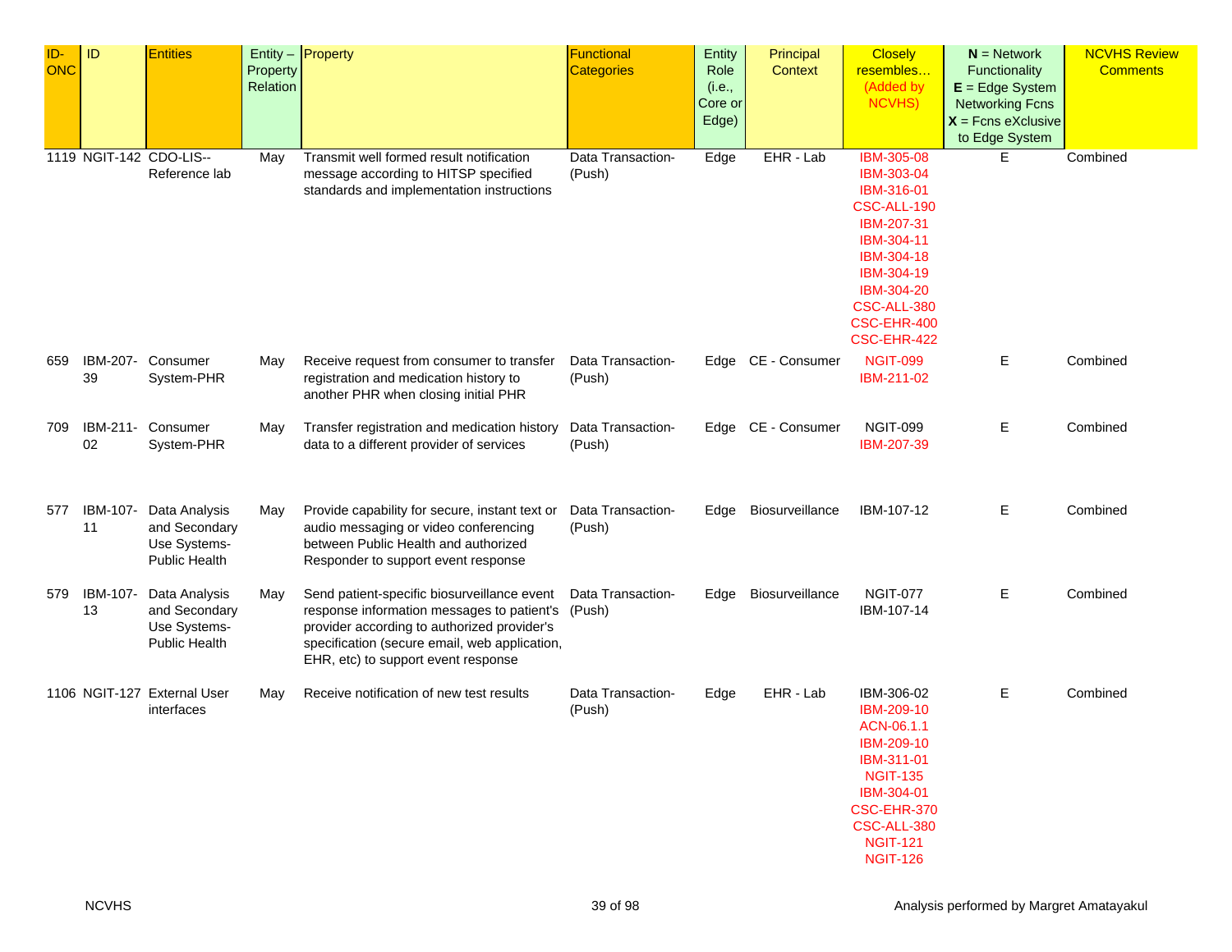| ID-ONC | ID | Entities | Entity – Property Relation | Property | Functional Categories | Entity Role (i.e., Core or Edge) | Principal Context | Closely resembles… (Added by NCVHS) | **N** = Network Functionality **E** = Edge System Networking Fcns **X** = Fcns eXclusive to Edge System | NCVHS Review Comments |
|---|---|---|---|---|---|---|---|---|---|---|
| 1119 | NGIT-142 | CDO-LIS--Reference lab | May | Transmit well formed result notification message according to HITSP specified standards and implementation instructions | Data Transaction-(Push) | Edge | EHR - Lab | IBM-305-08 IBM-303-04 IBM-316-01 CSC-ALL-190 IBM-207-31 IBM-304-11 IBM-304-18 IBM-304-19 IBM-304-20 CSC-ALL-380 CSC-EHR-400 CSC-EHR-422 | E | Combined |
| 659 | IBM-207-39 | Consumer System-PHR | May | Receive request from consumer to transfer registration and medication history to another PHR when closing initial PHR | Data Transaction-(Push) | Edge | CE - Consumer | NGIT-099 IBM-211-02 | E | Combined |
| 709 | IBM-211-02 | Consumer System-PHR | May | Transfer registration and medication history data to a different provider of services | Data Transaction-(Push) | Edge | CE - Consumer | NGIT-099 IBM-207-39 | E | Combined |
| 577 | IBM-107-11 | Data Analysis and Secondary Use Systems-Public Health | May | Provide capability for secure, instant text or audio messaging or video conferencing between Public Health and authorized Responder to support event response | Data Transaction-(Push) | Edge | Biosurveillance | IBM-107-12 | E | Combined |
| 579 | IBM-107-13 | Data Analysis and Secondary Use Systems-Public Health | May | Send patient-specific biosurveillance event response information messages to patient's provider according to authorized provider's specification (secure email, web application, EHR, etc) to support event response | Data Transaction-(Push) | Edge | Biosurveillance | NGIT-077 IBM-107-14 | E | Combined |
| 1106 | NGIT-127 | External User interfaces | May | Receive notification of new test results | Data Transaction-(Push) | Edge | EHR - Lab | IBM-306-02 IBM-209-10 ACN-06.1.1 IBM-209-10 IBM-311-01 NGIT-135 IBM-304-01 CSC-EHR-370 CSC-ALL-380 NGIT-121 NGIT-126 | E | Combined |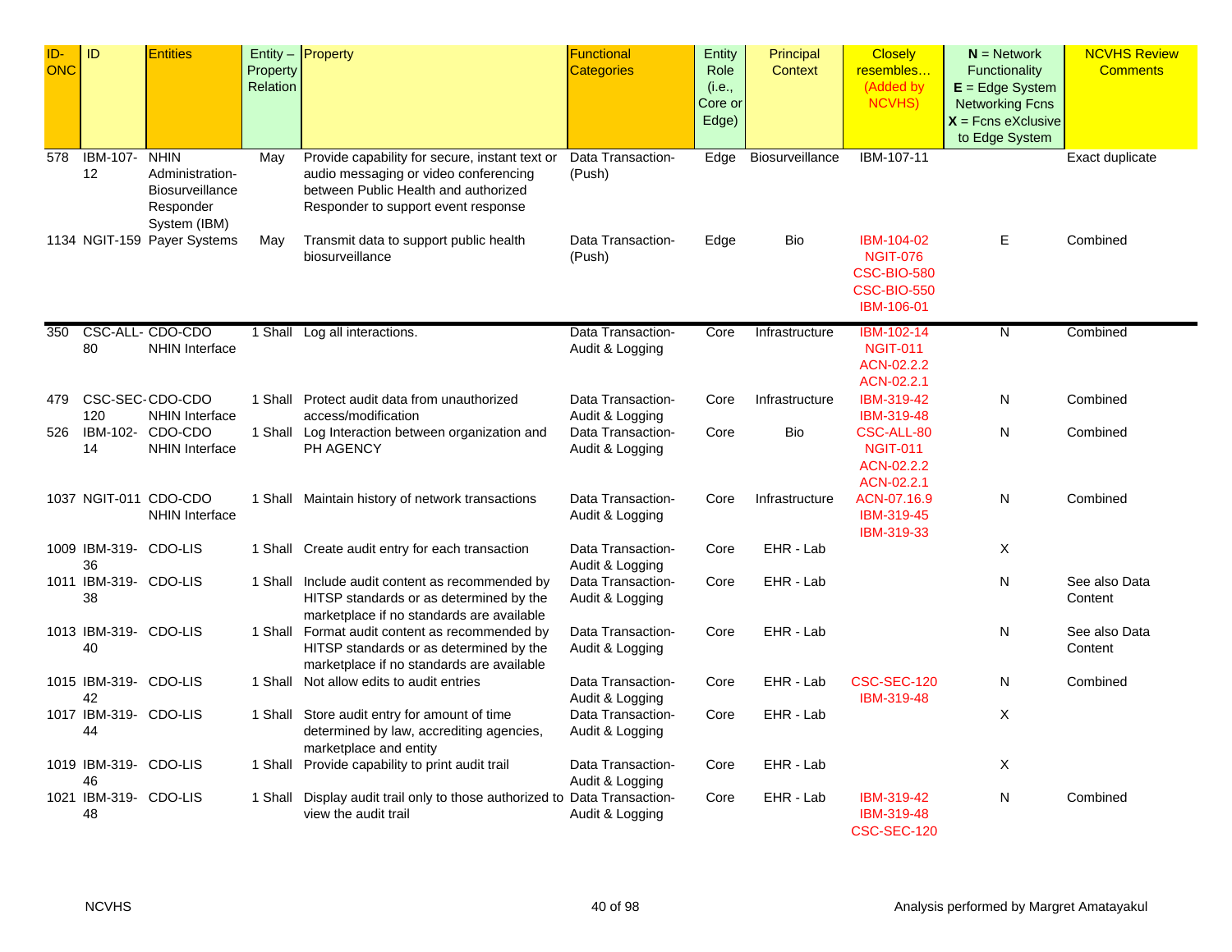| ID-ONC | ID | Entities | Entity – Property Relation | Property | Functional Categories | Entity Role (i.e., Core or Edge) | Principal Context | Closely resembles… (Added by NCVHS) | N = Network Functionality E = Edge System Networking Fcns X = Fcns eXclusive to Edge System | NCVHS Review Comments |
|---|---|---|---|---|---|---|---|---|---|---|
| 578 | IBM-107-12 | NHIN Administration-Biosurveillance Responder System (IBM) | May | Provide capability for secure, instant text or audio messaging or video conferencing between Public Health and authorized Responder to support event response | Data Transaction-(Push) | Edge | Biosurveillance | IBM-107-11 | | Exact duplicate |
| 1134 | NGIT-159 | Payer Systems | May | Transmit data to support public health biosurveillance | Data Transaction-(Push) | Edge | Bio | IBM-104-02 NGIT-076 CSC-BIO-580 CSC-BIO-550 IBM-106-01 | E | Combined |
| 350 | CSC-ALL-80 | CDO-CDO NHIN Interface | 1 Shall | Log all interactions. | Data Transaction-Audit & Logging | Core | Infrastructure | IBM-102-14 NGIT-011 ACN-02.2.2 ACN-02.2.1 | N | Combined |
| 479 | CSC-SEC-120 | CDO-CDO NHIN Interface | 1 Shall | Protect audit data from unauthorized access/modification | Data Transaction-Audit & Logging | Core | Infrastructure | IBM-319-42 IBM-319-48 | N | Combined |
| 526 | IBM-102-14 | CDO-CDO NHIN Interface | 1 Shall | Log Interaction between organization and PH AGENCY | Data Transaction-Audit & Logging | Core | Bio | CSC-ALL-80 NGIT-011 ACN-02.2.2 ACN-02.2.1 | N | Combined |
| 1037 | NGIT-011 | CDO-CDO NHIN Interface | 1 Shall | Maintain history of network transactions | Data Transaction-Audit & Logging | Core | Infrastructure | ACN-07.16.9 IBM-319-45 IBM-319-33 | N | Combined |
| 1009 | IBM-319-36 | CDO-LIS | 1 Shall | Create audit entry for each transaction | Data Transaction-Audit & Logging | Core | EHR - Lab | | X | |
| 1011 | IBM-319-38 | CDO-LIS | 1 Shall | Include audit content as recommended by HITSP standards or as determined by the marketplace if no standards are available | Data Transaction-Audit & Logging | Core | EHR - Lab | | N | See also Data Content |
| 1013 | IBM-319-40 | CDO-LIS | 1 Shall | Format audit content as recommended by HITSP standards or as determined by the marketplace if no standards are available | Data Transaction-Audit & Logging | Core | EHR - Lab | | N | See also Data Content |
| 1015 | IBM-319-42 | CDO-LIS | 1 Shall | Not allow edits to audit entries | Data Transaction-Audit & Logging | Core | EHR - Lab | CSC-SEC-120 IBM-319-48 | N | Combined |
| 1017 | IBM-319-44 | CDO-LIS | 1 Shall | Store audit entry for amount of time determined by law, accrediting agencies, marketplace and entity | Data Transaction-Audit & Logging | Core | EHR - Lab | | X | |
| 1019 | IBM-319-46 | CDO-LIS | 1 Shall | Provide capability to print audit trail | Data Transaction-Audit & Logging | Core | EHR - Lab | | X | |
| 1021 | IBM-319-48 | CDO-LIS | 1 Shall | Display audit trail only to those authorized to view the audit trail | Data Transaction-Audit & Logging | Core | EHR - Lab | IBM-319-42 IBM-319-48 CSC-SEC-120 | N | Combined |

NCVHS

Analysis performed by Margret Amatayakul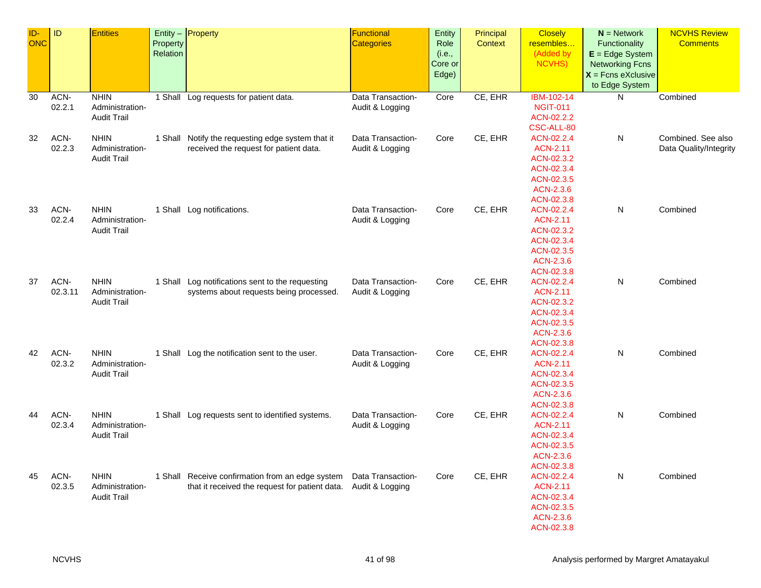| ID-ONC | ID | Entities | Entity – Property Relation | Property | Functional Categories | Entity Role (i.e., Core or Edge) | Principal Context | Closely resembles… (Added by NCVHS) | **N** = Network Functionality **E** = Edge System Networking Fcns **X** = Fcns eXclusive to Edge System | NCVHS Review Comments |
|---|---|---|---|---|---|---|---|---|---|---|
| 30 | ACN-02.2.1 | NHIN Administration-Audit Trail | 1 Shall | Log requests for patient data. | Data Transaction-Audit & Logging | Core | CE, EHR | IBM-102-14 NGIT-011 ACN-02.2.2 CSC-ALL-80 | N | Combined |
| 32 | ACN-02.2.3 | NHIN Administration-Audit Trail | 1 Shall | Notify the requesting edge system that it received the request for patient data. | Data Transaction-Audit & Logging | Core | CE, EHR | ACN-02.2.4 ACN-2.11 ACN-02.3.2 ACN-02.3.4 ACN-02.3.5 ACN-2.3.6 ACN-02.3.8 | N | Combined. See also Data Quality/Integrity |
| 33 | ACN-02.2.4 | NHIN Administration-Audit Trail | 1 Shall | Log notifications. | Data Transaction-Audit & Logging | Core | CE, EHR | ACN-02.2.4 ACN-2.11 ACN-02.3.2 ACN-02.3.4 ACN-02.3.5 ACN-2.3.6 ACN-02.3.8 | N | Combined |
| 37 | ACN-02.3.11 | NHIN Administration-Audit Trail | 1 Shall | Log notifications sent to the requesting systems about requests being processed. | Data Transaction-Audit & Logging | Core | CE, EHR | ACN-02.2.4 ACN-2.11 ACN-02.3.2 ACN-02.3.4 ACN-02.3.5 ACN-2.3.6 ACN-02.3.8 | N | Combined |
| 42 | ACN-02.3.2 | NHIN Administration-Audit Trail | 1 Shall | Log the notification sent to the user. | Data Transaction-Audit & Logging | Core | CE, EHR | ACN-02.2.4 ACN-2.11 ACN-02.3.4 ACN-02.3.5 ACN-2.3.6 ACN-02.3.8 | N | Combined |
| 44 | ACN-02.3.4 | NHIN Administration-Audit Trail | 1 Shall | Log requests sent to identified systems. | Data Transaction-Audit & Logging | Core | CE, EHR | ACN-02.2.4 ACN-2.11 ACN-02.3.4 ACN-02.3.5 ACN-2.3.6 ACN-02.3.8 | N | Combined |
| 45 | ACN-02.3.5 | NHIN Administration-Audit Trail | 1 Shall | Receive confirmation from an edge system that it received the request for patient data. | Data Transaction-Audit & Logging | Core | CE, EHR | ACN-02.2.4 ACN-2.11 ACN-02.3.4 ACN-02.3.5 ACN-2.3.6 ACN-02.3.8 | N | Combined |

NCVHS

Analysis performed by Margret Amatayakul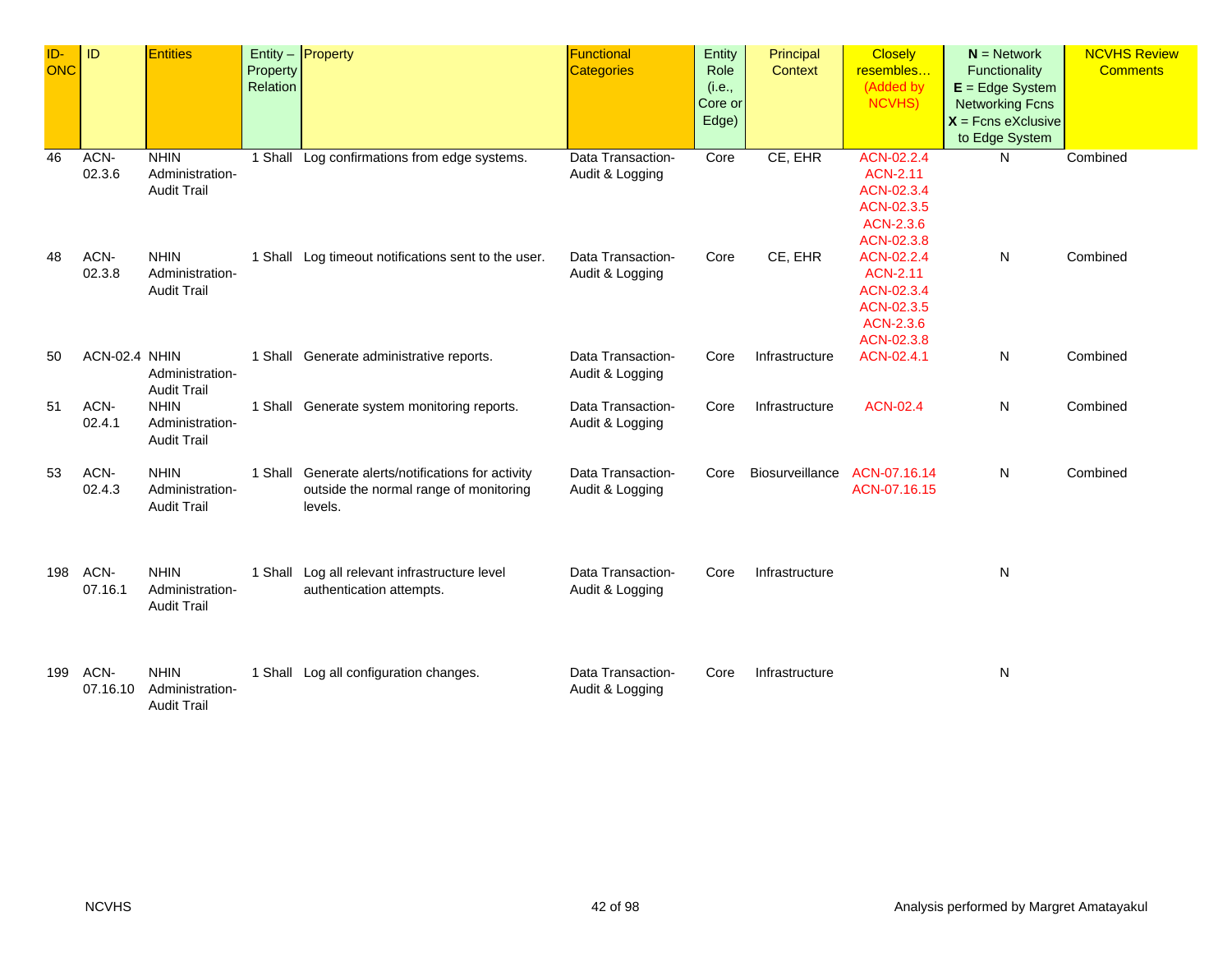| ID-ONC | ID | Entities | Entity – Property Relation | Property | Functional Categories | Entity Role (i.e., Core or Edge) | Principal Context | Closely resembles… (Added by NCVHS) | **N** = Network Functionality **E** = Edge System Networking Fcns **X** = Fcns eXclusive to Edge System | NCVHS Review Comments |
|---|---|---|---|---|---|---|---|---|---|---|
| 46 | ACN-02.3.6 | NHIN Administration-Audit Trail | 1 Shall | Log confirmations from edge systems. | Data Transaction-Audit & Logging | Core | CE, EHR | ACN-02.2.4 ACN-2.11 ACN-02.3.4 ACN-02.3.5 ACN-2.3.6 ACN-02.3.8 | N | Combined |
| 48 | ACN-02.3.8 | NHIN Administration-Audit Trail | 1 Shall | Log timeout notifications sent to the user. | Data Transaction-Audit & Logging | Core | CE, EHR | ACN-02.2.4 ACN-2.11 ACN-02.3.4 ACN-02.3.5 ACN-2.3.6 ACN-02.3.8 | N | Combined |
| 50 | ACN-02.4 | NHIN Administration-Audit Trail | 1 Shall | Generate administrative reports. | Data Transaction-Audit & Logging | Core | Infrastructure | ACN-02.4.1 | N | Combined |
| 51 | ACN-02.4.1 | NHIN Administration-Audit Trail | 1 Shall | Generate system monitoring reports. | Data Transaction-Audit & Logging | Core | Infrastructure | ACN-02.4 | N | Combined |
| 53 | ACN-02.4.3 | NHIN Administration-Audit Trail | 1 Shall | Generate alerts/notifications for activity outside the normal range of monitoring levels. | Data Transaction-Audit & Logging | Core | Biosurveillance | ACN-07.16.14 ACN-07.16.15 | N | Combined |
| 198 | ACN-07.16.1 | NHIN Administration-Audit Trail | 1 Shall | Log all relevant infrastructure level authentication attempts. | Data Transaction-Audit & Logging | Core | Infrastructure | | N | |
| 199 | ACN-07.16.10 | NHIN Administration-Audit Trail | 1 Shall | Log all configuration changes. | Data Transaction-Audit & Logging | Core | Infrastructure | | N | |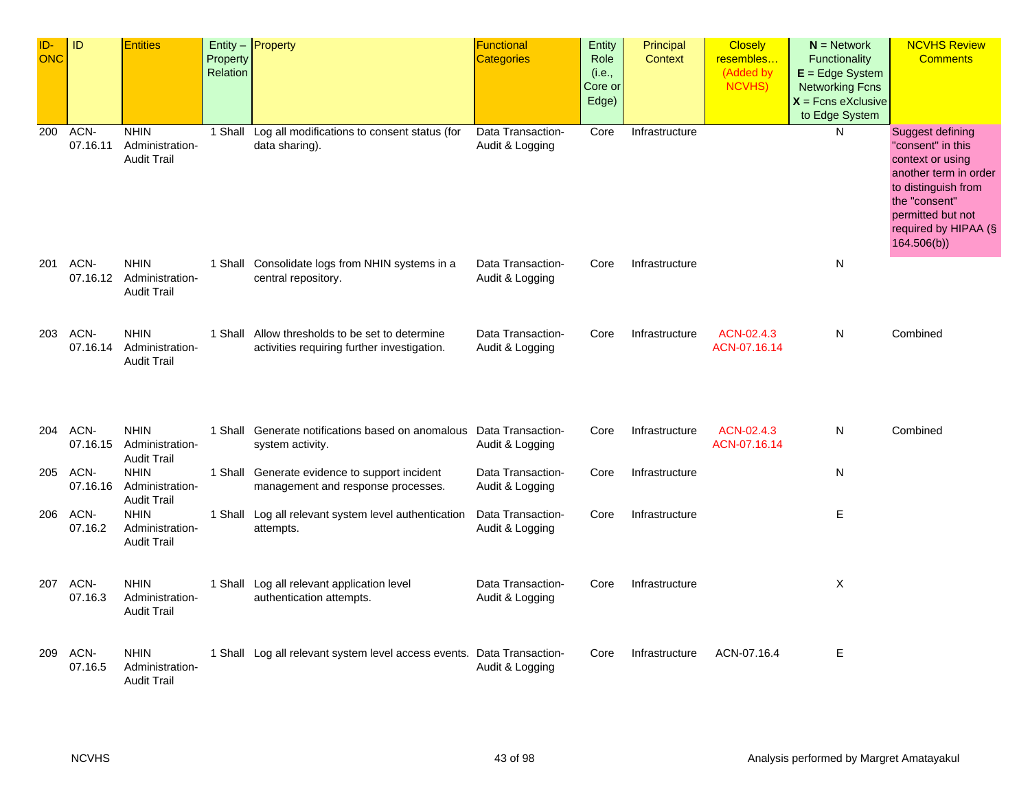| ID-ONC | ID | Entities | Entity – Property Relation | Property | Functional Categories | Entity Role (i.e., Core or Edge) | Principal Context | Closely resembles… (Added by NCVHS) | **N** = Network Functionality **E** = Edge System Networking Fcns **X** = Fcns eXclusive to Edge System | NCVHS Review Comments |
|---|---|---|---|---|---|---|---|---|---|---|
| 200 | ACN-07.16.11 | NHIN Administration-Audit Trail | 1 Shall | Log all modifications to consent status (for data sharing). | Data Transaction-Audit & Logging | Core | Infrastructure | | N | Suggest defining "consent" in this context or using another term in order to distinguish from the "consent" permitted but not required by HIPAA (§ 164.506(b)) |
| 201 | ACN-07.16.12 | NHIN Administration-Audit Trail | 1 Shall | Consolidate logs from NHIN systems in a central repository. | Data Transaction-Audit & Logging | Core | Infrastructure | | N | |
| 203 | ACN-07.16.14 | NHIN Administration-Audit Trail | 1 Shall | Allow thresholds to be set to determine activities requiring further investigation. | Data Transaction-Audit & Logging | Core | Infrastructure | ACN-02.4.3 ACN-07.16.14 | N | Combined |
| 204 | ACN-07.16.15 | NHIN Administration-Audit Trail | 1 Shall | Generate notifications based on anomalous system activity. | Data Transaction-Audit & Logging | Core | Infrastructure | ACN-02.4.3 ACN-07.16.14 | N | Combined |
| 205 | ACN-07.16.16 | NHIN Administration-Audit Trail | 1 Shall | Generate evidence to support incident management and response processes. | Data Transaction-Audit & Logging | Core | Infrastructure | | N | |
| 206 | ACN-07.16.2 | NHIN Administration-Audit Trail | 1 Shall | Log all relevant system level authentication attempts. | Data Transaction-Audit & Logging | Core | Infrastructure | | E | |
| 207 | ACN-07.16.3 | NHIN Administration-Audit Trail | 1 Shall | Log all relevant application level authentication attempts. | Data Transaction-Audit & Logging | Core | Infrastructure | | X | |
| 209 | ACN-07.16.5 | NHIN Administration-Audit Trail | 1 Shall | Log all relevant system level access events. | Data Transaction-Audit & Logging | Core | Infrastructure | ACN-07.16.4 | E | |

NCVHS | Analysis performed by Margret Amatayakul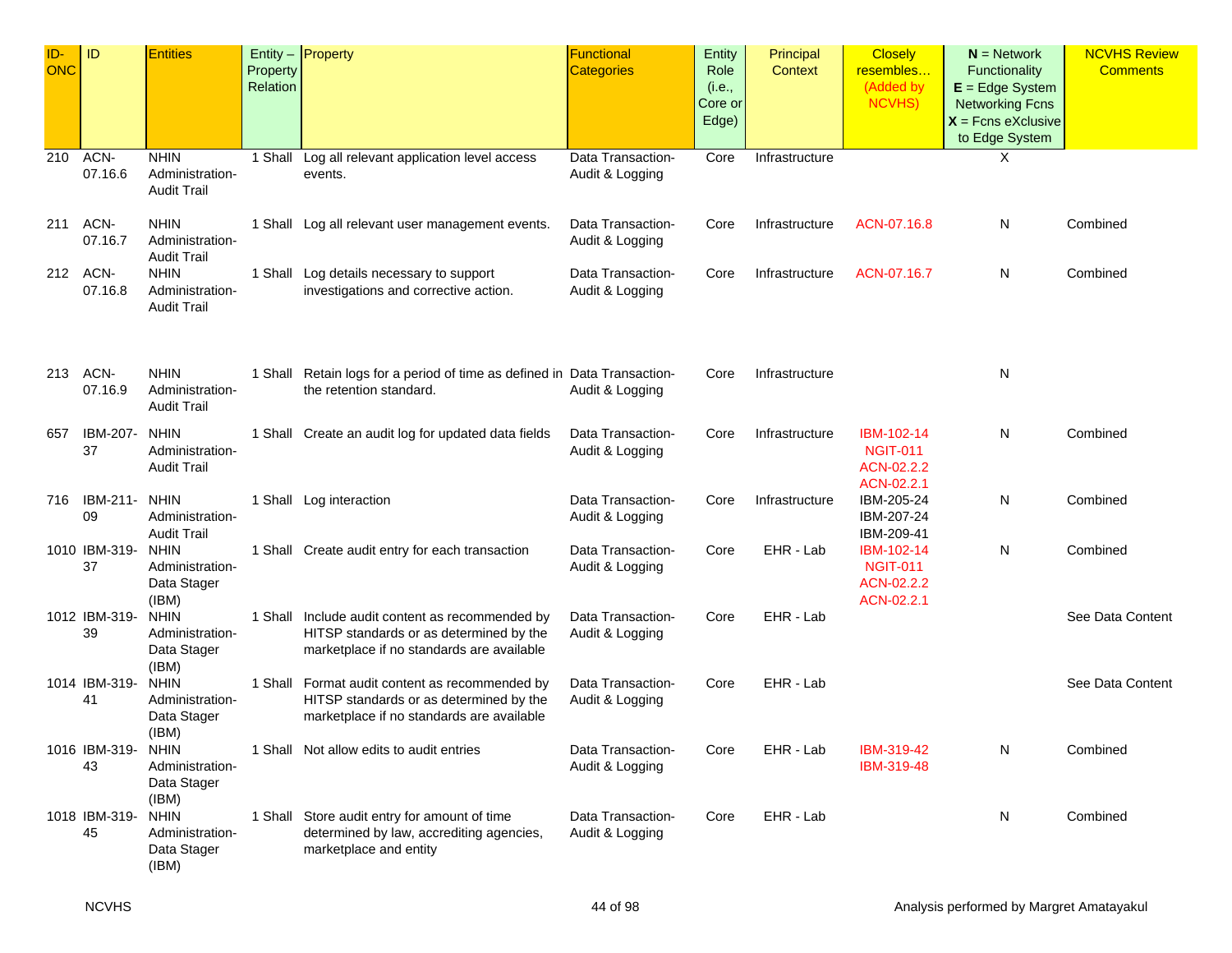| ID-ONC | ID | Entities | Entity – Property Relation | Property | Functional Categories | Entity Role (i.e., Core or Edge) | Principal Context | Closely resembles… (Added by NCVHS) | **N** = Network Functionality **E** = Edge System Networking Fcns **X** = Fcns eXclusive to Edge System | NCVHS Review Comments |
|---|---|---|---|---|---|---|---|---|---|---|
| 210 | ACN-07.16.6 | NHIN Administration-Audit Trail | 1 Shall | Log all relevant application level access events. | Data Transaction-Audit & Logging | Core | Infrastructure | | X | |
| 211 | ACN-07.16.7 | NHIN Administration-Audit Trail | 1 Shall | Log all relevant user management events. | Data Transaction-Audit & Logging | Core | Infrastructure | ACN-07.16.8 | N | Combined |
| 212 | ACN-07.16.8 | NHIN Administration-Audit Trail | 1 Shall | Log details necessary to support investigations and corrective action. | Data Transaction-Audit & Logging | Core | Infrastructure | ACN-07.16.7 | N | Combined |
| 213 | ACN-07.16.9 | NHIN Administration-Audit Trail | 1 Shall | Retain logs for a period of time as defined in the retention standard. | Data Transaction-Audit & Logging | Core | Infrastructure | | N | |
| 657 | IBM-207-37 | NHIN Administration-Audit Trail | 1 Shall | Create an audit log for updated data fields | Data Transaction-Audit & Logging | Core | Infrastructure | IBM-102-14 NGIT-011 ACN-02.2.2 ACN-02.2.1 | N | Combined |
| 716 | IBM-211-09 | NHIN Administration-Audit Trail | 1 Shall | Log interaction | Data Transaction-Audit & Logging | Core | Infrastructure | IBM-205-24 IBM-207-24 IBM-209-41 | N | Combined |
| 1010 | IBM-319-37 | NHIN Administration-Data Stager (IBM) | 1 Shall | Create audit entry for each transaction | Data Transaction-Audit & Logging | Core | EHR - Lab | IBM-102-14 NGIT-011 ACN-02.2.2 ACN-02.2.1 | N | Combined |
| 1012 | IBM-319-39 | NHIN Administration-Data Stager (IBM) | 1 Shall | Include audit content as recommended by HITSP standards or as determined by the marketplace if no standards are available | Data Transaction-Audit & Logging | Core | EHR - Lab | | | See Data Content |
| 1014 | IBM-319-41 | NHIN Administration-Data Stager (IBM) | 1 Shall | Format audit content as recommended by HITSP standards or as determined by the marketplace if no standards are available | Data Transaction-Audit & Logging | Core | EHR - Lab | | | See Data Content |
| 1016 | IBM-319-43 | NHIN Administration-Data Stager (IBM) | 1 Shall | Not allow edits to audit entries | Data Transaction-Audit & Logging | Core | EHR - Lab | IBM-319-42 IBM-319-48 | N | Combined |
| 1018 | IBM-319-45 | NHIN Administration-Data Stager (IBM) | 1 Shall | Store audit entry for amount of time determined by law, accrediting agencies, marketplace and entity | Data Transaction-Audit & Logging | Core | EHR - Lab | | N | Combined |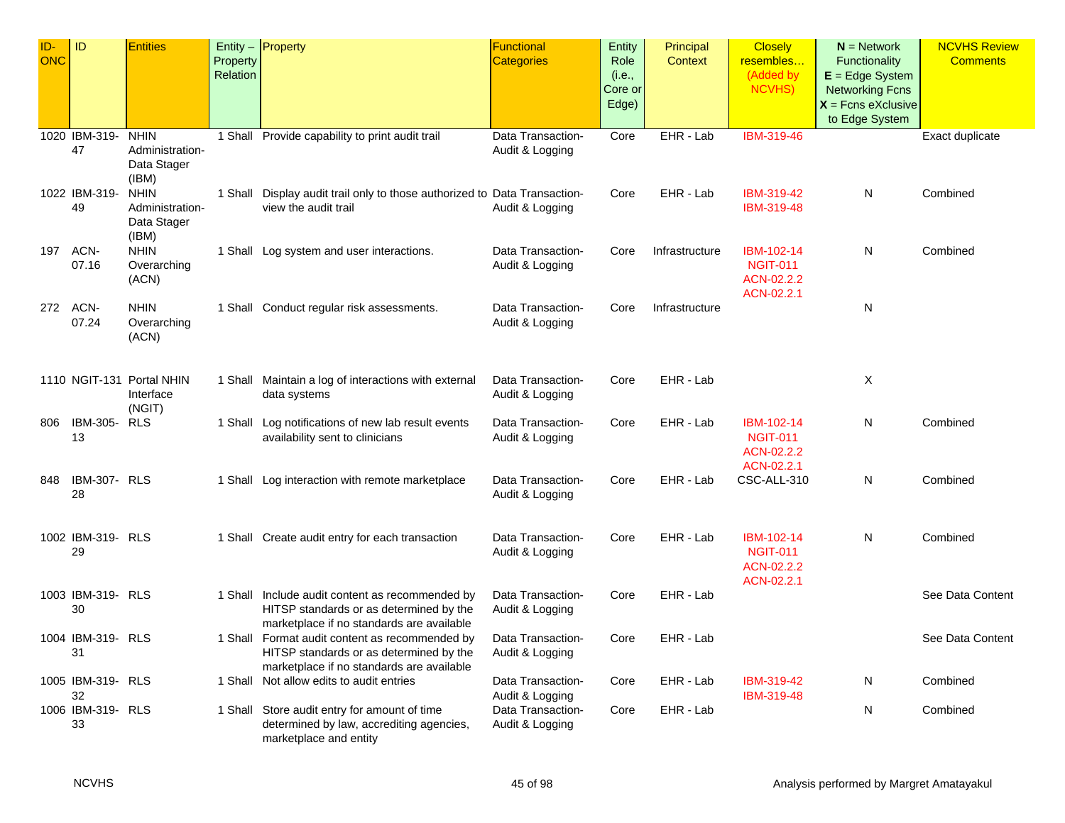| ID-ONC | ID | Entities | Entity – Property Relation | Property | Functional Categories | Entity Role (i.e., Core or Edge) | Principal Context | Closely resembles… (Added by NCVHS) | **N** = Network Functionality **E** = Edge System Networking Fcns **X** = Fcns eXclusive to Edge System | NCVHS Review Comments |
|---|---|---|---|---|---|---|---|---|---|---|
| 1020 | IBM-319-47 | NHIN Administration-Data Stager (IBM) | 1 Shall | Provide capability to print audit trail | Data Transaction-Audit & Logging | Core | EHR - Lab | IBM-319-46 | | Exact duplicate |
| 1022 | IBM-319-49 | NHIN Administration-Data Stager (IBM) | 1 Shall | Display audit trail only to those authorized to view the audit trail | Data Transaction-Audit & Logging | Core | EHR - Lab | IBM-319-42 IBM-319-48 | N | Combined |
| 197 | ACN-07.16 | NHIN Overarching (ACN) | 1 Shall | Log system and user interactions. | Data Transaction-Audit & Logging | Core | Infrastructure | IBM-102-14 NGIT-011 ACN-02.2.2 ACN-02.2.1 | N | Combined |
| 272 | ACN-07.24 | NHIN Overarching (ACN) | 1 Shall | Conduct regular risk assessments. | Data Transaction-Audit & Logging | Core | Infrastructure | | N | |
| 1110 | NGIT-131 | Portal NHIN Interface (NGIT) | 1 Shall | Maintain a log of interactions with external data systems | Data Transaction-Audit & Logging | Core | EHR - Lab | | X | |
| 806 | IBM-305-13 | RLS | 1 Shall | Log notifications of new lab result events availability sent to clinicians | Data Transaction-Audit & Logging | Core | EHR - Lab | IBM-102-14 NGIT-011 ACN-02.2.2 ACN-02.2.1 | N | Combined |
| 848 | IBM-307-28 | RLS | 1 Shall | Log interaction with remote marketplace | Data Transaction-Audit & Logging | Core | EHR - Lab | CSC-ALL-310 | N | Combined |
| 1002 | IBM-319-29 | RLS | 1 Shall | Create audit entry for each transaction | Data Transaction-Audit & Logging | Core | EHR - Lab | IBM-102-14 NGIT-011 ACN-02.2.2 ACN-02.2.1 | N | Combined |
| 1003 | IBM-319-30 | RLS | 1 Shall | Include audit content as recommended by HITSP standards or as determined by the marketplace if no standards are available | Data Transaction-Audit & Logging | Core | EHR - Lab | | | See Data Content |
| 1004 | IBM-319-31 | RLS | 1 Shall | Format audit content as recommended by HITSP standards or as determined by the marketplace if no standards are available | Data Transaction-Audit & Logging | Core | EHR - Lab | | | See Data Content |
| 1005 | IBM-319-32 | RLS | 1 Shall | Not allow edits to audit entries | Data Transaction-Audit & Logging | Core | EHR - Lab | IBM-319-42 IBM-319-48 | N | Combined |
| 1006 | IBM-319-33 | RLS | 1 Shall | Store audit entry for amount of time determined by law, accrediting agencies, marketplace and entity | Data Transaction-Audit & Logging | Core | EHR - Lab | | N | Combined |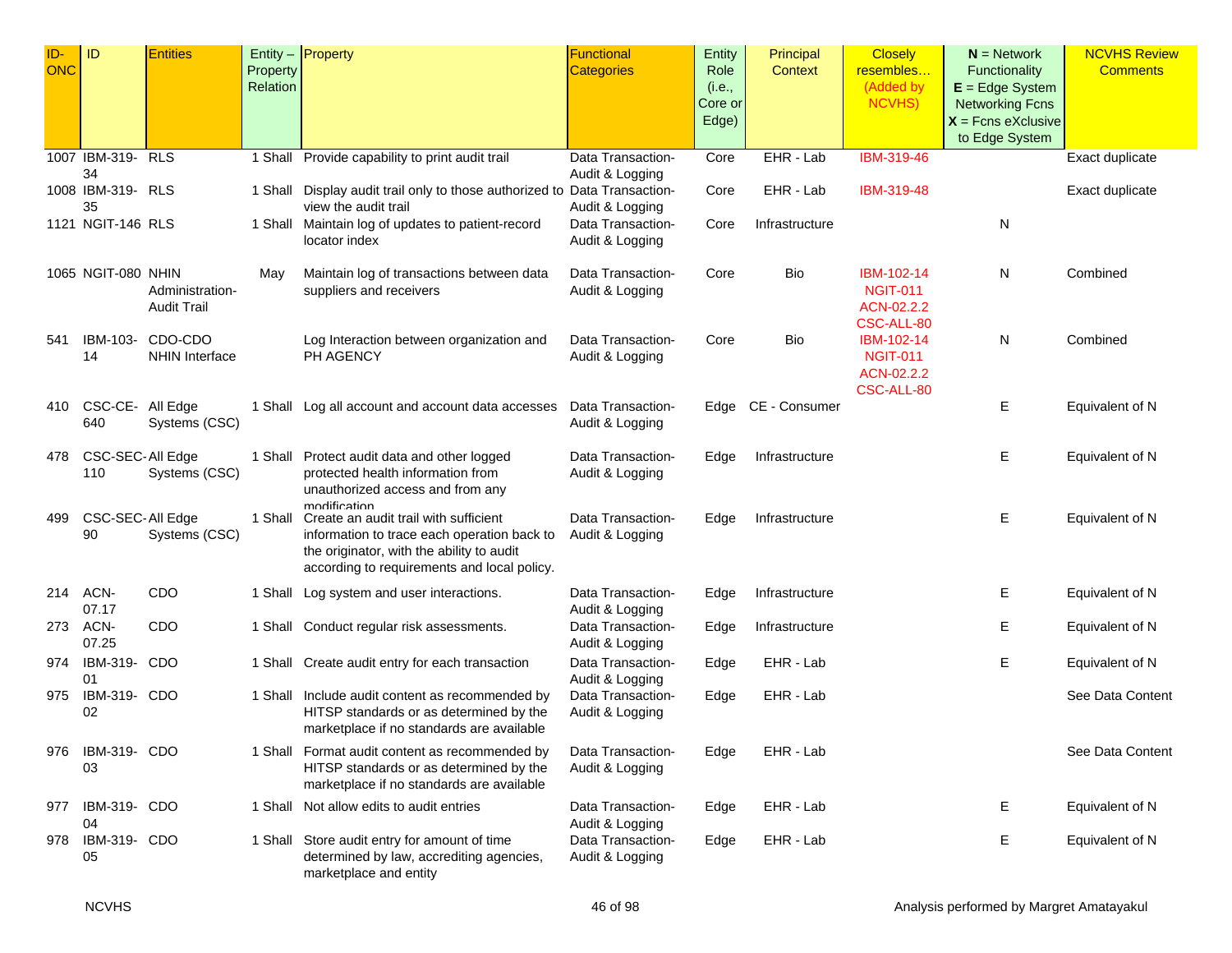| ID-ONC | ID | Entities | Entity – Property Relation | Property | Functional Categories | Entity Role (i.e., Core or Edge) | Principal Context | Closely resembles… (Added by NCVHS) | **N** = Network Functionality **E** = Edge System Networking Fcns **X** = Fcns eXclusive to Edge System | NCVHS Review Comments |
|---|---|---|---|---|---|---|---|---|---|---|
| 1007 | IBM-319-34 | RLS | 1 Shall | Provide capability to print audit trail | Data Transaction-Audit & Logging | Core | EHR - Lab | IBM-319-46 | | Exact duplicate |
| 1008 | IBM-319-35 | RLS | 1 Shall | Display audit trail only to those authorized to view the audit trail | Data Transaction-Audit & Logging | Core | EHR - Lab | IBM-319-48 | | Exact duplicate |
| 1121 | NGIT-146 | RLS | 1 Shall | Maintain log of updates to patient-record locator index | Data Transaction-Audit & Logging | Core | Infrastructure | | N | |
| 1065 | NGIT-080 | NHIN Administration-Audit Trail | May | Maintain log of transactions between data suppliers and receivers | Data Transaction-Audit & Logging | Core | Bio | IBM-102-14 NGIT-011 ACN-02.2.2 CSC-ALL-80 | N | Combined |
| 541 | IBM-103-14 | CDO-CDO NHIN Interface | | Log Interaction between organization and PH AGENCY | Data Transaction-Audit & Logging | Core | Bio | IBM-102-14 NGIT-011 ACN-02.2.2 CSC-ALL-80 | N | Combined |
| 410 | CSC-CE-640 | All Edge Systems (CSC) | 1 Shall | Log all account and account data accesses | Data Transaction-Audit & Logging | Edge | CE - Consumer | | E | Equivalent of N |
| 478 | CSC-SEC-110 | All Edge Systems (CSC) | 1 Shall | Protect audit data and other logged protected health information from unauthorized access and from any modification | Data Transaction-Audit & Logging | Edge | Infrastructure | | E | Equivalent of N |
| 499 | CSC-SEC-90 | All Edge Systems (CSC) | 1 Shall | Create an audit trail with sufficient information to trace each operation back to the originator, with the ability to audit according to requirements and local policy. | Data Transaction-Audit & Logging | Edge | Infrastructure | | E | Equivalent of N |
| 214 | ACN-07.17 | CDO | 1 Shall | Log system and user interactions. | Data Transaction-Audit & Logging | Edge | Infrastructure | | E | Equivalent of N |
| 273 | ACN-07.25 | CDO | 1 Shall | Conduct regular risk assessments. | Data Transaction-Audit & Logging | Edge | Infrastructure | | E | Equivalent of N |
| 974 | IBM-319-01 | CDO | 1 Shall | Create audit entry for each transaction | Data Transaction-Audit & Logging | Edge | EHR - Lab | | E | Equivalent of N |
| 975 | IBM-319-02 | CDO | 1 Shall | Include audit content as recommended by HITSP standards or as determined by the marketplace if no standards are available | Data Transaction-Audit & Logging | Edge | EHR - Lab | | | See Data Content |
| 976 | IBM-319-03 | CDO | 1 Shall | Format audit content as recommended by HITSP standards or as determined by the marketplace if no standards are available | Data Transaction-Audit & Logging | Edge | EHR - Lab | | | See Data Content |
| 977 | IBM-319-04 | CDO | 1 Shall | Not allow edits to audit entries | Data Transaction-Audit & Logging | Edge | EHR - Lab | | E | Equivalent of N |
| 978 | IBM-319-05 | CDO | 1 Shall | Store audit entry for amount of time determined by law, accrediting agencies, marketplace and entity | Data Transaction-Audit & Logging | Edge | EHR - Lab | | E | Equivalent of N |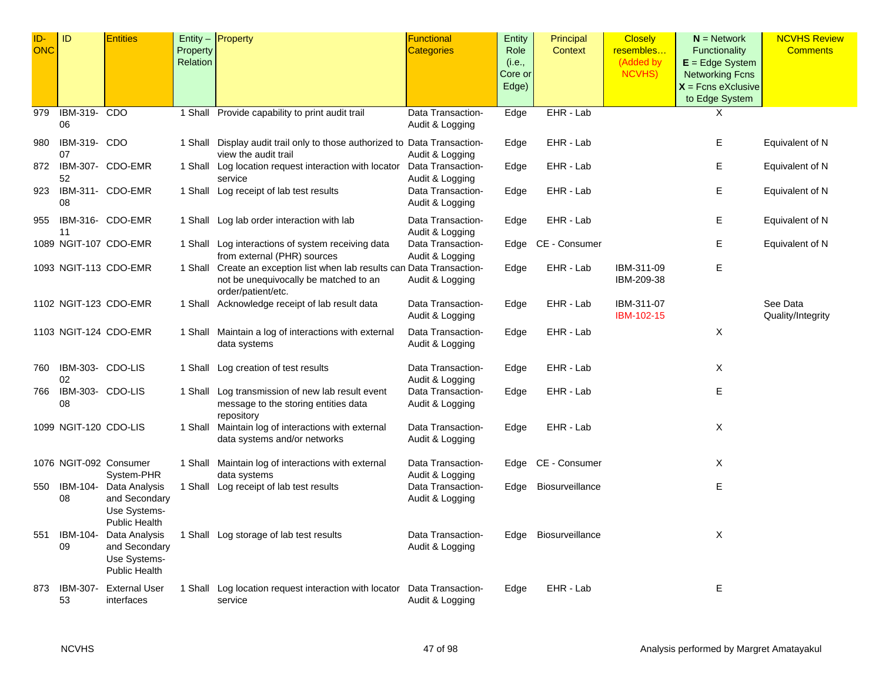| ID-ONC | ID | Entities | Entity – Property Relation | Property | Functional Categories | Entity Role (i.e., Core or Edge) | Principal Context | Closely resembles… (Added by NCVHS) | N = Network Functionality E = Edge System Networking Fcns X = Fcns eXclusive to Edge System | NCVHS Review Comments |
|---|---|---|---|---|---|---|---|---|---|---|
| 979 | IBM-319-06 | CDO | 1 Shall | Provide capability to print audit trail | Data Transaction-Audit & Logging | Edge | EHR - Lab | | X | |
| 980 | IBM-319-07 | CDO | 1 Shall | Display audit trail only to those authorized to view the audit trail | Data Transaction-Audit & Logging | Edge | EHR - Lab | | E | Equivalent of N |
| 872 | IBM-307-52 | CDO-EMR | 1 Shall | Log location request interaction with locator service | Data Transaction-Audit & Logging | Edge | EHR - Lab | | E | Equivalent of N |
| 923 | IBM-311-08 | CDO-EMR | 1 Shall | Log receipt of lab test results | Data Transaction-Audit & Logging | Edge | EHR - Lab | | E | Equivalent of N |
| 955 | IBM-316-11 | CDO-EMR | 1 Shall | Log lab order interaction with lab | Data Transaction-Audit & Logging | Edge | EHR - Lab | | E | Equivalent of N |
| 1089 | NGIT-107 | CDO-EMR | 1 Shall | Log interactions of system receiving data from external (PHR) sources | Data Transaction-Audit & Logging | Edge | CE - Consumer | | E | Equivalent of N |
| 1093 | NGIT-113 | CDO-EMR | 1 Shall | Create an exception list when lab results can not be unequivocally be matched to an order/patient/etc. | Data Transaction-Audit & Logging | Edge | EHR - Lab | IBM-311-09 IBM-209-38 | E | |
| 1102 | NGIT-123 | CDO-EMR | 1 Shall | Acknowledge receipt of lab result data | Data Transaction-Audit & Logging | Edge | EHR - Lab | IBM-311-07 IBM-102-15 | | See Data Quality/Integrity |
| 1103 | NGIT-124 | CDO-EMR | 1 Shall | Maintain a log of interactions with external data systems | Data Transaction-Audit & Logging | Edge | EHR - Lab | | X | |
| 760 | IBM-303-02 | CDO-LIS | 1 Shall | Log creation of test results | Data Transaction-Audit & Logging | Edge | EHR - Lab | | X | |
| 766 | IBM-303-08 | CDO-LIS | 1 Shall | Log transmission of new lab result event message to the storing entities data repository | Data Transaction-Audit & Logging | Edge | EHR - Lab | | E | |
| 1099 | NGIT-120 | CDO-LIS | 1 Shall | Maintain log of interactions with external data systems and/or networks | Data Transaction-Audit & Logging | Edge | EHR - Lab | | X | |
| 1076 | NGIT-092 | Consumer System-PHR | 1 Shall | Maintain log of interactions with external data systems | Data Transaction-Audit & Logging | Edge | CE - Consumer | | X | |
| 550 | IBM-104-08 | Data Analysis and Secondary Use Systems-Public Health | 1 Shall | Log receipt of lab test results | Data Transaction-Audit & Logging | Edge | Biosurveillance | | E | |
| 551 | IBM-104-09 | Data Analysis and Secondary Use Systems-Public Health | 1 Shall | Log storage of lab test results | Data Transaction-Audit & Logging | Edge | Biosurveillance | | X | |
| 873 | IBM-307-53 | External User interfaces | 1 Shall | Log location request interaction with locator service | Data Transaction-Audit & Logging | Edge | EHR - Lab | | E | |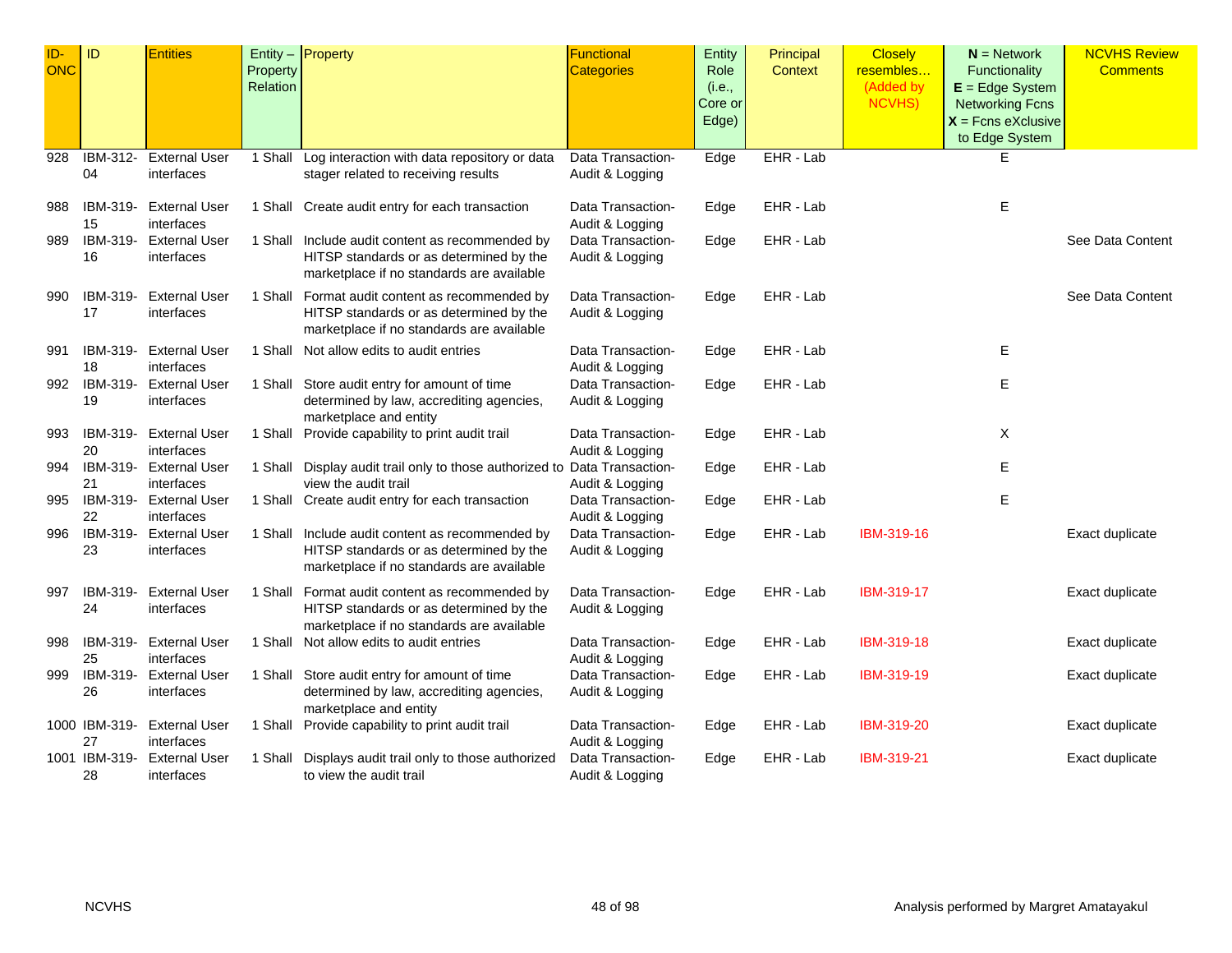| ID-ONC | ID | Entities | Entity – Property Relation | Property | Functional Categories | Entity Role (i.e., Core or Edge) | Principal Context | Closely resembles… (Added by NCVHS) | **N** = Network Functionality **E** = Edge System Networking Fcns **X** = Fcns eXclusive to Edge System | NCVHS Review Comments |
|---|---|---|---|---|---|---|---|---|---|---|
| 928 | IBM-312-04 | External User interfaces | 1 Shall | Log interaction with data repository or data stager related to receiving results | Data Transaction-Audit & Logging | Edge | EHR - Lab | | E | |
| 988 | IBM-319-15 | External User interfaces | 1 Shall | Create audit entry for each transaction | Data Transaction-Audit & Logging | Edge | EHR - Lab | | E | |
| 989 | IBM-319-16 | External User interfaces | 1 Shall | Include audit content as recommended by HITSP standards or as determined by the marketplace if no standards are available | Data Transaction-Audit & Logging | Edge | EHR - Lab | | | See Data Content |
| 990 | IBM-319-17 | External User interfaces | 1 Shall | Format audit content as recommended by HITSP standards or as determined by the marketplace if no standards are available | Data Transaction-Audit & Logging | Edge | EHR - Lab | | | See Data Content |
| 991 | IBM-319-18 | External User interfaces | 1 Shall | Not allow edits to audit entries | Data Transaction-Audit & Logging | Edge | EHR - Lab | | E | |
| 992 | IBM-319-19 | External User interfaces | 1 Shall | Store audit entry for amount of time determined by law, accrediting agencies, marketplace and entity | Data Transaction-Audit & Logging | Edge | EHR - Lab | | E | |
| 993 | IBM-319-20 | External User interfaces | 1 Shall | Provide capability to print audit trail | Data Transaction-Audit & Logging | Edge | EHR - Lab | | X | |
| 994 | IBM-319-21 | External User interfaces | 1 Shall | Display audit trail only to those authorized to view the audit trail | Data Transaction-Audit & Logging | Edge | EHR - Lab | | E | |
| 995 | IBM-319-22 | External User interfaces | 1 Shall | Create audit entry for each transaction | Data Transaction-Audit & Logging | Edge | EHR - Lab | | E | |
| 996 | IBM-319-23 | External User interfaces | 1 Shall | Include audit content as recommended by HITSP standards or as determined by the marketplace if no standards are available | Data Transaction-Audit & Logging | Edge | EHR - Lab | IBM-319-16 | | Exact duplicate |
| 997 | IBM-319-24 | External User interfaces | 1 Shall | Format audit content as recommended by HITSP standards or as determined by the marketplace if no standards are available | Data Transaction-Audit & Logging | Edge | EHR - Lab | IBM-319-17 | | Exact duplicate |
| 998 | IBM-319-25 | External User interfaces | 1 Shall | Not allow edits to audit entries | Data Transaction-Audit & Logging | Edge | EHR - Lab | IBM-319-18 | | Exact duplicate |
| 999 | IBM-319-26 | External User interfaces | 1 Shall | Store audit entry for amount of time determined by law, accrediting agencies, marketplace and entity | Data Transaction-Audit & Logging | Edge | EHR - Lab | IBM-319-19 | | Exact duplicate |
| 1000 | IBM-319-27 | External User interfaces | 1 Shall | Provide capability to print audit trail | Data Transaction-Audit & Logging | Edge | EHR - Lab | IBM-319-20 | | Exact duplicate |
| 1001 | IBM-319-28 | External User interfaces | 1 Shall | Displays audit trail only to those authorized to view the audit trail | Data Transaction-Audit & Logging | Edge | EHR - Lab | IBM-319-21 | | Exact duplicate |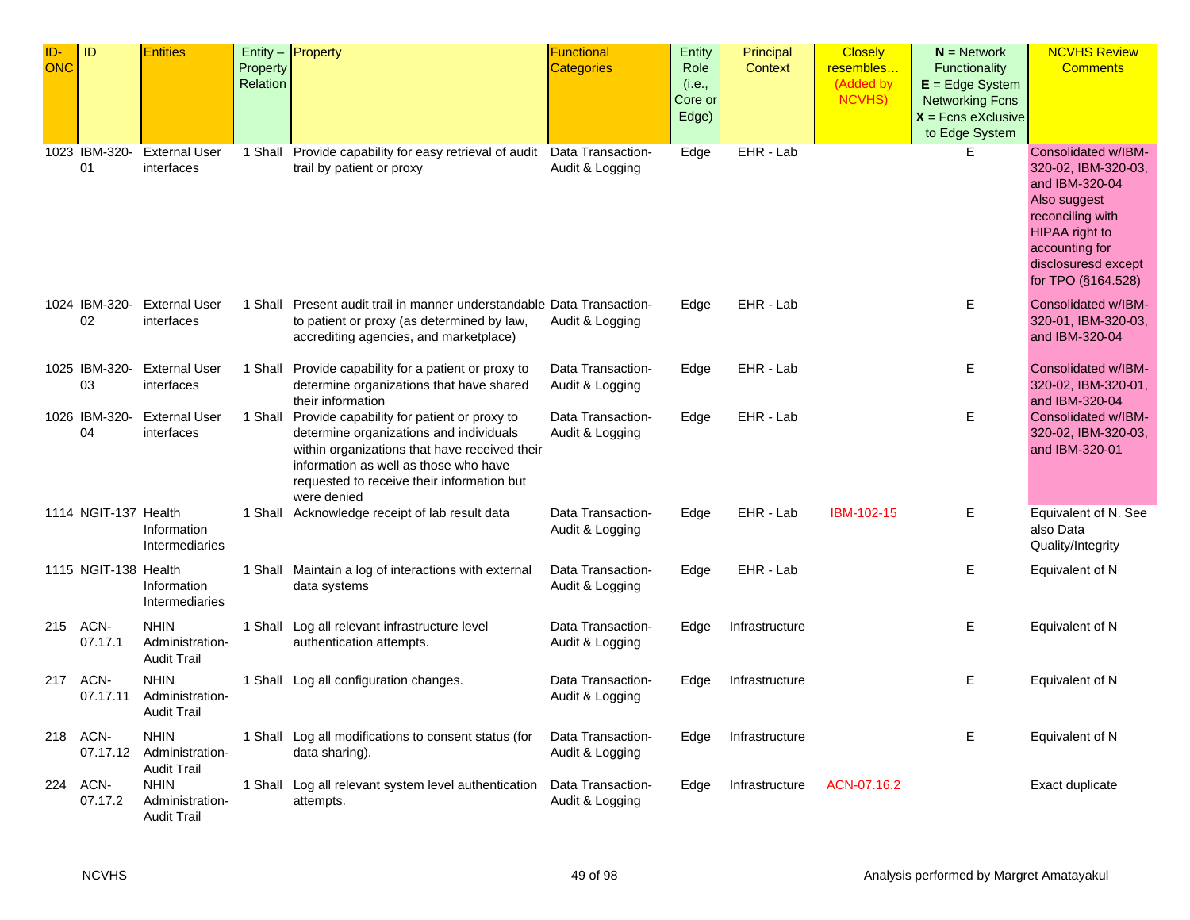| ID-ONC | ID | Entities | Entity – Property Relation | Property | Functional Categories | Entity Role (i.e., Core or Edge) | Principal Context | Closely resembles… (Added by NCVHS) | N = Network Functionality E = Edge System Networking Fcns X = Fcns eXclusive to Edge System | NCVHS Review Comments |
|---|---|---|---|---|---|---|---|---|---|---|
| 1023 | IBM-320-01 | External User interfaces | 1 Shall | Provide capability for easy retrieval of audit trail by patient or proxy | Data Transaction-Audit & Logging | Edge | EHR - Lab | | E | Consolidated w/IBM-320-02, IBM-320-03, and IBM-320-04 Also suggest reconciling with HIPAA right to accounting for disclosuresd except for TPO (§164.528) |
| 1024 | IBM-320-02 | External User interfaces | 1 Shall | Present audit trail in manner understandable to patient or proxy (as determined by law, accrediting agencies, and marketplace) | Data Transaction-Audit & Logging | Edge | EHR - Lab | | E | Consolidated w/IBM-320-01, IBM-320-03, and IBM-320-04 |
| 1025 | IBM-320-03 | External User interfaces | 1 Shall | Provide capability for a patient or proxy to determine organizations that have shared their information | Data Transaction-Audit & Logging | Edge | EHR - Lab | | E | Consolidated w/IBM-320-02, IBM-320-01, and IBM-320-04 |
| 1026 | IBM-320-04 | External User interfaces | 1 Shall | Provide capability for patient or proxy to determine organizations and individuals within organizations that have received their information as well as those who have requested to receive their information but were denied | Data Transaction-Audit & Logging | Edge | EHR - Lab | | E | Consolidated w/IBM-320-02, IBM-320-03, and IBM-320-01 |
| 1114 | NGIT-137 | Health Information Intermediaries | 1 Shall | Acknowledge receipt of lab result data | Data Transaction-Audit & Logging | Edge | EHR - Lab | IBM-102-15 | E | Equivalent of N. See also Data Quality/Integrity |
| 1115 | NGIT-138 | Health Information Intermediaries | 1 Shall | Maintain a log of interactions with external data systems | Data Transaction-Audit & Logging | Edge | EHR - Lab | | E | Equivalent of N |
| 215 | ACN-07.17.1 | NHIN Administration-Audit Trail | 1 Shall | Log all relevant infrastructure level authentication attempts. | Data Transaction-Audit & Logging | Edge | Infrastructure | | E | Equivalent of N |
| 217 | ACN-07.17.11 | NHIN Administration-Audit Trail | 1 Shall | Log all configuration changes. | Data Transaction-Audit & Logging | Edge | Infrastructure | | E | Equivalent of N |
| 218 | ACN-07.17.12 | NHIN Administration-Audit Trail | 1 Shall | Log all modifications to consent status (for data sharing). | Data Transaction-Audit & Logging | Edge | Infrastructure | | E | Equivalent of N |
| 224 | ACN-07.17.2 | NHIN Administration-Audit Trail | 1 Shall | Log all relevant system level authentication attempts. | Data Transaction-Audit & Logging | Edge | Infrastructure | ACN-07.16.2 | | Exact duplicate |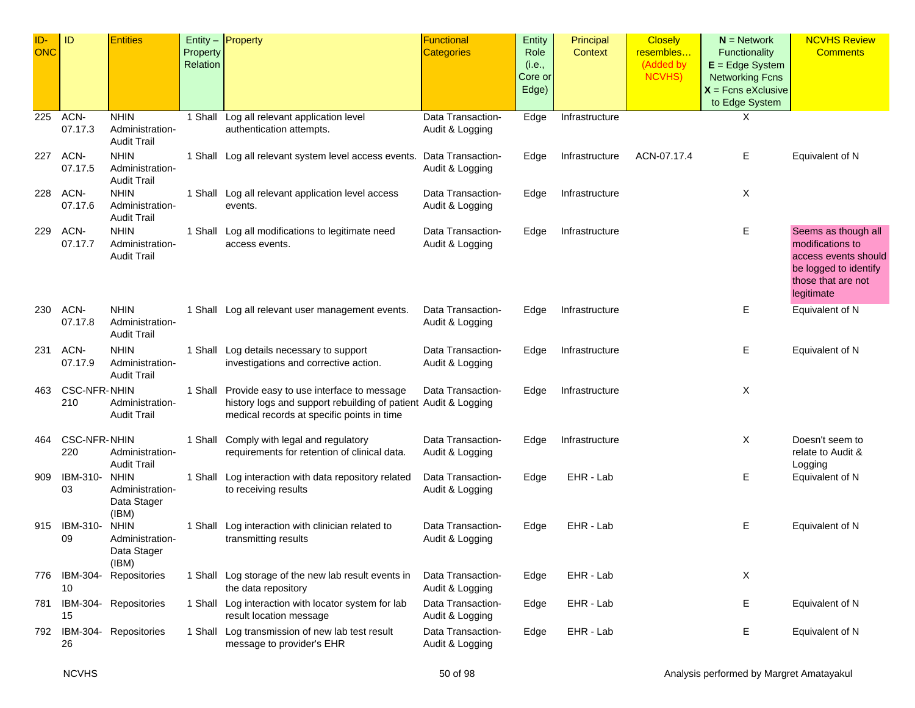| ID-ONC | ID | Entities | Entity – Property Relation | Property | Functional Categories | Entity Role (i.e., Core or Edge) | Principal Context | Closely resembles… (Added by NCVHS) | **N** = Network Functionality **E** = Edge System Networking Fcns **X** = Fcns eXclusive to Edge System | NCVHS Review Comments |
|---|---|---|---|---|---|---|---|---|---|---|
| 225 | ACN-07.17.3 | NHIN Administration-Audit Trail | 1 Shall | Log all relevant application level authentication attempts. | Data Transaction-Audit & Logging | Edge | Infrastructure | | X | |
| 227 | ACN-07.17.5 | NHIN Administration-Audit Trail | 1 Shall | Log all relevant system level access events. | Data Transaction-Audit & Logging | Edge | Infrastructure | ACN-07.17.4 | E | Equivalent of N |
| 228 | ACN-07.17.6 | NHIN Administration-Audit Trail | 1 Shall | Log all relevant application level access events. | Data Transaction-Audit & Logging | Edge | Infrastructure | | X | |
| 229 | ACN-07.17.7 | NHIN Administration-Audit Trail | 1 Shall | Log all modifications to legitimate need access events. | Data Transaction-Audit & Logging | Edge | Infrastructure | | E | Seems as though all modifications to access events should be logged to identify those that are not legitimate |
| 230 | ACN-07.17.8 | NHIN Administration-Audit Trail | 1 Shall | Log all relevant user management events. | Data Transaction-Audit & Logging | Edge | Infrastructure | | E | Equivalent of N |
| 231 | ACN-07.17.9 | NHIN Administration-Audit Trail | 1 Shall | Log details necessary to support investigations and corrective action. | Data Transaction-Audit & Logging | Edge | Infrastructure | | E | Equivalent of N |
| 463 | CSC-NFR-210 | NHIN Administration-Audit Trail | 1 Shall | Provide easy to use interface to message history logs and support rebuilding of patient medical records at specific points in time | Data Transaction-Audit & Logging | Edge | Infrastructure | | X | |
| 464 | CSC-NFR-220 | NHIN Administration-Audit Trail | 1 Shall | Comply with legal and regulatory requirements for retention of clinical data. | Data Transaction-Audit & Logging | Edge | Infrastructure | | X | Doesn't seem to relate to Audit & Logging |
| 909 | IBM-310-03 | NHIN Administration-Data Stager (IBM) | 1 Shall | Log interaction with data repository related to receiving results | Data Transaction-Audit & Logging | Edge | EHR - Lab | | E | Equivalent of N |
| 915 | IBM-310-09 | NHIN Administration-Data Stager (IBM) | 1 Shall | Log interaction with clinician related to transmitting results | Data Transaction-Audit & Logging | Edge | EHR - Lab | | E | Equivalent of N |
| 776 | IBM-304-10 | Repositories | 1 Shall | Log storage of the new lab result events in the data repository | Data Transaction-Audit & Logging | Edge | EHR - Lab | | X | |
| 781 | IBM-304-15 | Repositories | 1 Shall | Log interaction with locator system for lab result location message | Data Transaction-Audit & Logging | Edge | EHR - Lab | | E | Equivalent of N |
| 792 | IBM-304-26 | Repositories | 1 Shall | Log transmission of new lab test result message to provider's EHR | Data Transaction-Audit & Logging | Edge | EHR - Lab | | E | Equivalent of N |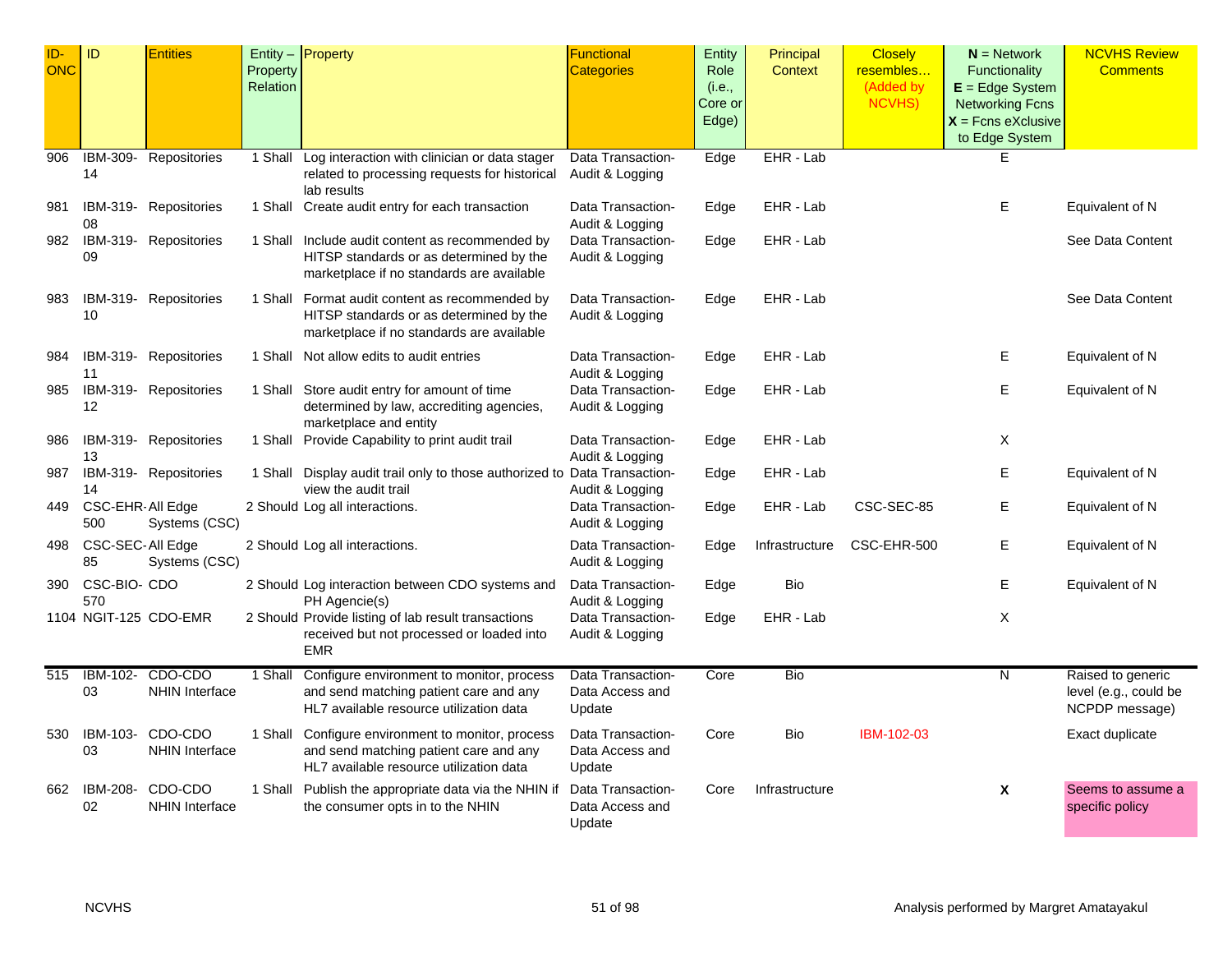| ID-ONC | ID | Entities | Entity – Property Relation | Property | Functional Categories | Entity Role (i.e., Core or Edge) | Principal Context | Closely resembles… (Added by NCVHS) | **N** = Network Functionality **E** = Edge System Networking Fcns **X** = Fcns eXclusive to Edge System | NCVHS Review Comments |
|---|---|---|---|---|---|---|---|---|---|---|
| 906 | IBM-309-14 | Repositories | 1 Shall | Log interaction with clinician or data stager related to processing requests for historical lab results | Data Transaction-Audit & Logging | Edge | EHR - Lab | | E | |
| 981 | IBM-319-08 | Repositories | 1 Shall | Create audit entry for each transaction | Data Transaction-Audit & Logging | Edge | EHR - Lab | | E | Equivalent of N |
| 982 | IBM-319-09 | Repositories | 1 Shall | Include audit content as recommended by HITSP standards or as determined by the marketplace if no standards are available | Data Transaction-Audit & Logging | Edge | EHR - Lab | | | See Data Content |
| 983 | IBM-319-10 | Repositories | 1 Shall | Format audit content as recommended by HITSP standards or as determined by the marketplace if no standards are available | Data Transaction-Audit & Logging | Edge | EHR - Lab | | | See Data Content |
| 984 | IBM-319-11 | Repositories | 1 Shall | Not allow edits to audit entries | Data Transaction-Audit & Logging | Edge | EHR - Lab | | E | Equivalent of N |
| 985 | IBM-319-12 | Repositories | 1 Shall | Store audit entry for amount of time determined by law, accrediting agencies, marketplace and entity | Data Transaction-Audit & Logging | Edge | EHR - Lab | | E | Equivalent of N |
| 986 | IBM-319-13 | Repositories | 1 Shall | Provide Capability to print audit trail | Data Transaction-Audit & Logging | Edge | EHR - Lab | | X | |
| 987 | IBM-319-14 | Repositories | 1 Shall | Display audit trail only to those authorized to view the audit trail | Data Transaction-Audit & Logging | Edge | EHR - Lab | | E | Equivalent of N |
| 449 | CSC-EHR-500 | All Edge Systems (CSC) | 2 Should | Log all interactions. | Data Transaction-Audit & Logging | Edge | EHR - Lab | CSC-SEC-85 | E | Equivalent of N |
| 498 | CSC-SEC-85 | All Edge Systems (CSC) | 2 Should | Log all interactions. | Data Transaction-Audit & Logging | Edge | Infrastructure | CSC-EHR-500 | E | Equivalent of N |
| 390 | CSC-BIO-570 | CDO | 2 Should | Log interaction between CDO systems and PH Agencie(s) | Data Transaction-Audit & Logging | Edge | Bio | | E | Equivalent of N |
| 1104 | NGIT-125 | CDO-EMR | 2 Should | Provide listing of lab result transactions received but not processed or loaded into EMR | Data Transaction-Audit & Logging | Edge | EHR - Lab | | X | |
| 515 | IBM-102-03 | CDO-CDO NHIN Interface | 1 Shall | Configure environment to monitor, process and send matching patient care and any HL7 available resource utilization data | Data Transaction-Data Access and Update | Core | Bio | | N | Raised to generic level (e.g., could be NCPDP message) |
| 530 | IBM-103-03 | CDO-CDO NHIN Interface | 1 Shall | Configure environment to monitor, process and send matching patient care and any HL7 available resource utilization data | Data Transaction-Data Access and Update | Core | Bio | IBM-102-03 | | Exact duplicate |
| 662 | IBM-208-02 | CDO-CDO NHIN Interface | 1 Shall | Publish the appropriate data via the NHIN if the consumer opts in to the NHIN | Data Transaction-Data Access and Update | Core | Infrastructure | | **X** | Seems to assume a specific policy |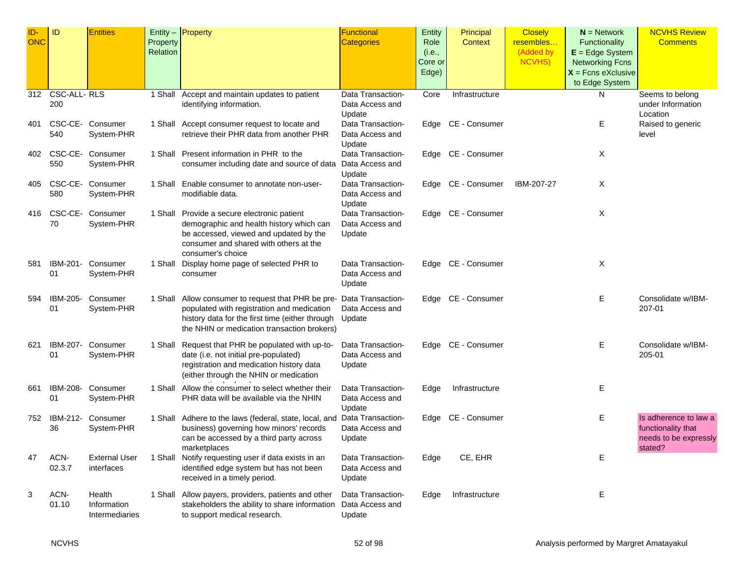| ID-ONC | ID | Entities | Entity – Property Relation | Property | Functional Categories | Entity Role (i.e., Core or Edge) | Principal Context | Closely resembles… (Added by NCVHS) | **N** = Network Functionality **E** = Edge System Networking Fcns **X** = Fcns eXclusive to Edge System | NCVHS Review Comments |
|---|---|---|---|---|---|---|---|---|---|---|
| 312 | CSC-ALL-200 | RLS | 1 Shall | Accept and maintain updates to patient identifying information. | Data Transaction-Data Access and Update | Core | Infrastructure | | N | Seems to belong under Information Location |
| 401 | CSC-CE-540 | Consumer System-PHR | 1 Shall | Accept consumer request to locate and retrieve their PHR data from another PHR | Data Transaction-Data Access and Update | Edge | CE - Consumer | | E | Raised to generic level |
| 402 | CSC-CE-550 | Consumer System-PHR | 1 Shall | Present information in PHR to the consumer including date and source of data | Data Transaction-Data Access and Update | Edge | CE - Consumer | | X | |
| 405 | CSC-CE-580 | Consumer System-PHR | 1 Shall | Enable consumer to annotate non-user-modifiable data. | Data Transaction-Data Access and Update | Edge | CE - Consumer | IBM-207-27 | X | |
| 416 | CSC-CE-70 | Consumer System-PHR | 1 Shall | Provide a secure electronic patient demographic and health history which can be accessed, viewed and updated by the consumer and shared with others at the consumer's choice | Data Transaction-Data Access and Update | Edge | CE - Consumer | | X | |
| 581 | IBM-201-01 | Consumer System-PHR | 1 Shall | Display home page of selected PHR to consumer | Data Transaction-Data Access and Update | Edge | CE - Consumer | | X | |
| 594 | IBM-205-01 | Consumer System-PHR | 1 Shall | Allow consumer to request that PHR be pre-populated with registration and medication history data for the first time (either through the NHIN or medication transaction brokers) | Data Transaction-Data Access and Update | Edge | CE - Consumer | | E | Consolidate w/IBM-207-01 |
| 621 | IBM-207-01 | Consumer System-PHR | 1 Shall | Request that PHR be populated with up-to-date (i.e. not initial pre-populated) registration and medication history data (either through the NHIN or medication transaction brokers) | Data Transaction-Data Access and Update | Edge | CE - Consumer | | E | Consolidate w/IBM-205-01 |
| 661 | IBM-208-01 | Consumer System-PHR | 1 Shall | Allow the consumer to select whether their PHR data will be available via the NHIN | Data Transaction-Data Access and Update | Edge | Infrastructure | | E | |
| 752 | IBM-212-36 | Consumer System-PHR | 1 Shall | Adhere to the laws (federal, state, local, and business) governing how minors' records can be accessed by a third party across marketplaces | Data Transaction-Data Access and Update | Edge | CE - Consumer | | E | Is adherence to law a functionality that needs to be expressly stated? |
| 47 | ACN-02.3.7 | External User interfaces | 1 Shall | Notify requesting user if data exists in an identified edge system but has not been received in a timely period. | Data Transaction-Data Access and Update | Edge | CE, EHR | | E | |
| 3 | ACN-01.10 | Health Information Intermediaries | 1 Shall | Allow payers, providers, patients and other stakeholders the ability to share information to support medical research. | Data Transaction-Data Access and Update | Edge | Infrastructure | | E | |

NCVHS Analysis performed by Margret Amatayakul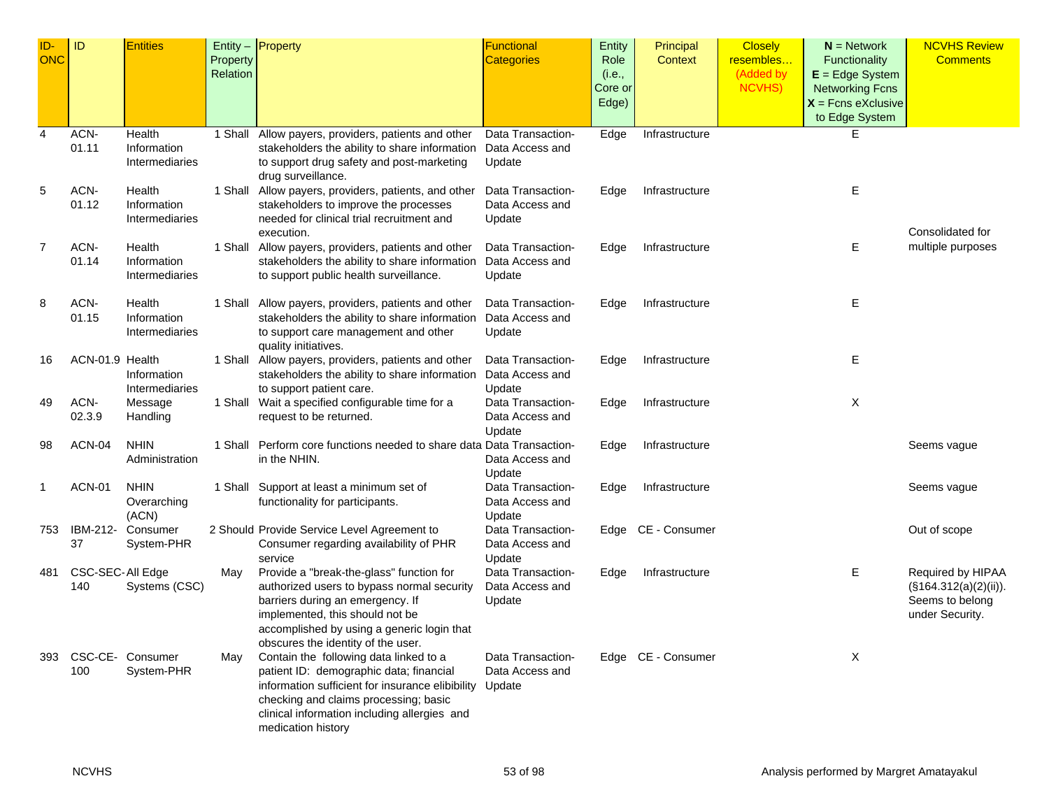| ID-ONC | ID | Entities | Entity – Property Relation | Property | Functional Categories | Entity Role (i.e., Core or Edge) | Principal Context | Closely resembles… (Added by NCVHS) | **N** = Network Functionality **E** = Edge System Networking Fcns **X** = Fcns eXclusive to Edge System | NCVHS Review Comments |
|---|---|---|---|---|---|---|---|---|---|---|
| 4 | ACN-01.11 | Health Information Intermediaries | 1 Shall | Allow payers, providers, patients and other stakeholders the ability to share information to support drug safety and post-marketing drug surveillance. | Data Transaction-Data Access and Update | Edge | Infrastructure | | E | |
| 5 | ACN-01.12 | Health Information Intermediaries | 1 Shall | Allow payers, providers, patients, and other stakeholders to improve the processes needed for clinical trial recruitment and execution. | Data Transaction-Data Access and Update | Edge | Infrastructure | | E | Consolidated for multiple purposes |
| 7 | ACN-01.14 | Health Information Intermediaries | 1 Shall | Allow payers, providers, patients and other stakeholders the ability to share information to support public health surveillance. | Data Transaction-Data Access and Update | Edge | Infrastructure | | E | |
| 8 | ACN-01.15 | Health Information Intermediaries | 1 Shall | Allow payers, providers, patients and other stakeholders the ability to share information to support care management and other quality initiatives. | Data Transaction-Data Access and Update | Edge | Infrastructure | | E | |
| 16 | ACN-01.9 | Health Information Intermediaries | 1 Shall | Allow payers, providers, patients and other stakeholders the ability to share information to support patient care. | Data Transaction-Data Access and Update | Edge | Infrastructure | | E | |
| 49 | ACN-02.3.9 | Message Handling | 1 Shall | Wait a specified configurable time for a request to be returned. | Data Transaction-Data Access and Update | Edge | Infrastructure | | X | |
| 98 | ACN-04 | NHIN Administration | 1 Shall | Perform core functions needed to share data in the NHIN. | Data Transaction-Data Access and Update | Edge | Infrastructure | | | Seems vague |
| 1 | ACN-01 | NHIN Overarching (ACN) | 1 Shall | Support at least a minimum set of functionality for participants. | Data Transaction-Data Access and Update | Edge | Infrastructure | | | Seems vague |
| 753 | IBM-212-37 | Consumer System-PHR | 2 Should | Provide Service Level Agreement to Consumer regarding availability of PHR service | Data Transaction-Data Access and Update | Edge | CE - Consumer | | | Out of scope |
| 481 | CSC-SEC-140 | All Edge Systems (CSC) | May | Provide a "break-the-glass" function for authorized users to bypass normal security barriers during an emergency. If implemented, this should not be accomplished by using a generic login that obscures the identity of the user. | Data Transaction-Data Access and Update | Edge | Infrastructure | | E | Required by HIPAA (§164.312(a)(2)(ii)). Seems to belong under Security. |
| 393 | CSC-CE-100 | Consumer System-PHR | May | Contain the following data linked to a patient ID: demographic data; financial information sufficient for insurance elibility checking and claims processing; basic clinical information including allergies and medication history | Data Transaction-Data Access and Update | Edge | CE - Consumer | | X | |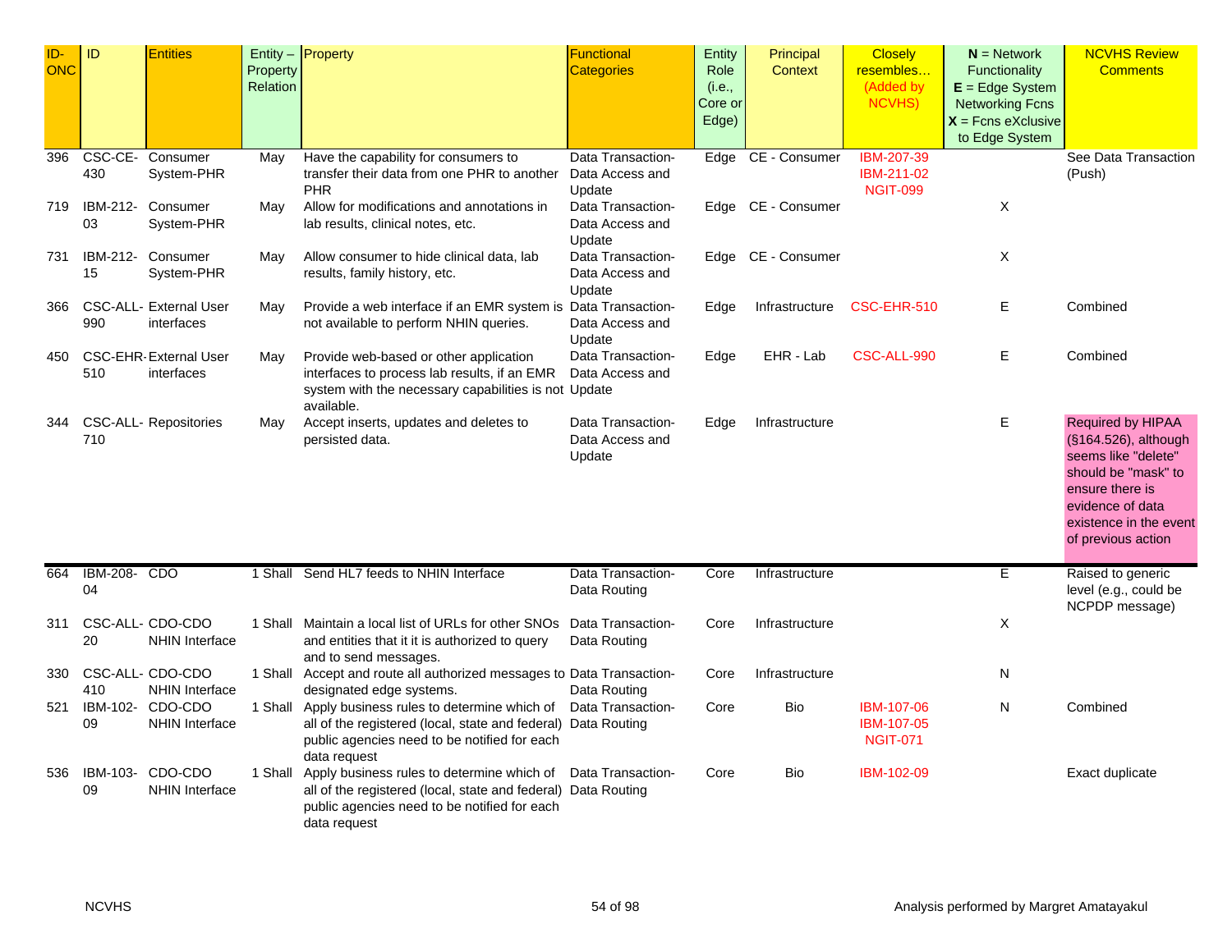| ID-ONC | ID | Entities | Entity – Property Relation | Property | Functional Categories | Entity Role (i.e., Core or Edge) | Principal Context | Closely resembles… (Added by NCVHS) | N = Network Functionality E = Edge System Networking Fcns X = Fcns eXclusive to Edge System | NCVHS Review Comments |
|---|---|---|---|---|---|---|---|---|---|---|
| 396 | CSC-CE-430 | Consumer System-PHR | May | Have the capability for consumers to transfer their data from one PHR to another PHR | Data Transaction-Data Access and Update | Edge | CE - Consumer | IBM-207-39 IBM-211-02 NGIT-099 | | See Data Transaction (Push) |
| 719 | IBM-212-03 | Consumer System-PHR | May | Allow for modifications and annotations in lab results, clinical notes, etc. | Data Transaction-Data Access and Update | Edge | CE - Consumer | | X | |
| 731 | IBM-212-15 | Consumer System-PHR | May | Allow consumer to hide clinical data, lab results, family history, etc. | Data Transaction-Data Access and Update | Edge | CE - Consumer | | X | |
| 366 | CSC-ALL-990 | External User interfaces | May | Provide a web interface if an EMR system is not available to perform NHIN queries. | Data Transaction-Data Access and Update | Edge | Infrastructure | CSC-EHR-510 | E | Combined |
| 450 | CSC-EHR-510 | External User interfaces | May | Provide web-based or other application interfaces to process lab results, if an EMR system with the necessary capabilities is not available. | Data Transaction-Data Access and Update | Edge | EHR - Lab | CSC-ALL-990 | E | Combined |
| 344 | CSC-ALL-710 | Repositories | May | Accept inserts, updates and deletes to persisted data. | Data Transaction-Data Access and Update | Edge | Infrastructure | | E | Required by HIPAA (§164.526), although seems like "delete" should be "mask" to ensure there is evidence of data existence in the event of previous action |
| 664 | IBM-208-04 | CDO | 1 Shall | Send HL7 feeds to NHIN Interface | Data Transaction-Data Routing | Core | Infrastructure | | E | Raised to generic level (e.g., could be NCPDP message) |
| 311 | CSC-ALL-20 | CDO-CDO NHIN Interface | 1 Shall | Maintain a local list of URLs for other SNOs and entities that it it is authorized to query and to send messages. | Data Transaction-Data Routing | Core | Infrastructure | | X | |
| 330 | CSC-ALL-410 | CDO-CDO NHIN Interface | 1 Shall | Accept and route all authorized messages to designated edge systems. | Data Transaction-Data Routing | Core | Infrastructure | | N | |
| 521 | IBM-102-09 | CDO-CDO NHIN Interface | 1 Shall | Apply business rules to determine which of all of the registered (local, state and federal) public agencies need to be notified for each data request | Data Transaction-Data Routing | Core | Bio | IBM-107-06 IBM-107-05 NGIT-071 | N | Combined |
| 536 | IBM-103-09 | CDO-CDO NHIN Interface | 1 Shall | Apply business rules to determine which of all of the registered (local, state and federal) public agencies need to be notified for each data request | Data Transaction-Data Routing | Core | Bio | IBM-102-09 | | Exact duplicate |

NCVHS Analysis performed by Margret Amatayakul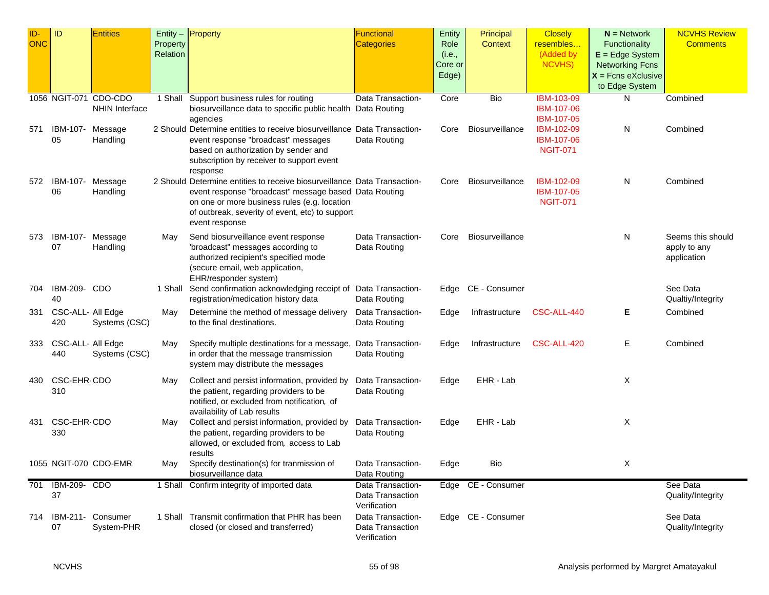| ID-ONC | ID | Entities | Entity – Property Relation | Property | Functional Categories | Entity Role (i.e., Core or Edge) | Principal Context | Closely resembles… (Added by NCVHS) | N = Network Functionality E = Edge System Networking Fcns X = Fcns eXclusive to Edge System | NCVHS Review Comments |
|---|---|---|---|---|---|---|---|---|---|---|
| 1056 | NGIT-071 | CDO-CDO NHIN Interface | 1 Shall | Support business rules for routing biosurveillance data to specific public health agencies | Data Transaction-Data Routing | Core | Bio | IBM-103-09 IBM-107-06 IBM-107-05 | N | Combined |
| 571 | IBM-107-05 | Message Handling | 2 Should | Determine entities to receive biosurveillance event response "broadcast" messages based on authorization by sender and subscription by receiver to support event response | Data Transaction-Data Routing | Core | Biosurveillance | IBM-102-09 IBM-107-06 NGIT-071 | N | Combined |
| 572 | IBM-107-06 | Message Handling | 2 Should | Determine entities to receive biosurveillance event response "broadcast" message based on one or more business rules (e.g. location of outbreak, severity of event, etc) to support event response | Data Transaction-Data Routing | Core | Biosurveillance | IBM-102-09 IBM-107-05 NGIT-071 | N | Combined |
| 573 | IBM-107-07 | Message Handling | May | Send biosurveillance event response 'broadcast" messages according to authorized recipient's specified mode (secure email, web application, EHR/responder system) | Data Transaction-Data Routing | Core | Biosurveillance | | N | Seems this should apply to any application |
| 704 | IBM-209-40 | CDO | 1 Shall | Send confirmation acknowledging receipt of registration/medication history data | Data Transaction-Data Routing | Edge | CE - Consumer | | | See Data Qualtiy/Integrity |
| 331 | CSC-ALL-420 | All Edge Systems (CSC) | May | Determine the method of message delivery to the final destinations. | Data Transaction-Data Routing | Edge | Infrastructure | CSC-ALL-440 | **E** | Combined |
| 333 | CSC-ALL-440 | All Edge Systems (CSC) | May | Specify multiple destinations for a message, in order that the message transmission system may distribute the messages | Data Transaction-Data Routing | Edge | Infrastructure | CSC-ALL-420 | E | Combined |
| 430 | CSC-EHR-310 | CDO | May | Collect and persist information, provided by the patient, regarding providers to be notified, or excluded from notification, of availability of Lab results | Data Transaction-Data Routing | Edge | EHR - Lab | | X | |
| 431 | CSC-EHR-330 | CDO | May | Collect and persist information, provided by the patient, regarding providers to be allowed, or excluded from, access to Lab results | Data Transaction-Data Routing | Edge | EHR - Lab | | X | |
| 1055 | NGIT-070 | CDO-EMR | May | Specify destination(s) for tranmission of biosurveillance data | Data Transaction-Data Routing | Edge | Bio | | X | |
| 701 | IBM-209-37 | CDO | 1 Shall | Confirm integrity of imported data | Data Transaction-Data Transaction Verification | Edge | CE - Consumer | | | See Data Quality/Integrity |
| 714 | IBM-211-07 | Consumer System-PHR | 1 Shall | Transmit confirmation that PHR has been closed (or closed and transferred) | Data Transaction-Data Transaction Verification | Edge | CE - Consumer | | | See Data Quality/Integrity |

NCVHS

Analysis performed by Margret Amatayakul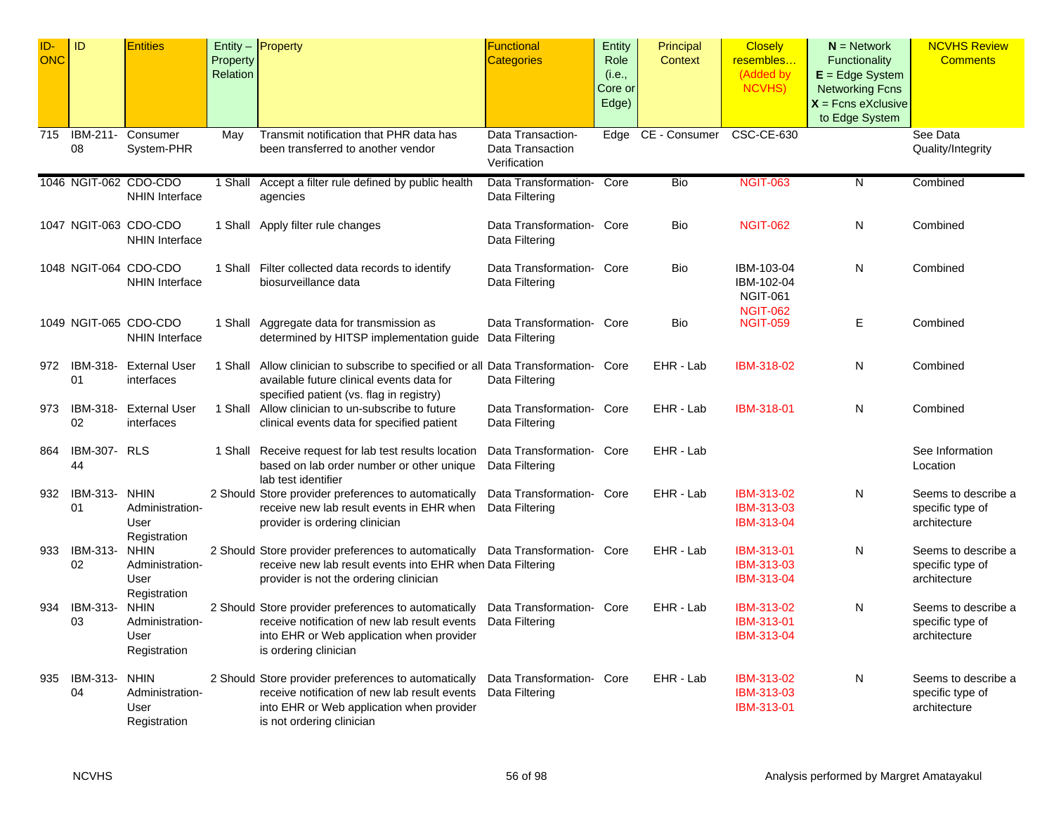| ID-ONC | ID | Entities | Entity – Property Relation | Property | Functional Categories | Entity Role (i.e., Core or Edge) | Principal Context | Closely resembles… (Added by NCVHS) | **N** = Network Functionality **E** = Edge System Networking Fcns **X** = Fcns eXclusive to Edge System | NCVHS Review Comments |
|---|---|---|---|---|---|---|---|---|---|---|
| 715 | IBM-211-08 | Consumer System-PHR | May | Transmit notification that PHR data has been transferred to another vendor | Data Transaction-Data Transaction Verification | Edge | CE - Consumer | CSC-CE-630 | | See Data Quality/Integrity |
| 1046 | NGIT-062 | CDO-CDO NHIN Interface | 1 Shall | Accept a filter rule defined by public health agencies | Data Transformation-Data Filtering | Core | Bio | NGIT-063 | N | Combined |
| 1047 | NGIT-063 | CDO-CDO NHIN Interface | 1 Shall | Apply filter rule changes | Data Transformation-Data Filtering | Core | Bio | NGIT-062 | N | Combined |
| 1048 | NGIT-064 | CDO-CDO NHIN Interface | 1 Shall | Filter collected data records to identify biosurveillance data | Data Transformation-Data Filtering | Core | Bio | IBM-103-04 IBM-102-04 NGIT-061 NGIT-062 | N | Combined |
| 1049 | NGIT-065 | CDO-CDO NHIN Interface | 1 Shall | Aggregate data for transmission as determined by HITSP implementation guide | Data Transformation-Data Filtering | Core | Bio | NGIT-059 | E | Combined |
| 972 | IBM-318-01 | External User interfaces | 1 Shall | Allow clinician to subscribe to specified or all available future clinical events data for specified patient (vs. flag in registry) | Data Transformation-Data Filtering | Core | EHR - Lab | IBM-318-02 | N | Combined |
| 973 | IBM-318-02 | External User interfaces | 1 Shall | Allow clinician to un-subscribe to future clinical events data for specified patient | Data Transformation-Data Filtering | Core | EHR - Lab | IBM-318-01 | N | Combined |
| 864 | IBM-307-44 | RLS | 1 Shall | Receive request for lab test results location based on lab order number or other unique lab test identifier | Data Transformation-Data Filtering | Core | EHR - Lab | | | See Information Location |
| 932 | IBM-313-01 | NHIN Administration-User Registration | 2 Should | Store provider preferences to automatically receive new lab result events in EHR when provider is ordering clinician | Data Transformation-Data Filtering | Core | EHR - Lab | IBM-313-02 IBM-313-03 IBM-313-04 | N | Seems to describe a specific type of architecture |
| 933 | IBM-313-02 | NHIN Administration-User Registration | 2 Should | Store provider preferences to automatically receive new lab result events into EHR when provider is not the ordering clinician | Data Transformation-Data Filtering | Core | EHR - Lab | IBM-313-01 IBM-313-03 IBM-313-04 | N | Seems to describe a specific type of architecture |
| 934 | IBM-313-03 | NHIN Administration-User Registration | 2 Should | Store provider preferences to automatically receive notification of new lab result events into EHR or Web application when provider is ordering clinician | Data Transformation-Data Filtering | Core | EHR - Lab | IBM-313-02 IBM-313-01 IBM-313-04 | N | Seems to describe a specific type of architecture |
| 935 | IBM-313-04 | NHIN Administration-User Registration | 2 Should | Store provider preferences to automatically receive notification of new lab result events into EHR or Web application when provider is not ordering clinician | Data Transformation-Data Filtering | Core | EHR - Lab | IBM-313-02 IBM-313-03 IBM-313-01 | N | Seems to describe a specific type of architecture |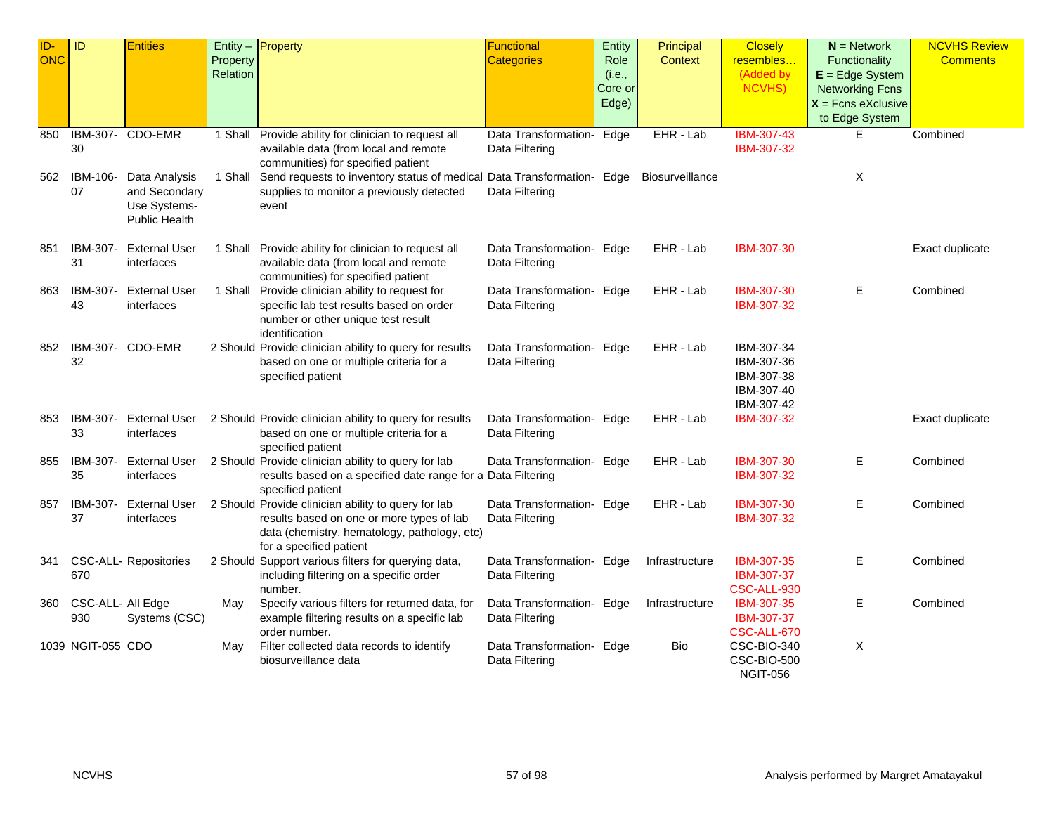| ID-ONC | ID | Entities | Entity – Property Relation | Property | Functional Categories | Entity Role (i.e., Core or Edge) | Principal Context | Closely resembles… (Added by NCVHS) | **N** = Network Functionality **E** = Edge System Networking Fcns **X** = Fcns eXclusive to Edge System | NCVHS Review Comments |
|---|---|---|---|---|---|---|---|---|---|---|
| 850 | IBM-307-30 | CDO-EMR | 1 Shall | Provide ability for clinician to request all available data (from local and remote communities) for specified patient | Data Transformation-Data Filtering | Edge | EHR - Lab | IBM-307-43 IBM-307-32 | E | Combined |
| 562 | IBM-106-07 | Data Analysis and Secondary Use Systems-Public Health | 1 Shall | Send requests to inventory status of medical supplies to monitor a previously detected event | Data Transformation-Data Filtering | Edge | Biosurveillance | | X | |
| 851 | IBM-307-31 | External User interfaces | 1 Shall | Provide ability for clinician to request all available data (from local and remote communities) for specified patient | Data Transformation-Data Filtering | Edge | EHR - Lab | IBM-307-30 | | Exact duplicate |
| 863 | IBM-307-43 | External User interfaces | 1 Shall | Provide clinician ability to request for specific lab test results based on order number or other unique test result identification | Data Transformation-Data Filtering | Edge | EHR - Lab | IBM-307-30 IBM-307-32 | E | Combined |
| 852 | IBM-307-32 | CDO-EMR | 2 Should | Provide clinician ability to query for results based on one or multiple criteria for a specified patient | Data Transformation-Data Filtering | Edge | EHR - Lab | IBM-307-34 IBM-307-36 IBM-307-38 IBM-307-40 IBM-307-42 | | |
| 853 | IBM-307-33 | External User interfaces | 2 Should | Provide clinician ability to query for results based on one or multiple criteria for a specified patient | Data Transformation-Data Filtering | Edge | EHR - Lab | IBM-307-32 | | Exact duplicate |
| 855 | IBM-307-35 | External User interfaces | 2 Should | Provide clinician ability to query for lab results based on a specified date range for a specified patient | Data Transformation-Data Filtering | Edge | EHR - Lab | IBM-307-30 IBM-307-32 | E | Combined |
| 857 | IBM-307-37 | External User interfaces | 2 Should | Provide clinician ability to query for lab results based on one or more types of lab data (chemistry, hematology, pathology, etc) for a specified patient | Data Transformation-Data Filtering | Edge | EHR - Lab | IBM-307-30 IBM-307-32 | E | Combined |
| 341 | CSC-ALL-670 | Repositories | 2 Should | Support various filters for querying data, including filtering on a specific order number. | Data Transformation-Data Filtering | Edge | Infrastructure | IBM-307-35 IBM-307-37 CSC-ALL-930 | E | Combined |
| 360 | CSC-ALL-930 | All Edge Systems (CSC) | May | Specify various filters for returned data, for example filtering results on a specific lab order number. | Data Transformation-Data Filtering | Edge | Infrastructure | IBM-307-35 IBM-307-37 CSC-ALL-670 | E | Combined |
| 1039 | NGIT-055 | CDO | May | Filter collected data records to identify biosurveillance data | Data Transformation-Data Filtering | Edge | Bio | CSC-BIO-340 CSC-BIO-500 NGIT-056 | X | |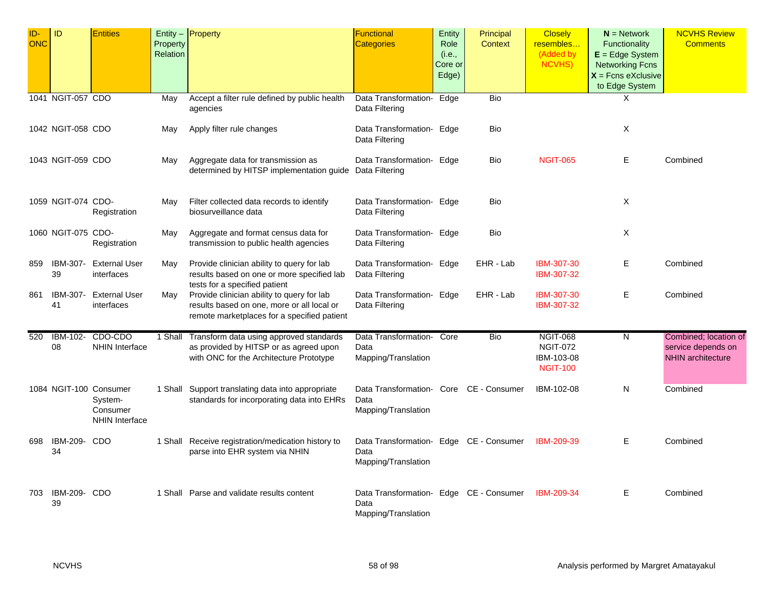| ID-ONC | ID | Entities | Entity – Property Relation | Property | Functional Categories | Entity Role (i.e., Core or Edge) | Principal Context | Closely resembles… (Added by NCVHS) | N = Network Functionality E = Edge System Networking Fcns X = Fcns eXclusive to Edge System | NCVHS Review Comments |
|---|---|---|---|---|---|---|---|---|---|---|
| 1041 | NGIT-057 | CDO | May | Accept a filter rule defined by public health agencies | Data Transformation- Data Filtering | Edge | Bio | | X | |
| 1042 | NGIT-058 | CDO | May | Apply filter rule changes | Data Transformation- Data Filtering | Edge | Bio | | X | |
| 1043 | NGIT-059 | CDO | May | Aggregate data for transmission as determined by HITSP implementation guide | Data Transformation- Data Filtering | Edge | Bio | NGIT-065 | E | Combined |
| 1059 | NGIT-074 | CDO-Registration | May | Filter collected data records to identify biosurveillance data | Data Transformation- Data Filtering | Edge | Bio | | X | |
| 1060 | NGIT-075 | CDO-Registration | May | Aggregate and format census data for transmission to public health agencies | Data Transformation- Data Filtering | Edge | Bio | | X | |
| 859 | IBM-307-39 | External User interfaces | May | Provide clinician ability to query for lab results based on one or more specified lab tests for a specified patient | Data Transformation- Data Filtering | Edge | EHR - Lab | IBM-307-30 IBM-307-32 | E | Combined |
| 861 | IBM-307-41 | External User interfaces | May | Provide clinician ability to query for lab results based on one, more or all local or remote marketplaces for a specified patient | Data Transformation- Data Filtering | Edge | EHR - Lab | IBM-307-30 IBM-307-32 | E | Combined |
| 520 | IBM-102-08 | CDO-CDO NHIN Interface | 1 Shall | Transform data using approved standards as provided by HITSP or as agreed upon with ONC for the Architecture Prototype | Data Transformation- Data Mapping/Translation | Core | Bio | NGIT-068 NGIT-072 IBM-103-08 NGIT-100 | N | Combined; location of service depends on NHIN architecture |
| 1084 | NGIT-100 | Consumer System-Consumer NHIN Interface | 1 Shall | Support translating data into appropriate standards for incorporating data into EHRs | Data Transformation- Data Mapping/Translation | Core | CE - Consumer | IBM-102-08 | N | Combined |
| 698 | IBM-209-34 | CDO | 1 Shall | Receive registration/medication history to parse into EHR system via NHIN | Data Transformation- Data Mapping/Translation | Edge | CE - Consumer | IBM-209-39 | E | Combined |
| 703 | IBM-209-39 | CDO | 1 Shall | Parse and validate results content | Data Transformation- Data Mapping/Translation | Edge | CE - Consumer | IBM-209-34 | E | Combined |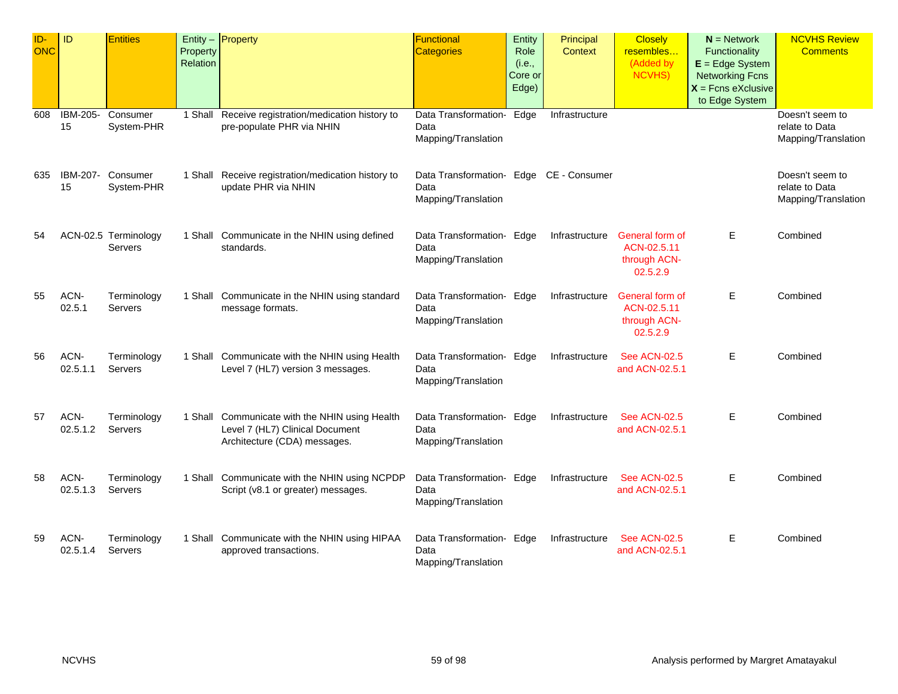| ID-ONC | ID | Entities | Entity – Property Relation | Property | Functional Categories | Entity Role (i.e., Core or Edge) | Principal Context | Closely resembles… (Added by NCVHS) | **N** = Network Functionality **E** = Edge System Networking Fcns **X** = Fcns eXclusive to Edge System | NCVHS Review Comments |
|---|---|---|---|---|---|---|---|---|---|---|
| 608 | IBM-205-15 | Consumer System-PHR | 1 Shall | Receive registration/medication history to pre-populate PHR via NHIN | Data Transformation-Data Mapping/Translation | Edge | Infrastructure | | | Doesn't seem to relate to Data Mapping/Translation |
| 635 | IBM-207-15 | Consumer System-PHR | 1 Shall | Receive registration/medication history to update PHR via NHIN | Data Transformation-Data Mapping/Translation | Edge | CE - Consumer | | | Doesn't seem to relate to Data Mapping/Translation |
| 54 | ACN-02.5 | Terminology Servers | 1 Shall | Communicate in the NHIN using defined standards. | Data Transformation-Data Mapping/Translation | Edge | Infrastructure | General form of ACN-02.5.11 through ACN-02.5.2.9 | E | Combined |
| 55 | ACN-02.5.1 | Terminology Servers | 1 Shall | Communicate in the NHIN using standard message formats. | Data Transformation-Data Mapping/Translation | Edge | Infrastructure | General form of ACN-02.5.11 through ACN-02.5.2.9 | E | Combined |
| 56 | ACN-02.5.1.1 | Terminology Servers | 1 Shall | Communicate with the NHIN using Health Level 7 (HL7) version 3 messages. | Data Transformation-Data Mapping/Translation | Edge | Infrastructure | See ACN-02.5 and ACN-02.5.1 | E | Combined |
| 57 | ACN-02.5.1.2 | Terminology Servers | 1 Shall | Communicate with the NHIN using Health Level 7 (HL7) Clinical Document Architecture (CDA) messages. | Data Transformation-Data Mapping/Translation | Edge | Infrastructure | See ACN-02.5 and ACN-02.5.1 | E | Combined |
| 58 | ACN-02.5.1.3 | Terminology Servers | 1 Shall | Communicate with the NHIN using NCPDP Script (v8.1 or greater) messages. | Data Transformation-Data Mapping/Translation | Edge | Infrastructure | See ACN-02.5 and ACN-02.5.1 | E | Combined |
| 59 | ACN-02.5.1.4 | Terminology Servers | 1 Shall | Communicate with the NHIN using HIPAA approved transactions. | Data Transformation-Data Mapping/Translation | Edge | Infrastructure | See ACN-02.5 and ACN-02.5.1 | E | Combined |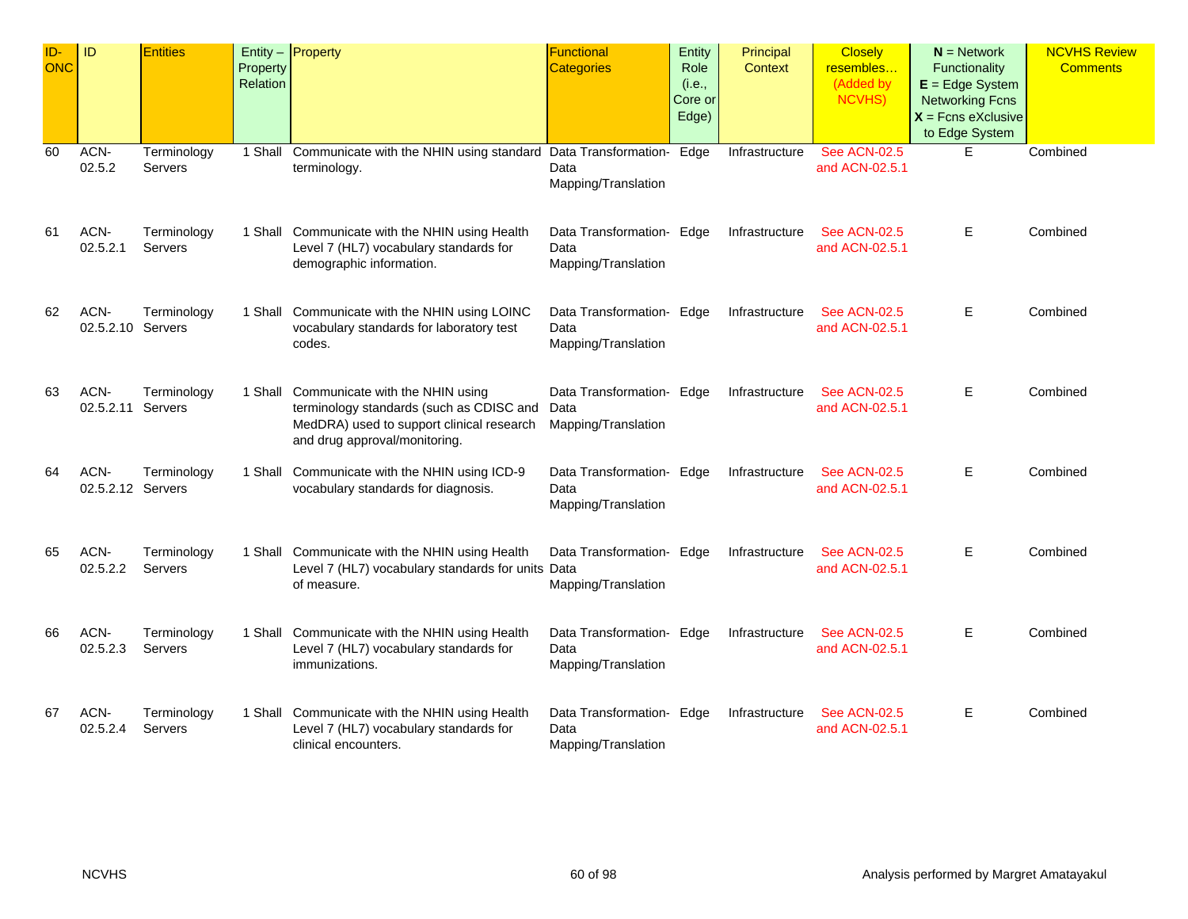| ID-ONC | ID | Entities | Entity – Property Relation | Property | Functional Categories | Entity Role (i.e., Core or Edge) | Principal Context | Closely resembles… (Added by NCVHS) | **N** = Network Functionality **E** = Edge System Networking Fcns **X** = Fcns eXclusive to Edge System | NCVHS Review Comments |
|---|---|---|---|---|---|---|---|---|---|---|
| 60 | ACN-02.5.2 | Terminology Servers | 1 Shall | Communicate with the NHIN using standard terminology. | Data Transformation-Data Mapping/Translation | Edge | Infrastructure | See ACN-02.5 and ACN-02.5.1 | E | Combined |
| 61 | ACN-02.5.2.1 | Terminology Servers | 1 Shall | Communicate with the NHIN using Health Level 7 (HL7) vocabulary standards for demographic information. | Data Transformation-Data Mapping/Translation | Edge | Infrastructure | See ACN-02.5 and ACN-02.5.1 | E | Combined |
| 62 | ACN-02.5.2.10 | Terminology Servers | 1 Shall | Communicate with the NHIN using LOINC vocabulary standards for laboratory test codes. | Data Transformation-Data Mapping/Translation | Edge | Infrastructure | See ACN-02.5 and ACN-02.5.1 | E | Combined |
| 63 | ACN-02.5.2.11 | Terminology Servers | 1 Shall | Communicate with the NHIN using terminology standards (such as CDISC and MedDRA) used to support clinical research and drug approval/monitoring. | Data Transformation-Data Mapping/Translation | Edge | Infrastructure | See ACN-02.5 and ACN-02.5.1 | E | Combined |
| 64 | ACN-02.5.2.12 | Terminology Servers | 1 Shall | Communicate with the NHIN using ICD-9 vocabulary standards for diagnosis. | Data Transformation-Data Mapping/Translation | Edge | Infrastructure | See ACN-02.5 and ACN-02.5.1 | E | Combined |
| 65 | ACN-02.5.2.2 | Terminology Servers | 1 Shall | Communicate with the NHIN using Health Level 7 (HL7) vocabulary standards for units of measure. | Data Transformation-Data Mapping/Translation | Edge | Infrastructure | See ACN-02.5 and ACN-02.5.1 | E | Combined |
| 66 | ACN-02.5.2.3 | Terminology Servers | 1 Shall | Communicate with the NHIN using Health Level 7 (HL7) vocabulary standards for immunizations. | Data Transformation-Data Mapping/Translation | Edge | Infrastructure | See ACN-02.5 and ACN-02.5.1 | E | Combined |
| 67 | ACN-02.5.2.4 | Terminology Servers | 1 Shall | Communicate with the NHIN using Health Level 7 (HL7) vocabulary standards for clinical encounters. | Data Transformation-Data Mapping/Translation | Edge | Infrastructure | See ACN-02.5 and ACN-02.5.1 | E | Combined |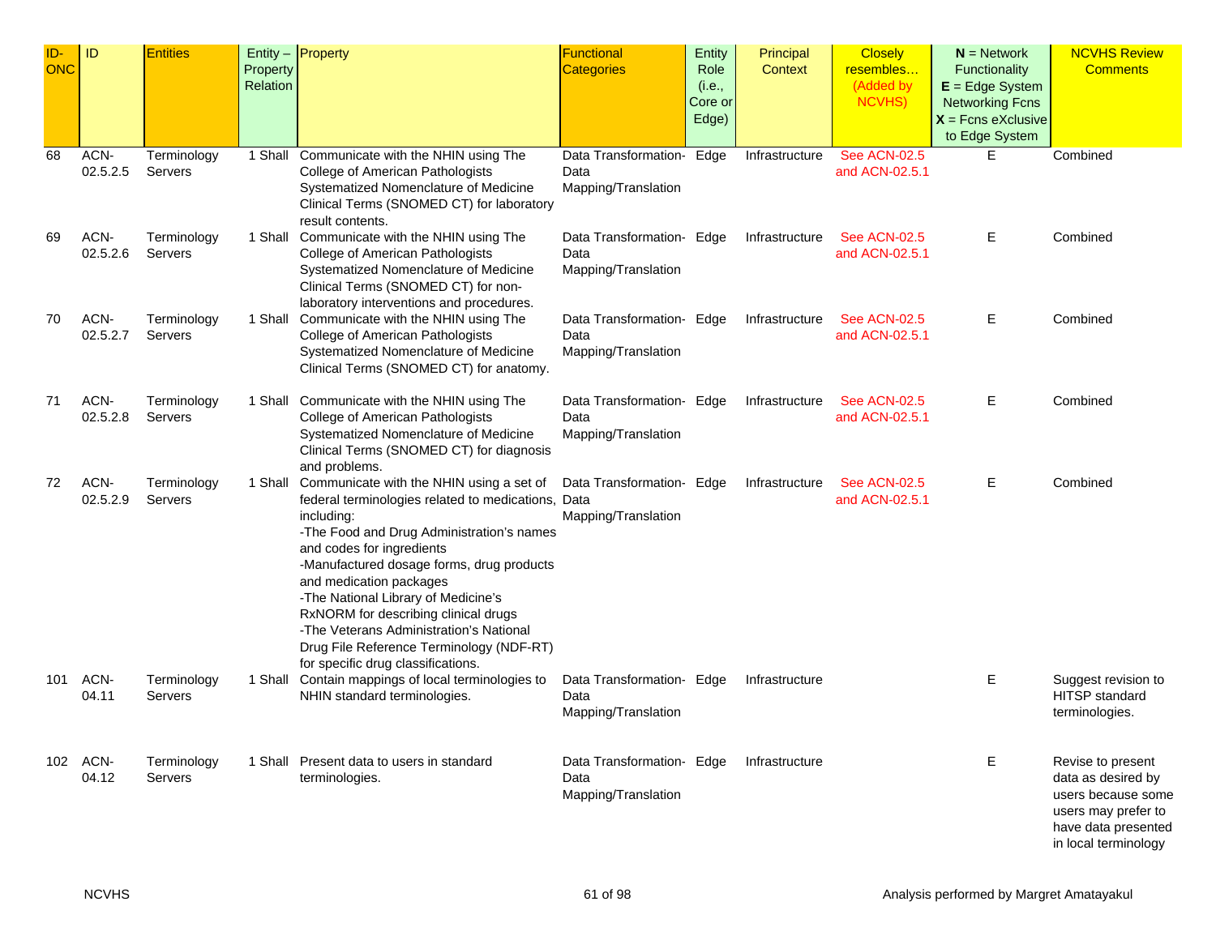| ID-ONC | ID | Entities | Entity – Property Relation | Property | Functional Categories | Entity Role (i.e., Core or Edge) | Principal Context | Closely resembles… (Added by NCVHS) | **N** = Network Functionality **E** = Edge System Networking Fcns **X** = Fcns eXclusive to Edge System | NCVHS Review Comments |
|---|---|---|---|---|---|---|---|---|---|---|
| 68 | ACN-02.5.2.5 | Terminology Servers | 1 Shall | Communicate with the NHIN using The College of American Pathologists Systematized Nomenclature of Medicine Clinical Terms (SNOMED CT) for laboratory result contents. | Data Transformation-Data Mapping/Translation | Edge | Infrastructure | See ACN-02.5 and ACN-02.5.1 | E | Combined |
| 69 | ACN-02.5.2.6 | Terminology Servers | 1 Shall | Communicate with the NHIN using The College of American Pathologists Systematized Nomenclature of Medicine Clinical Terms (SNOMED CT) for non-laboratory interventions and procedures. | Data Transformation-Data Mapping/Translation | Edge | Infrastructure | See ACN-02.5 and ACN-02.5.1 | E | Combined |
| 70 | ACN-02.5.2.7 | Terminology Servers | 1 Shall | Communicate with the NHIN using The College of American Pathologists Systematized Nomenclature of Medicine Clinical Terms (SNOMED CT) for anatomy. | Data Transformation-Data Mapping/Translation | Edge | Infrastructure | See ACN-02.5 and ACN-02.5.1 | E | Combined |
| 71 | ACN-02.5.2.8 | Terminology Servers | 1 Shall | Communicate with the NHIN using The College of American Pathologists Systematized Nomenclature of Medicine Clinical Terms (SNOMED CT) for diagnosis and problems. | Data Transformation-Data Mapping/Translation | Edge | Infrastructure | See ACN-02.5 and ACN-02.5.1 | E | Combined |
| 72 | ACN-02.5.2.9 | Terminology Servers | 1 Shall | Communicate with the NHIN using a set of federal terminologies related to medications, including:<br>-The Food and Drug Administration's names and codes for ingredients<br>-Manufactured dosage forms, drug products and medication packages<br>-The National Library of Medicine's RxNORM for describing clinical drugs<br>-The Veterans Administration's National Drug File Reference Terminology (NDF-RT) for specific drug classifications. | Data Transformation-Data Mapping/Translation | Edge | Infrastructure | See ACN-02.5 and ACN-02.5.1 | E | Combined |
| 101 | ACN-04.11 | Terminology Servers | 1 Shall | Contain mappings of local terminologies to NHIN standard terminologies. | Data Transformation-Data Mapping/Translation | Edge | Infrastructure | | E | Suggest revision to HITSP standard terminologies. |
| 102 | ACN-04.12 | Terminology Servers | 1 Shall | Present data to users in standard terminologies. | Data Transformation-Data Mapping/Translation | Edge | Infrastructure | | E | Revise to present data as desired by users because some users may prefer to have data presented in local terminology |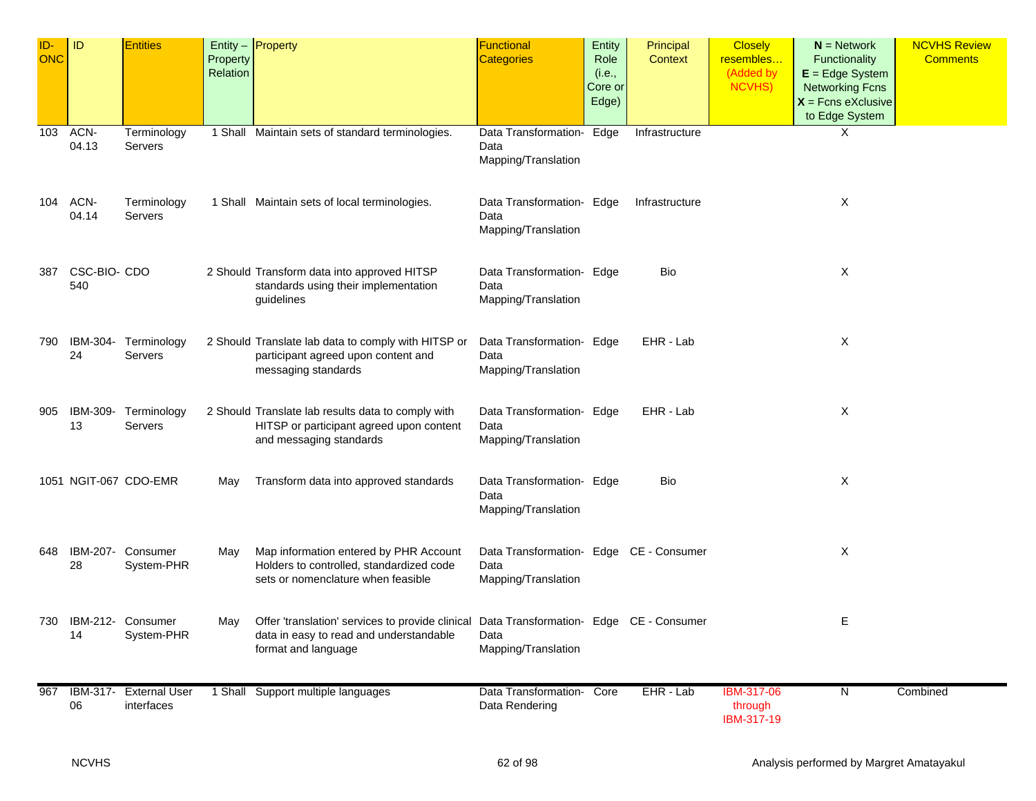| ID-ONC | ID | Entities | Entity – Property Relation | Property | Functional Categories | Entity Role (i.e., Core or Edge) | Principal Context | Closely resembles… (Added by NCVHS) | **N** = Network Functionality **E** = Edge System Networking Fcns **X** = Fcns eXclusive to Edge System | NCVHS Review Comments |
|---|---|---|---|---|---|---|---|---|---|---|
| 103 | ACN-04.13 | Terminology Servers | 1 Shall | Maintain sets of standard terminologies. | Data Transformation- Data Mapping/Translation | Edge | Infrastructure | | X | |
| 104 | ACN-04.14 | Terminology Servers | 1 Shall | Maintain sets of local terminologies. | Data Transformation- Data Mapping/Translation | Edge | Infrastructure | | X | |
| 387 | CSC-BIO-540 | CDO | 2 Should | Transform data into approved HITSP standards using their implementation guidelines | Data Transformation- Data Mapping/Translation | Edge | Bio | | X | |
| 790 | IBM-304-24 | Terminology Servers | 2 Should | Translate lab data to comply with HITSP or participant agreed upon content and messaging standards | Data Transformation- Data Mapping/Translation | Edge | EHR - Lab | | X | |
| 905 | IBM-309-13 | Terminology Servers | 2 Should | Translate lab results data to comply with HITSP or participant agreed upon content and messaging standards | Data Transformation- Data Mapping/Translation | Edge | EHR - Lab | | X | |
| 1051 | NGIT-067 | CDO-EMR | May | Transform data into approved standards | Data Transformation- Data Mapping/Translation | Edge | Bio | | X | |
| 648 | IBM-207-28 | Consumer System-PHR | May | Map information entered by PHR Account Holders to controlled, standardized code sets or nomenclature when feasible | Data Transformation- Data Mapping/Translation | Edge | CE - Consumer | | X | |
| 730 | IBM-212-14 | Consumer System-PHR | May | Offer 'translation' services to provide clinical data in easy to read and understandable format and language | Data Transformation- Data Mapping/Translation | Edge | CE - Consumer | | E | |
| 967 | IBM-317-06 | External User interfaces | 1 Shall | Support multiple languages | Data Transformation- Data Rendering | Core | EHR - Lab | IBM-317-06 through IBM-317-19 | N | Combined |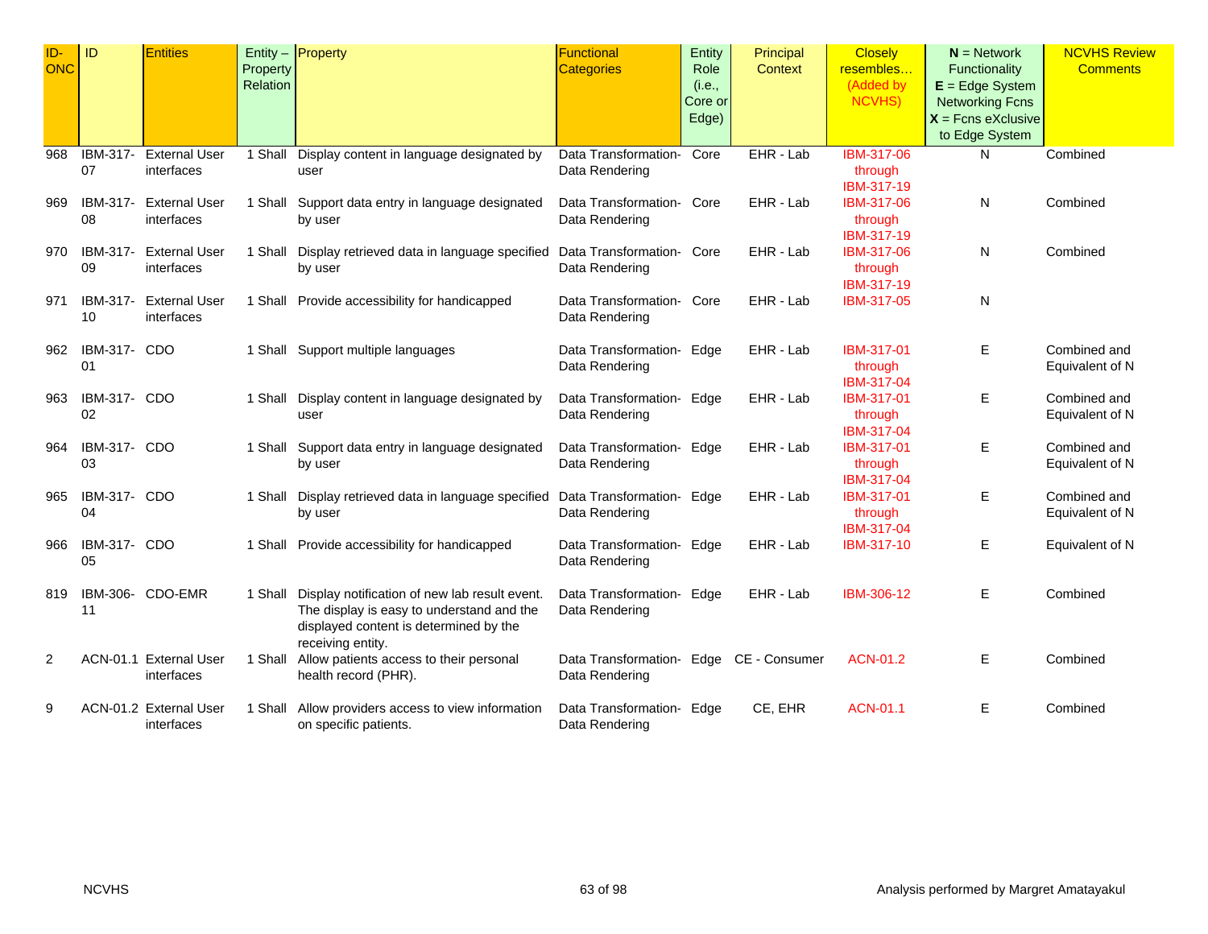| ID-ONC | ID | Entities | Entity – Property Relation | Property | Functional Categories | Entity Role (i.e., Core or Edge) | Principal Context | Closely resembles… (Added by NCVHS) | **N** = Network Functionality **E** = Edge System Networking Fcns **X** = Fcns eXclusive to Edge System | NCVHS Review Comments |
|---|---|---|---|---|---|---|---|---|---|---|
| 968 | IBM-317-07 | External User interfaces | 1 Shall | Display content in language designated by user | Data Transformation-Data Rendering | Core | EHR - Lab | IBM-317-06 through IBM-317-19 | N | Combined |
| 969 | IBM-317-08 | External User interfaces | 1 Shall | Support data entry in language designated by user | Data Transformation-Data Rendering | Core | EHR - Lab | IBM-317-06 through IBM-317-19 | N | Combined |
| 970 | IBM-317-09 | External User interfaces | 1 Shall | Display retrieved data in language specified by user | Data Transformation-Data Rendering | Core | EHR - Lab | IBM-317-06 through IBM-317-19 | N | Combined |
| 971 | IBM-317-10 | External User interfaces | 1 Shall | Provide accessibility for handicapped | Data Transformation-Data Rendering | Core | EHR - Lab | IBM-317-05 | N | |
| 962 | IBM-317-01 | CDO | 1 Shall | Support multiple languages | Data Transformation-Data Rendering | Edge | EHR - Lab | IBM-317-01 through IBM-317-04 | E | Combined and Equivalent of N |
| 963 | IBM-317-02 | CDO | 1 Shall | Display content in language designated by user | Data Transformation-Data Rendering | Edge | EHR - Lab | IBM-317-01 through IBM-317-04 | E | Combined and Equivalent of N |
| 964 | IBM-317-03 | CDO | 1 Shall | Support data entry in language designated by user | Data Transformation-Data Rendering | Edge | EHR - Lab | IBM-317-01 through IBM-317-04 | E | Combined and Equivalent of N |
| 965 | IBM-317-04 | CDO | 1 Shall | Display retrieved data in language specified by user | Data Transformation-Data Rendering | Edge | EHR - Lab | IBM-317-01 through IBM-317-04 | E | Combined and Equivalent of N |
| 966 | IBM-317-05 | CDO | 1 Shall | Provide accessibility for handicapped | Data Transformation-Data Rendering | Edge | EHR - Lab | IBM-317-10 | E | Equivalent of N |
| 819 | IBM-306-11 | CDO-EMR | 1 Shall | Display notification of new lab result event. The display is easy to understand and the displayed content is determined by the receiving entity. | Data Transformation-Data Rendering | Edge | EHR - Lab | IBM-306-12 | E | Combined |
| 2 | ACN-01.1 | External User interfaces | 1 Shall | Allow patients access to their personal health record (PHR). | Data Transformation-Data Rendering | Edge | CE - Consumer | ACN-01.2 | E | Combined |
| 9 | ACN-01.2 | External User interfaces | 1 Shall | Allow providers access to view information on specific patients. | Data Transformation-Data Rendering | Edge | CE, EHR | ACN-01.1 | E | Combined |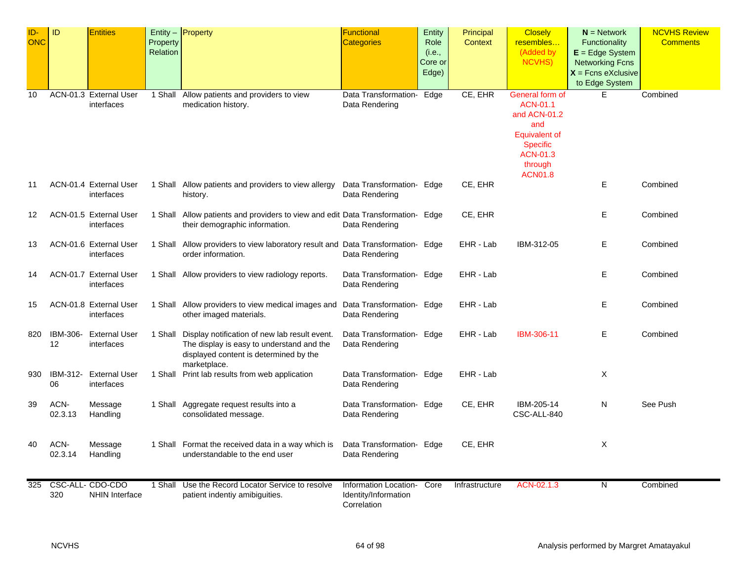| ID-ONC | ID | Entities | Entity – Property Relation | Property | Functional Categories | Entity Role (i.e., Core or Edge) | Principal Context | Closely resembles… (Added by NCVHS) | **N** = Network Functionality **E** = Edge System Networking Fcns **X** = Fcns eXclusive to Edge System | NCVHS Review Comments |
|---|---|---|---|---|---|---|---|---|---|---|
| 10 | ACN-01.3 | External User interfaces | 1 Shall | Allow patients and providers to view medication history. | Data Transformation-Data Rendering | Edge | CE, EHR | General form of ACN-01.1 and ACN-01.2 and Equivalent of Specific ACN-01.3 through ACN01.8 | E | Combined |
| 11 | ACN-01.4 | External User interfaces | 1 Shall | Allow patients and providers to view allergy history. | Data Transformation-Data Rendering | Edge | CE, EHR | | E | Combined |
| 12 | ACN-01.5 | External User interfaces | 1 Shall | Allow patients and providers to view and edit their demographic information. | Data Transformation-Data Rendering | Edge | CE, EHR | | E | Combined |
| 13 | ACN-01.6 | External User interfaces | 1 Shall | Allow providers to view laboratory result and order information. | Data Transformation-Data Rendering | Edge | EHR - Lab | IBM-312-05 | E | Combined |
| 14 | ACN-01.7 | External User interfaces | 1 Shall | Allow providers to view radiology reports. | Data Transformation-Data Rendering | Edge | EHR - Lab | | E | Combined |
| 15 | ACN-01.8 | External User interfaces | 1 Shall | Allow providers to view medical images and other imaged materials. | Data Transformation-Data Rendering | Edge | EHR - Lab | | E | Combined |
| 820 | IBM-306-12 | External User interfaces | 1 Shall | Display notification of new lab result event. The display is easy to understand and the displayed content is determined by the marketplace. | Data Transformation-Data Rendering | Edge | EHR - Lab | IBM-306-11 | E | Combined |
| 930 | IBM-312-06 | External User interfaces | 1 Shall | Print lab results from web application | Data Transformation-Data Rendering | Edge | EHR - Lab | | X | |
| 39 | ACN-02.3.13 | Message Handling | 1 Shall | Aggregate request results into a consolidated message. | Data Transformation-Data Rendering | Edge | CE, EHR | IBM-205-14 CSC-ALL-840 | N | See Push |
| 40 | ACN-02.3.14 | Message Handling | 1 Shall | Format the received data in a way which is understandable to the end user | Data Transformation-Data Rendering | Edge | CE, EHR | | X | |
| 325 | CSC-ALL-320 | CDO-CDO NHIN Interface | 1 Shall | Use the Record Locator Service to resolve patient indentiy amibiguities. | Information Location-Identity/Information Correlation | Core | Infrastructure | ACN-02.1.3 | N | Combined |

NCVHS — Analysis performed by Margret Amatayakul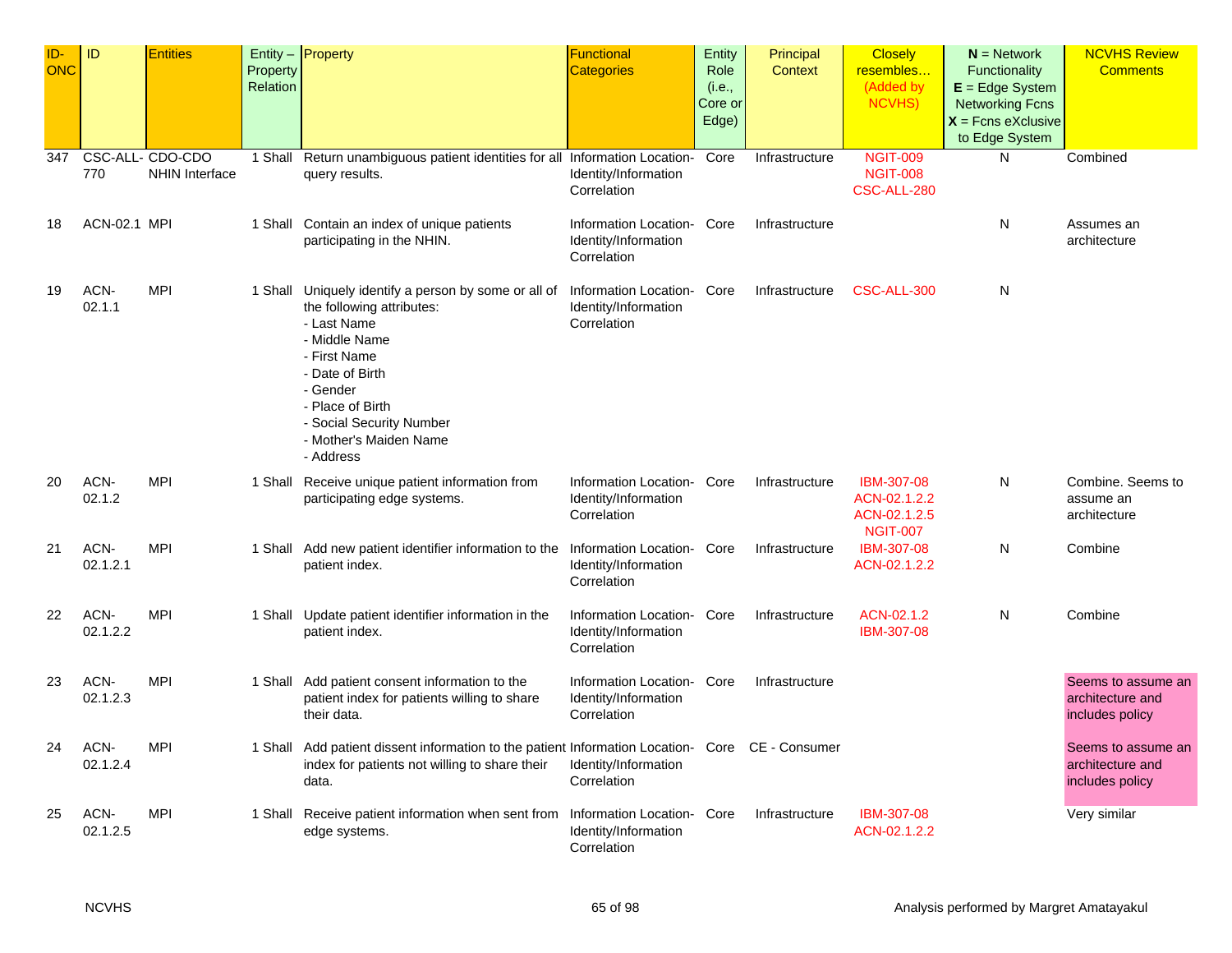| ID-ONC | ID | Entities | Entity – Property Relation | Property | Functional Categories | Entity Role (i.e., Core or Edge) | Principal Context | Closely resembles… (Added by NCVHS) | **N** = Network Functionality **E** = Edge System Networking Fcns **X** = Fcns eXclusive to Edge System | NCVHS Review Comments |
|---|---|---|---|---|---|---|---|---|---|---|
| 347 | CSC-ALL-770 | CDO-CDO NHIN Interface | 1 Shall | Return unambiguous patient identities for all query results. | Information Location-Identity/Information Correlation | Core | Infrastructure | NGIT-009 NGIT-008 CSC-ALL-280 | N | Combined |
| 18 | ACN-02.1 | MPI | 1 Shall | Contain an index of unique patients participating in the NHIN. | Information Location-Identity/Information Correlation | Core | Infrastructure | | N | Assumes an architecture |
| 19 | ACN-02.1.1 | MPI | 1 Shall | Uniquely identify a person by some or all of the following attributes:<br>- Last Name<br>- Middle Name<br>- First Name<br>- Date of Birth<br>- Gender<br>- Place of Birth<br>- Social Security Number<br>- Mother's Maiden Name<br>- Address | Information Location-Identity/Information Correlation | Core | Infrastructure | CSC-ALL-300 | N | |
| 20 | ACN-02.1.2 | MPI | 1 Shall | Receive unique patient information from participating edge systems. | Information Location-Identity/Information Correlation | Core | Infrastructure | IBM-307-08 ACN-02.1.2.2 ACN-02.1.2.5 NGIT-007 | N | Combine. Seems to assume an architecture |
| 21 | ACN-02.1.2.1 | MPI | 1 Shall | Add new patient identifier information to the patient index. | Information Location-Identity/Information Correlation | Core | Infrastructure | IBM-307-08 ACN-02.1.2.2 | N | Combine |
| 22 | ACN-02.1.2.2 | MPI | 1 Shall | Update patient identifier information in the patient index. | Information Location-Identity/Information Correlation | Core | Infrastructure | ACN-02.1.2 IBM-307-08 | N | Combine |
| 23 | ACN-02.1.2.3 | MPI | 1 Shall | Add patient consent information to the patient index for patients willing to share their data. | Information Location-Identity/Information Correlation | Core | Infrastructure | | | Seems to assume an architecture and includes policy |
| 24 | ACN-02.1.2.4 | MPI | 1 Shall | Add patient dissent information to the patient index for patients not willing to share their data. | Information Location-Identity/Information Correlation | Core | CE - Consumer | | | Seems to assume an architecture and includes policy |
| 25 | ACN-02.1.2.5 | MPI | 1 Shall | Receive patient information when sent from edge systems. | Information Location-Identity/Information Correlation | Core | Infrastructure | IBM-307-08 ACN-02.1.2.2 | | Very similar |

Analysis performed by Margret Amatayakul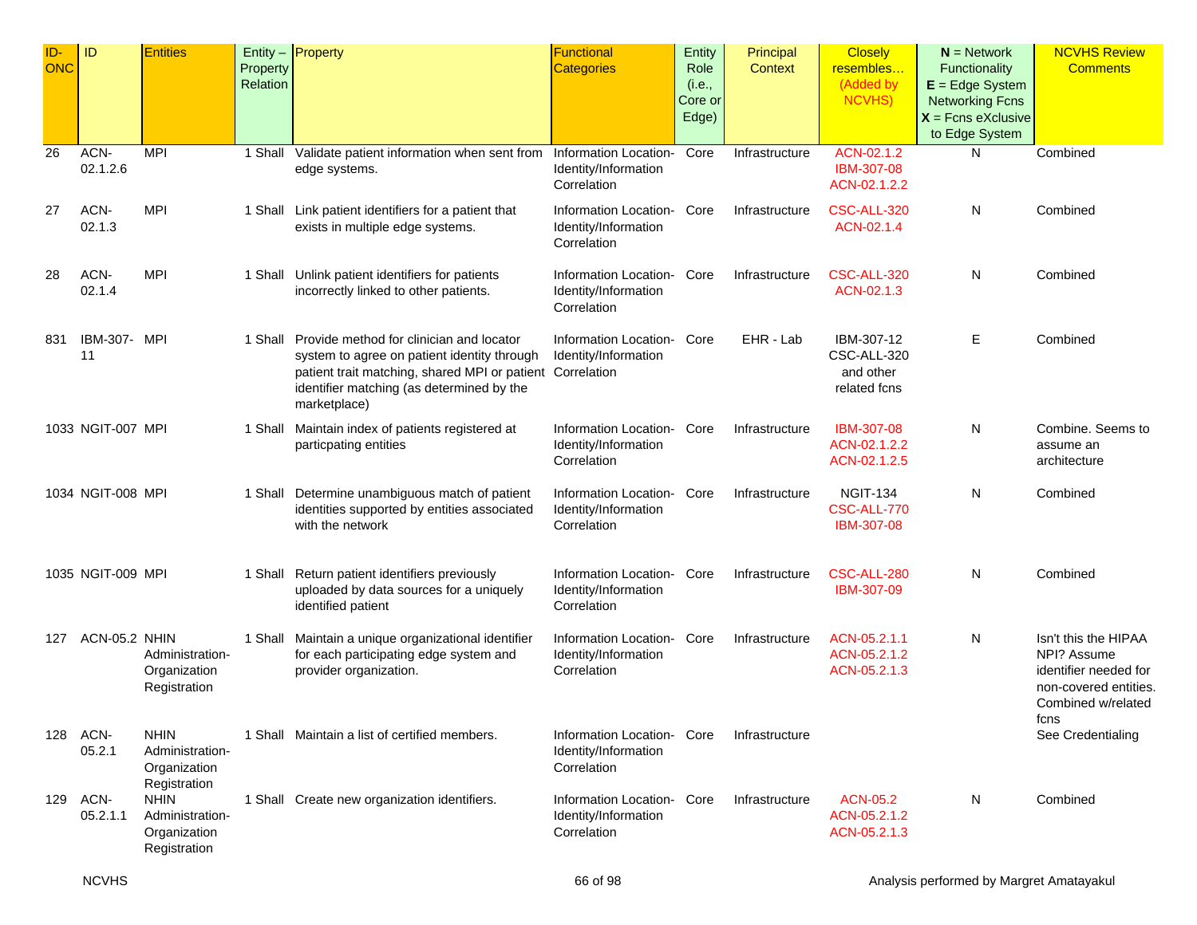| ID-ONC | ID | Entities | Entity – Property Relation | Property | Functional Categories | Entity Role (i.e., Core or Edge) | Principal Context | Closely resembles… (Added by NCVHS) | **N** = Network Functionality **E** = Edge System Networking Fcns **X** = Fcns eXclusive to Edge System | NCVHS Review Comments |
|---|---|---|---|---|---|---|---|---|---|---|
| 26 | ACN-02.1.2.6 | MPI | 1 Shall | Validate patient information when sent from edge systems. | Information Location-Identity/Information Correlation | Core | Infrastructure | ACN-02.1.2 IBM-307-08 ACN-02.1.2.2 | N | Combined |
| 27 | ACN-02.1.3 | MPI | 1 Shall | Link patient identifiers for a patient that exists in multiple edge systems. | Information Location-Identity/Information Correlation | Core | Infrastructure | CSC-ALL-320 ACN-02.1.4 | N | Combined |
| 28 | ACN-02.1.4 | MPI | 1 Shall | Unlink patient identifiers for patients incorrectly linked to other patients. | Information Location-Identity/Information Correlation | Core | Infrastructure | CSC-ALL-320 ACN-02.1.3 | N | Combined |
| 831 | IBM-307-11 | MPI | 1 Shall | Provide method for clinician and locator system to agree on patient identity through patient trait matching, shared MPI or patient identifier matching (as determined by the marketplace) | Information Location-Identity/Information Correlation | Core | EHR - Lab | IBM-307-12 CSC-ALL-320 and other related fcns | E | Combined |
| 1033 | NGIT-007 | MPI | 1 Shall | Maintain index of patients registered at particpating entities | Information Location-Identity/Information Correlation | Core | Infrastructure | IBM-307-08 ACN-02.1.2.2 ACN-02.1.2.5 | N | Combine. Seems to assume an architecture |
| 1034 | NGIT-008 | MPI | 1 Shall | Determine unambiguous match of patient identities supported by entities associated with the network | Information Location-Identity/Information Correlation | Core | Infrastructure | NGIT-134 CSC-ALL-770 IBM-307-08 | N | Combined |
| 1035 | NGIT-009 | MPI | 1 Shall | Return patient identifiers previously uploaded by data sources for a uniquely identified patient | Information Location-Identity/Information Correlation | Core | Infrastructure | CSC-ALL-280 IBM-307-09 | N | Combined |
| 127 | ACN-05.2 | NHIN Administration-Organization Registration | 1 Shall | Maintain a unique organizational identifier for each participating edge system and provider organization. | Information Location-Identity/Information Correlation | Core | Infrastructure | ACN-05.2.1.1 ACN-05.2.1.2 ACN-05.2.1.3 | N | Isn't this the HIPAA NPI? Assume identifier needed for non-covered entities. Combined w/related fcns |
| 128 | ACN-05.2.1 | NHIN Administration-Organization Registration | 1 Shall | Maintain a list of certified members. | Information Location-Identity/Information Correlation | Core | Infrastructure | | | See Credentialing |
| 129 | ACN-05.2.1.1 | NHIN Administration-Organization Registration | 1 Shall | Create new organization identifiers. | Information Location-Identity/Information Correlation | Core | Infrastructure | ACN-05.2 ACN-05.2.1.2 ACN-05.2.1.3 | N | Combined |

Analysis performed by Margret Amatayakul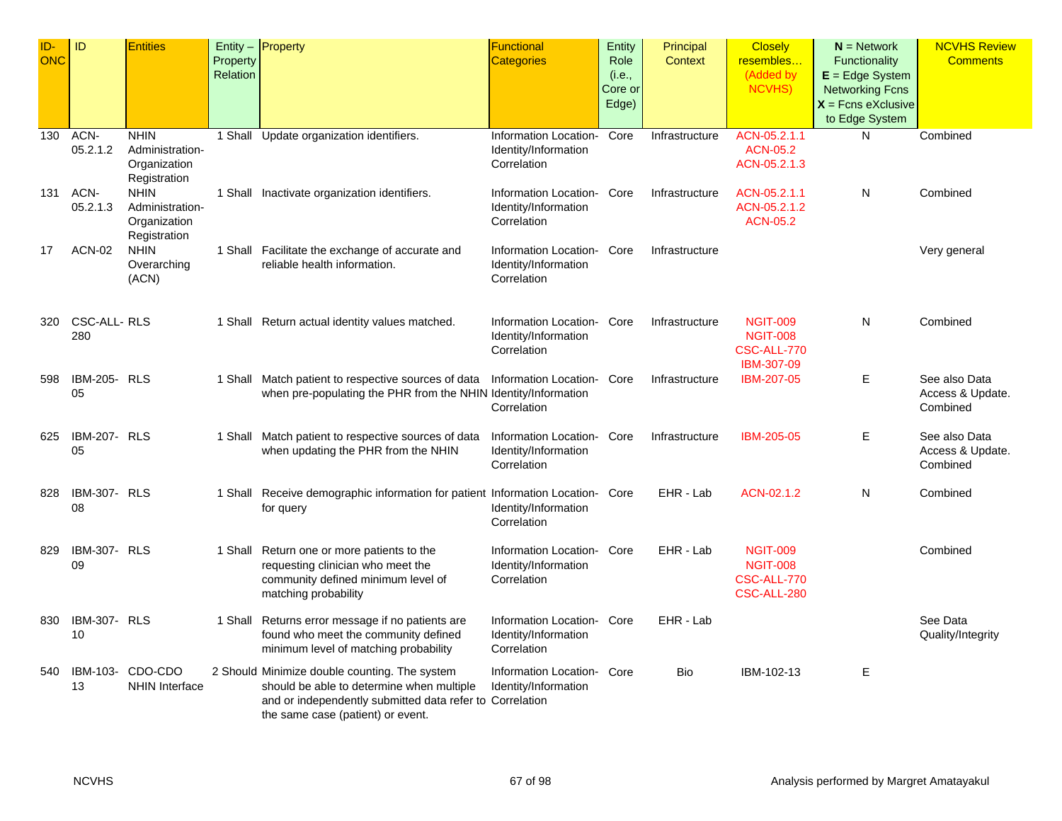| ID-ONC | ID | Entities | Entity – Property Relation | Property | Functional Categories | Entity Role (i.e., Core or Edge) | Principal Context | Closely resembles… (Added by NCVHS) | **N** = Network Functionality **E** = Edge System Networking Fcns **X** = Fcns eXclusive to Edge System | NCVHS Review Comments |
|---|---|---|---|---|---|---|---|---|---|---|
| 130 | ACN-05.2.1.2 | NHIN Administration-Organization Registration | 1 Shall | Update organization identifiers. | Information Location-Identity/Information Correlation | Core | Infrastructure | ACN-05.2.1.1 ACN-05.2 ACN-05.2.1.3 | N | Combined |
| 131 | ACN-05.2.1.3 | NHIN Administration-Organization Registration | 1 Shall | Inactivate organization identifiers. | Information Location-Identity/Information Correlation | Core | Infrastructure | ACN-05.2.1.1 ACN-05.2.1.2 ACN-05.2 | N | Combined |
| 17 | ACN-02 | NHIN Overarching (ACN) | 1 Shall | Facilitate the exchange of accurate and reliable health information. | Information Location-Identity/Information Correlation | Core | Infrastructure | | | Very general |
| 320 | CSC-ALL-280 | RLS | 1 Shall | Return actual identity values matched. | Information Location-Identity/Information Correlation | Core | Infrastructure | NGIT-009 NGIT-008 CSC-ALL-770 IBM-307-09 | N | Combined |
| 598 | IBM-205-05 | RLS | 1 Shall | Match patient to respective sources of data when pre-populating the PHR from the NHIN | Information Location-Identity/Information Correlation | Core | Infrastructure | IBM-207-05 | E | See also Data Access & Update. Combined |
| 625 | IBM-207-05 | RLS | 1 Shall | Match patient to respective sources of data when updating the PHR from the NHIN | Information Location-Identity/Information Correlation | Core | Infrastructure | IBM-205-05 | E | See also Data Access & Update. Combined |
| 828 | IBM-307-08 | RLS | 1 Shall | Receive demographic information for patient for query | Information Location-Identity/Information Correlation | Core | EHR - Lab | ACN-02.1.2 | N | Combined |
| 829 | IBM-307-09 | RLS | 1 Shall | Return one or more patients to the requesting clinician who meet the community defined minimum level of matching probability | Information Location-Identity/Information Correlation | Core | EHR - Lab | NGIT-009 NGIT-008 CSC-ALL-770 CSC-ALL-280 | | Combined |
| 830 | IBM-307-10 | RLS | 1 Shall | Returns error message if no patients are found who meet the community defined minimum level of matching probability | Information Location-Identity/Information Correlation | Core | EHR - Lab | | | See Data Quality/Integrity |
| 540 | IBM-103-13 | CDO-CDO NHIN Interface | 2 Should | Minimize double counting. The system should be able to determine when multiple and or independently submitted data refer to the same case (patient) or event. | Information Location-Identity/Information Correlation | Core | Bio | IBM-102-13 | E | |

NCVHS Analysis performed by Margret Amatayakul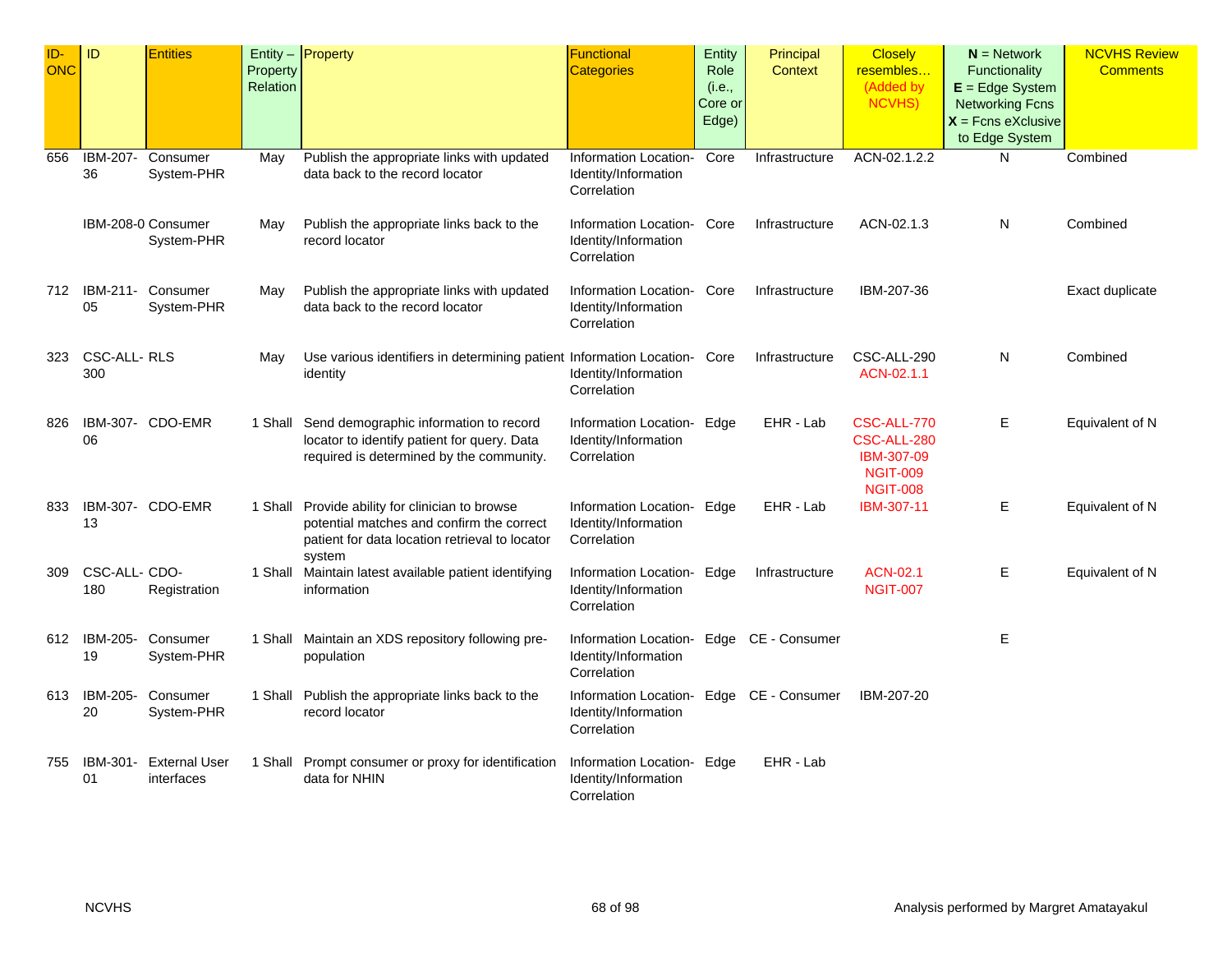| ID-ONC | ID | Entities | Entity – Property Relation | Property | Functional Categories | Entity Role (i.e., Core or Edge) | Principal Context | Closely resembles… (Added by NCVHS) | **N** = Network Functionality **E** = Edge System Networking Fcns **X** = Fcns eXclusive to Edge System | NCVHS Review Comments |
|---|---|---|---|---|---|---|---|---|---|---|
| 656 | IBM-207-36 | Consumer System-PHR | May | Publish the appropriate links with updated data back to the record locator | Information Location-Identity/Information Correlation | Core | Infrastructure | ACN-02.1.2.2 | N | Combined |
| | IBM-208-0 | Consumer System-PHR | May | Publish the appropriate links back to the record locator | Information Location-Identity/Information Correlation | Core | Infrastructure | ACN-02.1.3 | N | Combined |
| 712 | IBM-211-05 | Consumer System-PHR | May | Publish the appropriate links with updated data back to the record locator | Information Location-Identity/Information Correlation | Core | Infrastructure | IBM-207-36 | | Exact duplicate |
| 323 | CSC-ALL-300 | RLS | May | Use various identifiers in determining patient identity | Information Location-Identity/Information Correlation | Core | Infrastructure | CSC-ALL-290 ACN-02.1.1 | N | Combined |
| 826 | IBM-307-06 | CDO-EMR | 1 Shall | Send demographic information to record locator to identify patient for query. Data required is determined by the community. | Information Location-Identity/Information Correlation | Edge | EHR - Lab | CSC-ALL-770 CSC-ALL-280 IBM-307-09 NGIT-009 NGIT-008 | E | Equivalent of N |
| 833 | IBM-307-13 | CDO-EMR | 1 Shall | Provide ability for clinician to browse potential matches and confirm the correct patient for data location retrieval to locator system | Information Location-Identity/Information Correlation | Edge | EHR - Lab | IBM-307-11 | E | Equivalent of N |
| 309 | CSC-ALL-180 | CDO-Registration | 1 Shall | Maintain latest available patient identifying information | Information Location-Identity/Information Correlation | Edge | Infrastructure | ACN-02.1 NGIT-007 | E | Equivalent of N |
| 612 | IBM-205-19 | Consumer System-PHR | 1 Shall | Maintain an XDS repository following pre-population | Information Location-Identity/Information Correlation | Edge | CE - Consumer | | E | |
| 613 | IBM-205-20 | Consumer System-PHR | 1 Shall | Publish the appropriate links back to the record locator | Information Location-Identity/Information Correlation | Edge | CE - Consumer | IBM-207-20 | | |
| 755 | IBM-301-01 | External User interfaces | 1 Shall | Prompt consumer or proxy for identification data for NHIN | Information Location-Identity/Information Correlation | Edge | EHR - Lab | | | |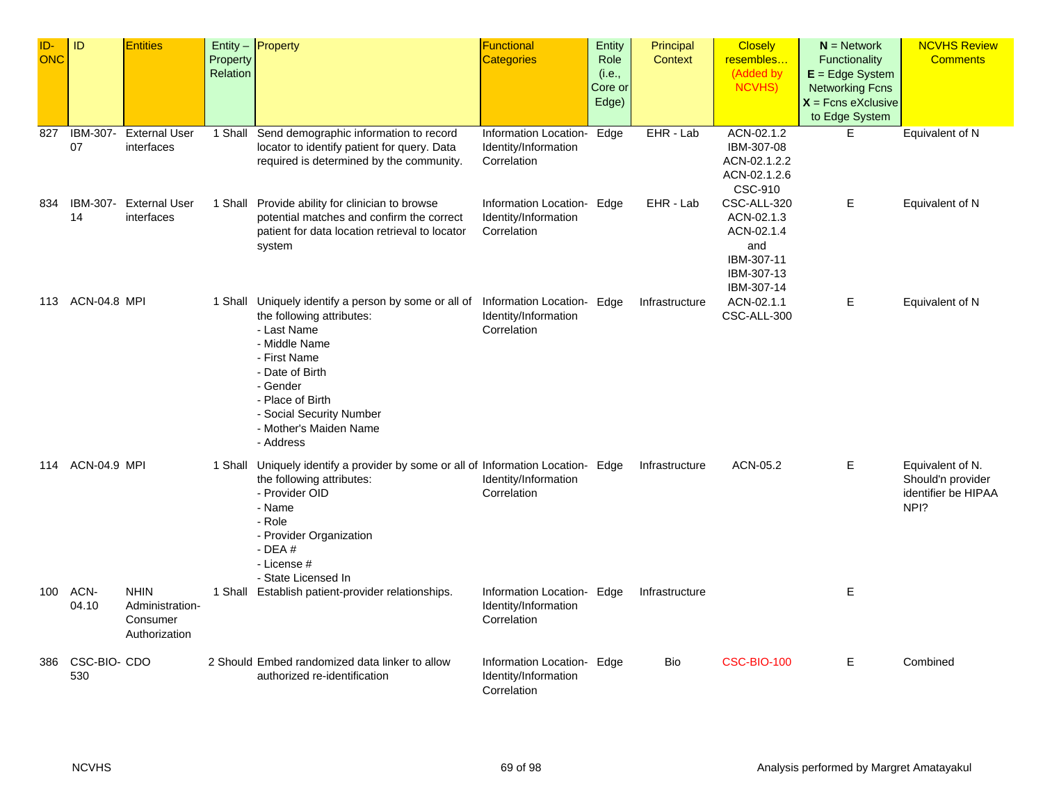| ID-ONC | ID | Entities | Entity – Property Relation | Property | Functional Categories | Entity Role (i.e., Core or Edge) | Principal Context | Closely resembles… (Added by NCVHS) | **N** = Network Functionality **E** = Edge System Networking Fcns **X** = Fcns eXclusive to Edge System | NCVHS Review Comments |
|---|---|---|---|---|---|---|---|---|---|---|
| 827 | IBM-307-07 | External User interfaces | 1 Shall | Send demographic information to record locator to identify patient for query. Data required is determined by the community. | Information Location-Identity/Information Correlation | Edge | EHR - Lab | ACN-02.1.2 IBM-307-08 ACN-02.1.2.2 ACN-02.1.2.6 CSC-910 | E | Equivalent of N |
| 834 | IBM-307-14 | External User interfaces | 1 Shall | Provide ability for clinician to browse potential matches and confirm the correct patient for data location retrieval to locator system | Information Location-Identity/Information Correlation | Edge | EHR - Lab | CSC-ALL-320 ACN-02.1.3 ACN-02.1.4 and IBM-307-11 IBM-307-13 IBM-307-14 | E | Equivalent of N |
| 113 | ACN-04.8 | MPI | 1 Shall | Uniquely identify a person by some or all of the following attributes:<br>- Last Name<br>- Middle Name<br>- First Name<br>- Date of Birth<br>- Gender<br>- Place of Birth<br>- Social Security Number<br>- Mother's Maiden Name<br>- Address | Information Location-Identity/Information Correlation | Edge | Infrastructure | ACN-02.1.1 CSC-ALL-300 | E | Equivalent of N |
| 114 | ACN-04.9 | MPI | 1 Shall | Uniquely identify a provider by some or all of the following attributes:<br>- Provider OID<br>- Name<br>- Role<br>- Provider Organization<br>- DEA #<br>- License #<br>- State Licensed In | Information Location-Identity/Information Correlation | Edge | Infrastructure | ACN-05.2 | E | Equivalent of N. Should'n provider identifier be HIPAA NPI? |
| 100 | ACN-04.10 | NHIN Administration-Consumer Authorization | 1 Shall | Establish patient-provider relationships. | Information Location-Identity/Information Correlation | Edge | Infrastructure | | E | |
| 386 | CSC-BIO-530 | CDO | 2 Should | Embed randomized data linker to allow authorized re-identification | Information Location-Identity/Information Correlation | Edge | Bio | CSC-BIO-100 | E | Combined |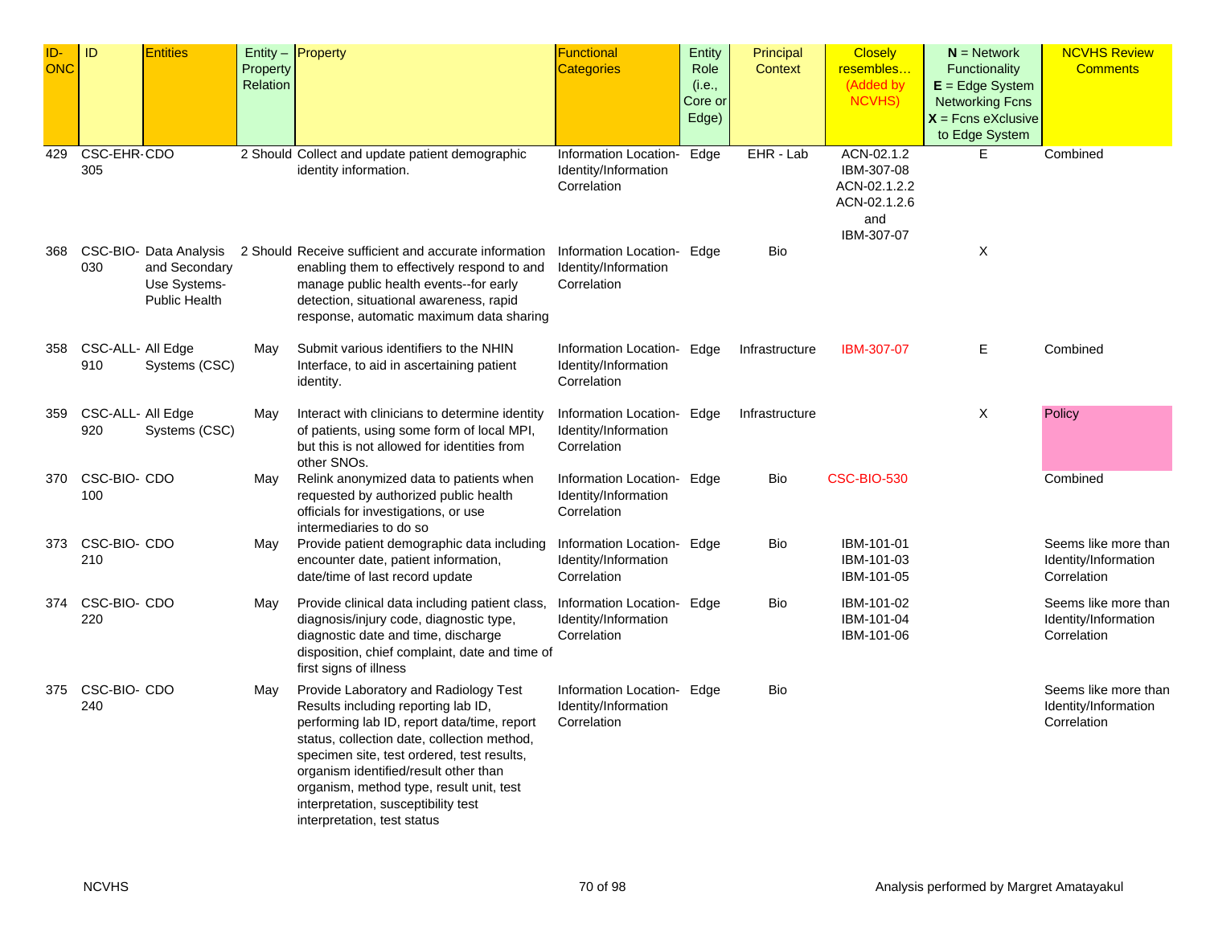| ID-ONC | ID | Entities | Entity – Property Relation | Property | Functional Categories | Entity Role (i.e., Core or Edge) | Principal Context | Closely resembles… (Added by NCVHS) | **N** = Network Functionality **E** = Edge System Networking Fcns **X** = Fcns eXclusive to Edge System | NCVHS Review Comments |
|---|---|---|---|---|---|---|---|---|---|---|
| 429 | CSC-EHR-305 | CDO | 2 Should | Collect and update patient demographic identity information. | Information Location-Identity/Information Correlation | Edge | EHR - Lab | ACN-02.1.2 IBM-307-08 ACN-02.1.2.2 ACN-02.1.2.6 and IBM-307-07 | E | Combined |
| 368 | CSC-BIO-030 | Data Analysis and Secondary Use Systems-Public Health | 2 Should | Receive sufficient and accurate information enabling them to effectively respond to and manage public health events--for early detection, situational awareness, rapid response, automatic maximum data sharing | Information Location-Identity/Information Correlation | Edge | Bio | | X | |
| 358 | CSC-ALL-910 | All Edge Systems (CSC) | May | Submit various identifiers to the NHIN Interface, to aid in ascertaining patient identity. | Information Location-Identity/Information Correlation | Edge | Infrastructure | IBM-307-07 | E | Combined |
| 359 | CSC-ALL-920 | All Edge Systems (CSC) | May | Interact with clinicians to determine identity of patients, using some form of local MPI, but this is not allowed for identities from other SNOs. | Information Location-Identity/Information Correlation | Edge | Infrastructure | | X | Policy |
| 370 | CSC-BIO-100 | CDO | May | Relink anonymized data to patients when requested by authorized public health officials for investigations, or use intermediaries to do so | Information Location-Identity/Information Correlation | Edge | Bio | CSC-BIO-530 | | Combined |
| 373 | CSC-BIO-210 | CDO | May | Provide patient demographic data including encounter date, patient information, date/time of last record update | Information Location-Identity/Information Correlation | Edge | Bio | IBM-101-01 IBM-101-03 IBM-101-05 | | Seems like more than Identity/Information Correlation |
| 374 | CSC-BIO-220 | CDO | May | Provide clinical data including patient class, diagnosis/injury code, diagnostic type, diagnostic date and time, discharge disposition, chief complaint, date and time of first signs of illness | Information Location-Identity/Information Correlation | Edge | Bio | IBM-101-02 IBM-101-04 IBM-101-06 | | Seems like more than Identity/Information Correlation |
| 375 | CSC-BIO-240 | CDO | May | Provide Laboratory and Radiology Test Results including reporting lab ID, performing lab ID, report data/time, report status, collection date, collection method, specimen site, test ordered, test results, organism identified/result other than organism, method type, result unit, test interpretation, susceptibility test interpretation, test status | Information Location-Identity/Information Correlation | Edge | Bio | | | Seems like more than Identity/Information Correlation |

NCVHS

Analysis performed by Margret Amatayakul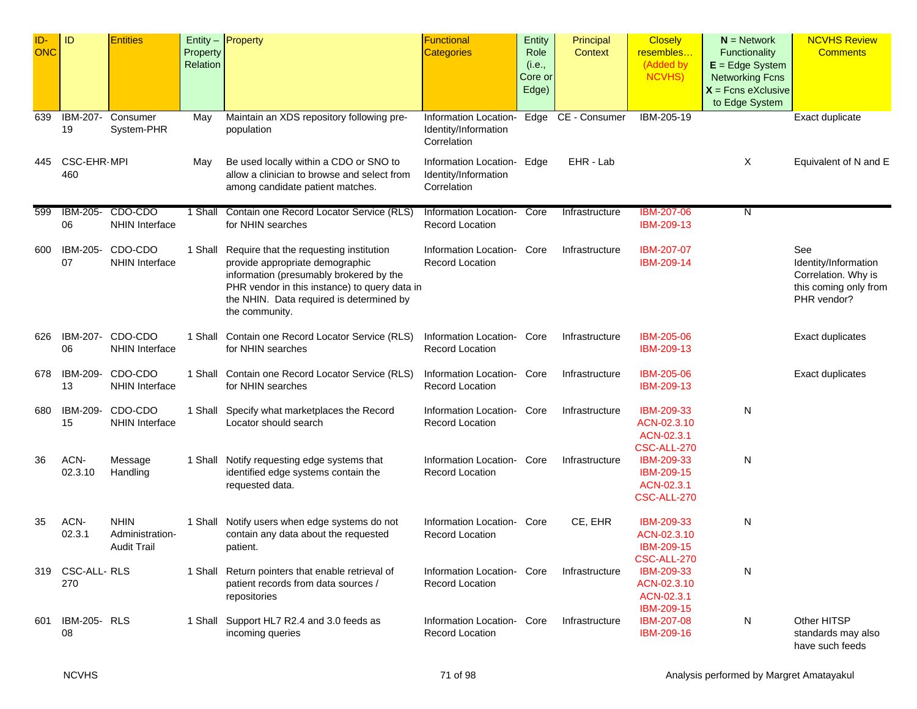| ID-ONC | ID | Entities | Entity – Property Relation | Property | Functional Categories | Entity Role (i.e., Core or Edge) | Principal Context | Closely resembles… (Added by NCVHS) | **N** = Network Functionality **E** = Edge System Networking Fcns **X** = Fcns eXclusive to Edge System | NCVHS Review Comments |
|---|---|---|---|---|---|---|---|---|---|---|
| 639 | IBM-207-19 | Consumer System-PHR | May | Maintain an XDS repository following pre-population | Information Location-Identity/Information Correlation | Edge | CE - Consumer | IBM-205-19 | | Exact duplicate |
| 445 | CSC-EHR-460 | MPI | May | Be used locally within a CDO or SNO to allow a clinician to browse and select from among candidate patient matches. | Information Location-Identity/Information Correlation | Edge | EHR - Lab | | X | Equivalent of N and E |
| 599 | IBM-205-06 | CDO-CDO NHIN Interface | 1 Shall | Contain one Record Locator Service (RLS) for NHIN searches | Information Location-Record Location | Core | Infrastructure | IBM-207-06 IBM-209-13 | N | |
| 600 | IBM-205-07 | CDO-CDO NHIN Interface | 1 Shall | Require that the requesting institution provide appropriate demographic information (presumably brokered by the PHR vendor in this instance) to query data in the NHIN. Data required is determined by the community. | Information Location-Record Location | Core | Infrastructure | IBM-207-07 IBM-209-14 | | See Identity/Information Correlation. Why is this coming only from PHR vendor? |
| 626 | IBM-207-06 | CDO-CDO NHIN Interface | 1 Shall | Contain one Record Locator Service (RLS) for NHIN searches | Information Location-Record Location | Core | Infrastructure | IBM-205-06 IBM-209-13 | | Exact duplicates |
| 678 | IBM-209-13 | CDO-CDO NHIN Interface | 1 Shall | Contain one Record Locator Service (RLS) for NHIN searches | Information Location-Record Location | Core | Infrastructure | IBM-205-06 IBM-209-13 | | Exact duplicates |
| 680 | IBM-209-15 | CDO-CDO NHIN Interface | 1 Shall | Specify what marketplaces the Record Locator should search | Information Location-Record Location | Core | Infrastructure | IBM-209-33 ACN-02.3.10 ACN-02.3.1 CSC-ALL-270 | N | |
| 36 | ACN-02.3.10 | Message Handling | 1 Shall | Notify requesting edge systems that identified edge systems contain the requested data. | Information Location-Record Location | Core | Infrastructure | IBM-209-33 IBM-209-15 ACN-02.3.1 CSC-ALL-270 | N | |
| 35 | ACN-02.3.1 | NHIN Administration-Audit Trail | 1 Shall | Notify users when edge systems do not contain any data about the requested patient. | Information Location-Record Location | Core | CE, EHR | IBM-209-33 ACN-02.3.10 IBM-209-15 CSC-ALL-270 | N | |
| 319 | CSC-ALL-270 | RLS | 1 Shall | Return pointers that enable retrieval of patient records from data sources / repositories | Information Location-Record Location | Core | Infrastructure | IBM-209-33 ACN-02.3.10 ACN-02.3.1 IBM-209-15 | N | |
| 601 | IBM-205-08 | RLS | 1 Shall | Support HL7 R2.4 and 3.0 feeds as incoming queries | Information Location-Record Location | Core | Infrastructure | IBM-207-08 IBM-209-16 | N | Other HITSP standards may also have such feeds |

Analysis performed by Margret Amatayakul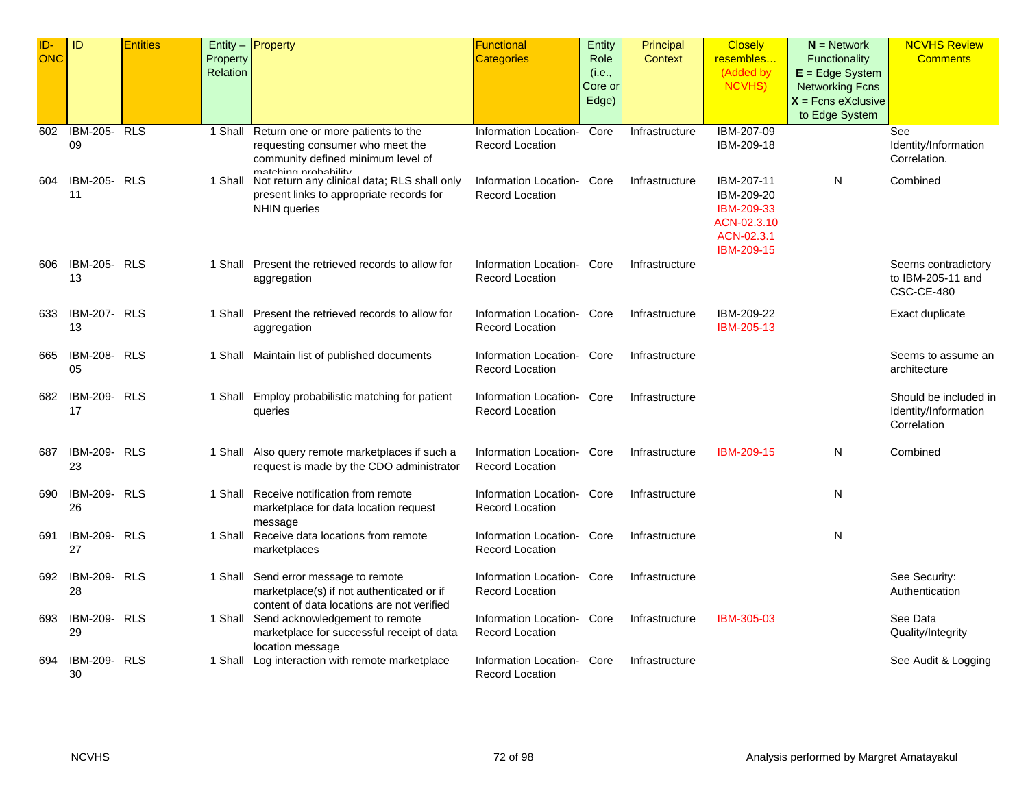| ID-ONC | ID | Entities | Entity – Property Relation | Property | Functional Categories | Entity Role (i.e., Core or Edge) | Principal Context | Closely resembles… (Added by NCVHS) | **N** = Network Functionality **E** = Edge System Networking Fcns **X** = Fcns eXclusive to Edge System | NCVHS Review Comments |
|---|---|---|---|---|---|---|---|---|---|---|
| 602 | IBM-205-09 | RLS | 1 Shall | Return one or more patients to the requesting consumer who meet the community defined minimum level of matching probability | Information Location-Record Location | Core | Infrastructure | IBM-207-09 IBM-209-18 | | See Identity/Information Correlation. |
| 604 | IBM-205-11 | RLS | 1 Shall | Not return any clinical data; RLS shall only present links to appropriate records for NHIN queries | Information Location-Record Location | Core | Infrastructure | IBM-207-11 IBM-209-20 IBM-209-33 ACN-02.3.10 ACN-02.3.1 IBM-209-15 | N | Combined |
| 606 | IBM-205-13 | RLS | 1 Shall | Present the retrieved records to allow for aggregation | Information Location-Record Location | Core | Infrastructure | | | Seems contradictory to IBM-205-11 and CSC-CE-480 |
| 633 | IBM-207-13 | RLS | 1 Shall | Present the retrieved records to allow for aggregation | Information Location-Record Location | Core | Infrastructure | IBM-209-22 IBM-205-13 | | Exact duplicate |
| 665 | IBM-208-05 | RLS | 1 Shall | Maintain list of published documents | Information Location-Record Location | Core | Infrastructure | | | Seems to assume an architecture |
| 682 | IBM-209-17 | RLS | 1 Shall | Employ probabilistic matching for patient queries | Information Location-Record Location | Core | Infrastructure | | | Should be included in Identity/Information Correlation |
| 687 | IBM-209-23 | RLS | 1 Shall | Also query remote marketplaces if such a request is made by the CDO administrator | Information Location-Record Location | Core | Infrastructure | IBM-209-15 | N | Combined |
| 690 | IBM-209-26 | RLS | 1 Shall | Receive notification from remote marketplace for data location request message | Information Location-Record Location | Core | Infrastructure | | N | |
| 691 | IBM-209-27 | RLS | 1 Shall | Receive data locations from remote marketplaces | Information Location-Record Location | Core | Infrastructure | | N | |
| 692 | IBM-209-28 | RLS | 1 Shall | Send error message to remote marketplace(s) if not authenticated or if content of data locations are not verified | Information Location-Record Location | Core | Infrastructure | | | See Security: Authentication |
| 693 | IBM-209-29 | RLS | 1 Shall | Send acknowledgement to remote marketplace for successful receipt of data location message | Information Location-Record Location | Core | Infrastructure | IBM-305-03 | | See Data Quality/Integrity |
| 694 | IBM-209-30 | RLS | 1 Shall | Log interaction with remote marketplace | Information Location-Record Location | Core | Infrastructure | | | See Audit & Logging |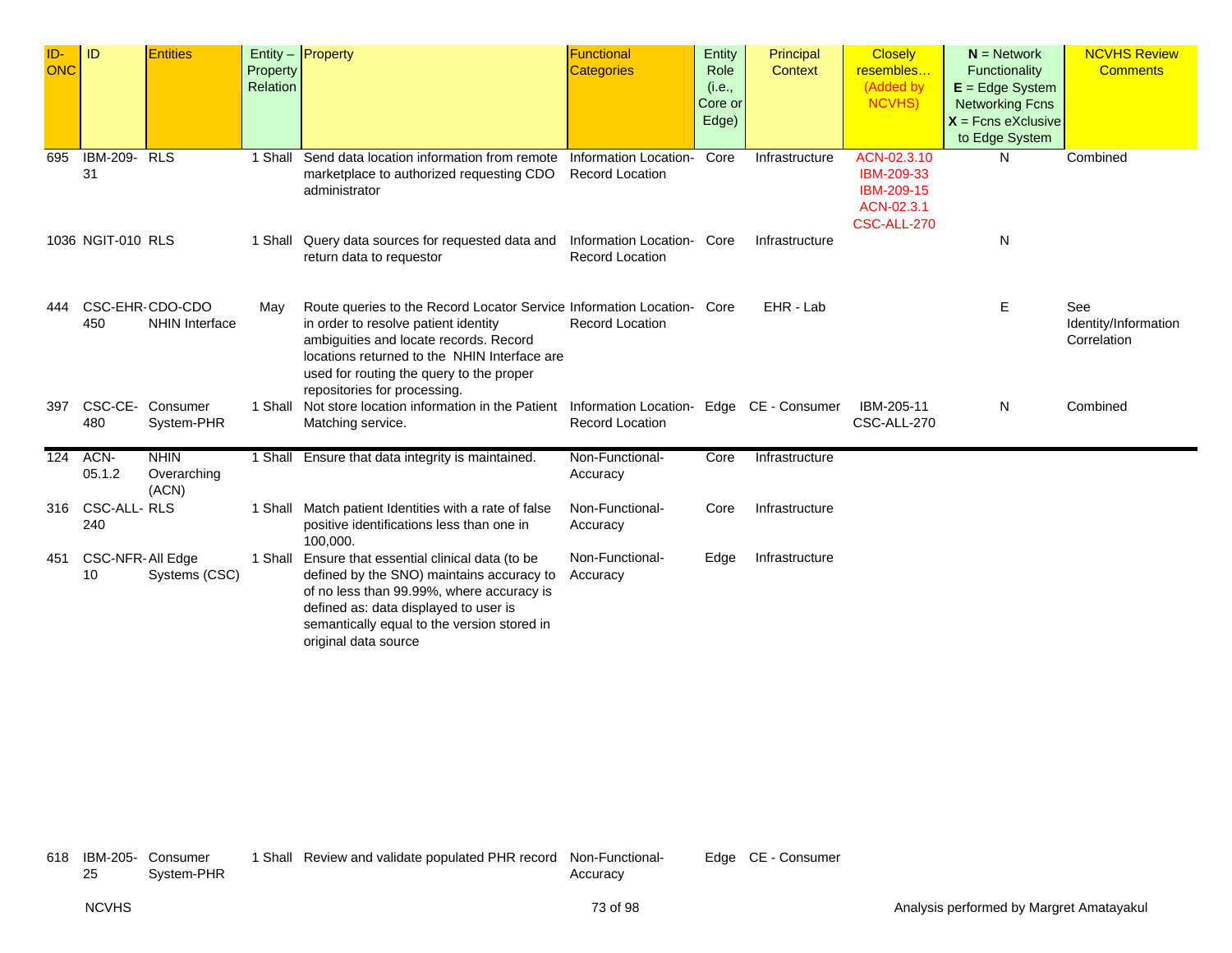| ID-ONC | ID | Entities | Entity – Property Relation | Property | Functional Categories | Entity Role (i.e., Core or Edge) | Principal Context | Closely resembles… (Added by NCVHS) | **N** = Network Functionality **E** = Edge System Networking Fcns **X** = Fcns eXclusive to Edge System | NCVHS Review Comments |
|---|---|---|---|---|---|---|---|---|---|---|
| 695 | IBM-209-31 | RLS | 1 Shall | Send data location information from remote marketplace to authorized requesting CDO administrator | Information Location-Record Location | Core | Infrastructure | ACN-02.3.10 IBM-209-33 IBM-209-15 ACN-02.3.1 CSC-ALL-270 | N | Combined |
| 1036 | NGIT-010 | RLS | 1 Shall | Query data sources for requested data and return data to requestor | Information Location-Record Location | Core | Infrastructure | | N | |
| 444 | CSC-EHR-450 | CDO-CDO NHIN Interface | May | Route queries to the Record Locator Service in order to resolve patient identity ambiguities and locate records. Record locations returned to the NHIN Interface are used for routing the query to the proper repositories for processing. | Information Location-Record Location | Core | EHR - Lab | | E | See Identity/Information Correlation |
| 397 | CSC-CE-480 | Consumer System-PHR | 1 Shall | Not store location information in the Patient Matching service. | Information Location-Record Location | Edge | CE - Consumer | IBM-205-11 CSC-ALL-270 | N | Combined |
| 124 | ACN-05.1.2 | NHIN Overarching (ACN) | 1 Shall | Ensure that data integrity is maintained. | Non-Functional-Accuracy | Core | Infrastructure | | | |
| 316 | CSC-ALL-240 | RLS | 1 Shall | Match patient Identities with a rate of false positive identifications less than one in 100,000. | Non-Functional-Accuracy | Core | Infrastructure | | | |
| 451 | CSC-NFR-10 | All Edge Systems (CSC) | 1 Shall | Ensure that essential clinical data (to be defined by the SNO) maintains accuracy to of no less than 99.99%, where accuracy is defined as: data displayed to user is semantically equal to the version stored in original data source | Non-Functional-Accuracy | Edge | Infrastructure | | | |
| 618 | IBM-205-25 | Consumer System-PHR | 1 Shall | Review and validate populated PHR record | Non-Functional-Accuracy | Edge | CE - Consumer | | | |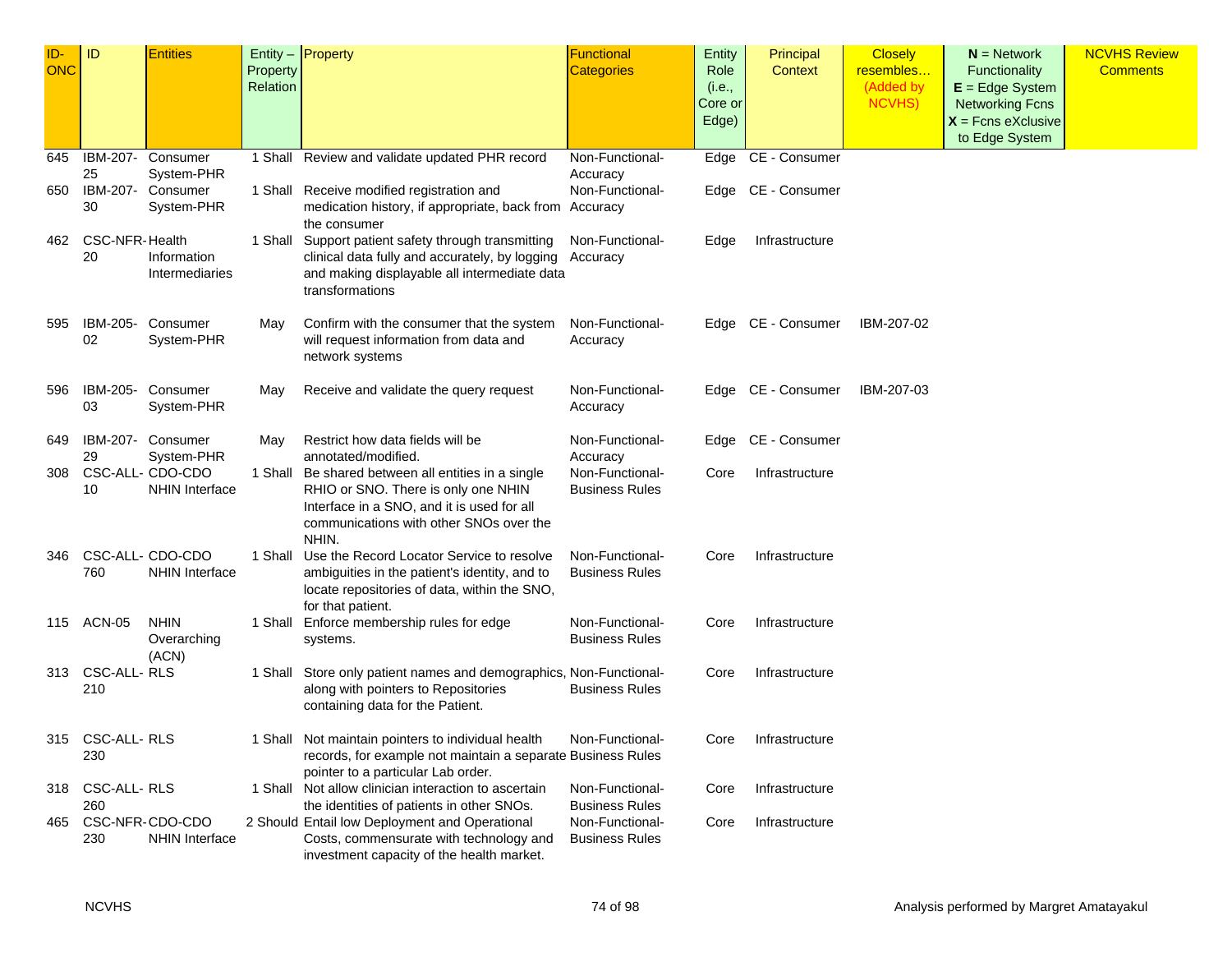| ID-ONC | ID | Entities | Entity – Property Relation | Property | Functional Categories | Entity Role (i.e., Core or Edge) | Principal Context | Closely resembles… (Added by NCVHS) | **N** = Network Functionality **E** = Edge System Networking Fcns **X** = Fcns eXclusive to Edge System | NCVHS Review Comments |
|---|---|---|---|---|---|---|---|---|---|---|
| 645 | IBM-207-25 | Consumer System-PHR | 1 Shall | Review and validate updated PHR record | Non-Functional-Accuracy | Edge | CE - Consumer | | | |
| 650 | IBM-207-30 | Consumer System-PHR | 1 Shall | Receive modified registration and medication history, if appropriate, back from the consumer | Non-Functional-Accuracy | Edge | CE - Consumer | | | |
| 462 | CSC-NFR-20 | Health Information Intermediaries | 1 Shall | Support patient safety through transmitting clinical data fully and accurately, by logging and making displayable all intermediate data transformations | Non-Functional-Accuracy | Edge | Infrastructure | | | |
| 595 | IBM-205-02 | Consumer System-PHR | May | Confirm with the consumer that the system will request information from data and network systems | Non-Functional-Accuracy | Edge | CE - Consumer | IBM-207-02 | | |
| 596 | IBM-205-03 | Consumer System-PHR | May | Receive and validate the query request | Non-Functional-Accuracy | Edge | CE - Consumer | IBM-207-03 | | |
| 649 | IBM-207-29 | Consumer System-PHR | May | Restrict how data fields will be annotated/modified. | Non-Functional-Accuracy | Edge | CE - Consumer | | | |
| 308 | CSC-ALL-10 | CDO-CDO NHIN Interface | 1 Shall | Be shared between all entities in a single RHIO or SNO. There is only one NHIN Interface in a SNO, and it is used for all communications with other SNOs over the NHIN. | Non-Functional-Business Rules | Core | Infrastructure | | | |
| 346 | CSC-ALL-760 | CDO-CDO NHIN Interface | 1 Shall | Use the Record Locator Service to resolve ambiguities in the patient's identity, and to locate repositories of data, within the SNO, for that patient. | Non-Functional-Business Rules | Core | Infrastructure | | | |
| 115 | ACN-05 | NHIN Overarching (ACN) | 1 Shall | Enforce membership rules for edge systems. | Non-Functional-Business Rules | Core | Infrastructure | | | |
| 313 | CSC-ALL-210 | RLS | 1 Shall | Store only patient names and demographics, along with pointers to Repositories containing data for the Patient. | Non-Functional-Business Rules | Core | Infrastructure | | | |
| 315 | CSC-ALL-230 | RLS | 1 Shall | Not maintain pointers to individual health records, for example not maintain a separate pointer to a particular Lab order. | Non-Functional-Business Rules | Core | Infrastructure | | | |
| 318 | CSC-ALL-260 | RLS | 1 Shall | Not allow clinician interaction to ascertain the identities of patients in other SNOs. | Non-Functional-Business Rules | Core | Infrastructure | | | |
| 465 | CSC-NFR-230 | CDO-CDO NHIN Interface | 2 Should | Entail low Deployment and Operational Costs, commensurate with technology and investment capacity of the health market. | Non-Functional-Business Rules | Core | Infrastructure | | | |

Analysis performed by Margret Amatayakul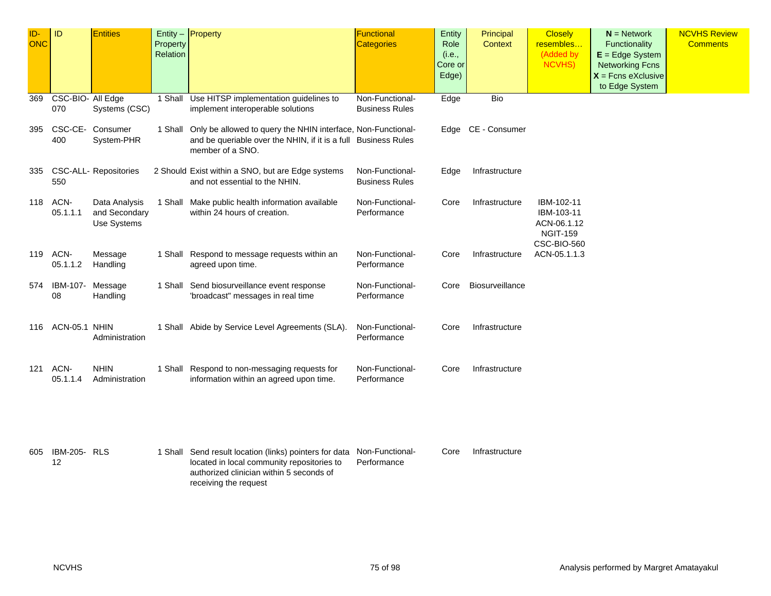| ID-ONC | ID | Entities | Entity – Property Relation | Property | Functional Categories | Entity Role (i.e., Core or Edge) | Principal Context | Closely resembles… (Added by NCVHS) | N = Network Functionality E = Edge System Networking Fcns X = Fcns eXclusive to Edge System | NCVHS Review Comments |
|---|---|---|---|---|---|---|---|---|---|---|
| 369 | CSC-BIO-070 | All Edge Systems (CSC) | 1 Shall | Use HITSP implementation guidelines to implement interoperable solutions | Non-Functional-Business Rules | Edge | Bio | | | |
| 395 | CSC-CE-400 | Consumer System-PHR | 1 Shall | Only be allowed to query the NHIN interface, and be queriable over the NHIN, if it is a full member of a SNO. | Non-Functional-Business Rules | Edge | CE - Consumer | | | |
| 335 | CSC-ALL-550 | Repositories | 2 Should | Exist within a SNO, but are Edge systems and not essential to the NHIN. | Non-Functional-Business Rules | Edge | Infrastructure | | | |
| 118 | ACN-05.1.1.1 | Data Analysis and Secondary Use Systems | 1 Shall | Make public health information available within 24 hours of creation. | Non-Functional-Performance | Core | Infrastructure | IBM-102-11 IBM-103-11 ACN-06.1.12 NGIT-159 CSC-BIO-560 | | |
| 119 | ACN-05.1.1.2 | Message Handling | 1 Shall | Respond to message requests within an agreed upon time. | Non-Functional-Performance | Core | Infrastructure | ACN-05.1.1.3 | | |
| 574 | IBM-107-08 | Message Handling | 1 Shall | Send biosurveillance event response 'broadcast" messages in real time | Non-Functional-Performance | Core | Biosurveillance | | | |
| 116 | ACN-05.1 | NHIN Administration | 1 Shall | Abide by Service Level Agreements (SLA). | Non-Functional-Performance | Core | Infrastructure | | | |
| 121 | ACN-05.1.1.4 | NHIN Administration | 1 Shall | Respond to non-messaging requests for information within an agreed upon time. | Non-Functional-Performance | Core | Infrastructure | | | |
| 605 | IBM-205-12 | RLS | 1 Shall | Send result location (links) pointers for data located in local community repositories to authorized clinician within 5 seconds of receiving the request | Non-Functional-Performance | Core | Infrastructure | | | |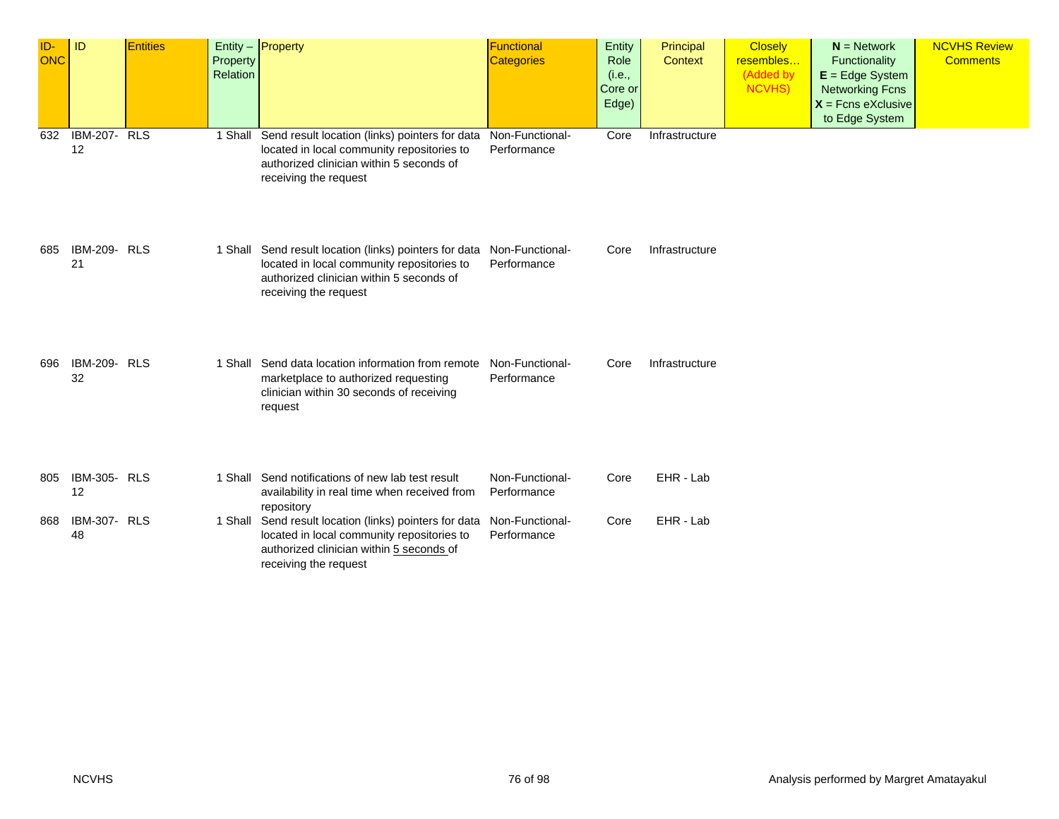| ID-ONC | ID | Entities | Entity – Property Relation | Property | Functional Categories | Entity Role (i.e., Core or Edge) | Principal Context | Closely resembles… (Added by NCVHS) | **N** = Network Functionality **E** = Edge System Networking Fcns **X** = Fcns eXclusive to Edge System | NCVHS Review Comments |
|---|---|---|---|---|---|---|---|---|---|---|
| 632 | IBM-207-12 | RLS | 1 Shall | Send result location (links) pointers for data located in local community repositories to authorized clinician within 5 seconds of receiving the request | Non-Functional-Performance | Core | Infrastructure | | | |
| 685 | IBM-209-21 | RLS | 1 Shall | Send result location (links) pointers for data located in local community repositories to authorized clinician within 5 seconds of receiving the request | Non-Functional-Performance | Core | Infrastructure | | | |
| 696 | IBM-209-32 | RLS | 1 Shall | Send data location information from remote marketplace to authorized requesting clinician within 30 seconds of receiving request | Non-Functional-Performance | Core | Infrastructure | | | |
| 805 | IBM-305-12 | RLS | 1 Shall | Send notifications of new lab test result availability in real time when received from repository | Non-Functional-Performance | Core | EHR - Lab | | | |
| 868 | IBM-307-48 | RLS | 1 Shall | Send result location (links) pointers for data located in local community repositories to authorized clinician within 5 seconds of receiving the request | Non-Functional-Performance | Core | EHR - Lab | | | |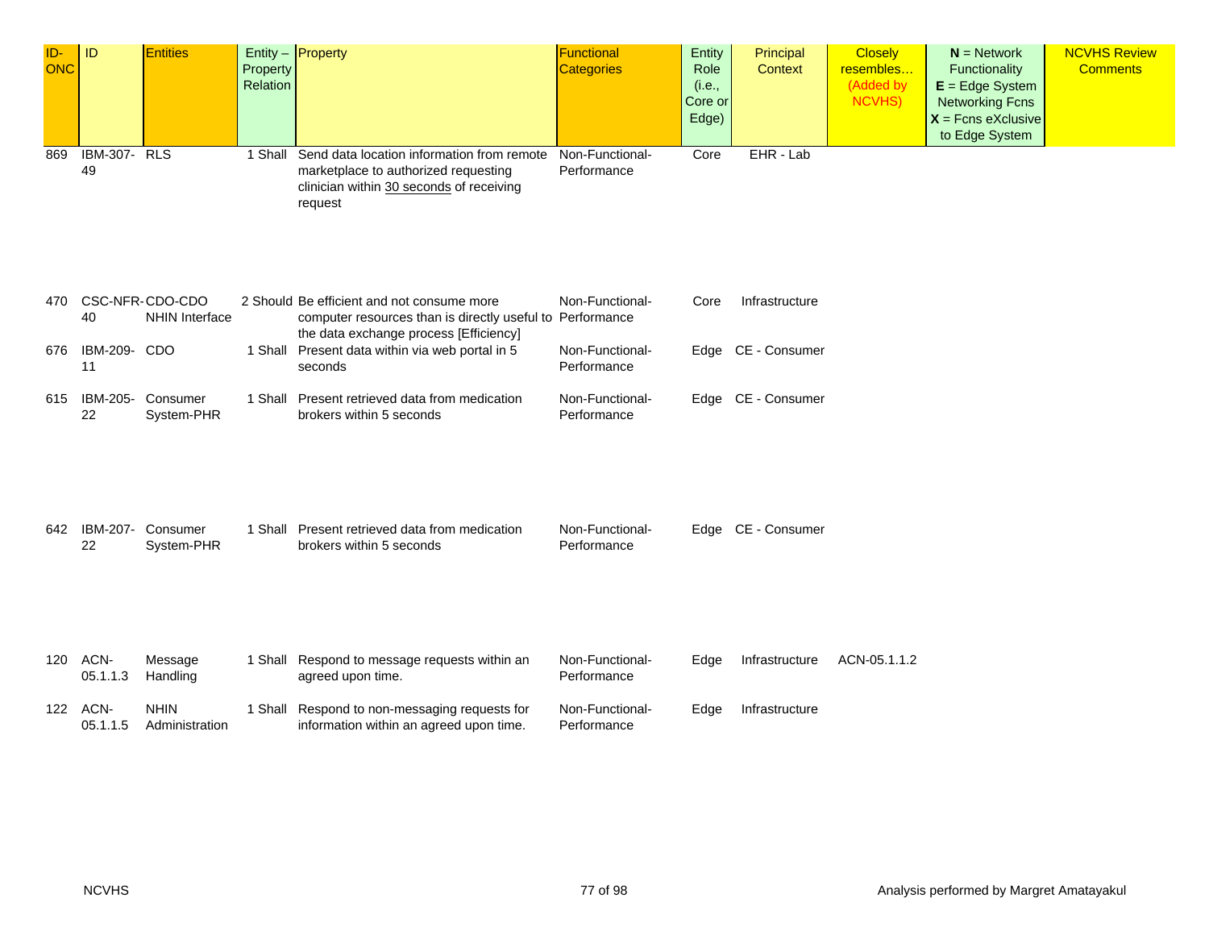| ID-ONC | ID | Entities | Entity – Property Relation | Property | Functional Categories | Entity Role (i.e., Core or Edge) | Principal Context | Closely resembles… (Added by NCVHS) | **N** = Network Functionality **E** = Edge System Networking Fcns **X** = Fcns eXclusive to Edge System | NCVHS Review Comments |
|---|---|---|---|---|---|---|---|---|---|---|
| 869 | IBM-307-49 | RLS | 1 Shall | Send data location information from remote marketplace to authorized requesting clinician within 30 seconds of receiving request | Non-Functional-Performance | Core | EHR - Lab | | | |
| 470 | CSC-NFR-40 | CDO-CDO NHIN Interface | 2 Should | Be efficient and not consume more computer resources than is directly useful to the data exchange process [Efficiency] | Non-Functional-Performance | Core | Infrastructure | | | |
| 676 | IBM-209-11 | CDO | 1 Shall | Present data within via web portal in 5 seconds | Non-Functional-Performance | Edge | CE - Consumer | | | |
| 615 | IBM-205-22 | Consumer System-PHR | 1 Shall | Present retrieved data from medication brokers within 5 seconds | Non-Functional-Performance | Edge | CE - Consumer | | | |
| 642 | IBM-207-22 | Consumer System-PHR | 1 Shall | Present retrieved data from medication brokers within 5 seconds | Non-Functional-Performance | Edge | CE - Consumer | | | |
| 120 | ACN-05.1.1.3 | Message Handling | 1 Shall | Respond to message requests within an agreed upon time. | Non-Functional-Performance | Edge | Infrastructure | ACN-05.1.1.2 | | |
| 122 | ACN-05.1.1.5 | NHIN Administration | 1 Shall | Respond to non-messaging requests for information within an agreed upon time. | Non-Functional-Performance | Edge | Infrastructure | | | |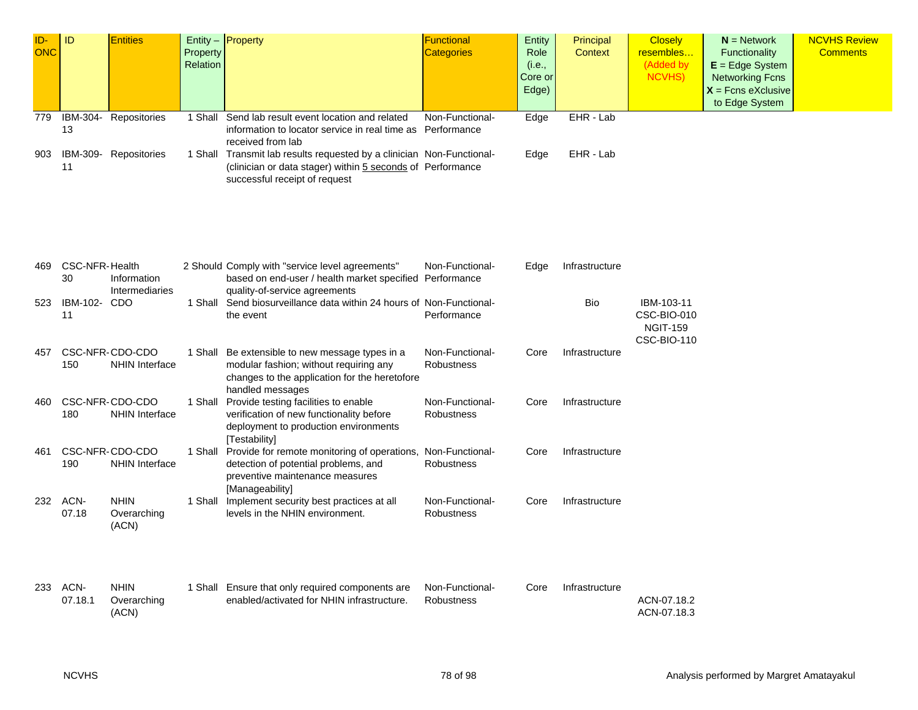| ID-ONC | ID | Entities | Entity – Property Relation | Property | Functional Categories | Entity Role (i.e., Core or Edge) | Principal Context | Closely resembles… (Added by NCVHS) | **N** = Network Functionality **E** = Edge System Networking Fcns **X** = Fcns eXclusive to Edge System | NCVHS Review Comments |
|---|---|---|---|---|---|---|---|---|---|---|
| 779 | IBM-304-13 | Repositories | 1 Shall | Send lab result event location and related information to locator service in real time as received from lab | Non-Functional-Performance | Edge | EHR - Lab | | | |
| 903 | IBM-309-11 | Repositories | 1 Shall | Transmit lab results requested by a clinician (clinician or data stager) within 5 seconds of successful receipt of request | Non-Functional-Performance | Edge | EHR - Lab | | | |
| 469 | CSC-NFR-30 | Health Information Intermediaries | 2 Should | Comply with "service level agreements" based on end-user / health market specified quality-of-service agreements | Non-Functional-Performance | Edge | Infrastructure | | | |
| 523 | IBM-102-11 | CDO | 1 Shall | Send biosurveillance data within 24 hours of the event | Non-Functional-Performance | | Bio | IBM-103-11 CSC-BIO-010 NGIT-159 CSC-BIO-110 | | |
| 457 | CSC-NFR-150 | CDO-CDO NHIN Interface | 1 Shall | Be extensible to new message types in a modular fashion; without requiring any changes to the application for the heretofore handled messages | Non-Functional-Robustness | Core | Infrastructure | | | |
| 460 | CSC-NFR-180 | CDO-CDO NHIN Interface | 1 Shall | Provide testing facilities to enable verification of new functionality before deployment to production environments [Testability] | Non-Functional-Robustness | Core | Infrastructure | | | |
| 461 | CSC-NFR-190 | CDO-CDO NHIN Interface | 1 Shall | Provide for remote monitoring of operations, detection of potential problems, and preventive maintenance measures [Manageability] | Non-Functional-Robustness | Core | Infrastructure | | | |
| 232 | ACN-07.18 | NHIN Overarching (ACN) | 1 Shall | Implement security best practices at all levels in the NHIN environment. | Non-Functional-Robustness | Core | Infrastructure | | | |
| 233 | ACN-07.18.1 | NHIN Overarching (ACN) | 1 Shall | Ensure that only required components are enabled/activated for NHIN infrastructure. | Non-Functional-Robustness | Core | Infrastructure | ACN-07.18.2 ACN-07.18.3 | | |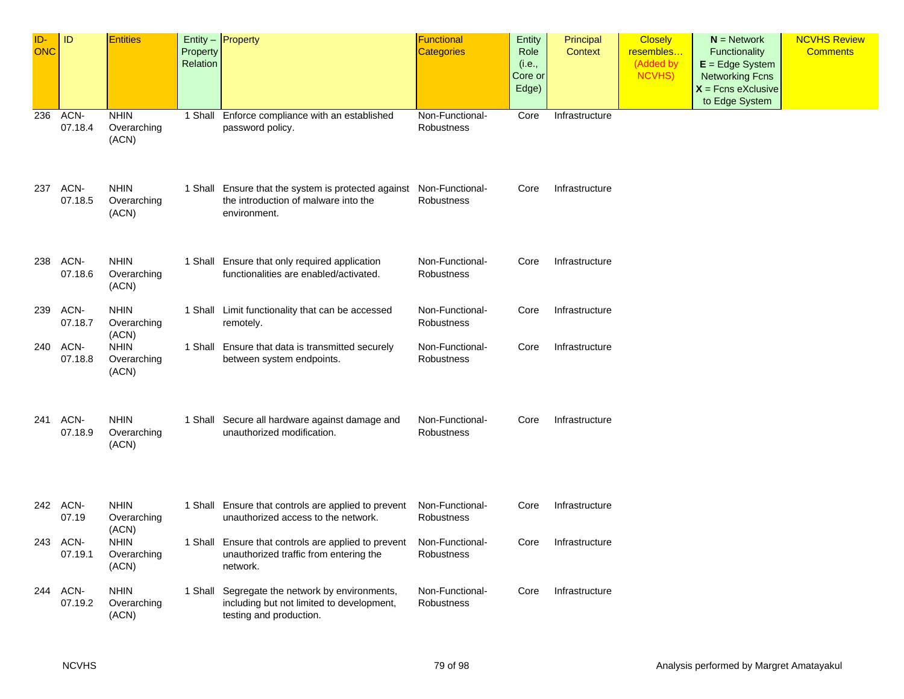| ID-ONC | ID | Entities | Entity – Property Relation | Property | Functional Categories | Entity Role (i.e., Core or Edge) | Principal Context | Closely resembles… (Added by NCVHS) | **N** = Network Functionality **E** = Edge System Networking Fcns **X** = Fcns eXclusive to Edge System | NCVHS Review Comments |
|---|---|---|---|---|---|---|---|---|---|---|
| 236 | ACN-07.18.4 | NHIN Overarching (ACN) | 1 Shall | Enforce compliance with an established password policy. | Non-Functional-Robustness | Core | Infrastructure | | | |
| 237 | ACN-07.18.5 | NHIN Overarching (ACN) | 1 Shall | Ensure that the system is protected against the introduction of malware into the environment. | Non-Functional-Robustness | Core | Infrastructure | | | |
| 238 | ACN-07.18.6 | NHIN Overarching (ACN) | 1 Shall | Ensure that only required application functionalities are enabled/activated. | Non-Functional-Robustness | Core | Infrastructure | | | |
| 239 | ACN-07.18.7 | NHIN Overarching (ACN) | 1 Shall | Limit functionality that can be accessed remotely. | Non-Functional-Robustness | Core | Infrastructure | | | |
| 240 | ACN-07.18.8 | NHIN Overarching (ACN) | 1 Shall | Ensure that data is transmitted securely between system endpoints. | Non-Functional-Robustness | Core | Infrastructure | | | |
| 241 | ACN-07.18.9 | NHIN Overarching (ACN) | 1 Shall | Secure all hardware against damage and unauthorized modification. | Non-Functional-Robustness | Core | Infrastructure | | | |
| 242 | ACN-07.19 | NHIN Overarching (ACN) | 1 Shall | Ensure that controls are applied to prevent unauthorized access to the network. | Non-Functional-Robustness | Core | Infrastructure | | | |
| 243 | ACN-07.19.1 | NHIN Overarching (ACN) | 1 Shall | Ensure that controls are applied to prevent unauthorized traffic from entering the network. | Non-Functional-Robustness | Core | Infrastructure | | | |
| 244 | ACN-07.19.2 | NHIN Overarching (ACN) | 1 Shall | Segregate the network by environments, including but not limited to development, testing and production. | Non-Functional-Robustness | Core | Infrastructure | | | |

NCVHS

Analysis performed by Margret Amatayakul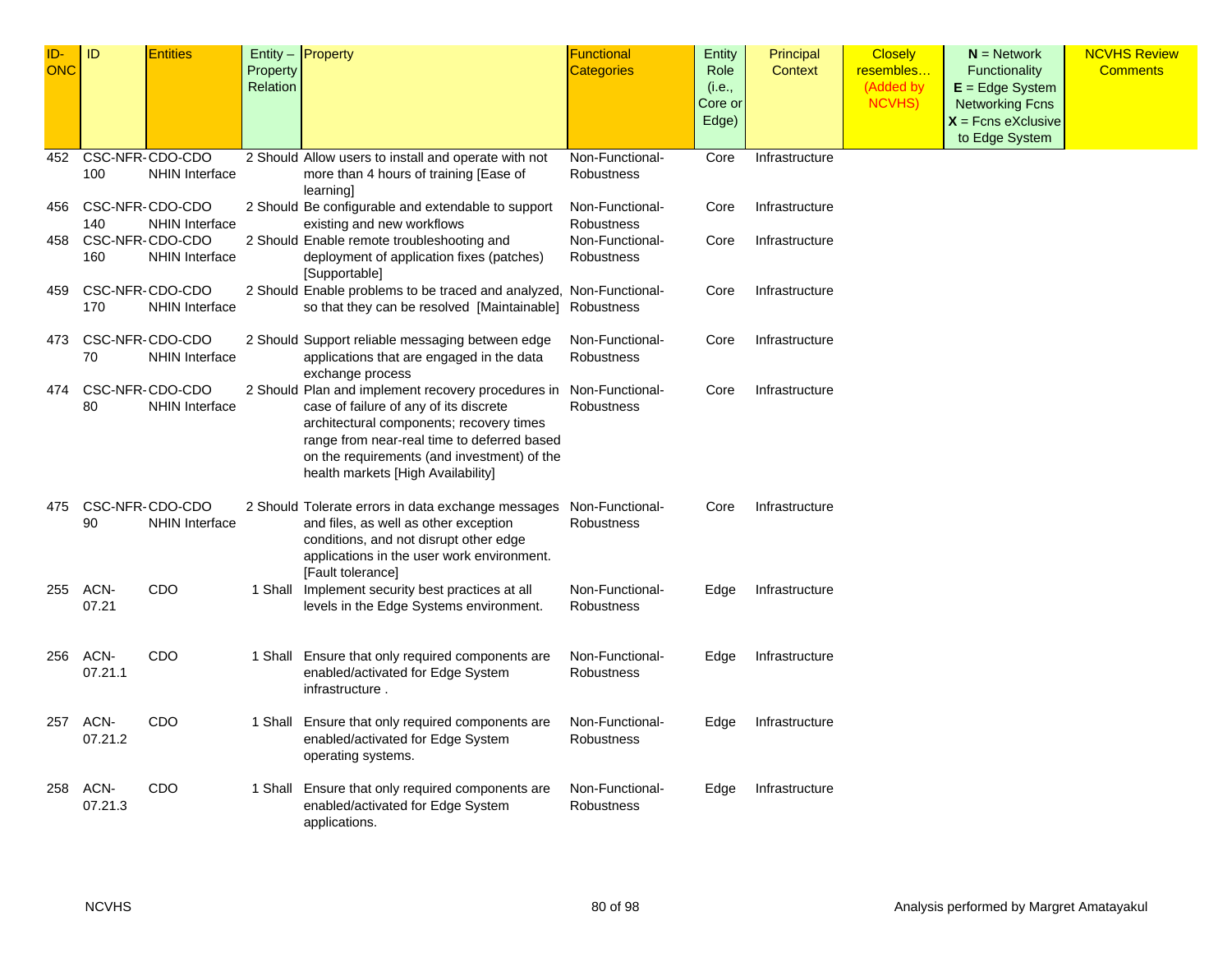| ID-ONC | ID | Entities | Entity – Property Relation | Property | Functional Categories | Entity Role (i.e., Core or Edge) | Principal Context | Closely resembles… (Added by NCVHS) | **N** = Network Functionality **E** = Edge System Networking Fcns **X** = Fcns eXclusive to Edge System | NCVHS Review Comments |
|---|---|---|---|---|---|---|---|---|---|---|
| 452 | CSC-NFR-100 | CDO-CDO NHIN Interface | 2 Should | Allow users to install and operate with not more than 4 hours of training [Ease of learning] | Non-Functional-Robustness | Core | Infrastructure | | | |
| 456 | CSC-NFR-140 | CDO-CDO NHIN Interface | 2 Should | Be configurable and extendable to support existing and new workflows | Non-Functional-Robustness | Core | Infrastructure | | | |
| 458 | CSC-NFR-160 | CDO-CDO NHIN Interface | 2 Should | Enable remote troubleshooting and deployment of application fixes (patches) [Supportable] | Non-Functional-Robustness | Core | Infrastructure | | | |
| 459 | CSC-NFR-170 | CDO-CDO NHIN Interface | 2 Should | Enable problems to be traced and analyzed, so that they can be resolved [Maintainable] | Non-Functional-Robustness | Core | Infrastructure | | | |
| 473 | CSC-NFR-70 | CDO-CDO NHIN Interface | 2 Should | Support reliable messaging between edge applications that are engaged in the data exchange process | Non-Functional-Robustness | Core | Infrastructure | | | |
| 474 | CSC-NFR-80 | CDO-CDO NHIN Interface | 2 Should | Plan and implement recovery procedures in case of failure of any of its discrete architectural components; recovery times range from near-real time to deferred based on the requirements (and investment) of the health markets [High Availability] | Non-Functional-Robustness | Core | Infrastructure | | | |
| 475 | CSC-NFR-90 | CDO-CDO NHIN Interface | 2 Should | Tolerate errors in data exchange messages and files, as well as other exception conditions, and not disrupt other edge applications in the user work environment. [Fault tolerance] | Non-Functional-Robustness | Core | Infrastructure | | | |
| 255 | ACN-07.21 | CDO | 1 Shall | Implement security best practices at all levels in the Edge Systems environment. | Non-Functional-Robustness | Edge | Infrastructure | | | |
| 256 | ACN-07.21.1 | CDO | 1 Shall | Ensure that only required components are enabled/activated for Edge System infrastructure . | Non-Functional-Robustness | Edge | Infrastructure | | | |
| 257 | ACN-07.21.2 | CDO | 1 Shall | Ensure that only required components are enabled/activated for Edge System operating systems. | Non-Functional-Robustness | Edge | Infrastructure | | | |
| 258 | ACN-07.21.3 | CDO | 1 Shall | Ensure that only required components are enabled/activated for Edge System applications. | Non-Functional-Robustness | Edge | Infrastructure | | | |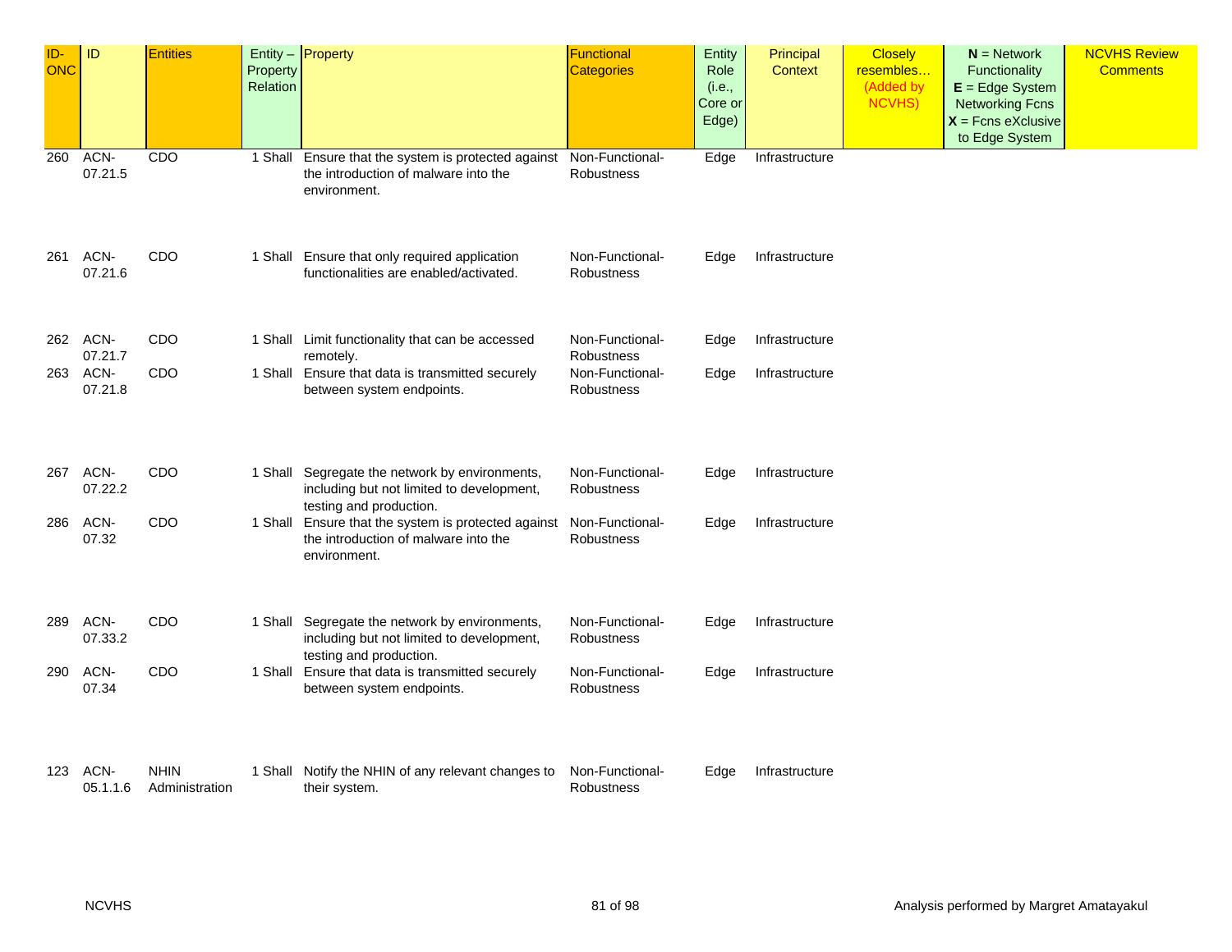| ID-ONC | ID | Entities | Entity – Property Relation | Property | Functional Categories | Entity Role (i.e., Core or Edge) | Principal Context | Closely resembles… (Added by NCVHS) | **N** = Network Functionality **E** = Edge System Networking Fcns **X** = Fcns eXclusive to Edge System | NCVHS Review Comments |
|---|---|---|---|---|---|---|---|---|---|---|
| 260 | ACN-07.21.5 | CDO | 1 Shall | Ensure that the system is protected against the introduction of malware into the environment. | Non-Functional-Robustness | Edge | Infrastructure | | | |
| 261 | ACN-07.21.6 | CDO | 1 Shall | Ensure that only required application functionalities are enabled/activated. | Non-Functional-Robustness | Edge | Infrastructure | | | |
| 262 | ACN-07.21.7 | CDO | 1 Shall | Limit functionality that can be accessed remotely. | Non-Functional-Robustness | Edge | Infrastructure | | | |
| 263 | ACN-07.21.8 | CDO | 1 Shall | Ensure that data is transmitted securely between system endpoints. | Non-Functional-Robustness | Edge | Infrastructure | | | |
| 267 | ACN-07.22.2 | CDO | 1 Shall | Segregate the network by environments, including but not limited to development, testing and production. | Non-Functional-Robustness | Edge | Infrastructure | | | |
| 286 | ACN-07.32 | CDO | 1 Shall | Ensure that the system is protected against the introduction of malware into the environment. | Non-Functional-Robustness | Edge | Infrastructure | | | |
| 289 | ACN-07.33.2 | CDO | 1 Shall | Segregate the network by environments, including but not limited to development, testing and production. | Non-Functional-Robustness | Edge | Infrastructure | | | |
| 290 | ACN-07.34 | CDO | 1 Shall | Ensure that data is transmitted securely between system endpoints. | Non-Functional-Robustness | Edge | Infrastructure | | | |
| 123 | ACN-05.1.1.6 | NHIN Administration | 1 Shall | Notify the NHIN of any relevant changes to their system. | Non-Functional-Robustness | Edge | Infrastructure | | | |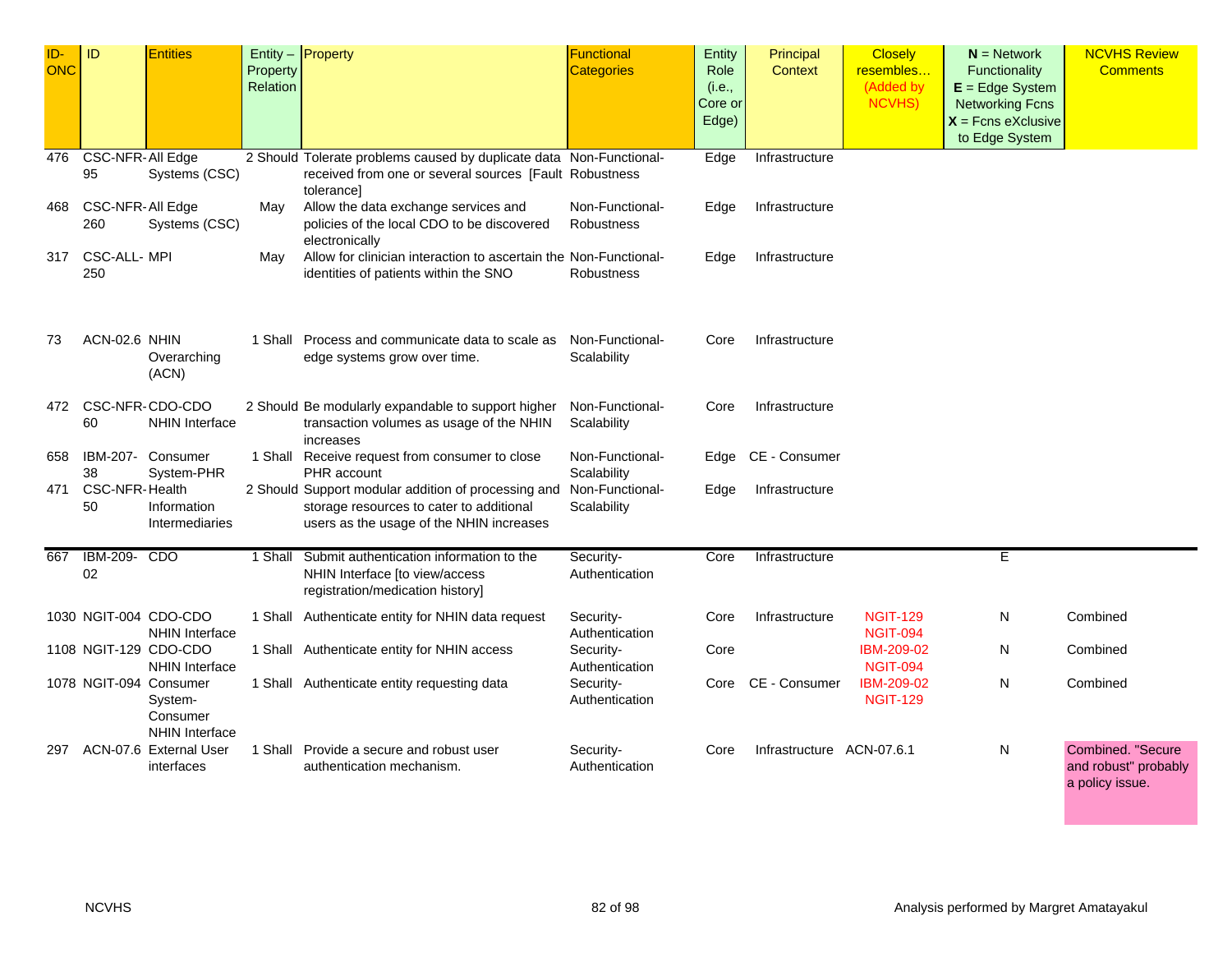| ID-ONC | ID | Entities | Entity – Property Relation | Property | Functional Categories | Entity Role (i.e., Core or Edge) | Principal Context | Closely resembles… (Added by NCVHS) | **N** = Network Functionality **E** = Edge System Networking Fcns **X** = Fcns eXclusive to Edge System | NCVHS Review Comments |
|---|---|---|---|---|---|---|---|---|---|---|
| 476 | CSC-NFR-95 | All Edge Systems (CSC) | 2 Should | Tolerate problems caused by duplicate data received from one or several sources [Fault tolerance] | Non-Functional-Robustness | Edge | Infrastructure | | | |
| 468 | CSC-NFR-260 | All Edge Systems (CSC) | May | Allow the data exchange services and policies of the local CDO to be discovered electronically | Non-Functional-Robustness | Edge | Infrastructure | | | |
| 317 | CSC-ALL-250 | MPI | May | Allow for clinician interaction to ascertain the identities of patients within the SNO | Non-Functional-Robustness | Edge | Infrastructure | | | |
| 73 | ACN-02.6 | NHIN Overarching (ACN) | 1 Shall | Process and communicate data to scale as edge systems grow over time. | Non-Functional-Scalability | Core | Infrastructure | | | |
| 472 | CSC-NFR-60 | CDO-CDO NHIN Interface | 2 Should | Be modularly expandable to support higher transaction volumes as usage of the NHIN increases | Non-Functional-Scalability | Core | Infrastructure | | | |
| 658 | IBM-207-38 | Consumer System-PHR | 1 Shall | Receive request from consumer to close PHR account | Non-Functional-Scalability | Edge | CE - Consumer | | | |
| 471 | CSC-NFR-50 | Health Information Intermediaries | 2 Should | Support modular addition of processing and storage resources to cater to additional users as the usage of the NHIN increases | Non-Functional-Scalability | Edge | Infrastructure | | | |
| 667 | IBM-209-02 | CDO | 1 Shall | Submit authentication information to the NHIN Interface [to view/access registration/medication history] | Security-Authentication | Core | Infrastructure | | E | |
| 1030 | NGIT-004 | CDO-CDO NHIN Interface | 1 Shall | Authenticate entity for NHIN data request | Security-Authentication | Core | Infrastructure | NGIT-129 NGIT-094 | N | Combined |
| 1108 | NGIT-129 | CDO-CDO NHIN Interface | 1 Shall | Authenticate entity for NHIN access | Security-Authentication | Core | | IBM-209-02 NGIT-094 | N | Combined |
| 1078 | NGIT-094 | Consumer System-Consumer NHIN Interface | 1 Shall | Authenticate entity requesting data | Security-Authentication | Core | CE - Consumer | IBM-209-02 NGIT-129 | N | Combined |
| 297 | ACN-07.6 | External User interfaces | 1 Shall | Provide a secure and robust user authentication mechanism. | Security-Authentication | Core | Infrastructure | ACN-07.6.1 | N | Combined. "Secure and robust" probably a policy issue. |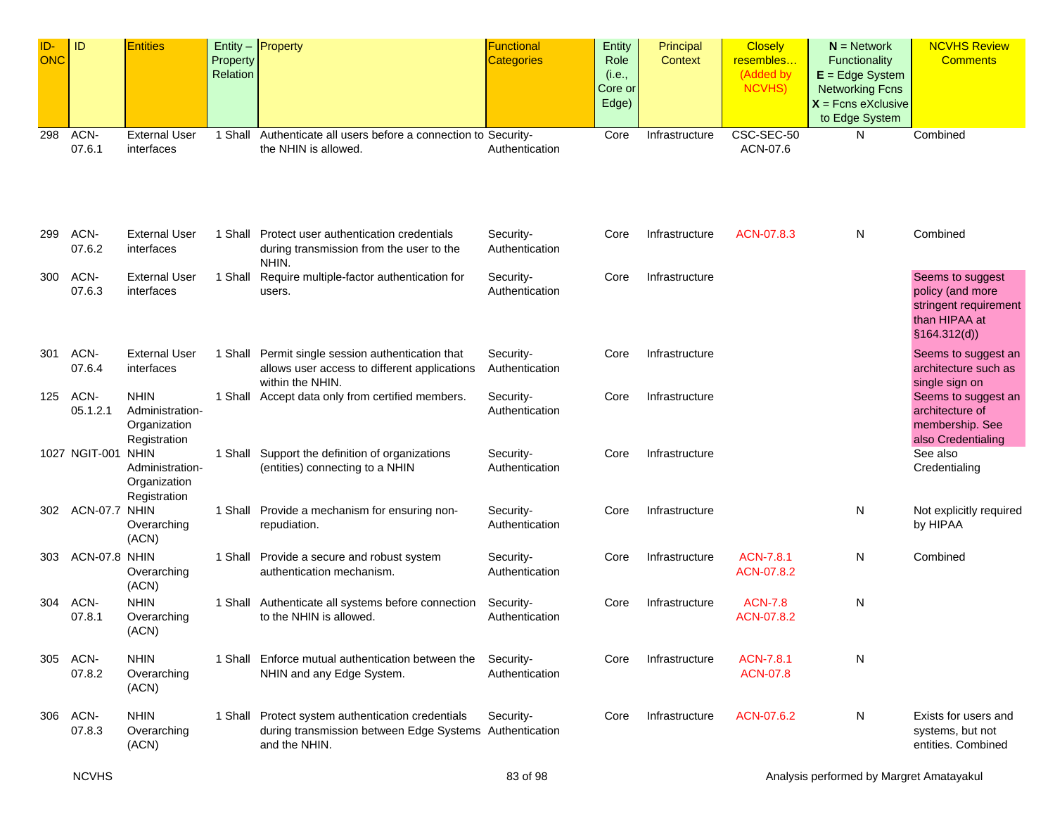| ID-ONC | ID | Entities | Entity – Property Relation | Property | Functional Categories | Entity Role (i.e., Core or Edge) | Principal Context | Closely resembles… (Added by NCVHS) | N = Network Functionality E = Edge System Networking Fcns X = Fcns eXclusive to Edge System | NCVHS Review Comments |
|---|---|---|---|---|---|---|---|---|---|---|
| 298 | ACN-07.6.1 | External User interfaces | 1 Shall | Authenticate all users before a connection to the NHIN is allowed. | Security-Authentication | Core | Infrastructure | CSC-SEC-50 ACN-07.6 | N | Combined |
| 299 | ACN-07.6.2 | External User interfaces | 1 Shall | Protect user authentication credentials during transmission from the user to the NHIN. | Security-Authentication | Core | Infrastructure | ACN-07.8.3 | N | Combined |
| 300 | ACN-07.6.3 | External User interfaces | 1 Shall | Require multiple-factor authentication for users. | Security-Authentication | Core | Infrastructure | | | Seems to suggest policy (and more stringent requirement than HIPAA at §164.312(d)) |
| 301 | ACN-07.6.4 | External User interfaces | 1 Shall | Permit single session authentication that allows user access to different applications within the NHIN. | Security-Authentication | Core | Infrastructure | | | Seems to suggest an architecture such as single sign on |
| 125 | ACN-05.1.2.1 | NHIN Administration-Organization Registration | 1 Shall | Accept data only from certified members. | Security-Authentication | Core | Infrastructure | | | Seems to suggest an architecture of membership. See also Credentialing |
| 1027 | NGIT-001 | NHIN Administration-Organization Registration | 1 Shall | Support the definition of organizations (entities) connecting to a NHIN | Security-Authentication | Core | Infrastructure | | | See also Credentialing |
| 302 | ACN-07.7 | NHIN Overarching (ACN) | 1 Shall | Provide a mechanism for ensuring non-repudiation. | Security-Authentication | Core | Infrastructure | | N | Not explicitly required by HIPAA |
| 303 | ACN-07.8 | NHIN Overarching (ACN) | 1 Shall | Provide a secure and robust system authentication mechanism. | Security-Authentication | Core | Infrastructure | ACN-7.8.1 ACN-07.8.2 | N | Combined |
| 304 | ACN-07.8.1 | NHIN Overarching (ACN) | 1 Shall | Authenticate all systems before connection to the NHIN is allowed. | Security-Authentication | Core | Infrastructure | ACN-7.8 ACN-07.8.2 | N | |
| 305 | ACN-07.8.2 | NHIN Overarching (ACN) | 1 Shall | Enforce mutual authentication between the NHIN and any Edge System. | Security-Authentication | Core | Infrastructure | ACN-7.8.1 ACN-07.8 | N | |
| 306 | ACN-07.8.3 | NHIN Overarching (ACN) | 1 Shall | Protect system authentication credentials during transmission between Edge Systems and the NHIN. | Security-Authentication | Core | Infrastructure | ACN-07.6.2 | N | Exists for users and systems, but not entities. Combined |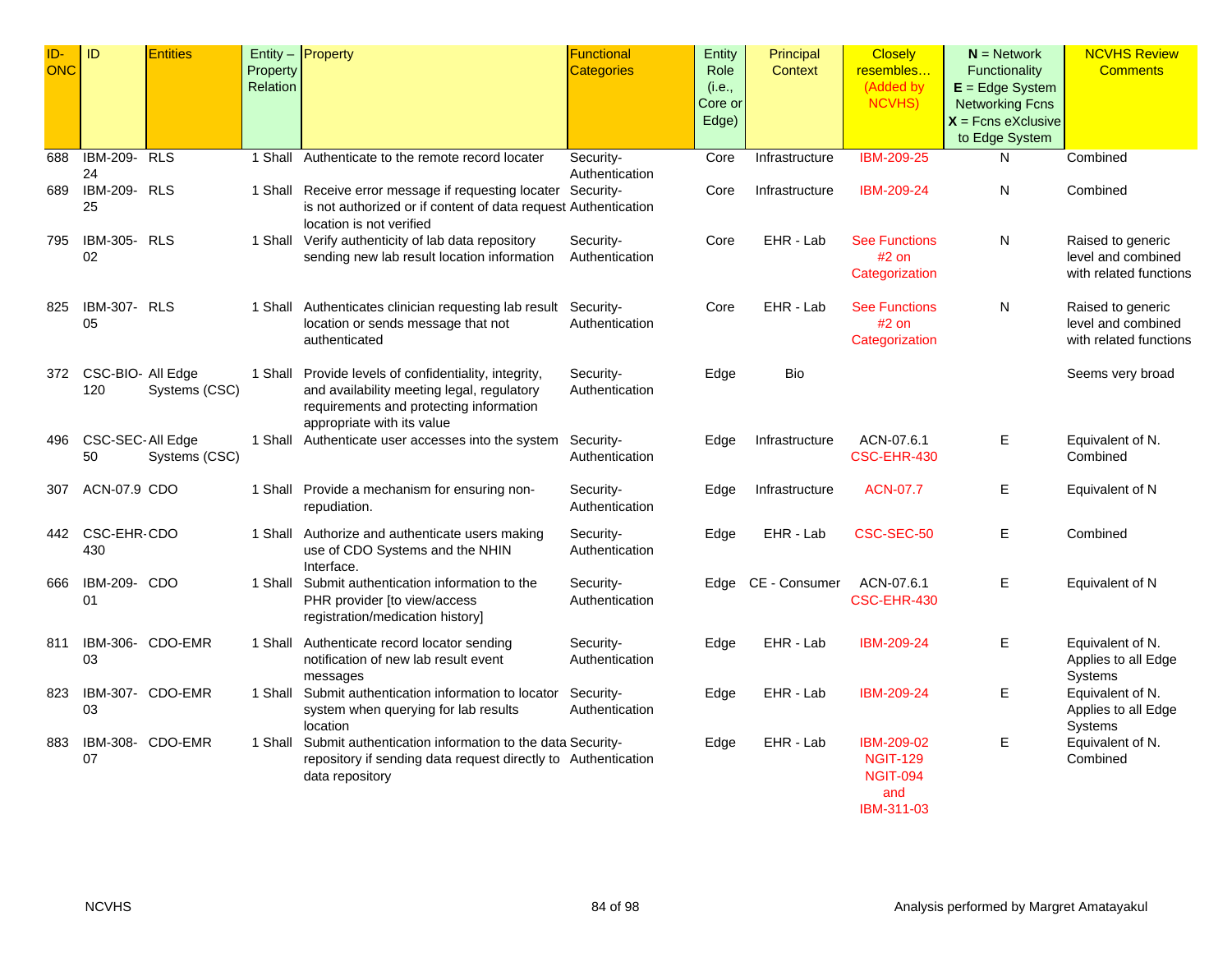| ID-ONC | ID | Entities | Entity – Property Relation | Property | Functional Categories | Entity Role (i.e., Core or Edge) | Principal Context | Closely resembles… (Added by NCVHS) | **N** = Network Functionality **E** = Edge System Networking Fcns **X** = Fcns eXclusive to Edge System | NCVHS Review Comments |
|---|---|---|---|---|---|---|---|---|---|---|
| 688 | IBM-209-24 | RLS | 1 Shall | Authenticate to the remote record locater | Security-Authentication | Core | Infrastructure | IBM-209-25 | N | Combined |
| 689 | IBM-209-25 | RLS | 1 Shall | Receive error message if requesting locater is not authorized or if content of data request location is not verified | Security-Authentication | Core | Infrastructure | IBM-209-24 | N | Combined |
| 795 | IBM-305-02 | RLS | 1 Shall | Verify authenticity of lab data repository sending new lab result location information | Security-Authentication | Core | EHR - Lab | See Functions #2 on Categorization | N | Raised to generic level and combined with related functions |
| 825 | IBM-307-05 | RLS | 1 Shall | Authenticates clinician requesting lab result location or sends message that not authenticated | Security-Authentication | Core | EHR - Lab | See Functions #2 on Categorization | N | Raised to generic level and combined with related functions |
| 372 | CSC-BIO-120 | All Edge Systems (CSC) | 1 Shall | Provide levels of confidentiality, integrity, and availability meeting legal, regulatory requirements and protecting information appropriate with its value | Security-Authentication | Edge | Bio | | | Seems very broad |
| 496 | CSC-SEC-50 | All Edge Systems (CSC) | 1 Shall | Authenticate user accesses into the system | Security-Authentication | Edge | Infrastructure | ACN-07.6.1 CSC-EHR-430 | E | Equivalent of N. Combined |
| 307 | ACN-07.9 | CDO | 1 Shall | Provide a mechanism for ensuring non-repudiation. | Security-Authentication | Edge | Infrastructure | ACN-07.7 | E | Equivalent of N |
| 442 | CSC-EHR-430 | CDO | 1 Shall | Authorize and authenticate users making use of CDO Systems and the NHIN Interface. | Security-Authentication | Edge | EHR - Lab | CSC-SEC-50 | E | Combined |
| 666 | IBM-209-01 | CDO | 1 Shall | Submit authentication information to the PHR provider [to view/access registration/medication history] | Security-Authentication | Edge | CE - Consumer | ACN-07.6.1 CSC-EHR-430 | E | Equivalent of N |
| 811 | IBM-306-03 | CDO-EMR | 1 Shall | Authenticate record locator sending notification of new lab result event messages | Security-Authentication | Edge | EHR - Lab | IBM-209-24 | E | Equivalent of N. Applies to all Edge Systems |
| 823 | IBM-307-03 | CDO-EMR | 1 Shall | Submit authentication information to locator system when querying for lab results location | Security-Authentication | Edge | EHR - Lab | IBM-209-24 | E | Equivalent of N. Applies to all Edge Systems |
| 883 | IBM-308-07 | CDO-EMR | 1 Shall | Submit authentication information to the data repository if sending data request directly to data repository | Security-Authentication | Edge | EHR - Lab | IBM-209-02 NGIT-129 NGIT-094 and IBM-311-03 | E | Equivalent of N. Combined |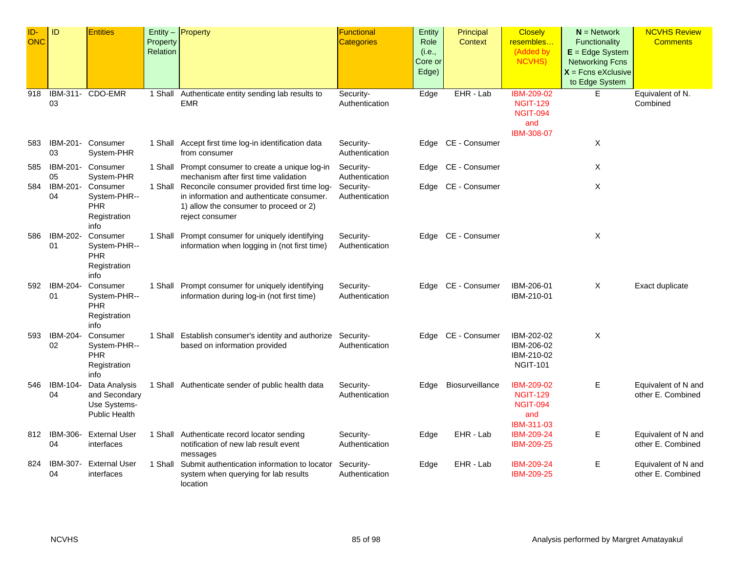| ID-ONC | ID | Entities | Entity – Property Relation | Property | Functional Categories | Entity Role (i.e., Core or Edge) | Principal Context | Closely resembles… (Added by NCVHS) | **N** = Network Functionality **E** = Edge System Networking Fcns **X** = Fcns eXclusive to Edge System | NCVHS Review Comments |
|---|---|---|---|---|---|---|---|---|---|---|
| 918 | IBM-311-03 | CDO-EMR | 1 Shall | Authenticate entity sending lab results to EMR | Security-Authentication | Edge | EHR - Lab | IBM-209-02 NGIT-129 NGIT-094 and IBM-308-07 | E | Equivalent of N. Combined |
| 583 | IBM-201-03 | Consumer System-PHR | 1 Shall | Accept first time log-in identification data from consumer | Security-Authentication | Edge | CE - Consumer | | X | |
| 585 | IBM-201-05 | Consumer System-PHR | 1 Shall | Prompt consumer to create a unique log-in mechanism after first time validation | Security-Authentication | Edge | CE - Consumer | | X | |
| 584 | IBM-201-04 | Consumer System-PHR--PHR Registration info | 1 Shall | Reconcile consumer provided first time log-in information and authenticate consumer. 1) allow the consumer to proceed or 2) reject consumer | Security-Authentication | Edge | CE - Consumer | | X | |
| 586 | IBM-202-01 | Consumer System-PHR--PHR Registration info | 1 Shall | Prompt consumer for uniquely identifying information when logging in (not first time) | Security-Authentication | Edge | CE - Consumer | | X | |
| 592 | IBM-204-01 | Consumer System-PHR--PHR Registration info | 1 Shall | Prompt consumer for uniquely identifying information during log-in (not first time) | Security-Authentication | Edge | CE - Consumer | IBM-206-01 IBM-210-01 | X | Exact duplicate |
| 593 | IBM-204-02 | Consumer System-PHR--PHR Registration info | 1 Shall | Establish consumer's identity and authorize based on information provided | Security-Authentication | Edge | CE - Consumer | IBM-202-02 IBM-206-02 IBM-210-02 NGIT-101 | X | |
| 546 | IBM-104-04 | Data Analysis and Secondary Use Systems-Public Health | 1 Shall | Authenticate sender of public health data | Security-Authentication | Edge | Biosurveillance | IBM-209-02 NGIT-129 NGIT-094 and IBM-311-03 | E | Equivalent of N and other E. Combined |
| 812 | IBM-306-04 | External User interfaces | 1 Shall | Authenticate record locator sending notification of new lab result event messages | Security-Authentication | Edge | EHR - Lab | IBM-209-24 IBM-209-25 | E | Equivalent of N and other E. Combined |
| 824 | IBM-307-04 | External User interfaces | 1 Shall | Submit authentication information to locator system when querying for lab results location | Security-Authentication | Edge | EHR - Lab | IBM-209-24 IBM-209-25 | E | Equivalent of N and other E. Combined |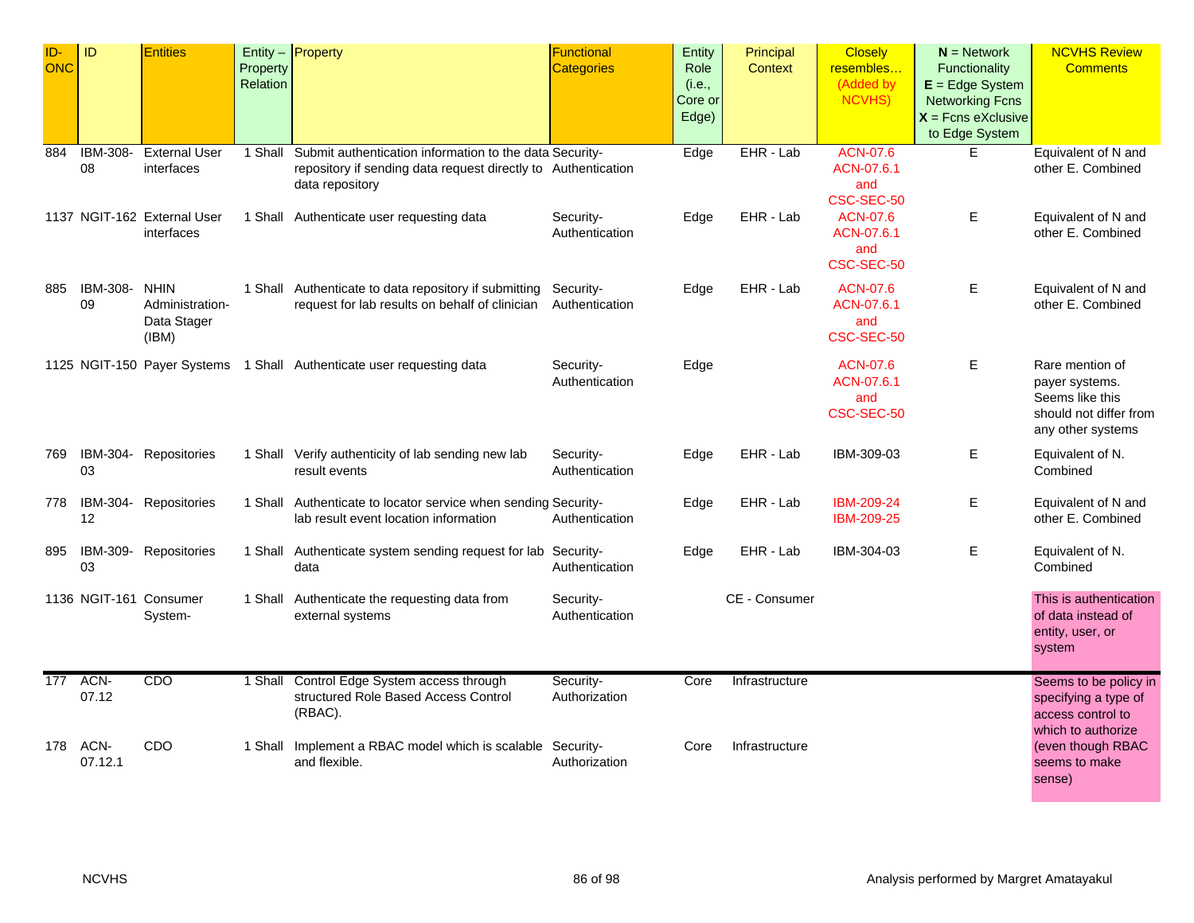| ID-ONC | ID | Entities | Entity – Property Relation | Property | Functional Categories | Entity Role (i.e., Core or Edge) | Principal Context | Closely resembles… (Added by NCVHS) | **N** = Network Functionality **E** = Edge System Networking Fcns **X** = Fcns eXclusive to Edge System | NCVHS Review Comments |
|---|---|---|---|---|---|---|---|---|---|---|
| 884 | IBM-308-08 | External User interfaces | 1 Shall | Submit authentication information to the data repository if sending data request directly to data repository | Security-Authentication | Edge | EHR - Lab | ACN-07.6 ACN-07.6.1 and CSC-SEC-50 | E | Equivalent of N and other E. Combined |
| 1137 | NGIT-162 | External User interfaces | 1 Shall | Authenticate user requesting data | Security-Authentication | Edge | EHR - Lab | ACN-07.6 ACN-07.6.1 and CSC-SEC-50 | E | Equivalent of N and other E. Combined |
| 885 | IBM-308-09 | NHIN Administration-Data Stager (IBM) | 1 Shall | Authenticate to data repository if submitting request for lab results on behalf of clinician | Security-Authentication | Edge | EHR - Lab | ACN-07.6 ACN-07.6.1 and CSC-SEC-50 | E | Equivalent of N and other E. Combined |
| 1125 | NGIT-150 | Payer Systems | 1 Shall | Authenticate user requesting data | Security-Authentication | Edge | | ACN-07.6 ACN-07.6.1 and CSC-SEC-50 | E | Rare mention of payer systems. Seems like this should not differ from any other systems |
| 769 | IBM-304-03 | Repositories | 1 Shall | Verify authenticity of lab sending new lab result events | Security-Authentication | Edge | EHR - Lab | IBM-309-03 | E | Equivalent of N. Combined |
| 778 | IBM-304-12 | Repositories | 1 Shall | Authenticate to locator service when sending lab result event location information | Security-Authentication | Edge | EHR - Lab | IBM-209-24 IBM-209-25 | E | Equivalent of N and other E. Combined |
| 895 | IBM-309-03 | Repositories | 1 Shall | Authenticate system sending request for lab data | Security-Authentication | Edge | EHR - Lab | IBM-304-03 | E | Equivalent of N. Combined |
| 1136 | NGIT-161 | Consumer System- | 1 Shall | Authenticate the requesting data from external systems | Security-Authentication | | CE - Consumer | | | This is authentication of data instead of entity, user, or system |
| 177 | ACN-07.12 | CDO | 1 Shall | Control Edge System access through structured Role Based Access Control (RBAC). | Security-Authorization | Core | Infrastructure | | | Seems to be policy in specifying a type of access control to which to authorize (even though RBAC seems to make sense) |
| 178 | ACN-07.12.1 | CDO | 1 Shall | Implement a RBAC model which is scalable and flexible. | Security-Authorization | Core | Infrastructure | | | |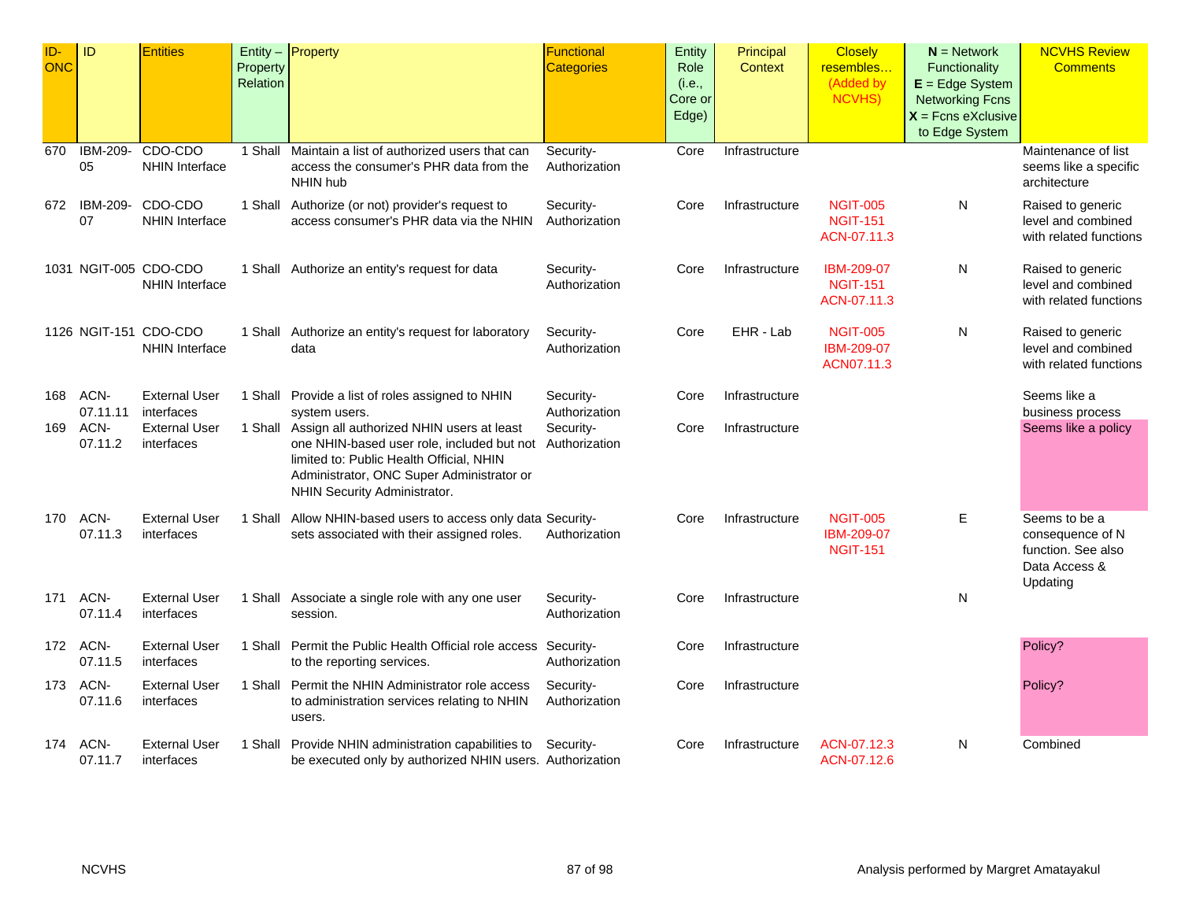| ID-ONC | ID | Entities | Entity – Property Relation | Property | Functional Categories | Entity Role (i.e., Core or Edge) | Principal Context | Closely resembles… (Added by NCVHS) | **N** = Network Functionality **E** = Edge System Networking Fcns **X** = Fcns eXclusive to Edge System | NCVHS Review Comments |
|---|---|---|---|---|---|---|---|---|---|---|
| 670 | IBM-209-05 | CDO-CDO NHIN Interface | 1 Shall | Maintain a list of authorized users that can access the consumer's PHR data from the NHIN hub | Security-Authorization | Core | Infrastructure | | | Maintenance of list seems like a specific architecture |
| 672 | IBM-209-07 | CDO-CDO NHIN Interface | 1 Shall | Authorize (or not) provider's request to access consumer's PHR data via the NHIN | Security-Authorization | Core | Infrastructure | NGIT-005 NGIT-151 ACN-07.11.3 | N | Raised to generic level and combined with related functions |
| 1031 | NGIT-005 | CDO-CDO NHIN Interface | 1 Shall | Authorize an entity's request for data | Security-Authorization | Core | Infrastructure | IBM-209-07 NGIT-151 ACN-07.11.3 | N | Raised to generic level and combined with related functions |
| 1126 | NGIT-151 | CDO-CDO NHIN Interface | 1 Shall | Authorize an entity's request for laboratory data | Security-Authorization | Core | EHR - Lab | NGIT-005 IBM-209-07 ACN07.11.3 | N | Raised to generic level and combined with related functions |
| 168 | ACN-07.11.11 | External User interfaces | 1 Shall | Provide a list of roles assigned to NHIN system users. | Security-Authorization | Core | Infrastructure | | | Seems like a business process |
| 169 | ACN-07.11.2 | External User interfaces | 1 Shall | Assign all authorized NHIN users at least one NHIN-based user role, included but not limited to: Public Health Official, NHIN Administrator, ONC Super Administrator or NHIN Security Administrator. | Security-Authorization | Core | Infrastructure | | | Seems like a policy |
| 170 | ACN-07.11.3 | External User interfaces | 1 Shall | Allow NHIN-based users to access only data sets associated with their assigned roles. | Security-Authorization | Core | Infrastructure | NGIT-005 IBM-209-07 NGIT-151 | E | Seems to be a consequence of N function. See also Data Access & Updating |
| 171 | ACN-07.11.4 | External User interfaces | 1 Shall | Associate a single role with any one user session. | Security-Authorization | Core | Infrastructure | | N | |
| 172 | ACN-07.11.5 | External User interfaces | 1 Shall | Permit the Public Health Official role access to the reporting services. | Security-Authorization | Core | Infrastructure | | | Policy? |
| 173 | ACN-07.11.6 | External User interfaces | 1 Shall | Permit the NHIN Administrator role access to administration services relating to NHIN users. | Security-Authorization | Core | Infrastructure | | | Policy? |
| 174 | ACN-07.11.7 | External User interfaces | 1 Shall | Provide NHIN administration capabilities to be executed only by authorized NHIN users. | Security-Authorization | Core | Infrastructure | ACN-07.12.3 ACN-07.12.6 | N | Combined |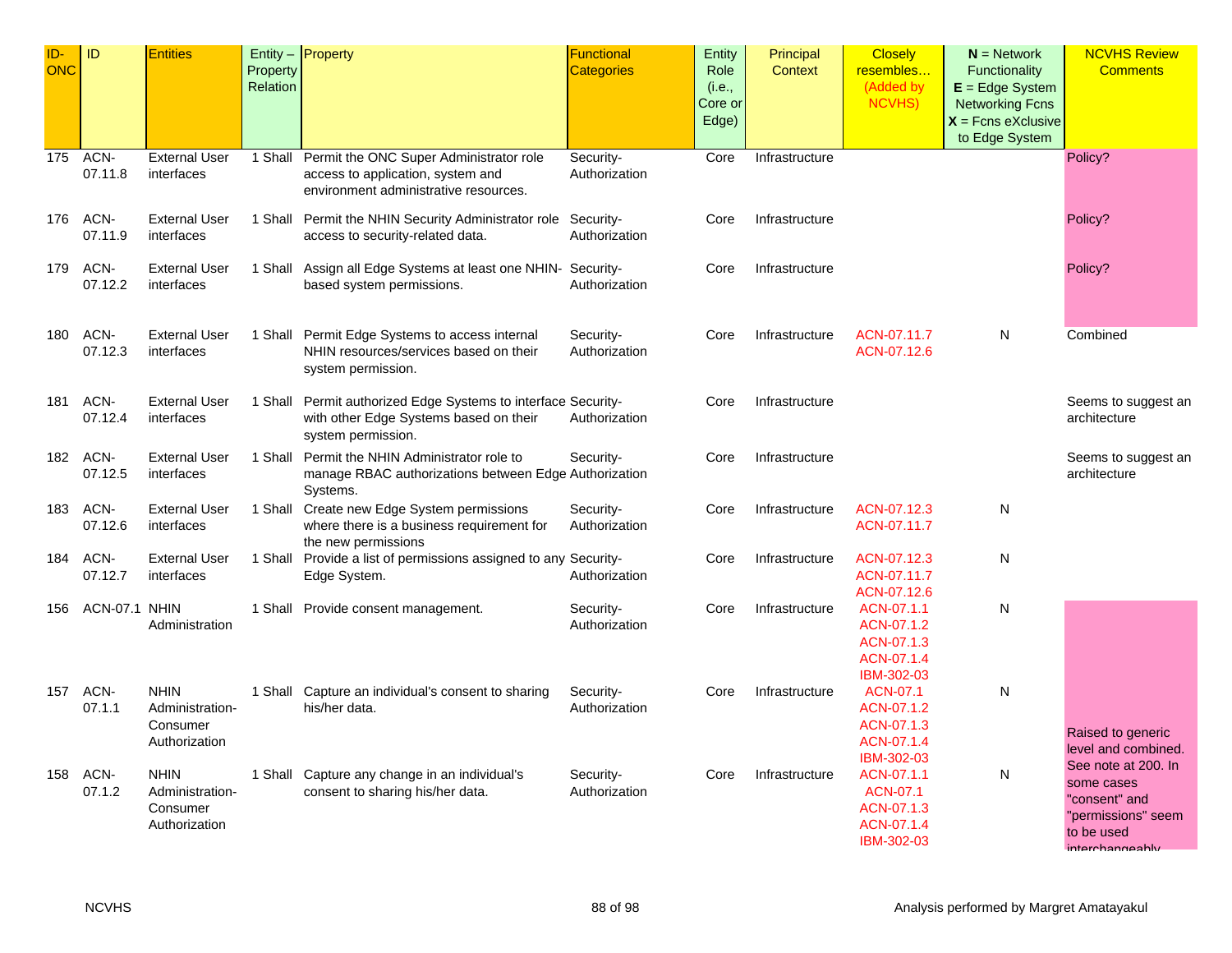| ID-ONC | ID | Entities | Entity – Property Relation | Property | Functional Categories | Entity Role (i.e., Core or Edge) | Principal Context | Closely resembles… (Added by NCVHS) | **N** = Network Functionality **E** = Edge System Networking Fcns **X** = Fcns eXclusive to Edge System | NCVHS Review Comments |
|---|---|---|---|---|---|---|---|---|---|---|
| 175 | ACN-07.11.8 | External User interfaces | 1 Shall | Permit the ONC Super Administrator role access to application, system and environment administrative resources. | Security-Authorization | Core | Infrastructure | | | Policy? |
| 176 | ACN-07.11.9 | External User interfaces | 1 Shall | Permit the NHIN Security Administrator role access to security-related data. | Security-Authorization | Core | Infrastructure | | | Policy? |
| 179 | ACN-07.12.2 | External User interfaces | 1 Shall | Assign all Edge Systems at least one NHIN-based system permissions. | Security-Authorization | Core | Infrastructure | | | Policy? |
| 180 | ACN-07.12.3 | External User interfaces | 1 Shall | Permit Edge Systems to access internal NHIN resources/services based on their system permission. | Security-Authorization | Core | Infrastructure | ACN-07.11.7 ACN-07.12.6 | N | Combined |
| 181 | ACN-07.12.4 | External User interfaces | 1 Shall | Permit authorized Edge Systems to interface with other Edge Systems based on their system permission. | Security-Authorization | Core | Infrastructure | | | Seems to suggest an architecture |
| 182 | ACN-07.12.5 | External User interfaces | 1 Shall | Permit the NHIN Administrator role to manage RBAC authorizations between Edge Systems. | Security-Authorization | Core | Infrastructure | | | Seems to suggest an architecture |
| 183 | ACN-07.12.6 | External User interfaces | 1 Shall | Create new Edge System permissions where there is a business requirement for the new permissions | Security-Authorization | Core | Infrastructure | ACN-07.12.3 ACN-07.11.7 | N | |
| 184 | ACN-07.12.7 | External User interfaces | 1 Shall | Provide a list of permissions assigned to any Edge System. | Security-Authorization | Core | Infrastructure | ACN-07.12.3 ACN-07.11.7 ACN-07.12.6 | N | |
| 156 | ACN-07.1 | NHIN Administration | 1 Shall | Provide consent management. | Security-Authorization | Core | Infrastructure | ACN-07.1.1 ACN-07.1.2 ACN-07.1.3 ACN-07.1.4 IBM-302-03 | N | Raised to generic level and combined. See note at 200. In some cases "consent" and "permissions" seem to be used interchangeably |
| 157 | ACN-07.1.1 | NHIN Administration-Consumer Authorization | 1 Shall | Capture an individual's consent to sharing his/her data. | Security-Authorization | Core | Infrastructure | ACN-07.1 ACN-07.1.2 ACN-07.1.3 ACN-07.1.4 IBM-302-03 | N | |
| 158 | ACN-07.1.2 | NHIN Administration-Consumer Authorization | 1 Shall | Capture any change in an individual's consent to sharing his/her data. | Security-Authorization | Core | Infrastructure | ACN-07.1.1 ACN-07.1 ACN-07.1.3 ACN-07.1.4 IBM-302-03 | N | |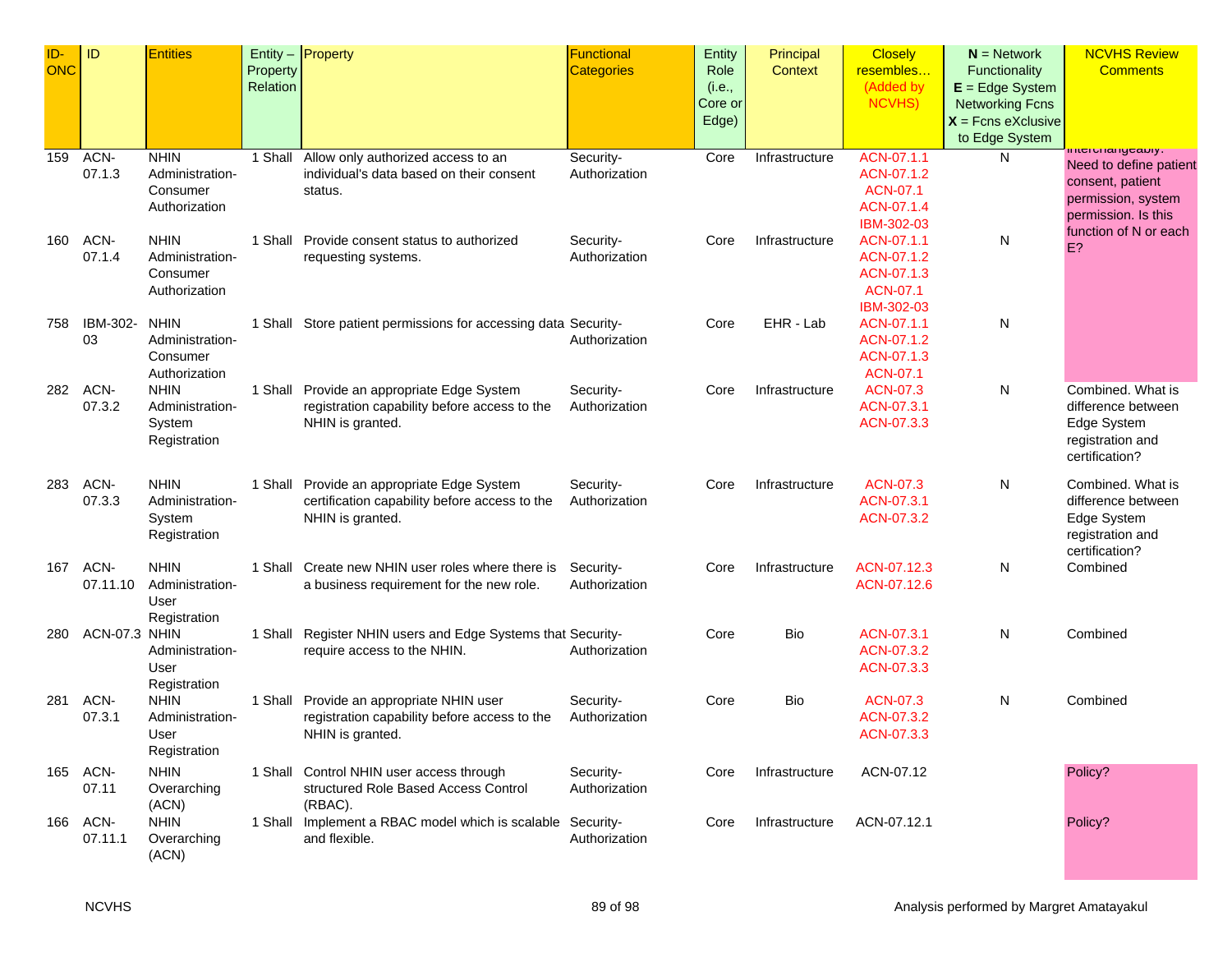| ID-ONC | ID | Entities | Entity – Property Relation | Property | Functional Categories | Entity Role (i.e., Core or Edge) | Principal Context | Closely resembles… (Added by NCVHS) | **N** = Network Functionality **E** = Edge System Networking Fcns **X** = Fcns eXclusive to Edge System | NCVHS Review Comments |
|---|---|---|---|---|---|---|---|---|---|---|
| 159 | ACN-07.1.3 | NHIN Administration-Consumer Authorization | 1 Shall | Allow only authorized access to an individual's data based on their consent status. | Security-Authorization | Core | Infrastructure | ACN-07.1.1 ACN-07.1.2 ACN-07.1 ACN-07.1.4 IBM-302-03 | N | interchangeably. Need to define patient consent, patient permission, system permission. Is this function of N or each E? |
| 160 | ACN-07.1.4 | NHIN Administration-Consumer Authorization | 1 Shall | Provide consent status to authorized requesting systems. | Security-Authorization | Core | Infrastructure | ACN-07.1.1 ACN-07.1.2 ACN-07.1.3 ACN-07.1 IBM-302-03 | N | |
| 758 | IBM-302-03 | NHIN Administration-Consumer Authorization | 1 Shall | Store patient permissions for accessing data | Security-Authorization | Core | EHR - Lab | ACN-07.1.1 ACN-07.1.2 ACN-07.1.3 ACN-07.1 | N | |
| 282 | ACN-07.3.2 | NHIN Administration-System Registration | 1 Shall | Provide an appropriate Edge System registration capability before access to the NHIN is granted. | Security-Authorization | Core | Infrastructure | ACN-07.3 ACN-07.3.1 ACN-07.3.3 | N | Combined. What is difference between Edge System registration and certification? |
| 283 | ACN-07.3.3 | NHIN Administration-System Registration | 1 Shall | Provide an appropriate Edge System certification capability before access to the NHIN is granted. | Security-Authorization | Core | Infrastructure | ACN-07.3 ACN-07.3.1 ACN-07.3.2 | N | Combined. What is difference between Edge System registration and certification? |
| 167 | ACN-07.11.10 | NHIN Administration-User Registration | 1 Shall | Create new NHIN user roles where there is a business requirement for the new role. | Security-Authorization | Core | Infrastructure | ACN-07.12.3 ACN-07.12.6 | N | Combined |
| 280 | ACN-07.3 | NHIN Administration-User Registration | 1 Shall | Register NHIN users and Edge Systems that require access to the NHIN. | Security-Authorization | Core | Bio | ACN-07.3.1 ACN-07.3.2 ACN-07.3.3 | N | Combined |
| 281 | ACN-07.3.1 | NHIN Administration-User Registration | 1 Shall | Provide an appropriate NHIN user registration capability before access to the NHIN is granted. | Security-Authorization | Core | Bio | ACN-07.3 ACN-07.3.2 ACN-07.3.3 | N | Combined |
| 165 | ACN-07.11 | NHIN Overarching (ACN) | 1 Shall | Control NHIN user access through structured Role Based Access Control (RBAC). | Security-Authorization | Core | Infrastructure | ACN-07.12 | | Policy? |
| 166 | ACN-07.11.1 | NHIN Overarching (ACN) | 1 Shall | Implement a RBAC model which is scalable and flexible. | Security-Authorization | Core | Infrastructure | ACN-07.12.1 | | Policy? |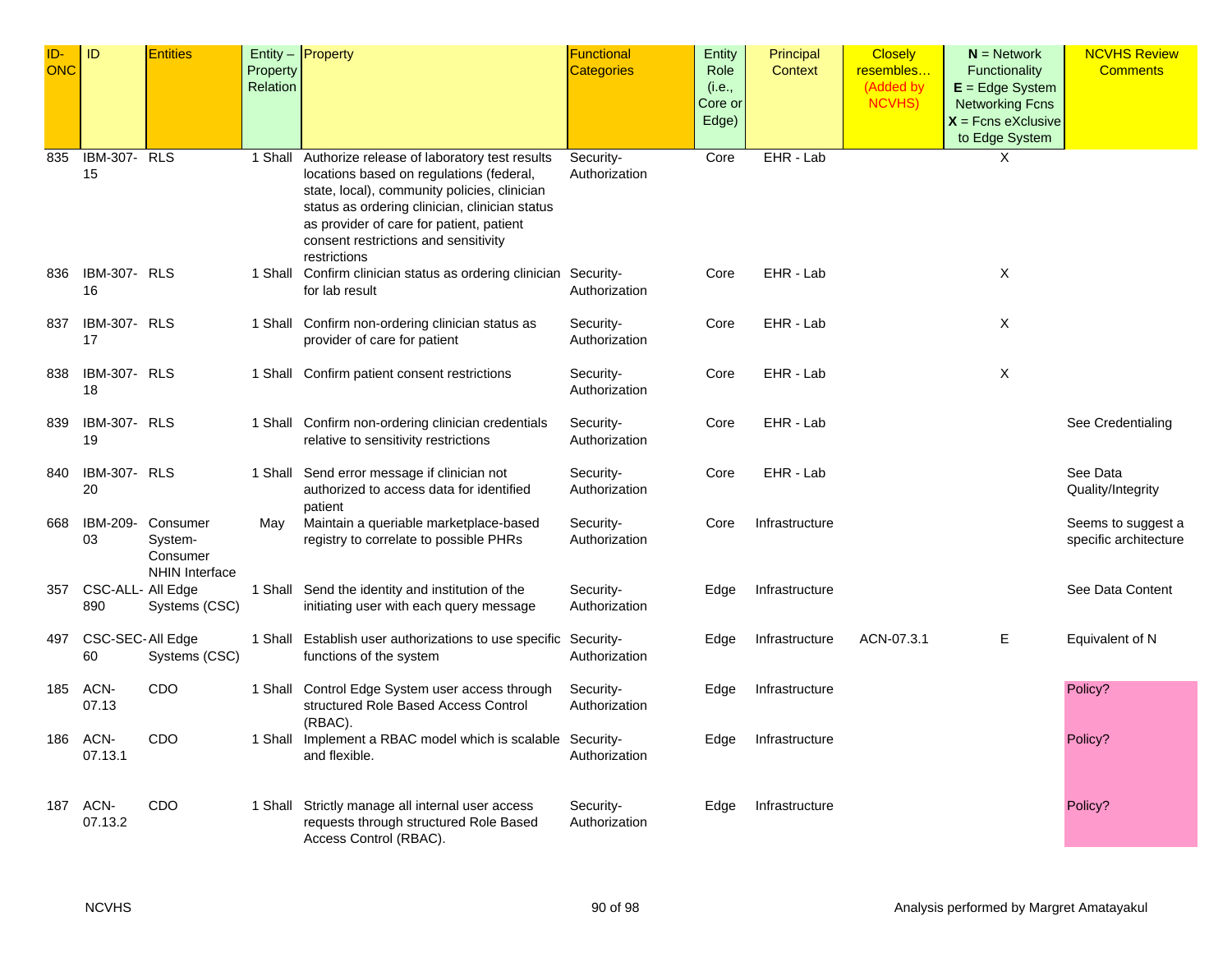| ID-ONC | ID | Entities | Entity – Property Relation | Property | Functional Categories | Entity Role (i.e., Core or Edge) | Principal Context | Closely resembles… (Added by NCVHS) | **N** = Network Functionality **E** = Edge System Networking Fcns **X** = Fcns eXclusive to Edge System | NCVHS Review Comments |
|---|---|---|---|---|---|---|---|---|---|---|
| 835 | IBM-307-15 | RLS | 1 Shall | Authorize release of laboratory test results locations based on regulations (federal, state, local), community policies, clinician status as ordering clinician, clinician status as provider of care for patient, patient consent restrictions and sensitivity restrictions | Security-Authorization | Core | EHR - Lab | | X | |
| 836 | IBM-307-16 | RLS | 1 Shall | Confirm clinician status as ordering clinician for lab result | Security-Authorization | Core | EHR - Lab | | X | |
| 837 | IBM-307-17 | RLS | 1 Shall | Confirm non-ordering clinician status as provider of care for patient | Security-Authorization | Core | EHR - Lab | | X | |
| 838 | IBM-307-18 | RLS | 1 Shall | Confirm patient consent restrictions | Security-Authorization | Core | EHR - Lab | | X | |
| 839 | IBM-307-19 | RLS | 1 Shall | Confirm non-ordering clinician credentials relative to sensitivity restrictions | Security-Authorization | Core | EHR - Lab | | | See Credentialing |
| 840 | IBM-307-20 | RLS | 1 Shall | Send error message if clinician not authorized to access data for identified patient | Security-Authorization | Core | EHR - Lab | | | See Data Quality/Integrity |
| 668 | IBM-209-03 | Consumer System-Consumer NHIN Interface | May | Maintain a queriable marketplace-based registry to correlate to possible PHRs | Security-Authorization | Core | Infrastructure | | | Seems to suggest a specific architecture |
| 357 | CSC-ALL-890 | All Edge Systems (CSC) | 1 Shall | Send the identity and institution of the initiating user with each query message | Security-Authorization | Edge | Infrastructure | | | See Data Content |
| 497 | CSC-SEC-60 | All Edge Systems (CSC) | 1 Shall | Establish user authorizations to use specific functions of the system | Security-Authorization | Edge | Infrastructure | ACN-07.3.1 | E | Equivalent of N |
| 185 | ACN-07.13 | CDO | 1 Shall | Control Edge System user access through structured Role Based Access Control (RBAC). | Security-Authorization | Edge | Infrastructure | | | Policy? |
| 186 | ACN-07.13.1 | CDO | 1 Shall | Implement a RBAC model which is scalable and flexible. | Security-Authorization | Edge | Infrastructure | | | Policy? |
| 187 | ACN-07.13.2 | CDO | 1 Shall | Strictly manage all internal user access requests through structured Role Based Access Control (RBAC). | Security-Authorization | Edge | Infrastructure | | | Policy? |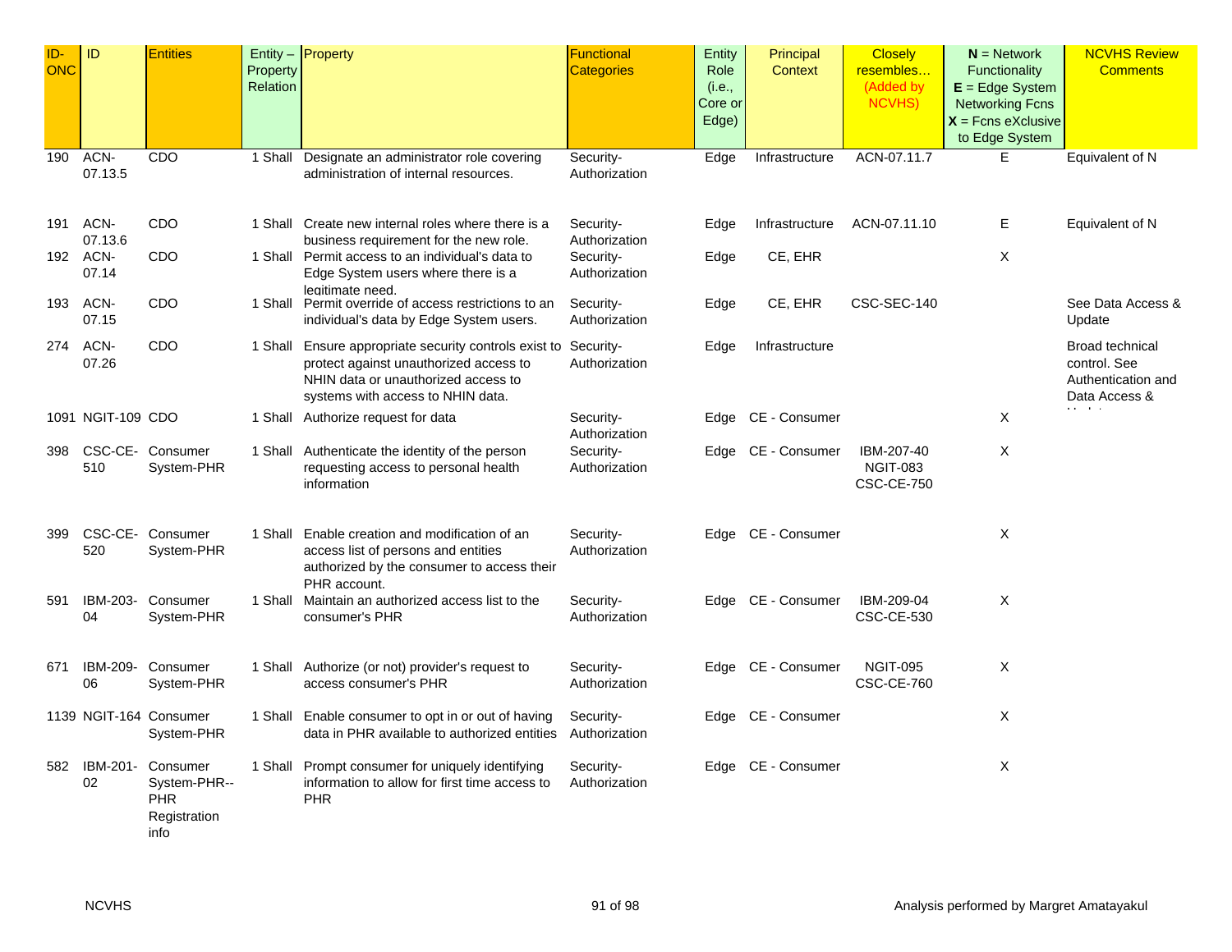| ID-ONC | ID | Entities | Entity – Property Relation | Property | Functional Categories | Entity Role (i.e., Core or Edge) | Principal Context | Closely resembles… (Added by NCVHS) | **N** = Network Functionality **E** = Edge System Networking Fcns **X** = Fcns eXclusive to Edge System | NCVHS Review Comments |
|---|---|---|---|---|---|---|---|---|---|---|
| 190 | ACN-07.13.5 | CDO | 1 Shall | Designate an administrator role covering administration of internal resources. | Security-Authorization | Edge | Infrastructure | ACN-07.11.7 | E | Equivalent of N |
| 191 | ACN-07.13.6 | CDO | 1 Shall | Create new internal roles where there is a business requirement for the new role. | Security-Authorization | Edge | Infrastructure | ACN-07.11.10 | E | Equivalent of N |
| 192 | ACN-07.14 | CDO | 1 Shall | Permit access to an individual's data to Edge System users where there is a legitimate need. | Security-Authorization | Edge | CE, EHR | | X | |
| 193 | ACN-07.15 | CDO | 1 Shall | Permit override of access restrictions to an individual's data by Edge System users. | Security-Authorization | Edge | CE, EHR | CSC-SEC-140 | | See Data Access & Update |
| 274 | ACN-07.26 | CDO | 1 Shall | Ensure appropriate security controls exist to protect against unauthorized access to NHIN data or unauthorized access to systems with access to NHIN data. | Security-Authorization | Edge | Infrastructure | | | Broad technical control. See Authentication and Data Access & Update |
| 1091 | NGIT-109 | CDO | 1 Shall | Authorize request for data | Security-Authorization | Edge | CE - Consumer | | X | |
| 398 | CSC-CE-510 | Consumer System-PHR | 1 Shall | Authenticate the identity of the person requesting access to personal health information | Security-Authorization | Edge | CE - Consumer | IBM-207-40 NGIT-083 CSC-CE-750 | X | |
| 399 | CSC-CE-520 | Consumer System-PHR | 1 Shall | Enable creation and modification of an access list of persons and entities authorized by the consumer to access their PHR account. | Security-Authorization | Edge | CE - Consumer | | X | |
| 591 | IBM-203-04 | Consumer System-PHR | 1 Shall | Maintain an authorized access list to the consumer's PHR | Security-Authorization | Edge | CE - Consumer | IBM-209-04 CSC-CE-530 | X | |
| 671 | IBM-209-06 | Consumer System-PHR | 1 Shall | Authorize (or not) provider's request to access consumer's PHR | Security-Authorization | Edge | CE - Consumer | NGIT-095 CSC-CE-760 | X | |
| 1139 | NGIT-164 | Consumer System-PHR | 1 Shall | Enable consumer to opt in or out of having data in PHR available to authorized entities | Security-Authorization | Edge | CE - Consumer | | X | |
| 582 | IBM-201-02 | Consumer System-PHR--PHR Registration info | 1 Shall | Prompt consumer for uniquely identifying information to allow for first time access to PHR | Security-Authorization | Edge | CE - Consumer | | X | |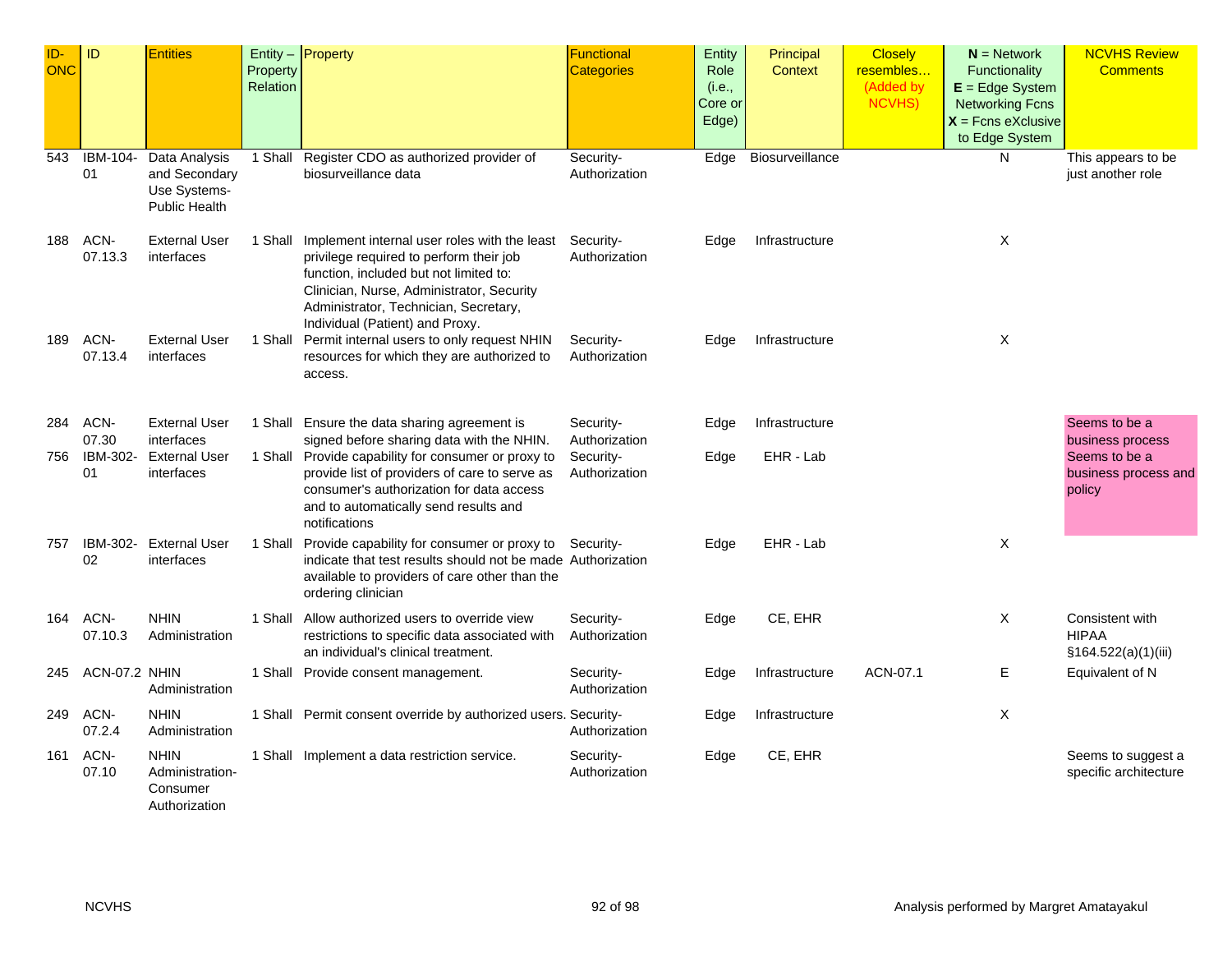| ID-ONC | ID | Entities | Entity – Property Relation | Property | Functional Categories | Entity Role (i.e., Core or Edge) | Principal Context | Closely resembles… (Added by NCVHS) | **N** = Network Functionality **E** = Edge System Networking Fcns **X** = Fcns eXclusive to Edge System | NCVHS Review Comments |
|---|---|---|---|---|---|---|---|---|---|---|
| 543 | IBM-104-01 | Data Analysis and Secondary Use Systems-Public Health | 1 Shall | Register CDO as authorized provider of biosurveillance data | Security-Authorization | Edge | Biosurveillance | | N | This appears to be just another role |
| 188 | ACN-07.13.3 | External User interfaces | 1 Shall | Implement internal user roles with the least privilege required to perform their job function, included but not limited to: Clinician, Nurse, Administrator, Security Administrator, Technician, Secretary, Individual (Patient) and Proxy. | Security-Authorization | Edge | Infrastructure | | X | |
| 189 | ACN-07.13.4 | External User interfaces | 1 Shall | Permit internal users to only request NHIN resources for which they are authorized to access. | Security-Authorization | Edge | Infrastructure | | X | |
| 284 | ACN-07.30 | External User interfaces | 1 Shall | Ensure the data sharing agreement is signed before sharing data with the NHIN. | Security-Authorization | Edge | Infrastructure | | | Seems to be a business process |
| 756 | IBM-302-01 | External User interfaces | 1 Shall | Provide capability for consumer or proxy to provide list of providers of care to serve as consumer's authorization for data access and to automatically send results and notifications | Security-Authorization | Edge | EHR - Lab | | | Seems to be a business process and policy |
| 757 | IBM-302-02 | External User interfaces | 1 Shall | Provide capability for consumer or proxy to indicate that test results should not be made available to providers of care other than the ordering clinician | Security-Authorization | Edge | EHR - Lab | | X | |
| 164 | ACN-07.10.3 | NHIN Administration | 1 Shall | Allow authorized users to override view restrictions to specific data associated with an individual's clinical treatment. | Security-Authorization | Edge | CE, EHR | | X | Consistent with HIPAA §164.522(a)(1)(iii) |
| 245 | ACN-07.2 | NHIN Administration | 1 Shall | Provide consent management. | Security-Authorization | Edge | Infrastructure | ACN-07.1 | E | Equivalent of N |
| 249 | ACN-07.2.4 | NHIN Administration | 1 Shall | Permit consent override by authorized users. | Security-Authorization | Edge | Infrastructure | | X | |
| 161 | ACN-07.10 | NHIN Administration-Consumer Authorization | 1 Shall | Implement a data restriction service. | Security-Authorization | Edge | CE, EHR | | | Seems to suggest a specific architecture |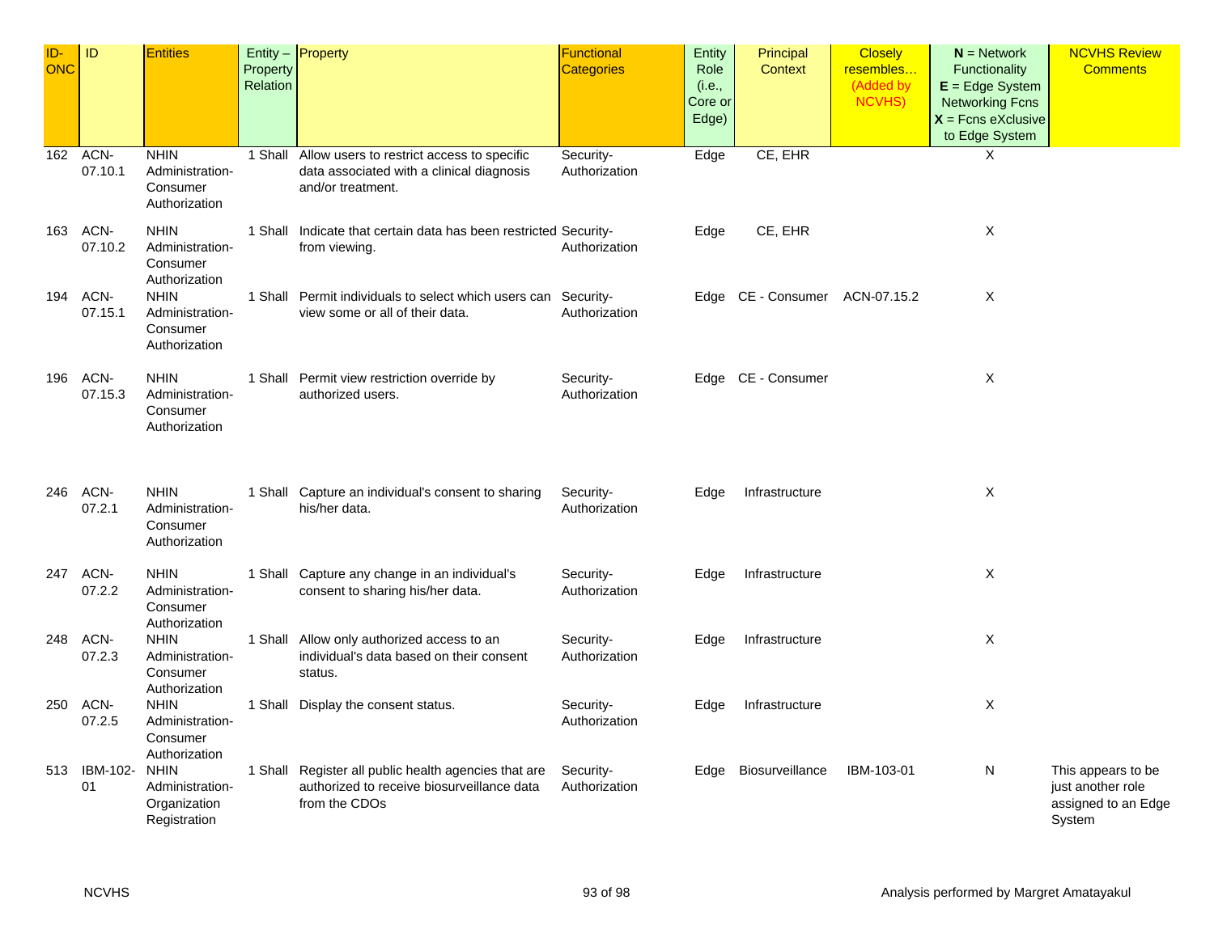| ID-ONC | ID | Entities | Entity – Property Relation | Property | Functional Categories | Entity Role (i.e., Core or Edge) | Principal Context | Closely resembles… (Added by NCVHS) | **N** = Network Functionality **E** = Edge System Networking Fcns **X** = Fcns eXclusive to Edge System | NCVHS Review Comments |
|---|---|---|---|---|---|---|---|---|---|---|
| 162 | ACN-07.10.1 | NHIN Administration-Consumer Authorization | 1 Shall | Allow users to restrict access to specific data associated with a clinical diagnosis and/or treatment. | Security-Authorization | Edge | CE, EHR | | X | |
| 163 | ACN-07.10.2 | NHIN Administration-Consumer Authorization | 1 Shall | Indicate that certain data has been restricted from viewing. | Security-Authorization | Edge | CE, EHR | | X | |
| 194 | ACN-07.15.1 | NHIN Administration-Consumer Authorization | 1 Shall | Permit individuals to select which users can view some or all of their data. | Security-Authorization | Edge | CE - Consumer | ACN-07.15.2 | X | |
| 196 | ACN-07.15.3 | NHIN Administration-Consumer Authorization | 1 Shall | Permit view restriction override by authorized users. | Security-Authorization | Edge | CE - Consumer | | X | |
| 246 | ACN-07.2.1 | NHIN Administration-Consumer Authorization | 1 Shall | Capture an individual's consent to sharing his/her data. | Security-Authorization | Edge | Infrastructure | | X | |
| 247 | ACN-07.2.2 | NHIN Administration-Consumer Authorization | 1 Shall | Capture any change in an individual's consent to sharing his/her data. | Security-Authorization | Edge | Infrastructure | | X | |
| 248 | ACN-07.2.3 | NHIN Administration-Consumer Authorization | 1 Shall | Allow only authorized access to an individual's data based on their consent status. | Security-Authorization | Edge | Infrastructure | | X | |
| 250 | ACN-07.2.5 | NHIN Administration-Consumer Authorization | 1 Shall | Display the consent status. | Security-Authorization | Edge | Infrastructure | | X | |
| 513 | IBM-102-01 | NHIN Administration-Organization Registration | 1 Shall | Register all public health agencies that are authorized to receive biosurveillance data from the CDOs | Security-Authorization | Edge | Biosurveillance | IBM-103-01 | N | This appears to be just another role assigned to an Edge System |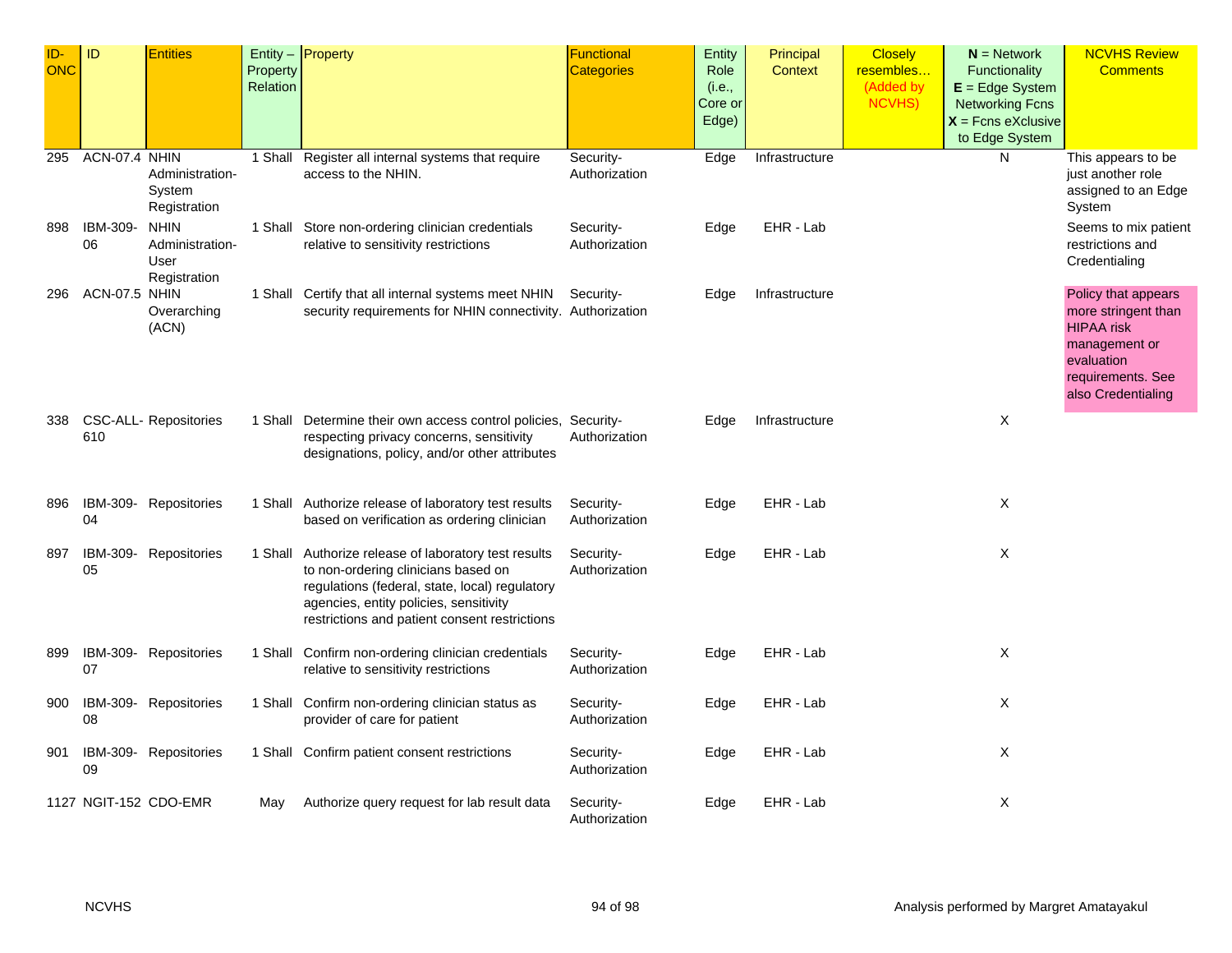| ID-ONC | ID | Entities | Entity – Property Relation | Property | Functional Categories | Entity Role (i.e., Core or Edge) | Principal Context | Closely resembles… (Added by NCVHS) | **N** = Network Functionality **E** = Edge System Networking Fcns **X** = Fcns eXclusive to Edge System | NCVHS Review Comments |
|---|---|---|---|---|---|---|---|---|---|---|
| 295 | ACN-07.4 | NHIN Administration-System Registration | 1 Shall | Register all internal systems that require access to the NHIN. | Security-Authorization | Edge | Infrastructure | | N | This appears to be just another role assigned to an Edge System |
| 898 | IBM-309-06 | NHIN Administration-User Registration | 1 Shall | Store non-ordering clinician credentials relative to sensitivity restrictions | Security-Authorization | Edge | EHR - Lab | | | Seems to mix patient restrictions and Credentialing |
| 296 | ACN-07.5 | NHIN Overarching (ACN) | 1 Shall | Certify that all internal systems meet NHIN security requirements for NHIN connectivity. | Security-Authorization | Edge | Infrastructure | | | Policy that appears more stringent than HIPAA risk management or evaluation requirements. See also Credentialing |
| 338 | CSC-ALL-610 | Repositories | 1 Shall | Determine their own access control policies, respecting privacy concerns, sensitivity designations, policy, and/or other attributes | Security-Authorization | Edge | Infrastructure | | X | |
| 896 | IBM-309-04 | Repositories | 1 Shall | Authorize release of laboratory test results based on verification as ordering clinician | Security-Authorization | Edge | EHR - Lab | | X | |
| 897 | IBM-309-05 | Repositories | 1 Shall | Authorize release of laboratory test results to non-ordering clinicians based on regulations (federal, state, local) regulatory agencies, entity policies, sensitivity restrictions and patient consent restrictions | Security-Authorization | Edge | EHR - Lab | | X | |
| 899 | IBM-309-07 | Repositories | 1 Shall | Confirm non-ordering clinician credentials relative to sensitivity restrictions | Security-Authorization | Edge | EHR - Lab | | X | |
| 900 | IBM-309-08 | Repositories | 1 Shall | Confirm non-ordering clinician status as provider of care for patient | Security-Authorization | Edge | EHR - Lab | | X | |
| 901 | IBM-309-09 | Repositories | 1 Shall | Confirm patient consent restrictions | Security-Authorization | Edge | EHR - Lab | | X | |
| 1127 | NGIT-152 | CDO-EMR | May | Authorize query request for lab result data | Security-Authorization | Edge | EHR - Lab | | X | |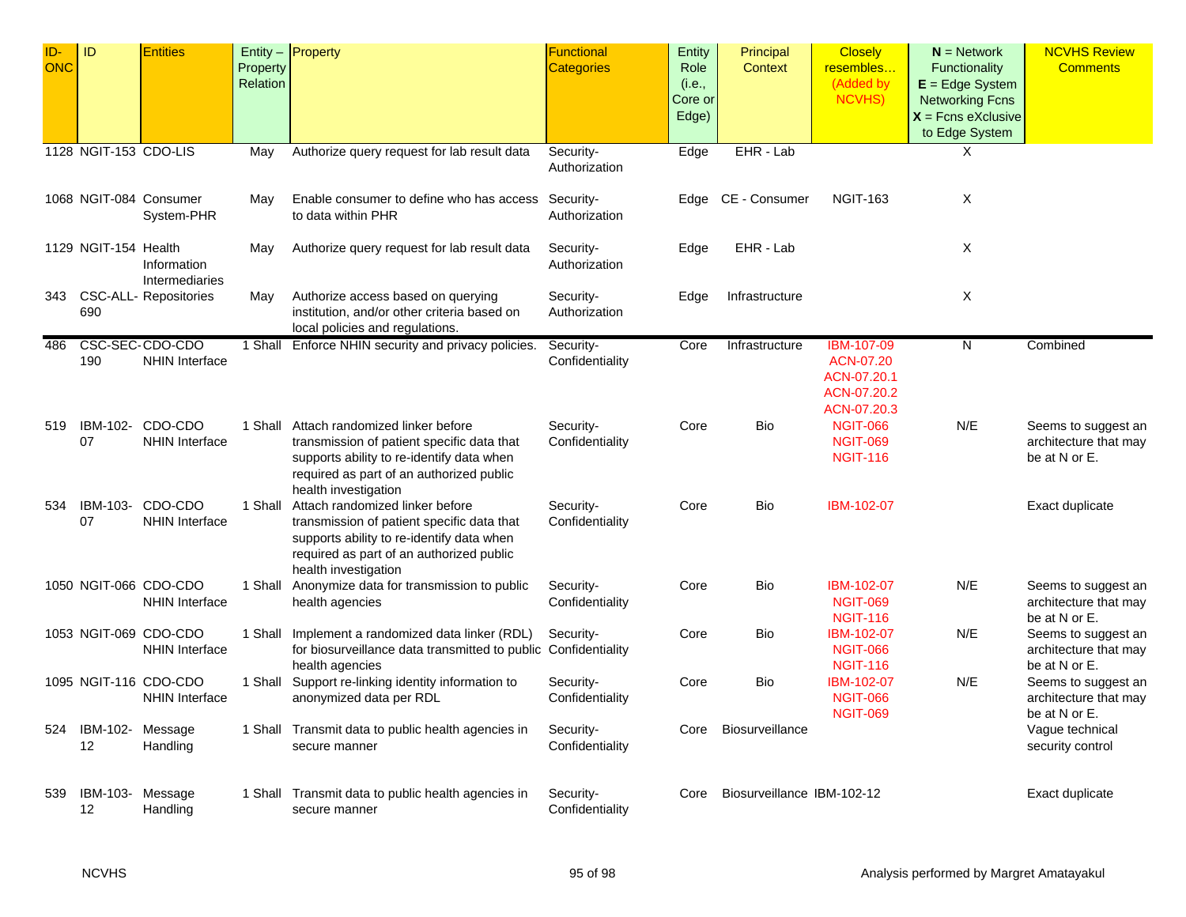| ID-ONC | ID | Entities | Entity – Property Relation | Property | Functional Categories | Entity Role (i.e., Core or Edge) | Principal Context | Closely resembles… (Added by NCVHS) | **N** = Network Functionality **E** = Edge System Networking Fcns **X** = Fcns eXclusive to Edge System | NCVHS Review Comments |
|---|---|---|---|---|---|---|---|---|---|---|
| 1128 | NGIT-153 | CDO-LIS | May | Authorize query request for lab result data | Security-Authorization | Edge | EHR - Lab | | X | |
| 1068 | NGIT-084 | Consumer System-PHR | May | Enable consumer to define who has access to data within PHR | Security-Authorization | Edge | CE - Consumer | NGIT-163 | X | |
| 1129 | NGIT-154 | Health Information Intermediaries | May | Authorize query request for lab result data | Security-Authorization | Edge | EHR - Lab | | X | |
| 343 | CSC-ALL-690 | Repositories | May | Authorize access based on querying institution, and/or other criteria based on local policies and regulations. | Security-Authorization | Edge | Infrastructure | | X | |
| 486 | CSC-SEC-190 | CDO-CDO NHIN Interface | 1 Shall | Enforce NHIN security and privacy policies. | Security-Confidentiality | Core | Infrastructure | IBM-107-09 ACN-07.20 ACN-07.20.1 ACN-07.20.2 ACN-07.20.3 | N | Combined |
| 519 | IBM-102-07 | CDO-CDO NHIN Interface | 1 Shall | Attach randomized linker before transmission of patient specific data that supports ability to re-identify data when required as part of an authorized public health investigation | Security-Confidentiality | Core | Bio | NGIT-066 NGIT-069 NGIT-116 | N/E | Seems to suggest an architecture that may be at N or E. |
| 534 | IBM-103-07 | CDO-CDO NHIN Interface | 1 Shall | Attach randomized linker before transmission of patient specific data that supports ability to re-identify data when required as part of an authorized public health investigation | Security-Confidentiality | Core | Bio | IBM-102-07 | | Exact duplicate |
| 1050 | NGIT-066 | CDO-CDO NHIN Interface | 1 Shall | Anonymize data for transmission to public health agencies | Security-Confidentiality | Core | Bio | IBM-102-07 NGIT-069 NGIT-116 | N/E | Seems to suggest an architecture that may be at N or E. |
| 1053 | NGIT-069 | CDO-CDO NHIN Interface | 1 Shall | Implement a randomized data linker (RDL) for biosurveillance data transmitted to public health agencies | Security-Confidentiality | Core | Bio | IBM-102-07 NGIT-066 NGIT-116 | N/E | Seems to suggest an architecture that may be at N or E. |
| 1095 | NGIT-116 | CDO-CDO NHIN Interface | 1 Shall | Support re-linking identity information to anonymized data per RDL | Security-Confidentiality | Core | Bio | IBM-102-07 NGIT-066 NGIT-069 | N/E | Seems to suggest an architecture that may be at N or E. |
| 524 | IBM-102-12 | Message Handling | 1 Shall | Transmit data to public health agencies in secure manner | Security-Confidentiality | Core | Biosurveillance | | | Vague technical security control |
| 539 | IBM-103-12 | Message Handling | 1 Shall | Transmit data to public health agencies in secure manner | Security-Confidentiality | Core | Biosurveillance | IBM-102-12 | | Exact duplicate |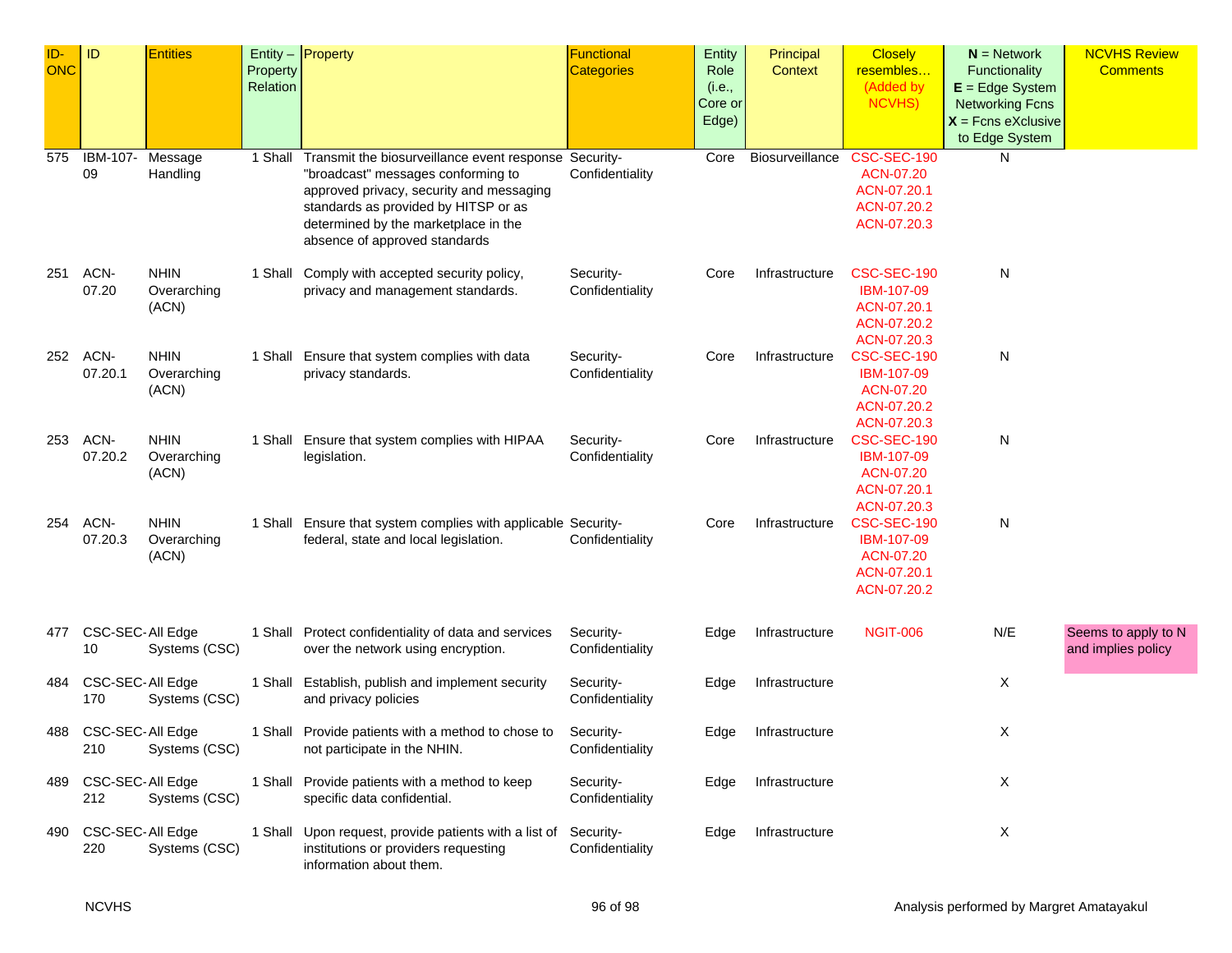| ID-ONC | ID | Entities | Entity – Property Relation | Property | Functional Categories | Entity Role (i.e., Core or Edge) | Principal Context | Closely resembles… (Added by NCVHS) | **N** = Network Functionality **E** = Edge System Networking Fcns **X** = Fcns eXclusive to Edge System | NCVHS Review Comments |
|---|---|---|---|---|---|---|---|---|---|---|
| 575 | IBM-107-09 | Message Handling | 1 Shall | Transmit the biosurveillance event response "broadcast" messages conforming to approved privacy, security and messaging standards as provided by HITSP or as determined by the marketplace in the absence of approved standards | Security-Confidentiality | Core | Biosurveillance | CSC-SEC-190 ACN-07.20 ACN-07.20.1 ACN-07.20.2 ACN-07.20.3 | N | |
| 251 | ACN-07.20 | NHIN Overarching (ACN) | 1 Shall | Comply with accepted security policy, privacy and management standards. | Security-Confidentiality | Core | Infrastructure | CSC-SEC-190 IBM-107-09 ACN-07.20.1 ACN-07.20.2 ACN-07.20.3 | N | |
| 252 | ACN-07.20.1 | NHIN Overarching (ACN) | 1 Shall | Ensure that system complies with data privacy standards. | Security-Confidentiality | Core | Infrastructure | CSC-SEC-190 IBM-107-09 ACN-07.20 ACN-07.20.2 ACN-07.20.3 | N | |
| 253 | ACN-07.20.2 | NHIN Overarching (ACN) | 1 Shall | Ensure that system complies with HIPAA legislation. | Security-Confidentiality | Core | Infrastructure | CSC-SEC-190 IBM-107-09 ACN-07.20 ACN-07.20.1 ACN-07.20.3 | N | |
| 254 | ACN-07.20.3 | NHIN Overarching (ACN) | 1 Shall | Ensure that system complies with applicable federal, state and local legislation. | Security-Confidentiality | Core | Infrastructure | CSC-SEC-190 IBM-107-09 ACN-07.20 ACN-07.20.1 ACN-07.20.2 | N | |
| 477 | CSC-SEC-10 | All Edge Systems (CSC) | 1 Shall | Protect confidentiality of data and services over the network using encryption. | Security-Confidentiality | Edge | Infrastructure | NGIT-006 | N/E | Seems to apply to N and implies policy |
| 484 | CSC-SEC-170 | All Edge Systems (CSC) | 1 Shall | Establish, publish and implement security and privacy policies | Security-Confidentiality | Edge | Infrastructure | | X | |
| 488 | CSC-SEC-210 | All Edge Systems (CSC) | 1 Shall | Provide patients with a method to chose to not participate in the NHIN. | Security-Confidentiality | Edge | Infrastructure | | X | |
| 489 | CSC-SEC-212 | All Edge Systems (CSC) | 1 Shall | Provide patients with a method to keep specific data confidential. | Security-Confidentiality | Edge | Infrastructure | | X | |
| 490 | CSC-SEC-220 | All Edge Systems (CSC) | 1 Shall | Upon request, provide patients with a list of institutions or providers requesting information about them. | Security-Confidentiality | Edge | Infrastructure | | X | |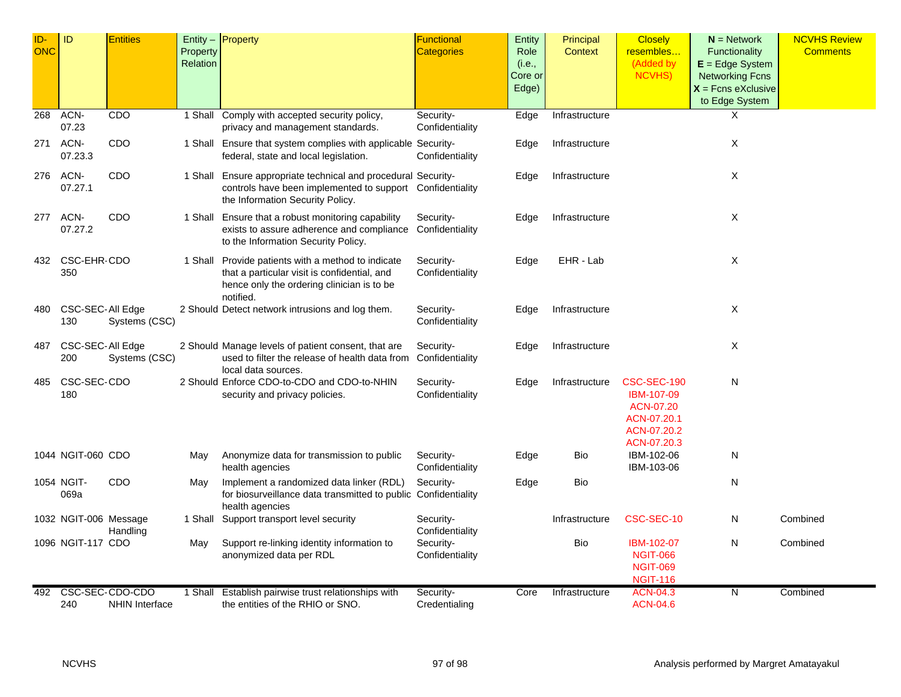| ID-ONC | ID | Entities | Entity – Property Relation | Property | Functional Categories | Entity Role (i.e., Core or Edge) | Principal Context | Closely resembles… (Added by NCVHS) | **N** = Network Functionality **E** = Edge System Networking Fcns **X** = Fcns eXclusive to Edge System | NCVHS Review Comments |
|---|---|---|---|---|---|---|---|---|---|---|
| 268 | ACN-07.23 | CDO | 1 Shall | Comply with accepted security policy, privacy and management standards. | Security-Confidentiality | Edge | Infrastructure | | X | |
| 271 | ACN-07.23.3 | CDO | 1 Shall | Ensure that system complies with applicable federal, state and local legislation. | Security-Confidentiality | Edge | Infrastructure | | X | |
| 276 | ACN-07.27.1 | CDO | 1 Shall | Ensure appropriate technical and procedural controls have been implemented to support the Information Security Policy. | Security-Confidentiality | Edge | Infrastructure | | X | |
| 277 | ACN-07.27.2 | CDO | 1 Shall | Ensure that a robust monitoring capability exists to assure adherence and compliance to the Information Security Policy. | Security-Confidentiality | Edge | Infrastructure | | X | |
| 432 | CSC-EHR-350 | CDO | 1 Shall | Provide patients with a method to indicate that a particular visit is confidential, and hence only the ordering clinician is to be notified. | Security-Confidentiality | Edge | EHR - Lab | | X | |
| 480 | CSC-SEC-130 | All Edge Systems (CSC) | 2 Should | Detect network intrusions and log them. | Security-Confidentiality | Edge | Infrastructure | | X | |
| 487 | CSC-SEC-200 | All Edge Systems (CSC) | 2 Should | Manage levels of patient consent, that are used to filter the release of health data from local data sources. | Security-Confidentiality | Edge | Infrastructure | | X | |
| 485 | CSC-SEC-180 | CDO | 2 Should | Enforce CDO-to-CDO and CDO-to-NHIN security and privacy policies. | Security-Confidentiality | Edge | Infrastructure | CSC-SEC-190 IBM-107-09 ACN-07.20 ACN-07.20.1 ACN-07.20.2 ACN-07.20.3 | N | |
| 1044 | NGIT-060 | CDO | May | Anonymize data for transmission to public health agencies | Security-Confidentiality | Edge | Bio | IBM-102-06 IBM-103-06 | N | |
| 1054 | NGIT-069a | CDO | May | Implement a randomized data linker (RDL) for biosurveillance data transmitted to public health agencies | Security-Confidentiality | Edge | Bio | | N | |
| 1032 | NGIT-006 | Message Handling | 1 Shall | Support transport level security | Security-Confidentiality | | Infrastructure | CSC-SEC-10 | N | Combined |
| 1096 | NGIT-117 | CDO | May | Support re-linking identity information to anonymized data per RDL | Security-Confidentiality | | Bio | IBM-102-07 NGIT-066 NGIT-069 NGIT-116 | N | Combined |
| 492 | CSC-SEC-240 | CDO-CDO NHIN Interface | 1 Shall | Establish pairwise trust relationships with the entities of the RHIO or SNO. | Security-Credentialing | Core | Infrastructure | ACN-04.3 ACN-04.6 | N | Combined |

NCVHS

Analysis performed by Margret Amatayakul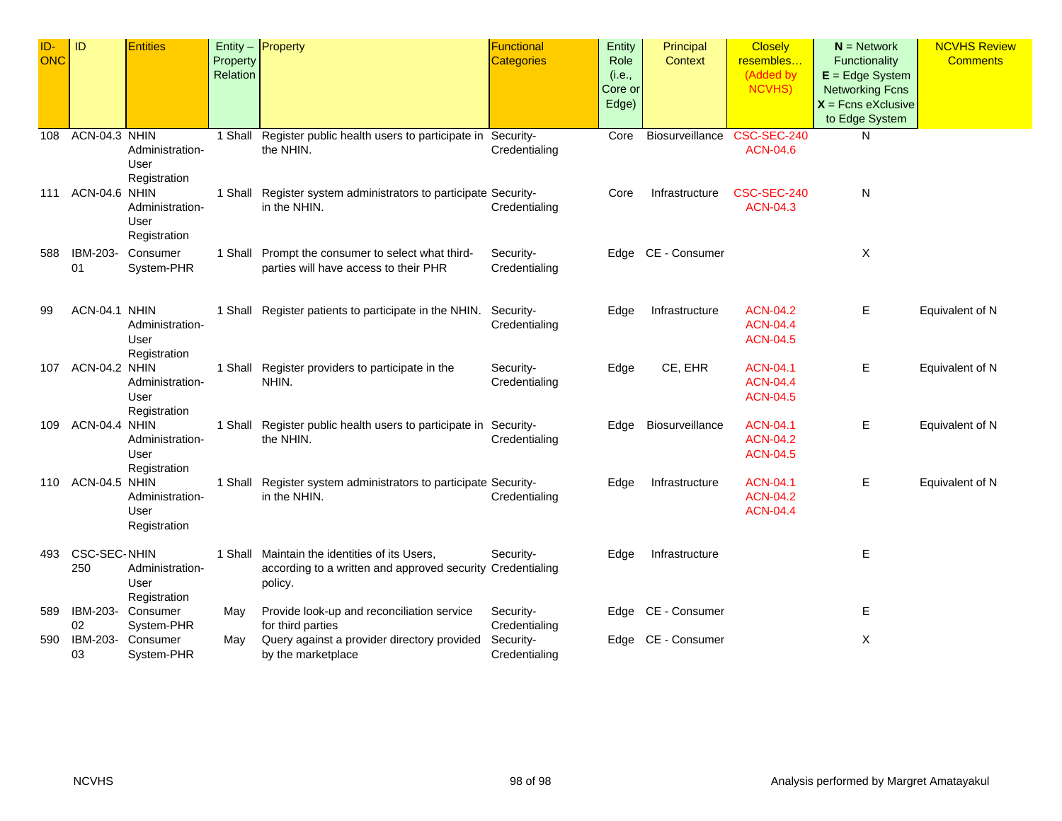| ID-ONC | ID | Entities | Entity – Property Relation | Property | Functional Categories | Entity Role (i.e., Core or Edge) | Principal Context | Closely resembles… (Added by NCVHS) | **N** = Network Functionality **E** = Edge System Networking Fcns **X** = Fcns eXclusive to Edge System | NCVHS Review Comments |
|---|---|---|---|---|---|---|---|---|---|---|
| 108 | ACN-04.3 | NHIN Administration-User Registration | 1 Shall | Register public health users to participate in the NHIN. | Security-Credentialing | Core | Biosurveillance | CSC-SEC-240 ACN-04.6 | N | |
| 111 | ACN-04.6 | NHIN Administration-User Registration | 1 Shall | Register system administrators to participate in the NHIN. | Security-Credentialing | Core | Infrastructure | CSC-SEC-240 ACN-04.3 | N | |
| 588 | IBM-203-01 | Consumer System-PHR | 1 Shall | Prompt the consumer to select what third-parties will have access to their PHR | Security-Credentialing | Edge | CE - Consumer | | X | |
| 99 | ACN-04.1 | NHIN Administration-User Registration | 1 Shall | Register patients to participate in the NHIN. | Security-Credentialing | Edge | Infrastructure | ACN-04.2 ACN-04.4 ACN-04.5 | E | Equivalent of N |
| 107 | ACN-04.2 | NHIN Administration-User Registration | 1 Shall | Register providers to participate in the NHIN. | Security-Credentialing | Edge | CE, EHR | ACN-04.1 ACN-04.4 ACN-04.5 | E | Equivalent of N |
| 109 | ACN-04.4 | NHIN Administration-User Registration | 1 Shall | Register public health users to participate in the NHIN. | Security-Credentialing | Edge | Biosurveillance | ACN-04.1 ACN-04.2 ACN-04.5 | E | Equivalent of N |
| 110 | ACN-04.5 | NHIN Administration-User Registration | 1 Shall | Register system administrators to participate in the NHIN. | Security-Credentialing | Edge | Infrastructure | ACN-04.1 ACN-04.2 ACN-04.4 | E | Equivalent of N |
| 493 | CSC-SEC-250 | NHIN Administration-User Registration | 1 Shall | Maintain the identities of its Users, according to a written and approved security policy. | Security-Credentialing | Edge | Infrastructure | | E | |
| 589 | IBM-203-02 | Consumer System-PHR | May | Provide look-up and reconciliation service for third parties | Security-Credentialing | Edge | CE - Consumer | | E | |
| 590 | IBM-203-03 | Consumer System-PHR | May | Query against a provider directory provided by the marketplace | Security-Credentialing | Edge | CE - Consumer | | X | |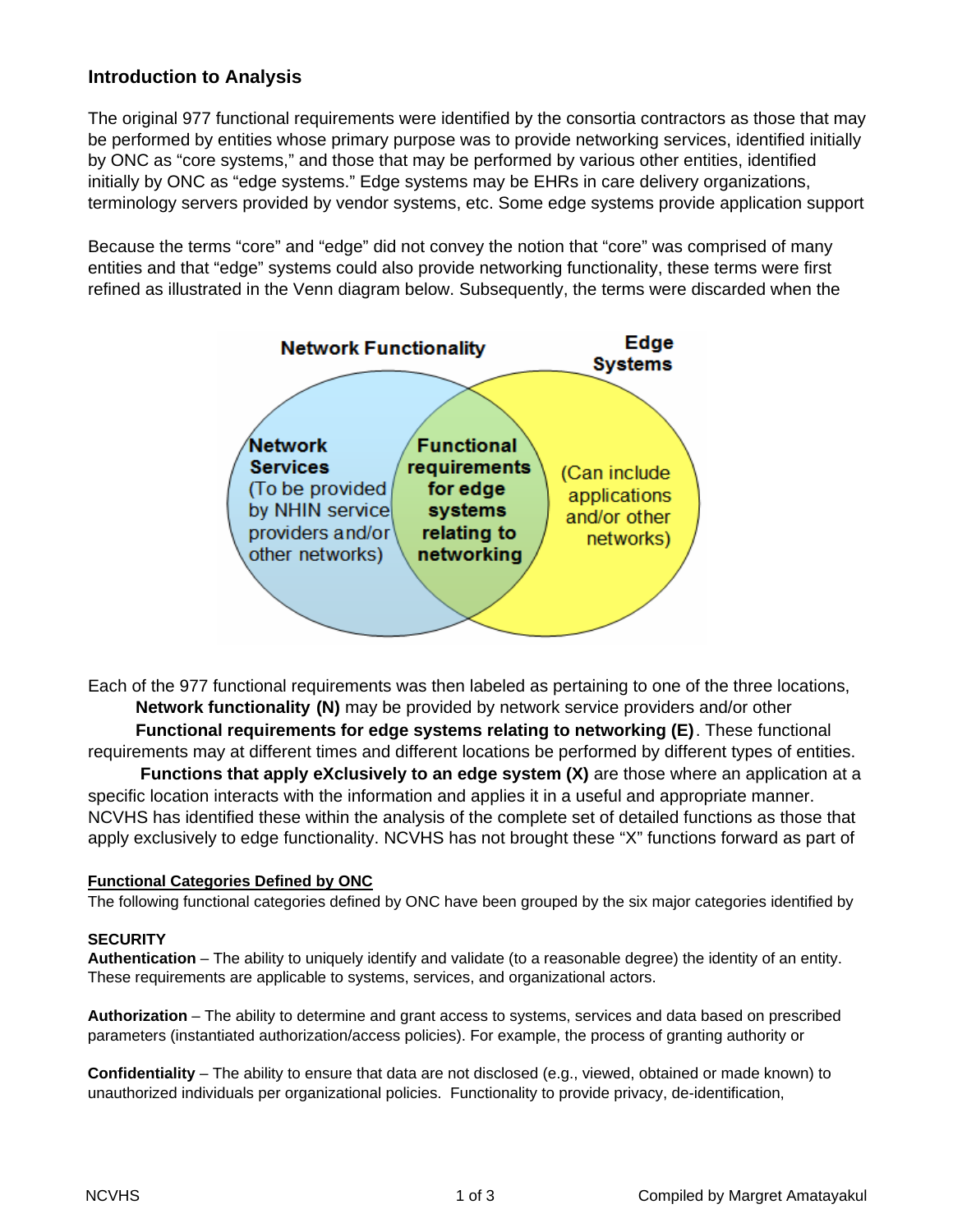## Introduction to Analysis

The original 977 functional requirements were identified by the consortia contractors as those that may be performed by entities whose primary purpose was to provide networking services, identified initially by ONC as "core systems," and those that may be performed by various other entities, identified initially by ONC as "edge systems." Edge systems may be EHRs in care delivery organizations, terminology servers provided by vendor systems, etc. Some edge systems provide application support

Because the terms "core" and "edge" did not convey the notion that "core" was comprised of many entities and that "edge" systems could also provide networking functionality, these terms were first refined as illustrated in the Venn diagram below. Subsequently, the terms were discarded when the

**Network Functionality** | **Edge Systems**

**Network Services** (To be provided by NHIN service providers and/or other networks) | **Functional requirements for edge systems relating to networking** | (Can include applications and/or other networks)

Each of the 977 functional requirements was then labeled as pertaining to one of the three locations,

**Network functionality (N)** may be provided by network service providers and/or other

**Functional requirements for edge systems relating to networking (E)**. These functional requirements may at different times and different locations be performed by different types of entities.

**Functions that apply eXclusively to an edge system (X)** are those where an application at a specific location interacts with the information and applies it in a useful and appropriate manner. NCVHS has identified these within the analysis of the complete set of detailed functions as those that apply exclusively to edge functionality. NCVHS has not brought these "X" functions forward as part of

**Functional Categories Defined by ONC**

The following functional categories defined by ONC have been grouped by the six major categories identified by

**SECURITY**

**Authentication** – The ability to uniquely identify and validate (to a reasonable degree) the identity of an entity. These requirements are applicable to systems, services, and organizational actors.

**Authorization** – The ability to determine and grant access to systems, services and data based on prescribed parameters (instantiated authorization/access policies). For example, the process of granting authority or

**Confidentiality** – The ability to ensure that data are not disclosed (e.g., viewed, obtained or made known) to unauthorized individuals per organizational policies. Functionality to provide privacy, de-identification,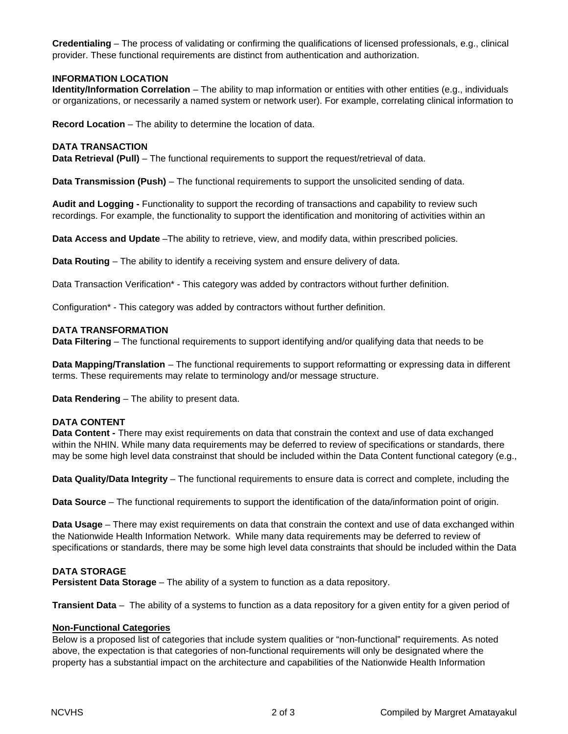**Credentialing** – The process of validating or confirming the qualifications of licensed professionals, e.g., clinical provider. These functional requirements are distinct from authentication and authorization.

**INFORMATION LOCATION**

**Identity/Information Correlation** – The ability to map information or entities with other entities (e.g., individuals or organizations, or necessarily a named system or network user). For example, correlating clinical information to

**Record Location** – The ability to determine the location of data.

**DATA TRANSACTION**

**Data Retrieval (Pull)** – The functional requirements to support the request/retrieval of data.

**Data Transmission (Push)** – The functional requirements to support the unsolicited sending of data.

**Audit and Logging -** Functionality to support the recording of transactions and capability to review such recordings. For example, the functionality to support the identification and monitoring of activities within an

**Data Access and Update** –The ability to retrieve, view, and modify data, within prescribed policies.

**Data Routing** – The ability to identify a receiving system and ensure delivery of data.

Data Transaction Verification* - This category was added by contractors without further definition.

Configuration* - This category was added by contractors without further definition.

**DATA TRANSFORMATION**

**Data Filtering** – The functional requirements to support identifying and/or qualifying data that needs to be

**Data Mapping/Translation** – The functional requirements to support reformatting or expressing data in different terms. These requirements may relate to terminology and/or message structure.

**Data Rendering** – The ability to present data.

**DATA CONTENT**

**Data Content -** There may exist requirements on data that constrain the context and use of data exchanged within the NHIN. While many data requirements may be deferred to review of specifications or standards, there may be some high level data constrainst that should be included within the Data Content functional category (e.g.,

**Data Quality/Data Integrity** – The functional requirements to ensure data is correct and complete, including the

**Data Source** – The functional requirements to support the identification of the data/information point of origin.

**Data Usage** – There may exist requirements on data that constrain the context and use of data exchanged within the Nationwide Health Information Network. While many data requirements may be deferred to review of specifications or standards, there may be some high level data constraints that should be included within the Data

**DATA STORAGE**

**Persistent Data Storage** – The ability of a system to function as a data repository.

**Transient Data** – The ability of a systems to function as a data repository for a given entity for a given period of

**Non-Functional Categories**

Below is a proposed list of categories that include system qualities or "non-functional" requirements. As noted above, the expectation is that categories of non-functional requirements will only be designated where the property has a substantial impact on the architecture and capabilities of the Nationwide Health Information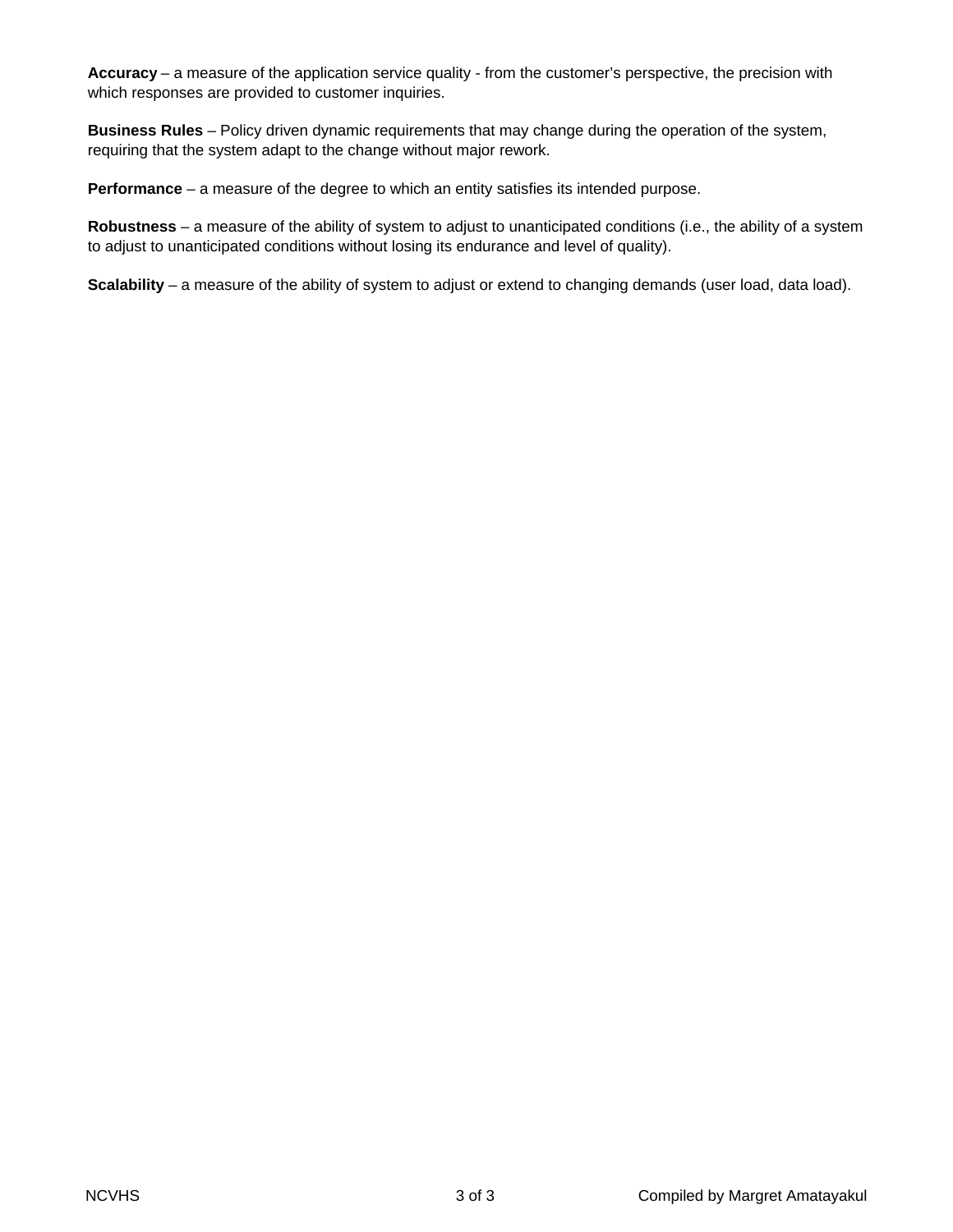**Accuracy** – a measure of the application service quality - from the customer's perspective, the precision with which responses are provided to customer inquiries.

**Business Rules** – Policy driven dynamic requirements that may change during the operation of the system, requiring that the system adapt to the change without major rework.

**Performance** – a measure of the degree to which an entity satisfies its intended purpose.

**Robustness** – a measure of the ability of system to adjust to unanticipated conditions (i.e., the ability of a system to adjust to unanticipated conditions without losing its endurance and level of quality).

**Scalability** – a measure of the ability of system to adjust or extend to changing demands (user load, data load).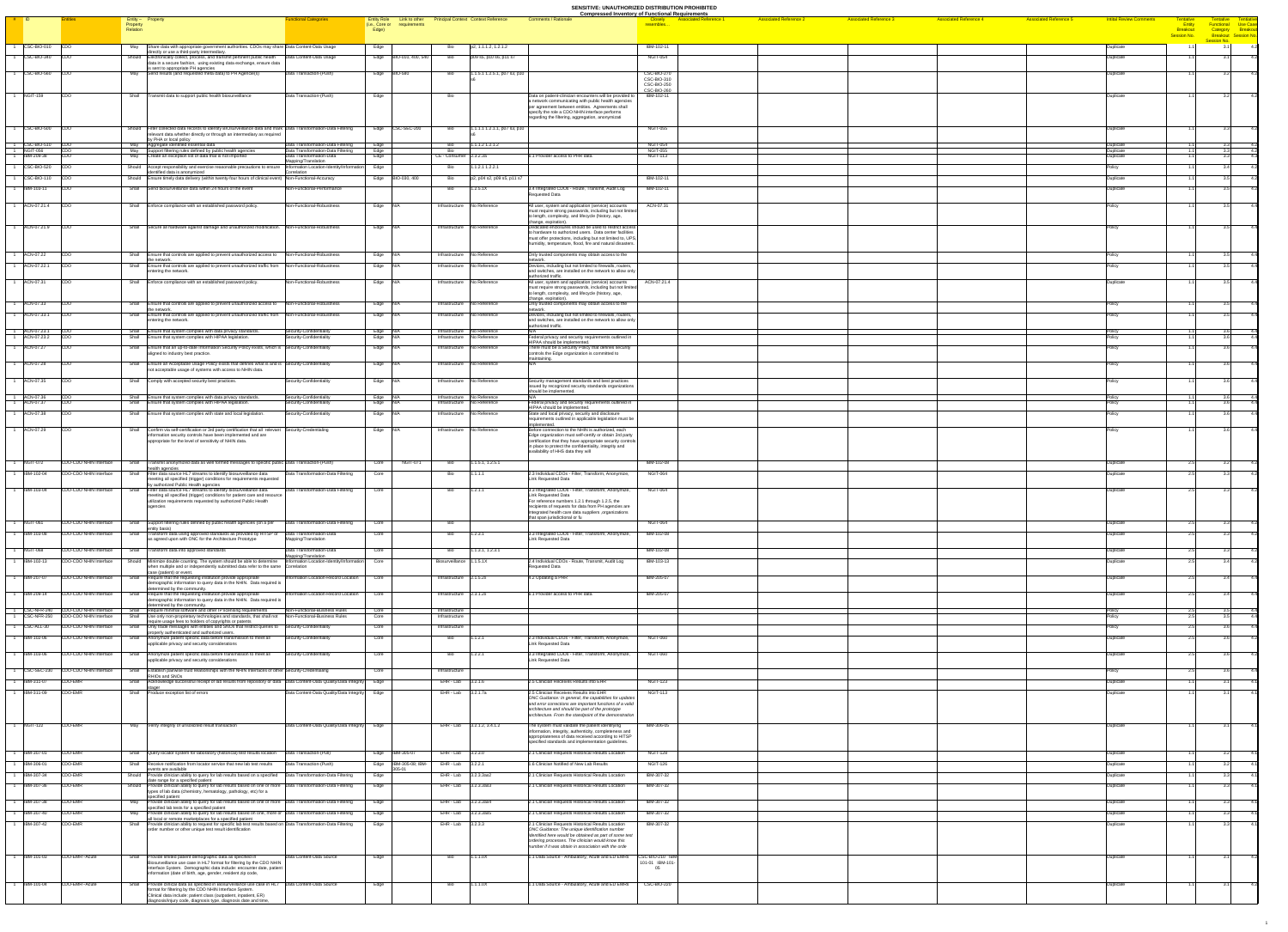| # | ID | Entities | Entity – Property Relation | Property | Functional Categories | Entity Role (i.e., Core or Edge) | Link to other requirements | Principal Context | Context Reference | Comments / Rationale | Closely resembles... | Associated Reference 1 | Associated Reference 2 | Associated Reference 3 | Associated Reference 4 | Associated Reference 5 | Initial Review Comments | Tentative Entity Breakout Session No. | Tentative Functional Category Breakout Session No. | Tentative Use Case Breakout Session No. |
|---|---|---|---|---|---|---|---|---|---|---|---|---|---|---|---|---|---|---|---|---|
| 1 | CSC-BIO-010 | CDO | May | Share data with appropriate government authorities. CDOs may share data directly or use a third-party intermediary. | Data Content-Data Usage | Edge | | Bio | b2, 1.1.1.2, 1.2.1.2 | | IBM-102-11 | | | | | | Duplicate | 1.1 | 2.1 | 4.2 |
| 1 | CSC-BIO-340 | CDO | Should | Electronically collect, process, and transmit pertinent public health data in a secure fashion, using existing data exchange, ensure data is sent to appropriate PH agencies | Data Content-Data Usage | Edge | BIO-010, 400, 540 | Bio | b09 s1, b10 s1, b11 s7 | | NGIT-054 | | | | | | Duplicate | 1.1 | 2.1 | 4.2 |
| 1 | CSC-BIO-560 | CDO | May | Send results (and requested meta data) to PH Agency(s) | Data Transaction-(Push) | Edge | BIO-580 | Bio | 1.1.1.1 1.2.1.1, p07 s1, p10 s6 | | CSC-BIO-270 CSC-BIO-310 CSC-BIO-250 CSC-BIO-260 | | | | | | Duplicate | 1.1 | 2.2 | 4.2 |
| 1 | NGIT-159 | CDO | Shall | Transmit data to support public health biosurveillance | Data Transaction-(Push) | Edge | | Bio | | Data on patient-clinician encounters will be provided to a network communicating with public health agencies per agreement between entities. Agreements shall specify the role a CDO NHIN interface performs regarding the filtering, aggregation, anonymizati | IBM-102-11 | | | | | | Duplicate | 1.1 | 2.2 | 4.2 |
| 1 | CSC-BIO-500 | CDO | Should | Filter collected data records to identify biosurveillance data and from relevant data whether directly or through an intermediary as required by PHA or local policy | Data Transformation-Data Filtering | Edge | CSC-SEC-260 | Bio | 1.1.1.1 1.2.1.1, p07 s1, p10 s6 | | NGIT-055 | | | | | | Duplicate | 1.1 | 2.3 | 4.2 |
| 1 | CSC-BIO-510 | CDO | May | Aggregate identified extracted data | Data Transformation-Data Filtering | Edge | | Bio | 1.1.1.2 1.2.1.2 | | NGIT-054 | | | | | | Duplicate | 1.1 | 2.3 | 4.2 |
| 1 | NGIT-056 | CDO | May | Support filtering rules defined by public health agencies | Data Transformation-Data Filtering | Edge | | Bio | | | NGIT-055 | | | | | | Duplicate | 1.1 | 2.3 | 4.2 |
| 1 | IBM-109-28 | CDO | May | Create an exception list of data that is not imported | Data Transformation-Data Mapping/Translation | Edge | | CE - Consumer | 3.2.3a | 4.1 Provider access to PHR data | NGIT-113 | | | | | | Duplicate | 1.1 | 2.3 | 4.2 |
| 1 | CSC-BIO-520 | CDO | Should | Accept responsibility and exercise reasonable precautions to ensure identified data is anonymized | Information Location-Identity/Information Correlation | Edge | | Bio | 1.1.2.1 1.2.2.1 | | | | | | | | Policy | 1.1 | 2.4 | 4.2 |
| 1 | CSC-BIO-110 | CDO | Should | Ensure timely data delivery (within twenty-four hours of clinical event) | Non-Functional-Accuracy | Edge | BIO-030, 400 | Bio | p2, p04 s2, p09 s5, p11 s7 | | IBM-102-11 | | | | | | Duplicate | 1.1 | 3.5 | 4.2 |
| 1 | IBM-103-11 | CDO | Shall | Send biosurveillance data within 24 hours of the event | Non-Functional-Performance | Edge | | Bio | 1.2.5.1X | 2.4 Integrated CDOs - Route, Transmit, Audit Log Requested Data | IBM-102-11 | | | | | | Duplicate | 1.1 | 3.5 | 4.2 |
| 1 | ACN-07.21.4 | CDO | Shall | Enforce compliance with an established password policy. | Non-Functional-Robustness | Edge | N/A | Infrastructure | No Reference | All user, system and application (service) accounts must require strong passwords, including but not limited to length, complexity, and lifecycle (history, age, change, expiration). | ACN-07.31 | | | | | | Policy | 1.1 | 3.5 | 4.4 |
| 1 | ACN-07.21.9 | CDO | Shall | Secure all hardware against damage and unauthorized modification. | Non-Functional-Robustness | Edge | N/A | Infrastructure | No Reference | Dedicated enclosures should be used to restrict access to hardware to authorized users. Data center facilities must offer protections, including but not limited to, UPS, humidity, temperature, flood, fire and natural disasters. | | | | | | | Policy | 1.1 | 3.5 | 4.4 |
| 1 | ACN-07.22 | CDO | Shall | Ensure that controls are applied to prevent unauthorized access to the network. | Non-Functional-Robustness | Edge | N/A | Infrastructure | No Reference | Only trusted components may obtain access to the network. | | | | | | | Policy | 1.1 | 3.5 | 4.4 |
| 1 | ACN-07.22.1 | CDO | Shall | Ensure that controls are applied to prevent unauthorized traffic from entering the network. | Non-Functional-Robustness | Edge | N/A | Infrastructure | No Reference | Devices, including but not limited to firewalls, routers, and switches, are installed on the network to allow only authorized traffic. | | | | | | | Policy | 1.1 | 3.5 | 4.4 |
| 1 | ACN-07.31 | CDO | Shall | Enforce compliance with an established password policy. | Non-Functional-Robustness | Edge | N/A | Infrastructure | No Reference | All user, system and application (service) accounts must require strong passwords, including but not limited to length, complexity, and lifecycle (history, age, change, expiration). | ACN-07.21.4 | | | | | | Duplicate | 1.1 | 3.5 | 4.4 |
| 1 | ACN-07.33 | CDO | Shall | Ensure that controls are applied to prevent unauthorized access to the network. | Non-Functional-Robustness | Edge | N/A | Infrastructure | No Reference | Only trusted components may obtain access to the network. | | | | | | | Policy | 1.1 | 3.5 | 4.4 |
| 1 | ACN-07.33.1 | CDO | Shall | Ensure that controls are applied to prevent unauthorized traffic from entering the network. | Non-Functional-Robustness | Edge | N/A | Infrastructure | No Reference | Devices, including but not limited to firewalls, routers, and switches, are installed on the network to allow only authorized traffic. | | | | | | | Policy | 1.1 | 3.5 | 4.4 |
| 1 | ACN-07.23.1 | CDO | Shall | Ensure that system complies with data privacy standards. | Security-Confidentiality | Edge | N/A | Infrastructure | No Reference | N/A | | | | | | | Policy | 1.1 | 3.6 | 4.4 |
| 1 | ACN-07.23.2 | CDO | Shall | Ensure that system complies with HIPAA legislation. | Security-Confidentiality | Edge | N/A | Infrastructure | No Reference | Federal privacy and security requirements outlined in HIPAA should be implemented. | | | | | | | Policy | 1.1 | 3.6 | 4.4 |
| 1 | ACN-07.27 | CDO | Shall | Ensure that an up-to-date Information Security Policy exists, which is aligned to industry best practice. | Security-Confidentiality | Edge | N/A | Infrastructure | No Reference | There must be a Security Policy that defines security controls the Edge organization is committed to maintaining. | | | | | | | Policy | 1.1 | 3.6 | 4.4 |
| 1 | ACN-07.28 | CDO | Shall | Ensure an Acceptable Usage Policy exists that defines what is and is not acceptable usage of systems with access to NHIN data. | Security-Confidentiality | Edge | N/A | Infrastructure | No Reference | N/A | | | | | | | Policy | 1.1 | 3.6 | 4.4 |
| 1 | ACN-07.35 | CDO | Shall | Comply with accepted security best practices. | Security-Confidentiality | Edge | N/A | Infrastructure | No Reference | Security management standards and best practices issued by recognized security standards organizations should be implemented. | | | | | | | Policy | 1.1 | 3.6 | 4.4 |
| 1 | ACN-07.36 | CDO | Shall | Ensure that system complies with data privacy standards. | Security-Confidentiality | Edge | N/A | Infrastructure | No Reference | N/A | | | | | | | Policy | 1.1 | 3.6 | 4.4 |
| 1 | ACN-07.37 | CDO | Shall | Ensure that system complies with HIPAA legislation. | Security-Confidentiality | Edge | N/A | Infrastructure | No Reference | Federal privacy and security requirements outlined in HIPAA should be implemented. | | | | | | | Policy | 1.1 | 3.6 | 4.4 |
| 1 | ACN-07.38 | CDO | Shall | Ensure that system complies with state and local legislation. | Security-Confidentiality | Edge | N/A | Infrastructure | No Reference | State and local privacy, security and disclosure requirements outlined in applicable legislation must be implemented. | | | | | | | Policy | 1.1 | 3.6 | 4.4 |
| 1 | ACN-07.29 | CDO | Shall | Confirm via self-certification or 3rd party certification that all relevant information security controls have been implemented and are appropriate for the level of sensitivity of NHIN data. | Security-Credentialing | Edge | N/A | Infrastructure | No Reference | Before connection to the NHIN is authorized, each Edge organization must self-certify or obtain 3rd party certification that they have appropriate security controls in place to protect the confidentiality, integrity and availability of HHS data they will | | | | | | | Policy | 1.1 | 3.6 | 4.4 |
| 1 | NGIT-072 | CDO-CDO NHIN Interface | Shall | Transmit anonymized data as well formed messages to specific public health agencies | Data Transaction-(Push) | Core | NGIT-071 | Bio | 1.1.5.1, 1.2.5.1 | | IBM-102-08 | | | | | | Duplicate | 2.5 | 2.2 | 4.2 |
| 1 | IBM-102-04 | CDO-CDO NHIN Interface | Shall | Filter data source HL7 streams to identify biosurveillance data meeting all specified (trigger) conditions for requirements requested by authorized Public Health agencies | Data Transformation-Data Filtering | Core | | Bio | 1.1.1 | 2.3 Individual CDOs - Filter, Transform, Anonymize, Link Requested Data | NGIT-064 | | | | | | Duplicate | 2.5 | 2.3 | 4.2 |
| 1 | IBM-103-04 | CDO-CDO NHIN Interface | Shall | Filter data source HL7 streams to identify biosurveillance data meeting all specified (trigger) conditions for patient care and resource utilization requirements requested by authorized Public Health agencies | Data Transformation-Data Filtering | Core | | Bio | 1.2.1 | 2.3 Integrated CDOs - Filter, Transform, Anonymize, Link Requested Data For reference numbers 1.2.1 through 1.2.5, the recipients of requests for data from PH agencies are integrated health care data suppliers ,organizations that span jurisdictional or fu | NGIT-064 | | | | | | Duplicate | 2.5 | 2.3 | 4.2 |
| 1 | NGIT-061 | CDO-CDO NHIN Interface | Shall | Support filtering rules defined by public health agencies (on a per entity basis) | Data Transformation-Data Filtering | Core | | Bio | | | NGIT-064 | | | | | | Duplicate | 2.5 | 2.3 | 4.2 |
| 1 | IBM-103-06 | CDO-CDO NHIN Interface | Shall | Transform data using approved standards as provided by HITSP or as agreed upon with ONC for the Architecture Prototype | Data Transformation-Data Mapping/Translation | Core | | Bio | 1.2.3 | 2.3 Integrated CDOs - Filter, Transform, Anonymize, Link Requested Data | IBM-102-06 | | | | | | Duplicate | 2.5 | 2.3 | 4.2 |
| 1 | NGIT-068 | CDO-CDO NHIN Interface | Shall | Transform data into approved standards | Data Transformation-Data Mapping/Translation | Core | | Bio | 1.1.3.1, 1.2.3.1 | | IBM-102-06 | | | | | | Duplicate | 2.5 | 2.3 | 4.2 |
| 1 | IBM-102-13 | CDO-CDO NHIN Interface | Should | Minimize double counting. The system should be able to determine when multiple and or independently submitted data refer to the same case (patient) or event. | Information Location-Identity/Information Correlation | Core | | Biosurveillance | 1.1.5.1X | 2.4 Individual CDOs - Route, Transmit, Audit Log Requested Data | IBM-103-13 | | | | | | Duplicate | 2.5 | 3.4 | 4.2 |
| 1 | IBM-207-07 | CDO-CDO NHIN Interface | Shall | Require that the requesting institution provide appropriate demographic information to query data in the NHIN. Data required is determined by the community. | Information Location-Record Location | Core | | Infrastructure | 2.1.5.2X | 4.2 Updating EHR | IBM-205-07 | | | | | | Duplicate | 2.5 | 3.4 | 4.4 |
| 1 | IBM-209-14 | CDO-CDO NHIN Interface | Shall | Require that the requesting institution provide appropriate demographic information to query data in the NHIN. Data required is determined by the community. | Information Location-Record Location | Core | | Infrastructure | 2.1.5.2X | 4.1 Provider access to PHR data | IBM-205-07 | | | | | | Duplicate | 2.5 | 3.4 | 4.4 |
| 1 | CSC-NFR-240 | CDO-CDO NHIN Interface | Shall | Require minimal software and other IP licensing requirements | Non-Functional-Business Rules | Core | | Infrastructure | | | | | | | | | Policy | 2.5 | 3.5 | 4.4 |
| 1 | CSC-NFR-250 | CDO-CDO NHIN Interface | Shall | Use only non-proprietary technologies and standards, that shall not require usage fees to holders of copyrights or patents | Non-Functional-Business Rules | Core | | Infrastructure | | | | | | | | | Policy | 2.5 | 3.5 | 4.4 |
| 1 | CSC-ALL-30 | CDO-CDO NHIN Interface | Shall | Only trade messages with entities and SNOs that restrict queries to properly authenticated and authorized users. | Security-Confidentiality | Core | | Infrastructure | | | | | | | | | Policy | 2.5 | 3.6 | 4.4 |
| 1 | IBM-102-05 | CDO-CDO NHIN Interface | Shall | Anonymize patient specific data before transmission to meet all applicable privacy and security considerations | Security-Confidentiality | Core | | Bio | 1.1.2 | 2.3 Individual CDOs - Filter, Transform, Anonymize, Link Requested Data | NGIT-060 | | | | | | Duplicate | 2.5 | 3.6 | 4.2 |
| 1 | IBM-103-05 | CDO-CDO NHIN Interface | Shall | Anonymize patient specific data before transmission to meet all applicable privacy and security considerations | Security-Confidentiality | Core | | Bio | 1.2.2 | 2.3 Integrated CDOs - Filter, Transform, Anonymize, Link Requested Data | NGIT-060 | | | | | | Duplicate | 2.5 | 3.6 | 4.2 |
| 1 | CSC-SEC-230 | CDO-CDO NHIN Interface | Shall | Establish pairwise trust relationships with the NHIN interfaces of other RHIOs and SNOs | Security-Credentialing | Core | | Infrastructure | | | | | | | | | Policy | 2.5 | 3.6 | 4.4 |
| 1 | IBM-311-07 | CDO-EHR | Shall | Acknowledge successful receipt of lab results from repository or data stager | Data Content-Data Quality/Data Integrity | Edge | | EHR - Lab | 3.2.1.6 | 2.5 Clinician Receives Results into EHR | NGIT-123 | | | | | | Duplicate | 1.1 | 3.1 | 4.1 |
| 1 | IBM-311-09 | CDO-EHR | Shall | Produce exception list of errors | Data Content-Data Quality/Data Integrity | Edge | | EHR - Lab | 3.2.1.7a | 2.5 Clinician Receives Results into EHR ONC Guidance: In general, the capabilities for updates and error corrections are important functions of a valid architecture and should be part of the prototype architecture. From the standpoint of the demonstration | NGIT-113 | | | | | | Duplicate | 1.1 | 3.1 | 4.1 |
| 1 | NGIT-122 | CDO-EHR | May | Verify integrity of unsolicited result transaction | Data Content-Data Quality/Data Integrity | Edge | | EHR - Lab | 3.2.1.2, 3.3.1.2 | The system must validate the patient identifying information, integrity, authenticity, completeness and appropriateness of data received according to HITSP specified standards and implementation guidelines. | IBM-306-05 | | | | | | Duplicate | 1.1 | 3.1 | 4.1 |
| 1 | IBM-307-01 | CDO-EHR | Shall | Query locator system for laboratory (historical) test results location | Data Transaction-(Pull) | Edge | IBM-305-07 | EHR - Lab | 3.2.3.0 | 2.1 Clinician Requests Historical Results Location | NGIT-124 | | | | | | Duplicate | 1.1 | 3.2 | 4.1 |
| 1 | IBM-306-01 | CDO-EHR | Shall | Receive notification from locator service that new lab test results events are available | Data Transaction-(Push) | Edge | IBM-305-06; IBM-305-01 | EHR - Lab | 3.2.2.1 | 1.6 Clinician Notified of New Lab Results | NGIT-126 | | | | | | Duplicate | 1.1 | 3.2 | 4.1 |
| 1 | IBM-307-34 | CDO-EHR | Should | Provide clinician ability to query for lab results based on a specified date range for a specified patient | Data Transformation-Data Filtering | Edge | | EHR - Lab | 3.2.3.0sa2 | 2.1 Clinician Requests Historical Results Location | IBM-307-32 | | | | | | Duplicate | 1.1 | 3.3 | 4.1 |
| 1 | IBM-307-36 | CDO-EHR | Should | Provide clinician ability to query for lab results based on one or more types of lab data (chemistry, hematology, pathology, etc) for a specified patient | Data Transformation-Data Filtering | Edge | | EHR - Lab | 3.2.3.0sa3 | 2.1 Clinician Requests Historical Results Location | IBM-307-32 | | | | | | Duplicate | 1.1 | 3.3 | 4.1 |
| 1 | IBM-307-38 | CDO-EHR | May | Provide clinician ability to query for lab results based on one or more specified lab tests for a specified patient | Data Transformation-Data Filtering | Edge | | EHR - Lab | 3.2.3.0sa4 | 2.1 Clinician Requests Historical Results Location | IBM-307-32 | | | | | | Duplicate | 1.1 | 3.3 | 4.1 |
| 1 | IBM-307-40 | CDO-EHR | May | Provide clinician ability to query for lab results based on one or more of all local or remote marketplaces for a specified patient | Data Transformation-Data Filtering | Edge | | EHR - Lab | 3.2.3.0sa5 | 2.1 Clinician Requests Historical Results Location | IBM-307-32 | | | | | | Duplicate | 1.1 | 3.3 | 4.1 |
| 1 | IBM-307-42 | CDO-EHR | Shall | Provide clinician ability to request for specific lab test results based on the order number or other unique test result identification | Data Transformation-Data Filtering | Edge | | EHR - Lab | 3.2.3.3 | 2.1 Clinician Requests Historical Results Location ONC Guidance: The unique identification number identified here would be obtained as part of some test ordering processes. The clinician would know this number if it was obtain in association with the orde | IBM-307-32 | | | | | | Duplicate | 1.1 | 3.3 | 4.1 |
| 1 | IBM-101-02 | CDO-EHR - Acute | Shall | Provide limited patient demographic data as specified in Biosurveillance use case in HL7 format for filtering by the CDO NHIN Interface System. Demographic data include: encounter date, patient information (date of birth, age, gender, resident zip code, | Data Content-Data Source | Edge | | Bio | 1.1.1.0X | 1.3 Data Source - Ambulatory, Acute and ED EMRs | CSC-BIO-210 IBM-101-01 IBM-101-05 | | | | | | Duplicate | 1.1 | 3.1 | 4.2 |
| 1 | IBM-101-04 | CDO-EHR - Acute | Shall | Provide clinical data as specified in Biosurveillance use case in HL7 format for filtering by the CDO NHIN Interface System. Clinical data include: patient class (outpatient, inpatient, ER) diagnosis/injury code, diagnosis type, diagnosis date and time, | Data Content-Data Source | Edge | | Bio | 1.1.1.0X | 1.3 Data Source - Ambulatory, Acute and ED EMRs | CSC-BIO-220 | | | | | | Duplicate | 1.1 | 3.1 | 4.2 |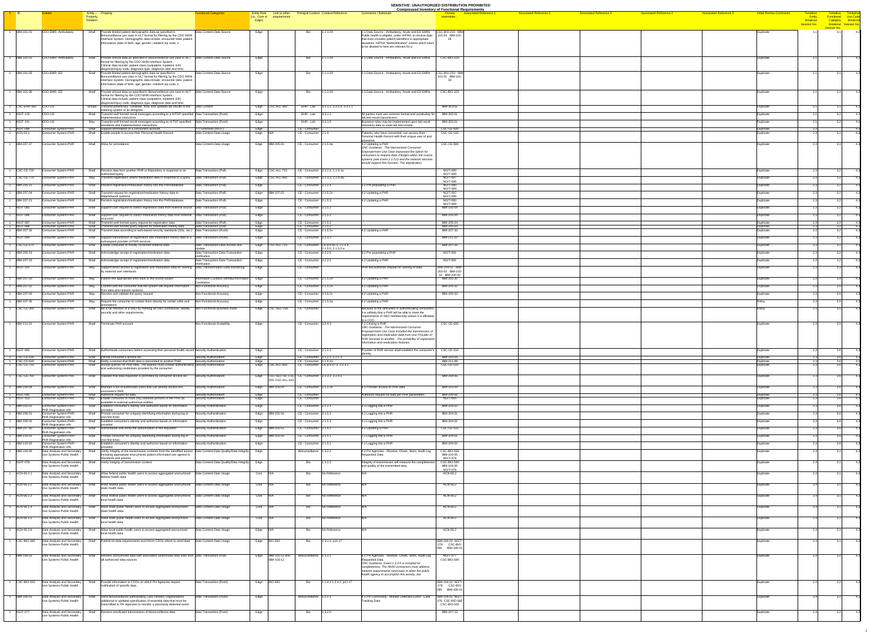| # | ID | Entities | Entity – Property Relation | Property | Functional Categories | Entity Role (i.e., Core or Edge) | Link to other requirements | Principal Context | Context Reference | Comments / Rationale | Closely resembles... | Associated Reference 1 | Associated Reference 2 | Associated Reference 3 | Associated Reference 4 | Associated Reference 5 | Initial Review Comments | Tentative Entity Breakout Session No. | Tentative Functional Category Breakout Session No. | Tentative Use-Case Breakout Session No. |
|---|---|---|---|---|---|---|---|---|---|---|---|---|---|---|---|---|---|---|---|---|
| 1 | IBM-101-01 | CDO-EMR--Ambulatory | Shall | Provide limited patient demographic data as specified in Biosurveillance use case in HL7 format for filtering by the CDO NHIN Interface System. Demographic data include: encounter date, patient information (date of birth, age, gender, resident zip code, s | Data Content-Data Source | Edge | | Bio | 1.1.1.0X | 1.1 Data Source - Ambulatory, Acute and ED EMRs Public health is eligible, under HIPAA, to receive data that even includes patient identifiers in appropriate situations. HIPAA "deidentification" criteria which seem to be alluded to here are relevant for p | CSC-BIO-210 IBM-101-03 IBM-101-05 | | | | | | Duplicate | 1.1 | 3.1 | 4.2 |
| 1 | IBM-101-02 | CDO-EMR--Ambulatory | Shall | Provide clinical data as specified in Biosurveillance use case in HL7 format for filtering by the CDO NHIN Interface System. Clinical data include: patient class (outpatient, inpatient, ER), diagnosis/injury code, diagnosis type, diagnosis date and time, | Data Content-Data Source | Edge | | Bio | 1.1.1.0X | 1.1 Data Source - Ambulatory, Acute and ED EMRs | CSC-BIO-220 | | | | | | Duplicate | 1.1 | 3.1 | 4.2 |
| 1 | IBM-101-05 | CDO-EMR--ED | Shall | Provide limited patient demographic data as specified in Biosurveillance use case in HL7 format for filtering by the CDO NHIN Interface System. Demographic data include: encounter date, patient information (date of birth, age, gender, resident zip code, s | Data Content-Data Source | Edge | | Bio | 1.1.1.0X | 1.1 Data Source - Ambulatory, Acute and ED EMRs | CSC-BIO-210 IBM-101-01 IBM-101-03 | | | | | | Duplicate | 1.1 | 3.1 | 4.2 |
| 1 | IBM-101-06 | CDO-EMR--ED | Shall | Provide clinical data as specified in Biosurveillance use case in HL7 format for filtering by the CDO NHIN Interface System. Clinical data include: patient class (outpatient, inpatient, ER), diagnosis/injury code, diagnosis type, diagnosis date and time, | Data Content-Data Source | Edge | | Bio | 1.1.1.0X | 1.1 Data Source - Ambulatory, Acute and ED EMRs | CSC-BIO-220 | | | | | | Duplicate | 1.1 | 3.1 | 4.2 |
| 1 | CSC-EHR-360 | CDO-LIS | Should | Transmit preliminary, complete, final, and updated lab results to their ordering system or its designee. | Data Content | Edge | CSC-ALL-380 | EHR - Lab | 3.3.1.1, 3.3.1.0, 3.3.1.1 | | IBM-303-01 | | | | | | Duplicate | 2.1 | 3.1 | 4.1 |
| 1 | NGIT-139 | CDO-LIS | Shall | Transmit well formed result messages according to a HITSP specified implementation instruction. | Data Transaction-(Push) | Edge | | EHR - Lab | 3.3.1.2 | All parties must use common format and vocabulary for lab test result transmission | IBM-303-01 | | | | | | Duplicate | 2.1 | 3.1 | 4.1 |
| 1 | NGIT-141 | CDO-LIS | May | Transmit well formed result messages according to HITSP specified standards and implementation instructions | Data Transaction-(Push) | Edge | | EHR - Lab | 3.4.1.5 | Business rules may be implemented upon lab result repository data to route lab test results. | IBM-303-01 | | | | | | Duplicate | 2.1 | 3.2 | 4.1 |
| 1 | NGIT-088 | Consumer System-PHR | Shall | Support termination of a consumers account | ???-Unknown (NGIT) | Edge | | CE - Consumer | | | CSC-CE-620 | | | | | | Duplicate | 2.3 | | 4.3 |
| 1 | ACN-03.1 | Consumer System-PHR | Shall | Enable people to access their Personal Health Record. | Data Content-Data Usage | Edge | N/A | CE - Consumer | 2.1.4 | Patients, who have consented, can access their Personal Health Record with their unique user id and password. | CSC-CE-510 | | | | | | Duplicate | 2.3 | 3.1 | 4.3 |
| 1 | IBM-207-27 | Consumer System-PHR | Shall | Allow for annotations | Data Content-Data Usage | Edge | IBM-205-01 | CE - Consumer | 2.1.5.4a | 4.2 Updating a PHR DNC Guidance: The Harmonized Consumer Empowerment Use Case expressed the option for consumers to request data changes within the source systems (see Event 2.1.5.0) and the network services should support this function. The adjudication | CSC-CE-580 | | | | | | Duplicate | 2.3 | 3.1 | 4.3 |
| 1 | CSC-CE-730 | Consumer System-PHR | Shall | Receive data from another PHR or Repository in response to an authorized query | Data Transaction-(Pull) | Edge | CSC-ALL-710 | CE - Consumer | 2.2.2.4, 2.1.6.1a | | NGIT-090 NGIT-089 | | | | | | Duplicate | 2.3 | 3.2 | 4.3 |
| 1 | CSC-CE-770 | Consumer System-PHR | May | Transmit registration and/or medication data in response to a query | Data Transaction-(Pull) | Edge | CSC-ALL-660 | CE - Consumer | 2.2.2.3, 2.2.4.3a | | NGIT-097 NGIT-096 | | | | | | Duplicate | 2.3 | 3.2 | 4.3 |
| 1 | IBM-205-21 | Consumer System-PHR | Shall | Receive registration/medication history into the PHR/database | Data Transaction-(Pull) | Edge | | CE - Consumer | 2.2.2.4 | 3.2 Pre-populating a PHR | NGIT-090 NGIT-089 | | | | | | Duplicate | 2.3 | 3.2 | 4.3 |
| 1 | IBM-207-04 | Consumer System-PHR | Shall | Transmit request for registration/medication history data to data/network systems | Data Transaction-(Pull) | Edge | IBM-207-01 | CE - Consumer | 2.1.5.2a | 4.2 Updating a PHR | NGIT-097 NGIT-096 | | | | | | Duplicate | 2.3 | 3.2 | 4.3 |
| 1 | IBM-207-21 | Consumer System-PHR | Shall | Receive registration/medication history into the PHR/database | Data Transaction-(Pull) | Edge | | CE - Consumer | 2.1.5.3 | 4.2 Updating a PHR | NGIT-090 NGIT-089 | | | | | | Duplicate | 2.3 | 3.2 | 4.3 |
| 1 | NGIT-085 | Consumer System-PHR | Shall | Support user request to collect registration data from external source | Data Transaction-(Pull) | Edge | | CE - Consumer | 2.1.5.2 | | IBM-205-04 | | | | | | Duplicate | 2.3 | 3.2 | 4.3 |
| 1 | NGIT-086 | Consumer System-PHR | Shall | Support user request to collect medication history data from external source(s) | Data Transaction-(Pull) | Edge | | CE - Consumer | 2.1.5.2 | | IBM-205-04 | | | | | | Duplicate | 2.3 | 3.2 | 4.3 |
| 1 | NGIT-087 | Consumer System-PHR | Shall | Transmit well formed query request for registration data | Data Transaction-(Pull) | Edge | | CE - Consumer | 2.1.5.2 | | IBM-205-04 | | | | | | Duplicate | 2.3 | 3.2 | 4.3 |
| 1 | NGIT-088 | Consumer System-PHR | Shall | Transmit well formed query request for medication history data | Data Transaction-(Pull) | Edge | | CE - Consumer | 2.1.5.2 | | IBM-205-04 | | | | | | Duplicate | 2.3 | 3.2 | 4.3 |
| 1 | IBM-207-32 | Consumer System-PHR | Shall | Transmit data according to web-based security standards (SSL, etc.) | Data Transaction-(Push) | Edge | | CE - Consumer | 2.1.5.5a | 4.2 Updating a PHR | IBM-207-33 | | | | | | Duplicate | 2.3 | 3.2 | 4.3 |
| 1 | NGIT-098 | Consumer System-PHR | Shall | Support transmission of registration and medication history data to a subsequent provider of PHR services | Data Transaction-(Push) | Edge | | CE - Consumer | 2.2.2.3 | | IBM-211-02 | | | | | | Duplicate | 2.3 | 3.2 | 4.3 |
| 1 | CSC-CE-570 | Consumer System-PHR | Shall | Enable consumer to modify consumer-entered data | Data Transaction-Data Access and Update | Edge | CSC-ALL-710 | CE - Consumer | CE-(3.0.0), 2.1.3.4, 2.1.5.5, 2.1.5.5.a | | IBM-207-26 | | | | | | Duplicate | 2.3 | 3.2 | 4.3 |
| 1 | IBM-205-23 | Consumer System-PHR | Shall | Acknowledge receipt of registration/medication data | Data Transaction-Data Transaction Verification | Edge | | CE - Consumer | 2.2.2.5 | 3.2 Pre-populating a PHR | NGIT-091 | | | | | | Duplicate | 2.3 | 3.2 | 4.3 |
| 1 | IBM-207-23 | Consumer System-PHR | Shall | Acknowledge receipt of registration/medication data | Data Transaction-Data Transaction Verification | Edge | | CE - Consumer | 2.2.2.5 | 4.2 Updating a PHR | NGIT-091 | | | | | | Duplicate | 2.3 | 3.2 | 4.3 |
| 1 | NGIT-101 | Consumer System-PHR | May | Support direct access to registration and medication data for viewing by external user interfaces | Data Transformation-Data Rendering | Edge | | CE - Consumer | | PHR will authorize request for viewing of data | IBM-204-02 IBM-202-02 IBM-210-02 IBM-206-02 | | | | | | Duplicate | 2.3 | 3.2 | 4.3 |
| 1 | IBM-207-26 | Consumer System-PHR | May | Publish the appropriate links back to the record location | Information Location-Identity/Information Correlation | Edge | | CE - Consumer | 2.1.5.2b | 4.2 Updating a PHR | IBM-205-37 | | | | | | Duplicate | 2.3 | 3.4 | 4.3 |
| 1 | IBM-207-02 | Consumer System-PHR | May | Confirm with the consumer that the system will request information from data and network systems | Non-Functional-Accuracy | Edge | | CE - Consumer | 2.1.5.2b | 4.2 Updating a PHR | IBM-205-02 | | | | | | Duplicate | 2.3 | 3.5 | 4.3 |
| 1 | IBM-207-03 | Consumer System-PHR | May | Receive and validate the query request | Non-Functional-Accuracy | Edge | | CE - Consumer | 2.1.5.2b | 4.2 Updating a PHR | IBM-205-03 | | | | | | Duplicate | 2.3 | 3.5 | 4.3 |
| 1 | IBM-207-35 | Consumer System-PHR | May | Require the consumer to contact them directly for certain edits and annotations | Non-Functional-Accuracy | Edge | | CE - Consumer | 2.1.5.5a | 4.2 Updating a PHR | | | | | | | Policy | 2.3 | 3.5 | 4.3 |
| 1 | CSC-CE-390 | Consumer System-PHR | Shall | Be a full member of a SNO by meeting all SNO contractual, liability, security and other requirements. | Non-Functional-Business Rules | Edge | CSC-SEC-230 | CE - Consumer | | Because of the difficulties in authenticating consumers, it is unlikely that a PHR will be able to meet the requirements of SNO membership unless it is affiliated to a CDO. | | | | | | | Policy | 2.3 | 3.5 | 4.3 |
| 1 | IBM-211-01 | Consumer System-PHR | Shall | Terminate PHR account | Non-Functional-Scalability | Edge | | CE - Consumer | 2.2.4.3 | 7.2 Closing a PHR DNC Guidance: The Harmonized Consumer Empowerment Use Case included the transmission of registration and medication data from one Provider of PHR Services to another. The portability of registration information and medication histories | CSC-CE-600 | | | | | | Duplicate | 2.3 | 3.5 | 4.3 |
| 1 | NGIT-083 | Consumer System-PHR | Shall | Authenticate consumers before accessing their personal health record | Security-Authentication | Edge | | CE - Consumer | 2.1.2.1 | Provider of PHR service shall establish the consumer's identity | CSC-CE-510 | | | | | | Duplicate | 2.3 | 3.6 | 4.3 |
| 1 | CSC-CE-520 | Consumer System-PHR | Shall | Persist consumer's access list | Security-Authorization | Edge | | CE - Consumer | 2.1.2.2, 2.2.1.3 | | IBM-203-04 | | | | | | Duplicate | 2.3 | 3.6 | 4.3 |
| 1 | CSC-CE-630 | Consumer System-PHR | Shall | Notify customer that PHR data is transmitted to another PHR | Security-Authorization | Edge | | CE - Consumer | 2.1.6.2a | | IBM-211-08 | | | | | | Duplicate | 2.3 | 3.6 | 4.3 |
| 1 | CSC-CE-750 | Consumer System-PHR | Shall | Accept queries for PHR data. The queries must contain authenticating and authorizing credentials provided by the consumer. | Security-Authorization | Edge | CSC-ALL-650 | CE - Consumer | CE-(3.0.0.7), 2.2.3.1 | | CSC-CE-510 | | | | | | Duplicate | 2.3 | 3.6 | 4.3 |
| 1 | CSC-CE-760 | Consumer System-PHR | Shall | Validate that data requestor is permitted by consumer access list | Security-Authorization | Edge | CSC-SEC-50, CSC-200, CSC-ALL-610 | CE - Consumer | 2.2.3.2, 2.2.4.2 | | IBM-209-05 | | | | | | Duplicate | 2.3 | 3.6 | 4.3 |
| 1 | IBM-204-04 | Consumer System-PHR | Shall | Maintain a list of authorized users that can directly access the consumer's PHR | Security-Authorization | Edge | IBM-203-04 | CE - Consumer | 2.1.2.2a | 6.1 Provider access to PHR data | IBM-203-04 | | | | | | Duplicate | 2.3 | 3.6 | 4.3 |
| 1 | NGIT-095 | Consumer System-PHR | Shall | Authorize request for data | Security-Authorization | Edge | | CE - Consumer | | Authorize request for data per PHR parameters | IBM-209-05 | | | | | | Duplicate | 2.3 | 3.6 | 4.3 |
| 1 | NGIT-102 | Consumer System-PHR | May | Enable consumer to mask only selected portions of the PHR as available to external authorized entities | Security-Authorization | Edge | | CE - Consumer | | | NGIT-084 | | | | | | Duplicate | 2.3 | 3.6 | 4.3 |
| 1 | IBM-202-02 | Consumer System-PHR-PHR Registration info | Shall | Establish consumer's identity and authorize based on information provided | Security-Authentication | Edge | | CE - Consumer | 2.1.2.1 | 2.1 Logging into a PHR | IBM-204-02 | | | | | | Duplicate | 2.3 | 3.6 | 4.3 |
| 1 | IBM-206-01 | Consumer System-PHR-PHR Registration info | Shall | Prompt consumer for uniquely identifying information during log-in (not first time) | Security-Authentication | Edge | IBM-201-04 | CE - Consumer | 2.1.5.1 | 4.1 Logging into a PHR | IBM-204-01 | | | | | | Duplicate | 2.3 | 3.6 | 4.3 |
| 1 | IBM-206-02 | Consumer System-PHR-PHR Registration info | Shall | Establish consumer's identity and authorize based on information provided | Security-Authentication | Edge | | CE - Consumer | 2.1.5.1 | 4.1 Logging into a PHR | IBM-204-02 | | | | | | Duplicate | 2.3 | 3.6 | 4.3 |
| 1 | IBM-207-40 | Consumer System-PHR-PHR Registration info | Shall | Authenticate and verify the authorization of the requestor | Security-Authentication | Edge | IBM-202-01 | CE - Consumer | 2.2.4.2 | 4.2 Updating a PHR | CSC-CE-510 | | | | | | Duplicate | 2.3 | 3.6 | 4.3 |
| 1 | IBM-210-01 | Consumer System-PHR-PHR Registration info | Shall | Prompt consumer for uniquely identifying information during log-in (not first time) | Security-Authentication | Edge | IBM-206-01 | CE - Consumer | 2.1.5.1 | 7.1 Logging into a PHR | IBM-204-01 | | | | | | Duplicate | 2.3 | 3.6 | 4.3 |
| 1 | IBM-210-02 | Consumer System-PHR-PHR Registration info | Shall | Establish consumer's identity and authorize based on information provided | Security-Authentication | Edge | | CE - Consumer | 2.1.5.1 | 7.1 Logging into a PHR | IBM-204-02 | | | | | | Duplicate | 2.3 | 3.6 | 4.3 |
| 1 | IBM-104-05 | Data Analysis and Secondary Use Systems-Public Health | Shall | Verify integrity of the transmission contents from the identified source including appropriate anonymized patient information per agreed to standards and policies | Data Content-Data Quality/Data Integrity | Edge | | Biosurveillance | 1.3.2.2 | 4.2 PH Agencies - Receive, Check, Store, Audit Log Requested Data | CSC-BIO-560 NGIT-078 | | | | | | Duplicate | 2.4 | 3.1 | 4.2 |
| 1 | NGIT-078 | Data Analysis and Secondary Use Systems-Public Health | Shall | Verify integrity of transmission content | Data Content-Data Quality/Data Integrity | Edge | | Bio | 1.3.2.2 | Integrity of transmission will measure the completeness and quality of the transmitted data. | CSC-BIO-560 IBM-104-05 | | | | | | Duplicate | 2.4 | 3.1 | 4.2 |
| 1 | ACN-06.2.1 | Data Analysis and Secondary Use Systems-Public Health | Shall | Allow federal public health users to access aggregated anonymized federal health data. | Data Content-Data Usage | Core | N/A | Bio | No Reference | N/A | ACN-06.2 | | | | | | Duplicate | 2.4 | 3.1 | 4.2 |
| 1 | ACN-06.2.2 | Data Analysis and Secondary Use Systems-Public Health | Shall | Allow federal public health users to access aggregated anonymized state health data. | Data Content-Data Usage | Core | N/A | Bio | No Reference | N/A | ACN-06.2 | | | | | | Duplicate | 2.4 | 3.1 | 4.2 |
| 1 | ACN-06.2.3 | Data Analysis and Secondary Use Systems-Public Health | Shall | Allow federal public health users to access aggregated anonymized local health data. | Data Content-Data Usage | Core | N/A | Bio | No Reference | N/A | ACN-06.2 | | | | | | Duplicate | 2.4 | 3.1 | 4.2 |
| 1 | ACN-06.2.4 | Data Analysis and Secondary Use Systems-Public Health | Shall | Allow state public health users to access aggregated anonymized state health data. | Data Content-Data Usage | Core | N/A | Bio | No Reference | N/A | ACN-06.2 | | | | | | Duplicate | 2.4 | 3.1 | 4.2 |
| 1 | ACN-06.2.5 | Data Analysis and Secondary Use Systems-Public Health | Shall | Allow state public health users to access aggregated anonymized local health data. | Data Content-Data Usage | Core | N/A | Bio | No Reference | N/A | ACN-06.2 | | | | | | Duplicate | 2.4 | 3.1 | 4.2 |
| 1 | ACN-06.2.6 | Data Analysis and Secondary Use Systems-Public Health | Shall | Allow local public health users to access aggregated anonymized local health data. | Data Content-Data Usage | Edge | N/A | Bio | No Reference | N/A | ACN-06.2 | | | | | | Duplicate | 2.4 | 3.1 | 4.2 |
| 1 | CSC-BIO-580 | Data Analysis and Secondary Use Systems-Public Health | Shall | Publish list data requirements and inform CDOs where to send data | Data Content-Data Usage | Edge | BIO-551 | Bio | 1.3.1.1, p11 s7 | | IBM-104-02 NGIT-076 CSC-BIO-550 IBM-106-01 | | | | | | Duplicate | 2.4 | 3.1 | 4.2 |
| 1 | IBM-104-02 | Data Analysis and Secondary Use Systems-Public Health | Shall | Receive anonymized data with associated randomized data links from all authorized data sources | Data Transaction-(Pull) | Edge | IBM-102-12 and IBM-103-12 | Biosurveillance | 1.3.2.1 | 4.2 PH Agencies - Receive, Check, Store, Audit Log Requested Data DNC Guidance: Event 1.3.2.0 is included for completeness. The NHIN contractors must address network requirements necessary to allow the public health agency to accomplish this activity, but | NGIT-077 CSC-BIO-590 | | | | | | Duplicate | 2.4 | 3.2 | 4.2 |
| 1 | CSC-BIO-550 | Data Analysis and Secondary Use Systems-Public Health | Shall | Provide information to CDOs on which PH Agencies require notification of specific data | Data Transaction-(Push) | Edge | BIO-580 | Bio | 1.1.4.1 1.2.4.1, p11 s7 | | IBM-104-02 NGIT-076 CSC-BIO-580 IBM-106-01 | | | | | | Duplicate | 2.4 | 3.2 | 4.2 |
| 1 | IBM-106-01 | Data Analysis and Secondary Use Systems-Public Health | Shall | Send Biosurveillance participating Care Delivery Organizations additional or updated specification of essential data that must be transmitted to PH Agencies to monitor a previously detected event | Data Transaction-(Push) | Edge | | Biosurveillance | 1.3.2.1 | 6.1 PH Community - Monitor Detected Event - Case Tracking Data | IBM-104-02 NGIT-076 CSC-BIO-580 CSC-BIO-550 | | | | | | Duplicate | 2.4 | 3.2 | 4.2 |
| 1 | NGIT-077 | Data Analysis and Secondary Use Systems-Public Health | Shall | Receive unsolicited transmission of biosurveillance data | Data Transaction-(Push) | Edge | | Bio | 1.3.2.0 | | IBM-107-13 | | | | | | Duplicate | 2.4 | 3.2 | 4.2 |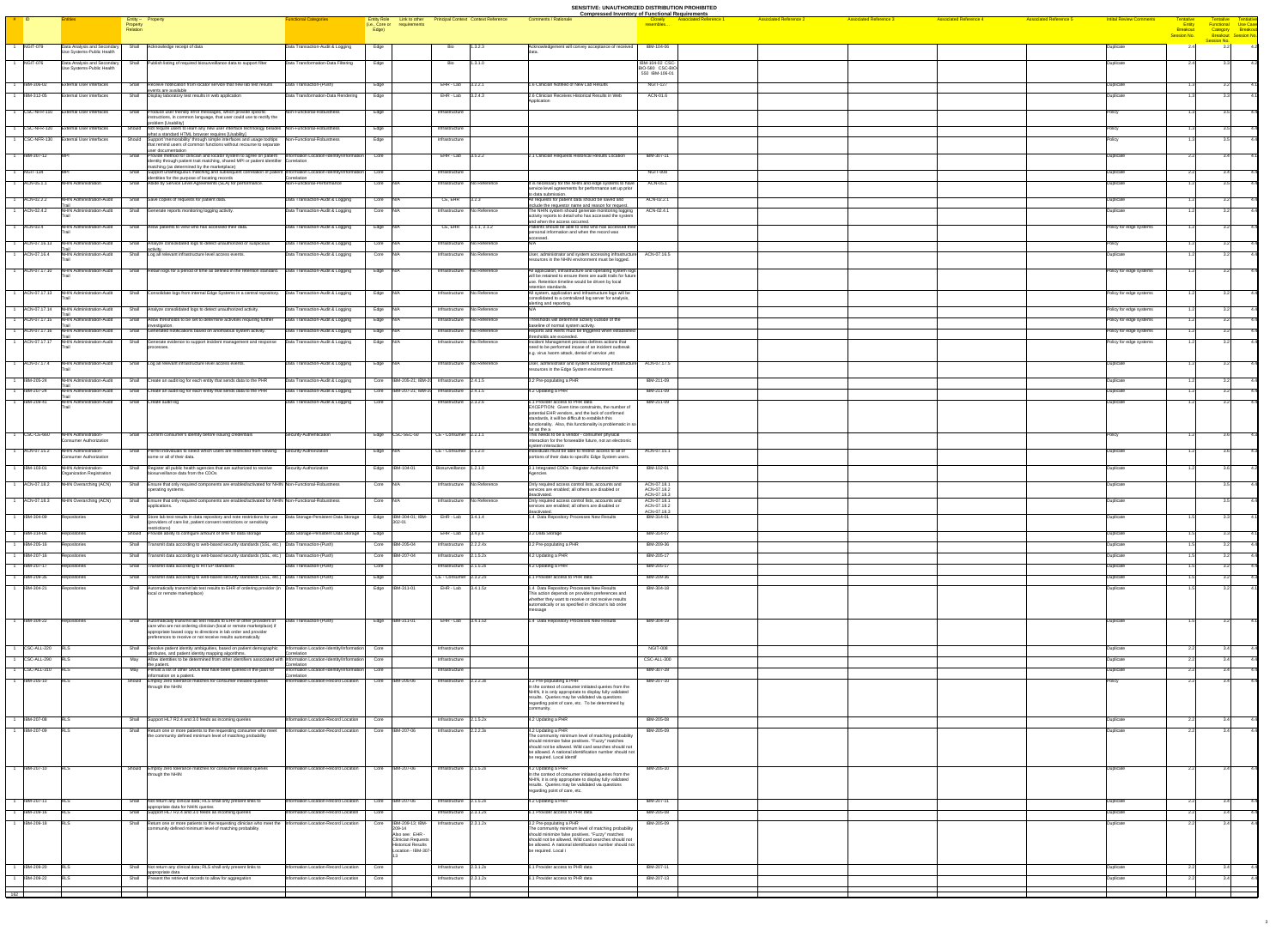SENSITIVE: UNAUTHORIZED DISTRIBUTION PROHIBITED

Compressed Inventory of Functional Requirements

| # | ID | Entities | Entity – Property Relation | Property | Functional Categories | Entity Role (i.e., Core or Edge) | Link to other requirements | Principal Context | Context Reference | Comments / Rationale | Closely resembles... | Associated Reference 1 | Associated Reference 2 | Associated Reference 3 | Associated Reference 4 | Associated Reference 5 | Initial Review Comments | Tentative Entity Breakout Session No. | Tentative Functional Category Breakout Session No. | Tentative Use Case Breakout Session No. |
|---|---|---|---|---|---|---|---|---|---|---|---|---|---|---|---|---|---|---|---|---|
| 1 | NGIT-078 | Data Analysis and Secondary Use Systems-Public Health | Shall | Acknowledge receipt of data | Data Transaction-Audit & Logging | Edge | | Bio | 1.3.2.3 | Acknowledgement will convey acceptance of received data. | IBM-104-06 | | | | | | Duplicate | 2.4 | 3.3 | 4.2 |
| 1 | NGIT-076 | Data Analysis and Secondary Use Systems-Public Health | Shall | Publish listing of required biosurveillance data to support filter | Data Transformation-Data Filtering | Edge | | Bio | 1.3.1.0 | | IBM-104-02 CSC-BIO-580 CSC-BIO-550 IBM-106-01 | | | | | | Duplicate | 2.4 | 3.3 | 4.2 |
| 1 | IBM-209-02 | External User Interfaces | Shall | Receive notification from locator service that new lab test results events are available | Data Transaction-(Push) | Edge | | EHR - Lab | 3.3.2.1 | 2.6 Clinician Notified of New Lab Results | NGIT-037 | | | | | | Duplicate | 1.3 | 3.2 | 4.1 |
| 1 | IBM-212-05 | External User Interfaces | Shall | Display laboratory test results in web application | Data Transformation-Data Rendering | Edge | | EHR - Lab | 3.3.4.3 | 2.8 Clinician Receives Historical Results in Web Application | ACN-01.6 | | | | | | Duplicate | 1.3 | 3.3 | 4.1 |
| 1 | CSC-NFR-110 | External User Interfaces | Shall | Produce user friendly error messages, which provide specific instructions, in common language, that user could use to rectify the problem [Usability] | Non-Functional-Robustness | Edge | | Infrastructure | | | | | | | | | Policy | 1.3 | 3.5 | 4.4 |
| 1 | CSC-NFR-120 | External User Interfaces | Should | Not require users to learn any new user interface technology besides what a standard HTML browser requires [Usability] | Non-Functional-Robustness | Edge | | Infrastructure | | | | | | | | | Policy | 1.3 | 3.5 | 4.4 |
| 1 | CSC-NFR-130 | External User Interfaces | Should | Support 'memorability' through simple interfaces and usage tooltips that remind users of common functions without recourse to separate user documentation | Non-Functional-Robustness | Edge | | Infrastructure | | | | | | | | | Policy | 1.3 | 3.5 | 4.4 |
| 1 | IBM-207-12 | MPI | Shall | Provide method for clinician and locator system to agree on patient identity through patient trait matching, shared MPI or patient identifier matching (as determined by the marketplace) | Information Location-Identity/Information Correlation | Core | | EHR - Lab | 3.3.2.2 | 2.3 Clinician Requests Historical Results Location | IBM-207-11 | | | | | | Duplicate | 2.2 | 3.4 | 4.1 |
| 1 | NGIT-128 | MPI | Shall | Support unambiguous matching and subsequent correlation of patient identifiers for the purpose of locating records | Information Location-Identity/Information Correlation | Core | | Infrastructure | | | NGIT-009 | | | | | | Duplicate | 2.2 | 3.4 | 4.4 |
| 1 | ACN-05.1.1 | NHIN Administration | Shall | Abide by Service Level Agreements (SLA) for performance. | Non-Functional-Performance | Core | N/A | | Infrastructure | No Reference | It is necessary for the NHIN and edge systems to have service level agreements for performance set up prior to data submission. | ACN-05.1 | | | | | | Duplicate | 1.2 | 3.5 | 4.4 |
| 1 | ACN-02.2.2 | NHIN Administration-Audit Trail | Shall | Save copies of requests for patient data. | Data Transaction-Audit & Logging | Core | N/A | CE, EHR | 3.2.3 | All requests for patient data should be saved and include the requestor name and reason for request. | ACN-02.2.1 | | | | | | Duplicate | 1.2 | 3.2 | 4.4 |
| 1 | ACN-02.4.2 | NHIN Administration-Audit Trail | Shall | Generate reports monitoring logging activity. | Data Transaction-Audit & Logging | Core | N/A | | Infrastructure | No Reference | The NHIN system should generate monitoring logging activity reports to detail who has accessed the system and when the access occurred. | ACN-02.4.1 | | | | | | Duplicate | 1.2 | 3.2 | 4.4 |
| 1 | ACN-03.4 | NHIN Administration-Audit Trail | Shall | Allow patients to view who has accessed their data. | Data Transaction-Audit & Logging | Edge | N/A | CE, EHR | 2.1.1, 2.1.2 | Patients should be able to view who has accessed their personal information and when the record was accessed. | | | | | | | Policy for edge systems | 1.2 | 3.2 | 4.4 |
| 1 | ACN-07.16.13 | NHIN Administration-Audit Trail | Shall | Analyze consolidated logs to detect unauthorized or suspicious activity. | Data Transaction-Audit & Logging | Core | N/A | | Infrastructure | No Reference | N/A | | | | | | | Policy | 1.2 | 3.2 | 4.4 |
| 1 | ACN-07.16.4 | NHIN Administration-Audit Trail | Shall | Log all relevant infrastructure level access events. | Data Transaction-Audit & Logging | Core | N/A | | Infrastructure | No Reference | User, administrator and system accessing infrastructure resources in the NHIN environment must be logged. | ACN-07.16.5 | | | | | | Duplicate | 1.2 | 3.2 | 4.4 |
| 1 | ACN-07.17.10 | NHIN Administration-Audit Trail | Shall | Retain logs for a period of time as defined in the retention standards | Data Transaction-Audit & Logging | Edge | N/A | | Infrastructure | No Reference | All application, infrastructure and operating system logs will be retained to ensure there are audit trails for future use. Retention timeline would be driven by local retention standards. | | | | | | | Policy for edge systems | 1.2 | 3.2 | 4.4 |
| 1 | ACN-07.17.13 | NHIN Administration-Audit Trail | Shall | Consolidate logs from Internal Edge Systems in a central repository. | Data Transaction-Audit & Logging | Edge | N/A | | Infrastructure | No Reference | All system, application and infrastructure logs will be consolidated to a centralized log server for analysis, alerting and reporting. | | | | | | | Policy for edge systems | 1.2 | 3.2 | 4.4 |
| 1 | ACN-07.17.14 | NHIN Administration-Audit Trail | Shall | Analyze consolidated logs to detect unauthorized activity. | Data Transaction-Audit & Logging | Edge | N/A | | Infrastructure | No Reference | N/A | | | | | | | Policy for edge systems | 1.2 | 3.2 | 4.4 |
| 1 | ACN-07.17.15 | NHIN Administration-Audit Trail | Shall | Allow thresholds to be set to determine activities requiring further investigation. | Data Transaction-Audit & Logging | Edge | N/A | | Infrastructure | No Reference | Thresholds will determine activity outside of the baseline of normal system activity. | | | | | | | Policy for edge systems | 1.2 | 3.2 | 4.4 |
| 1 | ACN-07.17.16 | NHIN Administration-Audit Trail | Shall | Generate notifications based on anomalous system activity. | Data Transaction-Audit & Logging | Edge | N/A | | Infrastructure | No Reference | Reports and Alerts must be triggered when established thresholds are exceeded. | | | | | | | Policy for edge systems | 1.2 | 3.2 | 4.4 |
| 1 | ACN-07.17.17 | NHIN Administration-Audit Trail | Shall | Generate evidence to support incident management and response processes. | Data Transaction-Audit & Logging | Edge | N/A | | Infrastructure | No Reference | Incident Management process defines actions that need to be performed incase of an incident outbreak e.g. virus /worm attack, denial of service ,etc | | | | | | | Policy for edge systems | 1.2 | 3.2 | 4.4 |
| 1 | ACN-07.17.4 | NHIN Administration-Audit Trail | Shall | Log all relevant infrastructure level access events. | Data Transaction-Audit & Logging | Edge | N/A | | Infrastructure | No Reference | User, administrator and system accessing infrastructure resources in the Edge System environment. | ACN-07.17.5 | | | | | | Duplicate | 1.2 | 3.2 | 4.4 |
| 1 | IBM-205-24 | NHIN Administration-Audit Trail | Shall | Create an audit log for each entity that sends data to the PHR | Data Transaction-Audit & Logging | Core | IBM-205-21; IBM-3 | Infrastructure | 2.4.1.5 | 3.2 Pre-populating a PHR | IBM-211-09 | | | | | | Duplicate | 1.2 | 3.2 | 4.4 |
| 1 | IBM-207-24 | NHIN Administration-Audit Trail | Shall | Create an audit log for each entity that sends data to the PHR | Data Transaction-Audit & Logging | Core | IBM-207-21; IBM-3 | Infrastructure | 2.4.1.5 | 4.2 Updating a PHR | IBM-211-09 | | | | | | Duplicate | 1.2 | 3.2 | 4.4 |
| 1 | IBM-209-41 | NHIN Administration-Audit Trail | Shall | Create audit log | Data Transaction-Audit & Logging | Core | | Infrastructure | 2.3.2.6 | 6.1 Provider access to PHR data EXCEPTION: Given time constraints, the number of potential EHR vendors, and the lack of confirmed standards, it will be difficult to establish this functionality. Also, this functionality is problematic in so far as the a | IBM-211-09 | | | | | | Duplicate | 1.2 | 3.2 | 4.4 |
| 1 | CSC-CE-660 | NHIN Administration-Consumer Authorization | Shall | Confirm consumer's identity before issuing credentials | Security-Authentication | Edge | CSC-SEC-50 | CE - Consumer | 2.3.1.1 | This needs to be a vendor - consumer physical interaction for the forseeable future, not an electronic system interaction | | | | | | | Policy | 1.2 | 3.6 | 4.3 |
| 1 | ACN-07.15.2 | NHIN Administration-Consumer Authorization | Shall | Permit individuals to select which users are restricted from viewing some or all of their data. | Security-Authorization | Edge | N/A | CE - Consumer | 2.1.2.0 | Individuals must be able to restrict access to all or portions of their data to specific Edge System users. | ACN-07.15.1 | | | | | | Duplicate | 1.2 | 3.6 | 4.3 |
| 1 | IBM-103-01 | NHIN Administration-Organization Registration | Shall | Register all public health agencies that are authorized to receive biosurveillance data from the CDOs | Security-Authorization | Edge | IBM-104-01 | Biosurveillance | 1.2.1.0 | 1.1 Integrated CDOs - Register Authorized PH Agencies | IBM-102-01 | | | | | | Duplicate | 1.2 | 3.6 | 4.2 |
| 1 | ACN-07.18.2 | NHIN Overarching (ACN) | Shall | Ensure that only required components are enabled/activated for NHIN operating systems. | Non-Functional-Robustness | Core | N/A | | Infrastructure | No Reference | Only required access control lists, accounts and services are enabled; all others are disabled or deactivated. | ACN-07.18.1 ACN-07.18.2 ACN-07.18.3 | | | | | | Duplicate | | 3.5 | 4.4 |
| 1 | ACN-07.18.3 | NHIN Overarching (ACN) | Shall | Ensure that only required components are enabled/activated for NHIN applications. | Non-Functional-Robustness | Core | N/A | | Infrastructure | No Reference | Only required access control lists, accounts and services are enabled; all others are disabled or deactivated. | ACN-07.18.1 ACN-07.18.2 ACN-07.18.3 | | | | | | Duplicate | | 3.5 | 4.4 |
| 1 | IBM-204-09 | Repositories | Shall | Store lab test results in data repository and note restrictions for use (providers of care list, patient consent restrictions or sensitivity restrictions) | Data Storage-Persistent Data Storage | Edge | IBM-204-01; IBM-202-01 | EHR - Lab | 3.4.1.4 | 3.4 Data Repository Processes New Results | IBM-314-01 | | | | | | Duplicate | 1.5 | 3.3 | 4.1 |
| 1 | IBM-314-06 | Repositories | Should | Provide ability to configure amount of time for data storage | Data Storage-Persistent Data Storage | Edge | | EHR - Lab | 3.4.2.6 | 3.2 Data Storage | IBM-314-07 | | | | | | Duplicate | 1.5 | 3.3 | 4.1 |
| 1 | IBM-205-16 | Repositories | Shall | Transmit data according to web-based security standards (SSL, etc.) | Data Transaction-(Push) | Core | IBM-209-04 | Infrastructure | 2.2.2.4x | 3.2 Pre-populating a PHR | IBM-209-36 | | | | | | Duplicate | 1.5 | 3.2 | 4.4 |
| 1 | IBM-207-16 | Repositories | Shall | Transmit data according to web-based security standards (SSL, etc.) | Data Transaction-(Push) | Core | IBM-207-04 | Infrastructure | 2.1.5.2x | 4.2 Updating a PHR | IBM-205-17 | | | | | | Duplicate | 1.5 | 3.2 | 4.4 |
| 1 | IBM-207-17 | Repositories | Shall | Transmit data according to HTTSP standards | Data Transaction-(Push) | Core | | Infrastructure | 2.1.5.2x | 4.2 Updating a PHR | IBM-205-17 | | | | | | Duplicate | 1.5 | 3.2 | 4.4 |
| 1 | IBM-209-35 | Repositories | Shall | Transmit data according to web-based security standards (SSL, etc.) | Data Transaction-(Push) | Edge | | CE - Consumer | 2.3.2.2x | 6.1 Provider access to PHR data | IBM-209-36 | | | | | | Duplicate | 1.5 | 3.2 | 4.4 |
| 1 | IBM-304-21 | Repositories | Shall | Automatically transmit lab test results to EHR of ordering provider (in local or remote marketplace) | Data Transaction-(Push) | Edge | IBM-211-01 | EHR - Lab | 3.4.1.5z | 3.4 Data Repository Processes New Results This action depends on providers preferences and whether they want to receive or not receive results automatically or as specified in clinician's lab order message | IBM-304-18 | | | | | | Duplicate | 1.5 | 3.2 | 4.1 |
| 1 | IBM-304-22 | Repositories | Shall | Automatically transmit lab test results to EHR of other providers of care who are not ordering clinician (local or remote marketplace) if appropriate based copy to directions in lab order and provider preferences to receive or not receive results automatically | Data Transaction-(Push) | Edge | IBM-211-01 | EHR - Lab | 3.4.1.5z | 3.4 Data Repository Processes New Results | IBM-304-19 | | | | | | Duplicate | 1.5 | 3.2 | 4.1 |
| 1 | CSC-ALL-220 | RLS | Shall | Resolve patient identity ambiguities, based on patient demographic attributes, and patient identity mapping algorithms. | Information Location-Identity/Information Correlation | Core | | Infrastructure | | | NGIT-006 | | | | | | Duplicate | 2.2 | 3.4 | 4.4 |
| 1 | CSC-ALL-290 | RLS | May | Allow identities to be determined from other identifiers associated with the patient. | Information Location-Identity/Information Correlation | Core | | Infrastructure | | | CSC-ALL-300 | | | | | | Duplicate | 2.2 | 3.4 | 4.4 |
| 1 | CSC-ALL-310 | RLS | May | Present a list of other SNOs that have been queried in the past for information on a patient. | Information Location-Identity/Information Correlation | Core | | Infrastructure | | | IBM-307-39 | | | | | | Duplicate | 2.2 | 3.4 | 4.4 |
| 1 | IBM-205-10 | RLS | Should | Employ zero tolerance matches for consumer initiated queries through the NHIN | Information Location-Record Location | Core | IBM-205-06 | Infrastructure | 2.2.2.3t | 3.2 Pre-populating a PHR In the context of consumer initiated queries from the NHIN, it is only appropriate to display fully validated results. Queries may be validated via questions regarding point of care, etc. To be determined by community. | IBM-207-10 | | | | | | Policy | 2.2 | 3.4 | 4.4 |
| 1 | IBM-207-08 | RLS | Shall | Support HL7 R2.4 and 3.0 feeds as incoming queries | Information Location-Record Location | Core | | Infrastructure | 2.1.5.2x | 4.2 Updating a PHR | IBM-205-08 | | | | | | Duplicate | 2.2 | 3.4 | 4.4 |
| 1 | IBM-207-09 | RLS | Shall | Return one or more patients to the requesting consumer who meet the community defined minimum level of matching probability | Information Location-Record Location | Core | IBM-207-06 | Infrastructure | 2.2.2.3x | 4.2 Updating a PHR The community minimum level of matching probability should minimize false positives. "Fuzzy" matches should not be allowed. Wild card searches should not be allowed. A national identification number should not be required. Local identif | IBM-205-09 | | | | | | Duplicate | 2.2 | 3.4 | 4.4 |
| 1 | IBM-207-10 | RLS | Should | Employ zero tolerance matches for consumer initiated queries through the NHIN | Information Location-Record Location | Core | IBM-207-06 | Infrastructure | 2.1.5.2x | 4.2 Updating a PHR In the context of consumer initiated queries from the NHIN, it is only appropriate to display fully validated results. Queries may be validated via questions regarding point of care, etc. | IBM-205-10 | | | | | | Duplicate | 2.2 | 3.4 | 4.4 |
| 1 | IBM-207-11 | RLS | Shall | Not return any clinical data; RLS shall only present links to appropriate data for NHIN queries | Information Location-Record Location | Core | IBM-207-06 | Infrastructure | 2.1.5.2x | 4.2 Updating a PHR | IBM-207-11 | | | | | | Duplicate | 2.2 | 3.4 | 4.4 |
| 1 | IBM-209-16 | RLS | Shall | Support HL7 R2.4 and 3.0 feeds as incoming queries | Information Location-Record Location | Core | | Infrastructure | 2.3.1.2x | 6.1 Provider access to PHR data | IBM-205-08 | | | | | | Duplicate | 2.2 | 3.4 | 4.4 |
| 1 | IBM-209-18 | RLS | Shall | Return one or more patients to the requesting clinician who meet the community defined minimum level of matching probability | Information Location-Record Location | Core | IBM-209-13; IBM-209-14 Also see: EHR - Clinician Requests Historical Results Location - IBM-207-13 | Infrastructure | 2.3.1.2x | 3.2 Pre-populating a PHR The community minimum level of matching probability should minimize false positives. "Fuzzy" matches should not be allowed. Wild card searches should not be allowed. A national identification number should not be required. Local i | IBM-205-09 | | | | | | Duplicate | 2.2 | 3.4 | 4.4 |
| 1 | IBM-209-20 | RLS | Shall | Not return any clinical data; RLS shall only present links to appropriate data | Information Location-Record Location | Core | | Infrastructure | 2.3.1.2x | 6.1 Provider access to PHR data | IBM-207-11 | | | | | | Duplicate | 2.2 | 3.4 | 4.4 |
| 1 | IBM-209-22 | RLS | Shall | Present the retrieved records to allow for aggregation | Information Location-Record Location | Core | | Infrastructure | 2.3.1.2x | 6.1 Provider access to PHR data | IBM-207-13 | | | | | | Duplicate | 2.2 | 3.4 | 4.4 |
| 162 | | | | | | | | | | | | | | | | | | | | |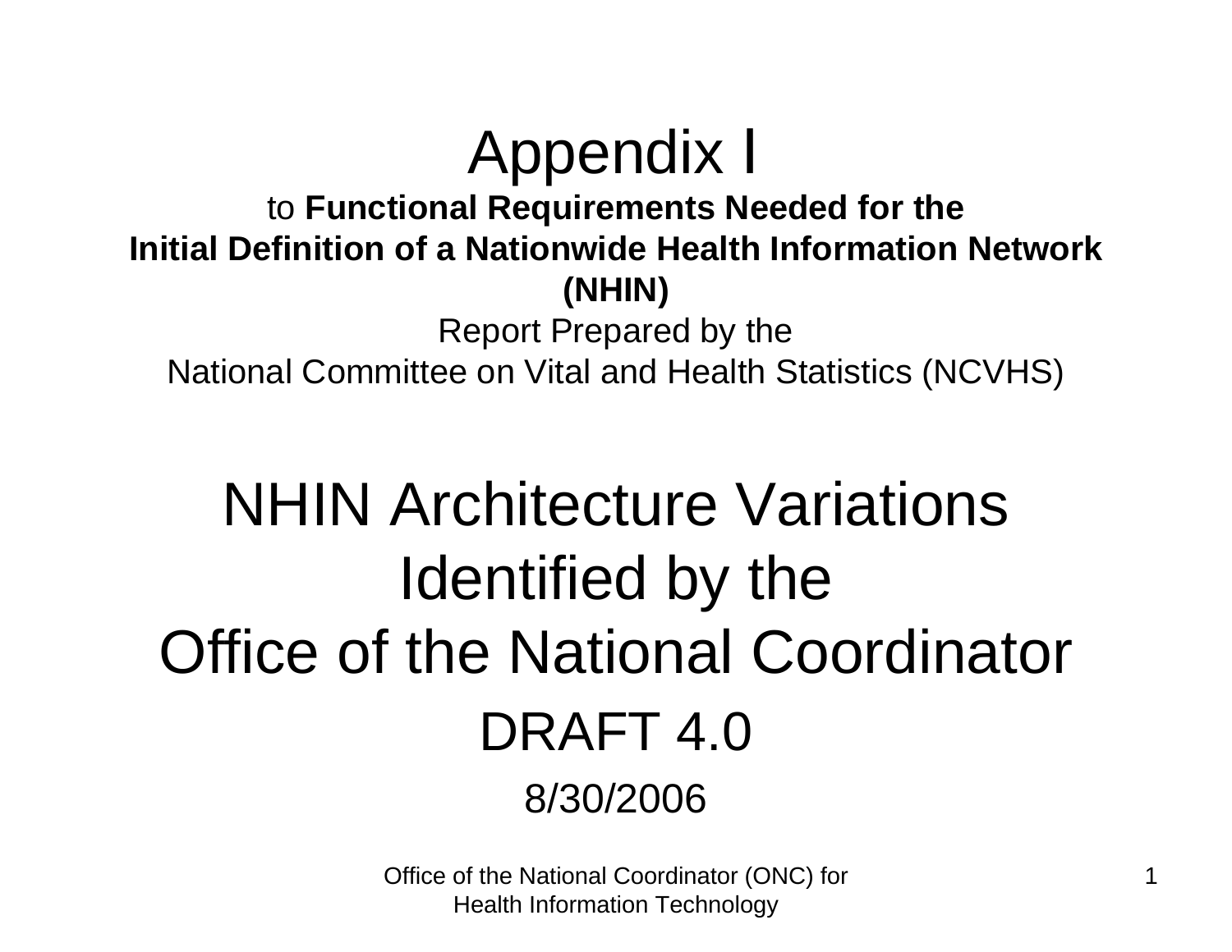# Appendix I

to **Functional Requirements Needed for the Initial Definition of a Nationwide Health Information Network (NHIN)**

Report Prepared by the National Committee on Vital and Health Statistics (NCVHS)

# NHIN Architecture Variations Identified by the Office of the National Coordinator

## DRAFT 4.0

8/30/2006

Office of the National Coordinator (ONC) for Health Information Technology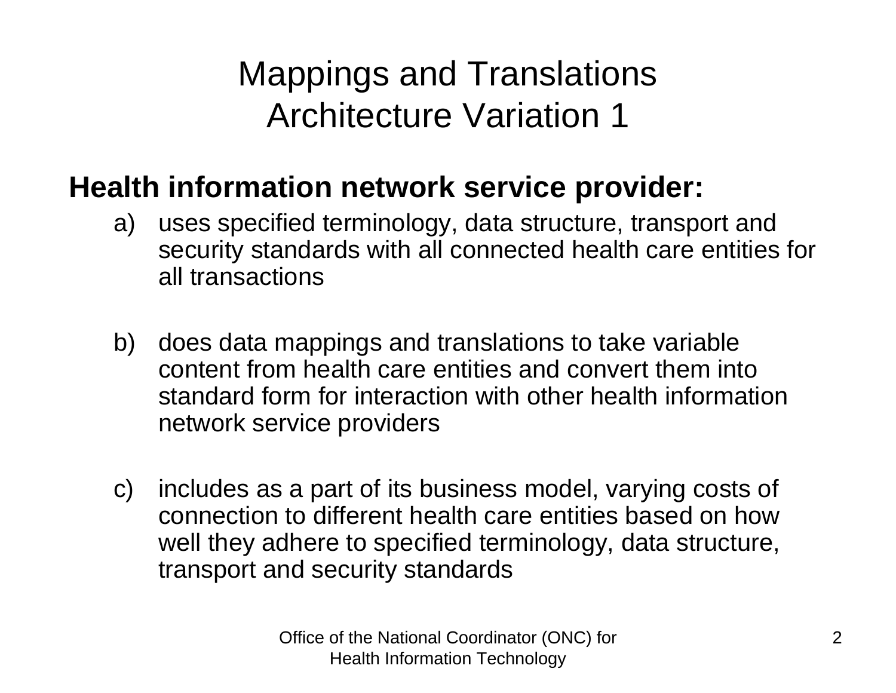# Mappings and Translations Architecture Variation 1

**Health information network service provider:**

a) uses specified terminology, data structure, transport and security standards with all connected health care entities for all transactions

b) does data mappings and translations to take variable content from health care entities and convert them into standard form for interaction with other health information network service providers

c) includes as a part of its business model, varying costs of connection to different health care entities based on how well they adhere to specified terminology, data structure, transport and security standards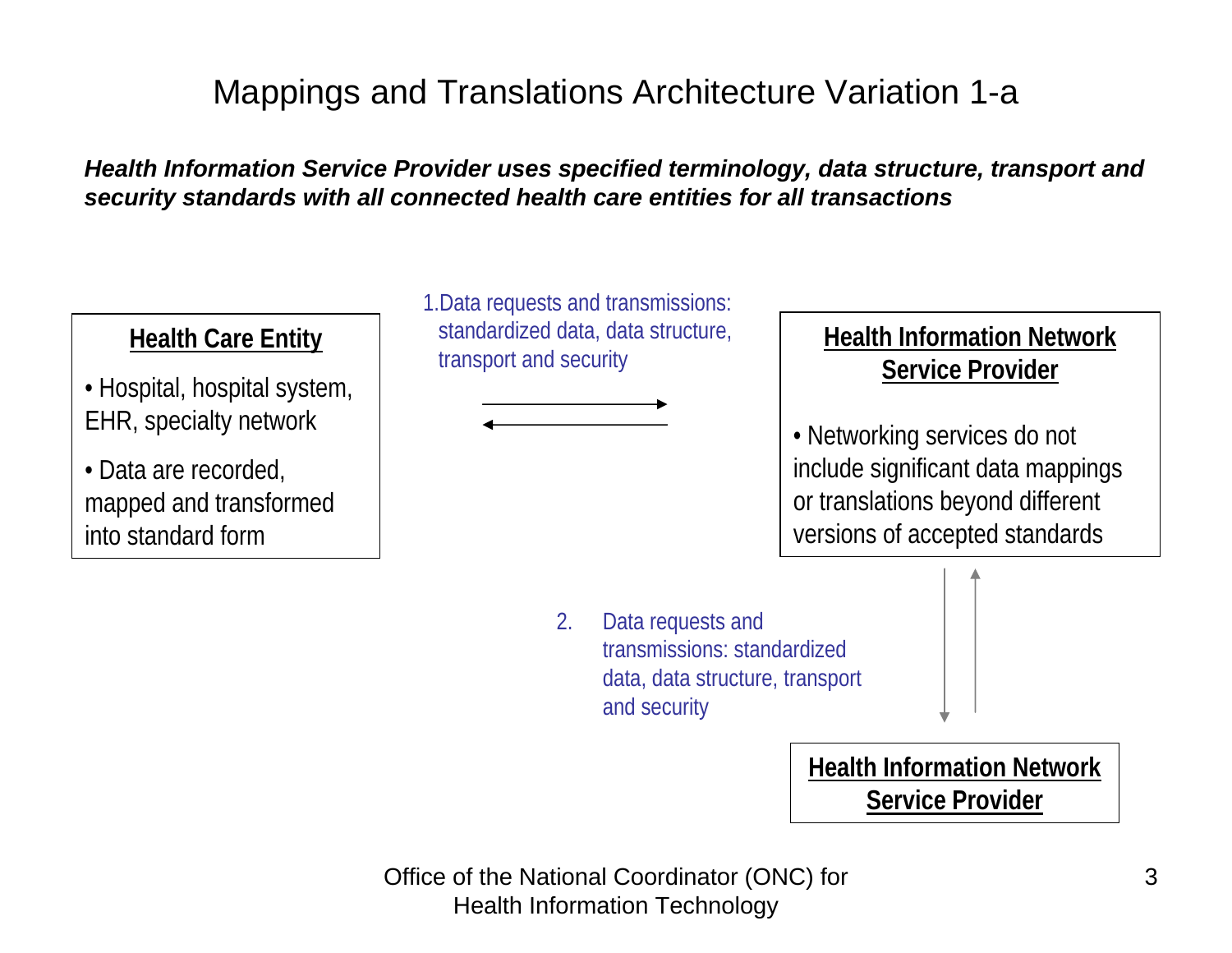# Mappings and Translations Architecture Variation 1-a

***Health Information Service Provider uses specified terminology, data structure, transport and security standards with all connected health care entities for all transactions***

**Health Care Entity**

- Hospital, hospital system, EHR, specialty network
- Data are recorded, mapped and transformed into standard form

1. Data requests and transmissions: standardized data, data structure, transport and security

**Health Information Network Service Provider**

- Networking services do not include significant data mappings or translations beyond different versions of accepted standards

2. Data requests and transmissions: standardized data, data structure, transport and security

**Health Information Network Service Provider**

Office of the National Coordinator (ONC) for Health Information Technology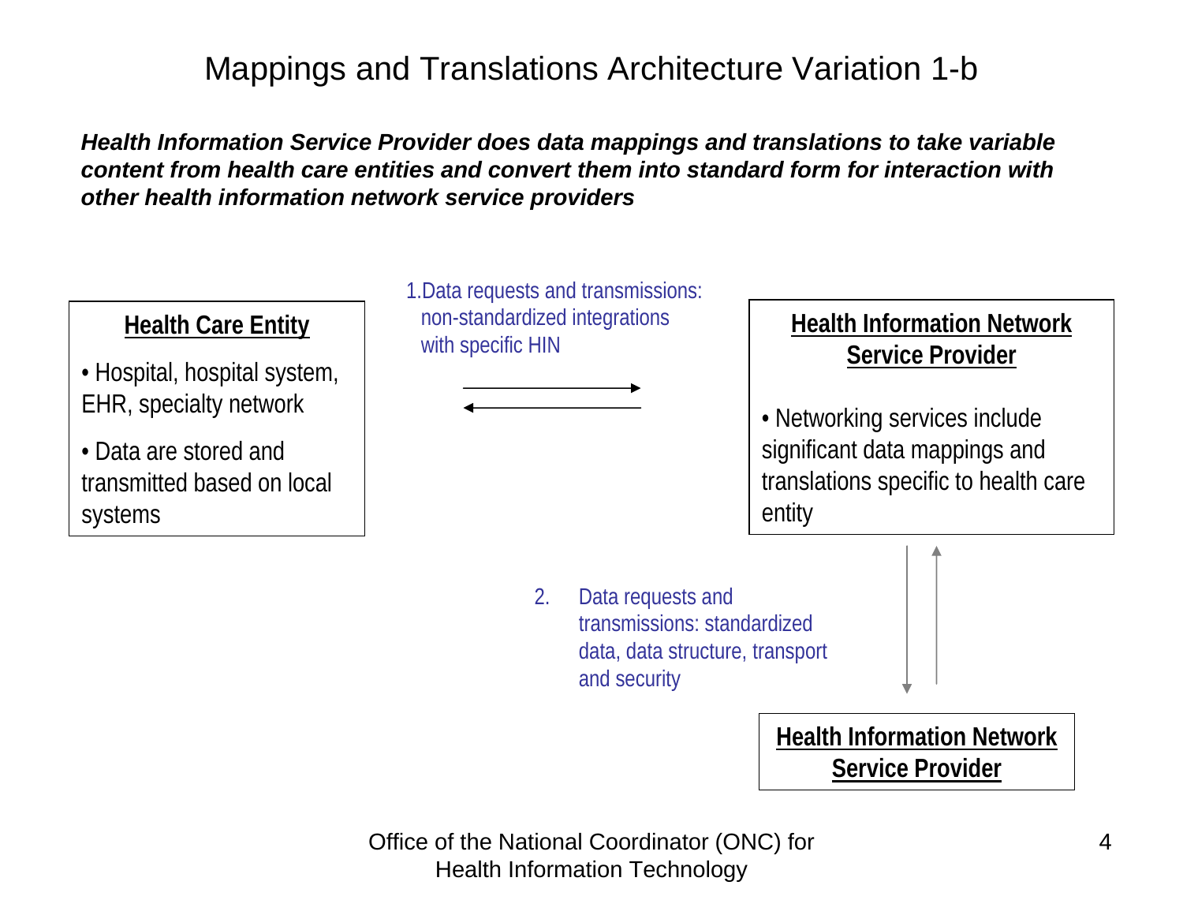# Mappings and Translations Architecture Variation 1-b

***Health Information Service Provider does data mappings and translations to take variable content from health care entities and convert them into standard form for interaction with other health information network service providers***

**Health Care Entity**

- Hospital, hospital system, EHR, specialty network
- Data are stored and transmitted based on local systems

1. Data requests and transmissions: non-standardized integrations with specific HIN

**Health Information Network Service Provider**

- Networking services include significant data mappings and translations specific to health care entity

2. Data requests and transmissions: standardized data, data structure, transport and security

**Health Information Network Service Provider**

Office of the National Coordinator (ONC) for Health Information Technology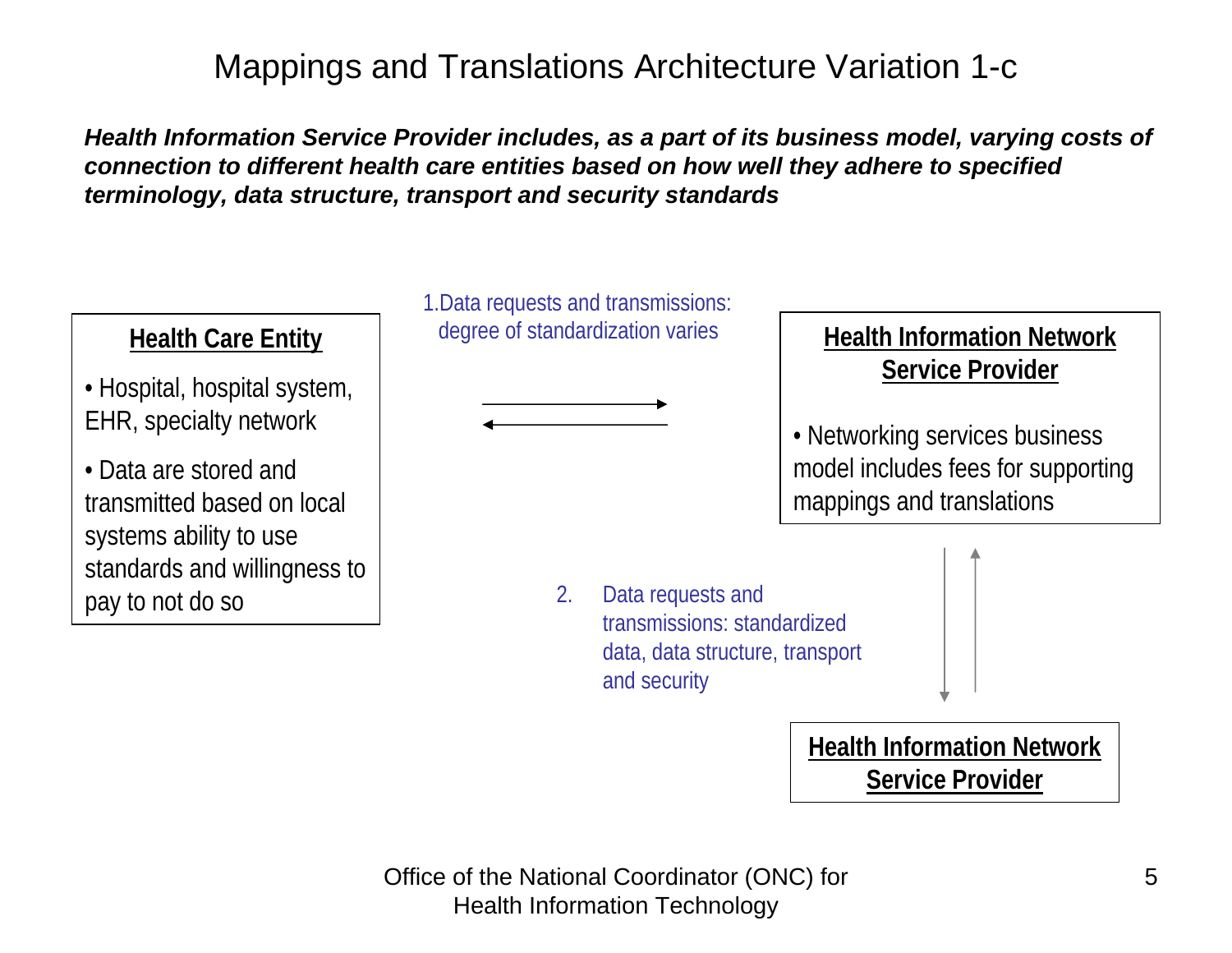# Mappings and Translations Architecture Variation 1-c

***Health Information Service Provider includes, as a part of its business model, varying costs of connection to different health care entities based on how well they adhere to specified terminology, data structure, transport and security standards***

**Health Care Entity**

- Hospital, hospital system, EHR, specialty network
- Data are stored and transmitted based on local systems ability to use standards and willingness to pay to not do so

1. Data requests and transmissions: degree of standardization varies

**Health Information Network Service Provider**

- Networking services business model includes fees for supporting mappings and translations

2. Data requests and transmissions: standardized data, data structure, transport and security

**Health Information Network Service Provider**

Office of the National Coordinator (ONC) for Health Information Technology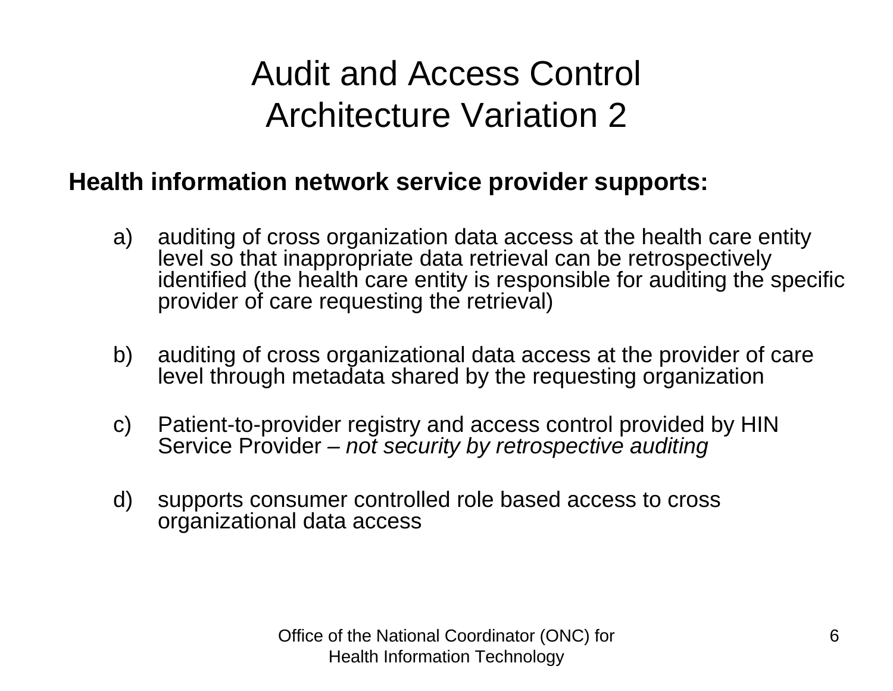# Audit and Access Control Architecture Variation 2

**Health information network service provider supports:**

a) auditing of cross organization data access at the health care entity level so that inappropriate data retrieval can be retrospectively identified (the health care entity is responsible for auditing the specific provider of care requesting the retrieval)

b) auditing of cross organizational data access at the provider of care level through metadata shared by the requesting organization

c) Patient-to-provider registry and access control provided by HIN Service Provider – *not security by retrospective auditing*

d) supports consumer controlled role based access to cross organizational data access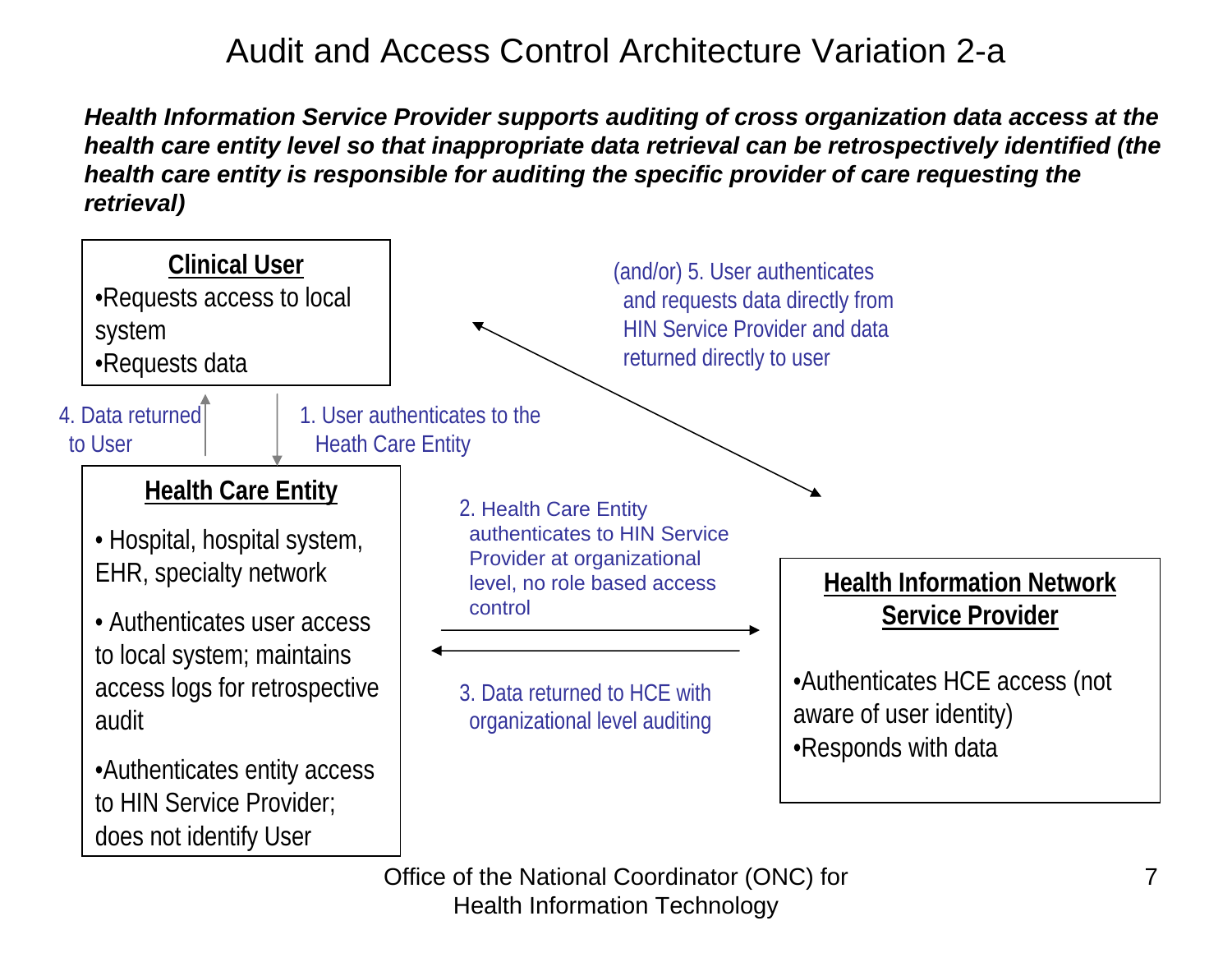# Audit and Access Control Architecture Variation 2-a

***Health Information Service Provider supports auditing of cross organization data access at the health care entity level so that inappropriate data retrieval can be retrospectively identified (the health care entity is responsible for auditing the specific provider of care requesting the retrieval)***

**Clinical User**
- Requests access to local system
- Requests data

4. Data returned to User

1. User authenticates to the Heath Care Entity

(and/or) 5. User authenticates and requests data directly from HIN Service Provider and data returned directly to user

**Health Care Entity**
- Hospital, hospital system, EHR, specialty network
- Authenticates user access to local system; maintains access logs for retrospective audit
- Authenticates entity access to HIN Service Provider; does not identify User

2. Health Care Entity authenticates to HIN Service Provider at organizational level, no role based access control

3. Data returned to HCE with organizational level auditing

**Health Information Network Service Provider**
- Authenticates HCE access (not aware of user identity)
- Responds with data

Office of the National Coordinator (ONC) for Health Information Technology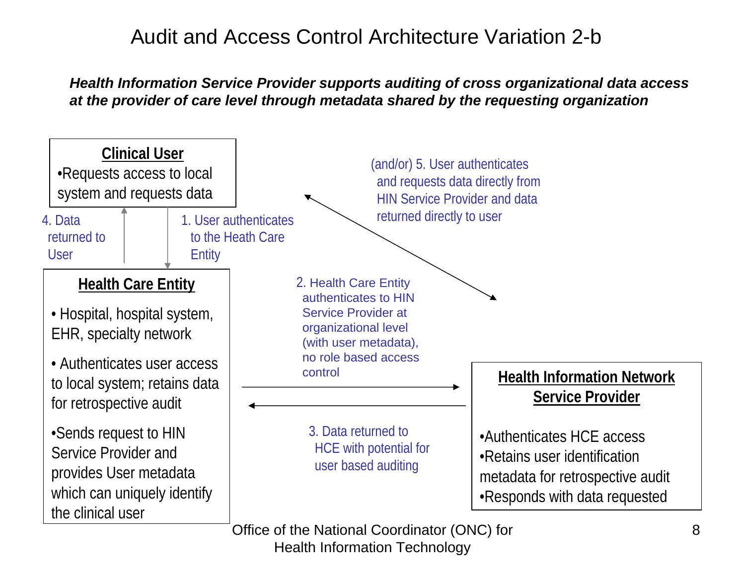# Audit and Access Control Architecture Variation 2-b

***Health Information Service Provider supports auditing of cross organizational data access at the provider of care level through metadata shared by the requesting organization***

**Clinical User**

- Requests access to local system and requests data

1. User authenticates to the Heath Care Entity

**Health Care Entity**

- Hospital, hospital system, EHR, specialty network
- Authenticates user access to local system; retains data for retrospective audit
- Sends request to HIN Service Provider and provides User metadata which can uniquely identify the clinical user

2. Health Care Entity authenticates to HIN Service Provider at organizational level (with user metadata), no role based access control

**Health Information Network Service Provider**

- Authenticates HCE access
- Retains user identification metadata for retrospective audit
- Responds with data requested

3. Data returned to HCE with potential for user based auditing

4. Data returned to User

(and/or) 5. User authenticates and requests data directly from HIN Service Provider and data returned directly to user

Office of the National Coordinator (ONC) for Health Information Technology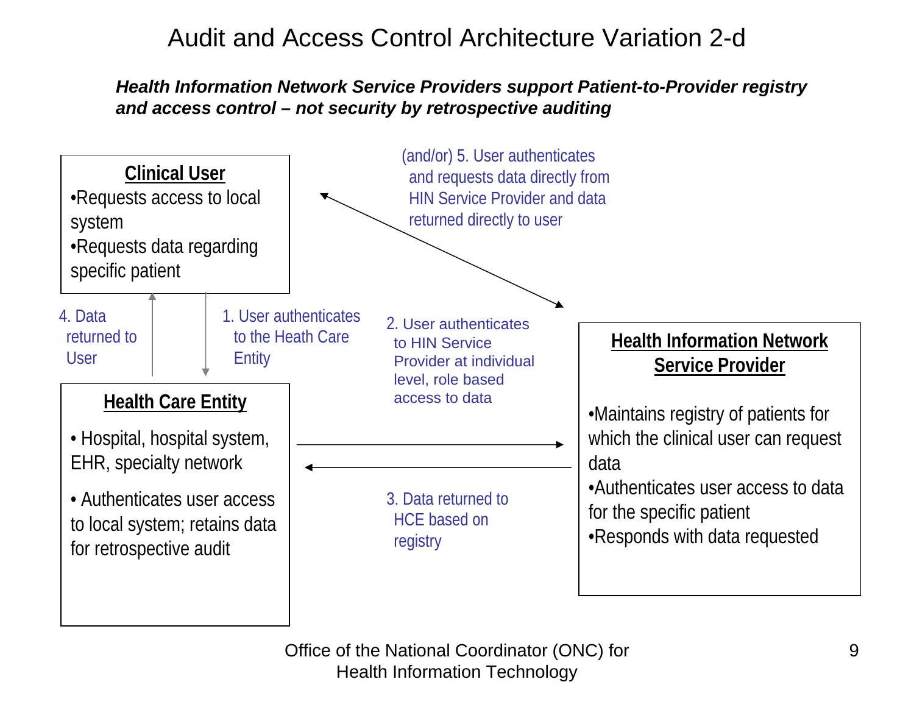# Audit and Access Control Architecture Variation 2-d

***Health Information Network Service Providers support Patient-to-Provider registry and access control – not security by retrospective auditing***

**Clinical User**

- Requests access to local system
- Requests data regarding specific patient

(and/or) 5. User authenticates and requests data directly from HIN Service Provider and data returned directly to user

4. Data returned to User

1. User authenticates to the Heath Care Entity

2. User authenticates to HIN Service Provider at individual level, role based access to data

**Health Care Entity**

- Hospital, hospital system, EHR, specialty network
- Authenticates user access to local system; retains data for retrospective audit

3. Data returned to HCE based on registry

**Health Information Network Service Provider**

- Maintains registry of patients for which the clinical user can request data
- Authenticates user access to data for the specific patient
- Responds with data requested

Office of the National Coordinator (ONC) for Health Information Technology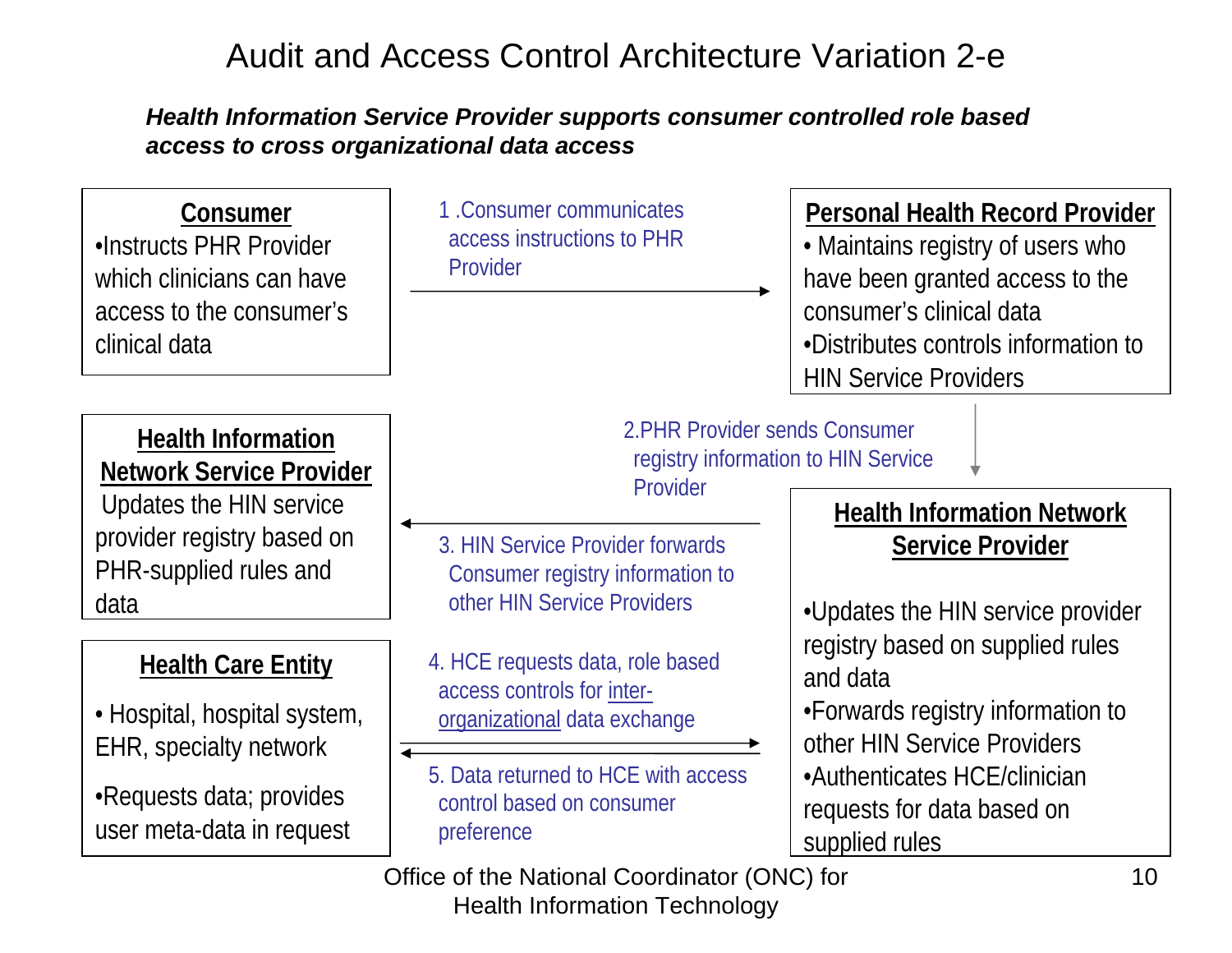# Audit and Access Control Architecture Variation 2-e

***Health Information Service Provider supports consumer controlled role based access to cross organizational data access***

**Consumer**

- Instructs PHR Provider which clinicians can have access to the consumer's clinical data

1 .Consumer communicates access instructions to PHR Provider

**Personal Health Record Provider**

- Maintains registry of users who have been granted access to the consumer's clinical data
- Distributes controls information to HIN Service Providers

2.PHR Provider sends Consumer registry information to HIN Service Provider

**Health Information Network Service Provider**

- Updates the HIN service provider registry based on supplied rules and data
- Forwards registry information to other HIN Service Providers
- Authenticates HCE/clinician requests for data based on supplied rules

3. HIN Service Provider forwards Consumer registry information to other HIN Service Providers

**Health Information Network Service Provider**

Updates the HIN service provider registry based on PHR-supplied rules and data

4. HCE requests data, role based access controls for inter-organizational data exchange

5. Data returned to HCE with access control based on consumer preference

**Health Care Entity**

- Hospital, hospital system, EHR, specialty network
- Requests data; provides user meta-data in request

Office of the National Coordinator (ONC) for Health Information Technology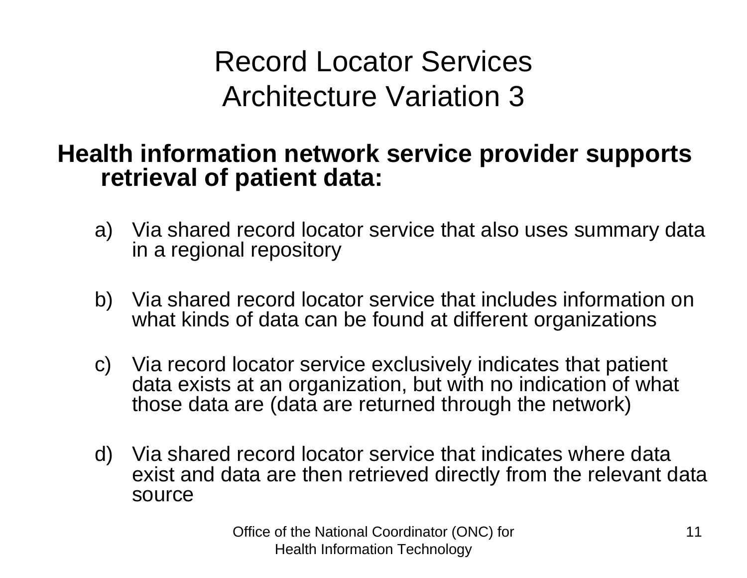# Record Locator Services
# Architecture Variation 3

**Health information network service provider supports retrieval of patient data:**

a) Via shared record locator service that also uses summary data in a regional repository

b) Via shared record locator service that includes information on what kinds of data can be found at different organizations

c) Via record locator service exclusively indicates that patient data exists at an organization, but with no indication of what those data are (data are returned through the network)

d) Via shared record locator service that indicates where data exist and data are then retrieved directly from the relevant data source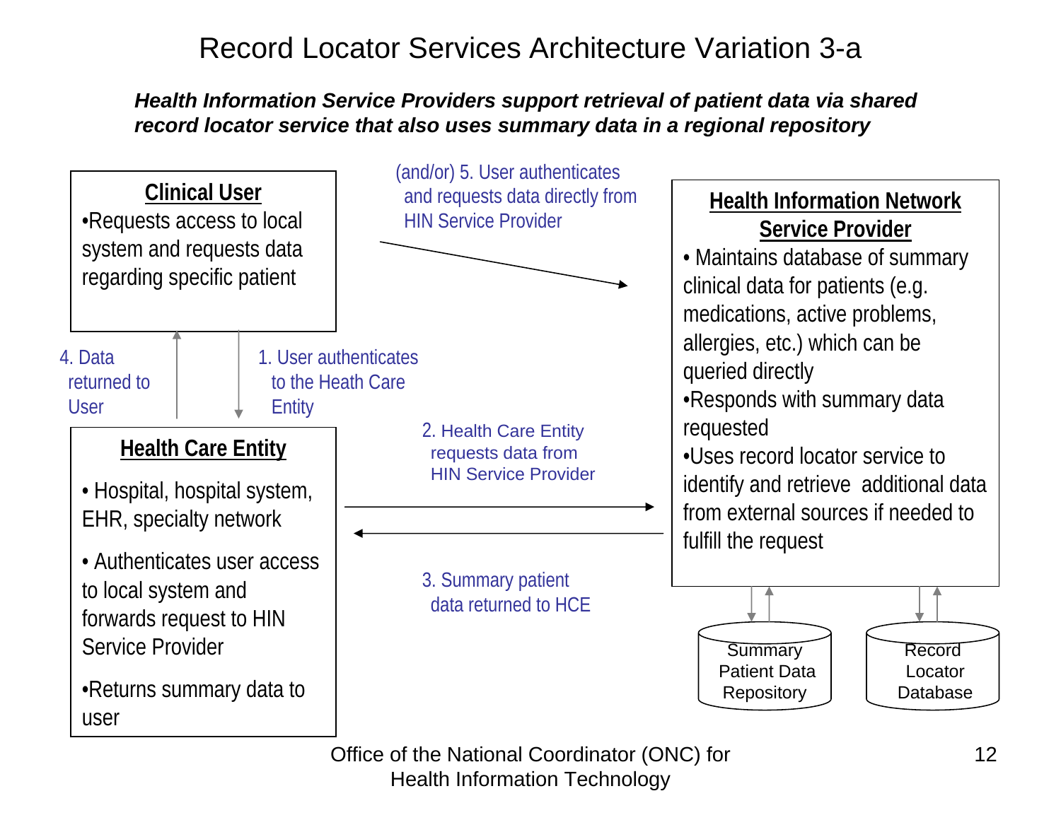# Record Locator Services Architecture Variation 3-a

***Health Information Service Providers support retrieval of patient data via shared record locator service that also uses summary data in a regional repository***

**Clinical User**

- Requests access to local system and requests data regarding specific patient

(and/or) 5. User authenticates and requests data directly from HIN Service Provider

4. Data returned to User

1. User authenticates to the Heath Care Entity

**Health Care Entity**

- Hospital, hospital system, EHR, specialty network
- Authenticates user access to local system and forwards request to HIN Service Provider
- Returns summary data to user

2. Health Care Entity requests data from HIN Service Provider

3. Summary patient data returned to HCE

**Health Information Network Service Provider**

- Maintains database of summary clinical data for patients (e.g. medications, active problems, allergies, etc.) which can be queried directly
- Responds with summary data requested
- Uses record locator service to identify and retrieve additional data from external sources if needed to fulfill the request

Summary Patient Data Repository

Record Locator Database

Office of the National Coordinator (ONC) for Health Information Technology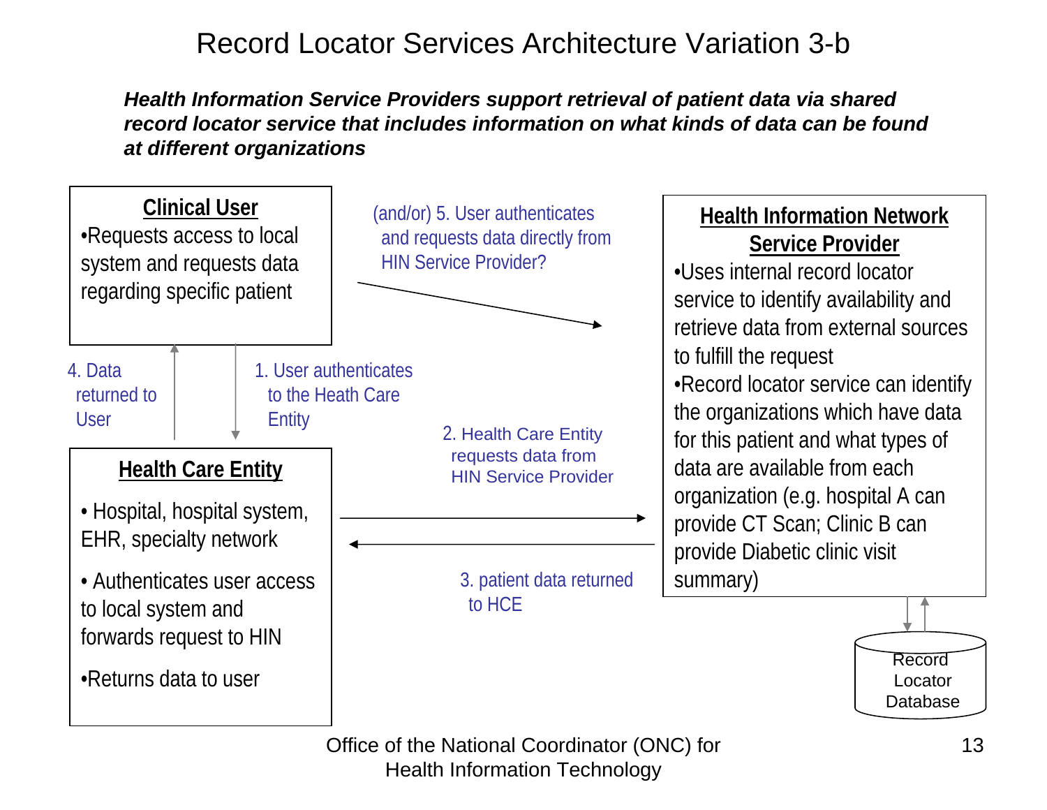# Record Locator Services Architecture Variation 3-b

***Health Information Service Providers support retrieval of patient data via shared record locator service that includes information on what kinds of data can be found at different organizations***

**Clinical User**

- Requests access to local system and requests data regarding specific patient

(and/or) 5. User authenticates and requests data directly from HIN Service Provider?

**Health Information Network Service Provider**

- Uses internal record locator service to identify availability and retrieve data from external sources to fulfill the request
- Record locator service can identify the organizations which have data for this patient and what types of data are available from each organization (e.g. hospital A can provide CT Scan; Clinic B can provide Diabetic clinic visit summary)

4. Data returned to User

1. User authenticates to the Heath Care Entity

2. Health Care Entity requests data from HIN Service Provider

3. patient data returned to HCE

**Health Care Entity**

- Hospital, hospital system, EHR, specialty network
- Authenticates user access to local system and forwards request to HIN
- Returns data to user

Record Locator Database

Office of the National Coordinator (ONC) for Health Information Technology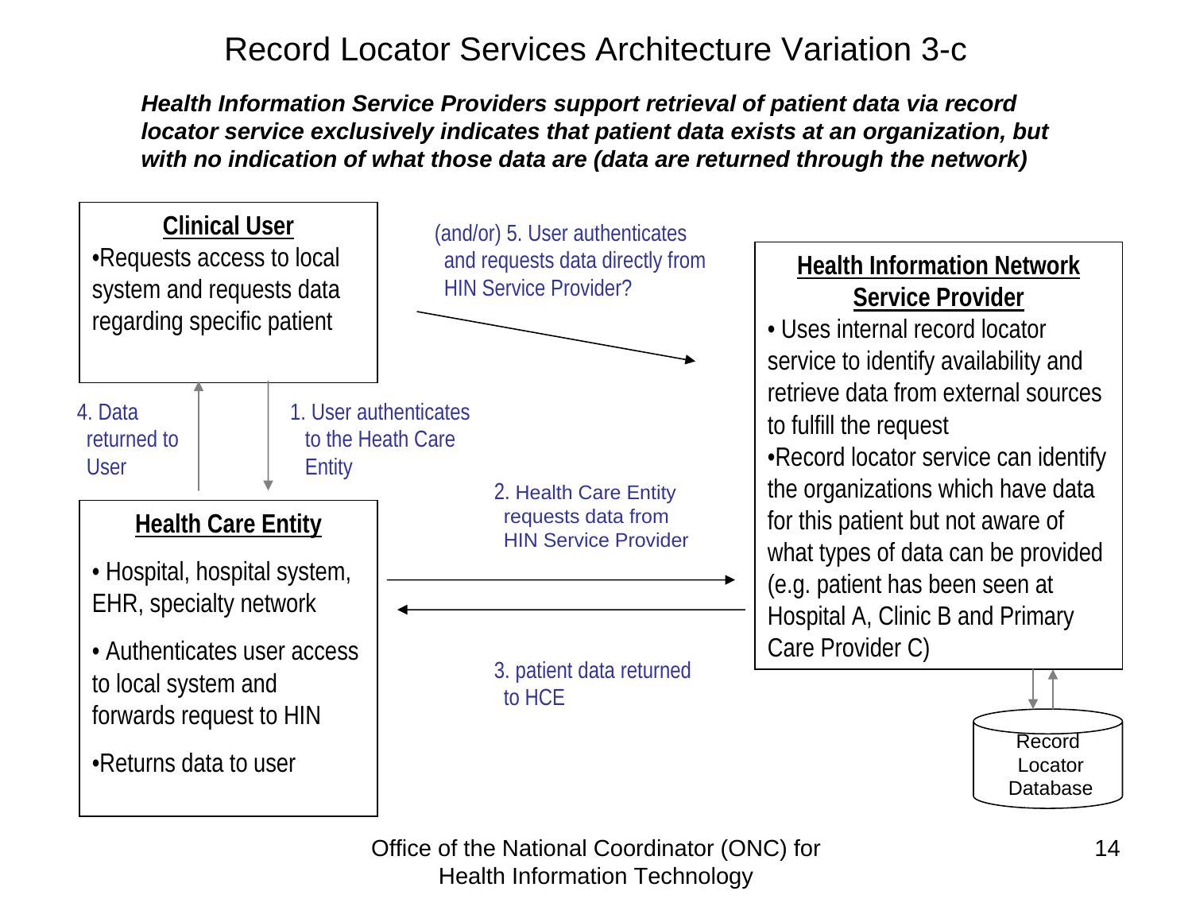# Record Locator Services Architecture Variation 3-c

***Health Information Service Providers support retrieval of patient data via record locator service exclusively indicates that patient data exists at an organization, but with no indication of what those data are (data are returned through the network)***

**Clinical User**

- Requests access to local system and requests data regarding specific patient

**Health Care Entity**

- Hospital, hospital system, EHR, specialty network
- Authenticates user access to local system and forwards request to HIN
- Returns data to user

**Health Information Network Service Provider**

- Uses internal record locator service to identify availability and retrieve data from external sources to fulfill the request
- Record locator service can identify the organizations which have data for this patient but not aware of what types of data can be provided (e.g. patient has been seen at Hospital A, Clinic B and Primary Care Provider C)

Record Locator Database

1. User authenticates to the Heath Care Entity
2. Health Care Entity requests data from HIN Service Provider
3. patient data returned to HCE
4. Data returned to User

(and/or) 5. User authenticates and requests data directly from HIN Service Provider?

Office of the National Coordinator (ONC) for Health Information Technology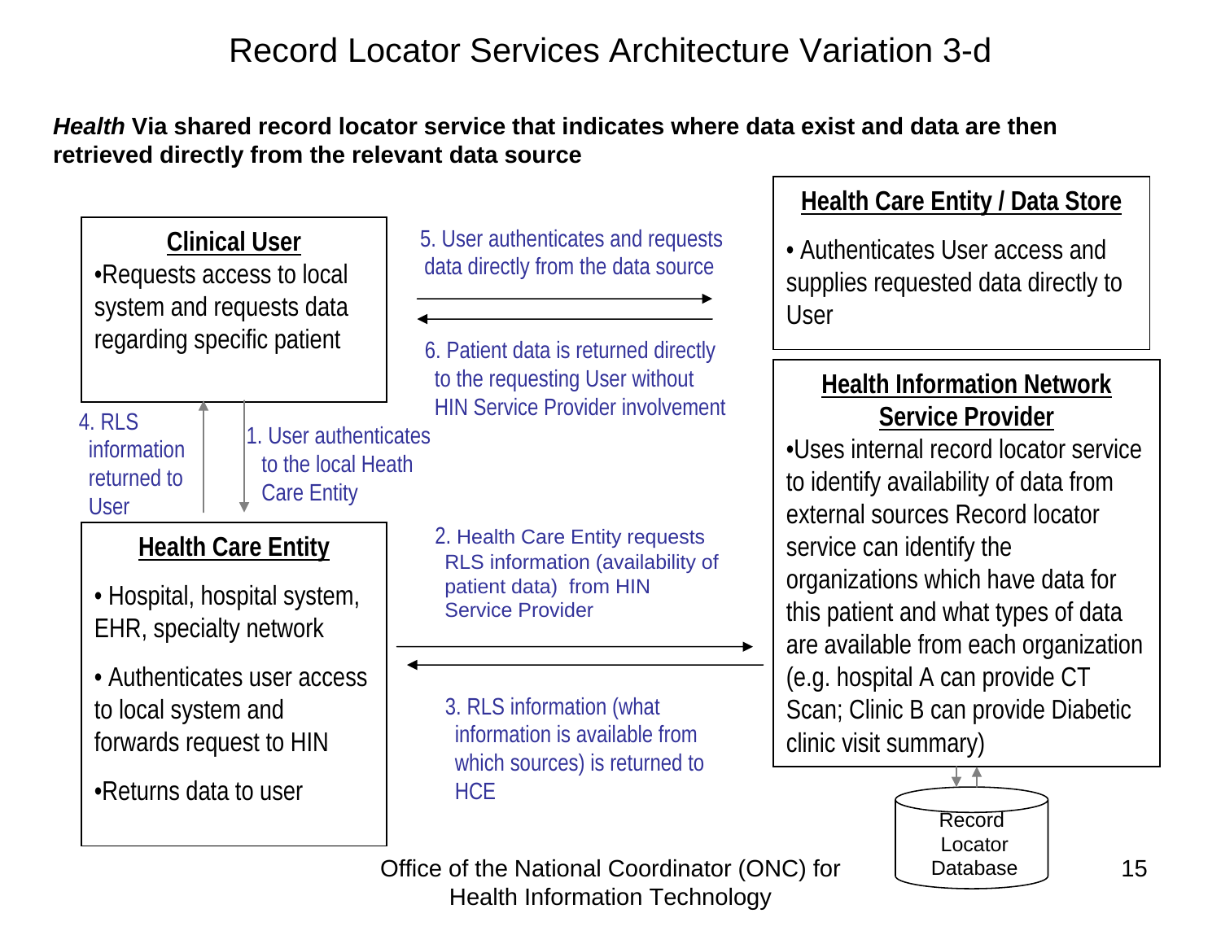# Record Locator Services Architecture Variation 3-d

***Health* Via shared record locator service that indicates where data exist and data are then retrieved directly from the relevant data source**

**Clinical User**

- Requests access to local system and requests data regarding specific patient

**Health Care Entity**

- Hospital, hospital system, EHR, specialty network
- Authenticates user access to local system and forwards request to HIN
- Returns data to user

**Health Care Entity / Data Store**

- Authenticates User access and supplies requested data directly to User

**Health Information Network Service Provider**

- Uses internal record locator service to identify availability of data from external sources Record locator service can identify the organizations which have data for this patient and what types of data are available from each organization (e.g. hospital A can provide CT Scan; Clinic B can provide Diabetic clinic visit summary)

Record Locator Database

1. User authenticates to the local Heath Care Entity
2. Health Care Entity requests RLS information (availability of patient data) from HIN Service Provider
3. RLS information (what information is available from which sources) is returned to HCE
4. RLS information returned to User
5. User authenticates and requests data directly from the data source
6. Patient data is returned directly to the requesting User without HIN Service Provider involvement

Office of the National Coordinator (ONC) for Health Information Technology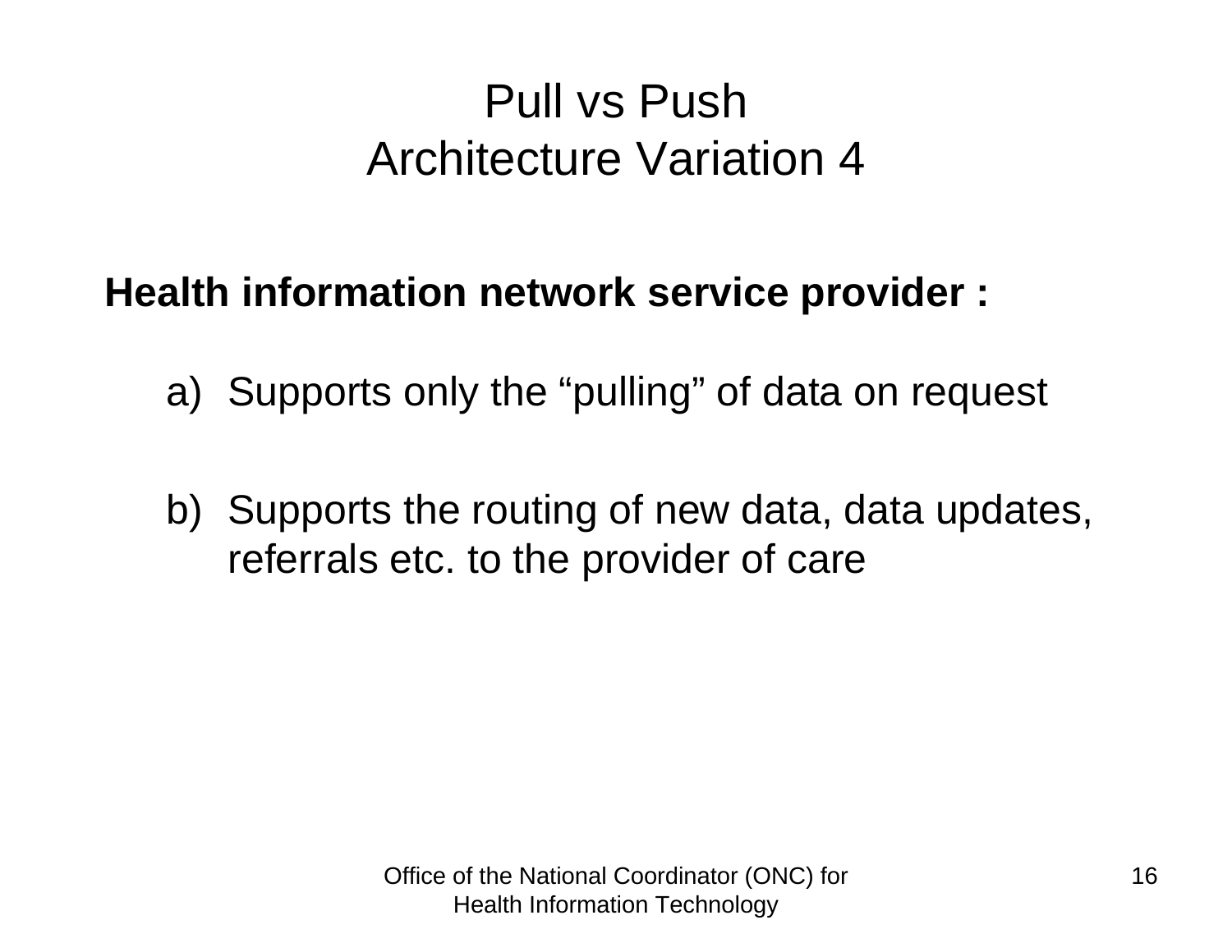# Pull vs Push
# Architecture Variation 4

**Health information network service provider :**

a) Supports only the “pulling” of data on request

b) Supports the routing of new data, data updates, referrals etc. to the provider of care

Office of the National Coordinator (ONC) for Health Information Technology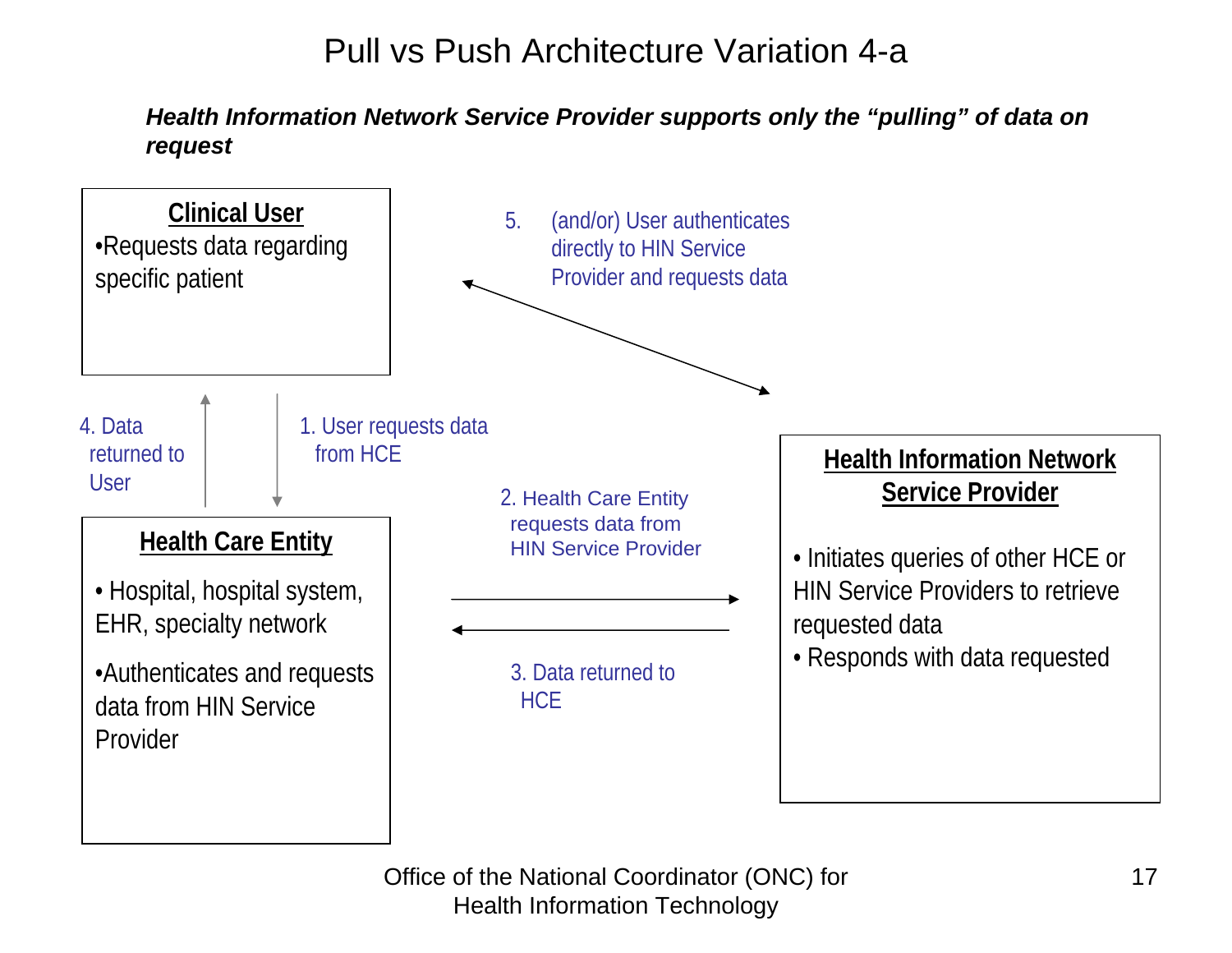# Pull vs Push Architecture Variation 4-a

***Health Information Network Service Provider supports only the "pulling" of data on request***

**Clinical User**

- Requests data regarding specific patient

**Health Care Entity**

- Hospital, hospital system, EHR, specialty network
- Authenticates and requests data from HIN Service Provider

**Health Information Network Service Provider**

- Initiates queries of other HCE or HIN Service Providers to retrieve requested data
- Responds with data requested

1. User requests data from HCE
2. Health Care Entity requests data from HIN Service Provider
3. Data returned to HCE
4. Data returned to User
5. (and/or) User authenticates directly to HIN Service Provider and requests data

Office of the National Coordinator (ONC) for Health Information Technology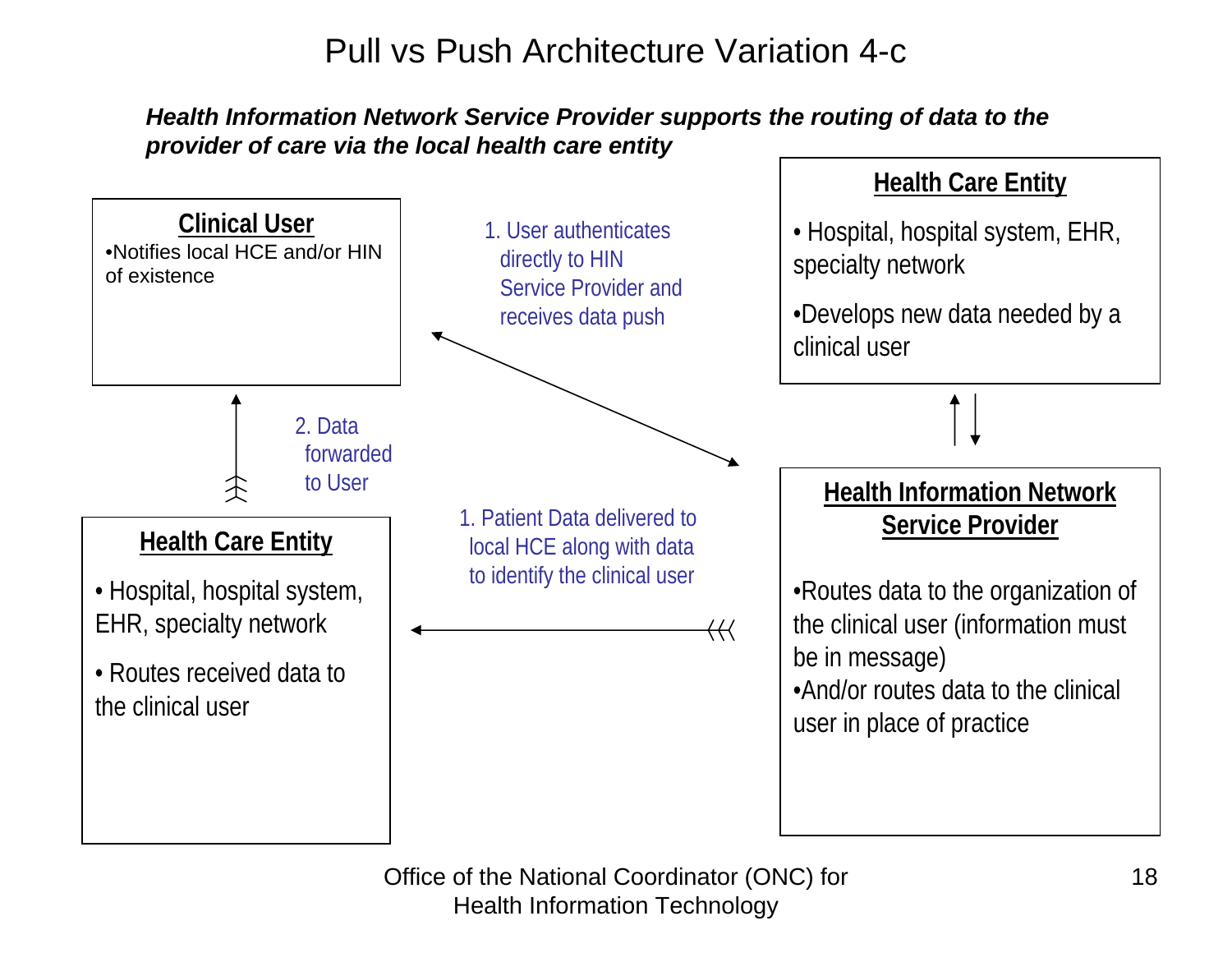# Pull vs Push Architecture Variation 4-c

***Health Information Network Service Provider supports the routing of data to the provider of care via the local health care entity***

**Clinical User**

•Notifies local HCE and/or HIN of existence

1. User authenticates directly to HIN Service Provider and receives data push

**Health Care Entity**

• Hospital, hospital system, EHR, specialty network

•Develops new data needed by a clinical user

2. Data forwarded to User

**Health Care Entity**

• Hospital, hospital system, EHR, specialty network

• Routes received data to the clinical user

1. Patient Data delivered to local HCE along with data to identify the clinical user

**Health Information Network Service Provider**

•Routes data to the organization of the clinical user (information must be in message)

•And/or routes data to the clinical user in place of practice

Office of the National Coordinator (ONC) for Health Information Technology